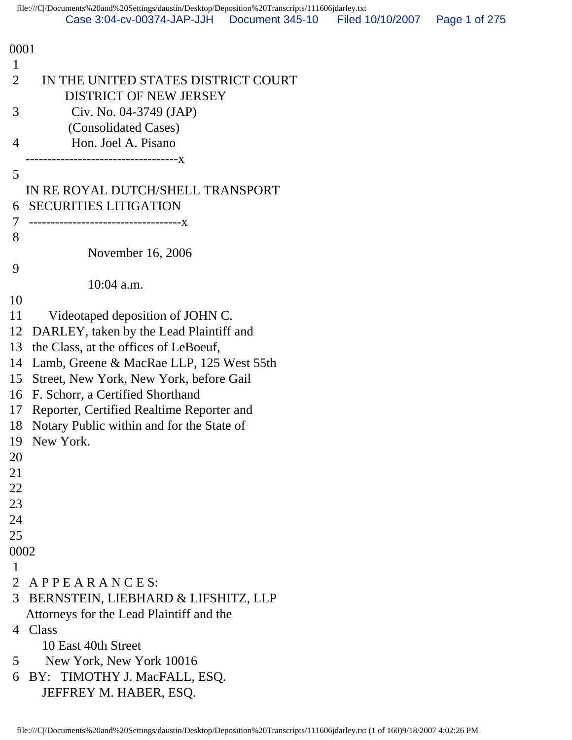0001

1

2 IN THE UNITED STATES DISTRICT COURT
DISTRICT OF NEW JERSEY

3 Civ. No. 04-3749 (JAP)
(Consolidated Cases)

4 Hon. Joel A. Pisano

-----------------------------------x

5

IN RE ROYAL DUTCH/SHELL TRANSPORT

6 SECURITIES LITIGATION

7 -----------------------------------x

8

November 16, 2006

9

10:04 a.m.

10

11 Videotaped deposition of JOHN C.

12 DARLEY, taken by the Lead Plaintiff and

13 the Class, at the offices of LeBoeuf,

14 Lamb, Greene & MacRae LLP, 125 West 55th

15 Street, New York, New York, before Gail

16 F. Schorr, a Certified Shorthand

17 Reporter, Certified Realtime Reporter and

18 Notary Public within and for the State of

19 New York.

20

21

22

23

24

25

0002

1

2 A P P E A R A N C E S:

3 BERNSTEIN, LIEBHARD & LIFSHITZ, LLP
Attorneys for the Lead Plaintiff and the

4 Class
10 East 40th Street

5 New York, New York 10016

6 BY: TIMOTHY J. MacFALL, ESQ.
JEFFREY M. HABER, ESQ.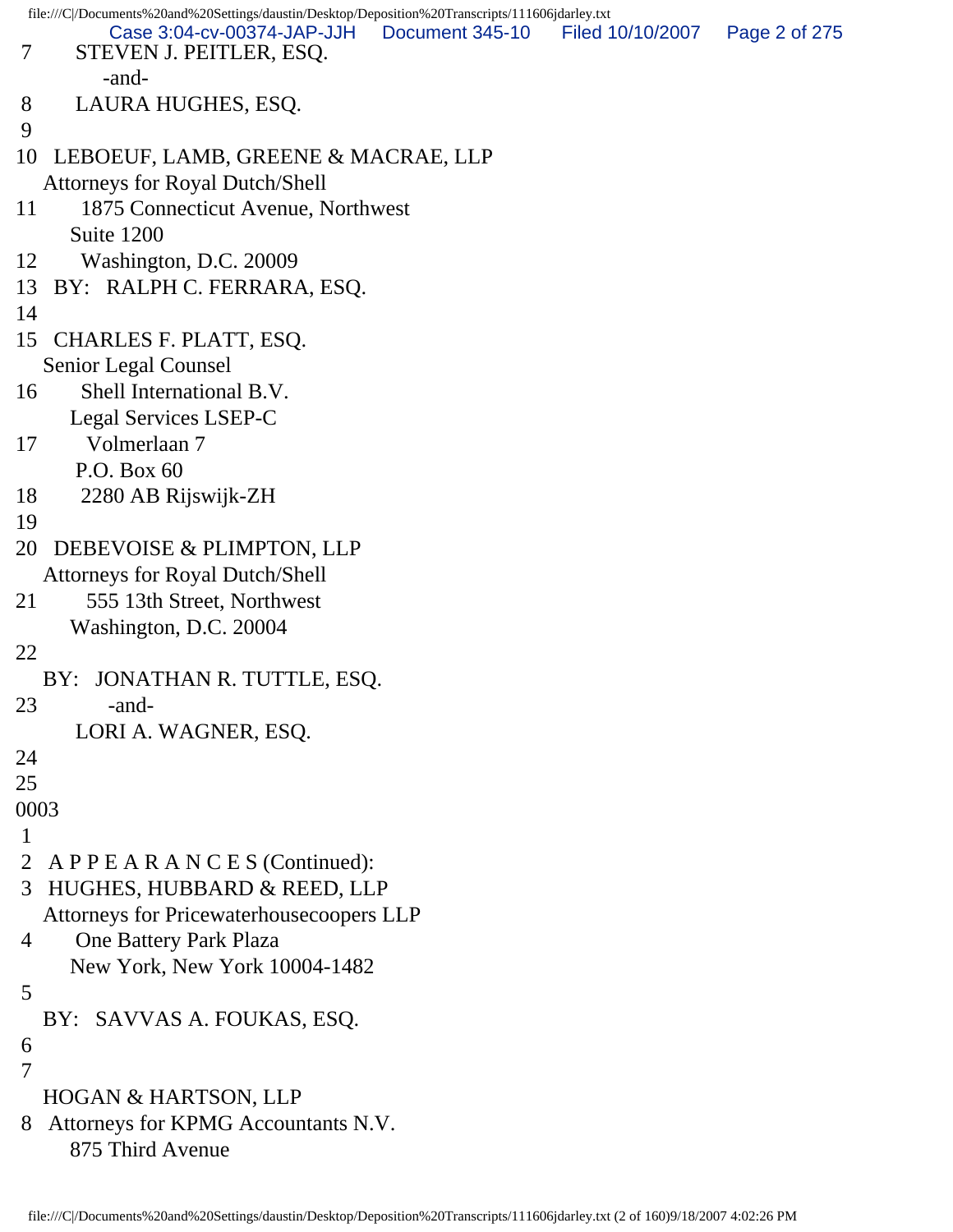7 STEVEN J. PEITLER, ESQ.
-and-
8 LAURA HUGHES, ESQ.
9
10 LEBOEUF, LAMB, GREENE & MACRAE, LLP
Attorneys for Royal Dutch/Shell
11 1875 Connecticut Avenue, Northwest
Suite 1200
12 Washington, D.C. 20009
13 BY: RALPH C. FERRARA, ESQ.
14
15 CHARLES F. PLATT, ESQ.
Senior Legal Counsel
16 Shell International B.V.
Legal Services LSEP-C
17 Volmerlaan 7
P.O. Box 60
18 2280 AB Rijswijk-ZH
19
20 DEBEVOISE & PLIMPTON, LLP
Attorneys for Royal Dutch/Shell
21 555 13th Street, Northwest
Washington, D.C. 20004
22
BY: JONATHAN R. TUTTLE, ESQ.
23 -and-
LORI A. WAGNER, ESQ.
24
25
0003
1
2 A P P E A R A N C E S (Continued):
3 HUGHES, HUBBARD & REED, LLP
Attorneys for Pricewaterhousecoopers LLP
4 One Battery Park Plaza
New York, New York 10004-1482
5
BY: SAVVAS A. FOUKAS, ESQ.
6
7
HOGAN & HARTSON, LLP
8 Attorneys for KPMG Accountants N.V.
875 Third Avenue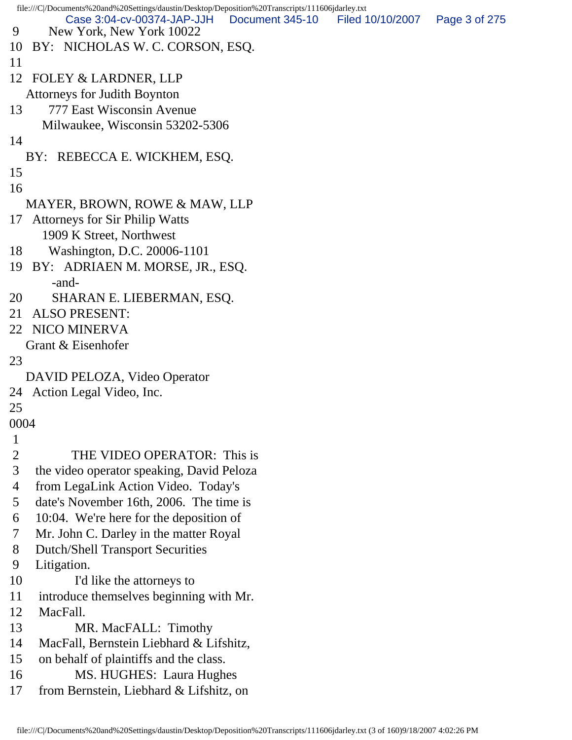9 New York, New York 10022
10 BY: NICHOLAS W. C. CORSON, ESQ.
11
12 FOLEY & LARDNER, LLP
Attorneys for Judith Boynton
13 777 East Wisconsin Avenue
Milwaukee, Wisconsin 53202-5306
14
BY: REBECCA E. WICKHEM, ESQ.
15
16
MAYER, BROWN, ROWE & MAW, LLP
17 Attorneys for Sir Philip Watts
1909 K Street, Northwest
18 Washington, D.C. 20006-1101
19 BY: ADRIAEN M. MORSE, JR., ESQ.
-and-
20 SHARAN E. LIEBERMAN, ESQ.
21 ALSO PRESENT:
22 NICO MINERVA
Grant & Eisenhofer
23
DAVID PELOZA, Video Operator
24 Action Legal Video, Inc.
25
0004
1
2 THE VIDEO OPERATOR: This is
3 the video operator speaking, David Peloza
4 from LegaLink Action Video. Today's
5 date's November 16th, 2006. The time is
6 10:04. We're here for the deposition of
7 Mr. John C. Darley in the matter Royal
8 Dutch/Shell Transport Securities
9 Litigation.
10 I'd like the attorneys to
11 introduce themselves beginning with Mr.
12 MacFall.
13 MR. MacFALL: Timothy
14 MacFall, Bernstein Liebhard & Lifshitz,
15 on behalf of plaintiffs and the class.
16 MS. HUGHES: Laura Hughes
17 from Bernstein, Liebhard & Lifshitz, on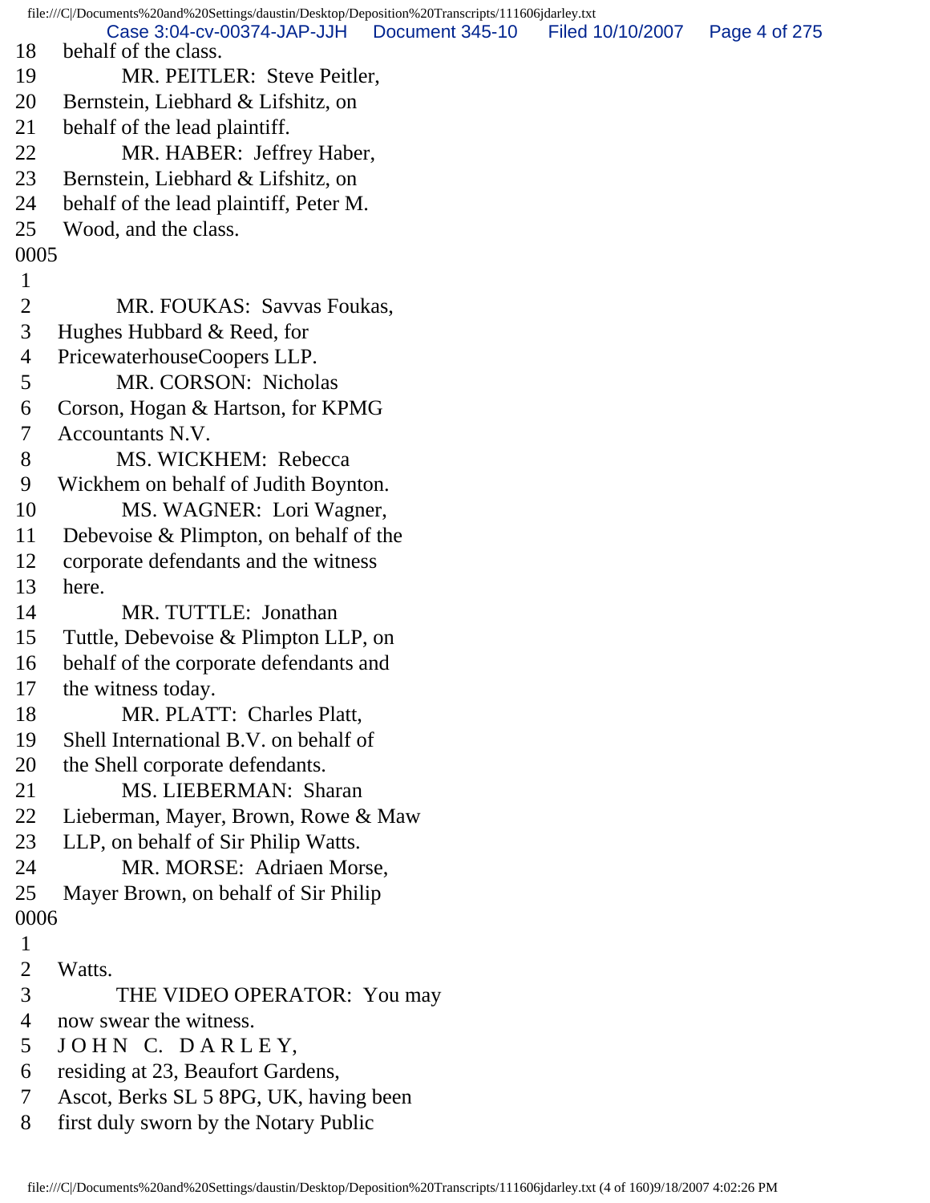18 behalf of the class.
19 MR. PEITLER: Steve Peitler,
20 Bernstein, Liebhard & Lifshitz, on
21 behalf of the lead plaintiff.
22 MR. HABER: Jeffrey Haber,
23 Bernstein, Liebhard & Lifshitz, on
24 behalf of the lead plaintiff, Peter M.
25 Wood, and the class.

0005

1
2 MR. FOUKAS: Savvas Foukas,
3 Hughes Hubbard & Reed, for
4 PricewaterhouseCoopers LLP.
5 MR. CORSON: Nicholas
6 Corson, Hogan & Hartson, for KPMG
7 Accountants N.V.
8 MS. WICKHEM: Rebecca
9 Wickhem on behalf of Judith Boynton.
10 MS. WAGNER: Lori Wagner,
11 Debevoise & Plimpton, on behalf of the
12 corporate defendants and the witness
13 here.
14 MR. TUTTLE: Jonathan
15 Tuttle, Debevoise & Plimpton LLP, on
16 behalf of the corporate defendants and
17 the witness today.
18 MR. PLATT: Charles Platt,
19 Shell International B.V. on behalf of
20 the Shell corporate defendants.
21 MS. LIEBERMAN: Sharan
22 Lieberman, Mayer, Brown, Rowe & Maw
23 LLP, on behalf of Sir Philip Watts.
24 MR. MORSE: Adriaen Morse,
25 Mayer Brown, on behalf of Sir Philip

0006

1
2 Watts.
3 THE VIDEO OPERATOR: You may
4 now swear the witness.
5 J O H N C. D A R L E Y,
6 residing at 23, Beaufort Gardens,
7 Ascot, Berks SL 5 8PG, UK, having been
8 first duly sworn by the Notary Public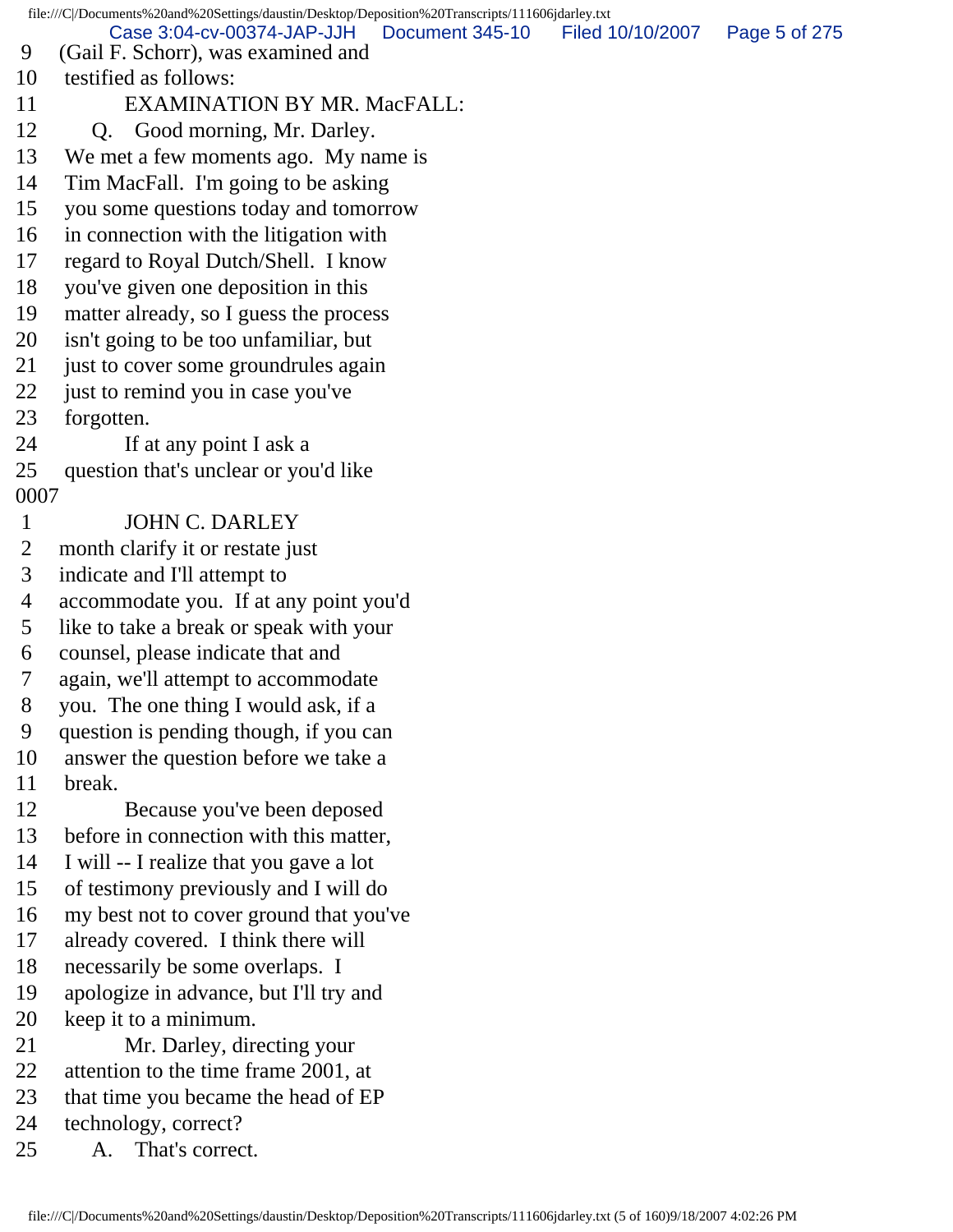9 (Gail F. Schorr), was examined and
10 testified as follows:
11 EXAMINATION BY MR. MacFALL:
12 Q. Good morning, Mr. Darley.
13 We met a few moments ago. My name is
14 Tim MacFall. I'm going to be asking
15 you some questions today and tomorrow
16 in connection with the litigation with
17 regard to Royal Dutch/Shell. I know
18 you've given one deposition in this
19 matter already, so I guess the process
20 isn't going to be too unfamiliar, but
21 just to cover some groundrules again
22 just to remind you in case you've
23 forgotten.
24 If at any point I ask a
25 question that's unclear or you'd like

0007

1 JOHN C. DARLEY
2 month clarify it or restate just
3 indicate and I'll attempt to
4 accommodate you. If at any point you'd
5 like to take a break or speak with your
6 counsel, please indicate that and
7 again, we'll attempt to accommodate
8 you. The one thing I would ask, if a
9 question is pending though, if you can
10 answer the question before we take a
11 break.
12 Because you've been deposed
13 before in connection with this matter,
14 I will -- I realize that you gave a lot
15 of testimony previously and I will do
16 my best not to cover ground that you've
17 already covered. I think there will
18 necessarily be some overlaps. I
19 apologize in advance, but I'll try and
20 keep it to a minimum.
21 Mr. Darley, directing your
22 attention to the time frame 2001, at
23 that time you became the head of EP
24 technology, correct?
25 A. That's correct.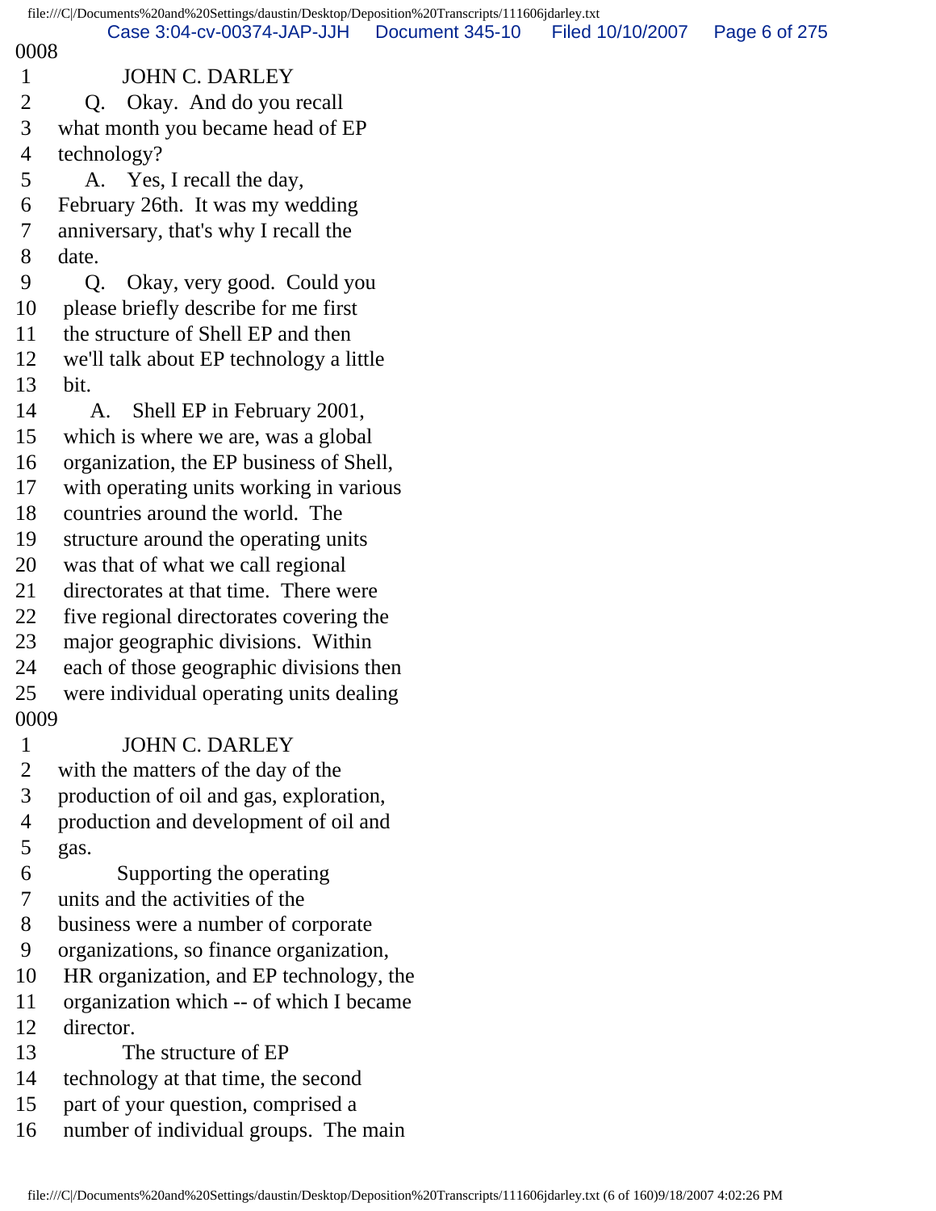0008

1 JOHN C. DARLEY
2 Q. Okay. And do you recall
3 what month you became head of EP
4 technology?
5 A. Yes, I recall the day,
6 February 26th. It was my wedding
7 anniversary, that's why I recall the
8 date.
9 Q. Okay, very good. Could you
10 please briefly describe for me first
11 the structure of Shell EP and then
12 we'll talk about EP technology a little
13 bit.
14 A. Shell EP in February 2001,
15 which is where we are, was a global
16 organization, the EP business of Shell,
17 with operating units working in various
18 countries around the world. The
19 structure around the operating units
20 was that of what we call regional
21 directorates at that time. There were
22 five regional directorates covering the
23 major geographic divisions. Within
24 each of those geographic divisions then
25 were individual operating units dealing

0009

1 JOHN C. DARLEY
2 with the matters of the day of the
3 production of oil and gas, exploration,
4 production and development of oil and
5 gas.
6 Supporting the operating
7 units and the activities of the
8 business were a number of corporate
9 organizations, so finance organization,
10 HR organization, and EP technology, the
11 organization which -- of which I became
12 director.
13 The structure of EP
14 technology at that time, the second
15 part of your question, comprised a
16 number of individual groups. The main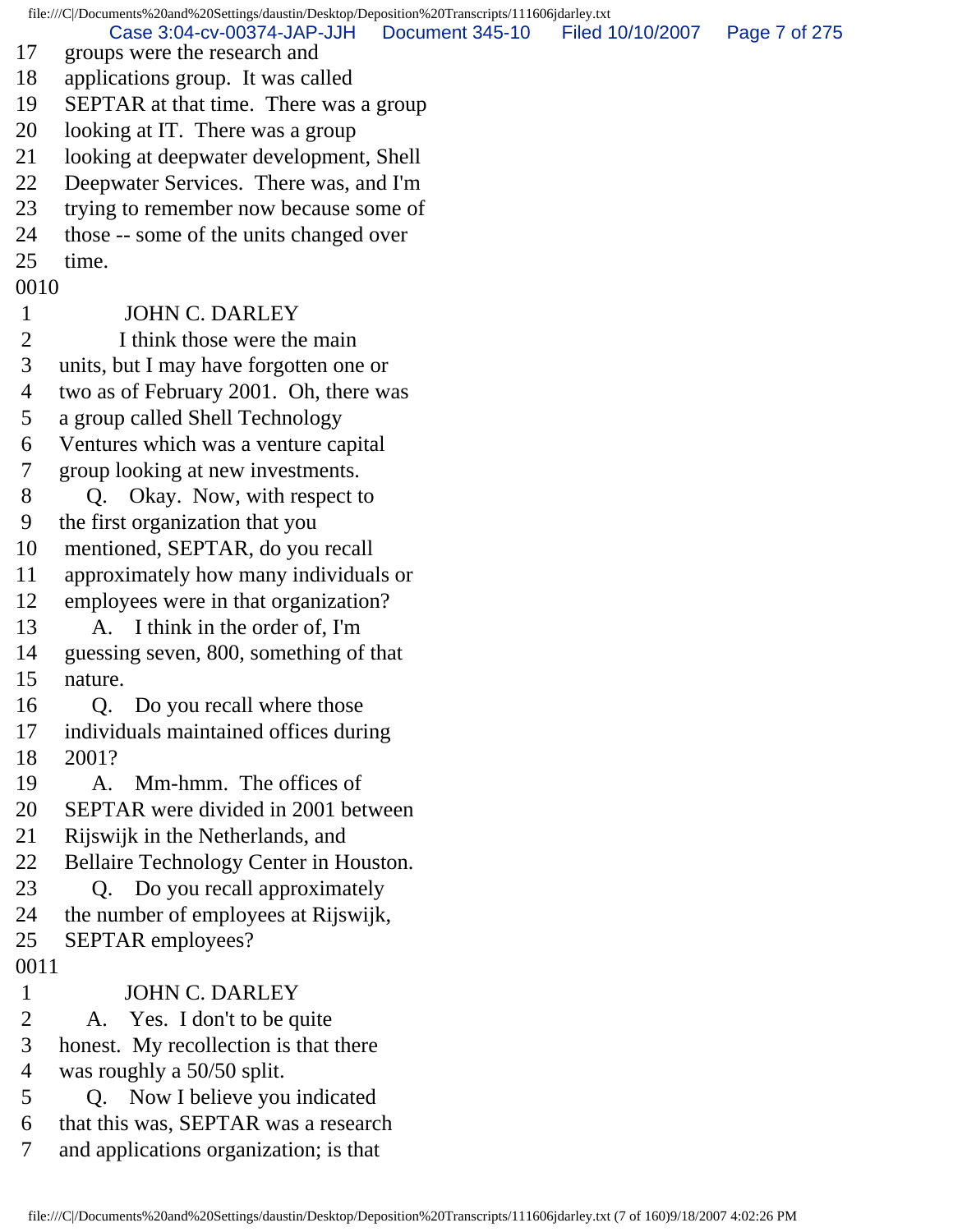17 groups were the research and
18 applications group. It was called
19 SEPTAR at that time. There was a group
20 looking at IT. There was a group
21 looking at deepwater development, Shell
22 Deepwater Services. There was, and I'm
23 trying to remember now because some of
24 those -- some of the units changed over
25 time.

0010

1 JOHN C. DARLEY
2 I think those were the main
3 units, but I may have forgotten one or
4 two as of February 2001. Oh, there was
5 a group called Shell Technology
6 Ventures which was a venture capital
7 group looking at new investments.
8 Q. Okay. Now, with respect to
9 the first organization that you
10 mentioned, SEPTAR, do you recall
11 approximately how many individuals or
12 employees were in that organization?
13 A. I think in the order of, I'm
14 guessing seven, 800, something of that
15 nature.
16 Q. Do you recall where those
17 individuals maintained offices during
18 2001?
19 A. Mm-hmm. The offices of
20 SEPTAR were divided in 2001 between
21 Rijswijk in the Netherlands, and
22 Bellaire Technology Center in Houston.
23 Q. Do you recall approximately
24 the number of employees at Rijswijk,
25 SEPTAR employees?

0011

1 JOHN C. DARLEY
2 A. Yes. I don't to be quite
3 honest. My recollection is that there
4 was roughly a 50/50 split.
5 Q. Now I believe you indicated
6 that this was, SEPTAR was a research
7 and applications organization; is that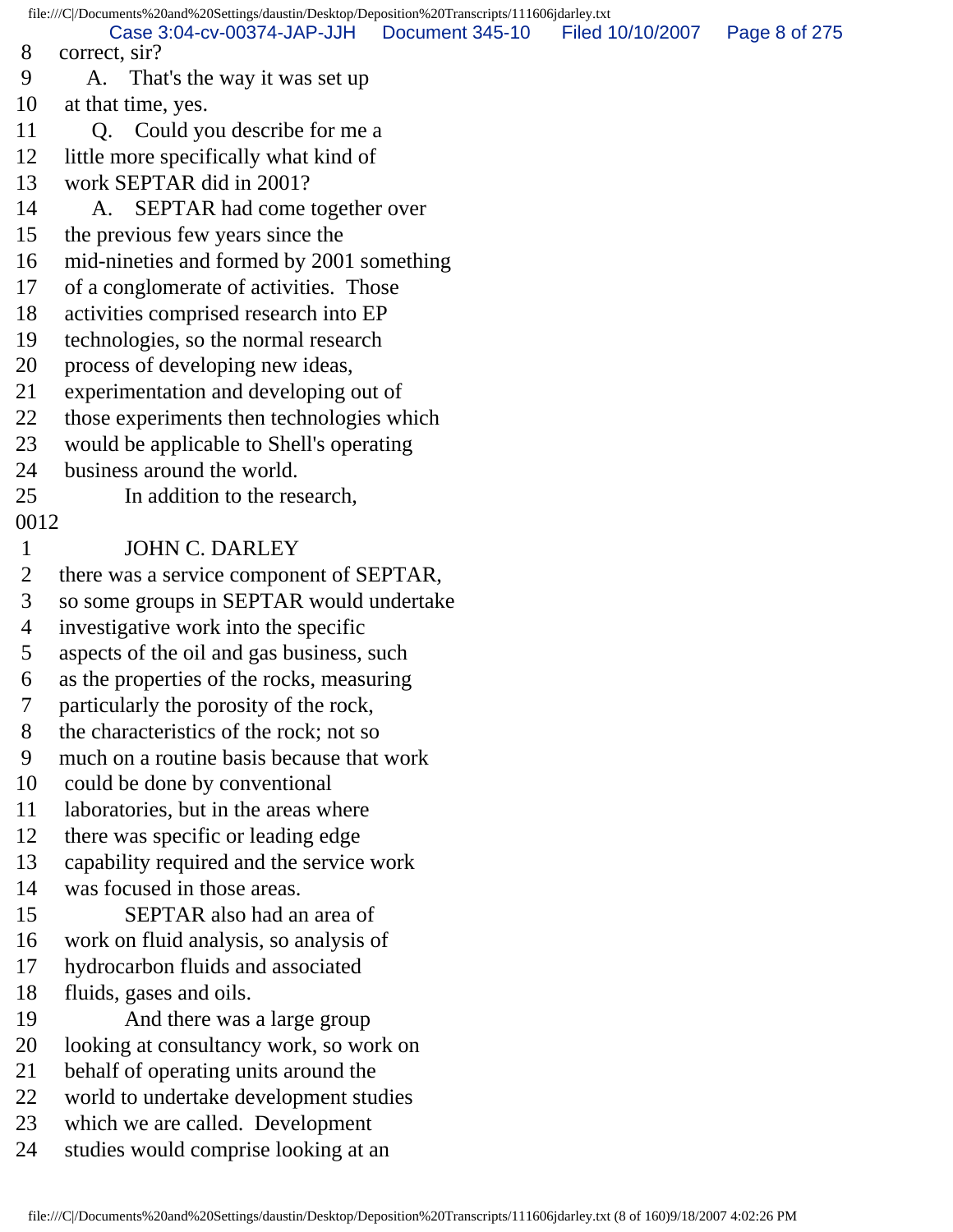8 correct, sir?
9 A. That's the way it was set up
10 at that time, yes.
11 Q. Could you describe for me a
12 little more specifically what kind of
13 work SEPTAR did in 2001?
14 A. SEPTAR had come together over
15 the previous few years since the
16 mid-nineties and formed by 2001 something
17 of a conglomerate of activities. Those
18 activities comprised research into EP
19 technologies, so the normal research
20 process of developing new ideas,
21 experimentation and developing out of
22 those experiments then technologies which
23 would be applicable to Shell's operating
24 business around the world.
25 In addition to the research,

0012

1 JOHN C. DARLEY
2 there was a service component of SEPTAR,
3 so some groups in SEPTAR would undertake
4 investigative work into the specific
5 aspects of the oil and gas business, such
6 as the properties of the rocks, measuring
7 particularly the porosity of the rock,
8 the characteristics of the rock; not so
9 much on a routine basis because that work
10 could be done by conventional
11 laboratories, but in the areas where
12 there was specific or leading edge
13 capability required and the service work
14 was focused in those areas.
15 SEPTAR also had an area of
16 work on fluid analysis, so analysis of
17 hydrocarbon fluids and associated
18 fluids, gases and oils.
19 And there was a large group
20 looking at consultancy work, so work on
21 behalf of operating units around the
22 world to undertake development studies
23 which we are called. Development
24 studies would comprise looking at an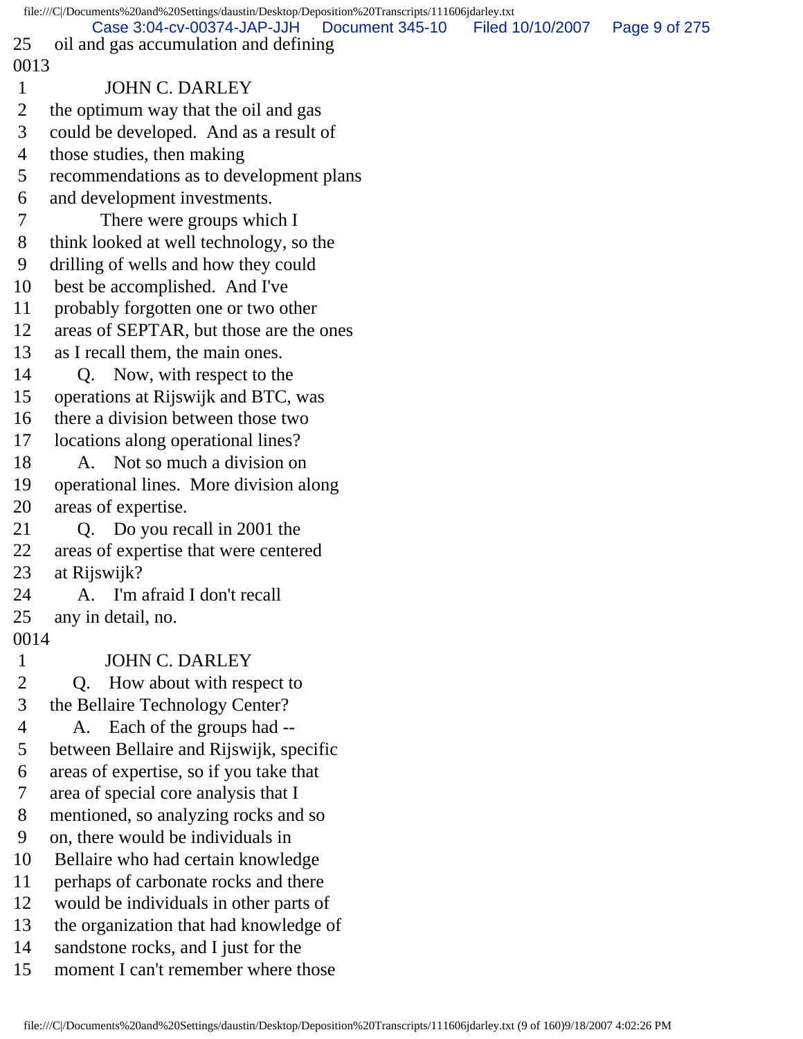25 oil and gas accumulation and defining

0013

1 JOHN C. DARLEY

2 the optimum way that the oil and gas

3 could be developed. And as a result of

4 those studies, then making

5 recommendations as to development plans

6 and development investments.

7 There were groups which I

8 think looked at well technology, so the

9 drilling of wells and how they could

10 best be accomplished. And I've

11 probably forgotten one or two other

12 areas of SEPTAR, but those are the ones

13 as I recall them, the main ones.

14 Q. Now, with respect to the

15 operations at Rijswijk and BTC, was

16 there a division between those two

17 locations along operational lines?

18 A. Not so much a division on

19 operational lines. More division along

20 areas of expertise.

21 Q. Do you recall in 2001 the

22 areas of expertise that were centered

23 at Rijswijk?

24 A. I'm afraid I don't recall

25 any in detail, no.

0014

1 JOHN C. DARLEY

2 Q. How about with respect to

3 the Bellaire Technology Center?

4 A. Each of the groups had --

5 between Bellaire and Rijswijk, specific

6 areas of expertise, so if you take that

7 area of special core analysis that I

8 mentioned, so analyzing rocks and so

9 on, there would be individuals in

10 Bellaire who had certain knowledge

11 perhaps of carbonate rocks and there

12 would be individuals in other parts of

13 the organization that had knowledge of

14 sandstone rocks, and I just for the

15 moment I can't remember where those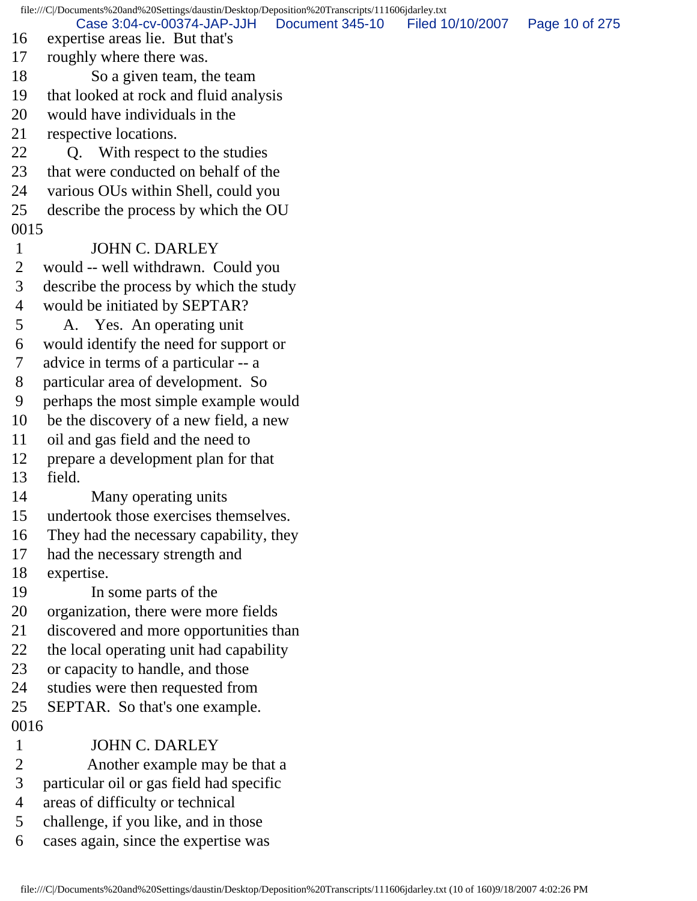16 expertise areas lie. But that's
17 roughly where there was.
18 So a given team, the team
19 that looked at rock and fluid analysis
20 would have individuals in the
21 respective locations.
22 Q. With respect to the studies
23 that were conducted on behalf of the
24 various OUs within Shell, could you
25 describe the process by which the OU
0015
1 JOHN C. DARLEY
2 would -- well withdrawn. Could you
3 describe the process by which the study
4 would be initiated by SEPTAR?
5 A. Yes. An operating unit
6 would identify the need for support or
7 advice in terms of a particular -- a
8 particular area of development. So
9 perhaps the most simple example would
10 be the discovery of a new field, a new
11 oil and gas field and the need to
12 prepare a development plan for that
13 field.
14 Many operating units
15 undertook those exercises themselves.
16 They had the necessary capability, they
17 had the necessary strength and
18 expertise.
19 In some parts of the
20 organization, there were more fields
21 discovered and more opportunities than
22 the local operating unit had capability
23 or capacity to handle, and those
24 studies were then requested from
25 SEPTAR. So that's one example.
0016
1 JOHN C. DARLEY
2 Another example may be that a
3 particular oil or gas field had specific
4 areas of difficulty or technical
5 challenge, if you like, and in those
6 cases again, since the expertise was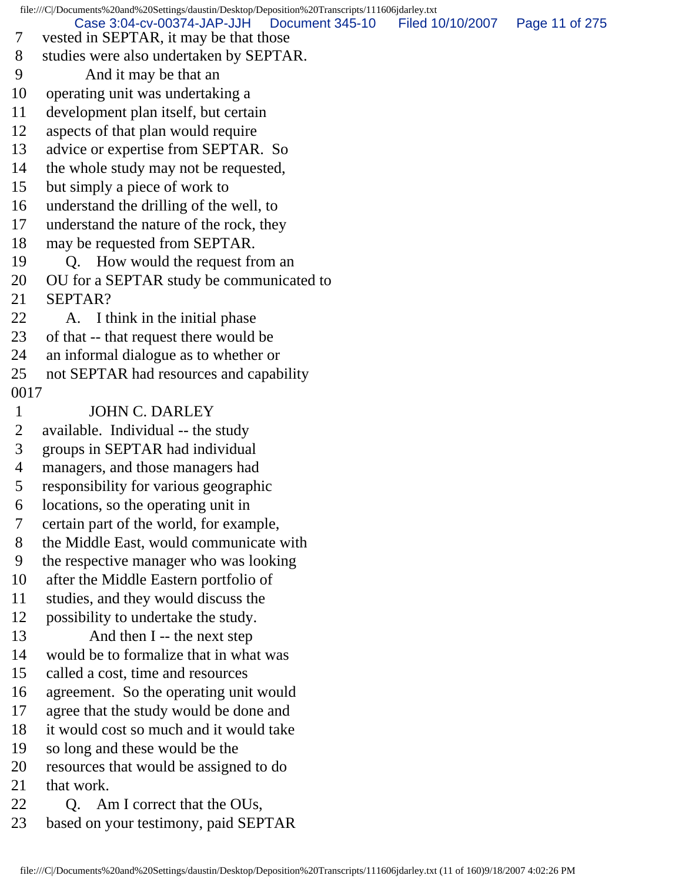7 vested in SEPTAR, it may be that those
8 studies were also undertaken by SEPTAR.
9 And it may be that an
10 operating unit was undertaking a
11 development plan itself, but certain
12 aspects of that plan would require
13 advice or expertise from SEPTAR. So
14 the whole study may not be requested,
15 but simply a piece of work to
16 understand the drilling of the well, to
17 understand the nature of the rock, they
18 may be requested from SEPTAR.
19 Q. How would the request from an
20 OU for a SEPTAR study be communicated to
21 SEPTAR?
22 A. I think in the initial phase
23 of that -- that request there would be
24 an informal dialogue as to whether or
25 not SEPTAR had resources and capability
0017
1 JOHN C. DARLEY
2 available. Individual -- the study
3 groups in SEPTAR had individual
4 managers, and those managers had
5 responsibility for various geographic
6 locations, so the operating unit in
7 certain part of the world, for example,
8 the Middle East, would communicate with
9 the respective manager who was looking
10 after the Middle Eastern portfolio of
11 studies, and they would discuss the
12 possibility to undertake the study.
13 And then I -- the next step
14 would be to formalize that in what was
15 called a cost, time and resources
16 agreement. So the operating unit would
17 agree that the study would be done and
18 it would cost so much and it would take
19 so long and these would be the
20 resources that would be assigned to do
21 that work.
22 Q. Am I correct that the OUs,
23 based on your testimony, paid SEPTAR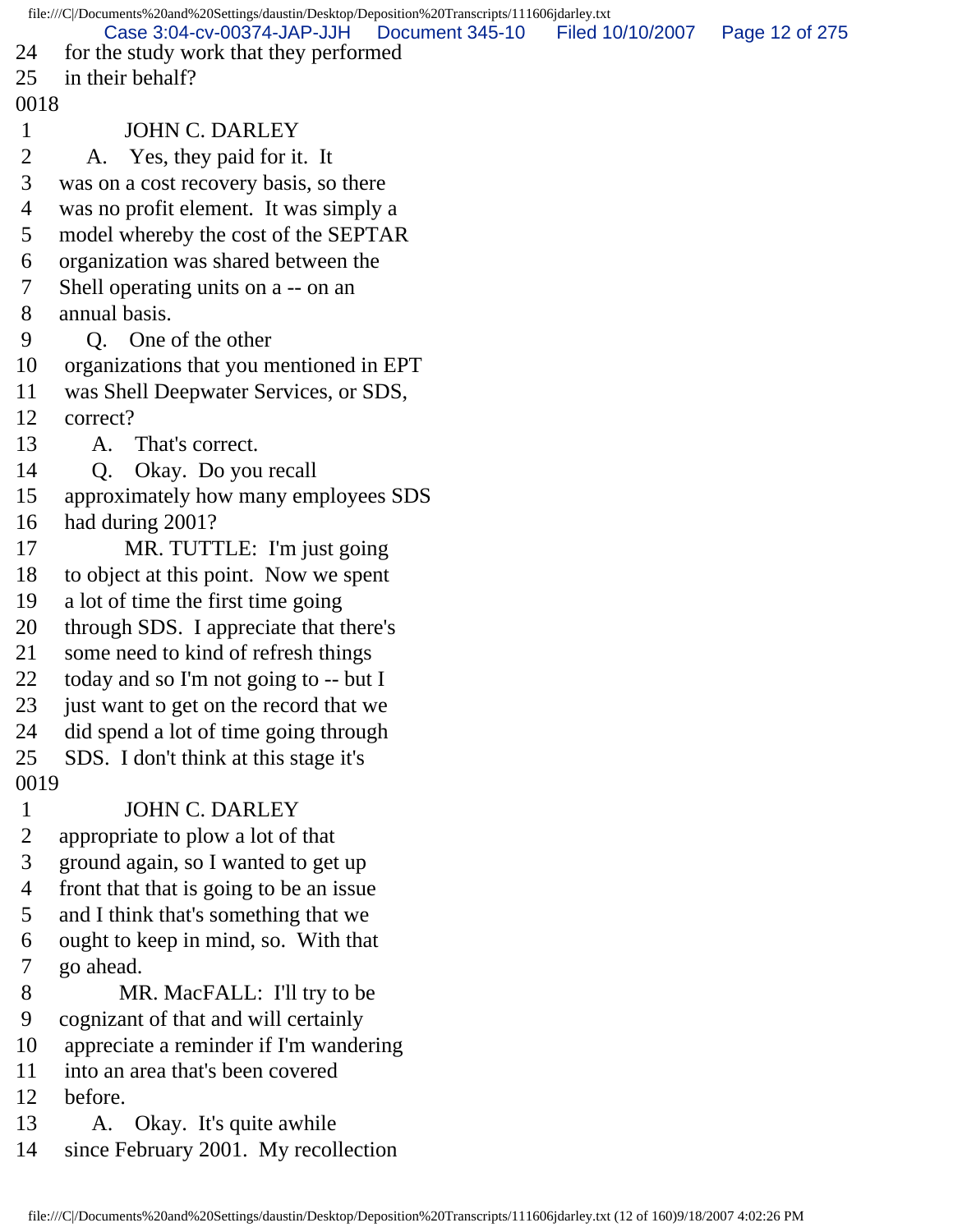24 for the study work that they performed
25 in their behalf?

0018

1 JOHN C. DARLEY
2 A. Yes, they paid for it. It
3 was on a cost recovery basis, so there
4 was no profit element. It was simply a
5 model whereby the cost of the SEPTAR
6 organization was shared between the
7 Shell operating units on a -- on an
8 annual basis.
9 Q. One of the other
10 organizations that you mentioned in EPT
11 was Shell Deepwater Services, or SDS,
12 correct?
13 A. That's correct.
14 Q. Okay. Do you recall
15 approximately how many employees SDS
16 had during 2001?
17 MR. TUTTLE: I'm just going
18 to object at this point. Now we spent
19 a lot of time the first time going
20 through SDS. I appreciate that there's
21 some need to kind of refresh things
22 today and so I'm not going to -- but I
23 just want to get on the record that we
24 did spend a lot of time going through
25 SDS. I don't think at this stage it's

0019

1 JOHN C. DARLEY
2 appropriate to plow a lot of that
3 ground again, so I wanted to get up
4 front that that is going to be an issue
5 and I think that's something that we
6 ought to keep in mind, so. With that
7 go ahead.
8 MR. MacFALL: I'll try to be
9 cognizant of that and will certainly
10 appreciate a reminder if I'm wandering
11 into an area that's been covered
12 before.
13 A. Okay. It's quite awhile
14 since February 2001. My recollection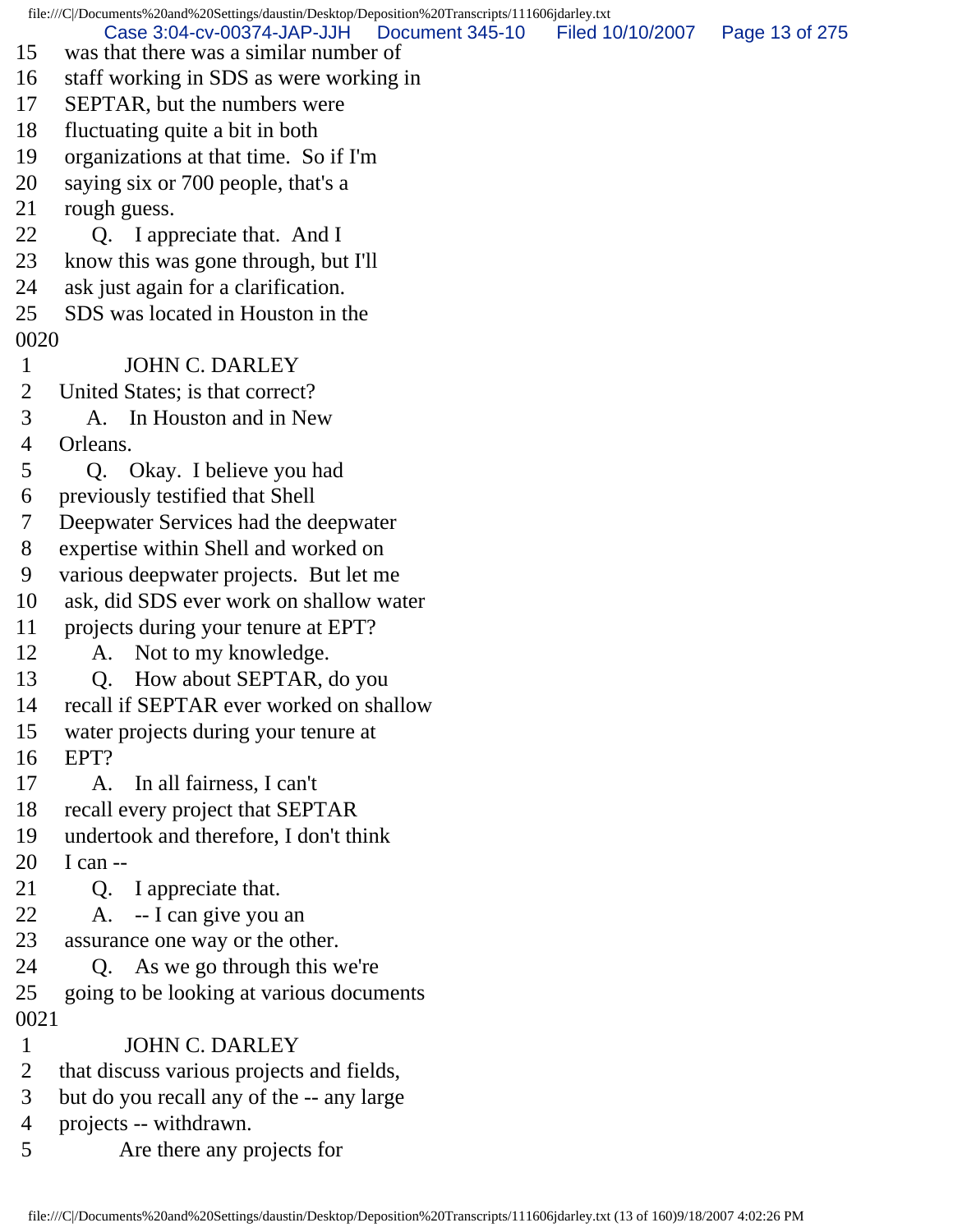15 was that there was a similar number of
16 staff working in SDS as were working in
17 SEPTAR, but the numbers were
18 fluctuating quite a bit in both
19 organizations at that time. So if I'm
20 saying six or 700 people, that's a
21 rough guess.
22 Q. I appreciate that. And I
23 know this was gone through, but I'll
24 ask just again for a clarification.
25 SDS was located in Houston in the

0020

1 JOHN C. DARLEY
2 United States; is that correct?
3 A. In Houston and in New
4 Orleans.
5 Q. Okay. I believe you had
6 previously testified that Shell
7 Deepwater Services had the deepwater
8 expertise within Shell and worked on
9 various deepwater projects. But let me
10 ask, did SDS ever work on shallow water
11 projects during your tenure at EPT?
12 A. Not to my knowledge.
13 Q. How about SEPTAR, do you
14 recall if SEPTAR ever worked on shallow
15 water projects during your tenure at
16 EPT?
17 A. In all fairness, I can't
18 recall every project that SEPTAR
19 undertook and therefore, I don't think
20 I can --
21 Q. I appreciate that.
22 A. -- I can give you an
23 assurance one way or the other.
24 Q. As we go through this we're
25 going to be looking at various documents

0021

1 JOHN C. DARLEY
2 that discuss various projects and fields,
3 but do you recall any of the -- any large
4 projects -- withdrawn.
5 Are there any projects for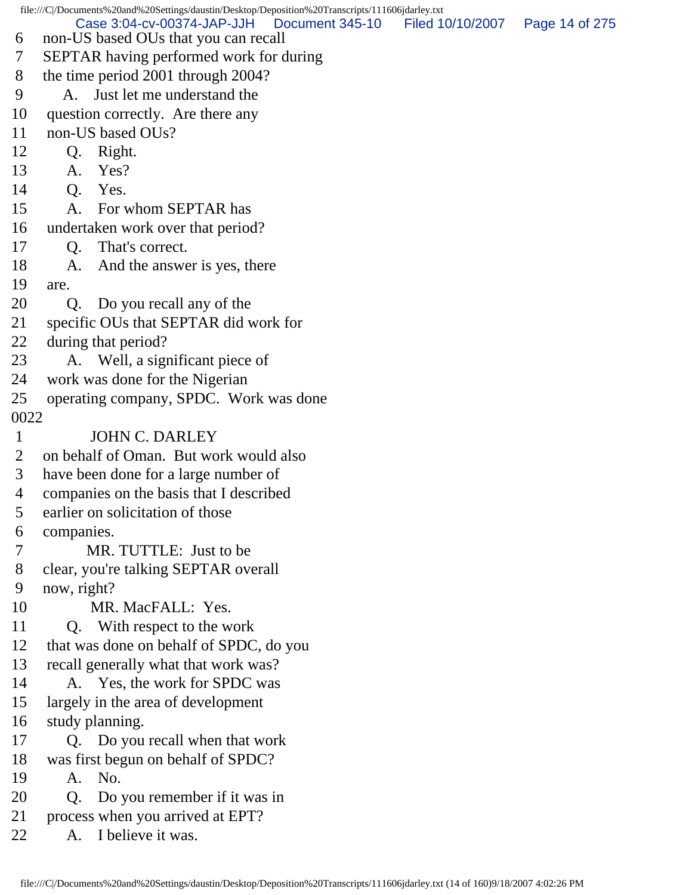6 non-US based OUs that you can recall
7 SEPTAR having performed work for during
8 the time period 2001 through 2004?
9 A. Just let me understand the
10 question correctly. Are there any
11 non-US based OUs?
12 Q. Right.
13 A. Yes?
14 Q. Yes.
15 A. For whom SEPTAR has
16 undertaken work over that period?
17 Q. That's correct.
18 A. And the answer is yes, there
19 are.
20 Q. Do you recall any of the
21 specific OUs that SEPTAR did work for
22 during that period?
23 A. Well, a significant piece of
24 work was done for the Nigerian
25 operating company, SPDC. Work was done
0022
1 JOHN C. DARLEY
2 on behalf of Oman. But work would also
3 have been done for a large number of
4 companies on the basis that I described
5 earlier on solicitation of those
6 companies.
7 MR. TUTTLE: Just to be
8 clear, you're talking SEPTAR overall
9 now, right?
10 MR. MacFALL: Yes.
11 Q. With respect to the work
12 that was done on behalf of SPDC, do you
13 recall generally what that work was?
14 A. Yes, the work for SPDC was
15 largely in the area of development
16 study planning.
17 Q. Do you recall when that work
18 was first begun on behalf of SPDC?
19 A. No.
20 Q. Do you remember if it was in
21 process when you arrived at EPT?
22 A. I believe it was.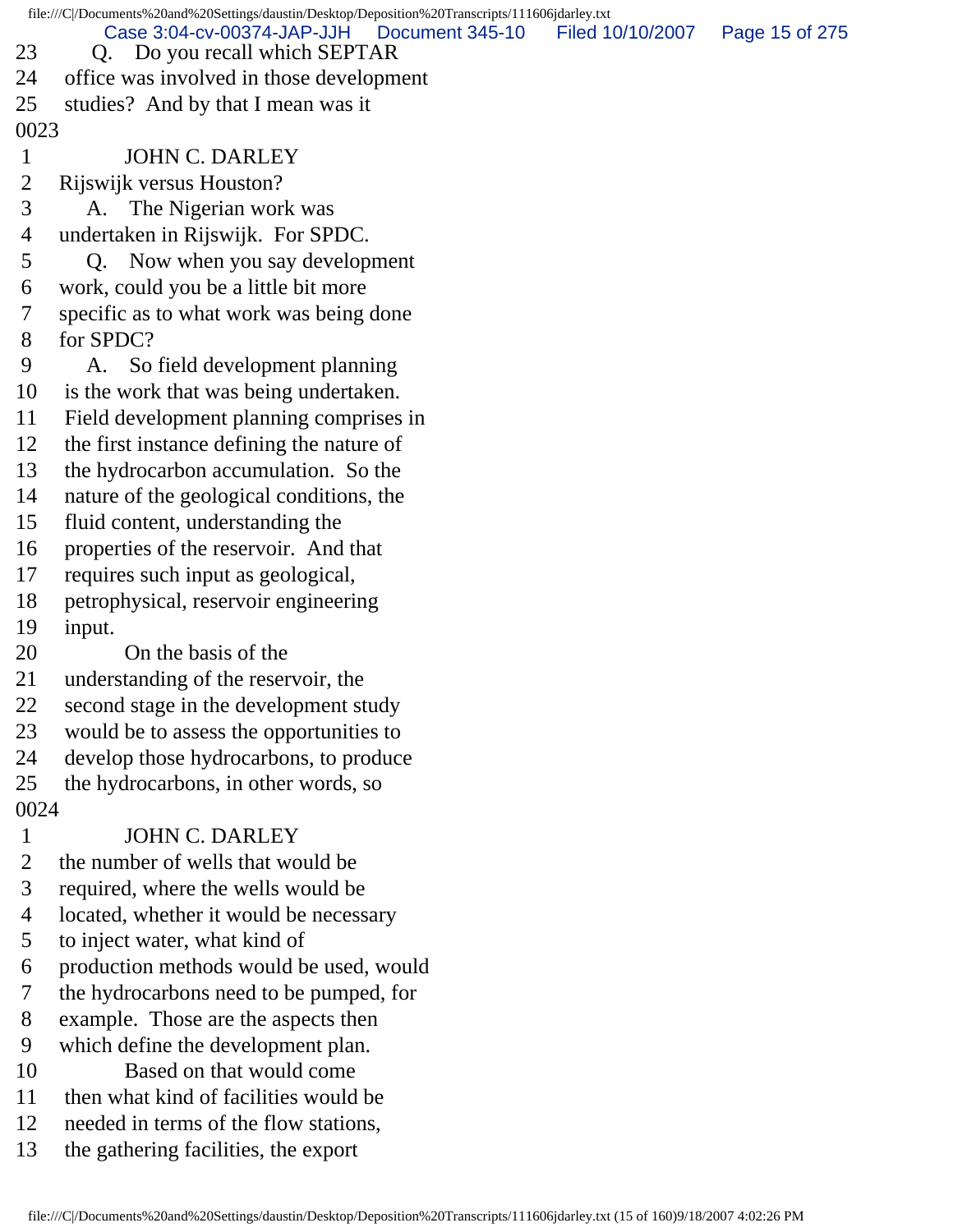23 Q. Do you recall which SEPTAR
24 office was involved in those development
25 studies? And by that I mean was it
0023
1 JOHN C. DARLEY
2 Rijswijk versus Houston?
3 A. The Nigerian work was
4 undertaken in Rijswijk. For SPDC.
5 Q. Now when you say development
6 work, could you be a little bit more
7 specific as to what work was being done
8 for SPDC?
9 A. So field development planning
10 is the work that was being undertaken.
11 Field development planning comprises in
12 the first instance defining the nature of
13 the hydrocarbon accumulation. So the
14 nature of the geological conditions, the
15 fluid content, understanding the
16 properties of the reservoir. And that
17 requires such input as geological,
18 petrophysical, reservoir engineering
19 input.
20 On the basis of the
21 understanding of the reservoir, the
22 second stage in the development study
23 would be to assess the opportunities to
24 develop those hydrocarbons, to produce
25 the hydrocarbons, in other words, so
0024
1 JOHN C. DARLEY
2 the number of wells that would be
3 required, where the wells would be
4 located, whether it would be necessary
5 to inject water, what kind of
6 production methods would be used, would
7 the hydrocarbons need to be pumped, for
8 example. Those are the aspects then
9 which define the development plan.
10 Based on that would come
11 then what kind of facilities would be
12 needed in terms of the flow stations,
13 the gathering facilities, the export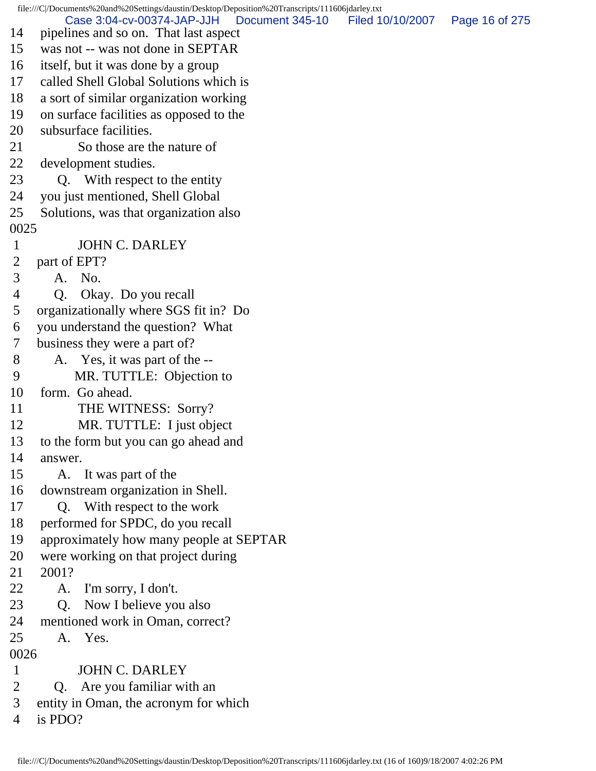14 pipelines and so on. That last aspect
15 was not -- was not done in SEPTAR
16 itself, but it was done by a group
17 called Shell Global Solutions which is
18 a sort of similar organization working
19 on surface facilities as opposed to the
20 subsurface facilities.
21 So those are the nature of
22 development studies.
23 Q. With respect to the entity
24 you just mentioned, Shell Global
25 Solutions, was that organization also
0025
1 JOHN C. DARLEY
2 part of EPT?
3 A. No.
4 Q. Okay. Do you recall
5 organizationally where SGS fit in? Do
6 you understand the question? What
7 business they were a part of?
8 A. Yes, it was part of the --
9 MR. TUTTLE: Objection to
10 form. Go ahead.
11 THE WITNESS: Sorry?
12 MR. TUTTLE: I just object
13 to the form but you can go ahead and
14 answer.
15 A. It was part of the
16 downstream organization in Shell.
17 Q. With respect to the work
18 performed for SPDC, do you recall
19 approximately how many people at SEPTAR
20 were working on that project during
21 2001?
22 A. I'm sorry, I don't.
23 Q. Now I believe you also
24 mentioned work in Oman, correct?
25 A. Yes.
0026
1 JOHN C. DARLEY
2 Q. Are you familiar with an
3 entity in Oman, the acronym for which
4 is PDO?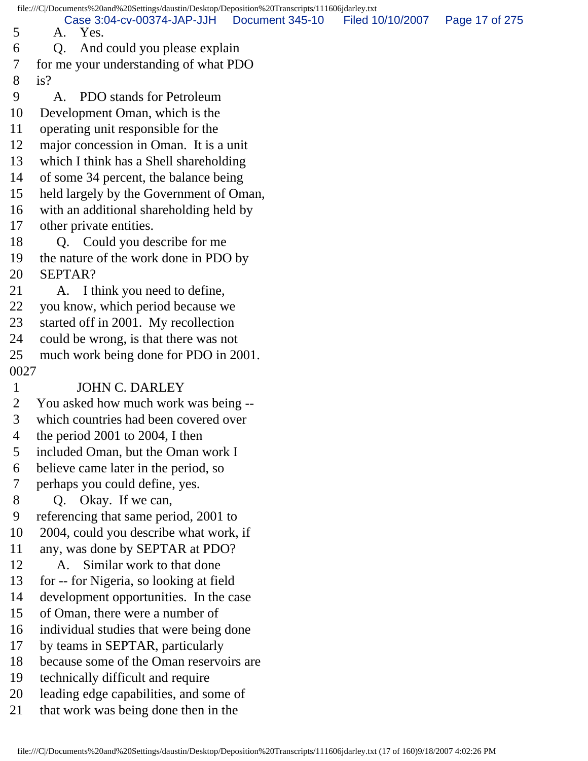5 A. Yes.
6 Q. And could you please explain
7 for me your understanding of what PDO
8 is?
9 A. PDO stands for Petroleum
10 Development Oman, which is the
11 operating unit responsible for the
12 major concession in Oman. It is a unit
13 which I think has a Shell shareholding
14 of some 34 percent, the balance being
15 held largely by the Government of Oman,
16 with an additional shareholding held by
17 other private entities.
18 Q. Could you describe for me
19 the nature of the work done in PDO by
20 SEPTAR?
21 A. I think you need to define,
22 you know, which period because we
23 started off in 2001. My recollection
24 could be wrong, is that there was not
25 much work being done for PDO in 2001.
0027
1 JOHN C. DARLEY
2 You asked how much work was being --
3 which countries had been covered over
4 the period 2001 to 2004, I then
5 included Oman, but the Oman work I
6 believe came later in the period, so
7 perhaps you could define, yes.
8 Q. Okay. If we can,
9 referencing that same period, 2001 to
10 2004, could you describe what work, if
11 any, was done by SEPTAR at PDO?
12 A. Similar work to that done
13 for -- for Nigeria, so looking at field
14 development opportunities. In the case
15 of Oman, there were a number of
16 individual studies that were being done
17 by teams in SEPTAR, particularly
18 because some of the Oman reservoirs are
19 technically difficult and require
20 leading edge capabilities, and some of
21 that work was being done then in the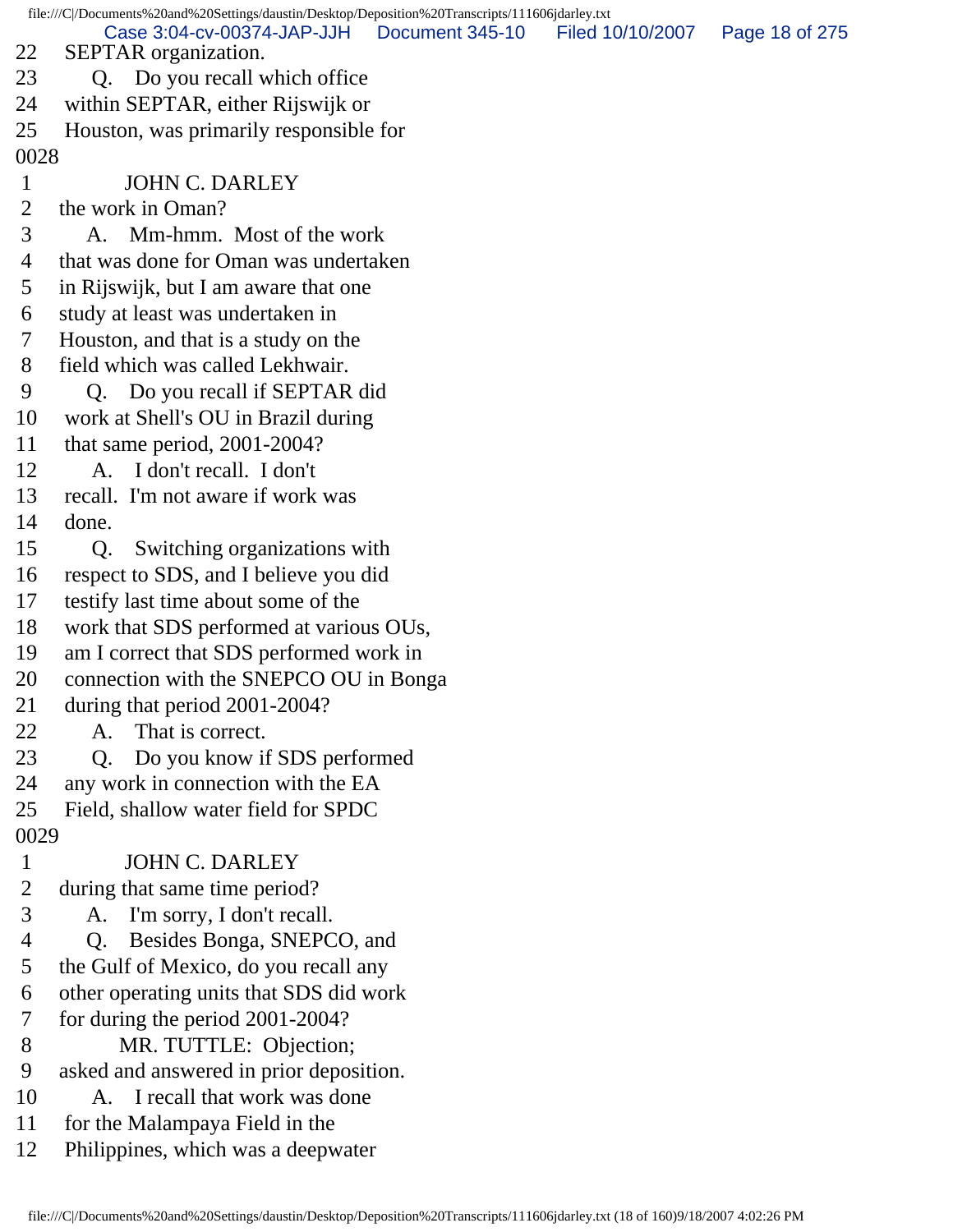22 SEPTAR organization.
23 Q. Do you recall which office
24 within SEPTAR, either Rijswijk or
25 Houston, was primarily responsible for
0028
1 JOHN C. DARLEY
2 the work in Oman?
3 A. Mm-hmm. Most of the work
4 that was done for Oman was undertaken
5 in Rijswijk, but I am aware that one
6 study at least was undertaken in
7 Houston, and that is a study on the
8 field which was called Lekhwair.
9 Q. Do you recall if SEPTAR did
10 work at Shell's OU in Brazil during
11 that same period, 2001-2004?
12 A. I don't recall. I don't
13 recall. I'm not aware if work was
14 done.
15 Q. Switching organizations with
16 respect to SDS, and I believe you did
17 testify last time about some of the
18 work that SDS performed at various OUs,
19 am I correct that SDS performed work in
20 connection with the SNEPCO OU in Bonga
21 during that period 2001-2004?
22 A. That is correct.
23 Q. Do you know if SDS performed
24 any work in connection with the EA
25 Field, shallow water field for SPDC
0029
1 JOHN C. DARLEY
2 during that same time period?
3 A. I'm sorry, I don't recall.
4 Q. Besides Bonga, SNEPCO, and
5 the Gulf of Mexico, do you recall any
6 other operating units that SDS did work
7 for during the period 2001-2004?
8 MR. TUTTLE: Objection;
9 asked and answered in prior deposition.
10 A. I recall that work was done
11 for the Malampaya Field in the
12 Philippines, which was a deepwater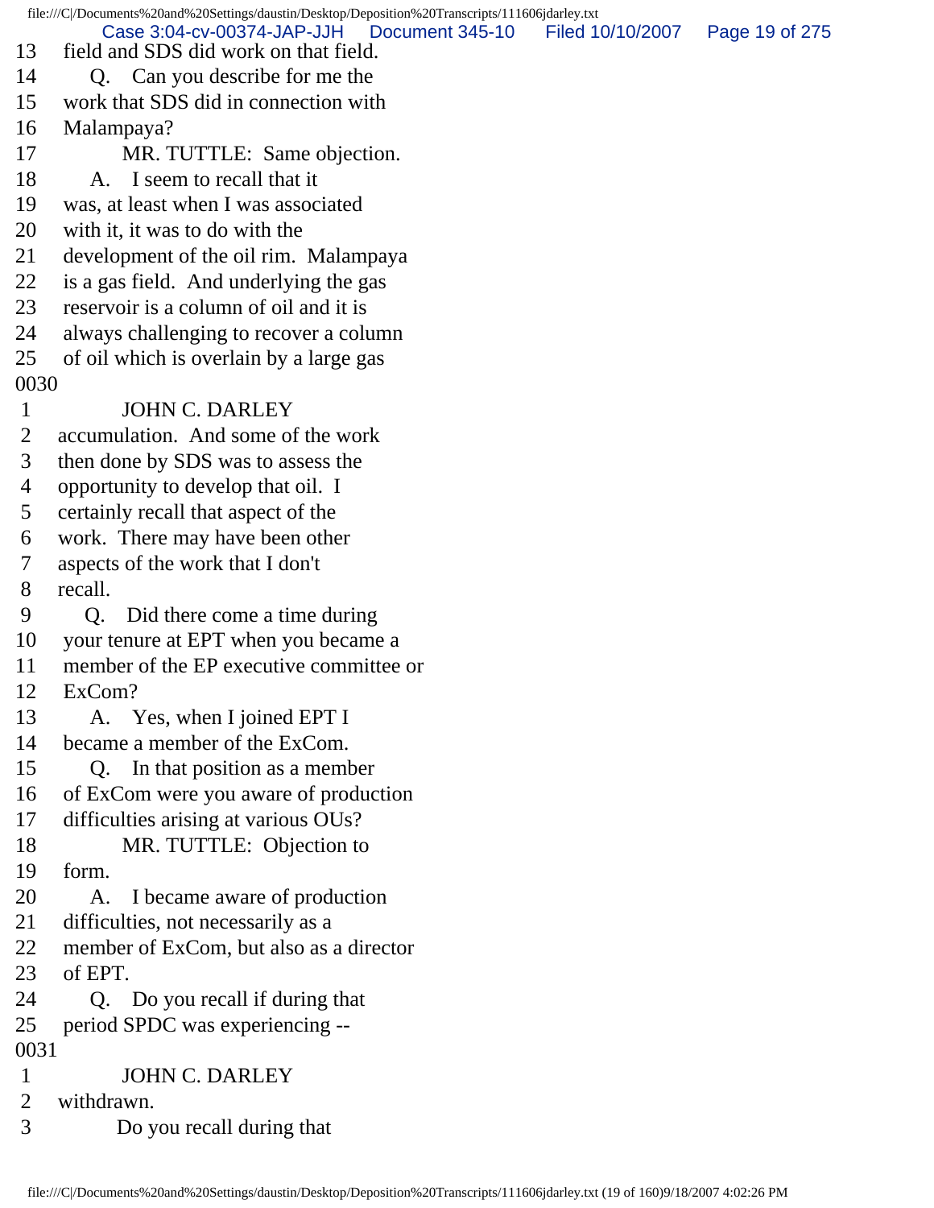13 field and SDS did work on that field.
14 Q. Can you describe for me the
15 work that SDS did in connection with
16 Malampaya?
17 MR. TUTTLE: Same objection.
18 A. I seem to recall that it
19 was, at least when I was associated
20 with it, it was to do with the
21 development of the oil rim. Malampaya
22 is a gas field. And underlying the gas
23 reservoir is a column of oil and it is
24 always challenging to recover a column
25 of oil which is overlain by a large gas
0030
1 JOHN C. DARLEY
2 accumulation. And some of the work
3 then done by SDS was to assess the
4 opportunity to develop that oil. I
5 certainly recall that aspect of the
6 work. There may have been other
7 aspects of the work that I don't
8 recall.
9 Q. Did there come a time during
10 your tenure at EPT when you became a
11 member of the EP executive committee or
12 ExCom?
13 A. Yes, when I joined EPT I
14 became a member of the ExCom.
15 Q. In that position as a member
16 of ExCom were you aware of production
17 difficulties arising at various OUs?
18 MR. TUTTLE: Objection to
19 form.
20 A. I became aware of production
21 difficulties, not necessarily as a
22 member of ExCom, but also as a director
23 of EPT.
24 Q. Do you recall if during that
25 period SPDC was experiencing --
0031
1 JOHN C. DARLEY
2 withdrawn.
3 Do you recall during that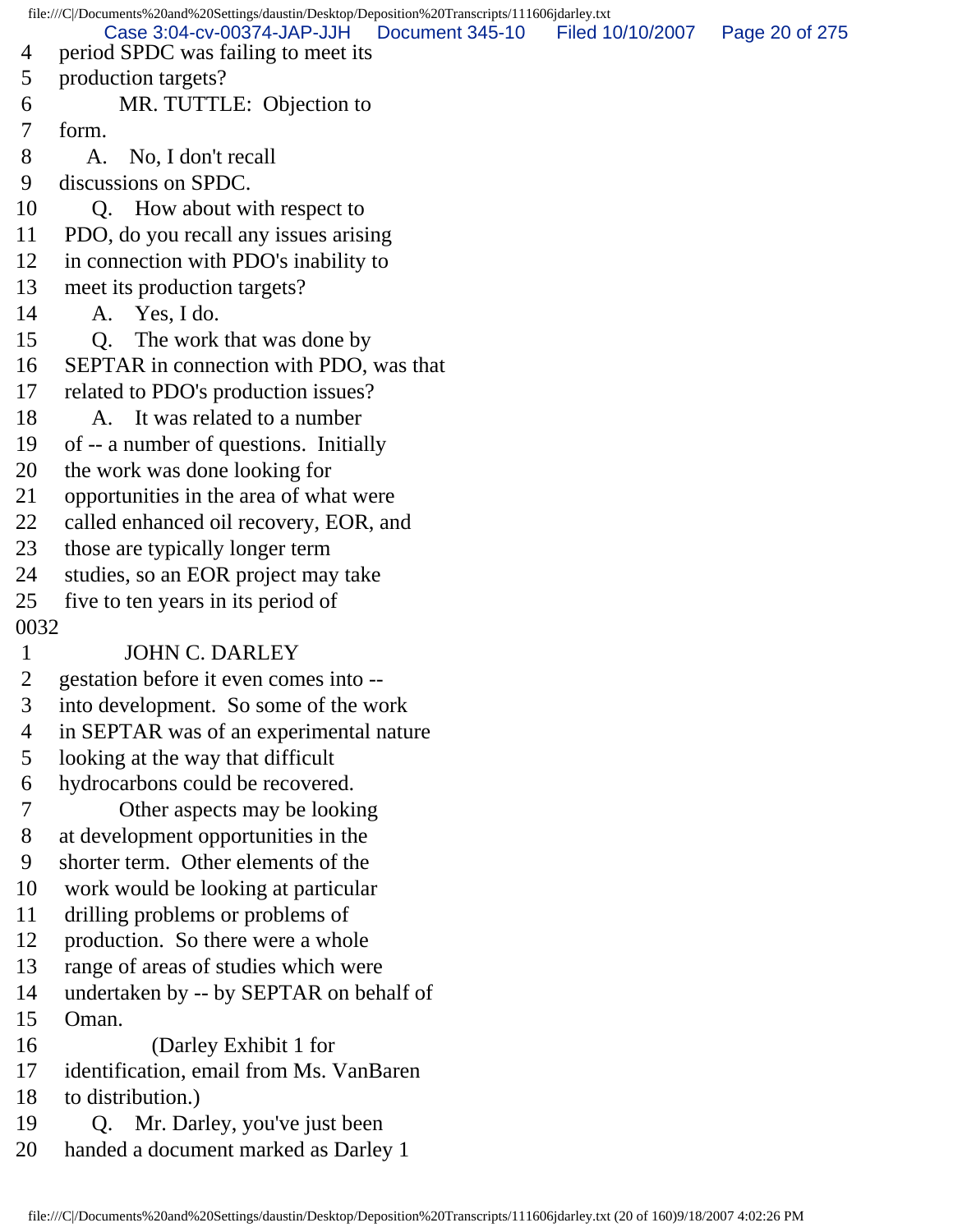4 period SPDC was failing to meet its
5 production targets?
6 MR. TUTTLE: Objection to
7 form.
8 A. No, I don't recall
9 discussions on SPDC.
10 Q. How about with respect to
11 PDO, do you recall any issues arising
12 in connection with PDO's inability to
13 meet its production targets?
14 A. Yes, I do.
15 Q. The work that was done by
16 SEPTAR in connection with PDO, was that
17 related to PDO's production issues?
18 A. It was related to a number
19 of -- a number of questions. Initially
20 the work was done looking for
21 opportunities in the area of what were
22 called enhanced oil recovery, EOR, and
23 those are typically longer term
24 studies, so an EOR project may take
25 five to ten years in its period of

0032

1 JOHN C. DARLEY
2 gestation before it even comes into --
3 into development. So some of the work
4 in SEPTAR was of an experimental nature
5 looking at the way that difficult
6 hydrocarbons could be recovered.
7 Other aspects may be looking
8 at development opportunities in the
9 shorter term. Other elements of the
10 work would be looking at particular
11 drilling problems or problems of
12 production. So there were a whole
13 range of areas of studies which were
14 undertaken by -- by SEPTAR on behalf of
15 Oman.
16 (Darley Exhibit 1 for
17 identification, email from Ms. VanBaren
18 to distribution.)
19 Q. Mr. Darley, you've just been
20 handed a document marked as Darley 1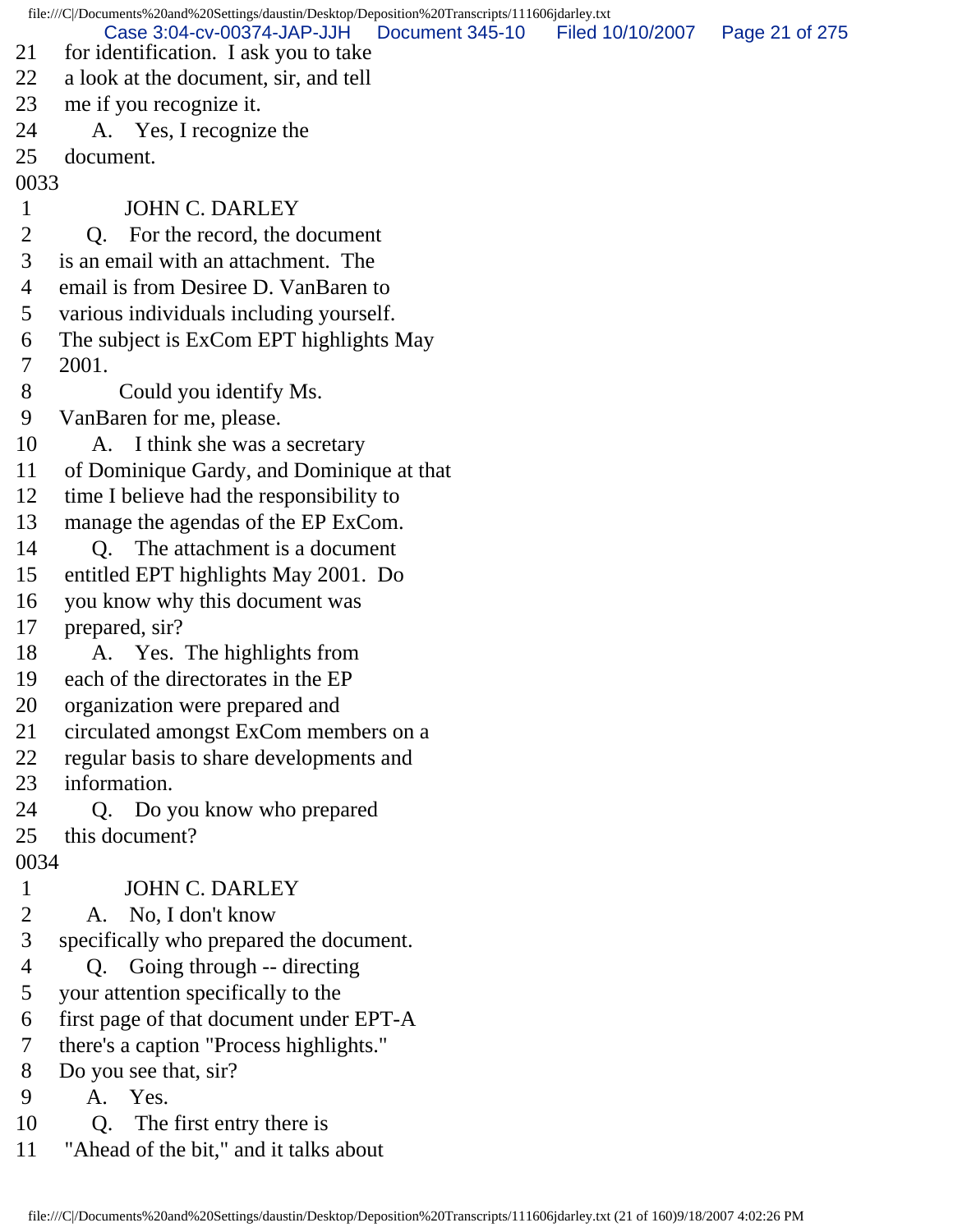21 for identification. I ask you to take
22 a look at the document, sir, and tell
23 me if you recognize it.
24 A. Yes, I recognize the
25 document.
0033
1 JOHN C. DARLEY
2 Q. For the record, the document
3 is an email with an attachment. The
4 email is from Desiree D. VanBaren to
5 various individuals including yourself.
6 The subject is ExCom EPT highlights May
7 2001.
8 Could you identify Ms.
9 VanBaren for me, please.
10 A. I think she was a secretary
11 of Dominique Gardy, and Dominique at that
12 time I believe had the responsibility to
13 manage the agendas of the EP ExCom.
14 Q. The attachment is a document
15 entitled EPT highlights May 2001. Do
16 you know why this document was
17 prepared, sir?
18 A. Yes. The highlights from
19 each of the directorates in the EP
20 organization were prepared and
21 circulated amongst ExCom members on a
22 regular basis to share developments and
23 information.
24 Q. Do you know who prepared
25 this document?
0034
1 JOHN C. DARLEY
2 A. No, I don't know
3 specifically who prepared the document.
4 Q. Going through -- directing
5 your attention specifically to the
6 first page of that document under EPT-A
7 there's a caption "Process highlights."
8 Do you see that, sir?
9 A. Yes.
10 Q. The first entry there is
11 "Ahead of the bit," and it talks about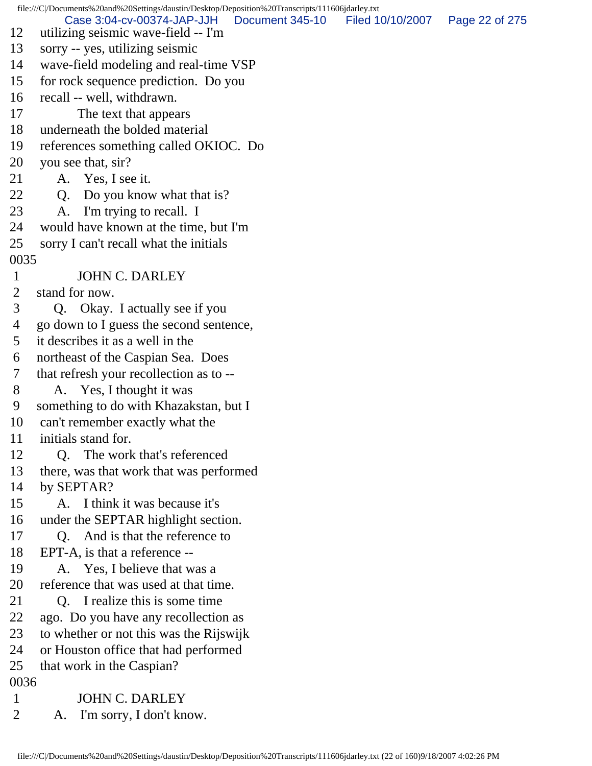12 utilizing seismic wave-field -- I'm
13 sorry -- yes, utilizing seismic
14 wave-field modeling and real-time VSP
15 for rock sequence prediction. Do you
16 recall -- well, withdrawn.
17 The text that appears
18 underneath the bolded material
19 references something called OKIOC. Do
20 you see that, sir?
21 A. Yes, I see it.
22 Q. Do you know what that is?
23 A. I'm trying to recall. I
24 would have known at the time, but I'm
25 sorry I can't recall what the initials
0035
1 JOHN C. DARLEY
2 stand for now.
3 Q. Okay. I actually see if you
4 go down to I guess the second sentence,
5 it describes it as a well in the
6 northeast of the Caspian Sea. Does
7 that refresh your recollection as to --
8 A. Yes, I thought it was
9 something to do with Khazakstan, but I
10 can't remember exactly what the
11 initials stand for.
12 Q. The work that's referenced
13 there, was that work that was performed
14 by SEPTAR?
15 A. I think it was because it's
16 under the SEPTAR highlight section.
17 Q. And is that the reference to
18 EPT-A, is that a reference --
19 A. Yes, I believe that was a
20 reference that was used at that time.
21 Q. I realize this is some time
22 ago. Do you have any recollection as
23 to whether or not this was the Rijswijk
24 or Houston office that had performed
25 that work in the Caspian?
0036
1 JOHN C. DARLEY
2 A. I'm sorry, I don't know.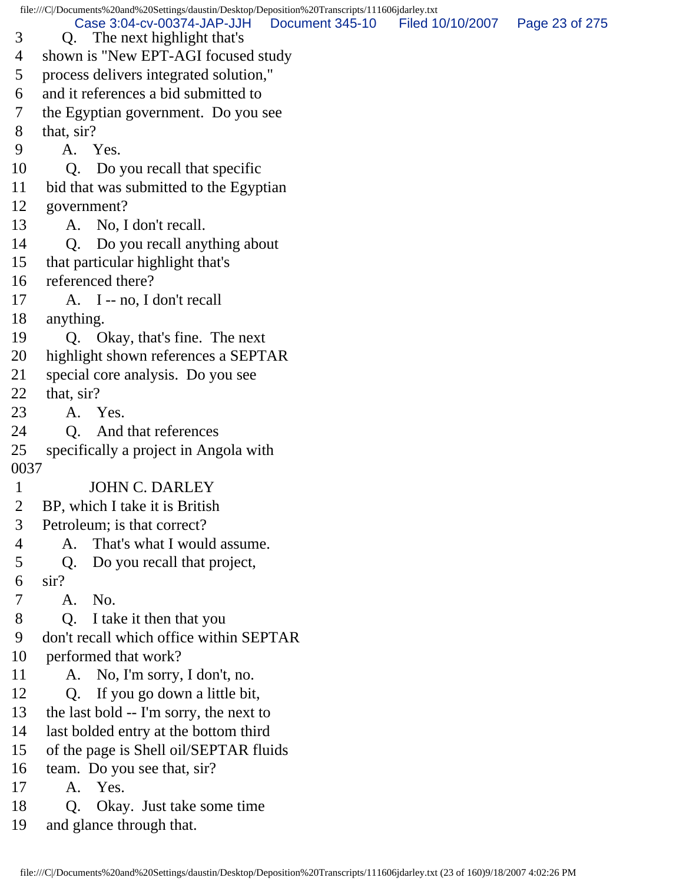3 Q. The next highlight that's
4 shown is "New EPT-AGI focused study
5 process delivers integrated solution,"
6 and it references a bid submitted to
7 the Egyptian government. Do you see
8 that, sir?
9 A. Yes.
10 Q. Do you recall that specific
11 bid that was submitted to the Egyptian
12 government?
13 A. No, I don't recall.
14 Q. Do you recall anything about
15 that particular highlight that's
16 referenced there?
17 A. I -- no, I don't recall
18 anything.
19 Q. Okay, that's fine. The next
20 highlight shown references a SEPTAR
21 special core analysis. Do you see
22 that, sir?
23 A. Yes.
24 Q. And that references
25 specifically a project in Angola with

0037

1 JOHN C. DARLEY
2 BP, which I take it is British
3 Petroleum; is that correct?
4 A. That's what I would assume.
5 Q. Do you recall that project,
6 sir?
7 A. No.
8 Q. I take it then that you
9 don't recall which office within SEPTAR
10 performed that work?
11 A. No, I'm sorry, I don't, no.
12 Q. If you go down a little bit,
13 the last bold -- I'm sorry, the next to
14 last bolded entry at the bottom third
15 of the page is Shell oil/SEPTAR fluids
16 team. Do you see that, sir?
17 A. Yes.
18 Q. Okay. Just take some time
19 and glance through that.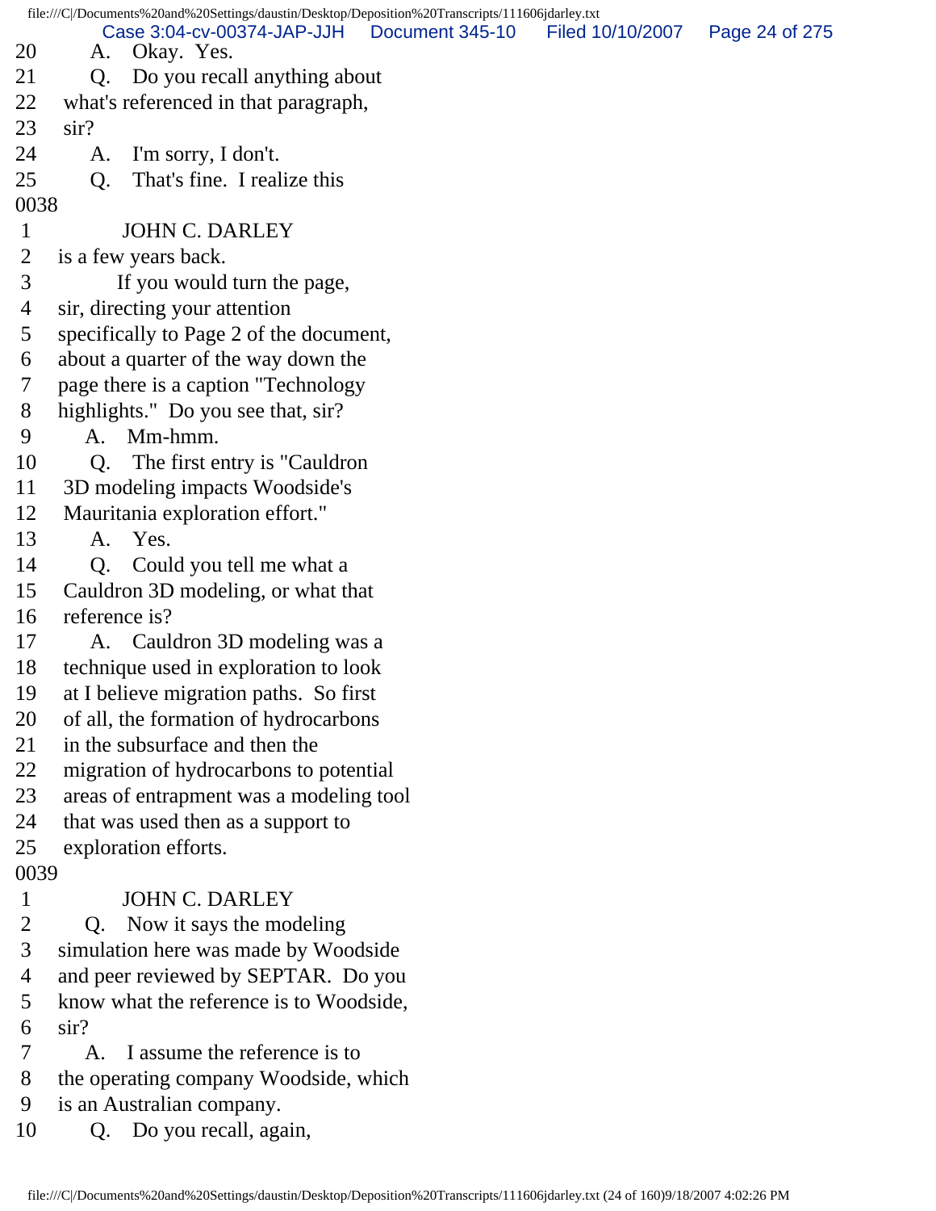20 A. Okay. Yes.
21 Q. Do you recall anything about
22 what's referenced in that paragraph,
23 sir?
24 A. I'm sorry, I don't.
25 Q. That's fine. I realize this

0038

1 JOHN C. DARLEY
2 is a few years back.
3 If you would turn the page,
4 sir, directing your attention
5 specifically to Page 2 of the document,
6 about a quarter of the way down the
7 page there is a caption "Technology
8 highlights." Do you see that, sir?
9 A. Mm-hmm.
10 Q. The first entry is "Cauldron
11 3D modeling impacts Woodside's
12 Mauritania exploration effort."
13 A. Yes.
14 Q. Could you tell me what a
15 Cauldron 3D modeling, or what that
16 reference is?
17 A. Cauldron 3D modeling was a
18 technique used in exploration to look
19 at I believe migration paths. So first
20 of all, the formation of hydrocarbons
21 in the subsurface and then the
22 migration of hydrocarbons to potential
23 areas of entrapment was a modeling tool
24 that was used then as a support to
25 exploration efforts.

0039

1 JOHN C. DARLEY
2 Q. Now it says the modeling
3 simulation here was made by Woodside
4 and peer reviewed by SEPTAR. Do you
5 know what the reference is to Woodside,
6 sir?
7 A. I assume the reference is to
8 the operating company Woodside, which
9 is an Australian company.
10 Q. Do you recall, again,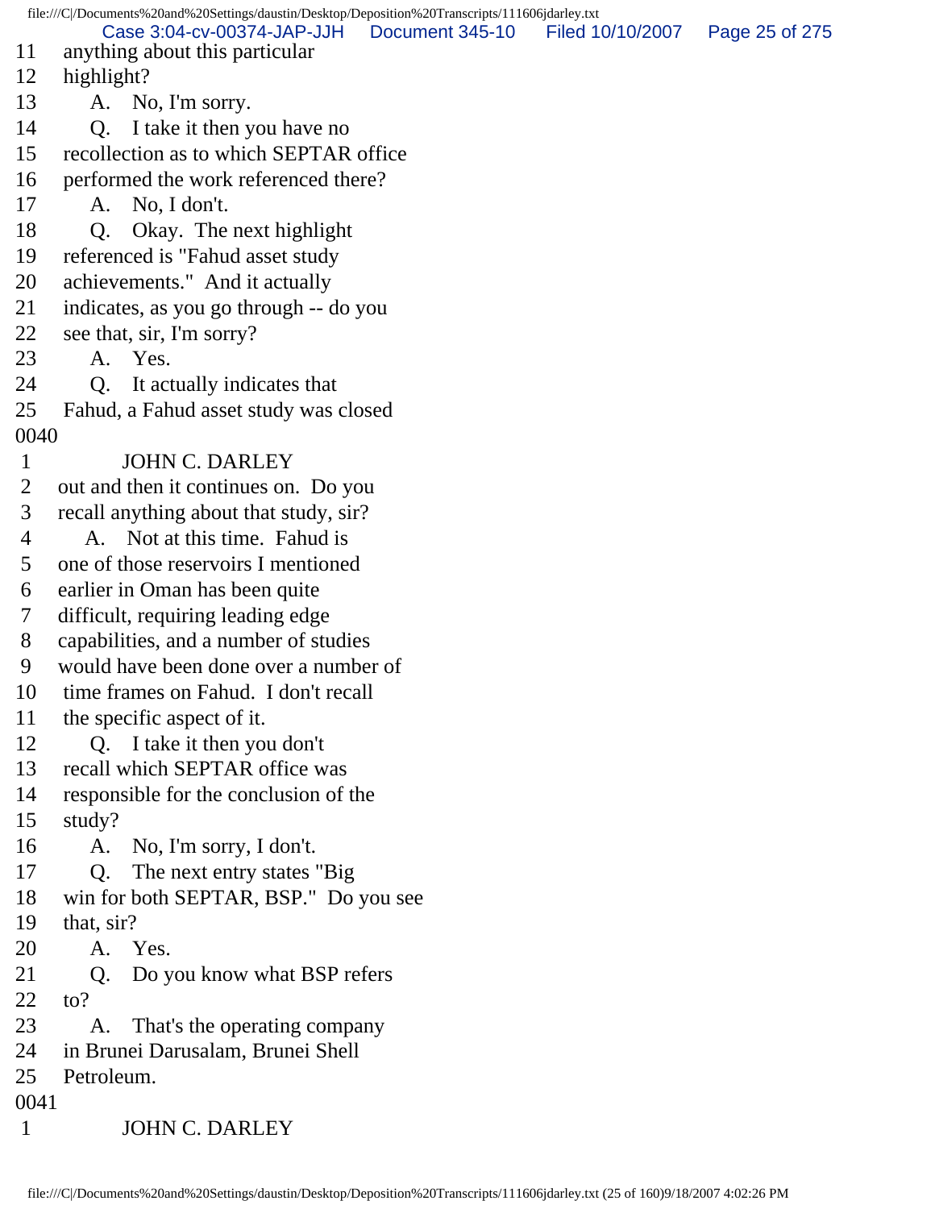11 anything about this particular
12 highlight?
13 A. No, I'm sorry.
14 Q. I take it then you have no
15 recollection as to which SEPTAR office
16 performed the work referenced there?
17 A. No, I don't.
18 Q. Okay. The next highlight
19 referenced is "Fahud asset study
20 achievements." And it actually
21 indicates, as you go through -- do you
22 see that, sir, I'm sorry?
23 A. Yes.
24 Q. It actually indicates that
25 Fahud, a Fahud asset study was closed
0040
1 JOHN C. DARLEY
2 out and then it continues on. Do you
3 recall anything about that study, sir?
4 A. Not at this time. Fahud is
5 one of those reservoirs I mentioned
6 earlier in Oman has been quite
7 difficult, requiring leading edge
8 capabilities, and a number of studies
9 would have been done over a number of
10 time frames on Fahud. I don't recall
11 the specific aspect of it.
12 Q. I take it then you don't
13 recall which SEPTAR office was
14 responsible for the conclusion of the
15 study?
16 A. No, I'm sorry, I don't.
17 Q. The next entry states "Big
18 win for both SEPTAR, BSP." Do you see
19 that, sir?
20 A. Yes.
21 Q. Do you know what BSP refers
22 to?
23 A. That's the operating company
24 in Brunei Darusalam, Brunei Shell
25 Petroleum.
0041
1 JOHN C. DARLEY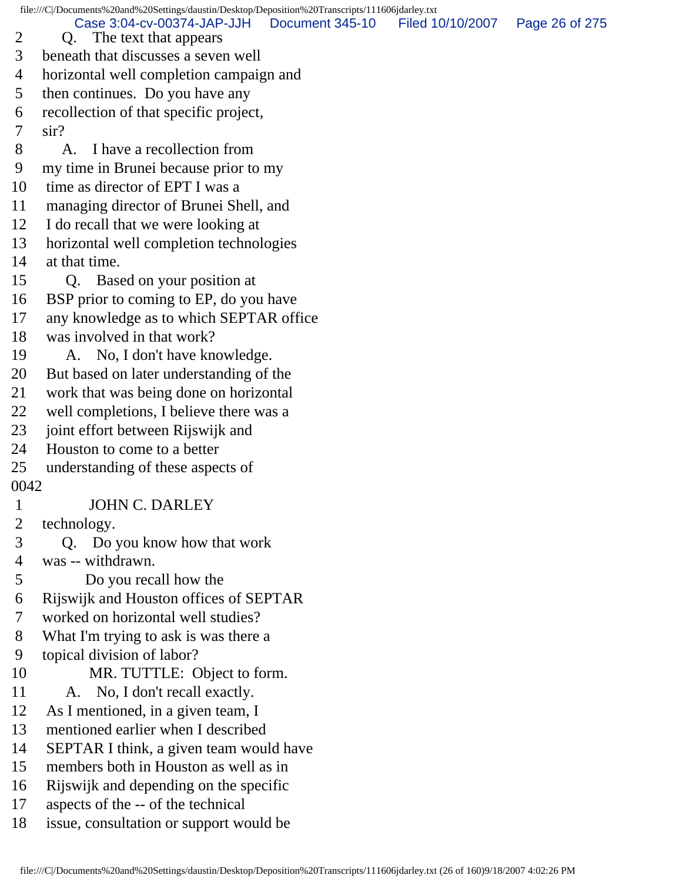2 Q. The text that appears
3 beneath that discusses a seven well
4 horizontal well completion campaign and
5 then continues. Do you have any
6 recollection of that specific project,
7 sir?
8 A. I have a recollection from
9 my time in Brunei because prior to my
10 time as director of EPT I was a
11 managing director of Brunei Shell, and
12 I do recall that we were looking at
13 horizontal well completion technologies
14 at that time.
15 Q. Based on your position at
16 BSP prior to coming to EP, do you have
17 any knowledge as to which SEPTAR office
18 was involved in that work?
19 A. No, I don't have knowledge.
20 But based on later understanding of the
21 work that was being done on horizontal
22 well completions, I believe there was a
23 joint effort between Rijswijk and
24 Houston to come to a better
25 understanding of these aspects of

0042

1 JOHN C. DARLEY
2 technology.
3 Q. Do you know how that work
4 was -- withdrawn.
5 Do you recall how the
6 Rijswijk and Houston offices of SEPTAR
7 worked on horizontal well studies?
8 What I'm trying to ask is was there a
9 topical division of labor?
10 MR. TUTTLE: Object to form.
11 A. No, I don't recall exactly.
12 As I mentioned, in a given team, I
13 mentioned earlier when I described
14 SEPTAR I think, a given team would have
15 members both in Houston as well as in
16 Rijswijk and depending on the specific
17 aspects of the -- of the technical
18 issue, consultation or support would be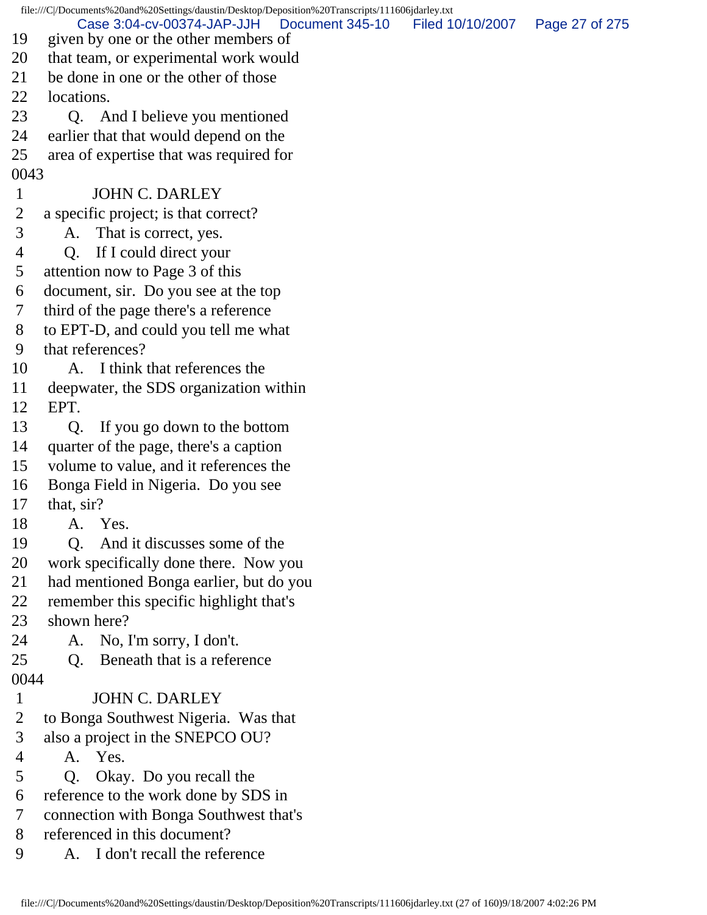19 given by one or the other members of
20 that team, or experimental work would
21 be done in one or the other of those
22 locations.
23 Q. And I believe you mentioned
24 earlier that that would depend on the
25 area of expertise that was required for
0043
1 JOHN C. DARLEY
2 a specific project; is that correct?
3 A. That is correct, yes.
4 Q. If I could direct your
5 attention now to Page 3 of this
6 document, sir. Do you see at the top
7 third of the page there's a reference
8 to EPT-D, and could you tell me what
9 that references?
10 A. I think that references the
11 deepwater, the SDS organization within
12 EPT.
13 Q. If you go down to the bottom
14 quarter of the page, there's a caption
15 volume to value, and it references the
16 Bonga Field in Nigeria. Do you see
17 that, sir?
18 A. Yes.
19 Q. And it discusses some of the
20 work specifically done there. Now you
21 had mentioned Bonga earlier, but do you
22 remember this specific highlight that's
23 shown here?
24 A. No, I'm sorry, I don't.
25 Q. Beneath that is a reference
0044
1 JOHN C. DARLEY
2 to Bonga Southwest Nigeria. Was that
3 also a project in the SNEPCO OU?
4 A. Yes.
5 Q. Okay. Do you recall the
6 reference to the work done by SDS in
7 connection with Bonga Southwest that's
8 referenced in this document?
9 A. I don't recall the reference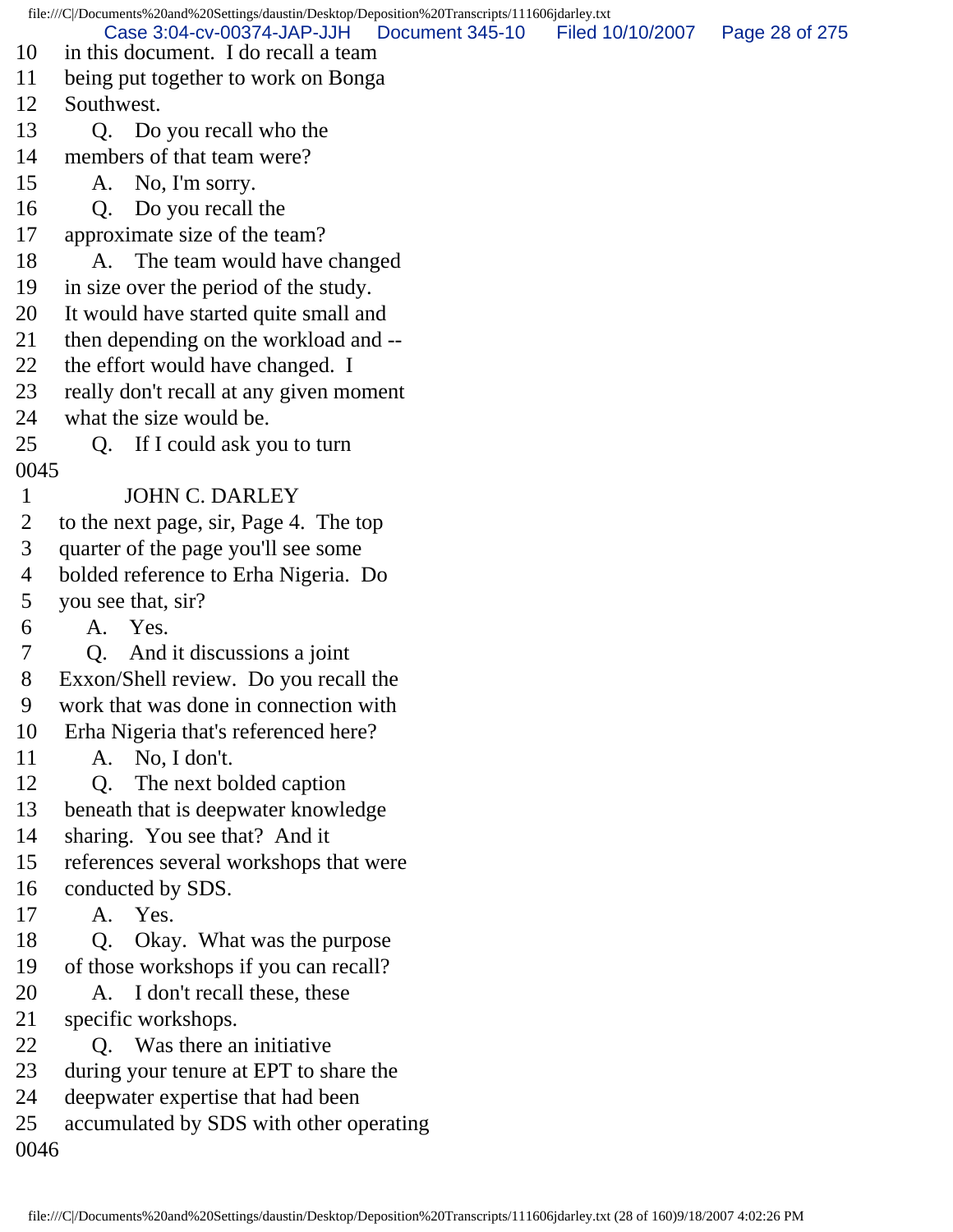10 in this document. I do recall a team
11 being put together to work on Bonga
12 Southwest.
13 Q. Do you recall who the
14 members of that team were?
15 A. No, I'm sorry.
16 Q. Do you recall the
17 approximate size of the team?
18 A. The team would have changed
19 in size over the period of the study.
20 It would have started quite small and
21 then depending on the workload and --
22 the effort would have changed. I
23 really don't recall at any given moment
24 what the size would be.
25 Q. If I could ask you to turn
0045
1 JOHN C. DARLEY
2 to the next page, sir, Page 4. The top
3 quarter of the page you'll see some
4 bolded reference to Erha Nigeria. Do
5 you see that, sir?
6 A. Yes.
7 Q. And it discussions a joint
8 Exxon/Shell review. Do you recall the
9 work that was done in connection with
10 Erha Nigeria that's referenced here?
11 A. No, I don't.
12 Q. The next bolded caption
13 beneath that is deepwater knowledge
14 sharing. You see that? And it
15 references several workshops that were
16 conducted by SDS.
17 A. Yes.
18 Q. Okay. What was the purpose
19 of those workshops if you can recall?
20 A. I don't recall these, these
21 specific workshops.
22 Q. Was there an initiative
23 during your tenure at EPT to share the
24 deepwater expertise that had been
25 accumulated by SDS with other operating
0046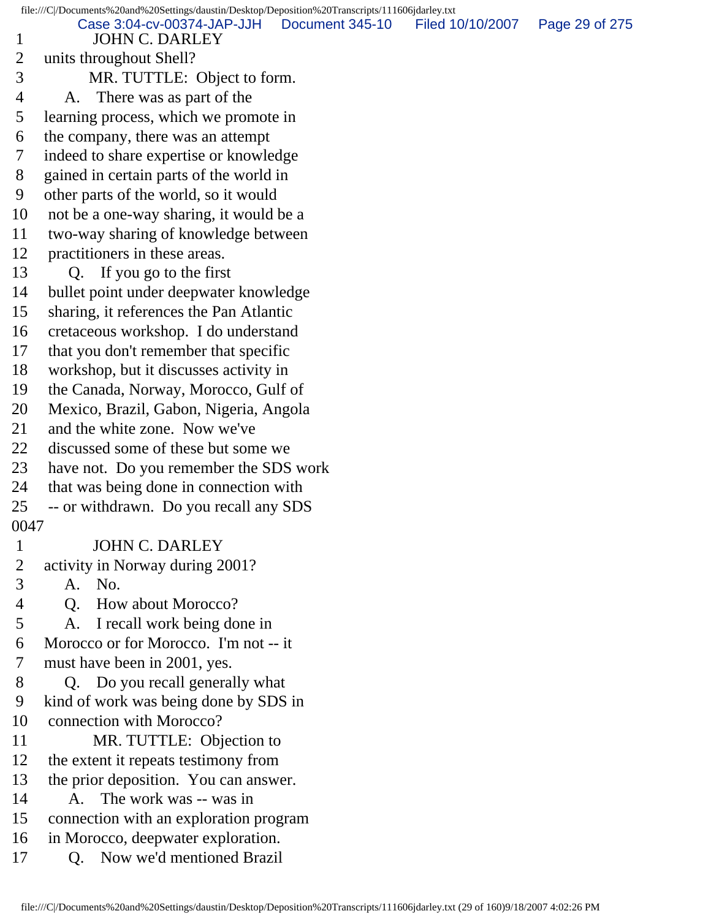1 JOHN C. DARLEY
2 units throughout Shell?
3 MR. TUTTLE: Object to form.
4 A. There was as part of the
5 learning process, which we promote in
6 the company, there was an attempt
7 indeed to share expertise or knowledge
8 gained in certain parts of the world in
9 other parts of the world, so it would
10 not be a one-way sharing, it would be a
11 two-way sharing of knowledge between
12 practitioners in these areas.
13 Q. If you go to the first
14 bullet point under deepwater knowledge
15 sharing, it references the Pan Atlantic
16 cretaceous workshop. I do understand
17 that you don't remember that specific
18 workshop, but it discusses activity in
19 the Canada, Norway, Morocco, Gulf of
20 Mexico, Brazil, Gabon, Nigeria, Angola
21 and the white zone. Now we've
22 discussed some of these but some we
23 have not. Do you remember the SDS work
24 that was being done in connection with
25 -- or withdrawn. Do you recall any SDS
0047
1 JOHN C. DARLEY
2 activity in Norway during 2001?
3 A. No.
4 Q. How about Morocco?
5 A. I recall work being done in
6 Morocco or for Morocco. I'm not -- it
7 must have been in 2001, yes.
8 Q. Do you recall generally what
9 kind of work was being done by SDS in
10 connection with Morocco?
11 MR. TUTTLE: Objection to
12 the extent it repeats testimony from
13 the prior deposition. You can answer.
14 A. The work was -- was in
15 connection with an exploration program
16 in Morocco, deepwater exploration.
17 Q. Now we'd mentioned Brazil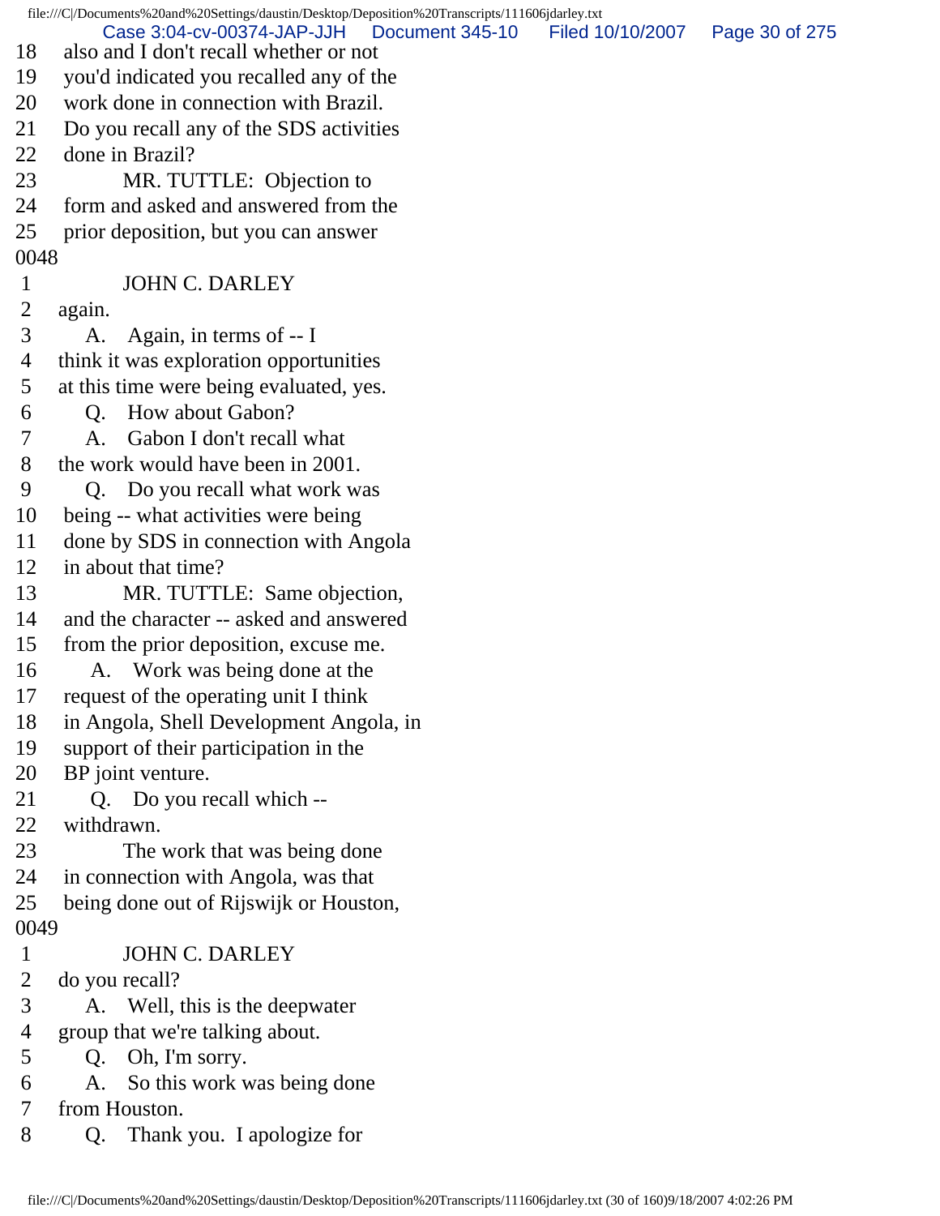18 also and I don't recall whether or not
19 you'd indicated you recalled any of the
20 work done in connection with Brazil.
21 Do you recall any of the SDS activities
22 done in Brazil?
23 MR. TUTTLE: Objection to
24 form and asked and answered from the
25 prior deposition, but you can answer

0048

1 JOHN C. DARLEY
2 again.
3 A. Again, in terms of -- I
4 think it was exploration opportunities
5 at this time were being evaluated, yes.
6 Q. How about Gabon?
7 A. Gabon I don't recall what
8 the work would have been in 2001.
9 Q. Do you recall what work was
10 being -- what activities were being
11 done by SDS in connection with Angola
12 in about that time?
13 MR. TUTTLE: Same objection,
14 and the character -- asked and answered
15 from the prior deposition, excuse me.
16 A. Work was being done at the
17 request of the operating unit I think
18 in Angola, Shell Development Angola, in
19 support of their participation in the
20 BP joint venture.
21 Q. Do you recall which --
22 withdrawn.
23 The work that was being done
24 in connection with Angola, was that
25 being done out of Rijswijk or Houston,

0049

1 JOHN C. DARLEY
2 do you recall?
3 A. Well, this is the deepwater
4 group that we're talking about.
5 Q. Oh, I'm sorry.
6 A. So this work was being done
7 from Houston.
8 Q. Thank you. I apologize for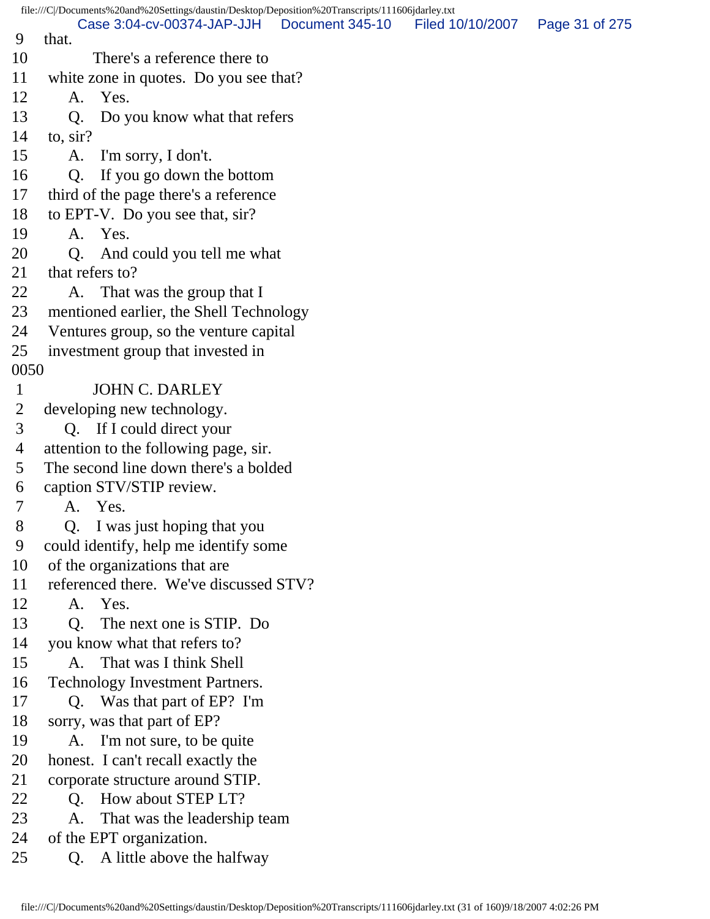9 that.
10 There's a reference there to
11 white zone in quotes. Do you see that?
12 A. Yes.
13 Q. Do you know what that refers
14 to, sir?
15 A. I'm sorry, I don't.
16 Q. If you go down the bottom
17 third of the page there's a reference
18 to EPT-V. Do you see that, sir?
19 A. Yes.
20 Q. And could you tell me what
21 that refers to?
22 A. That was the group that I
23 mentioned earlier, the Shell Technology
24 Ventures group, so the venture capital
25 investment group that invested in
0050
1 JOHN C. DARLEY
2 developing new technology.
3 Q. If I could direct your
4 attention to the following page, sir.
5 The second line down there's a bolded
6 caption STV/STIP review.
7 A. Yes.
8 Q. I was just hoping that you
9 could identify, help me identify some
10 of the organizations that are
11 referenced there. We've discussed STV?
12 A. Yes.
13 Q. The next one is STIP. Do
14 you know what that refers to?
15 A. That was I think Shell
16 Technology Investment Partners.
17 Q. Was that part of EP? I'm
18 sorry, was that part of EP?
19 A. I'm not sure, to be quite
20 honest. I can't recall exactly the
21 corporate structure around STIP.
22 Q. How about STEP LT?
23 A. That was the leadership team
24 of the EPT organization.
25 Q. A little above the halfway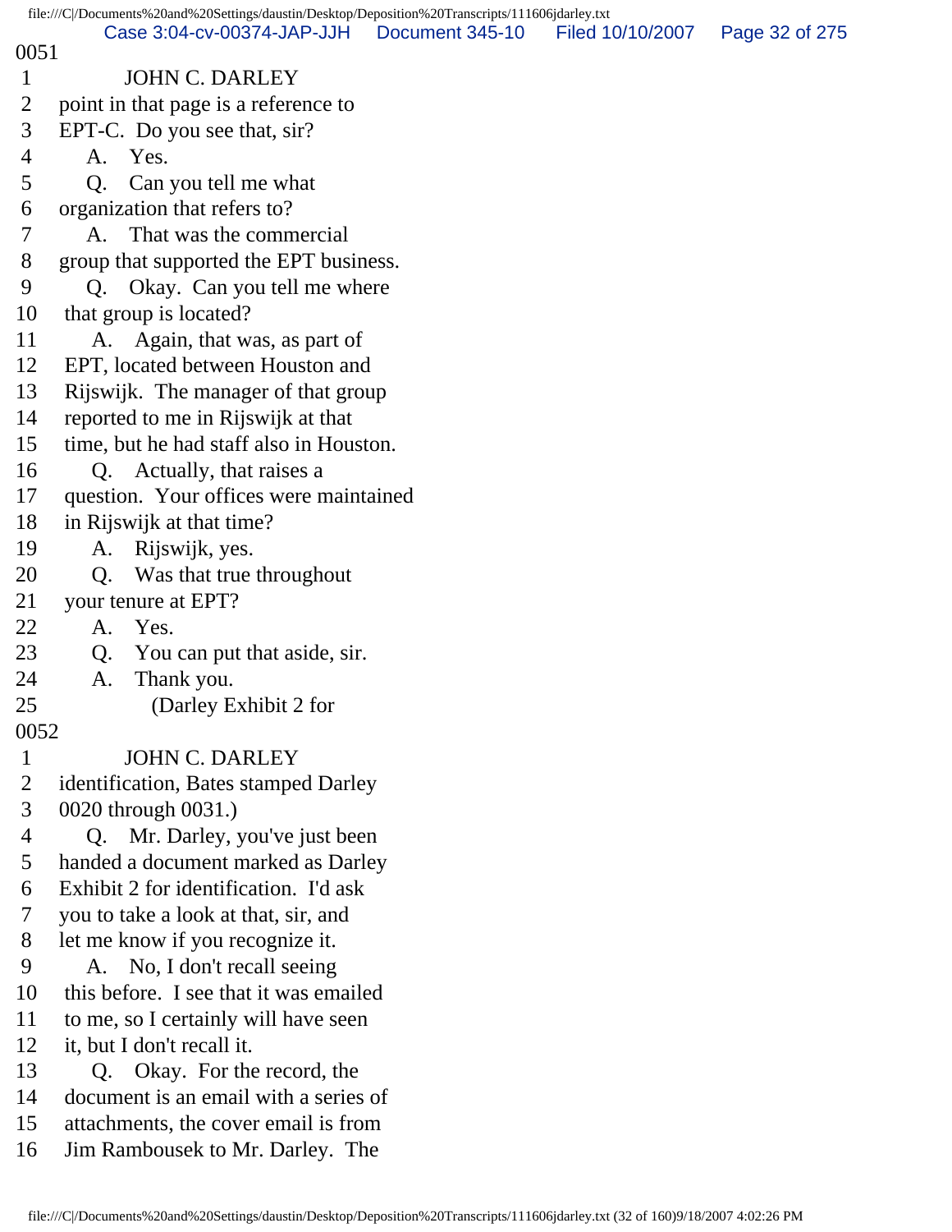0051

1 JOHN C. DARLEY
2 point in that page is a reference to
3 EPT-C. Do you see that, sir?
4 A. Yes.
5 Q. Can you tell me what
6 organization that refers to?
7 A. That was the commercial
8 group that supported the EPT business.
9 Q. Okay. Can you tell me where
10 that group is located?
11 A. Again, that was, as part of
12 EPT, located between Houston and
13 Rijswijk. The manager of that group
14 reported to me in Rijswijk at that
15 time, but he had staff also in Houston.
16 Q. Actually, that raises a
17 question. Your offices were maintained
18 in Rijswijk at that time?
19 A. Rijswijk, yes.
20 Q. Was that true throughout
21 your tenure at EPT?
22 A. Yes.
23 Q. You can put that aside, sir.
24 A. Thank you.
25 (Darley Exhibit 2 for

0052

1 JOHN C. DARLEY
2 identification, Bates stamped Darley
3 0020 through 0031.)
4 Q. Mr. Darley, you've just been
5 handed a document marked as Darley
6 Exhibit 2 for identification. I'd ask
7 you to take a look at that, sir, and
8 let me know if you recognize it.
9 A. No, I don't recall seeing
10 this before. I see that it was emailed
11 to me, so I certainly will have seen
12 it, but I don't recall it.
13 Q. Okay. For the record, the
14 document is an email with a series of
15 attachments, the cover email is from
16 Jim Rambousek to Mr. Darley. The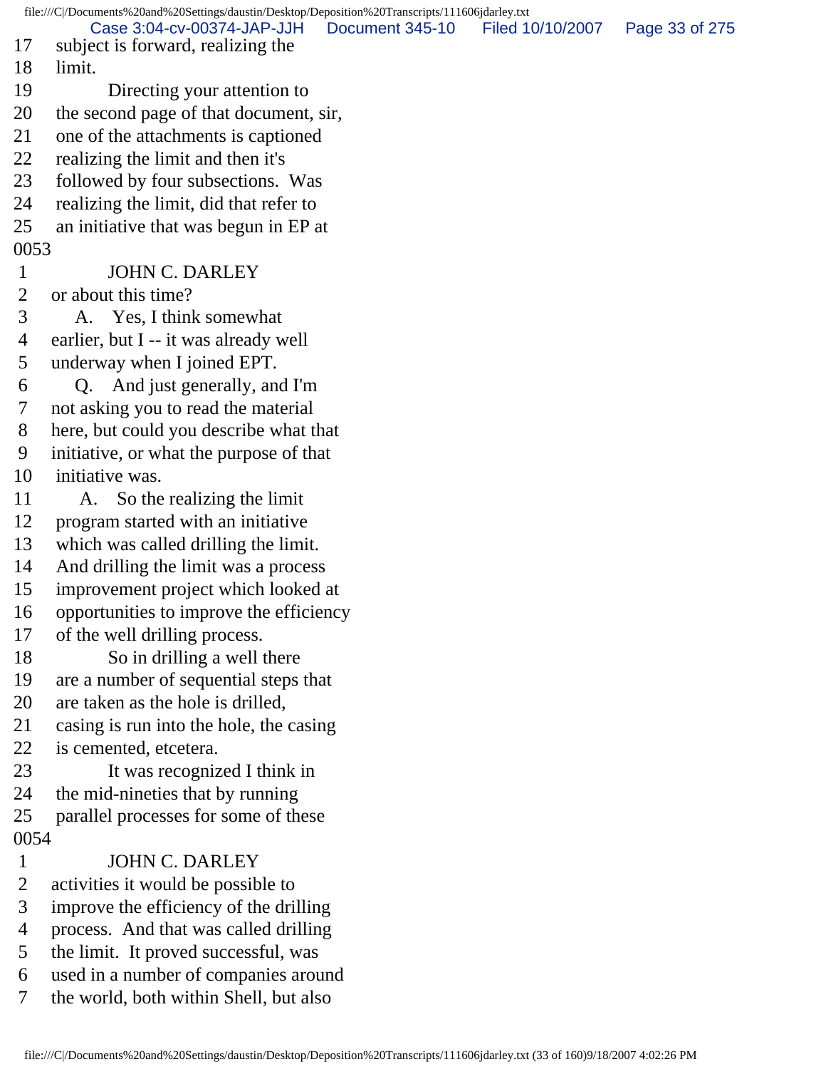17 subject is forward, realizing the
18 limit.
19 Directing your attention to
20 the second page of that document, sir,
21 one of the attachments is captioned
22 realizing the limit and then it's
23 followed by four subsections. Was
24 realizing the limit, did that refer to
25 an initiative that was begun in EP at
0053
1 JOHN C. DARLEY
2 or about this time?
3 A. Yes, I think somewhat
4 earlier, but I -- it was already well
5 underway when I joined EPT.
6 Q. And just generally, and I'm
7 not asking you to read the material
8 here, but could you describe what that
9 initiative, or what the purpose of that
10 initiative was.
11 A. So the realizing the limit
12 program started with an initiative
13 which was called drilling the limit.
14 And drilling the limit was a process
15 improvement project which looked at
16 opportunities to improve the efficiency
17 of the well drilling process.
18 So in drilling a well there
19 are a number of sequential steps that
20 are taken as the hole is drilled,
21 casing is run into the hole, the casing
22 is cemented, etcetera.
23 It was recognized I think in
24 the mid-nineties that by running
25 parallel processes for some of these
0054
1 JOHN C. DARLEY
2 activities it would be possible to
3 improve the efficiency of the drilling
4 process. And that was called drilling
5 the limit. It proved successful, was
6 used in a number of companies around
7 the world, both within Shell, but also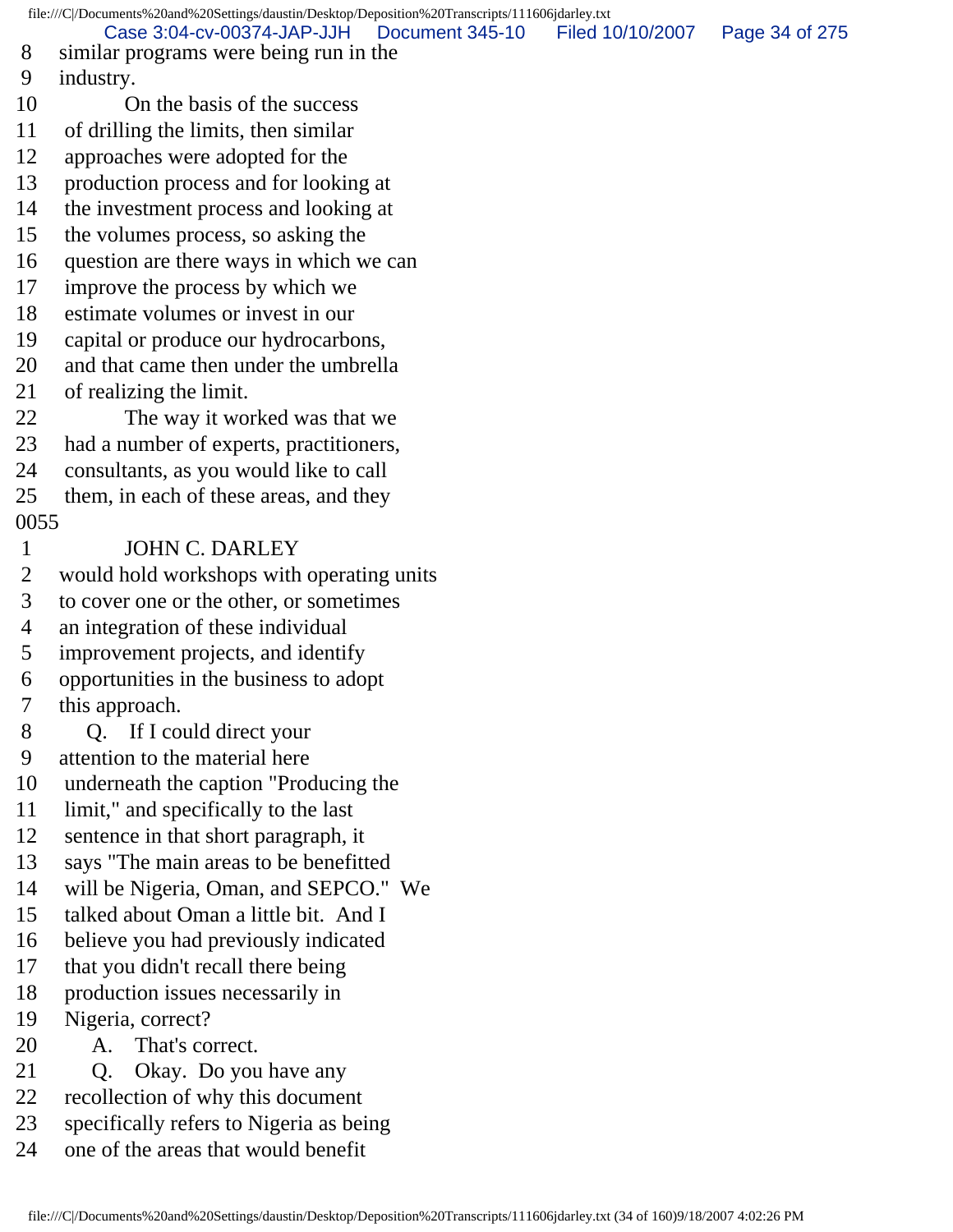8 similar programs were being run in the
9 industry.
10 On the basis of the success
11 of drilling the limits, then similar
12 approaches were adopted for the
13 production process and for looking at
14 the investment process and looking at
15 the volumes process, so asking the
16 question are there ways in which we can
17 improve the process by which we
18 estimate volumes or invest in our
19 capital or produce our hydrocarbons,
20 and that came then under the umbrella
21 of realizing the limit.
22 The way it worked was that we
23 had a number of experts, practitioners,
24 consultants, as you would like to call
25 them, in each of these areas, and they

0055

1 JOHN C. DARLEY
2 would hold workshops with operating units
3 to cover one or the other, or sometimes
4 an integration of these individual
5 improvement projects, and identify
6 opportunities in the business to adopt
7 this approach.
8 Q. If I could direct your
9 attention to the material here
10 underneath the caption "Producing the
11 limit," and specifically to the last
12 sentence in that short paragraph, it
13 says "The main areas to be benefitted
14 will be Nigeria, Oman, and SEPCO." We
15 talked about Oman a little bit. And I
16 believe you had previously indicated
17 that you didn't recall there being
18 production issues necessarily in
19 Nigeria, correct?
20 A. That's correct.
21 Q. Okay. Do you have any
22 recollection of why this document
23 specifically refers to Nigeria as being
24 one of the areas that would benefit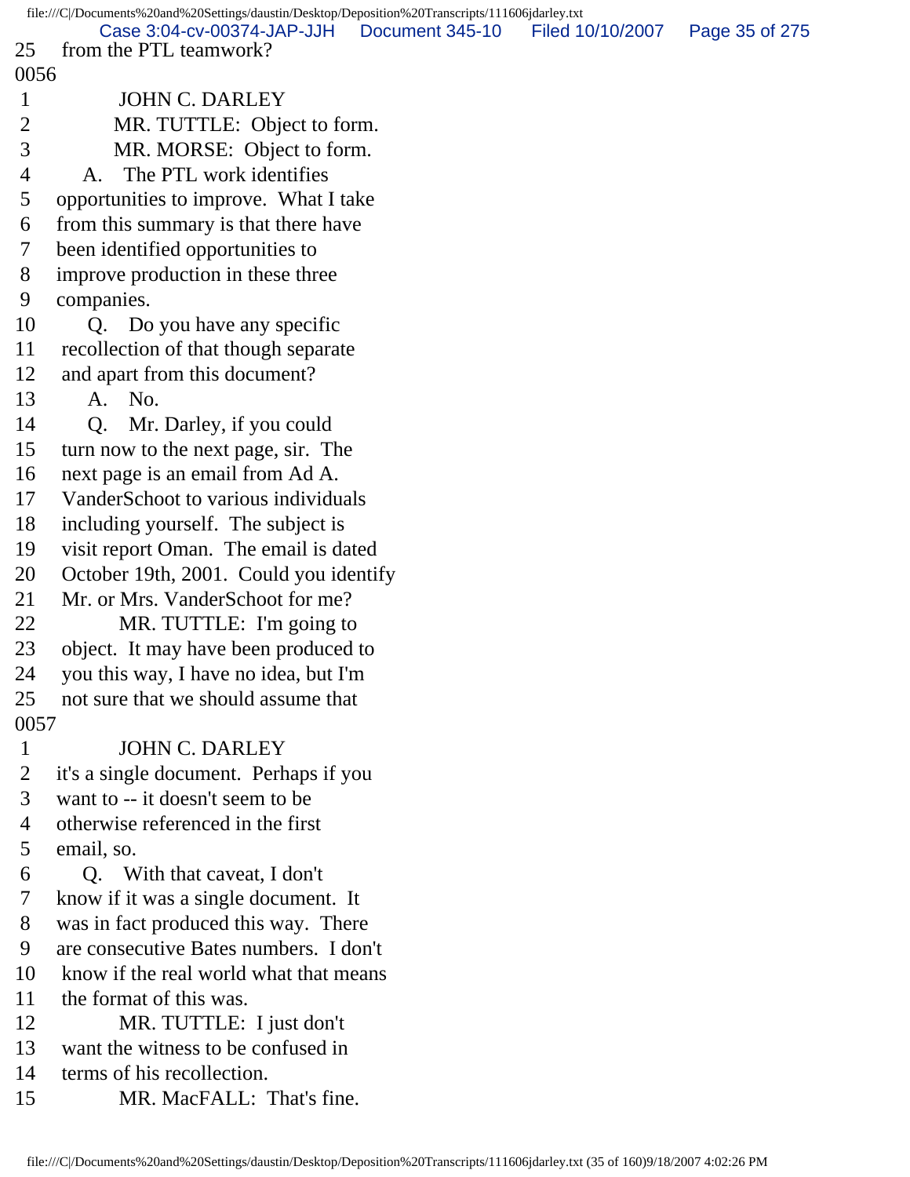25 from the PTL teamwork?

0056

1 JOHN C. DARLEY
2 MR. TUTTLE: Object to form.
3 MR. MORSE: Object to form.
4 A. The PTL work identifies
5 opportunities to improve. What I take
6 from this summary is that there have
7 been identified opportunities to
8 improve production in these three
9 companies.
10 Q. Do you have any specific
11 recollection of that though separate
12 and apart from this document?
13 A. No.
14 Q. Mr. Darley, if you could
15 turn now to the next page, sir. The
16 next page is an email from Ad A.
17 VanderSchoot to various individuals
18 including yourself. The subject is
19 visit report Oman. The email is dated
20 October 19th, 2001. Could you identify
21 Mr. or Mrs. VanderSchoot for me?
22 MR. TUTTLE: I'm going to
23 object. It may have been produced to
24 you this way, I have no idea, but I'm
25 not sure that we should assume that

0057

1 JOHN C. DARLEY
2 it's a single document. Perhaps if you
3 want to -- it doesn't seem to be
4 otherwise referenced in the first
5 email, so.
6 Q. With that caveat, I don't
7 know if it was a single document. It
8 was in fact produced this way. There
9 are consecutive Bates numbers. I don't
10 know if the real world what that means
11 the format of this was.
12 MR. TUTTLE: I just don't
13 want the witness to be confused in
14 terms of his recollection.
15 MR. MacFALL: That's fine.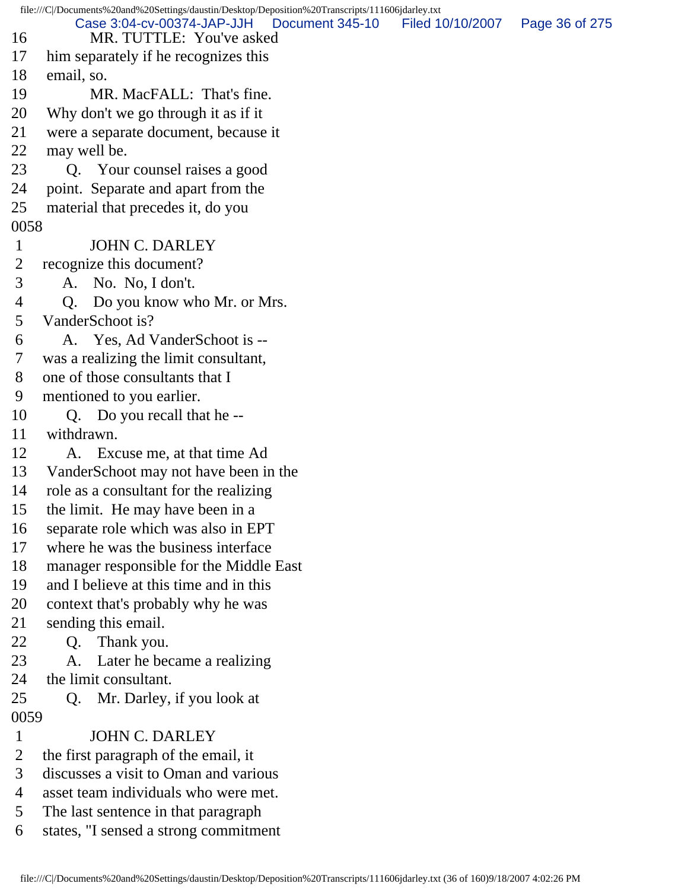16 MR. TUTTLE: You've asked
17 him separately if he recognizes this
18 email, so.
19 MR. MacFALL: That's fine.
20 Why don't we go through it as if it
21 were a separate document, because it
22 may well be.
23 Q. Your counsel raises a good
24 point. Separate and apart from the
25 material that precedes it, do you
0058
1 JOHN C. DARLEY
2 recognize this document?
3 A. No. No, I don't.
4 Q. Do you know who Mr. or Mrs.
5 VanderSchoot is?
6 A. Yes, Ad VanderSchoot is --
7 was a realizing the limit consultant,
8 one of those consultants that I
9 mentioned to you earlier.
10 Q. Do you recall that he --
11 withdrawn.
12 A. Excuse me, at that time Ad
13 VanderSchoot may not have been in the
14 role as a consultant for the realizing
15 the limit. He may have been in a
16 separate role which was also in EPT
17 where he was the business interface
18 manager responsible for the Middle East
19 and I believe at this time and in this
20 context that's probably why he was
21 sending this email.
22 Q. Thank you.
23 A. Later he became a realizing
24 the limit consultant.
25 Q. Mr. Darley, if you look at
0059
1 JOHN C. DARLEY
2 the first paragraph of the email, it
3 discusses a visit to Oman and various
4 asset team individuals who were met.
5 The last sentence in that paragraph
6 states, "I sensed a strong commitment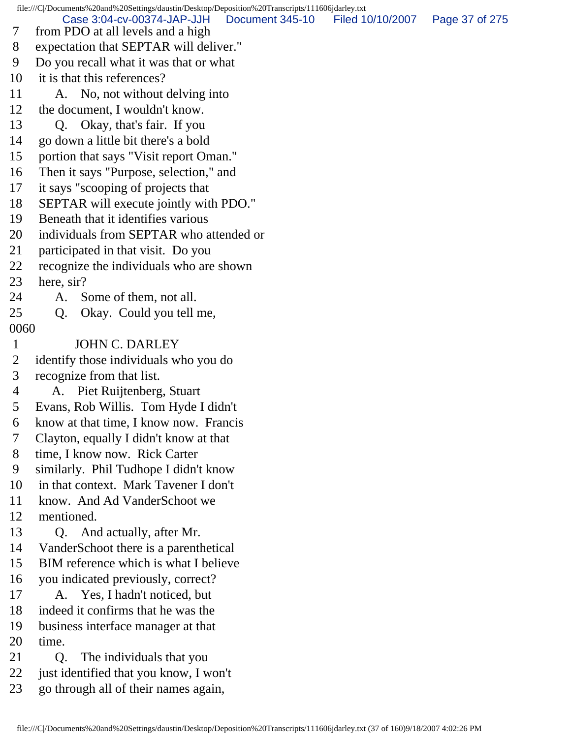7 from PDO at all levels and a high
8 expectation that SEPTAR will deliver."
9 Do you recall what it was that or what
10 it is that this references?
11 A. No, not without delving into
12 the document, I wouldn't know.
13 Q. Okay, that's fair. If you
14 go down a little bit there's a bold
15 portion that says "Visit report Oman."
16 Then it says "Purpose, selection," and
17 it says "scooping of projects that
18 SEPTAR will execute jointly with PDO."
19 Beneath that it identifies various
20 individuals from SEPTAR who attended or
21 participated in that visit. Do you
22 recognize the individuals who are shown
23 here, sir?
24 A. Some of them, not all.
25 Q. Okay. Could you tell me,

0060

1 JOHN C. DARLEY
2 identify those individuals who you do
3 recognize from that list.
4 A. Piet Ruijtenberg, Stuart
5 Evans, Rob Willis. Tom Hyde I didn't
6 know at that time, I know now. Francis
7 Clayton, equally I didn't know at that
8 time, I know now. Rick Carter
9 similarly. Phil Tudhope I didn't know
10 in that context. Mark Tavener I don't
11 know. And Ad VanderSchoot we
12 mentioned.
13 Q. And actually, after Mr.
14 VanderSchoot there is a parenthetical
15 BIM reference which is what I believe
16 you indicated previously, correct?
17 A. Yes, I hadn't noticed, but
18 indeed it confirms that he was the
19 business interface manager at that
20 time.
21 Q. The individuals that you
22 just identified that you know, I won't
23 go through all of their names again,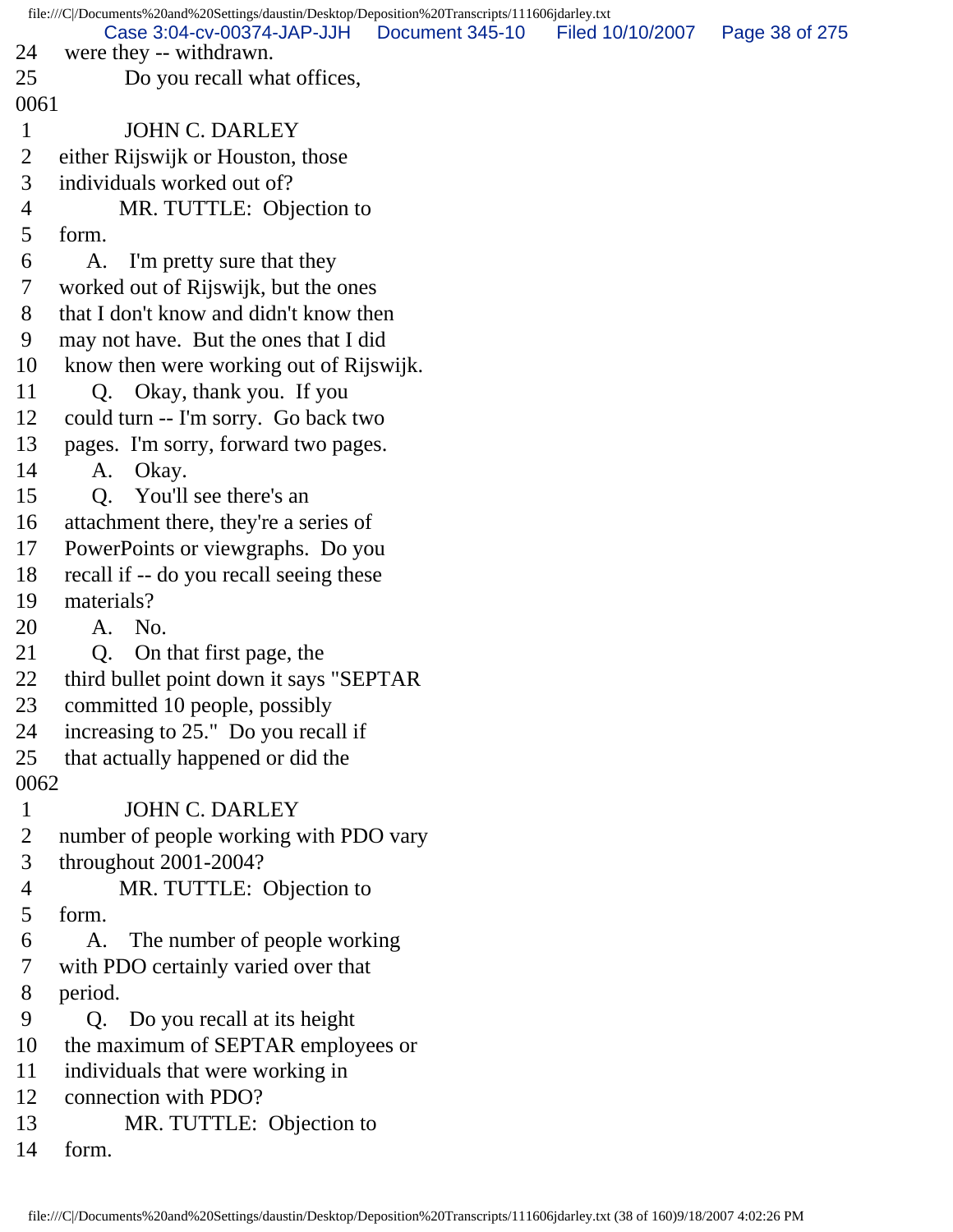24 were they -- withdrawn.
25 Do you recall what offices,
0061
1 JOHN C. DARLEY
2 either Rijswijk or Houston, those
3 individuals worked out of?
4 MR. TUTTLE: Objection to
5 form.
6 A. I'm pretty sure that they
7 worked out of Rijswijk, but the ones
8 that I don't know and didn't know then
9 may not have. But the ones that I did
10 know then were working out of Rijswijk.
11 Q. Okay, thank you. If you
12 could turn -- I'm sorry. Go back two
13 pages. I'm sorry, forward two pages.
14 A. Okay.
15 Q. You'll see there's an
16 attachment there, they're a series of
17 PowerPoints or viewgraphs. Do you
18 recall if -- do you recall seeing these
19 materials?
20 A. No.
21 Q. On that first page, the
22 third bullet point down it says "SEPTAR
23 committed 10 people, possibly
24 increasing to 25." Do you recall if
25 that actually happened or did the
0062
1 JOHN C. DARLEY
2 number of people working with PDO vary
3 throughout 2001-2004?
4 MR. TUTTLE: Objection to
5 form.
6 A. The number of people working
7 with PDO certainly varied over that
8 period.
9 Q. Do you recall at its height
10 the maximum of SEPTAR employees or
11 individuals that were working in
12 connection with PDO?
13 MR. TUTTLE: Objection to
14 form.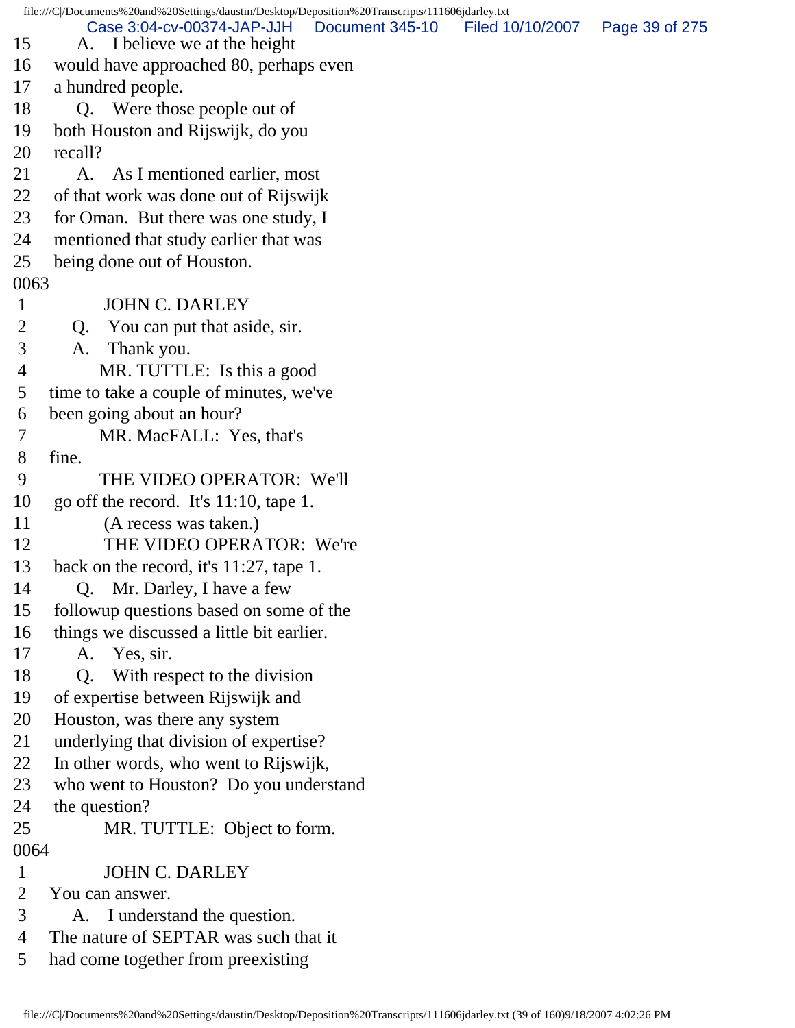15 A. I believe we at the height
16 would have approached 80, perhaps even
17 a hundred people.
18 Q. Were those people out of
19 both Houston and Rijswijk, do you
20 recall?
21 A. As I mentioned earlier, most
22 of that work was done out of Rijswijk
23 for Oman. But there was one study, I
24 mentioned that study earlier that was
25 being done out of Houston.
0063
1 JOHN C. DARLEY
2 Q. You can put that aside, sir.
3 A. Thank you.
4 MR. TUTTLE: Is this a good
5 time to take a couple of minutes, we've
6 been going about an hour?
7 MR. MacFALL: Yes, that's
8 fine.
9 THE VIDEO OPERATOR: We'll
10 go off the record. It's 11:10, tape 1.
11 (A recess was taken.)
12 THE VIDEO OPERATOR: We're
13 back on the record, it's 11:27, tape 1.
14 Q. Mr. Darley, I have a few
15 followup questions based on some of the
16 things we discussed a little bit earlier.
17 A. Yes, sir.
18 Q. With respect to the division
19 of expertise between Rijswijk and
20 Houston, was there any system
21 underlying that division of expertise?
22 In other words, who went to Rijswijk,
23 who went to Houston? Do you understand
24 the question?
25 MR. TUTTLE: Object to form.
0064
1 JOHN C. DARLEY
2 You can answer.
3 A. I understand the question.
4 The nature of SEPTAR was such that it
5 had come together from preexisting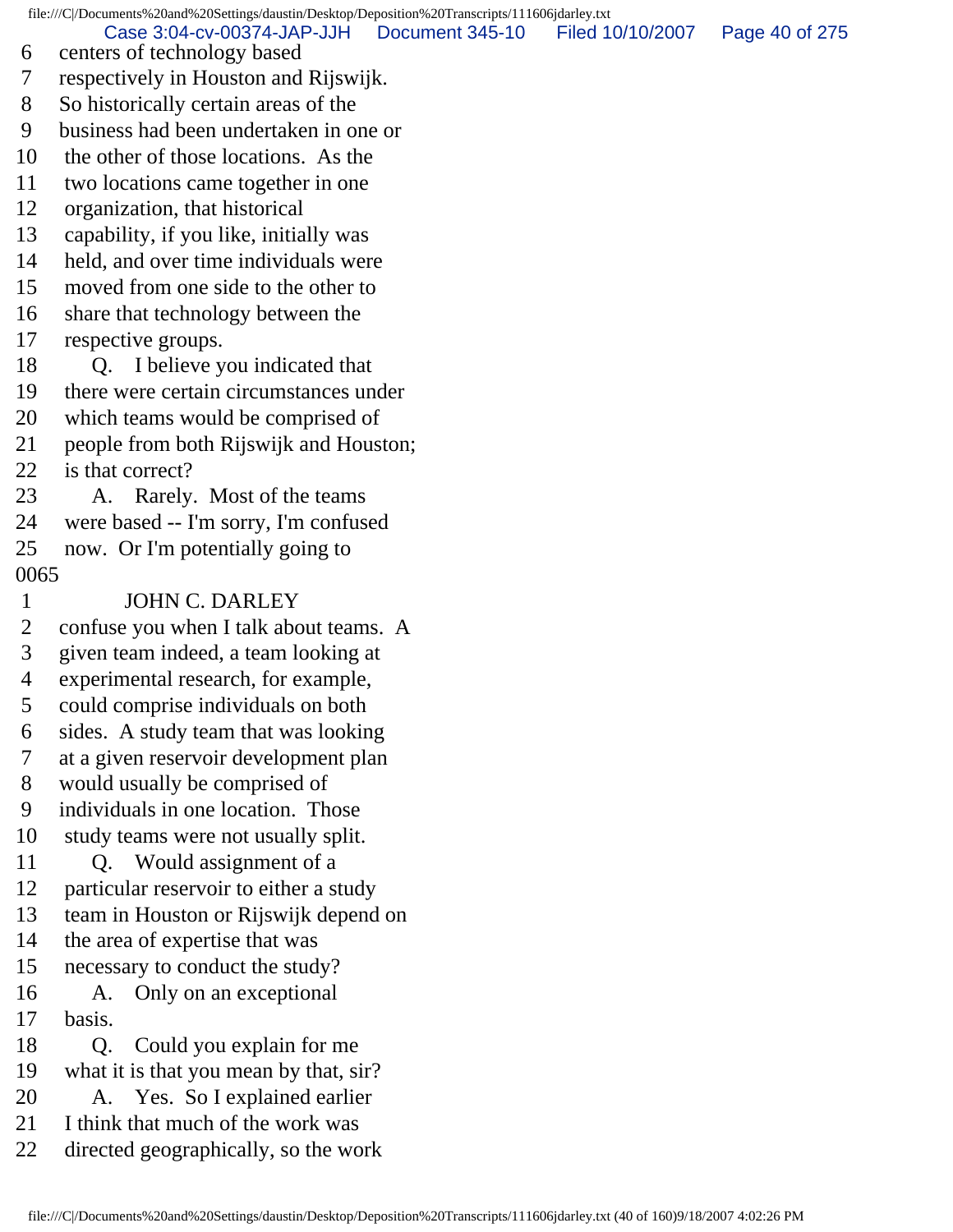6 centers of technology based
7 respectively in Houston and Rijswijk.
8 So historically certain areas of the
9 business had been undertaken in one or
10 the other of those locations. As the
11 two locations came together in one
12 organization, that historical
13 capability, if you like, initially was
14 held, and over time individuals were
15 moved from one side to the other to
16 share that technology between the
17 respective groups.
18 Q. I believe you indicated that
19 there were certain circumstances under
20 which teams would be comprised of
21 people from both Rijswijk and Houston;
22 is that correct?
23 A. Rarely. Most of the teams
24 were based -- I'm sorry, I'm confused
25 now. Or I'm potentially going to
0065
1 JOHN C. DARLEY
2 confuse you when I talk about teams. A
3 given team indeed, a team looking at
4 experimental research, for example,
5 could comprise individuals on both
6 sides. A study team that was looking
7 at a given reservoir development plan
8 would usually be comprised of
9 individuals in one location. Those
10 study teams were not usually split.
11 Q. Would assignment of a
12 particular reservoir to either a study
13 team in Houston or Rijswijk depend on
14 the area of expertise that was
15 necessary to conduct the study?
16 A. Only on an exceptional
17 basis.
18 Q. Could you explain for me
19 what it is that you mean by that, sir?
20 A. Yes. So I explained earlier
21 I think that much of the work was
22 directed geographically, so the work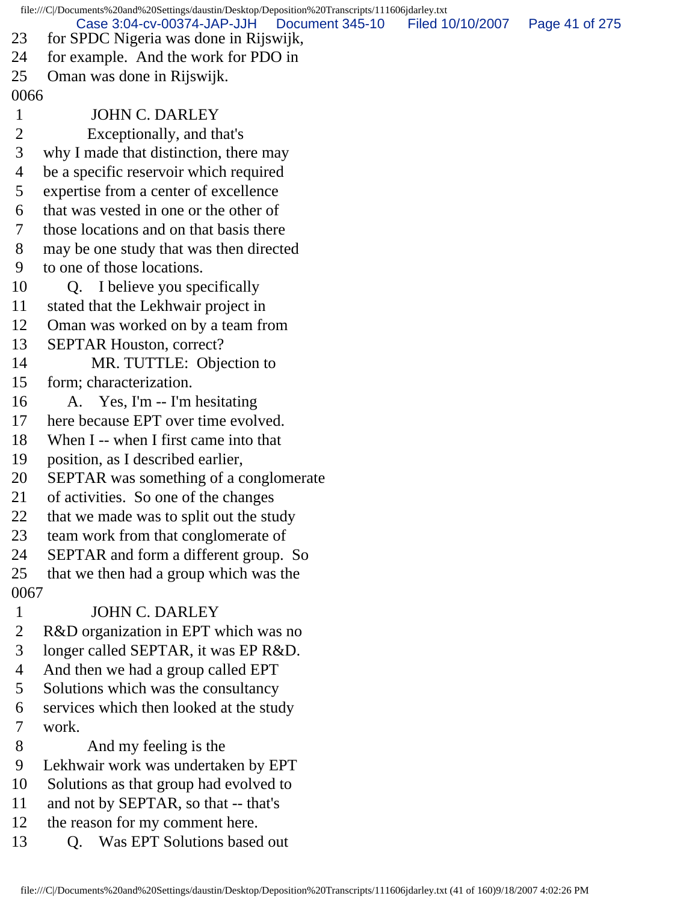23 for SPDC Nigeria was done in Rijswijk,
24 for example. And the work for PDO in
25 Oman was done in Rijswijk.

0066

1 JOHN C. DARLEY
2 Exceptionally, and that's
3 why I made that distinction, there may
4 be a specific reservoir which required
5 expertise from a center of excellence
6 that was vested in one or the other of
7 those locations and on that basis there
8 may be one study that was then directed
9 to one of those locations.
10 Q. I believe you specifically
11 stated that the Lekhwair project in
12 Oman was worked on by a team from
13 SEPTAR Houston, correct?
14 MR. TUTTLE: Objection to
15 form; characterization.
16 A. Yes, I'm -- I'm hesitating
17 here because EPT over time evolved.
18 When I -- when I first came into that
19 position, as I described earlier,
20 SEPTAR was something of a conglomerate
21 of activities. So one of the changes
22 that we made was to split out the study
23 team work from that conglomerate of
24 SEPTAR and form a different group. So
25 that we then had a group which was the

0067

1 JOHN C. DARLEY
2 R&D organization in EPT which was no
3 longer called SEPTAR, it was EP R&D.
4 And then we had a group called EPT
5 Solutions which was the consultancy
6 services which then looked at the study
7 work.
8 And my feeling is the
9 Lekhwair work was undertaken by EPT
10 Solutions as that group had evolved to
11 and not by SEPTAR, so that -- that's
12 the reason for my comment here.
13 Q. Was EPT Solutions based out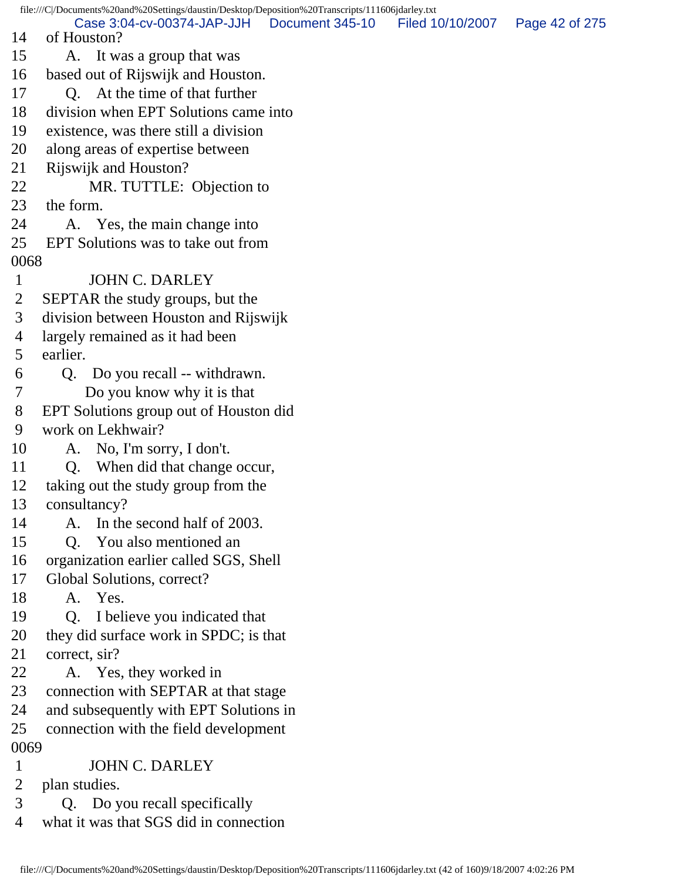14 of Houston?
15 A. It was a group that was
16 based out of Rijswijk and Houston.
17 Q. At the time of that further
18 division when EPT Solutions came into
19 existence, was there still a division
20 along areas of expertise between
21 Rijswijk and Houston?
22 MR. TUTTLE: Objection to
23 the form.
24 A. Yes, the main change into
25 EPT Solutions was to take out from
0068
1 JOHN C. DARLEY
2 SEPTAR the study groups, but the
3 division between Houston and Rijswijk
4 largely remained as it had been
5 earlier.
6 Q. Do you recall -- withdrawn.
7 Do you know why it is that
8 EPT Solutions group out of Houston did
9 work on Lekhwair?
10 A. No, I'm sorry, I don't.
11 Q. When did that change occur,
12 taking out the study group from the
13 consultancy?
14 A. In the second half of 2003.
15 Q. You also mentioned an
16 organization earlier called SGS, Shell
17 Global Solutions, correct?
18 A. Yes.
19 Q. I believe you indicated that
20 they did surface work in SPDC; is that
21 correct, sir?
22 A. Yes, they worked in
23 connection with SEPTAR at that stage
24 and subsequently with EPT Solutions in
25 connection with the field development
0069
1 JOHN C. DARLEY
2 plan studies.
3 Q. Do you recall specifically
4 what it was that SGS did in connection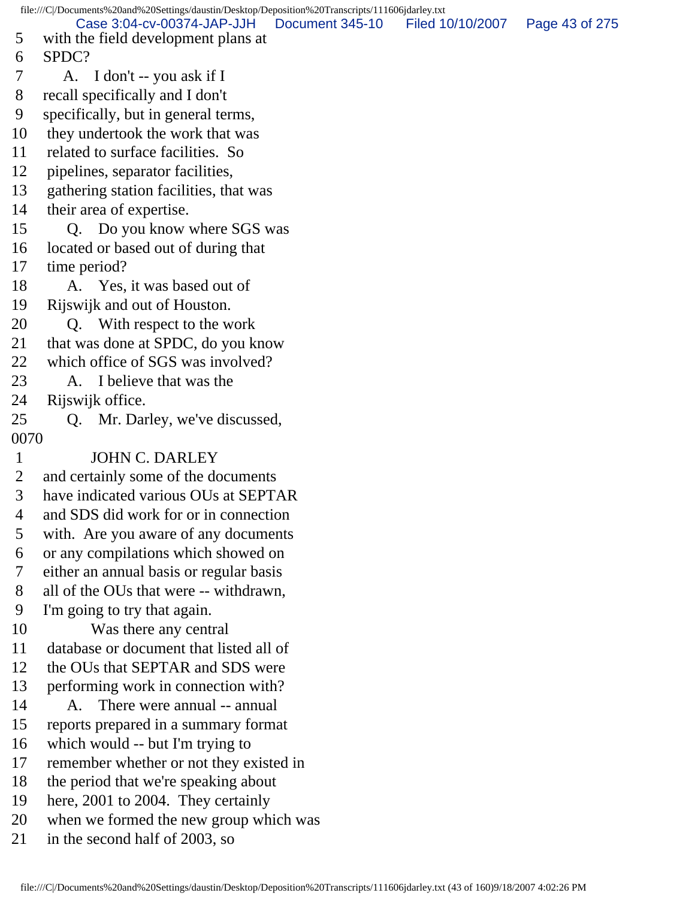5 with the field development plans at
6 SPDC?
7 A. I don't -- you ask if I
8 recall specifically and I don't
9 specifically, but in general terms,
10 they undertook the work that was
11 related to surface facilities. So
12 pipelines, separator facilities,
13 gathering station facilities, that was
14 their area of expertise.
15 Q. Do you know where SGS was
16 located or based out of during that
17 time period?
18 A. Yes, it was based out of
19 Rijswijk and out of Houston.
20 Q. With respect to the work
21 that was done at SPDC, do you know
22 which office of SGS was involved?
23 A. I believe that was the
24 Rijswijk office.
25 Q. Mr. Darley, we've discussed,

0070

1 JOHN C. DARLEY
2 and certainly some of the documents
3 have indicated various OUs at SEPTAR
4 and SDS did work for or in connection
5 with. Are you aware of any documents
6 or any compilations which showed on
7 either an annual basis or regular basis
8 all of the OUs that were -- withdrawn,
9 I'm going to try that again.
10 Was there any central
11 database or document that listed all of
12 the OUs that SEPTAR and SDS were
13 performing work in connection with?
14 A. There were annual -- annual
15 reports prepared in a summary format
16 which would -- but I'm trying to
17 remember whether or not they existed in
18 the period that we're speaking about
19 here, 2001 to 2004. They certainly
20 when we formed the new group which was
21 in the second half of 2003, so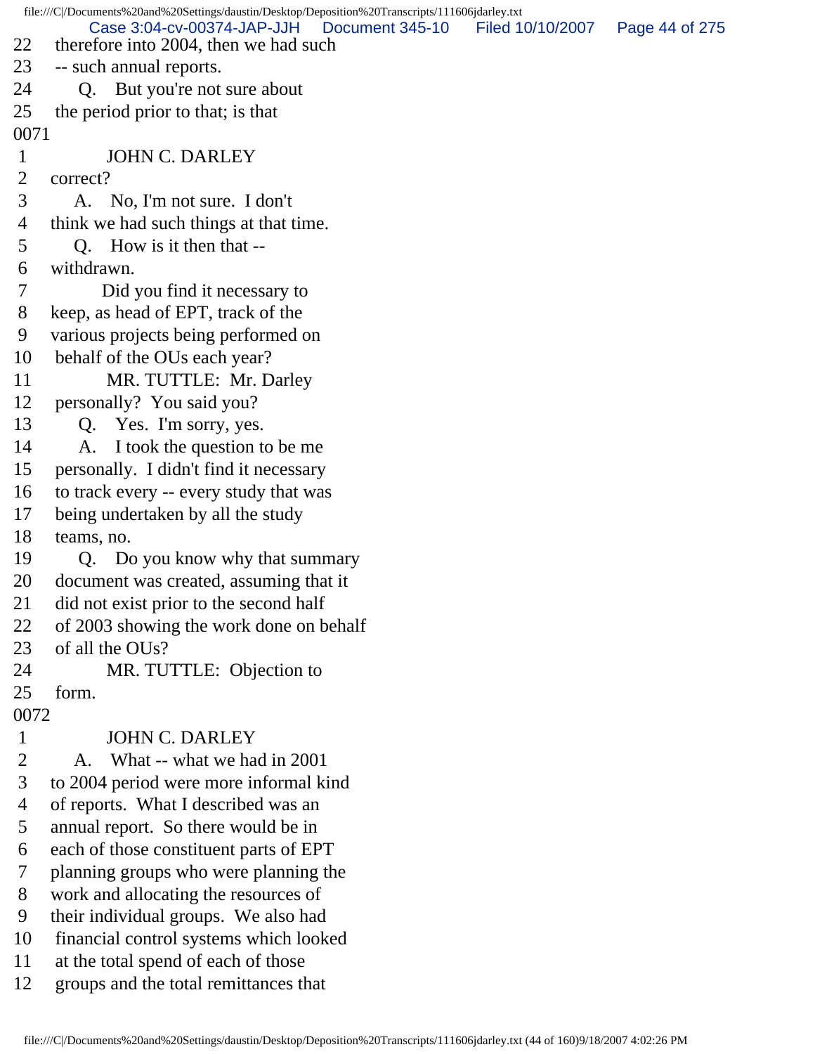22 therefore into 2004, then we had such
23 -- such annual reports.
24 Q. But you're not sure about
25 the period prior to that; is that

0071

1 JOHN C. DARLEY
2 correct?
3 A. No, I'm not sure. I don't
4 think we had such things at that time.
5 Q. How is it then that --
6 withdrawn.
7 Did you find it necessary to
8 keep, as head of EPT, track of the
9 various projects being performed on
10 behalf of the OUs each year?
11 MR. TUTTLE: Mr. Darley
12 personally? You said you?
13 Q. Yes. I'm sorry, yes.
14 A. I took the question to be me
15 personally. I didn't find necessary
16 to track every -- every study that was
17 being undertaken by all the study
18 teams, no.
19 Q. Do you know why that summary
20 document was created, assuming that it
21 did not exist prior to the second half
22 of 2003 showing the work done on behalf
23 of all the OUs?
24 MR. TUTTLE: Objection to
25 form.

0072

1 JOHN C. DARLEY
2 A. What -- what we had in 2001
3 to 2004 period were more informal kind
4 of reports. What I described was an
5 annual report. So there would be in
6 each of those constituent parts of EPT
7 planning groups who were planning the
8 work and allocating the resources of
9 their individual groups. We also had
10 financial control systems which looked
11 at the total spend of each of those
12 groups and the total remittances that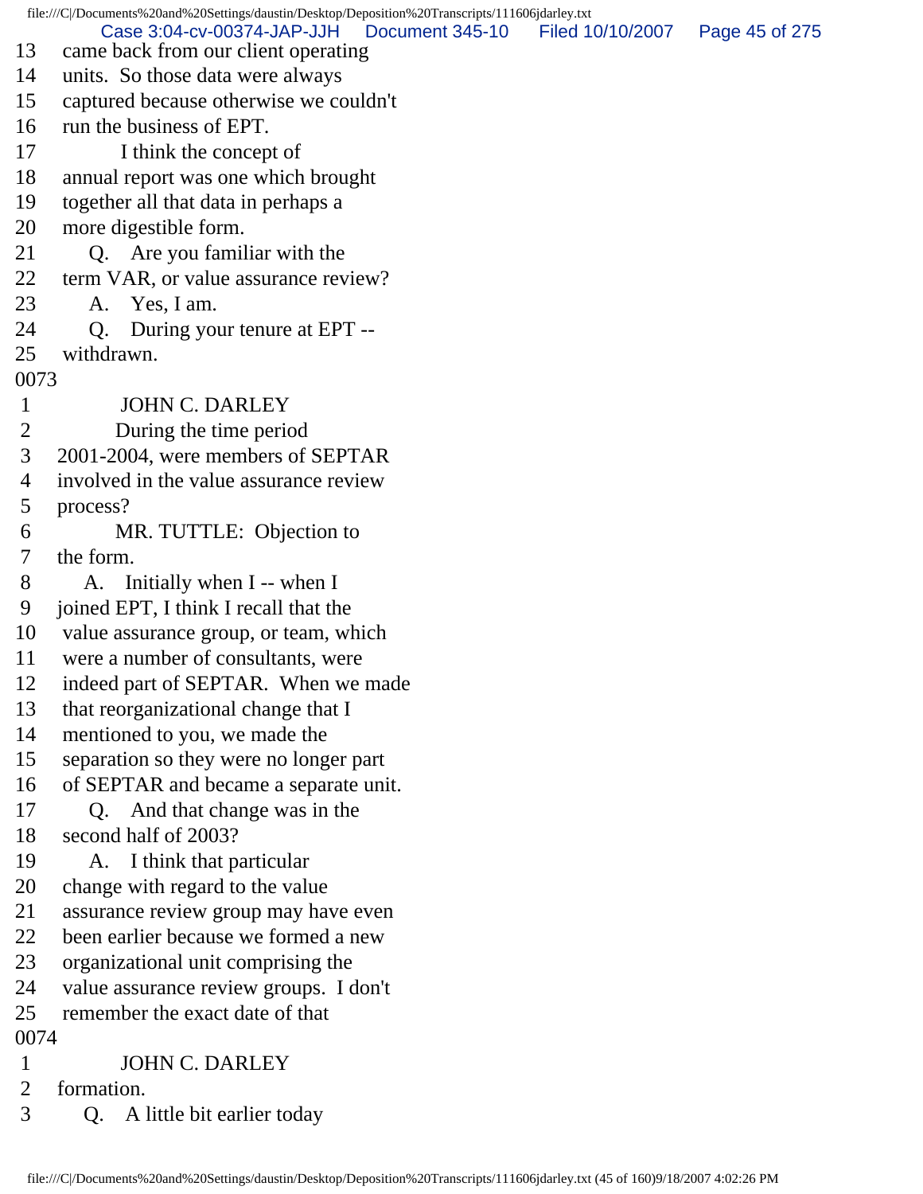13 came back from our client operating
14 units. So those data were always
15 captured because otherwise we couldn't
16 run the business of EPT.
17 I think the concept of
18 annual report was one which brought
19 together all that data in perhaps a
20 more digestible form.
21 Q. Are you familiar with the
22 term VAR, or value assurance review?
23 A. Yes, I am.
24 Q. During your tenure at EPT --
25 withdrawn.

0073

1 JOHN C. DARLEY
2 During the time period
3 2001-2004, were members of SEPTAR
4 involved in the value assurance review
5 process?
6 MR. TUTTLE: Objection to
7 the form.
8 A. Initially when I -- when I
9 joined EPT, I think I recall that the
10 value assurance group, or team, which
11 were a number of consultants, were
12 indeed part of SEPTAR. When we made
13 that reorganizational change that I
14 mentioned to you, we made the
15 separation so they were no longer part
16 of SEPTAR and became a separate unit.
17 Q. And that change was in the
18 second half of 2003?
19 A. I think that particular
20 change with regard to the value
21 assurance review group may have even
22 been earlier because we formed a new
23 organizational unit comprising the
24 value assurance review groups. I don't
25 remember the exact date of that

0074

1 JOHN C. DARLEY
2 formation.
3 Q. A little bit earlier today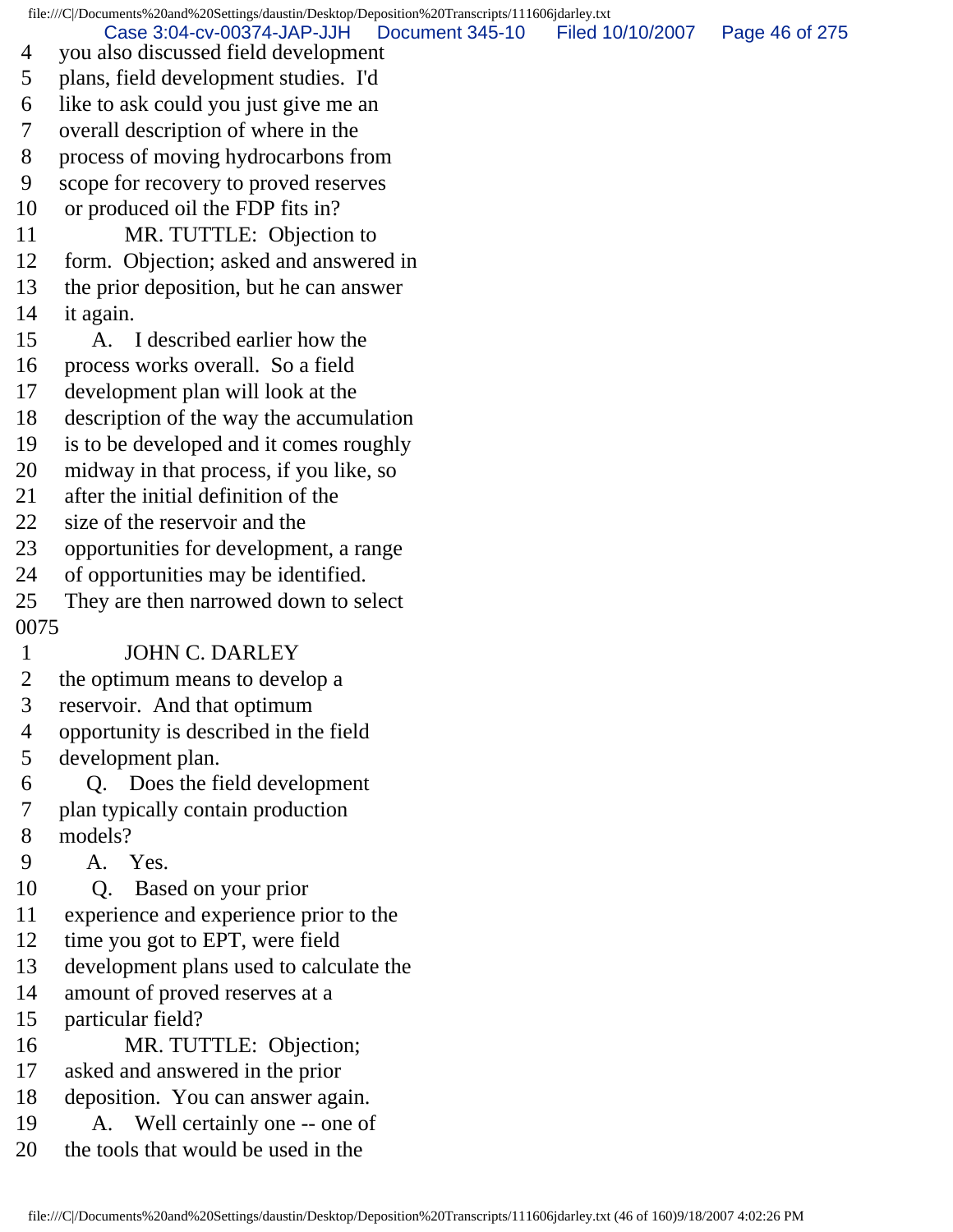4 you also discussed field development
5 plans, field development studies. I'd
6 like to ask could you just give me an
7 overall description of where in the
8 process of moving hydrocarbons from
9 scope for recovery to proved reserves
10 or produced oil the FDP fits in?
11 MR. TUTTLE: Objection to
12 form. Objection; asked and answered in
13 the prior deposition, but he can answer
14 it again.
15 A. I described earlier how the
16 process works overall. So a field
17 development plan will look at the
18 description of the way the accumulation
19 is to be developed and it comes roughly
20 midway in that process, if you like, so
21 after the initial definition of the
22 size of the reservoir and the
23 opportunities for development, a range
24 of opportunities may be identified.
25 They are then narrowed down to select
0075
1 JOHN C. DARLEY
2 the optimum means to develop a
3 reservoir. And that optimum
4 opportunity is described in the field
5 development plan.
6 Q. Does the field development
7 plan typically contain production
8 models?
9 A. Yes.
10 Q. Based on your prior
11 experience and experience prior to the
12 time you got to EPT, were field
13 development plans used to calculate the
14 amount of proved reserves at a
15 particular field?
16 MR. TUTTLE: Objection;
17 asked and answered in the prior
18 deposition. You can answer again.
19 A. Well certainly one -- one of
20 the tools that would be used in the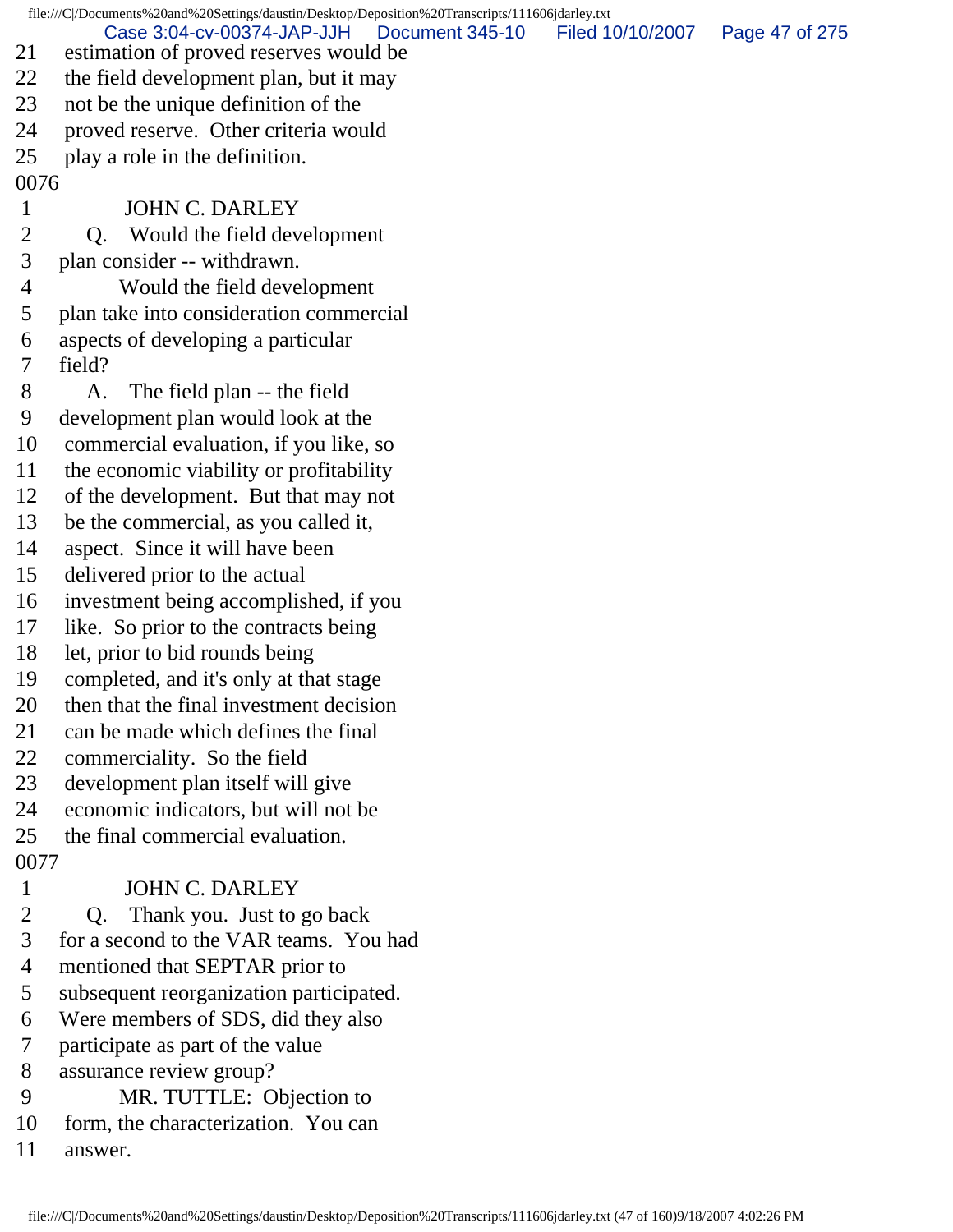21 estimation of proved reserves would be
22 the field development plan, but it may
23 not be the unique definition of the
24 proved reserve. Other criteria would
25 play a role in the definition.

0076

1 JOHN C. DARLEY
2 Q. Would the field development
3 plan consider -- withdrawn.
4 Would the field development
5 plan take into consideration commercial
6 aspects of developing a particular
7 field?
8 A. The field plan -- the field
9 development plan would look at the
10 commercial evaluation, if you like, so
11 the economic viability or profitability
12 of the development. But that may not
13 be the commercial, as you called it,
14 aspect. Since it will have been
15 delivered prior to the actual
16 investment being accomplished, if you
17 like. So prior to the contracts being
18 let, prior to bid rounds being
19 completed, and it's only at that stage
20 then that the final investment decision
21 can be made which defines the final
22 commerciality. So the field
23 development plan itself will give
24 economic indicators, but will not be
25 the final commercial evaluation.

0077

1 JOHN C. DARLEY
2 Q. Thank you. Just to go back
3 for a second to the VAR teams. You had
4 mentioned that SEPTAR prior to
5 subsequent reorganization participated.
6 Were members of SDS, did they also
7 participate as part of the value
8 assurance review group?
9 MR. TUTTLE: Objection to
10 form, the characterization. You can
11 answer.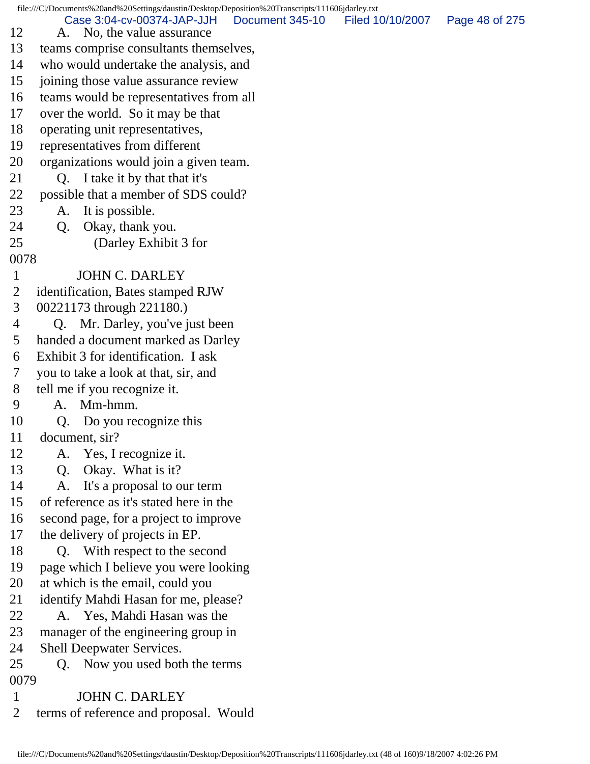12 A. No, the value assurance
13 teams comprise consultants themselves,
14 who would undertake the analysis, and
15 joining those value assurance review
16 teams would be representatives from all
17 over the world. So it may be that
18 operating unit representatives,
19 representatives from different
20 organizations would join a given team.
21 Q. I take it by that that it's
22 possible that a member of SDS could?
23 A. It is possible.
24 Q. Okay, thank you.
25 (Darley Exhibit 3 for

0078

1 JOHN C. DARLEY
2 identification, Bates stamped RJW
3 00221173 through 221180.)
4 Q. Mr. Darley, you've just been
5 handed a document marked as Darley
6 Exhibit 3 for identification. I ask
7 you to take a look at that, sir, and
8 tell me if you recognize it.
9 A. Mm-hmm.
10 Q. Do you recognize this
11 document, sir?
12 A. Yes, I recognize it.
13 Q. Okay. What is it?
14 A. It's a proposal to our term
15 of reference as it's stated here in the
16 second page, for a project to improve
17 the delivery of projects in EP.
18 Q. With respect to the second
19 page which I believe you were looking
20 at which is the email, could you
21 identify Mahdi Hasan for me, please?
22 A. Yes, Mahdi Hasan was the
23 manager of the engineering group in
24 Shell Deepwater Services.
25 Q. Now you used both the terms

0079

1 JOHN C. DARLEY
2 terms of reference and proposal. Would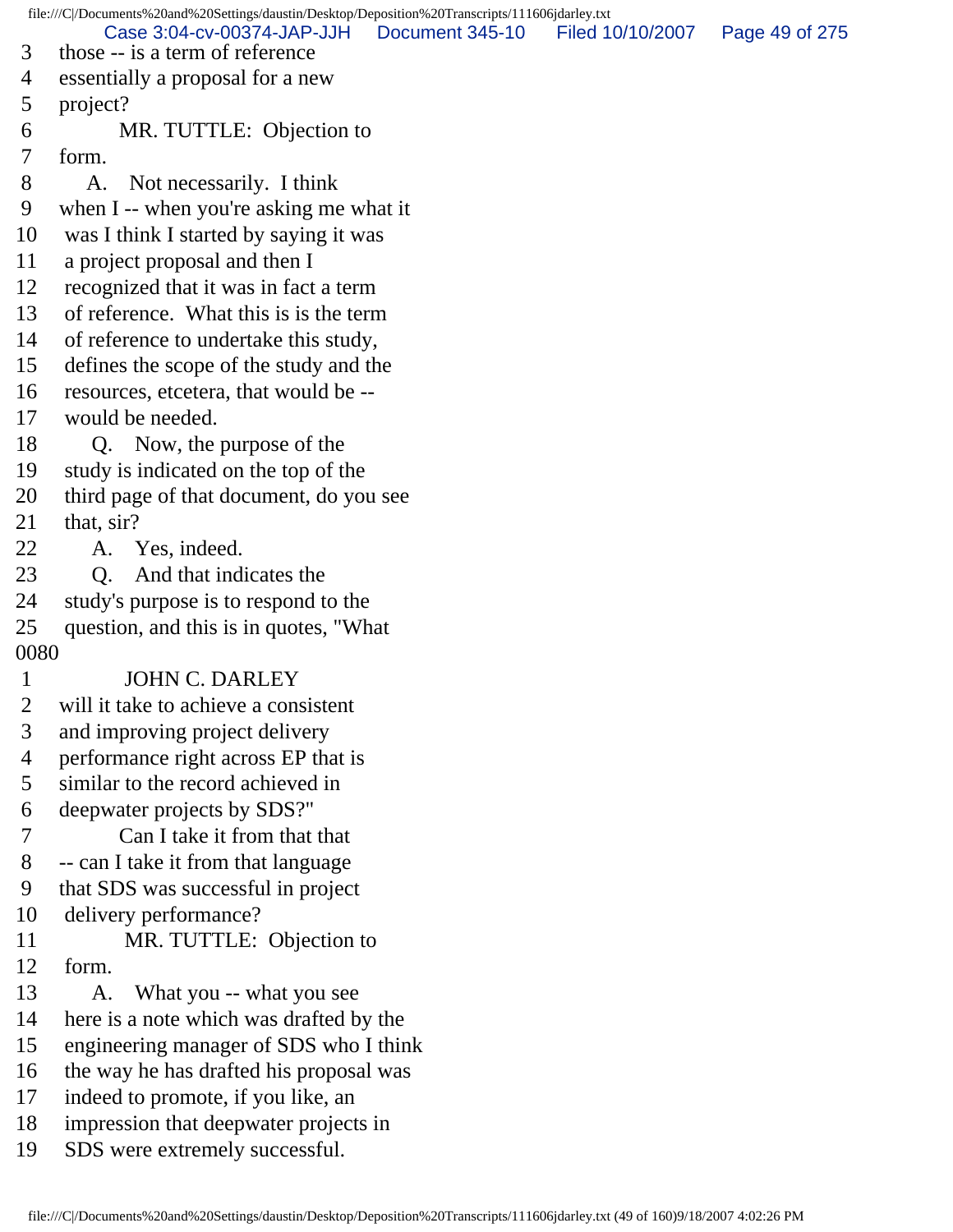3 those -- is a term of reference
4 essentially a proposal for a new
5 project?
6 MR. TUTTLE: Objection to
7 form.
8 A. Not necessarily. I think
9 when I -- when you're asking me what it
10 was I think I started by saying it was
11 a project proposal and then I
12 recognized that it was in fact a term
13 of reference. What this is is the term
14 of reference to undertake this study,
15 defines the scope of the study and the
16 resources, etcetera, that would be --
17 would be needed.
18 Q. Now, the purpose of the
19 study is indicated on the top of the
20 third page of that document, do you see
21 that, sir?
22 A. Yes, indeed.
23 Q. And that indicates the
24 study's purpose is to respond to the
25 question, and this is in quotes, "What

0080

1 JOHN C. DARLEY
2 will it take to achieve a consistent
3 and improving project delivery
4 performance right across EP that is
5 similar to the record achieved in
6 deepwater projects by SDS?"
7 Can I take it from that that
8 -- can I take it from that language
9 that SDS was successful in project
10 delivery performance?
11 MR. TUTTLE: Objection to
12 form.
13 A. What you -- what you see
14 here is a note which was drafted by the
15 engineering manager of SDS who I think
16 the way he has drafted his proposal was
17 indeed to promote, if you like, an
18 impression that deepwater projects in
19 SDS were extremely successful.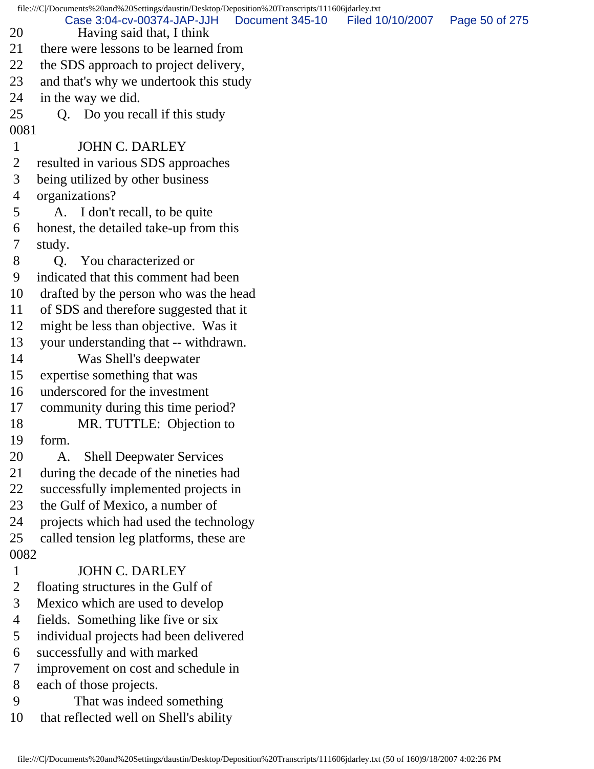20 Having said that, I think
21 there were lessons to be learned from
22 the SDS approach to project delivery,
23 and that's why we undertook this study
24 in the way we did.
25 Q. Do you recall if this study

0081

1 JOHN C. DARLEY
2 resulted in various SDS approaches
3 being utilized by other business
4 organizations?
5 A. I don't recall, to be quite
6 honest, the detailed take-up from this
7 study.
8 Q. You characterized or
9 indicated that this comment had been
10 drafted by the person who was the head
11 of SDS and therefore suggested that it
12 might be less than objective. Was it
13 your understanding that -- withdrawn.
14 Was Shell's deepwater
15 expertise something that was
16 underscored for the investment
17 community during this time period?
18 MR. TUTTLE: Objection to
19 form.
20 A. Shell Deepwater Services
21 during the decade of the nineties had
22 successfully implemented projects in
23 the Gulf of Mexico, a number of
24 projects which had used the technology
25 called tension leg platforms, these are

0082

1 JOHN C. DARLEY
2 floating structures in the Gulf of
3 Mexico which are used to develop
4 fields. Something like five or six
5 individual projects had been delivered
6 successfully and with marked
7 improvement on cost and schedule in
8 each of those projects.
9 That was indeed something
10 that reflected well on Shell's ability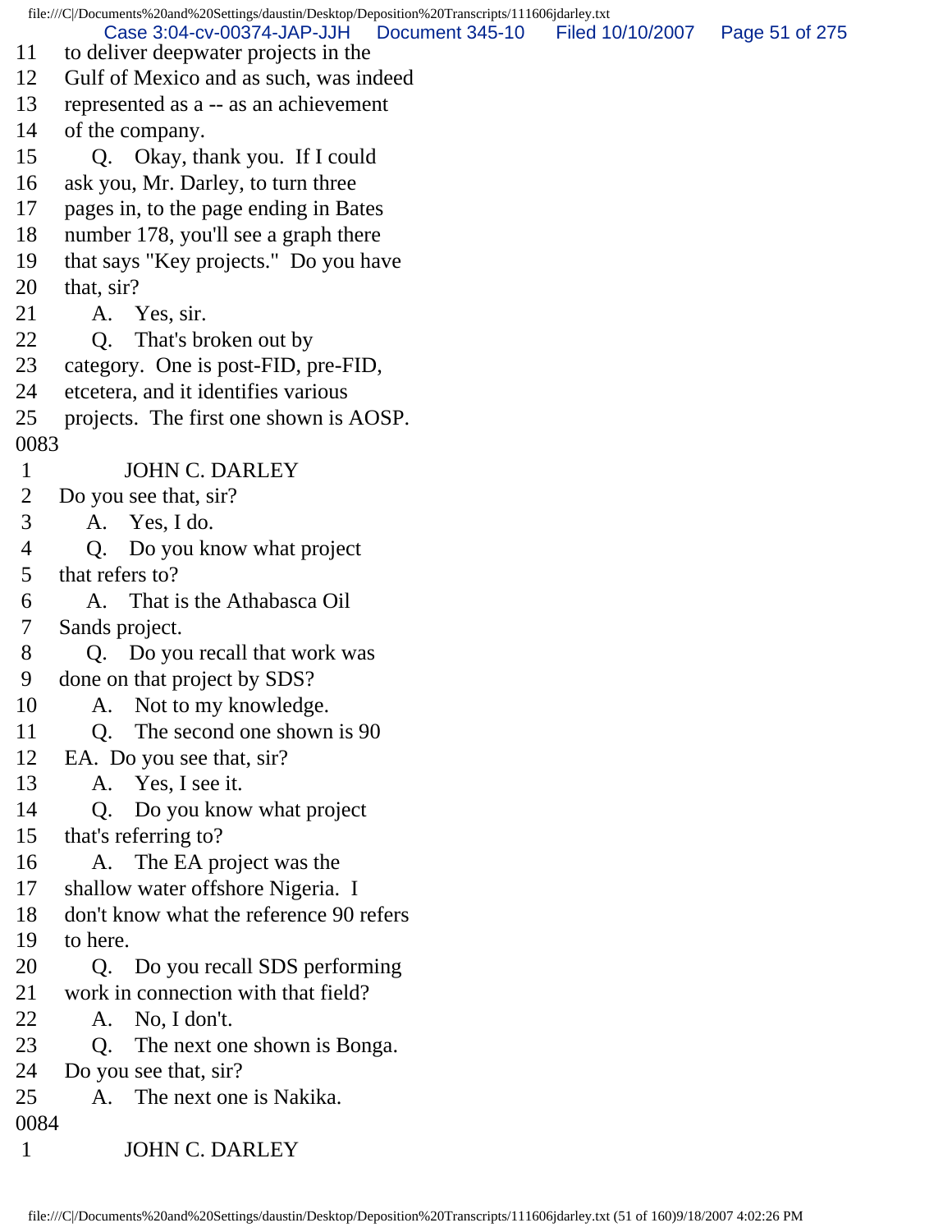11 to deliver deepwater projects in the
12 Gulf of Mexico and as such, was indeed
13 represented as a -- as an achievement
14 of the company.
15 Q. Okay, thank you. If I could
16 ask you, Mr. Darley, to turn three
17 pages in, to the page ending in Bates
18 number 178, you'll see a graph there
19 that says "Key projects." Do you have
20 that, sir?
21 A. Yes, sir.
22 Q. That's broken out by
23 category. One is post-FID, pre-FID,
24 etcetera, and it identifies various
25 projects. The first one shown is AOSP.

0083

1 JOHN C. DARLEY
2 Do you see that, sir?
3 A. Yes, I do.
4 Q. Do you know what project
5 that refers to?
6 A. That is the Athabasca Oil
7 Sands project.
8 Q. Do you recall that work was
9 done on that project by SDS?
10 A. Not to my knowledge.
11 Q. The second one shown is 90
12 EA. Do you see that, sir?
13 A. Yes, I see it.
14 Q. Do you know what project
15 that's referring to?
16 A. The EA project was the
17 shallow water offshore Nigeria. I
18 don't know what the reference 90 refers
19 to here.
20 Q. Do you recall SDS performing
21 work in connection with that field?
22 A. No, I don't.
23 Q. The next one shown is Bonga.
24 Do you see that, sir?
25 A. The next one is Nakika.

0084

1 JOHN C. DARLEY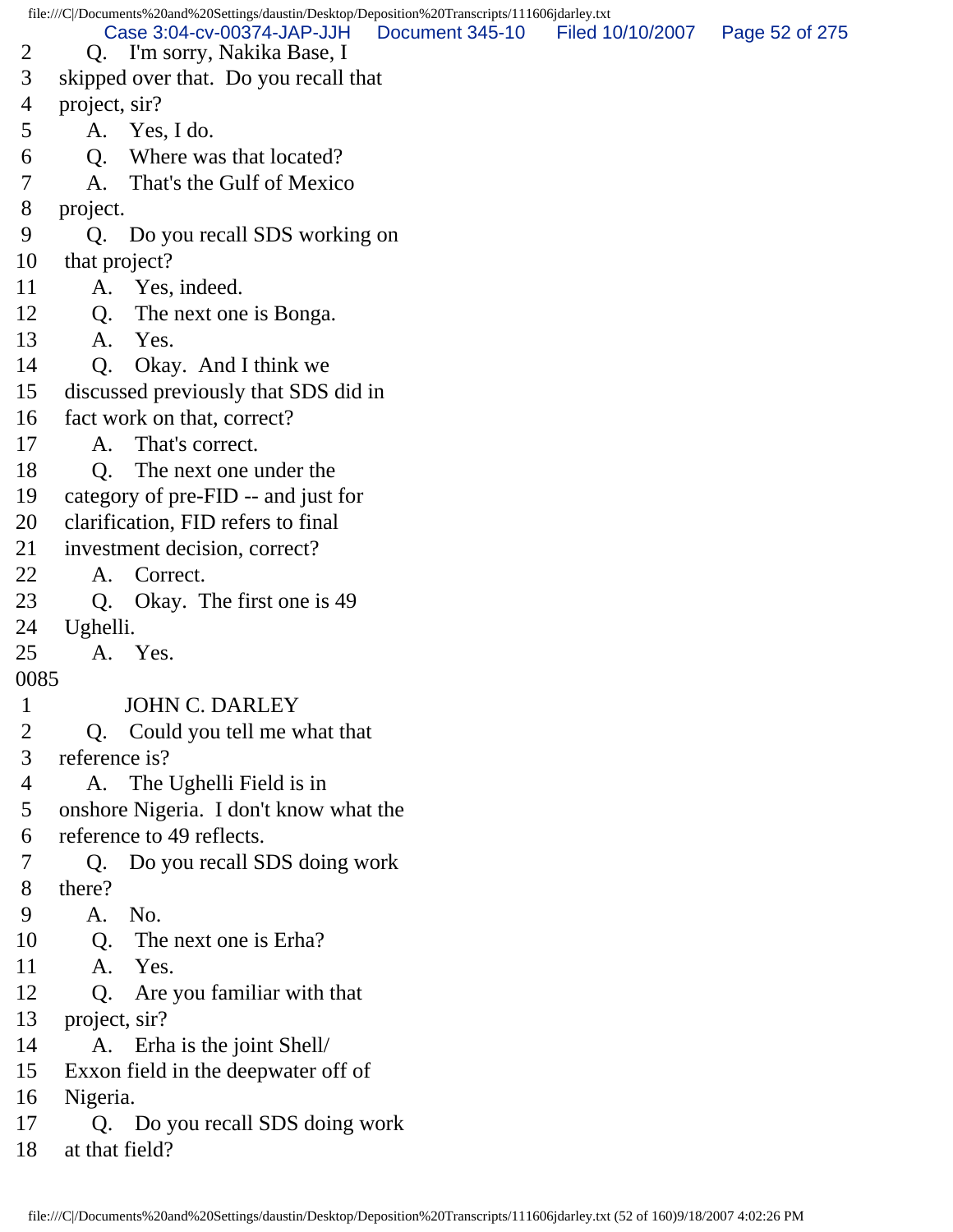2 Q. I'm sorry, Nakika Base, I
3 skipped over that. Do you recall that
4 project, sir?
5 A. Yes, I do.
6 Q. Where was that located?
7 A. That's the Gulf of Mexico
8 project.
9 Q. Do you recall SDS working on
10 that project?
11 A. Yes, indeed.
12 Q. The next one is Bonga.
13 A. Yes.
14 Q. Okay. And I think we
15 discussed previously that SDS did in
16 fact work on that, correct?
17 A. That's correct.
18 Q. The next one under the
19 category of pre-FID -- and just for
20 clarification, FID refers to final
21 investment decision, correct?
22 A. Correct.
23 Q. Okay. The first one is 49
24 Ughelli.
25 A. Yes.

0085

1 JOHN C. DARLEY
2 Q. Could you tell me what that
3 reference is?
4 A. The Ughelli Field is in
5 onshore Nigeria. I don't know what the
6 reference to 49 reflects.
7 Q. Do you recall SDS doing work
8 there?
9 A. No.
10 Q. The next one is Erha?
11 A. Yes.
12 Q. Are you familiar with that
13 project, sir?
14 A. Erha is the joint Shell/
15 Exxon field in the deepwater off of
16 Nigeria.
17 Q. Do you recall SDS doing work
18 at that field?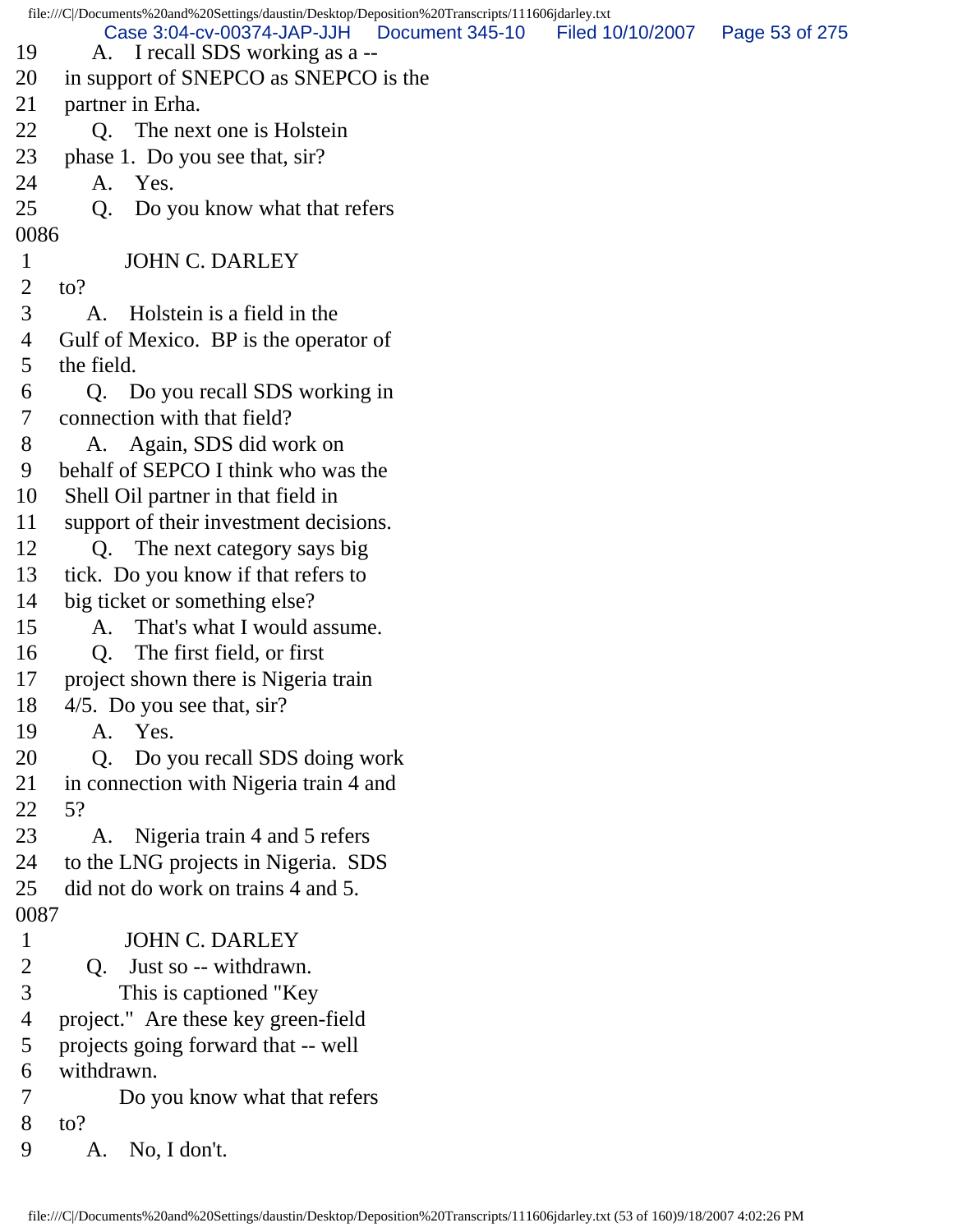19 A. I recall SDS working as a --
20 in support of SNEPCO as SNEPCO is the
21 partner in Erha.
22 Q. The next one is Holstein
23 phase 1. Do you see that, sir?
24 A. Yes.
25 Q. Do you know what that refers
0086
1 JOHN C. DARLEY
2 to?
3 A. Holstein is a field in the
4 Gulf of Mexico. BP is the operator of
5 the field.
6 Q. Do you recall SDS working in
7 connection with that field?
8 A. Again, SDS did work on
9 behalf of SEPCO I think who was the
10 Shell Oil partner in that field in
11 support of their investment decisions.
12 Q. The next category says big
13 tick. Do you know if that refers to
14 big ticket or something else?
15 A. That's what I would assume.
16 Q. The first field, or first
17 project shown there is Nigeria train
18 4/5. Do you see that, sir?
19 A. Yes.
20 Q. Do you recall SDS doing work
21 in connection with Nigeria train 4 and
22 5?
23 A. Nigeria train 4 and 5 refers
24 to the LNG projects in Nigeria. SDS
25 did not do work on trains 4 and 5.
0087
1 JOHN C. DARLEY
2 Q. Just so -- withdrawn.
3 This is captioned "Key
4 project." Are these key green-field
5 projects going forward that -- well
6 withdrawn.
7 Do you know what that refers
8 to?
9 A. No, I don't.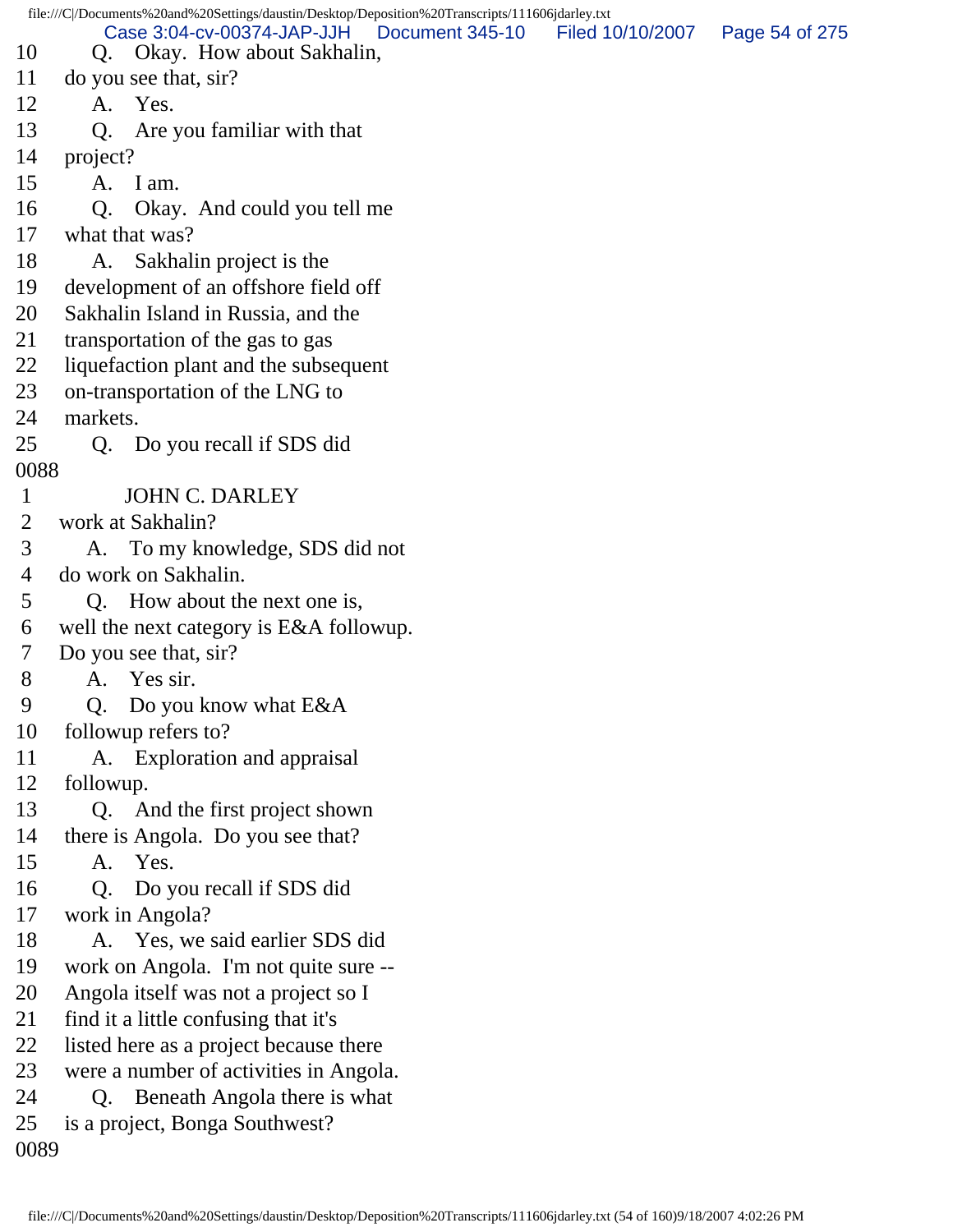10 Q. Okay. How about Sakhalin,
11 do you see that, sir?
12 A. Yes.
13 Q. Are you familiar with that
14 project?
15 A. I am.
16 Q. Okay. And could you tell me
17 what that was?
18 A. Sakhalin project is the
19 development of an offshore field off
20 Sakhalin Island in Russia, and the
21 transportation of the gas to gas
22 liquefaction plant and the subsequent
23 on-transportation of the LNG to
24 markets.
25 Q. Do you recall if SDS did
0088
1 JOHN C. DARLEY
2 work at Sakhalin?
3 A. To my knowledge, SDS did not
4 do work on Sakhalin.
5 Q. How about the next one is,
6 well the next category is E&A followup.
7 Do you see that, sir?
8 A. Yes sir.
9 Q. Do you know what E&A
10 followup refers to?
11 A. Exploration and appraisal
12 followup.
13 Q. And the first project shown
14 there is Angola. Do you see that?
15 A. Yes.
16 Q. Do you recall if SDS did
17 work in Angola?
18 A. Yes, we said earlier SDS did
19 work on Angola. I'm not quite sure --
20 Angola itself was not a project so I
21 find it a little confusing that it's
22 listed here as a project because there
23 were a number of activities in Angola.
24 Q. Beneath Angola there is what
25 is a project, Bonga Southwest?
0089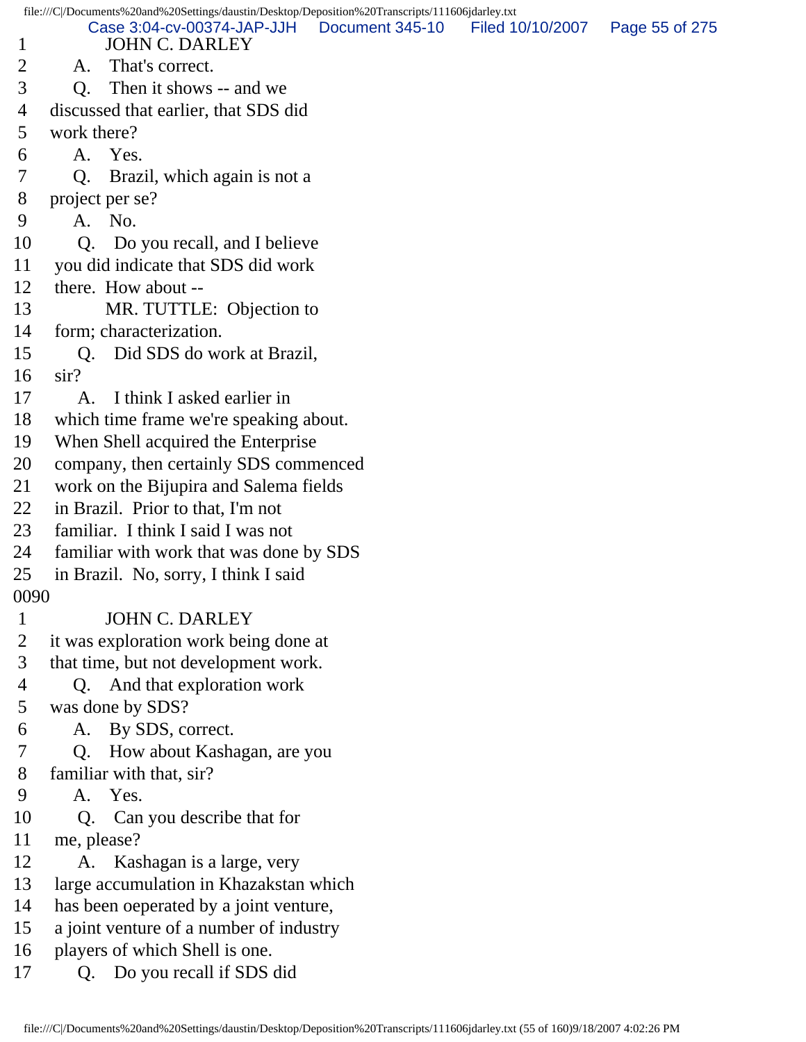1 JOHN C. DARLEY
2 A. That's correct.
3 Q. Then it shows -- and we
4 discussed that earlier, that SDS did
5 work there?
6 A. Yes.
7 Q. Brazil, which again is not a
8 project per se?
9 A. No.
10 Q. Do you recall, and I believe
11 you did indicate that SDS did work
12 there. How about --
13 MR. TUTTLE: Objection to
14 form; characterization.
15 Q. Did SDS do work at Brazil,
16 sir?
17 A. I think I asked earlier in
18 which time frame we're speaking about.
19 When Shell acquired the Enterprise
20 company, then certainly SDS commenced
21 work on the Bijupira and Salema fields
22 in Brazil. Prior to that, I'm not
23 familiar. I think I said I was not
24 familiar with work that was done by SDS
25 in Brazil. No, sorry, I think I said
0090
1 JOHN C. DARLEY
2 it was exploration work being done at
3 that time, but not development work.
4 Q. And that exploration work
5 was done by SDS?
6 A. By SDS, correct.
7 Q. How about Kashagan, are you
8 familiar with that, sir?
9 A. Yes.
10 Q. Can you describe that for
11 me, please?
12 A. Kashagan is a large, very
13 large accumulation in Khazakstan which
14 has been oeperated by a joint venture,
15 a joint venture of a number of industry
16 players of which Shell is one.
17 Q. Do you recall if SDS did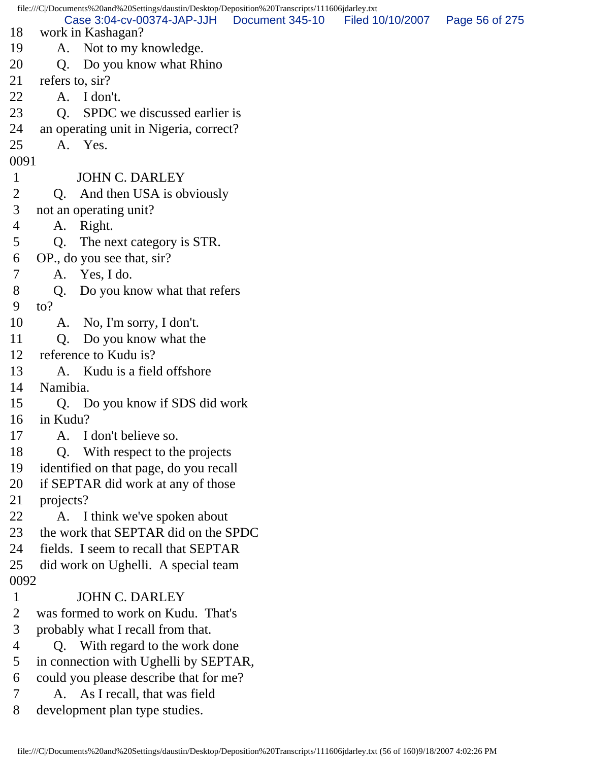18 work in Kashagan?
19 A. Not to my knowledge.
20 Q. Do you know what Rhino
21 refers to, sir?
22 A. I don't.
23 Q. SPDC we discussed earlier is
24 an operating unit in Nigeria, correct?
25 A. Yes.

0091

1 JOHN C. DARLEY
2 Q. And then USA is obviously
3 not an operating unit?
4 A. Right.
5 Q. The next category is STR.
6 OP., do you see that, sir?
7 A. Yes, I do.
8 Q. Do you know what that refers
9 to?
10 A. No, I'm sorry, I don't.
11 Q. Do you know what the
12 reference to Kudu is?
13 A. Kudu is a field offshore
14 Namibia.
15 Q. Do you know if SDS did work
16 in Kudu?
17 A. I don't believe so.
18 Q. With respect to the projects
19 identified on that page, do you recall
20 if SEPTAR did work at any of those
21 projects?
22 A. I think we've spoken about
23 the work that SEPTAR did on the SPDC
24 fields. I seem to recall that SEPTAR
25 did work on Ughelli. A special team

0092

1 JOHN C. DARLEY
2 was formed to work on Kudu. That's
3 probably what I recall from that.
4 Q. With regard to the work done
5 in connection with Ughelli by SEPTAR,
6 could you please describe that for me?
7 A. As I recall, that was field
8 development plan type studies.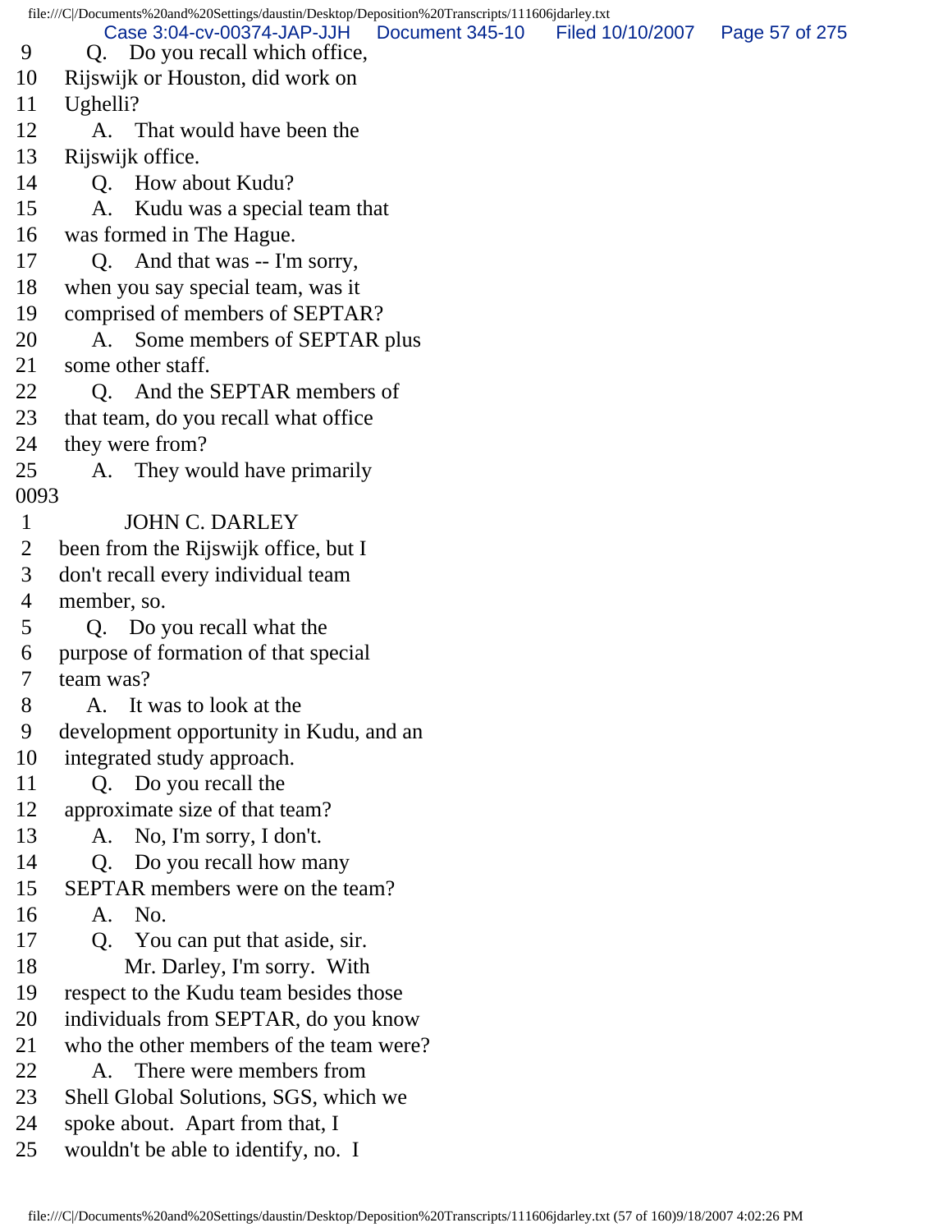9 Q. Do you recall which office,
10 Rijswijk or Houston, did work on
11 Ughelli?
12 A. That would have been the
13 Rijswijk office.
14 Q. How about Kudu?
15 A. Kudu was a special team that
16 was formed in The Hague.
17 Q. And that was -- I'm sorry,
18 when you say special team, was it
19 comprised of members of SEPTAR?
20 A. Some members of SEPTAR plus
21 some other staff.
22 Q. And the SEPTAR members of
23 that team, do you recall what office
24 they were from?
25 A. They would have primarily
0093
1 JOHN C. DARLEY
2 been from the Rijswijk office, but I
3 don't recall every individual team
4 member, so.
5 Q. Do you recall what the
6 purpose of formation of that special
7 team was?
8 A. It was to look at the
9 development opportunity in Kudu, and an
10 integrated study approach.
11 Q. Do you recall the
12 approximate size of that team?
13 A. No, I'm sorry, I don't.
14 Q. Do you recall how many
15 SEPTAR members were on the team?
16 A. No.
17 Q. You can put that aside, sir.
18 Mr. Darley, I'm sorry. With
19 respect to the Kudu team besides those
20 individuals from SEPTAR, do you know
21 who the other members of the team were?
22 A. There were members from
23 Shell Global Solutions, SGS, which we
24 spoke about. Apart from that, I
25 wouldn't be able to identify, no. I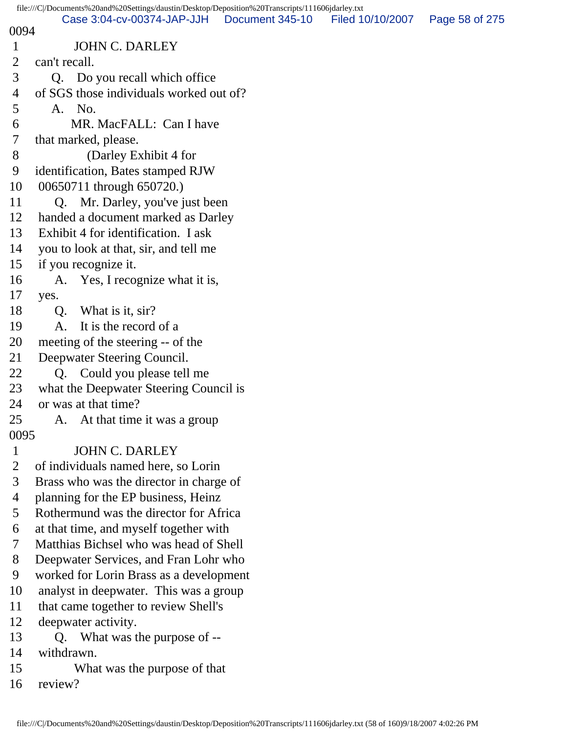0094

1 JOHN C. DARLEY
2 can't recall.
3 Q. Do you recall which office
4 of SGS those individuals worked out of?
5 A. No.
6 MR. MacFALL: Can I have
7 that marked, please.
8 (Darley Exhibit 4 for
9 identification, Bates stamped RJW
10 00650711 through 650720.)
11 Q. Mr. Darley, you've just been
12 handed a document marked as Darley
13 Exhibit 4 for identification. I ask
14 you to look at that, sir, and tell me
15 if you recognize it.
16 A. Yes, I recognize what it is,
17 yes.
18 Q. What is it, sir?
19 A. It is the record of a
20 meeting of the steering -- of the
21 Deepwater Steering Council.
22 Q. Could you please tell me
23 what the Deepwater Steering Council is
24 or was at that time?
25 A. At that time it was a group

0095

1 JOHN C. DARLEY
2 of individuals named here, so Lorin
3 Brass who was the director in charge of
4 planning for the EP business, Heinz
5 Rothermund was the director for Africa
6 at that time, and myself together with
7 Matthias Bichsel who was head of Shell
8 Deepwater Services, and Fran Lohr who
9 worked for Lorin Brass as a development
10 analyst in deepwater. This was a group
11 that came together to review Shell's
12 deepwater activity.
13 Q. What was the purpose of --
14 withdrawn.
15 What was the purpose of that
16 review?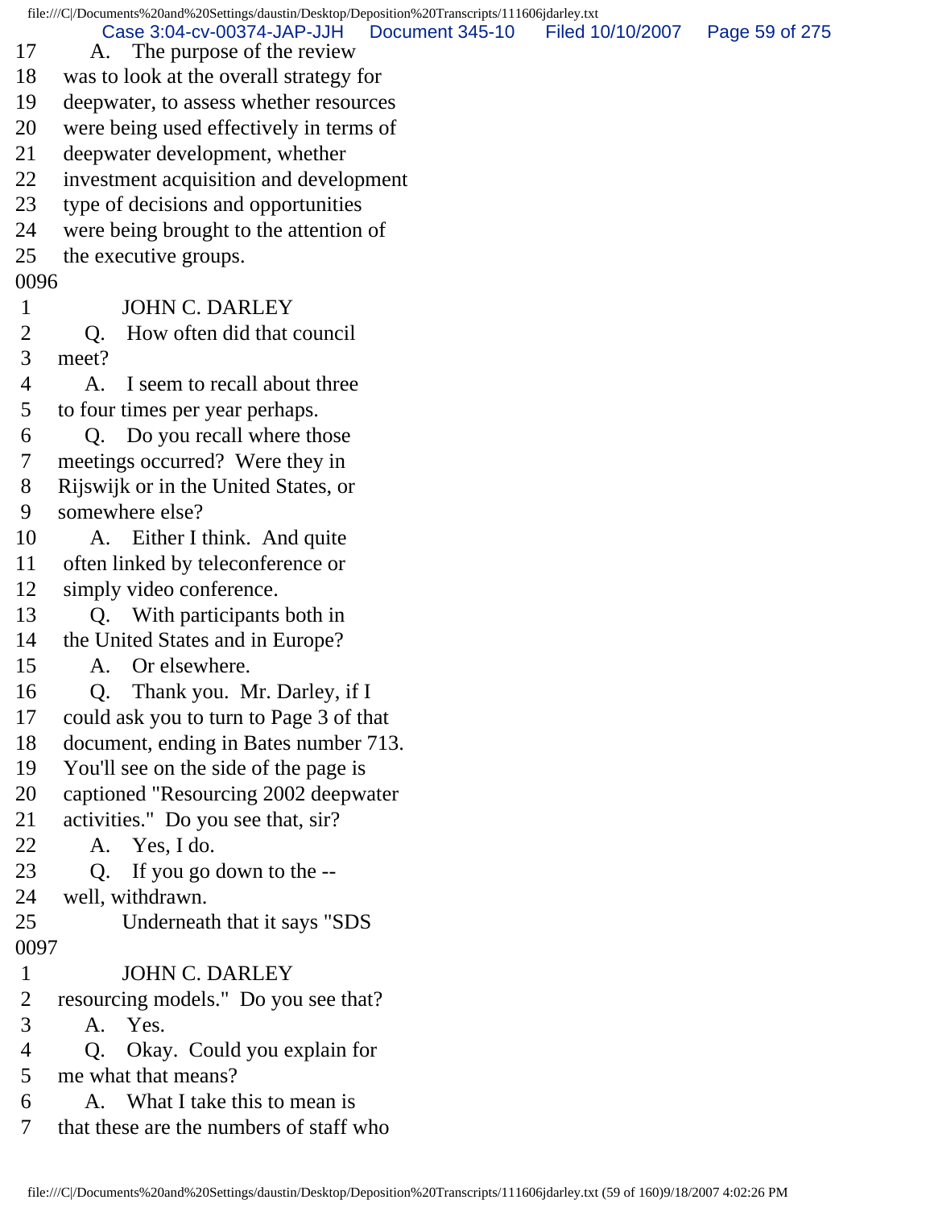17 A. The purpose of the review
18 was to look at the overall strategy for
19 deepwater, to assess whether resources
20 were being used effectively in terms of
21 deepwater development, whether
22 investment acquisition and development
23 type of decisions and opportunities
24 were being brought to the attention of
25 the executive groups.

0096

1 JOHN C. DARLEY
2 Q. How often did that council
3 meet?
4 A. I seem to recall about three
5 to four times per year perhaps.
6 Q. Do you recall where those
7 meetings occurred? Were they in
8 Rijswijk or in the United States, or
9 somewhere else?
10 A. Either I think. And quite
11 often linked by teleconference or
12 simply video conference.
13 Q. With participants both in
14 the United States and in Europe?
15 A. Or elsewhere.
16 Q. Thank you. Mr. Darley, if I
17 could ask you to turn to Page 3 of that
18 document, ending in Bates number 713.
19 You'll see on the side of the page is
20 captioned "Resourcing 2002 deepwater
21 activities." Do you see that, sir?
22 A. Yes, I do.
23 Q. If you go down to the --
24 well, withdrawn.
25 Underneath that it says "SDS

0097

1 JOHN C. DARLEY
2 resourcing models." Do you see that?
3 A. Yes.
4 Q. Okay. Could you explain for
5 me what that means?
6 A. What I take this to mean is
7 that these are the numbers of staff who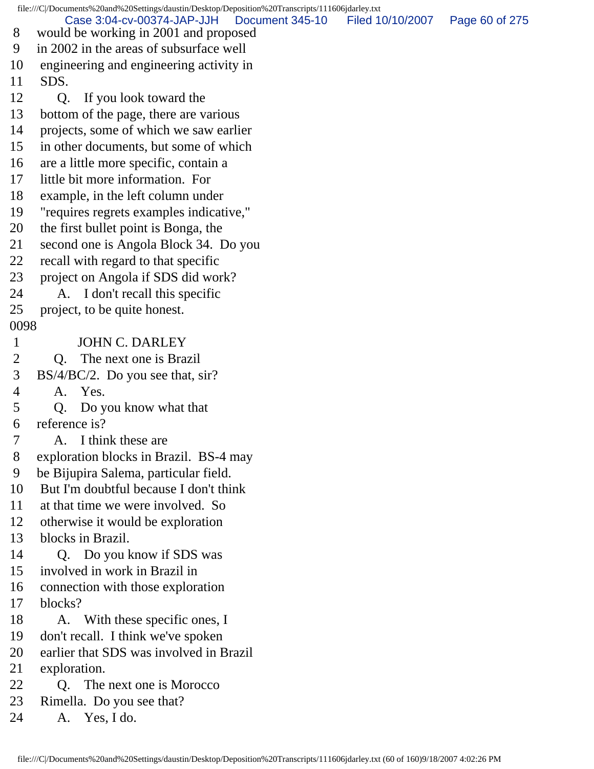8 would be working in 2001 and proposed
9 in 2002 in the areas of subsurface well
10 engineering and engineering activity in
11 SDS.
12 Q. If you look toward the
13 bottom of the page, there are various
14 projects, some of which we saw earlier
15 in other documents, but some of which
16 are a little more specific, contain a
17 little bit more information. For
18 example, in the left column under
19 "requires regrets examples indicative,"
20 the first bullet point is Bonga, the
21 second one is Angola Block 34. Do you
22 recall with regard to that specific
23 project on Angola if SDS did work?
24 A. I don't recall this specific
25 project, to be quite honest.

0098

1 JOHN C. DARLEY
2 Q. The next one is Brazil
3 BS/4/BC/2. Do you see that, sir?
4 A. Yes.
5 Q. Do you know what that
6 reference is?
7 A. I think these are
8 exploration blocks in Brazil. BS-4 may
9 be Bijupira Salema, particular field.
10 But I'm doubtful because I don't think
11 at that time we were involved. So
12 otherwise it would be exploration
13 blocks in Brazil.
14 Q. Do you know if SDS was
15 involved in work in Brazil in
16 connection with those exploration
17 blocks?
18 A. With these specific ones, I
19 don't recall. I think we've spoken
20 earlier that SDS was involved in Brazil
21 exploration.
22 Q. The next one is Morocco
23 Rimella. Do you see that?
24 A. Yes, I do.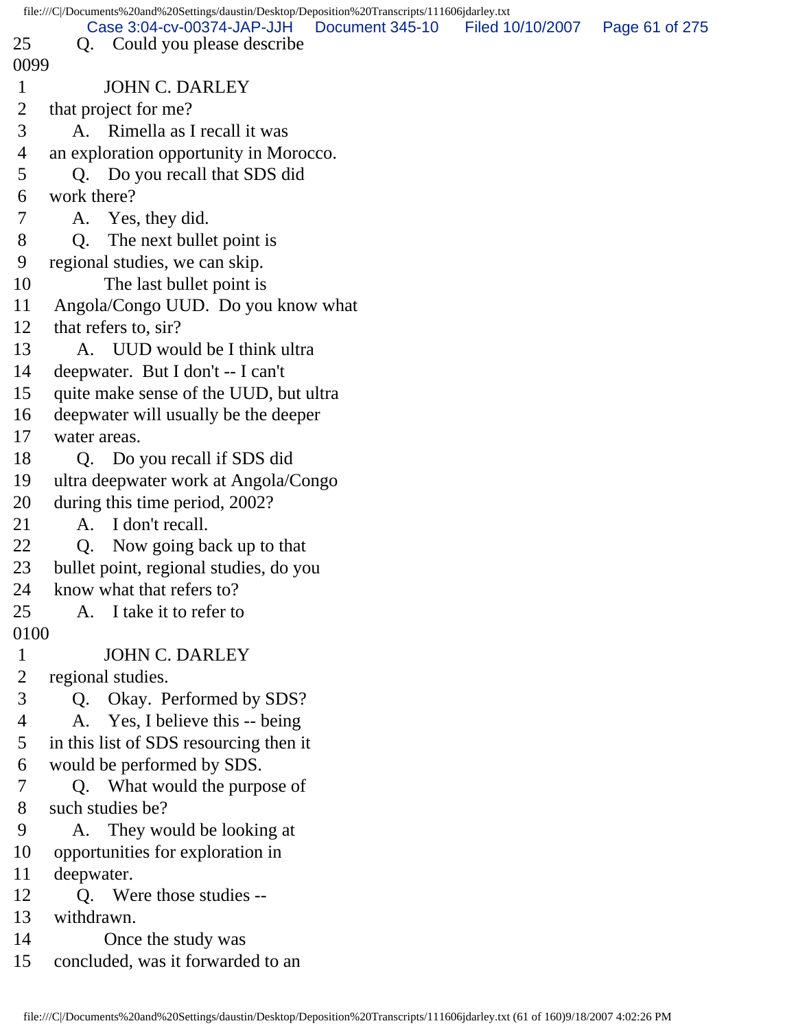25 Q. Could you please describe

0099

1 JOHN C. DARLEY

2 that project for me?

3 A. Rimella as I recall it was

4 an exploration opportunity in Morocco.

5 Q. Do you recall that SDS did

6 work there?

7 A. Yes, they did.

8 Q. The next bullet point is

9 regional studies, we can skip.

10 The last bullet point is

11 Angola/Congo UUD. Do you know what

12 that refers to, sir?

13 A. UUD would be I think ultra

14 deepwater. But I don't -- I can't

15 quite make sense of the UUD, but ultra

16 deepwater will usually be the deeper

17 water areas.

18 Q. Do you recall if SDS did

19 ultra deepwater work at Angola/Congo

20 during this time period, 2002?

21 A. I don't recall.

22 Q. Now going back up to that

23 bullet point, regional studies, do you

24 know what that refers to?

25 A. I take it to refer to

0100

1 JOHN C. DARLEY

2 regional studies.

3 Q. Okay. Performed by SDS?

4 A. Yes, I believe this -- being

5 in this list of SDS resourcing then it

6 would be performed by SDS.

7 Q. What would the purpose of

8 such studies be?

9 A. They would be looking at

10 opportunities for exploration in

11 deepwater.

12 Q. Were those studies --

13 withdrawn.

14 Once the study was

15 concluded, was it forwarded to an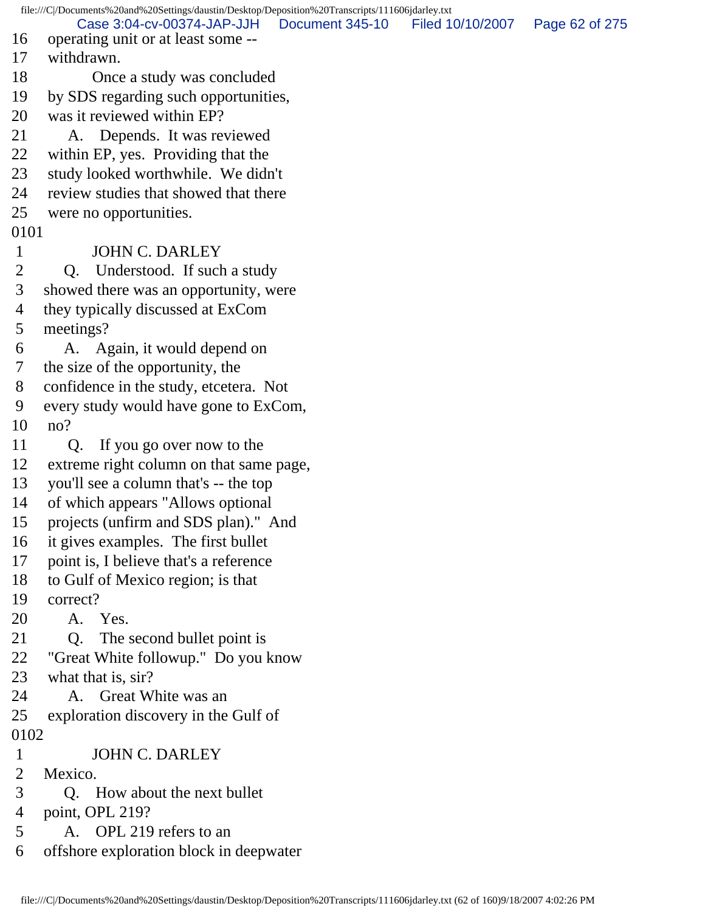16 operating unit or at least some --
17 withdrawn.
18 Once a study was concluded
19 by SDS regarding such opportunities,
20 was it reviewed within EP?
21 A. Depends. It was reviewed
22 within EP, yes. Providing that the
23 study looked worthwhile. We didn't
24 review studies that showed that there
25 were no opportunities.

0101

1 JOHN C. DARLEY
2 Q. Understood. If such a study
3 showed there was an opportunity, were
4 they typically discussed at ExCom
5 meetings?
6 A. Again, it would depend on
7 the size of the opportunity, the
8 confidence in the study, etcetera. Not
9 every study would have gone to ExCom,
10 no?
11 Q. If you go over now to the
12 extreme right column on that same page,
13 you'll see a column that's -- the top
14 of which appears "Allows optional
15 projects (unfirm and SDS plan)." And
16 it gives examples. The first bullet
17 point is, I believe that's a reference
18 to Gulf of Mexico region; is that
19 correct?
20 A. Yes.
21 Q. The second bullet point is
22 "Great White followup." Do you know
23 what that is, sir?
24 A. Great White was an
25 exploration discovery in the Gulf of

0102

1 JOHN C. DARLEY
2 Mexico.
3 Q. How about the next bullet
4 point, OPL 219?
5 A. OPL 219 refers to an
6 offshore exploration block in deepwater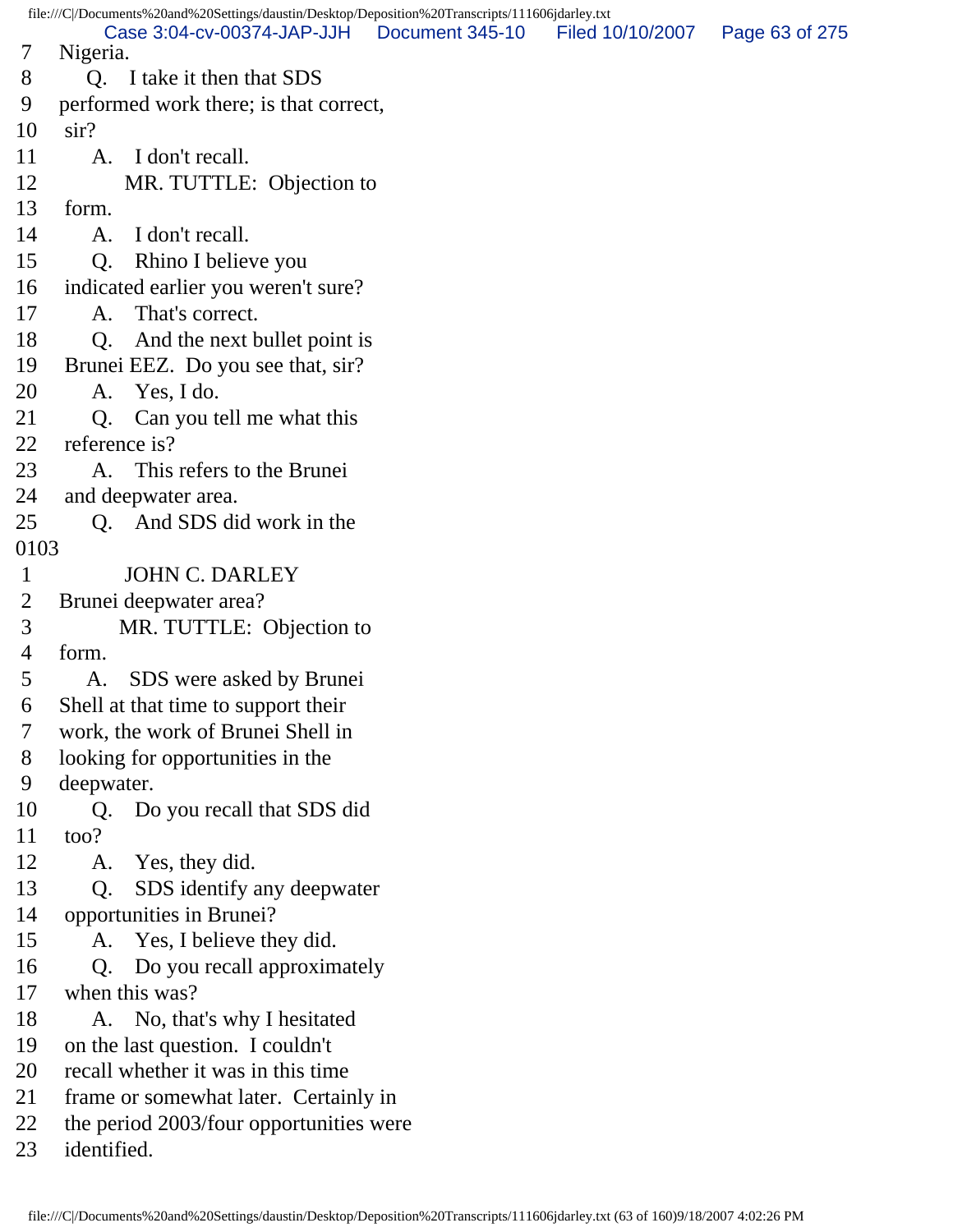7 Nigeria.
8 Q. I take it then that SDS
9 performed work there; is that correct,
10 sir?
11 A. I don't recall.
12 MR. TUTTLE: Objection to
13 form.
14 A. I don't recall.
15 Q. Rhino I believe you
16 indicated earlier you weren't sure?
17 A. That's correct.
18 Q. And the next bullet point is
19 Brunei EEZ. Do you see that, sir?
20 A. Yes, I do.
21 Q. Can you tell me what this
22 reference is?
23 A. This refers to the Brunei
24 and deepwater area.
25 Q. And SDS did work in the
0103
1 JOHN C. DARLEY
2 Brunei deepwater area?
3 MR. TUTTLE: Objection to
4 form.
5 A. SDS were asked by Brunei
6 Shell at that time to support their
7 work, the work of Brunei Shell in
8 looking for opportunities in the
9 deepwater.
10 Q. Do you recall that SDS did
11 too?
12 A. Yes, they did.
13 Q. SDS identify any deepwater
14 opportunities in Brunei?
15 A. Yes, I believe they did.
16 Q. Do you recall approximately
17 when this was?
18 A. No, that's why I hesitated
19 on the last question. I couldn't
20 recall whether it was in this time
21 frame or somewhat later. Certainly in
22 the period 2003/four opportunities were
23 identified.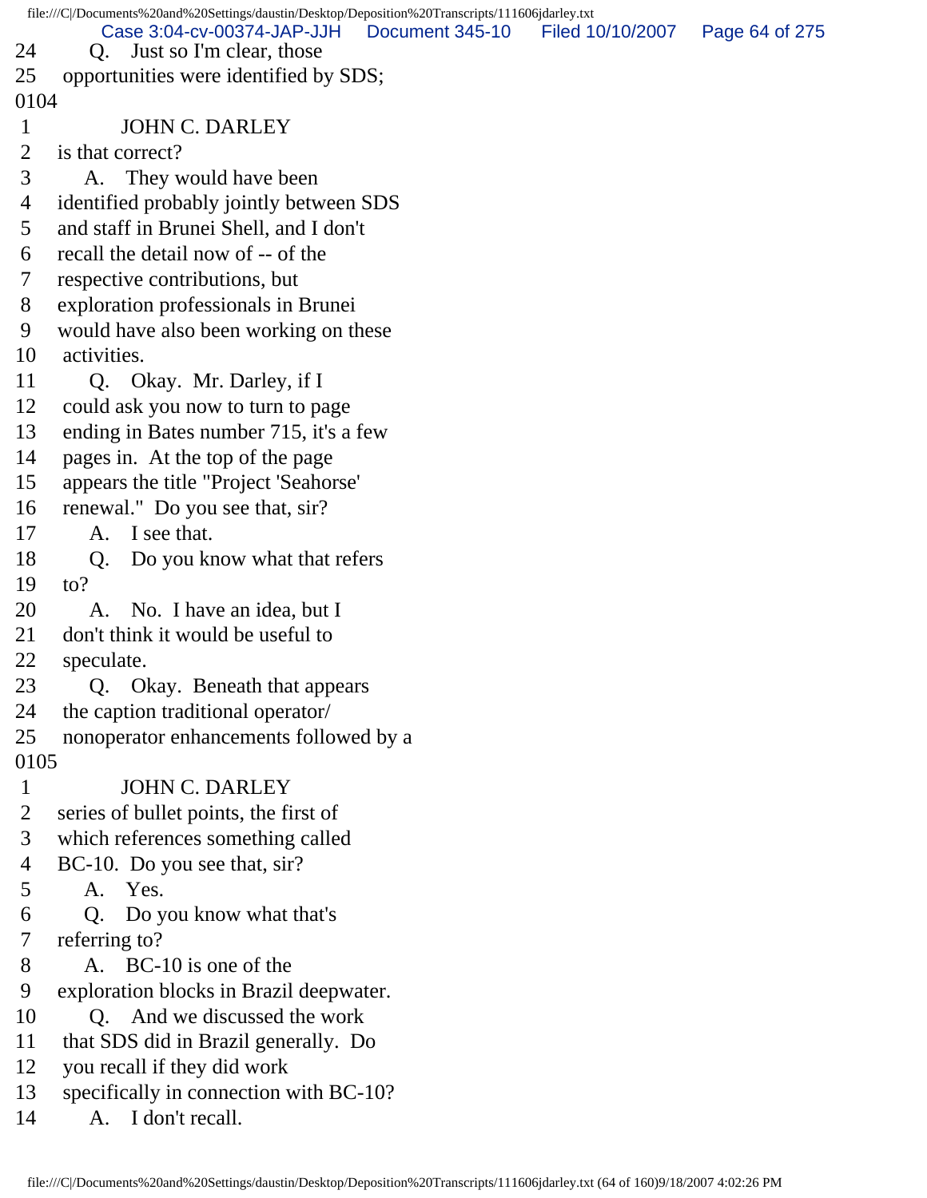24 Q. Just so I'm clear, those
25 opportunities were identified by SDS;

0104

1 JOHN C. DARLEY
2 is that correct?
3 A. They would have been
4 identified probably jointly between SDS
5 and staff in Brunei Shell, and I don't
6 recall the detail now of -- of the
7 respective contributions, but
8 exploration professionals in Brunei
9 would have also been working on these
10 activities.
11 Q. Okay. Mr. Darley, if I
12 could ask you now to turn to page
13 ending in Bates number 715, it's a few
14 pages in. At the top of the page
15 appears the title "Project 'Seahorse'
16 renewal." Do you see that, sir?
17 A. I see that.
18 Q. Do you know what that refers
19 to?
20 A. No. I have an idea, but I
21 don't think it would be useful to
22 speculate.
23 Q. Okay. Beneath that appears
24 the caption traditional operator/
25 nonoperator enhancements followed by a

0105

1 JOHN C. DARLEY
2 series of bullet points, the first of
3 which references something called
4 BC-10. Do you see that, sir?
5 A. Yes.
6 Q. Do you know what that's
7 referring to?
8 A. BC-10 is one of the
9 exploration blocks in Brazil deepwater.
10 Q. And we discussed the work
11 that SDS did in Brazil generally. Do
12 you recall if they did work
13 specifically in connection with BC-10?
14 A. I don't recall.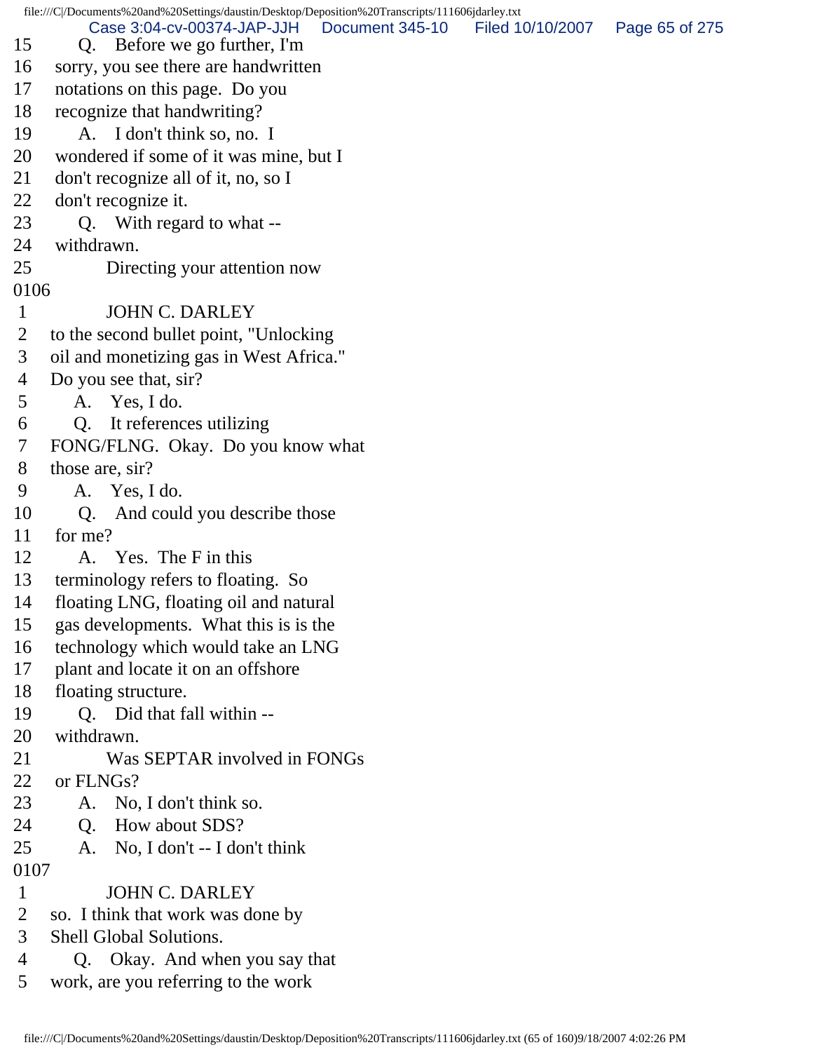15 Q. Before we go further, I'm
16 sorry, you see there are handwritten
17 notations on this page. Do you
18 recognize that handwriting?
19 A. I don't think so, no. I
20 wondered if some of it was mine, but I
21 don't recognize all of it, no, so I
22 don't recognize it.
23 Q. With regard to what --
24 withdrawn.
25 Directing your attention now

0106

1 JOHN C. DARLEY
2 to the second bullet point, "Unlocking
3 oil and monetizing gas in West Africa."
4 Do you see that, sir?
5 A. Yes, I do.
6 Q. It references utilizing
7 FONG/FLNG. Okay. Do you know what
8 those are, sir?
9 A. Yes, I do.
10 Q. And could you describe those
11 for me?
12 A. Yes. The F in this
13 terminology refers to floating. So
14 floating LNG, floating oil and natural
15 gas developments. What this is is the
16 technology which would take an LNG
17 plant and locate it on an offshore
18 floating structure.
19 Q. Did that fall within --
20 withdrawn.
21 Was SEPTAR involved in FONGs
22 or FLNGs?
23 A. No, I don't think so.
24 Q. How about SDS?
25 A. No, I don't -- I don't think

0107

1 JOHN C. DARLEY
2 so. I think that work was done by
3 Shell Global Solutions.
4 Q. Okay. And when you say that
5 work, are you referring to the work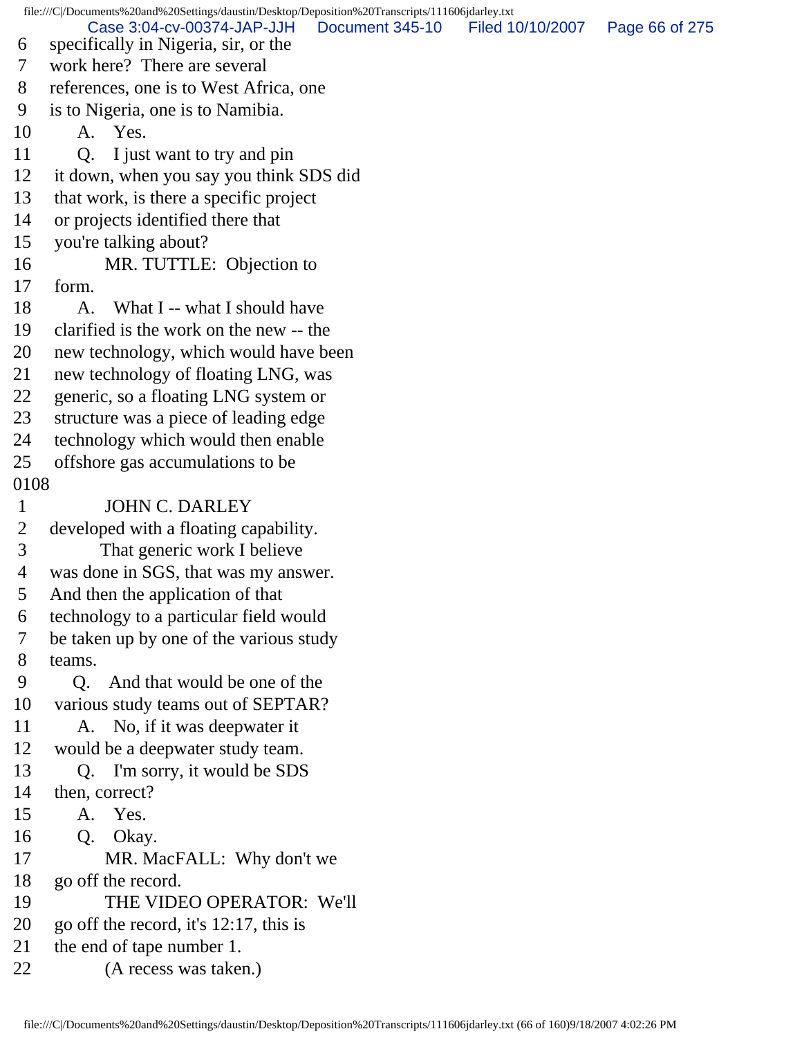6 specifically in Nigeria, sir, or the
7 work here? There are several
8 references, one is to West Africa, one
9 is to Nigeria, one is to Namibia.
10 A. Yes.
11 Q. I just want to try and pin
12 it down, when you say you think SDS did
13 that work, is there a specific project
14 or projects identified there that
15 you're talking about?
16 MR. TUTTLE: Objection to
17 form.
18 A. What I -- what I should have
19 clarified is the work on the new -- the
20 new technology, which would have been
21 new technology of floating LNG, was
22 generic, so a floating LNG system or
23 structure was a piece of leading edge
24 technology which would then enable
25 offshore gas accumulations to be
0108
1 JOHN C. DARLEY
2 developed with a floating capability.
3 That generic work I believe
4 was done in SGS, that was my answer.
5 And then the application of that
6 technology to a particular field would
7 be taken up by one of the various study
8 teams.
9 Q. And that would be one of the
10 various study teams out of SEPTAR?
11 A. No, if it was deepwater it
12 would be a deepwater study team.
13 Q. I'm sorry, it would be SDS
14 then, correct?
15 A. Yes.
16 Q. Okay.
17 MR. MacFALL: Why don't we
18 go off the record.
19 THE VIDEO OPERATOR: We'll
20 go off the record, it's 12:17, this is
21 the end of tape number 1.
22 (A recess was taken.)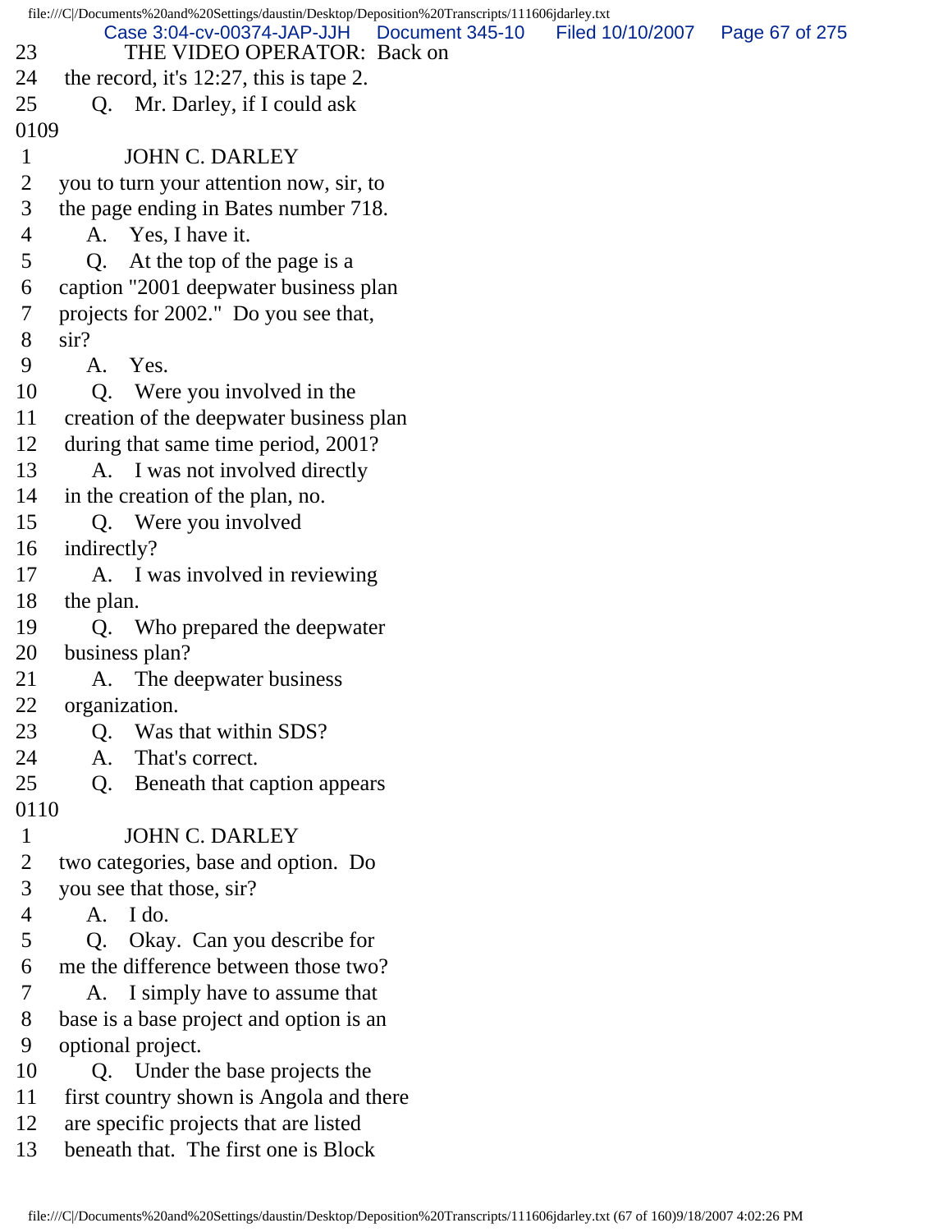23 THE VIDEO OPERATOR: Back on
24 the record, it's 12:27, this is tape 2.
25 Q. Mr. Darley, if I could ask

0109

1 JOHN C. DARLEY
2 you to turn your attention now, sir, to
3 the page ending in Bates number 718.
4 A. Yes, I have it.
5 Q. At the top of the page is a
6 caption "2001 deepwater business plan
7 projects for 2002." Do you see that,
8 sir?
9 A. Yes.
10 Q. Were you involved in the
11 creation of the deepwater business plan
12 during that same time period, 2001?
13 A. I was not involved directly
14 in the creation of the plan, no.
15 Q. Were you involved
16 indirectly?
17 A. I was involved in reviewing
18 the plan.
19 Q. Who prepared the deepwater
20 business plan?
21 A. The deepwater business
22 organization.
23 Q. Was that within SDS?
24 A. That's correct.
25 Q. Beneath that caption appears

0110

1 JOHN C. DARLEY
2 two categories, base and option. Do
3 you see that those, sir?
4 A. I do.
5 Q. Okay. Can you describe for
6 me the difference between those two?
7 A. I simply have to assume that
8 base is a base project and option is an
9 optional project.
10 Q. Under the base projects the
11 first country shown is Angola and there
12 are specific projects that are listed
13 beneath that. The first one is Block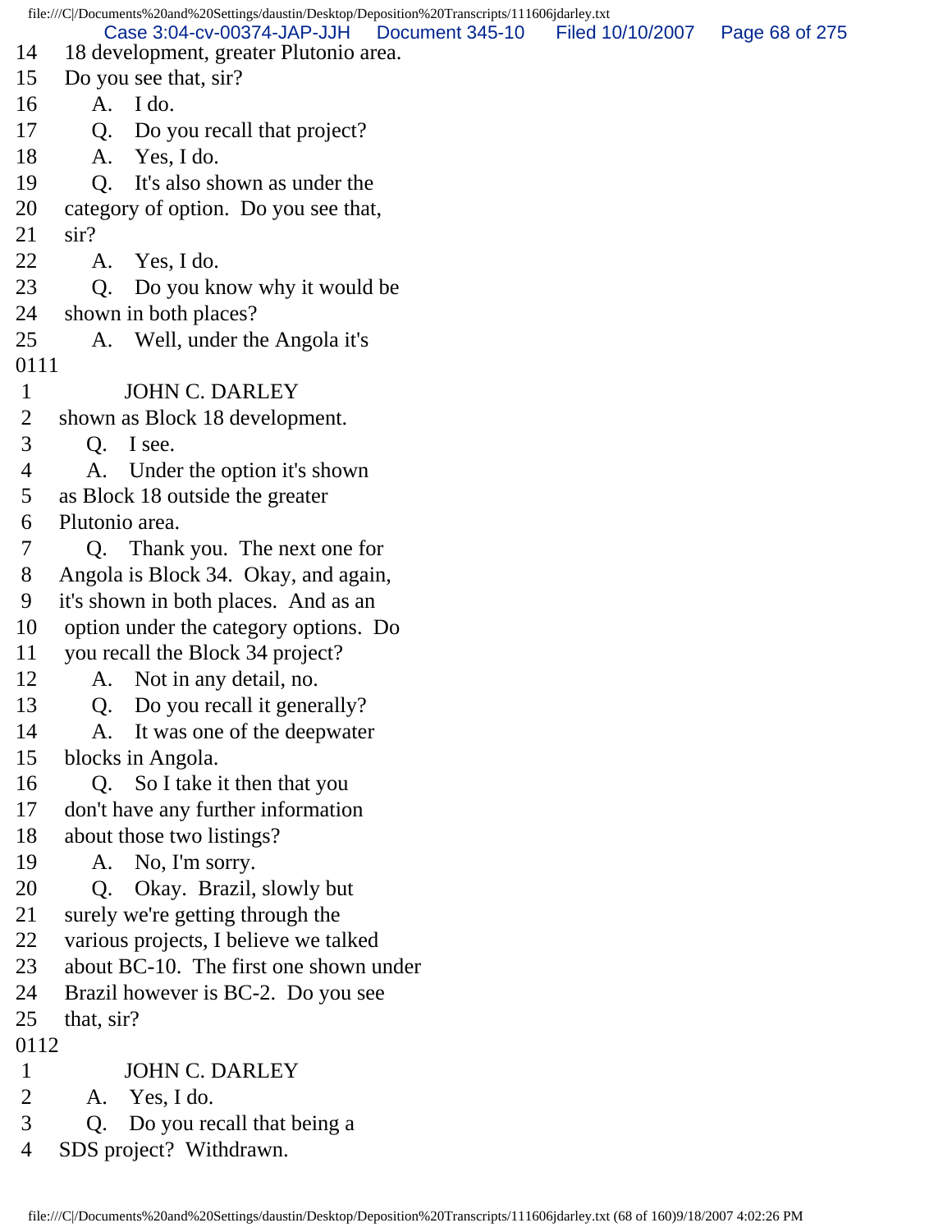14 18 development, greater Plutonio area.
15 Do you see that, sir?
16 A. I do.
17 Q. Do you recall that project?
18 A. Yes, I do.
19 Q. It's also shown as under the
20 category of option. Do you see that,
21 sir?
22 A. Yes, I do.
23 Q. Do you know why it would be
24 shown in both places?
25 A. Well, under the Angola it's
0111
1 JOHN C. DARLEY
2 shown as Block 18 development.
3 Q. I see.
4 A. Under the option it's shown
5 as Block 18 outside the greater
6 Plutonio area.
7 Q. Thank you. The next one for
8 Angola is Block 34. Okay, and again,
9 it's shown in both places. And as an
10 option under the category options. Do
11 you recall the Block 34 project?
12 A. Not in any detail, no.
13 Q. Do you recall it generally?
14 A. It was one of the deepwater
15 blocks in Angola.
16 Q. So I take it then that you
17 don't have any further information
18 about those two listings?
19 A. No, I'm sorry.
20 Q. Okay. Brazil, slowly but
21 surely we're getting through the
22 various projects, I believe we talked
23 about BC-10. The first one shown under
24 Brazil however is BC-2. Do you see
25 that, sir?
0112
1 JOHN C. DARLEY
2 A. Yes, I do.
3 Q. Do you recall that being a
4 SDS project? Withdrawn.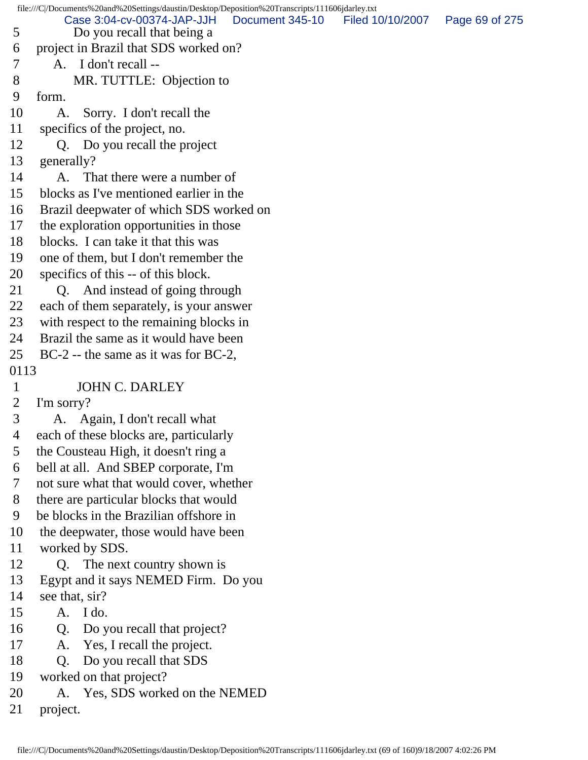5 Do you recall that being a
6 project in Brazil that SDS worked on?
7 A. I don't recall --
8 MR. TUTTLE: Objection to
9 form.
10 A. Sorry. I don't recall the
11 specifics of the project, no.
12 Q. Do you recall the project
13 generally?
14 A. That there were a number of
15 blocks as I've mentioned earlier in the
16 Brazil deepwater of which SDS worked on
17 the exploration opportunities in those
18 blocks. I can take it that this was
19 one of them, but I don't remember the
20 specifics of this -- of this block.
21 Q. And instead of going through
22 each of them separately, is your answer
23 with respect to the remaining blocks in
24 Brazil the same as it would have been
25 BC-2 -- the same as it was for BC-2,

0113

1 JOHN C. DARLEY
2 I'm sorry?
3 A. Again, I don't recall what
4 each of these blocks are, particularly
5 the Cousteau High, it doesn't ring a
6 bell at all. And SBEP corporate, I'm
7 not sure what that would cover, whether
8 there are particular blocks that would
9 be blocks in the Brazilian offshore in
10 the deepwater, those would have been
11 worked by SDS.
12 Q. The next country shown is
13 Egypt and it says NEMED Firm. Do you
14 see that, sir?
15 A. I do.
16 Q. Do you recall that project?
17 A. Yes, I recall the project.
18 Q. Do you recall that SDS
19 worked on that project?
20 A. Yes, SDS worked on the NEMED
21 project.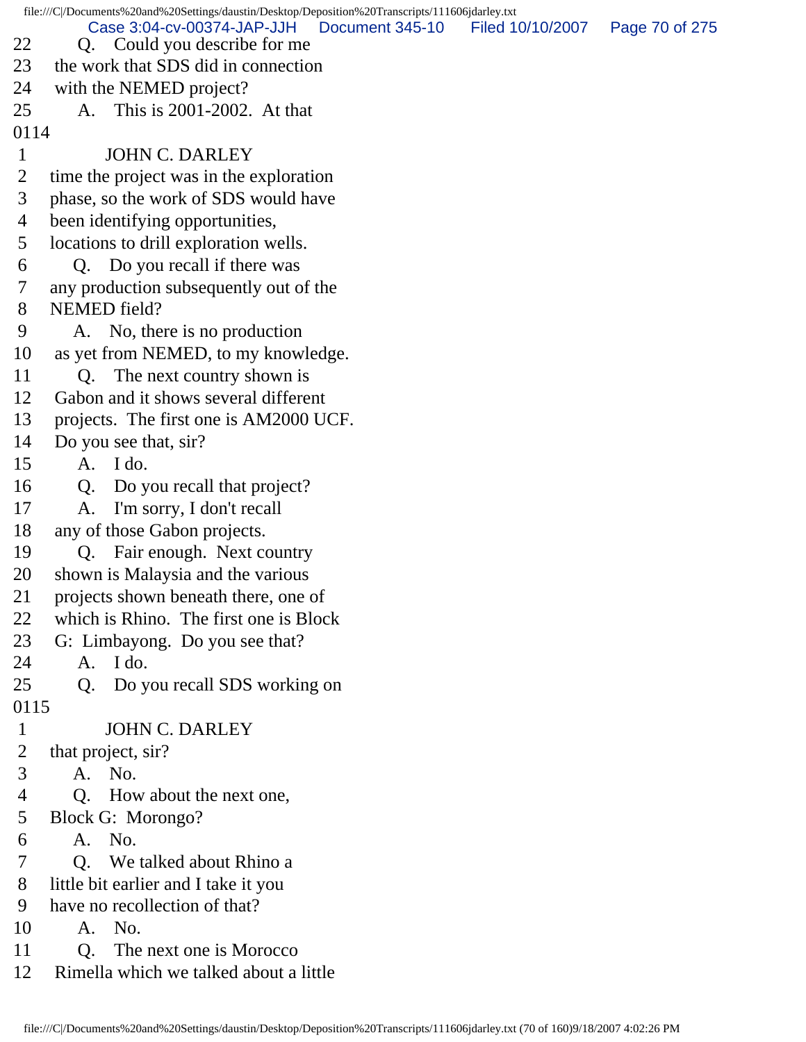22 Q. Could you describe for me
23 the work that SDS did in connection
24 with the NEMED project?
25 A. This is 2001-2002. At that
0114
1 JOHN C. DARLEY
2 time the project was in the exploration
3 phase, so the work of SDS would have
4 been identifying opportunities,
5 locations to drill exploration wells.
6 Q. Do you recall if there was
7 any production subsequently out of the
8 NEMED field?
9 A. No, there is no production
10 as yet from NEMED, to my knowledge.
11 Q. The next country shown is
12 Gabon and it shows several different
13 projects. The first one is AM2000 UCF.
14 Do you see that, sir?
15 A. I do.
16 Q. Do you recall that project?
17 A. I'm sorry, I don't recall
18 any of those Gabon projects.
19 Q. Fair enough. Next country
20 shown is Malaysia and the various
21 projects shown beneath there, one of
22 which is Rhino. The first one is Block
23 G: Limbayong. Do you see that?
24 A. I do.
25 Q. Do you recall SDS working on
0115
1 JOHN C. DARLEY
2 that project, sir?
3 A. No.
4 Q. How about the next one,
5 Block G: Morongo?
6 A. No.
7 Q. We talked about Rhino a
8 little bit earlier and I take it you
9 have no recollection of that?
10 A. No.
11 Q. The next one is Morocco
12 Rimella which we talked about a little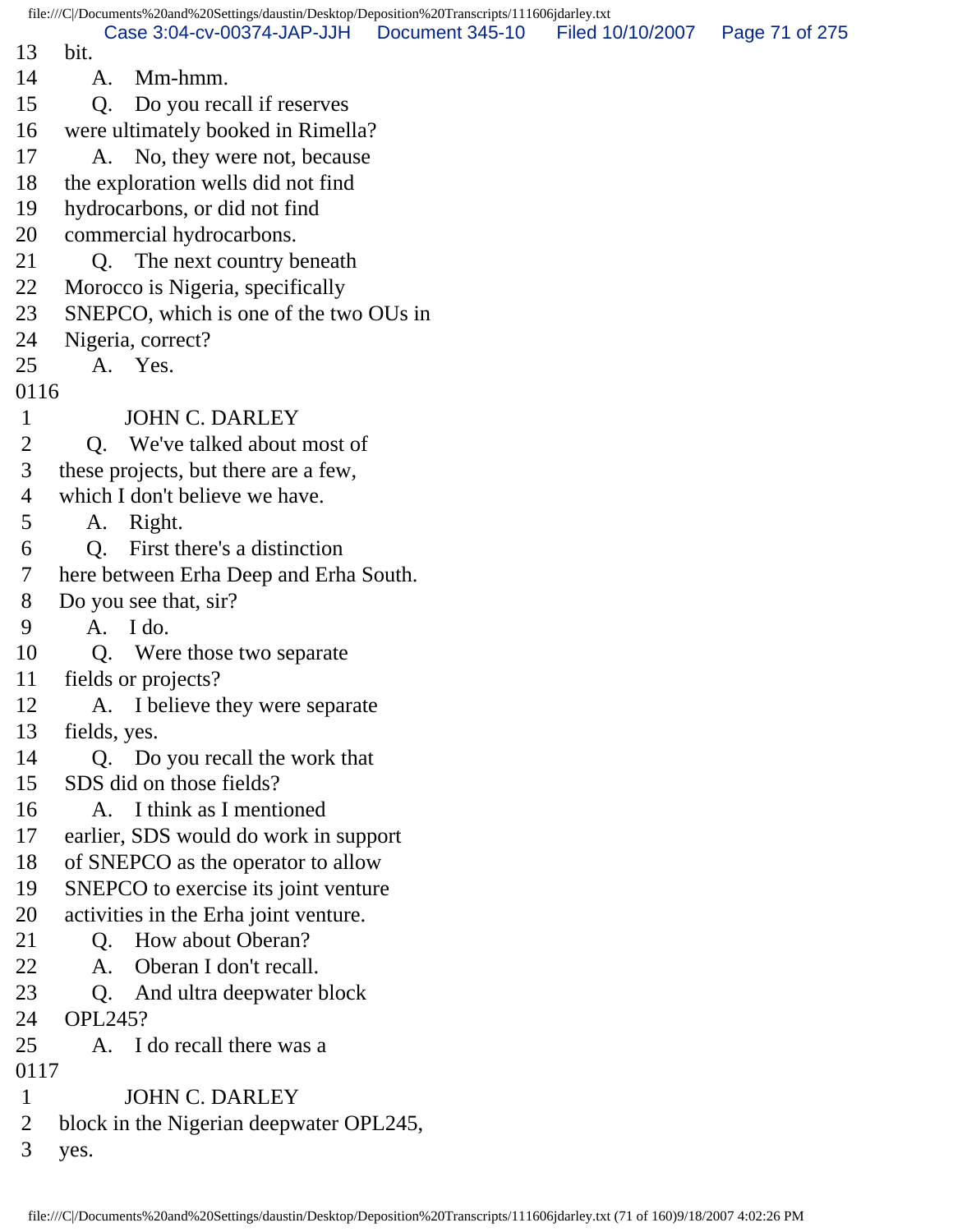13 bit.
14 A. Mm-hmm.
15 Q. Do you recall if reserves
16 were ultimately booked in Rimella?
17 A. No, they were not, because
18 the exploration wells did not find
19 hydrocarbons, or did not find
20 commercial hydrocarbons.
21 Q. The next country beneath
22 Morocco is Nigeria, specifically
23 SNEPCO, which is one of the two OUs in
24 Nigeria, correct?
25 A. Yes.

0116

1 JOHN C. DARLEY
2 Q. We've talked about most of
3 these projects, but there are a few,
4 which I don't believe we have.
5 A. Right.
6 Q. First there's a distinction
7 here between Erha Deep and Erha South.
8 Do you see that, sir?
9 A. I do.
10 Q. Were those two separate
11 fields or projects?
12 A. I believe they were separate
13 fields, yes.
14 Q. Do you recall the work that
15 SDS did on those fields?
16 A. I think as I mentioned
17 earlier, SDS would do work in support
18 of SNEPCO as the operator to allow
19 SNEPCO to exercise its joint venture
20 activities in the Erha joint venture.
21 Q. How about Oberan?
22 A. Oberan I don't recall.
23 Q. And ultra deepwater block
24 OPL245?
25 A. I do recall there was a

0117

1 JOHN C. DARLEY
2 block in the Nigerian deepwater OPL245,
3 yes.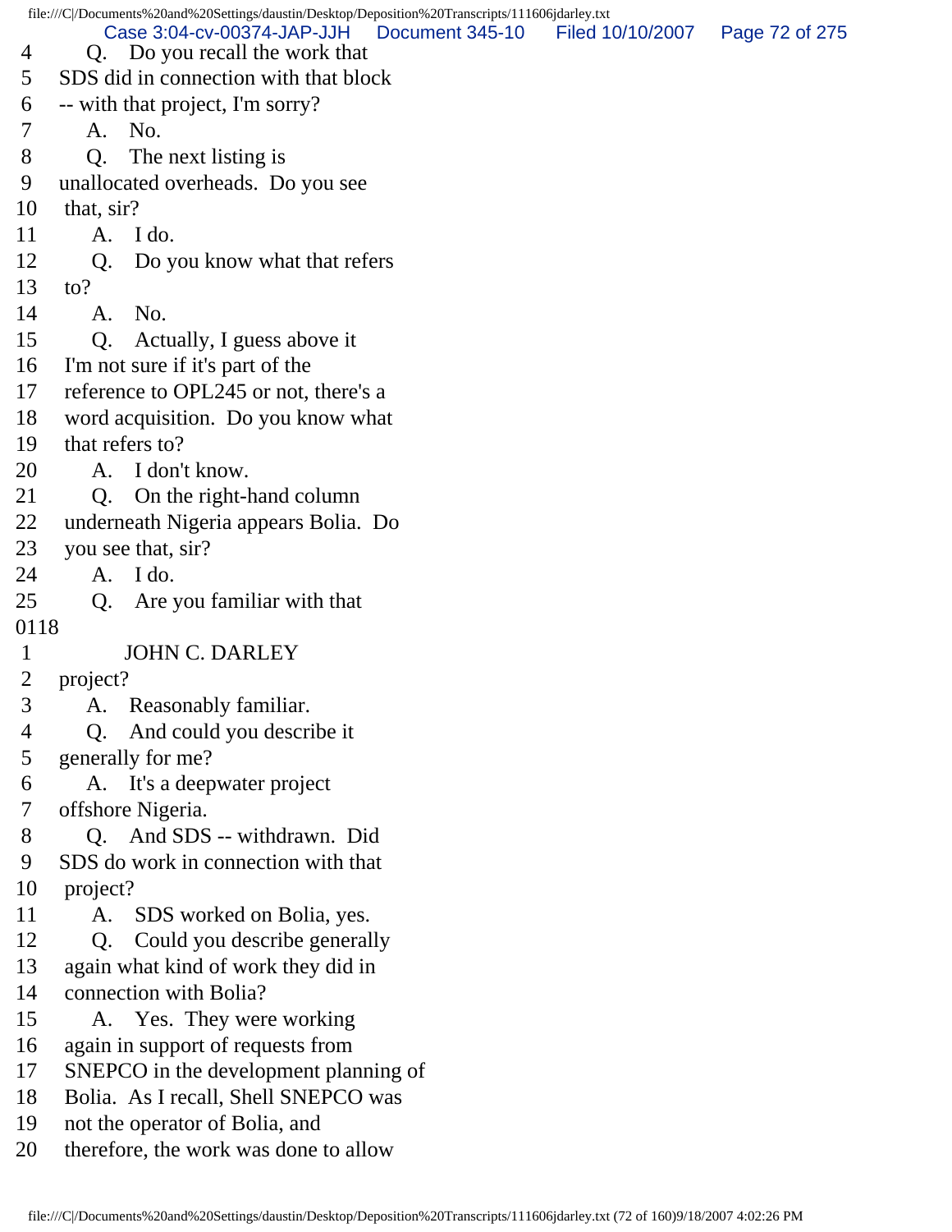4 Q. Do you recall the work that
5 SDS did in connection with that block
6 -- with that project, I'm sorry?
7 A. No.
8 Q. The next listing is
9 unallocated overheads. Do you see
10 that, sir?
11 A. I do.
12 Q. Do you know what that refers
13 to?
14 A. No.
15 Q. Actually, I guess above it
16 I'm not sure if it's part of the
17 reference to OPL245 or not, there's a
18 word acquisition. Do you know what
19 that refers to?
20 A. I don't know.
21 Q. On the right-hand column
22 underneath Nigeria appears Bolia. Do
23 you see that, sir?
24 A. I do.
25 Q. Are you familiar with that

0118

1 JOHN C. DARLEY
2 project?
3 A. Reasonably familiar.
4 Q. And could you describe it
5 generally for me?
6 A. It's a deepwater project
7 offshore Nigeria.
8 Q. And SDS -- withdrawn. Did
9 SDS do work in connection with that
10 project?
11 A. SDS worked on Bolia, yes.
12 Q. Could you describe generally
13 again what kind of work they did in
14 connection with Bolia?
15 A. Yes. They were working
16 again in support of requests from
17 SNEPCO in the development planning of
18 Bolia. As I recall, Shell SNEPCO was
19 not the operator of Bolia, and
20 therefore, the work was done to allow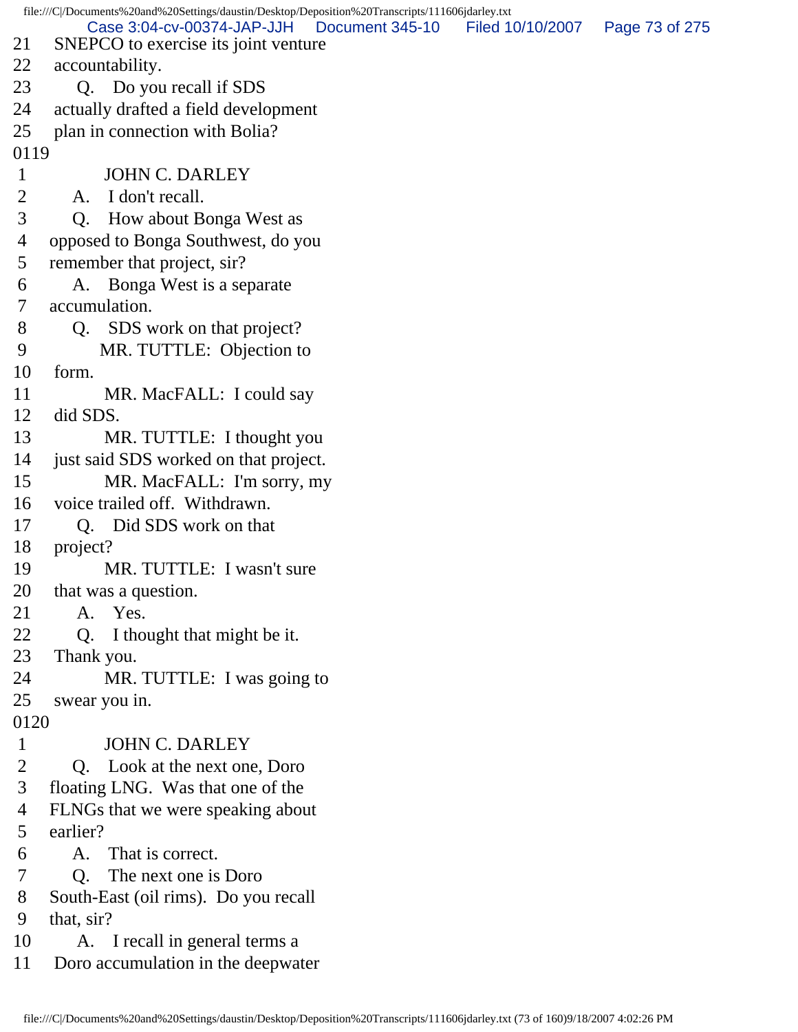21 SNEPCO to exercise its joint venture
22 accountability.
23 Q. Do you recall if SDS
24 actually drafted a field development
25 plan in connection with Bolia?
0119
1 JOHN C. DARLEY
2 A. I don't recall.
3 Q. How about Bonga West as
4 opposed to Bonga Southwest, do you
5 remember that project, sir?
6 A. Bonga West is a separate
7 accumulation.
8 Q. SDS work on that project?
9 MR. TUTTLE: Objection to
10 form.
11 MR. MacFALL: I could say
12 did SDS.
13 MR. TUTTLE: I thought you
14 just said SDS worked on that project.
15 MR. MacFALL: I'm sorry, my
16 voice trailed off. Withdrawn.
17 Q. Did SDS work on that
18 project?
19 MR. TUTTLE: I wasn't sure
20 that was a question.
21 A. Yes.
22 Q. I thought that might be it.
23 Thank you.
24 MR. TUTTLE: I was going to
25 swear you in.
0120
1 JOHN C. DARLEY
2 Q. Look at the next one, Doro
3 floating LNG. Was that one of the
4 FLNGs that we were speaking about
5 earlier?
6 A. That is correct.
7 Q. The next one is Doro
8 South-East (oil rims). Do you recall
9 that, sir?
10 A. I recall in general terms a
11 Doro accumulation in the deepwater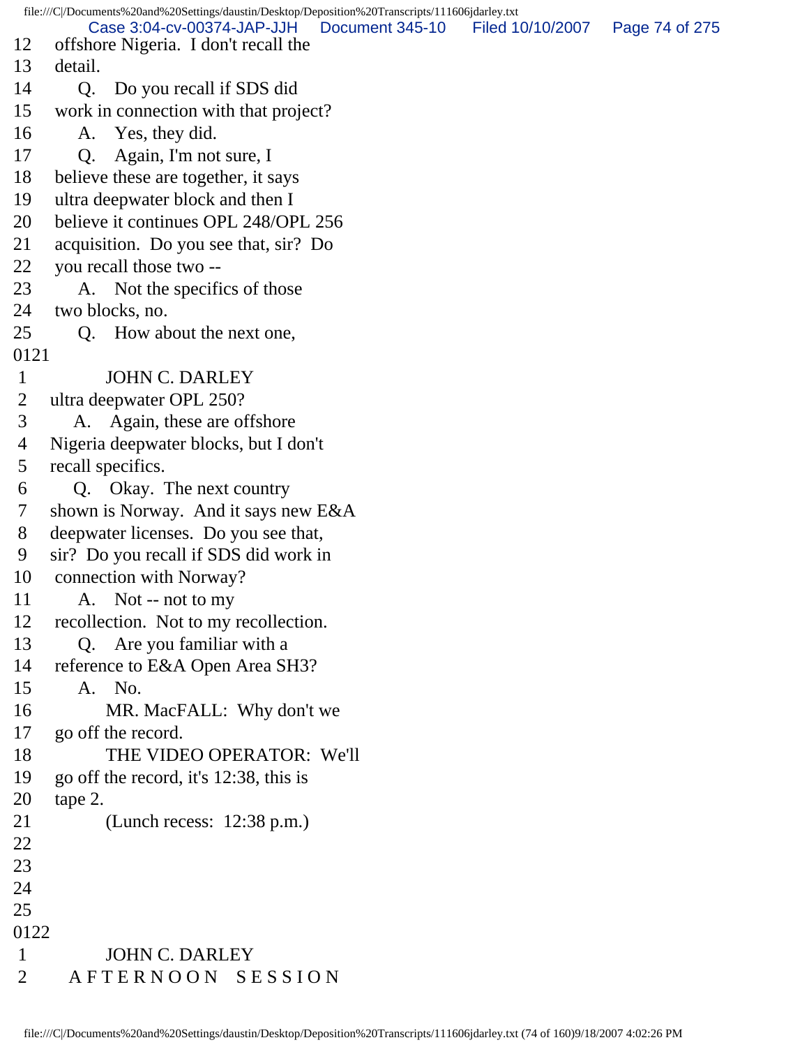12 offshore Nigeria. I don't recall the
13 detail.
14 Q. Do you recall if SDS did
15 work in connection with that project?
16 A. Yes, they did.
17 Q. Again, I'm not sure, I
18 believe these are together, it says
19 ultra deepwater block and then I
20 believe it continues OPL 248/OPL 256
21 acquisition. Do you see that, sir? Do
22 you recall those two --
23 A. Not the specifics of those
24 two blocks, no.
25 Q. How about the next one,
0121
1 JOHN C. DARLEY
2 ultra deepwater OPL 250?
3 A. Again, these are offshore
4 Nigeria deepwater blocks, but I don't
5 recall specifics.
6 Q. Okay. The next country
7 shown is Norway. And it says new E&A
8 deepwater licenses. Do you see that,
9 sir? Do you recall if SDS did work in
10 connection with Norway?
11 A. Not -- not to my
12 recollection. Not to my recollection.
13 Q. Are you familiar with a
14 reference to E&A Open Area SH3?
15 A. No.
16 MR. MacFALL: Why don't we
17 go off the record.
18 THE VIDEO OPERATOR: We'll
19 go off the record, it's 12:38, this is
20 tape 2.
21 (Lunch recess: 12:38 p.m.)
22
23
24
25
0122
1 JOHN C. DARLEY
2 A F T E R N O O N S E S S I O N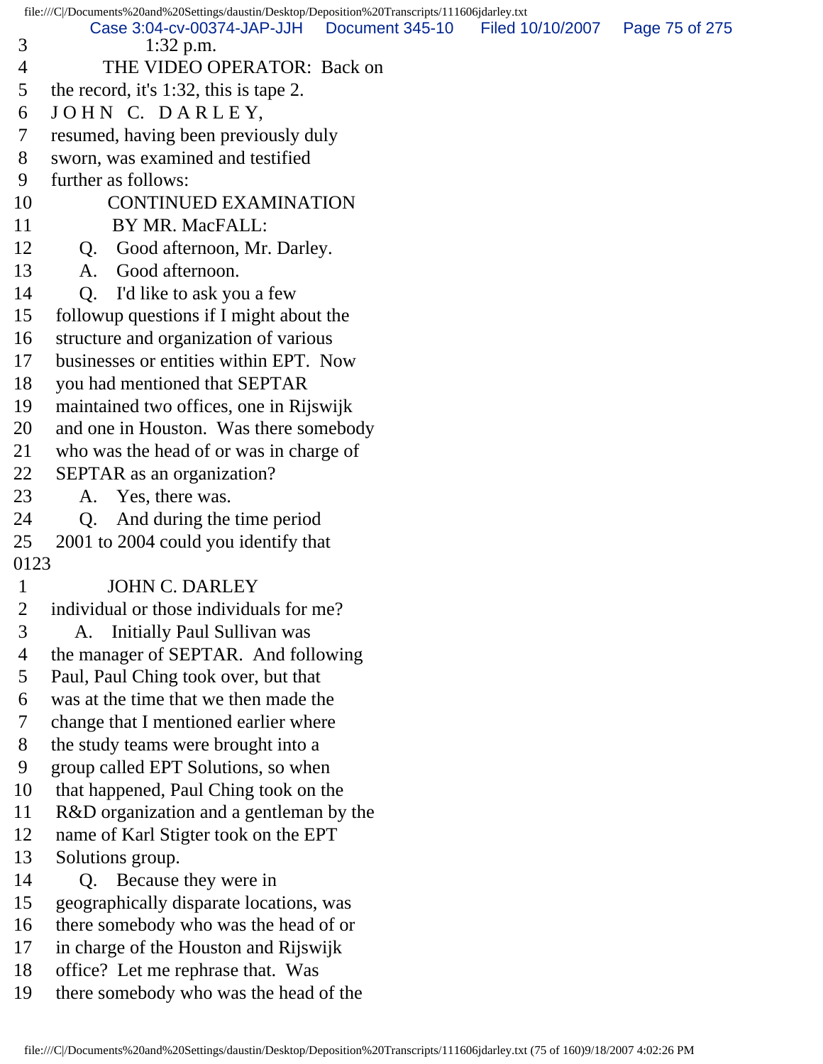3 1:32 p.m.
4 THE VIDEO OPERATOR: Back on
5 the record, it's 1:32, this is tape 2.
6 J O H N C. D A R L E Y,
7 resumed, having been previously duly
8 sworn, was examined and testified
9 further as follows:
10 CONTINUED EXAMINATION
11 BY MR. MacFALL:
12 Q. Good afternoon, Mr. Darley.
13 A. Good afternoon.
14 Q. I'd like to ask you a few
15 followup questions if I might about the
16 structure and organization of various
17 businesses or entities within EPT. Now
18 you had mentioned that SEPTAR
19 maintained two offices, one in Rijswijk
20 and one in Houston. Was there somebody
21 who was the head of or was in charge of
22 SEPTAR as an organization?
23 A. Yes, there was.
24 Q. And during the time period
25 2001 to 2004 could you identify that
0123
1 JOHN C. DARLEY
2 individual or those individuals for me?
3 A. Initially Paul Sullivan was
4 the manager of SEPTAR. And following
5 Paul, Paul Ching took over, but that
6 was at the time that we then made the
7 change that I mentioned earlier where
8 the study teams were brought into a
9 group called EPT Solutions, so when
10 that happened, Paul Ching took on the
11 R&D organization and a gentleman by the
12 name of Karl Stigter took on the EPT
13 Solutions group.
14 Q. Because they were in
15 geographically disparate locations, was
16 there somebody who was the head of or
17 in charge of the Houston and Rijswijk
18 office? Let me rephrase that. Was
19 there somebody who was the head of the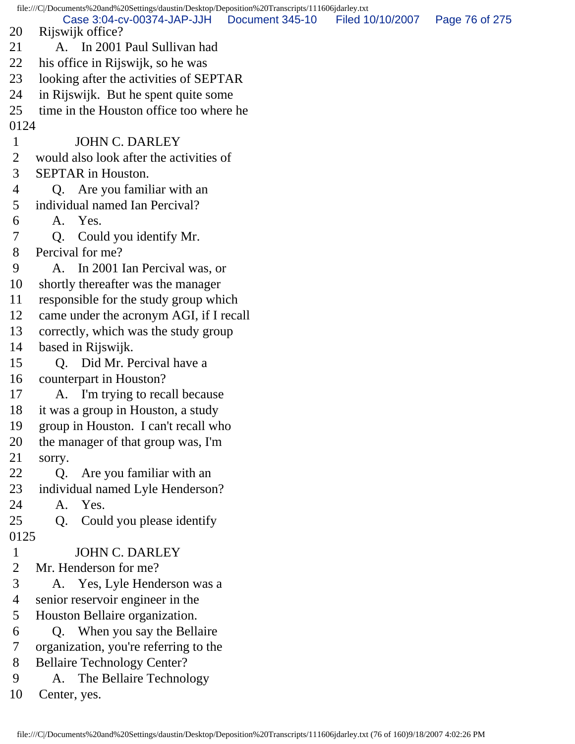20 Rijswijk office?
21 A. In 2001 Paul Sullivan had
22 his office in Rijswijk, so he was
23 looking after the activities of SEPTAR
24 in Rijswijk. But he spent quite some
25 time in the Houston office too where he
0124
1 JOHN C. DARLEY
2 would also look after the activities of
3 SEPTAR in Houston.
4 Q. Are you familiar with an
5 individual named Ian Percival?
6 A. Yes.
7 Q. Could you identify Mr.
8 Percival for me?
9 A. In 2001 Ian Percival was, or
10 shortly thereafter was the manager
11 responsible for the study group which
12 came under the acronym AGI, if I recall
13 correctly, which was the study group
14 based in Rijswijk.
15 Q. Did Mr. Percival have a
16 counterpart in Houston?
17 A. I'm trying to recall because
18 it was a group in Houston, a study
19 group in Houston. I can't recall who
20 the manager of that group was, I'm
21 sorry.
22 Q. Are you familiar with an
23 individual named Lyle Henderson?
24 A. Yes.
25 Q. Could you please identify
0125
1 JOHN C. DARLEY
2 Mr. Henderson for me?
3 A. Yes, Lyle Henderson was a
4 senior reservoir engineer in the
5 Houston Bellaire organization.
6 Q. When you say the Bellaire
7 organization, you're referring to the
8 Bellaire Technology Center?
9 A. The Bellaire Technology
10 Center, yes.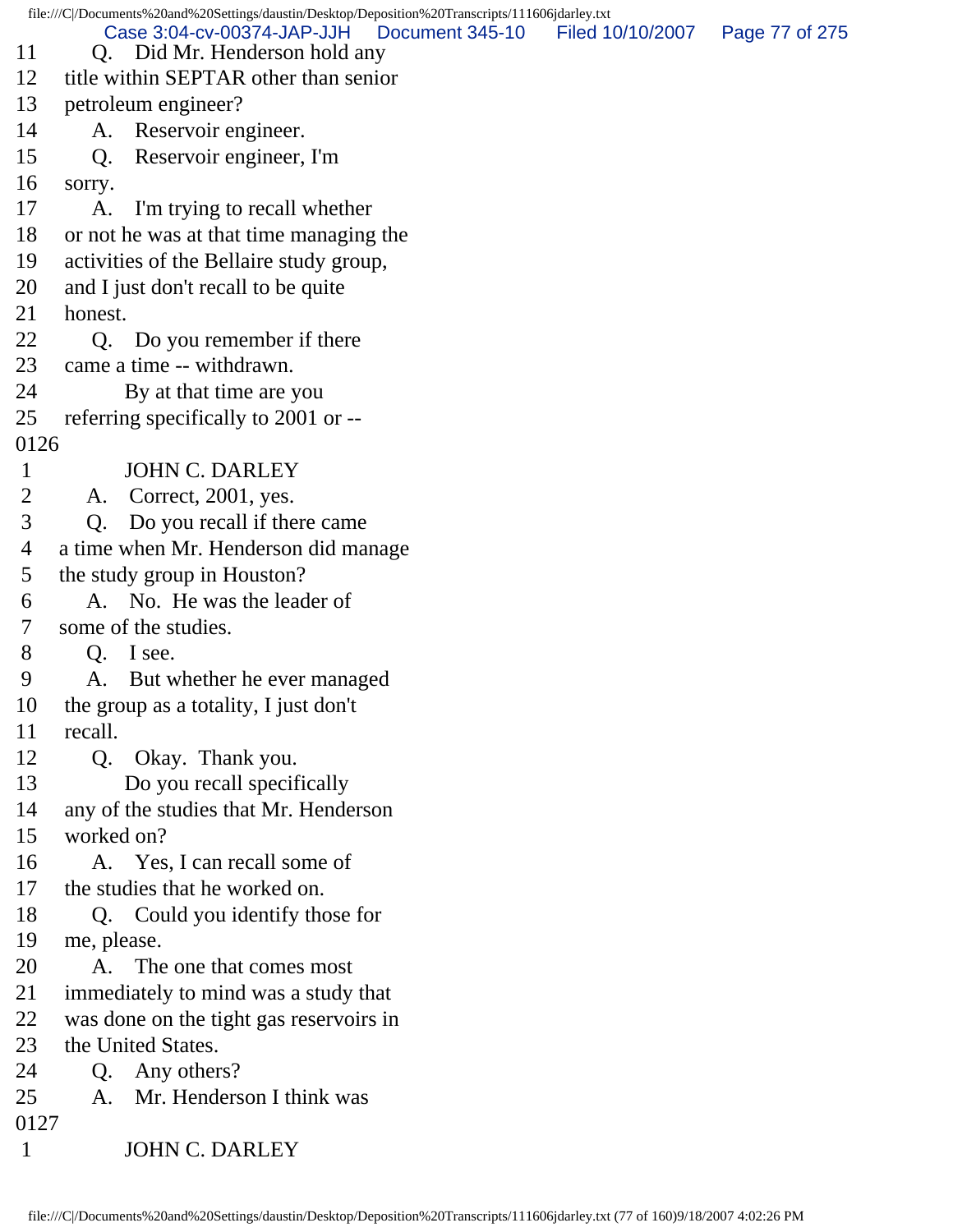11 Q. Did Mr. Henderson hold any
12 title within SEPTAR other than senior
13 petroleum engineer?
14 A. Reservoir engineer.
15 Q. Reservoir engineer, I'm
16 sorry.
17 A. I'm trying to recall whether
18 or not he was at that time managing the
19 activities of the Bellaire study group,
20 and I just don't recall to be quite
21 honest.
22 Q. Do you remember if there
23 came a time -- withdrawn.
24 By at that time are you
25 referring specifically to 2001 or --
0126
1 JOHN C. DARLEY
2 A. Correct, 2001, yes.
3 Q. Do you recall if there came
4 a time when Mr. Henderson did manage
5 the study group in Houston?
6 A. No. He was the leader of
7 some of the studies.
8 Q. I see.
9 A. But whether he ever managed
10 the group as a totality, I just don't
11 recall.
12 Q. Okay. Thank you.
13 Do you recall specifically
14 any of the studies that Mr. Henderson
15 worked on?
16 A. Yes, I can recall some of
17 the studies that he worked on.
18 Q. Could you identify those for
19 me, please.
20 A. The one that comes most
21 immediately to mind was a study that
22 was done on the tight gas reservoirs in
23 the United States.
24 Q. Any others?
25 A. Mr. Henderson I think was
0127
1 JOHN C. DARLEY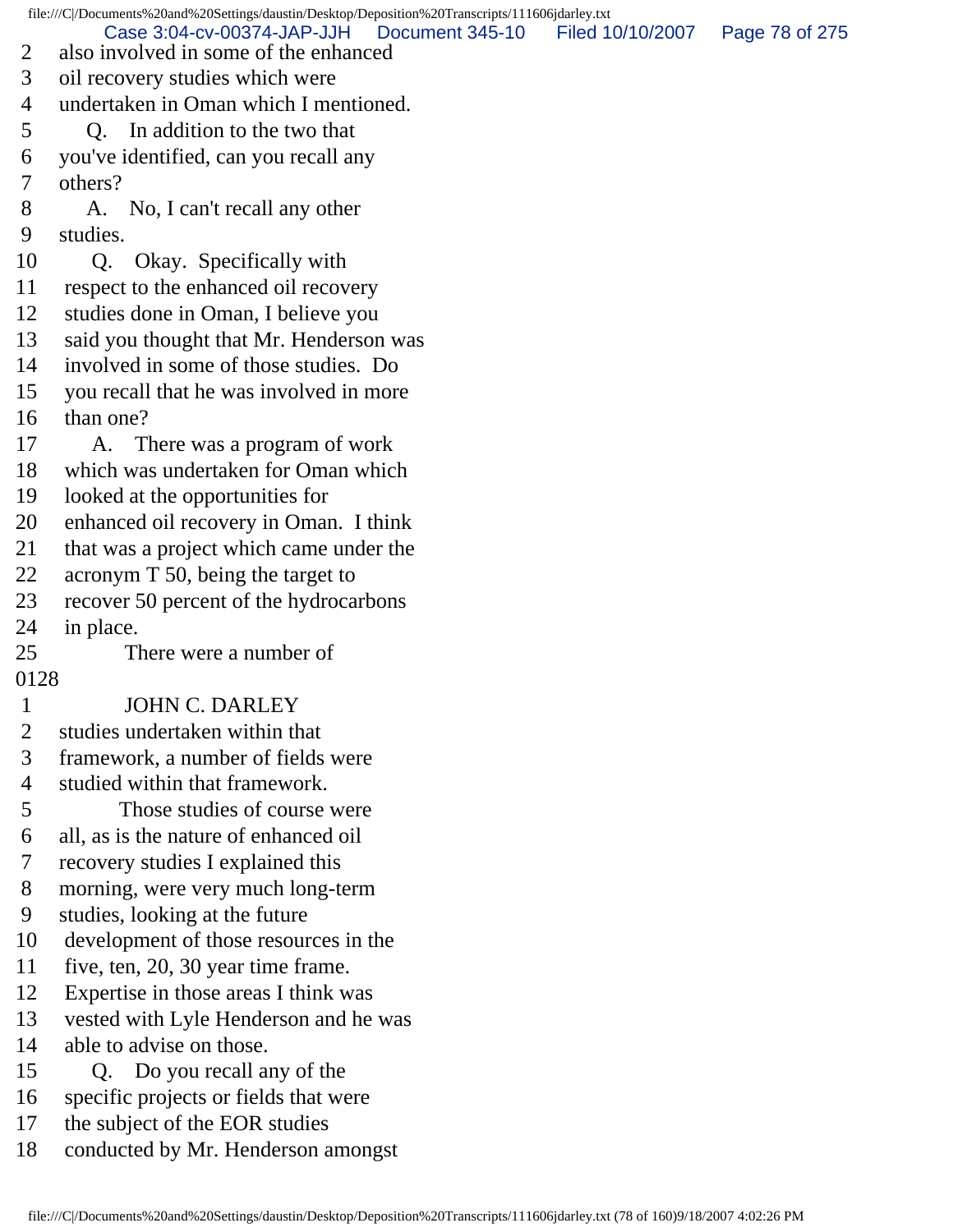2 also involved in some of the enhanced
3 oil recovery studies which were
4 undertaken in Oman which I mentioned.
5 Q. In addition to the two that
6 you've identified, can you recall any
7 others?
8 A. No, I can't recall any other
9 studies.
10 Q. Okay. Specifically with
11 respect to the enhanced oil recovery
12 studies done in Oman, I believe you
13 said you thought that Mr. Henderson was
14 involved in some of those studies. Do
15 you recall that he was involved in more
16 than one?
17 A. There was a program of work
18 which was undertaken for Oman which
19 looked at the opportunities for
20 enhanced oil recovery in Oman. I think
21 that was a project which came under the
22 acronym T 50, being the target to
23 recover 50 percent of the hydrocarbons
24 in place.
25 There were a number of
0128
1 JOHN C. DARLEY
2 studies undertaken within that
3 framework, a number of fields were
4 studied within that framework.
5 Those studies of course were
6 all, as is the nature of enhanced oil
7 recovery studies I explained this
8 morning, were very much long-term
9 studies, looking at the future
10 development of those resources in the
11 five, ten, 20, 30 year time frame.
12 Expertise in those areas I think was
13 vested with Lyle Henderson and he was
14 able to advise on those.
15 Q. Do you recall any of the
16 specific projects or fields that were
17 the subject of the EOR studies
18 conducted by Mr. Henderson amongst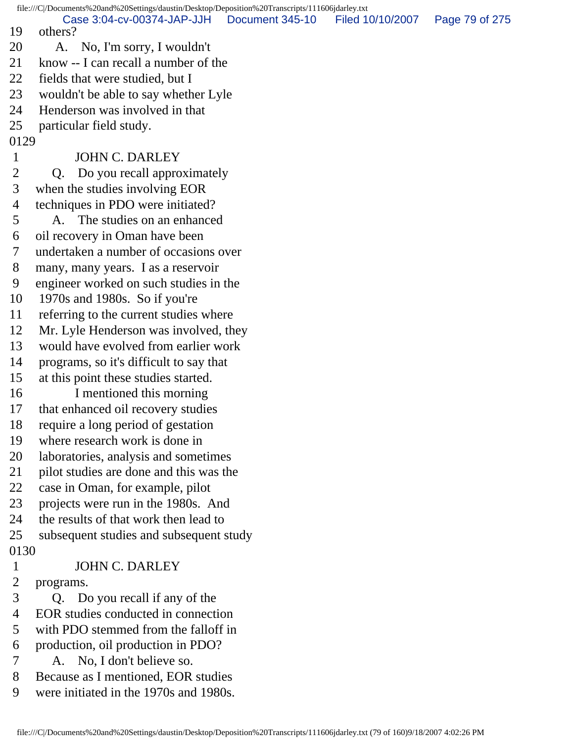19 others?
20 A. No, I'm sorry, I wouldn't
21 know -- I can recall a number of the
22 fields that were studied, but I
23 wouldn't be able to say whether Lyle
24 Henderson was involved in that
25 particular field study.

0129

1 JOHN C. DARLEY
2 Q. Do you recall approximately
3 when the studies involving EOR
4 techniques in PDO were initiated?
5 A. The studies on an enhanced
6 oil recovery in Oman have been
7 undertaken a number of occasions over
8 many, many years. I as a reservoir
9 engineer worked on such studies in the
10 1970s and 1980s. So if you're
11 referring to the current studies where
12 Mr. Lyle Henderson was involved, they
13 would have evolved from earlier work
14 programs, so it's difficult to say that
15 at this point these studies started.
16 I mentioned this morning
17 that enhanced oil recovery studies
18 require a long period of gestation
19 where research work is done in
20 laboratories, analysis and sometimes
21 pilot studies are done and this was the
22 case in Oman, for example, pilot
23 projects were run in the 1980s. And
24 the results of that work then lead to
25 subsequent studies and subsequent study

0130

1 JOHN C. DARLEY
2 programs.
3 Q. Do you recall if any of the
4 EOR studies conducted in connection
5 with PDO stemmed from the falloff in
6 production, oil production in PDO?
7 A. No, I don't believe so.
8 Because as I mentioned, EOR studies
9 were initiated in the 1970s and 1980s.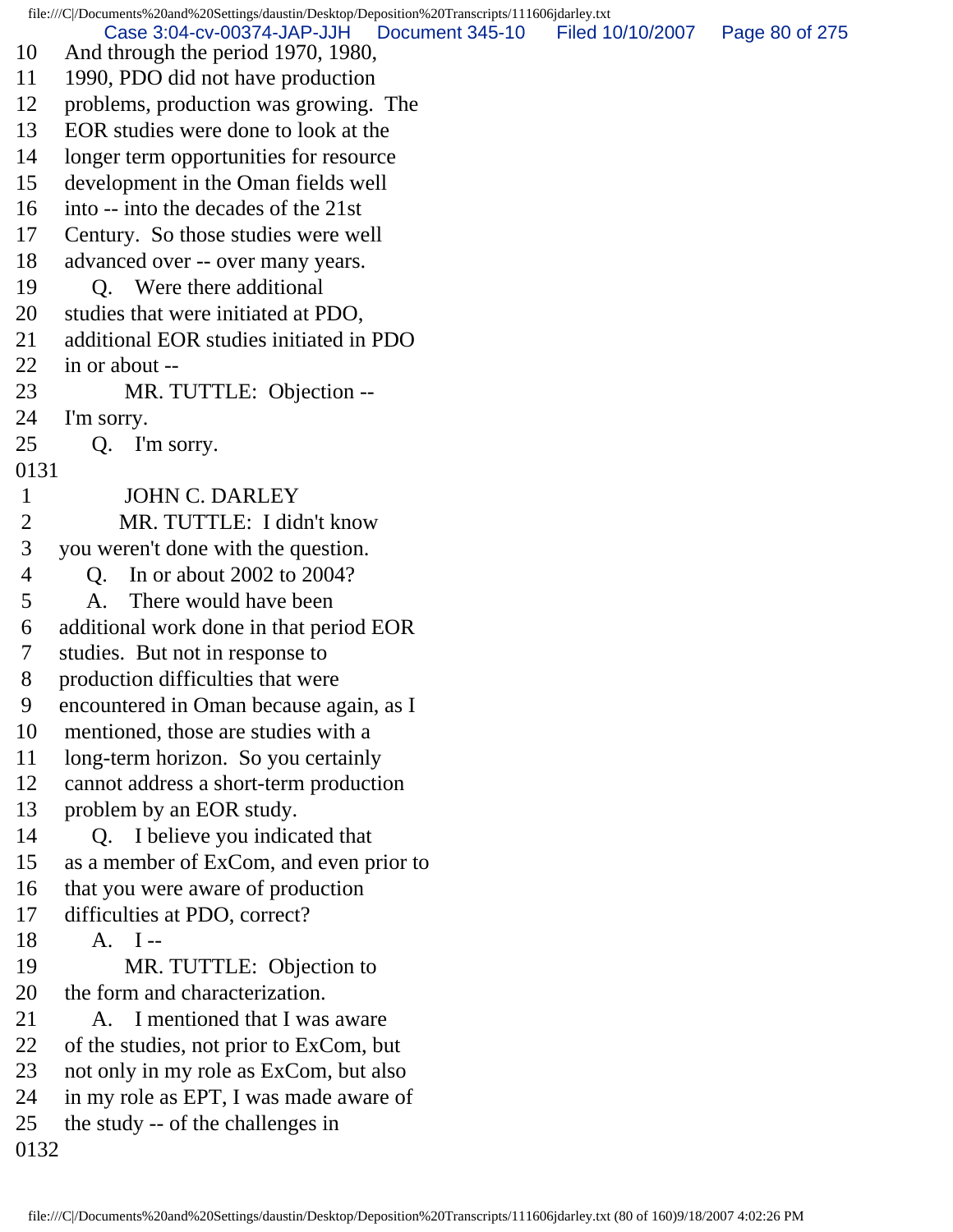10 And through the period 1970, 1980,
11 1990, PDO did not have production
12 problems, production was growing. The
13 EOR studies were done to look at the
14 longer term opportunities for resource
15 development in the Oman fields well
16 into -- into the decades of the 21st
17 Century. So those studies were well
18 advanced over -- over many years.
19 Q. Were there additional
20 studies that were initiated at PDO,
21 additional EOR studies initiated in PDO
22 in or about --
23 MR. TUTTLE: Objection --
24 I'm sorry.
25 Q. I'm sorry.
0131
1 JOHN C. DARLEY
2 MR. TUTTLE: I didn't know
3 you weren't done with the question.
4 Q. In or about 2002 to 2004?
5 A. There would have been
6 additional work done in that period EOR
7 studies. But not in response to
8 production difficulties that were
9 encountered in Oman because again, as I
10 mentioned, those are studies with a
11 long-term horizon. So you certainly
12 cannot address a short-term production
13 problem by an EOR study.
14 Q. I believe you indicated that
15 as a member of ExCom, and even prior to
16 that you were aware of production
17 difficulties at PDO, correct?
18 A. I --
19 MR. TUTTLE: Objection to
20 the form and characterization.
21 A. I mentioned that I was aware
22 of the studies, not prior to ExCom, but
23 not only in my role as ExCom, but also
24 in my role as EPT, I was made aware of
25 the study -- of the challenges in
0132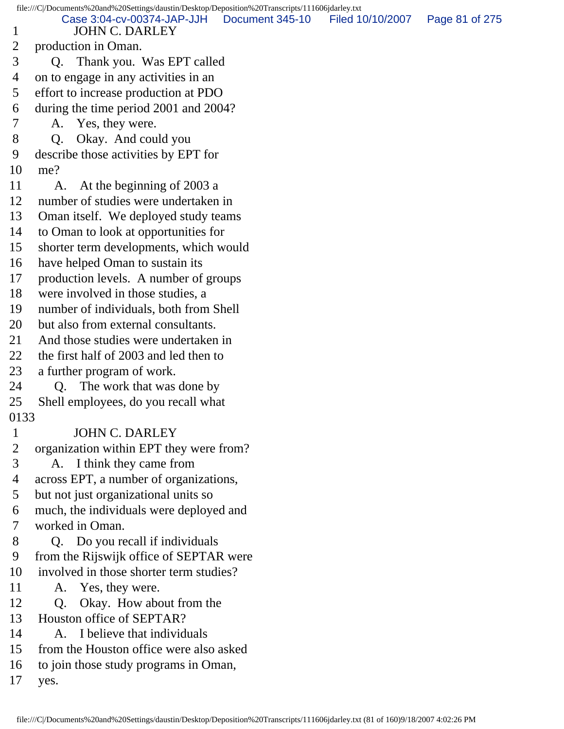1 JOHN C. DARLEY
2 production in Oman.
3 Q. Thank you. Was EPT called
4 on to engage in any activities in an
5 effort to increase production at PDO
6 during the time period 2001 and 2004?
7 A. Yes, they were.
8 Q. Okay. And could you
9 describe those activities by EPT for
10 me?
11 A. At the beginning of 2003 a
12 number of studies were undertaken in
13 Oman itself. We deployed study teams
14 to Oman to look at opportunities for
15 shorter term developments, which would
16 have helped Oman to sustain its
17 production levels. A number of groups
18 were involved in those studies, a
19 number of individuals, both from Shell
20 but also from external consultants.
21 And those studies were undertaken in
22 the first half of 2003 and led then to
23 a further program of work.
24 Q. The work that was done by
25 Shell employees, do you recall what
0133
1 JOHN C. DARLEY
2 organization within EPT they were from?
3 A. I think they came from
4 across EPT, a number of organizations,
5 but not just organizational units so
6 much, the individuals were deployed and
7 worked in Oman.
8 Q. Do you recall if individuals
9 from the Rijswijk office of SEPTAR were
10 involved in those shorter term studies?
11 A. Yes, they were.
12 Q. Okay. How about from the
13 Houston office of SEPTAR?
14 A. I believe that individuals
15 from the Houston office were also asked
16 to join those study programs in Oman,
17 yes.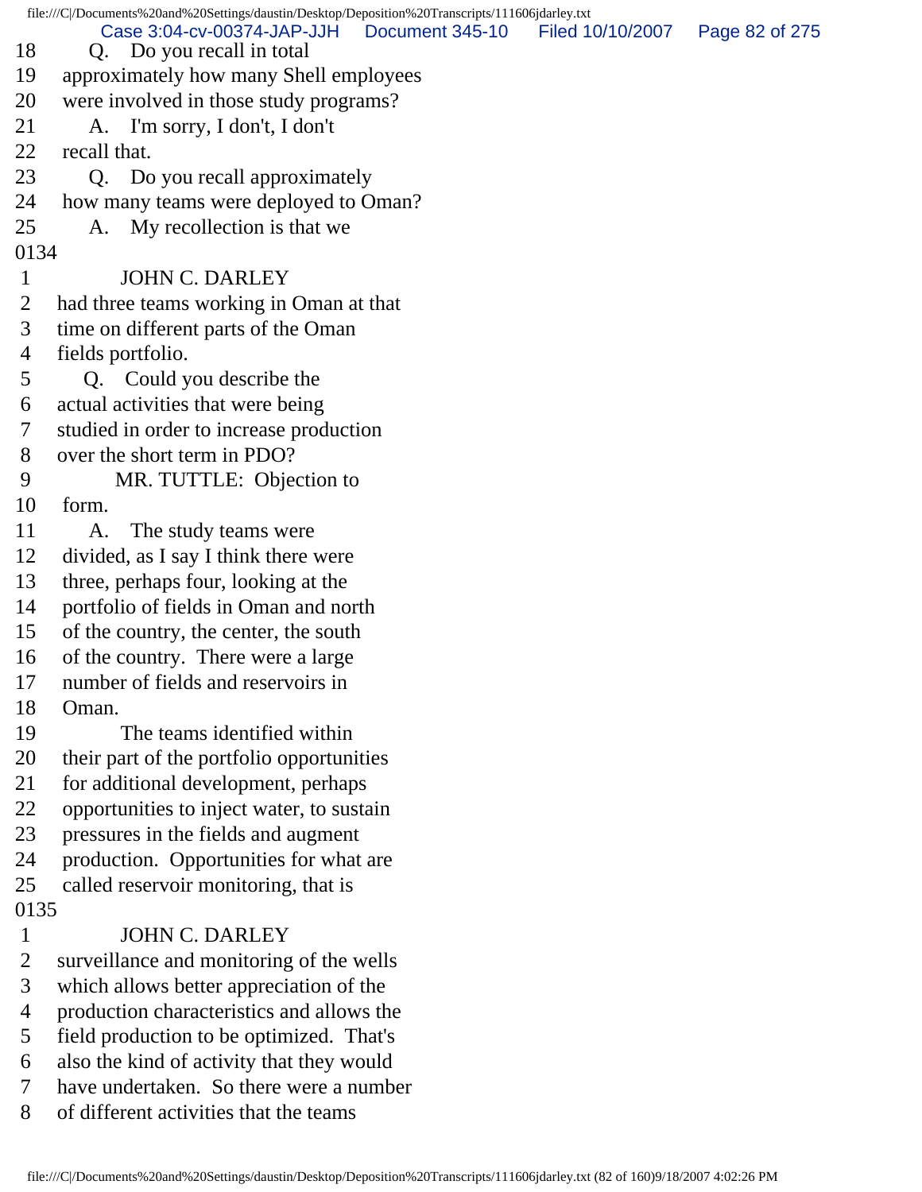18 Q. Do you recall in total
19 approximately how many Shell employees
20 were involved in those study programs?
21 A. I'm sorry, I don't, I don't
22 recall that.
23 Q. Do you recall approximately
24 how many teams were deployed to Oman?
25 A. My recollection is that we

0134

1 JOHN C. DARLEY
2 had three teams working in Oman at that
3 time on different parts of the Oman
4 fields portfolio.
5 Q. Could you describe the
6 actual activities that were being
7 studied in order to increase production
8 over the short term in PDO?
9 MR. TUTTLE: Objection to
10 form.
11 A. The study teams were
12 divided, as I say I think there were
13 three, perhaps four, looking at the
14 portfolio of fields in Oman and north
15 of the country, the center, the south
16 of the country. There were a large
17 number of fields and reservoirs in
18 Oman.
19 The teams identified within
20 their part of the portfolio opportunities
21 for additional development, perhaps
22 opportunities to inject water, to sustain
23 pressures in the fields and augment
24 production. Opportunities for what are
25 called reservoir monitoring, that is

0135

1 JOHN C. DARLEY
2 surveillance and monitoring of the wells
3 which allows better appreciation of the
4 production characteristics and allows the
5 field production to be optimized. That's
6 also the kind of activity that they would
7 have undertaken. So there were a number
8 of different activities that the teams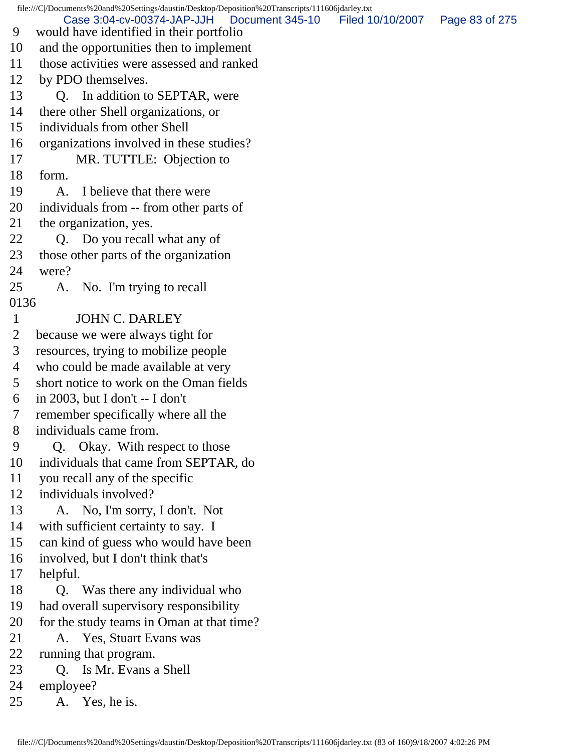9 would have identified in their portfolio
10 and the opportunities then to implement
11 those activities were assessed and ranked
12 by PDO themselves.
13 Q. In addition to SEPTAR, were
14 there other Shell organizations, or
15 individuals from other Shell
16 organizations involved in these studies?
17 MR. TUTTLE: Objection to
18 form.
19 A. I believe that there were
20 individuals from -- from other parts of
21 the organization, yes.
22 Q. Do you recall what any of
23 those other parts of the organization
24 were?
25 A. No. I'm trying to recall
0136
1 JOHN C. DARLEY
2 because we were always tight for
3 resources, trying to mobilize people
4 who could be made available at very
5 short notice to work on the Oman fields
6 in 2003, but I don't -- I don't
7 remember specifically where all the
8 individuals came from.
9 Q. Okay. With respect to those
10 individuals that came from SEPTAR, do
11 you recall any of the specific
12 individuals involved?
13 A. No, I'm sorry, I don't. Not
14 with sufficient certainty to say. I
15 can kind of guess who would have been
16 involved, but I don't think that's
17 helpful.
18 Q. Was there any individual who
19 had overall supervisory responsibility
20 for the study teams in Oman at that time?
21 A. Yes, Stuart Evans was
22 running that program.
23 Q. Is Mr. Evans a Shell
24 employee?
25 A. Yes, he is.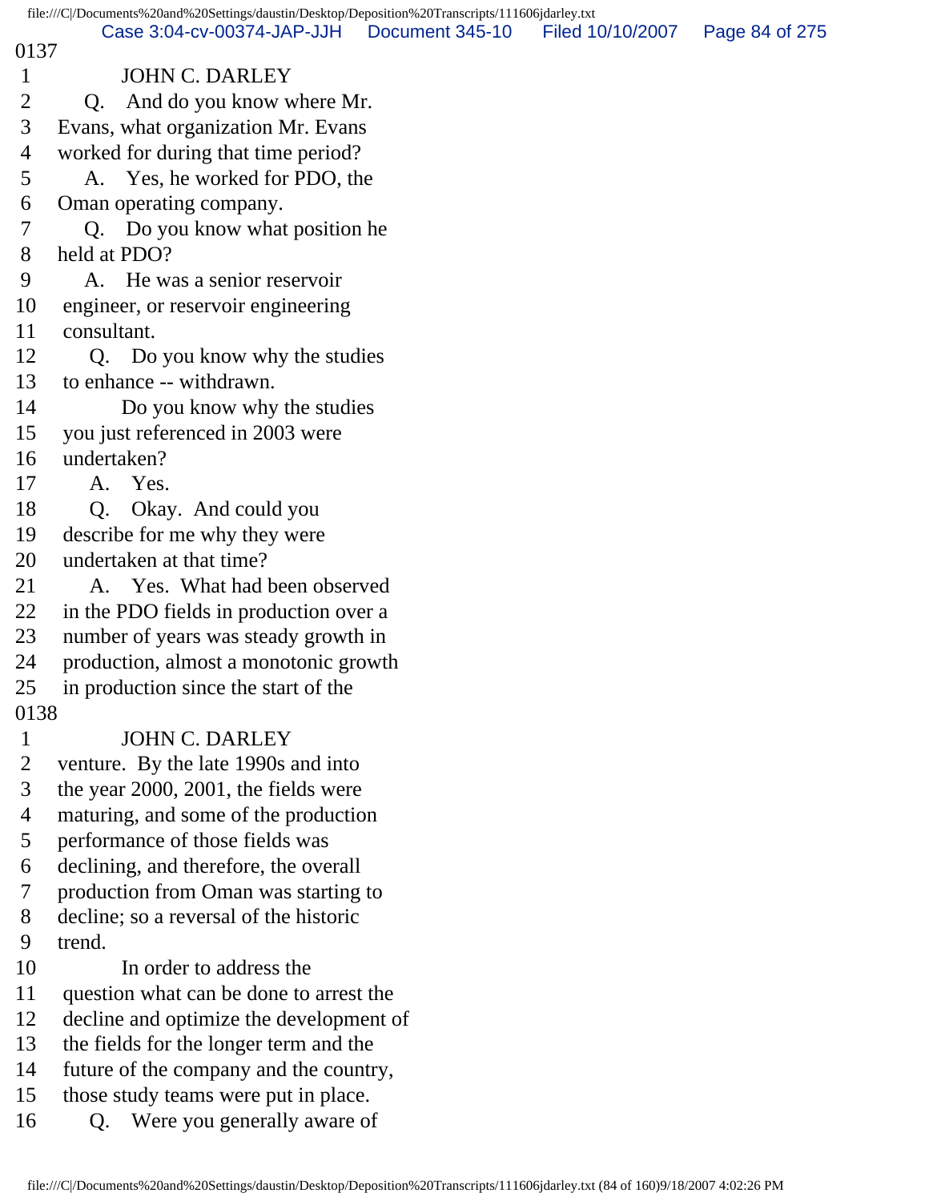0137

1 JOHN C. DARLEY
2 Q. And do you know where Mr.
3 Evans, what organization Mr. Evans
4 worked for during that time period?
5 A. Yes, he worked for PDO, the
6 Oman operating company.
7 Q. Do you know what position he
8 held at PDO?
9 A. He was a senior reservoir
10 engineer, or reservoir engineering
11 consultant.
12 Q. Do you know why the studies
13 to enhance -- withdrawn.
14 Do you know why the studies
15 you just referenced in 2003 were
16 undertaken?
17 A. Yes.
18 Q. Okay. And could you
19 describe for me why they were
20 undertaken at that time?
21 A. Yes. What had been observed
22 in the PDO fields in production over a
23 number of years was steady growth in
24 production, almost a monotonic growth
25 in production since the start of the

0138

1 JOHN C. DARLEY
2 venture. By the late 1990s and into
3 the year 2000, 2001, the fields were
4 maturing, and some of the production
5 performance of those fields was
6 declining, and therefore, the overall
7 production from Oman was starting to
8 decline; so a reversal of the historic
9 trend.
10 In order to address the
11 question what can be done to arrest the
12 decline and optimize the development of
13 the fields for the longer term and the
14 future of the company and the country,
15 those study teams were put in place.
16 Q. Were you generally aware of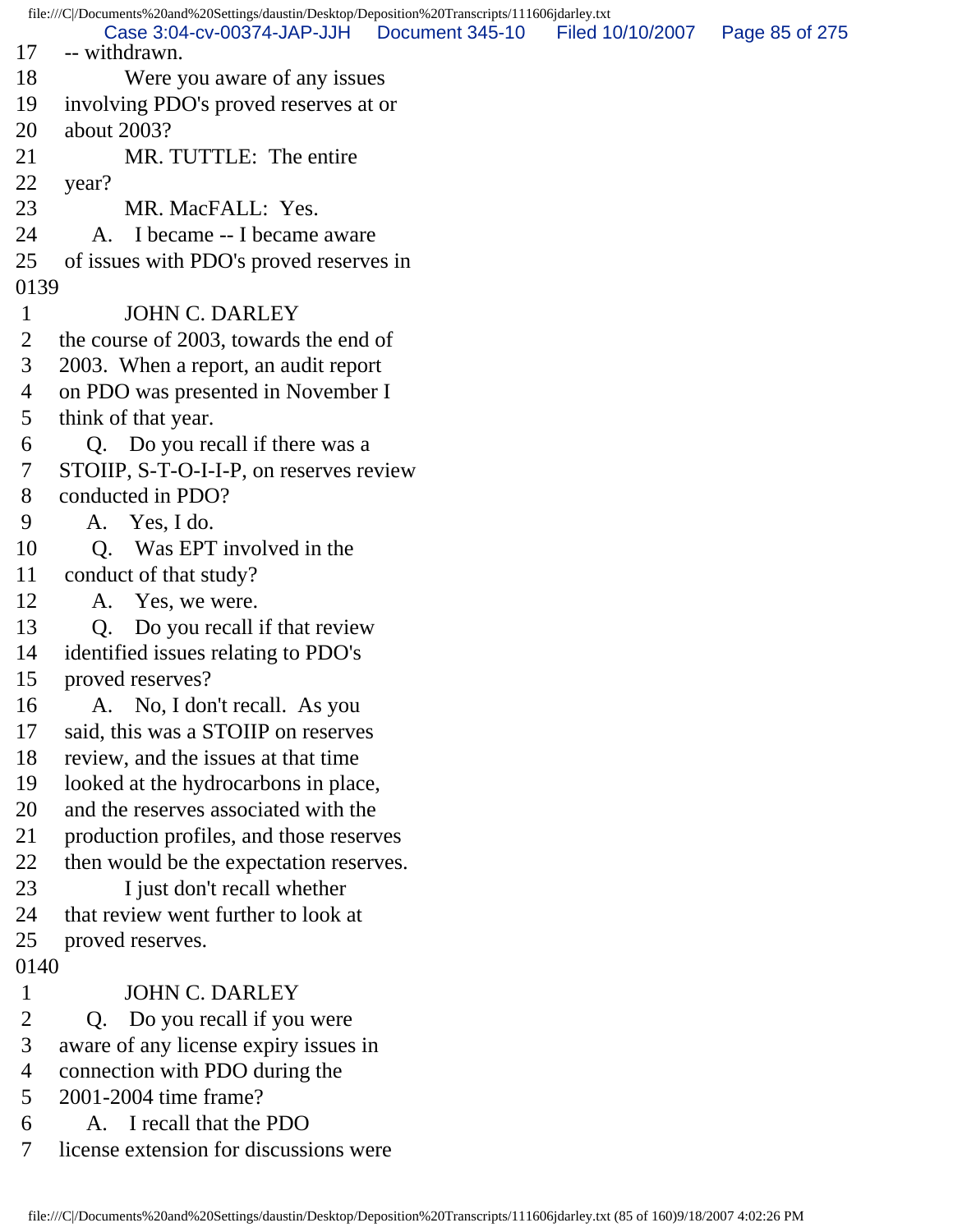17 -- withdrawn.
18 Were you aware of any issues
19 involving PDO's proved reserves at or
20 about 2003?
21 MR. TUTTLE: The entire
22 year?
23 MR. MacFALL: Yes.
24 A. I became -- I became aware
25 of issues with PDO's proved reserves in
0139
1 JOHN C. DARLEY
2 the course of 2003, towards the end of
3 2003. When a report, an audit report
4 on PDO was presented in November I
5 think of that year.
6 Q. Do you recall if there was a
7 STOIIP, S-T-O-I-I-P, on reserves review
8 conducted in PDO?
9 A. Yes, I do.
10 Q. Was EPT involved in the
11 conduct of that study?
12 A. Yes, we were.
13 Q. Do you recall if that review
14 identified issues relating to PDO's
15 proved reserves?
16 A. No, I don't recall. As you
17 said, this was a STOIIP on reserves
18 review, and the issues at that time
19 looked at the hydrocarbons in place,
20 and the reserves associated with the
21 production profiles, and those reserves
22 then would be the expectation reserves.
23 I just don't recall whether
24 that review went further to look at
25 proved reserves.
0140
1 JOHN C. DARLEY
2 Q. Do you recall if you were
3 aware of any license expiry issues in
4 connection with PDO during the
5 2001-2004 time frame?
6 A. I recall that the PDO
7 license extension for discussions were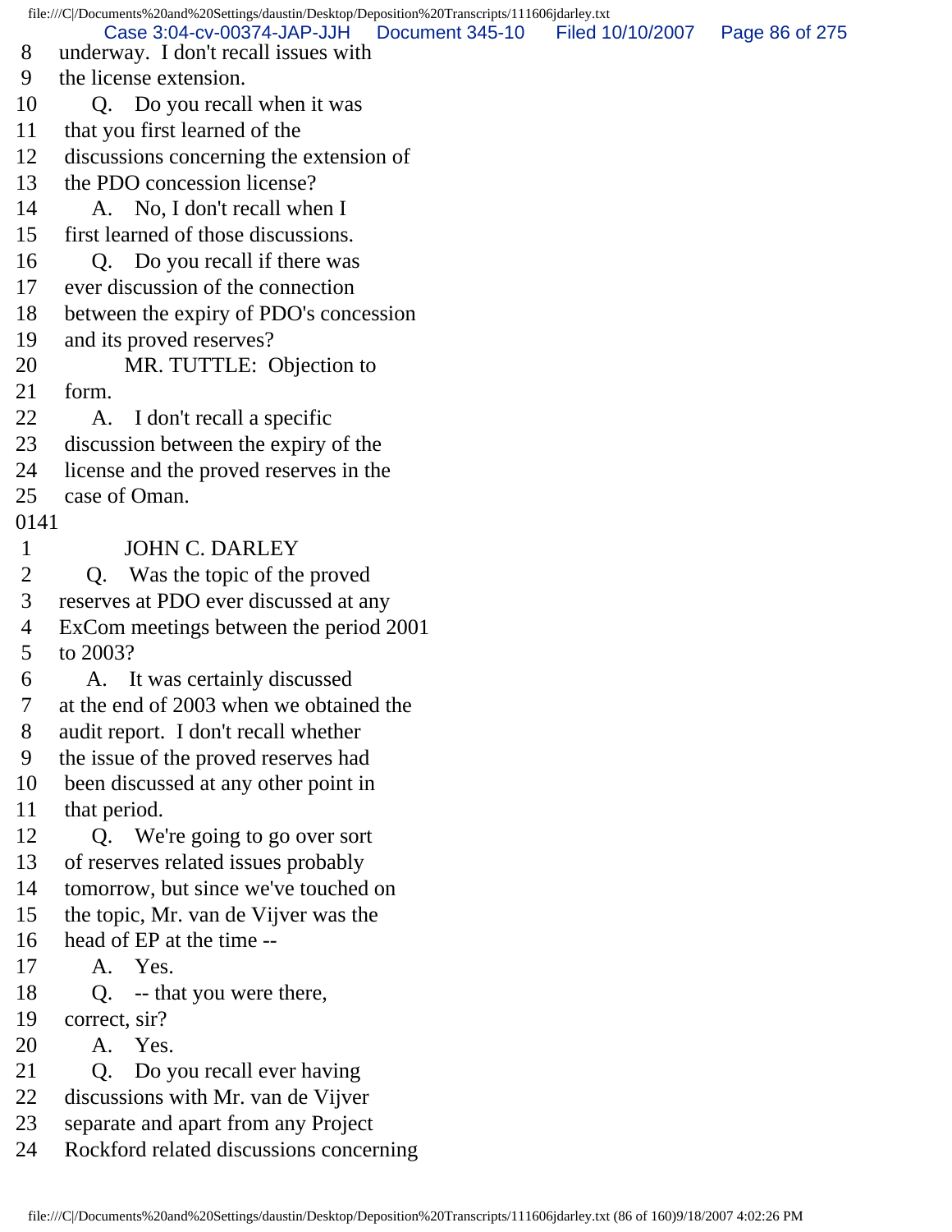8 underway. I don't recall issues with
9 the license extension.
10 Q. Do you recall when it was
11 that you first learned of the
12 discussions concerning the extension of
13 the PDO concession license?
14 A. No, I don't recall when I
15 first learned of those discussions.
16 Q. Do you recall if there was
17 ever discussion of the connection
18 between the expiry of PDO's concession
19 and its proved reserves?
20 MR. TUTTLE: Objection to
21 form.
22 A. I don't recall a specific
23 discussion between the expiry of the
24 license and the proved reserves in the
25 case of Oman.

0141

1 JOHN C. DARLEY
2 Q. Was the topic of the proved
3 reserves at PDO ever discussed at any
4 ExCom meetings between the period 2001
5 to 2003?
6 A. It was certainly discussed
7 at the end of 2003 when we obtained the
8 audit report. I don't recall whether
9 the issue of the proved reserves had
10 been discussed at any other point in
11 that period.
12 Q. We're going to go over sort
13 of reserves related issues probably
14 tomorrow, but since we've touched on
15 the topic, Mr. van de Vijver was the
16 head of EP at the time --
17 A. Yes.
18 Q. -- that you were there,
19 correct, sir?
20 A. Yes.
21 Q. Do you recall ever having
22 discussions with Mr. van de Vijver
23 separate and apart from any Project
24 Rockford related discussions concerning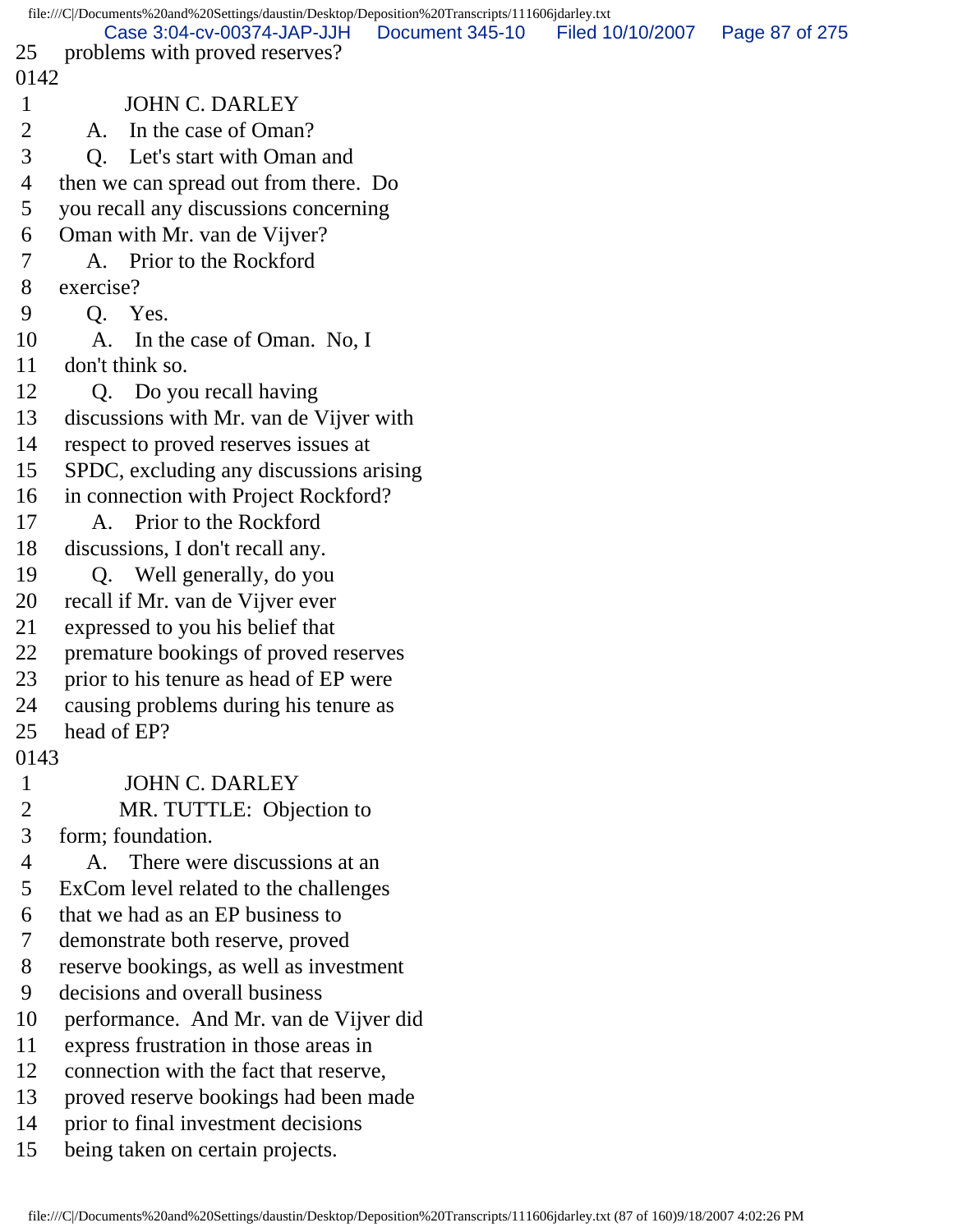25 problems with proved reserves?

0142

1 JOHN C. DARLEY

2 A. In the case of Oman?

3 Q. Let's start with Oman and

4 then we can spread out from there. Do

5 you recall any discussions concerning

6 Oman with Mr. van de Vijver?

7 A. Prior to the Rockford

8 exercise?

9 Q. Yes.

10 A. In the case of Oman. No, I

11 don't think so.

12 Q. Do you recall having

13 discussions with Mr. van de Vijver with

14 respect to proved reserves issues at

15 SPDC, excluding any discussions arising

16 in connection with Project Rockford?

17 A. Prior to the Rockford

18 discussions, I don't recall any.

19 Q. Well generally, do you

20 recall if Mr. van de Vijver ever

21 expressed to you his belief that

22 premature bookings of proved reserves

23 prior to his tenure as head of EP were

24 causing problems during his tenure as

25 head of EP?

0143

1 JOHN C. DARLEY

2 MR. TUTTLE: Objection to

3 form; foundation.

4 A. There were discussions at an

5 ExCom level related to the challenges

6 that we had as an EP business to

7 demonstrate both reserve, proved

8 reserve bookings, as well as investment

9 decisions and overall business

10 performance. And Mr. van de Vijver did

11 express frustration in those areas in

12 connection with the fact that reserve,

13 proved reserve bookings had been made

14 prior to final investment decisions

15 being taken on certain projects.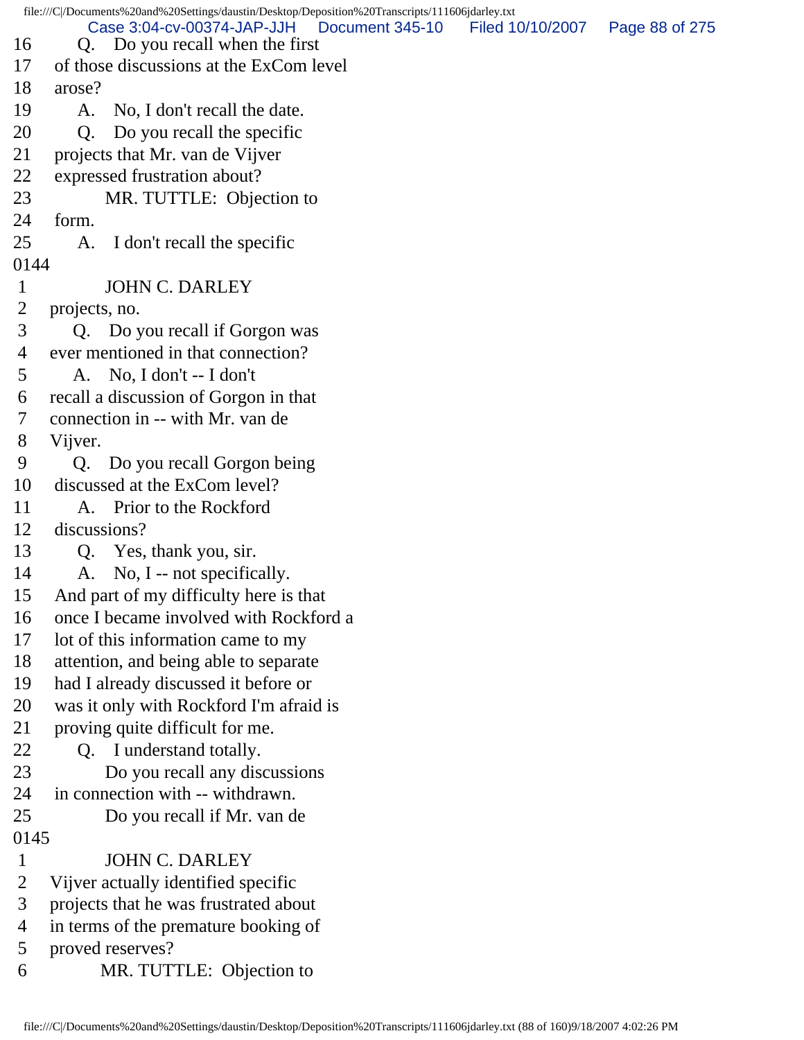16 Q. Do you recall when the first
17 of those discussions at the ExCom level
18 arose?
19 A. No, I don't recall the date.
20 Q. Do you recall the specific
21 projects that Mr. van de Vijver
22 expressed frustration about?
23 MR. TUTTLE: Objection to
24 form.
25 A. I don't recall the specific
0144
1 JOHN C. DARLEY
2 projects, no.
3 Q. Do you recall if Gorgon was
4 ever mentioned in that connection?
5 A. No, I don't -- I don't
6 recall a discussion of Gorgon in that
7 connection in -- with Mr. van de
8 Vijver.
9 Q. Do you recall Gorgon being
10 discussed at the ExCom level?
11 A. Prior to the Rockford
12 discussions?
13 Q. Yes, thank you, sir.
14 A. No, I -- not specifically.
15 And part of my difficulty here is that
16 once I became involved with Rockford a
17 lot of this information came to my
18 attention, and being able to separate
19 had I already discussed it before or
20 was it only with Rockford I'm afraid is
21 proving quite difficult for me.
22 Q. I understand totally.
23 Do you recall any discussions
24 in connection with -- withdrawn.
25 Do you recall if Mr. van de
0145
1 JOHN C. DARLEY
2 Vijver actually identified specific
3 projects that he was frustrated about
4 in terms of the premature booking of
5 proved reserves?
6 MR. TUTTLE: Objection to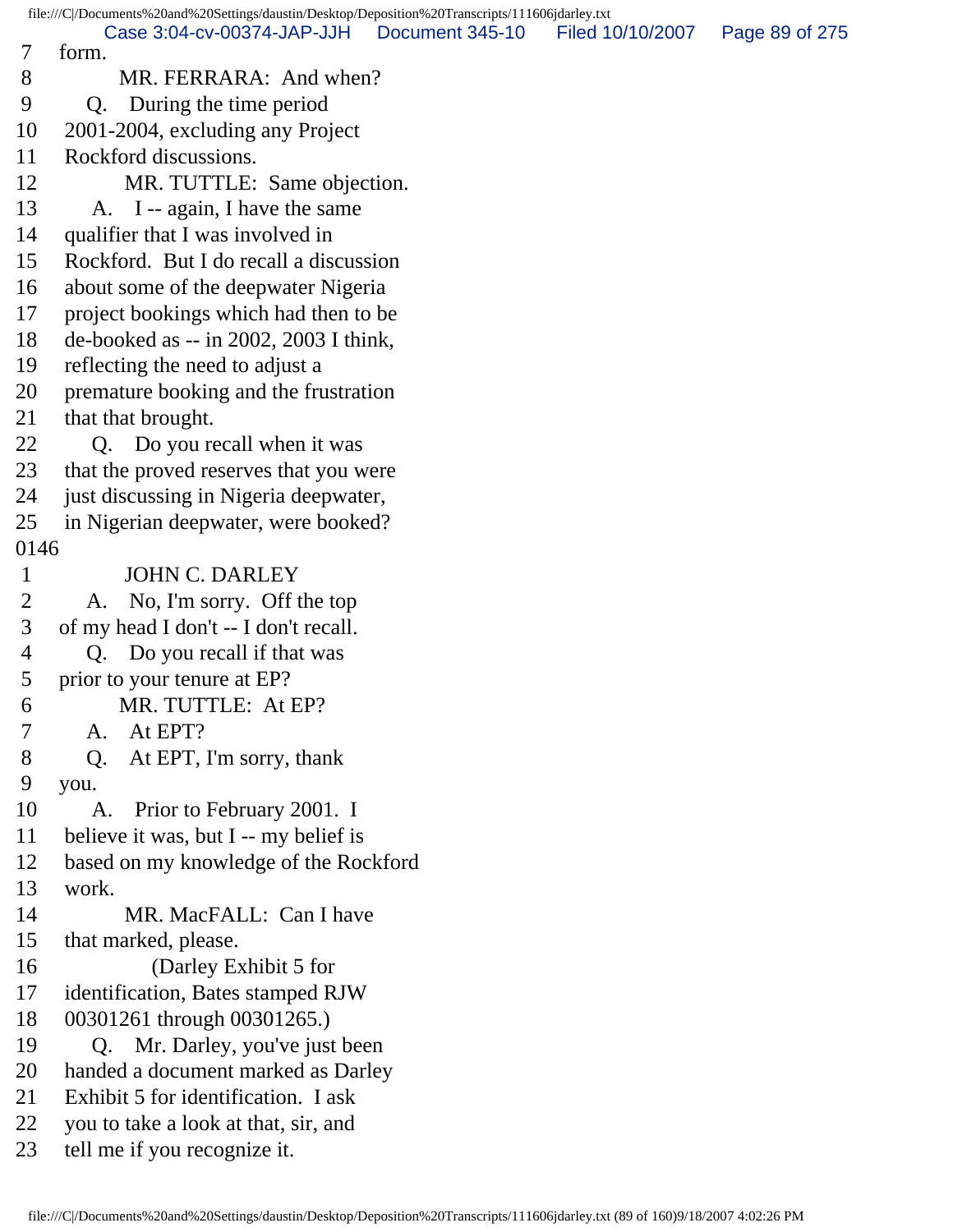7 form.
8 MR. FERRARA: And when?
9 Q. During the time period
10 2001-2004, excluding any Project
11 Rockford discussions.
12 MR. TUTTLE: Same objection.
13 A. I -- again, I have the same
14 qualifier that I was involved in
15 Rockford. But I do recall a discussion
16 about some of the deepwater Nigeria
17 project bookings which had then to be
18 de-booked as -- in 2002, 2003 I think,
19 reflecting the need to adjust a
20 premature booking and the frustration
21 that that brought.
22 Q. Do you recall when it was
23 that the proved reserves that you were
24 just discussing in Nigeria deepwater,
25 in Nigerian deepwater, were booked?
0146
1 JOHN C. DARLEY
2 A. No, I'm sorry. Off the top
3 of my head I don't -- I don't recall.
4 Q. Do you recall if that was
5 prior to your tenure at EP?
6 MR. TUTTLE: At EP?
7 A. At EPT?
8 Q. At EPT, I'm sorry, thank
9 you.
10 A. Prior to February 2001. I
11 believe it was, but I -- my belief is
12 based on my knowledge of the Rockford
13 work.
14 MR. MacFALL: Can I have
15 that marked, please.
16 (Darley Exhibit 5 for
17 identification, Bates stamped RJW
18 00301261 through 00301265.)
19 Q. Mr. Darley, you've just been
20 handed a document marked as Darley
21 Exhibit 5 for identification. I ask
22 you to take a look at that, sir, and
23 tell me if you recognize it.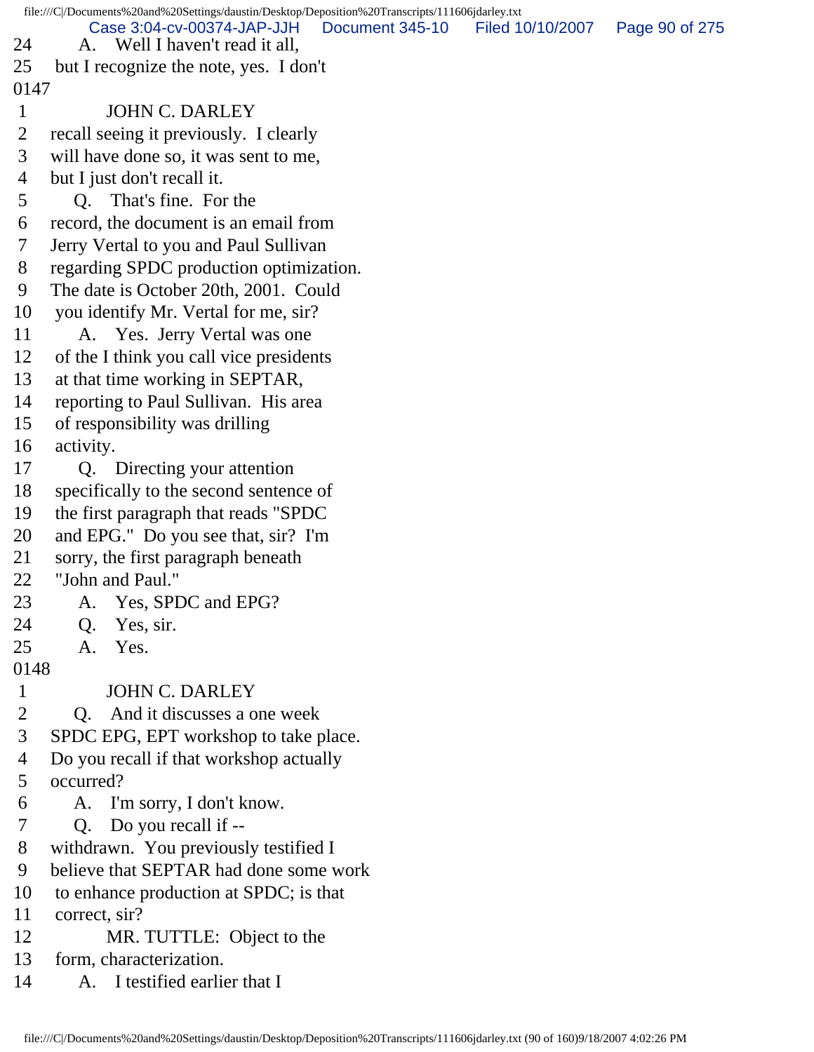24 A. Well I haven't read it all,
25 but I recognize the note, yes. I don't

0147

1 JOHN C. DARLEY
2 recall seeing it previously. I clearly
3 will have done so, it was sent to me,
4 but I just don't recall it.
5 Q. That's fine. For the
6 record, the document is an email from
7 Jerry Vertal to you and Paul Sullivan
8 regarding SPDC production optimization.
9 The date is October 20th, 2001. Could
10 you identify Mr. Vertal for me, sir?
11 A. Yes. Jerry Vertal was one
12 of the I think you call vice presidents
13 at that time working in SEPTAR,
14 reporting to Paul Sullivan. His area
15 of responsibility was drilling
16 activity.
17 Q. Directing your attention
18 specifically to the second sentence of
19 the first paragraph that reads "SPDC
20 and EPG." Do you see that, sir? I'm
21 sorry, the first paragraph beneath
22 "John and Paul."
23 A. Yes, SPDC and EPG?
24 Q. Yes, sir.
25 A. Yes.

0148

1 JOHN C. DARLEY
2 Q. And it discusses a one week
3 SPDC EPG, EPT workshop to take place.
4 Do you recall if that workshop actually
5 occurred?
6 A. I'm sorry, I don't know.
7 Q. Do you recall if --
8 withdrawn. You previously testified I
9 believe that SEPTAR had done some work
10 to enhance production at SPDC; is that
11 correct, sir?
12 MR. TUTTLE: Object to the
13 form, characterization.
14 A. I testified earlier that I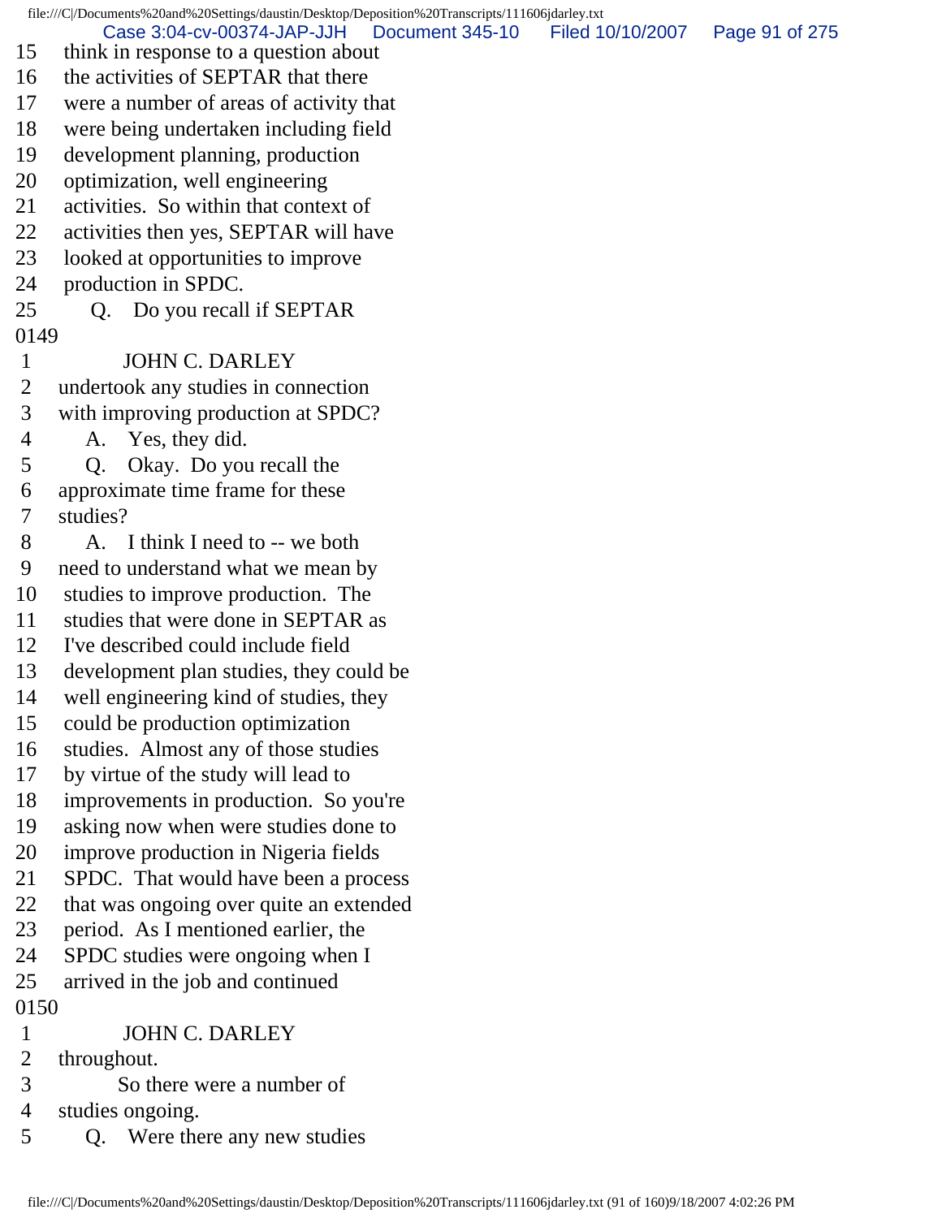15 think in response to a question about
16 the activities of SEPTAR that there
17 were a number of areas of activity that
18 were being undertaken including field
19 development planning, production
20 optimization, well engineering
21 activities. So within that context of
22 activities then yes, SEPTAR will have
23 looked at opportunities to improve
24 production in SPDC.
25 Q. Do you recall if SEPTAR
0149
1 JOHN C. DARLEY
2 undertook any studies in connection
3 with improving production at SPDC?
4 A. Yes, they did.
5 Q. Okay. Do you recall the
6 approximate time frame for these
7 studies?
8 A. I think I need to -- we both
9 need to understand what we mean by
10 studies to improve production. The
11 studies that were done in SEPTAR as
12 I've described could include field
13 development plan studies, they could be
14 well engineering kind of studies, they
15 could be production optimization
16 studies. Almost any of those studies
17 by virtue of the study will lead to
18 improvements in production. So you're
19 asking now when were studies done to
20 improve production in Nigeria fields
21 SPDC. That would have been a process
22 that was ongoing over quite an extended
23 period. As I mentioned earlier, the
24 SPDC studies were ongoing when I
25 arrived in the job and continued
0150
1 JOHN C. DARLEY
2 throughout.
3 So there were a number of
4 studies ongoing.
5 Q. Were there any new studies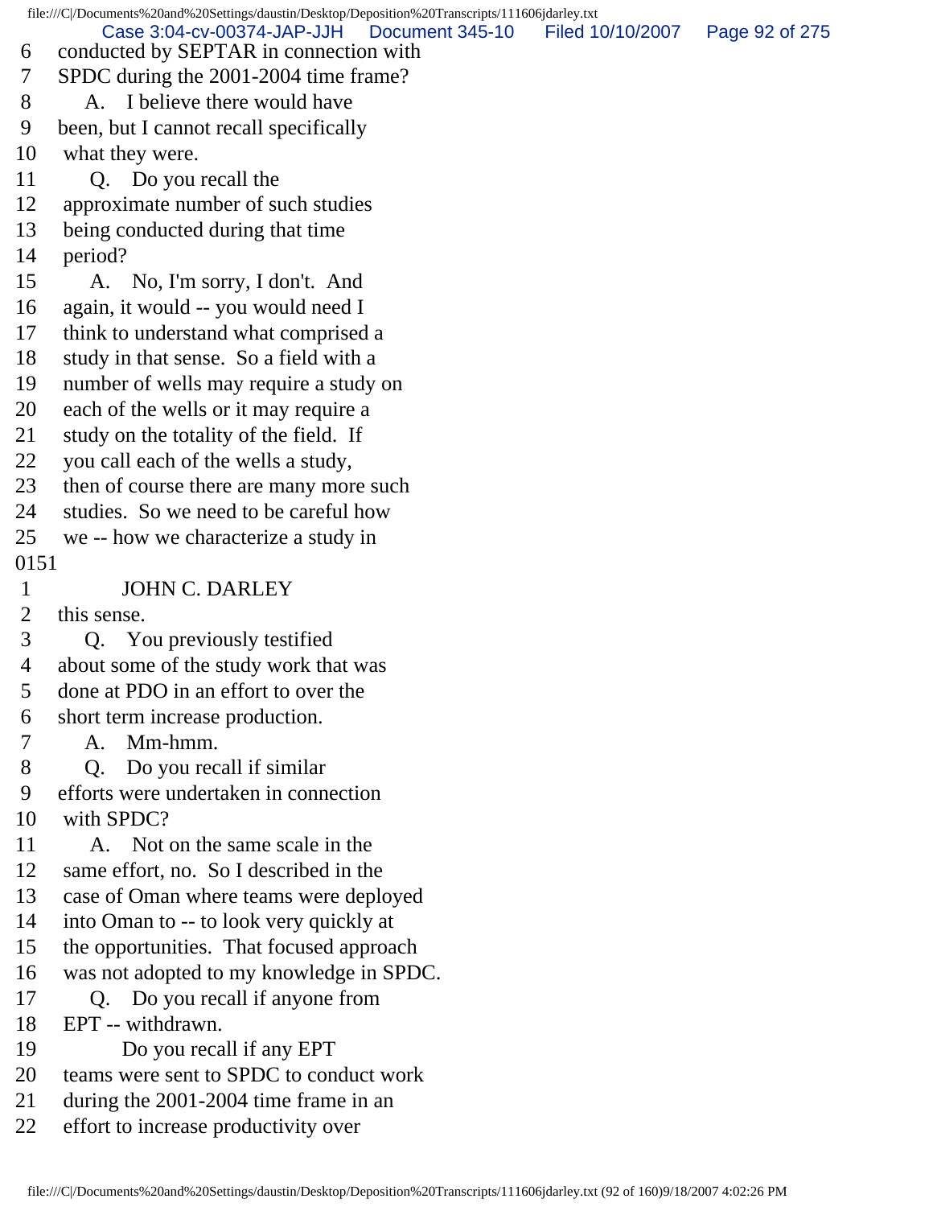6 conducted by SEPTAR in connection with
7 SPDC during the 2001-2004 time frame?
8 A. I believe there would have
9 been, but I cannot recall specifically
10 what they were.
11 Q. Do you recall the
12 approximate number of such studies
13 being conducted during that time
14 period?
15 A. No, I'm sorry, I don't. And
16 again, it would -- you would need I
17 think to understand what comprised a
18 study in that sense. So a field with a
19 number of wells may require a study on
20 each of the wells or it may require a
21 study on the totality of the field. If
22 you call each of the wells a study,
23 then of course there are many more such
24 studies. So we need to be careful how
25 we -- how we characterize a study in
0151
1 JOHN C. DARLEY
2 this sense.
3 Q. You previously testified
4 about some of the study work that was
5 done at PDO in an effort to over the
6 short term increase production.
7 A. Mm-hmm.
8 Q. Do you recall if similar
9 efforts were undertaken in connection
10 with SPDC?
11 A. Not on the same scale in the
12 same effort, no. So I described in the
13 case of Oman where teams were deployed
14 into Oman to -- to look very quickly at
15 the opportunities. That focused approach
16 was not adopted to my knowledge in SPDC.
17 Q. Do you recall if anyone from
18 EPT -- withdrawn.
19 Do you recall if any EPT
20 teams were sent to SPDC to conduct work
21 during the 2001-2004 time frame in an
22 effort to increase productivity over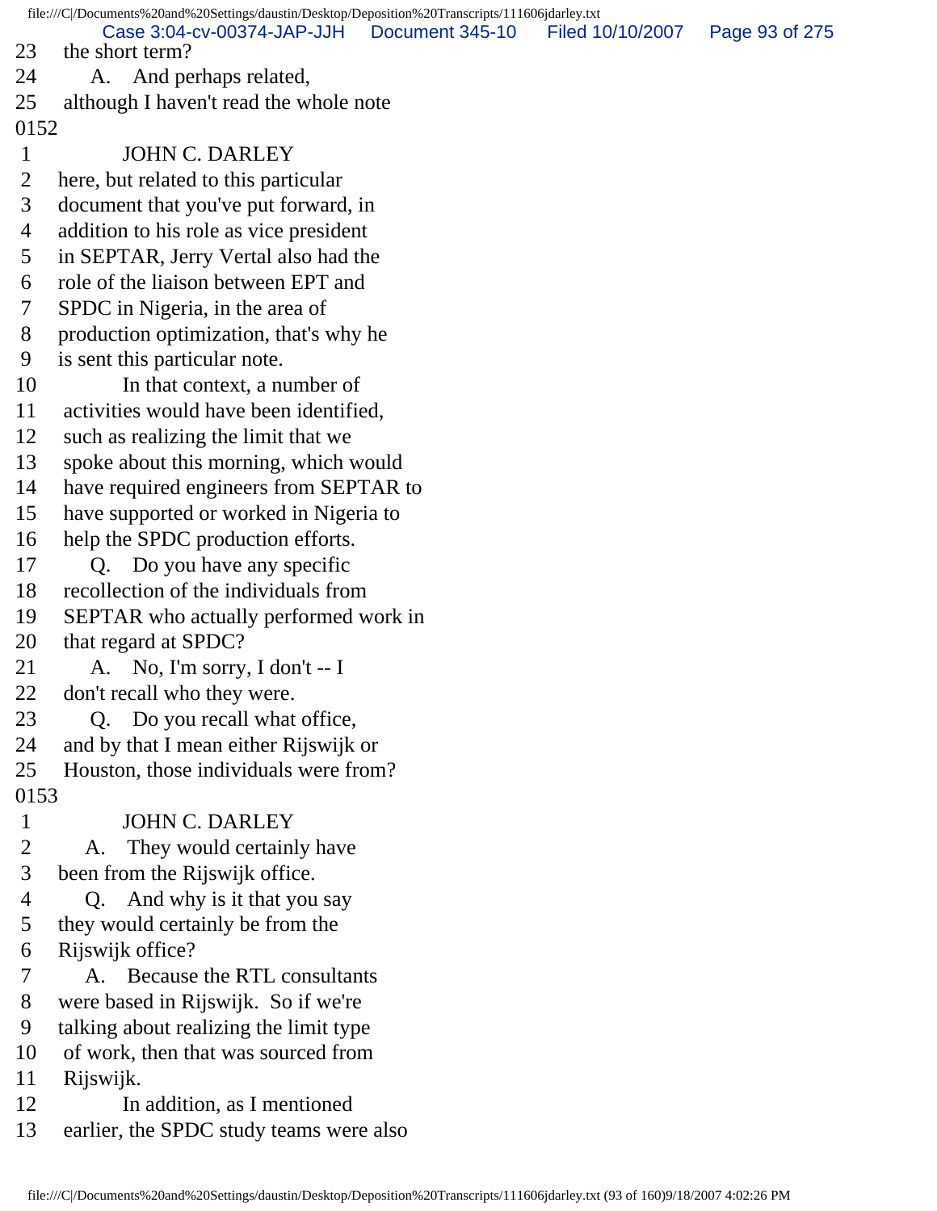23 the short term?
24 A. And perhaps related,
25 although I haven't read the whole note
0152
1 JOHN C. DARLEY
2 here, but related to this particular
3 document that you've put forward, in
4 addition to his role as vice president
5 in SEPTAR, Jerry Vertal also had the
6 role of the liaison between EPT and
7 SPDC in Nigeria, in the area of
8 production optimization, that's why he
9 is sent this particular note.
10 In that context, a number of
11 activities would have been identified,
12 such as realizing the limit that we
13 spoke about this morning, which would
14 have required engineers from SEPTAR to
15 have supported or worked in Nigeria to
16 help the SPDC production efforts.
17 Q. Do you have any specific
18 recollection of the individuals from
19 SEPTAR who actually performed work in
20 that regard at SPDC?
21 A. No, I'm sorry, I don't -- I
22 don't recall who they were.
23 Q. Do you recall what office,
24 and by that I mean either Rijswijk or
25 Houston, those individuals were from?
0153
1 JOHN C. DARLEY
2 A. They would certainly have
3 been from the Rijswijk office.
4 Q. And why is it that you say
5 they would certainly be from the
6 Rijswijk office?
7 A. Because the RTL consultants
8 were based in Rijswijk. So if we're
9 talking about realizing the limit type
10 of work, then that was sourced from
11 Rijswijk.
12 In addition, as I mentioned
13 earlier, the SPDC study teams were also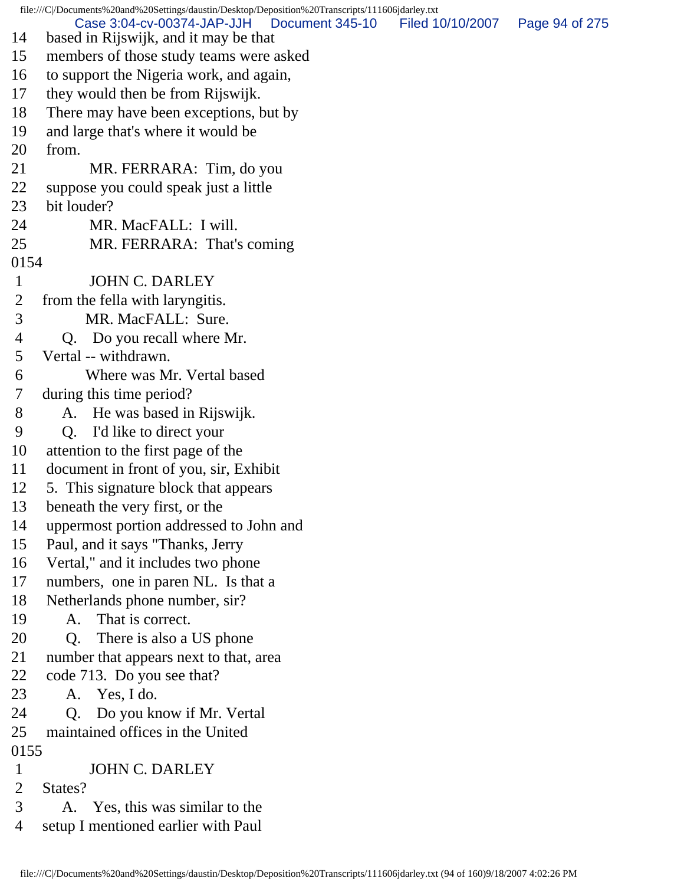14 based in Rijswijk, and it may be that
15 members of those study teams were asked
16 to support the Nigeria work, and again,
17 they would then be from Rijswijk.
18 There may have been exceptions, but by
19 and large that's where it would be
20 from.
21 MR. FERRARA: Tim, do you
22 suppose you could speak just a little
23 bit louder?
24 MR. MacFALL: I will.
25 MR. FERRARA: That's coming
0154
1 JOHN C. DARLEY
2 from the fella with laryngitis.
3 MR. MacFALL: Sure.
4 Q. Do you recall where Mr.
5 Vertal -- withdrawn.
6 Where was Mr. Vertal based
7 during this time period?
8 A. He was based in Rijswijk.
9 Q. I'd like to direct your
10 attention to the first page of the
11 document in front of you, sir, Exhibit
12 5. This signature block that appears
13 beneath the very first, or the
14 uppermost portion addressed to John and
15 Paul, and it says "Thanks, Jerry
16 Vertal," and it includes two phone
17 numbers, one in paren NL. Is that a
18 Netherlands phone number, sir?
19 A. That is correct.
20 Q. There is also a US phone
21 number that appears next to that, area
22 code 713. Do you see that?
23 A. Yes, I do.
24 Q. Do you know if Mr. Vertal
25 maintained offices in the United
0155
1 JOHN C. DARLEY
2 States?
3 A. Yes, this was similar to the
4 setup I mentioned earlier with Paul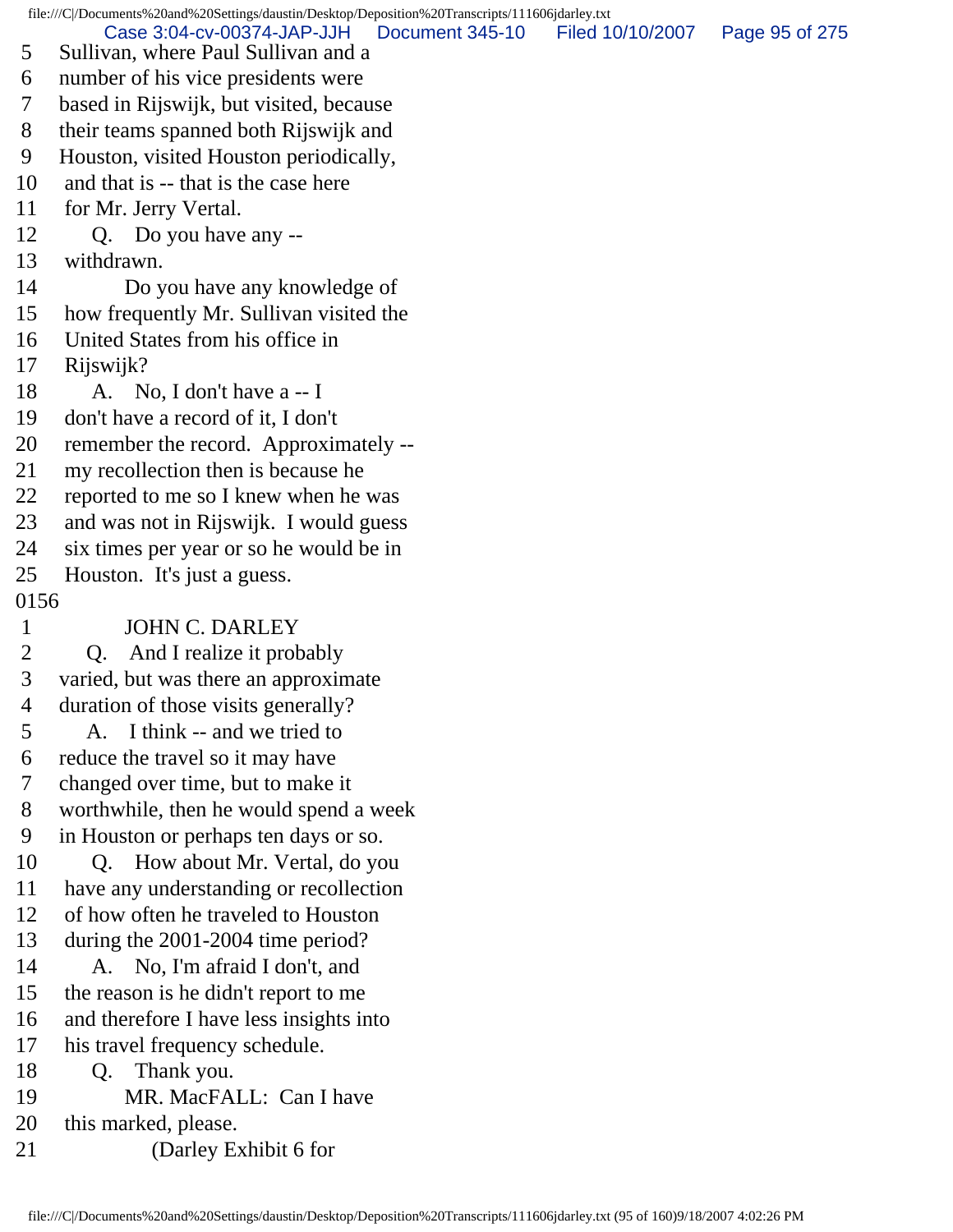5 Sullivan, where Paul Sullivan and a
6 number of his vice presidents were
7 based in Rijswijk, but visited, because
8 their teams spanned both Rijswijk and
9 Houston, visited Houston periodically,
10 and that is -- that is the case here
11 for Mr. Jerry Vertal.
12 Q. Do you have any --
13 withdrawn.
14 Do you have any knowledge of
15 how frequently Mr. Sullivan visited the
16 United States from his office in
17 Rijswijk?
18 A. No, I don't have a -- I
19 don't have a record of it, I don't
20 remember the record. Approximately --
21 my recollection then is because he
22 reported to me so I knew when he was
23 and was not in Rijswijk. I would guess
24 six times per year or so he would be in
25 Houston. It's just a guess.

0156

1 JOHN C. DARLEY
2 Q. And I realize it probably
3 varied, but was there an approximate
4 duration of those visits generally?
5 A. I think -- and we tried to
6 reduce the travel so it may have
7 changed over time, but to make it
8 worthwhile, then he would spend a week
9 in Houston or perhaps ten days or so.
10 Q. How about Mr. Vertal, do you
11 have any understanding or recollection
12 of how often he traveled to Houston
13 during the 2001-2004 time period?
14 A. No, I'm afraid I don't, and
15 the reason is he didn't report to me
16 and therefore I have less insights into
17 his travel frequency schedule.
18 Q. Thank you.
19 MR. MacFALL: Can I have
20 this marked, please.
21 (Darley Exhibit 6 for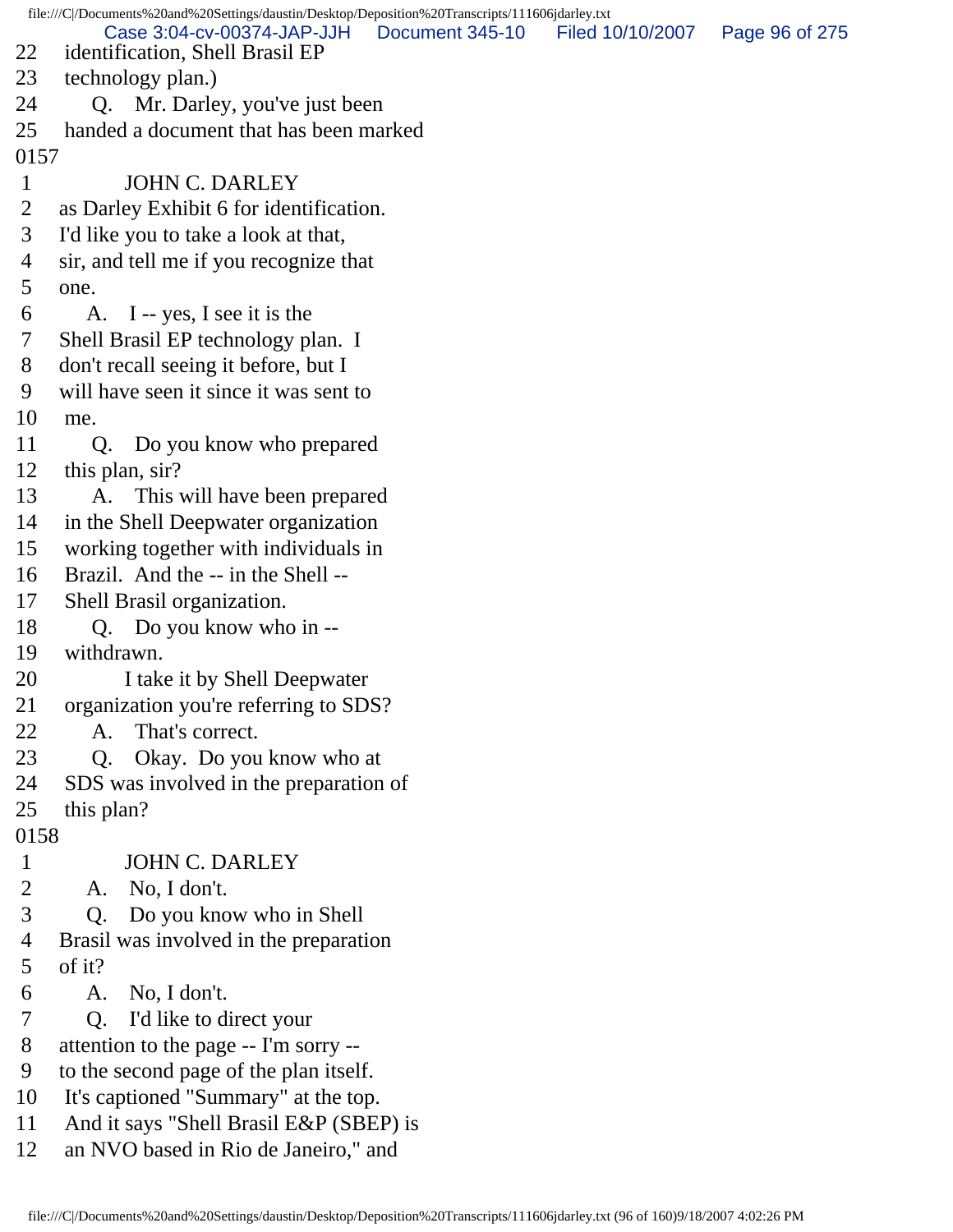22 identification, Shell Brasil EP
23 technology plan.)
24 Q. Mr. Darley, you've just been
25 handed a document that has been marked

0157

1 JOHN C. DARLEY
2 as Darley Exhibit 6 for identification.
3 I'd like you to take a look at that,
4 sir, and tell me if you recognize that
5 one.
6 A. I -- yes, I see it is the
7 Shell Brasil EP technology plan. I
8 don't recall seeing it before, but I
9 will have seen it since it was sent to
10 me.
11 Q. Do you know who prepared
12 this plan, sir?
13 A. This will have been prepared
14 in the Shell Deepwater organization
15 working together with individuals in
16 Brazil. And the -- in the Shell --
17 Shell Brasil organization.
18 Q. Do you know who in --
19 withdrawn.
20 I take it by Shell Deepwater
21 organization you're referring to SDS?
22 A. That's correct.
23 Q. Okay. Do you know who at
24 SDS was involved in the preparation of
25 this plan?

0158

1 JOHN C. DARLEY
2 A. No, I don't.
3 Q. Do you know who in Shell
4 Brasil was involved in the preparation
5 of it?
6 A. No, I don't.
7 Q. I'd like to direct your
8 attention to the page -- I'm sorry --
9 to the second page of the plan itself.
10 It's captioned "Summary" at the top.
11 And it says "Shell Brasil E&P (SBEP) is
12 an NVO based in Rio de Janeiro," and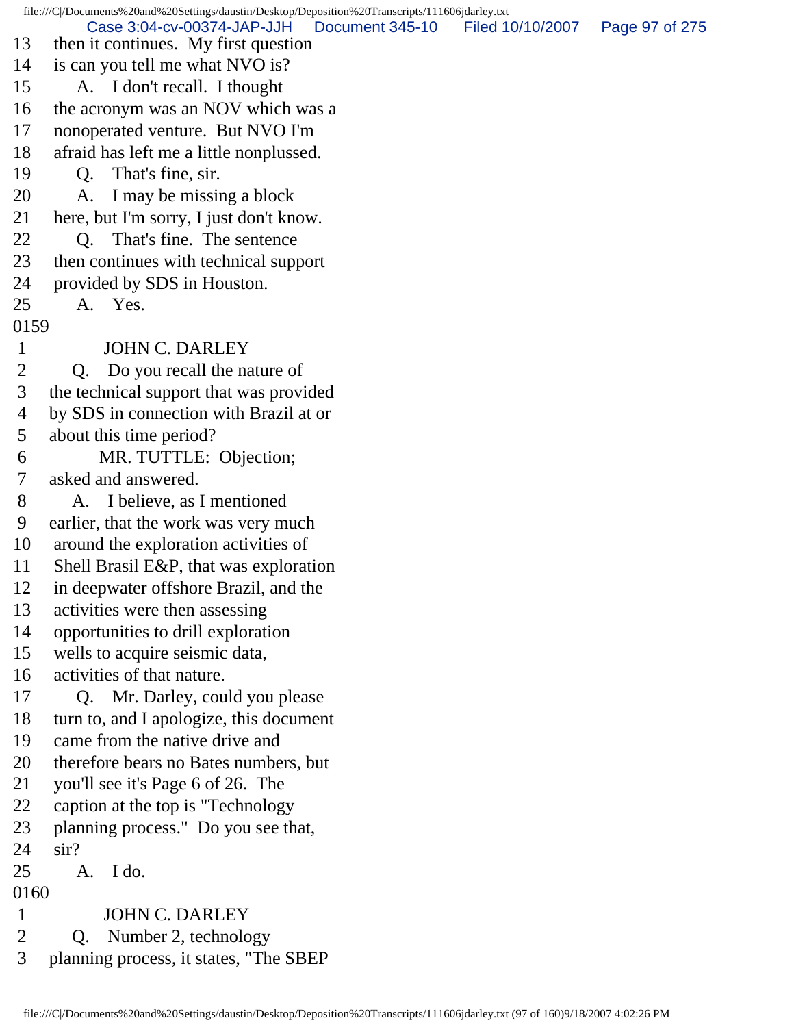13 then it continues. My first question
14 is can you tell me what NVO is?
15 A. I don't recall. I thought
16 the acronym was an NOV which was a
17 nonoperated venture. But NVO I'm
18 afraid has left me a little nonplussed.
19 Q. That's fine, sir.
20 A. I may be missing a block
21 here, but I'm sorry, I just don't know.
22 Q. That's fine. The sentence
23 then continues with technical support
24 provided by SDS in Houston.
25 A. Yes.

0159

1 JOHN C. DARLEY
2 Q. Do you recall the nature of
3 the technical support that was provided
4 by SDS in connection with Brazil at or
5 about this time period?
6 MR. TUTTLE: Objection;
7 asked and answered.
8 A. I believe, as I mentioned
9 earlier, that the work was very much
10 around the exploration activities of
11 Shell Brasil E&P, that was exploration
12 in deepwater offshore Brazil, and the
13 activities were then assessing
14 opportunities to drill exploration
15 wells to acquire seismic data,
16 activities of that nature.
17 Q. Mr. Darley, could you please
18 turn to, and I apologize, this document
19 came from the native drive and
20 therefore bears no Bates numbers, but
21 you'll see it's Page 6 of 26. The
22 caption at the top is "Technology
23 planning process." Do you see that,
24 sir?
25 A. I do.

0160

1 JOHN C. DARLEY
2 Q. Number 2, technology
3 planning process, it states, "The SBEP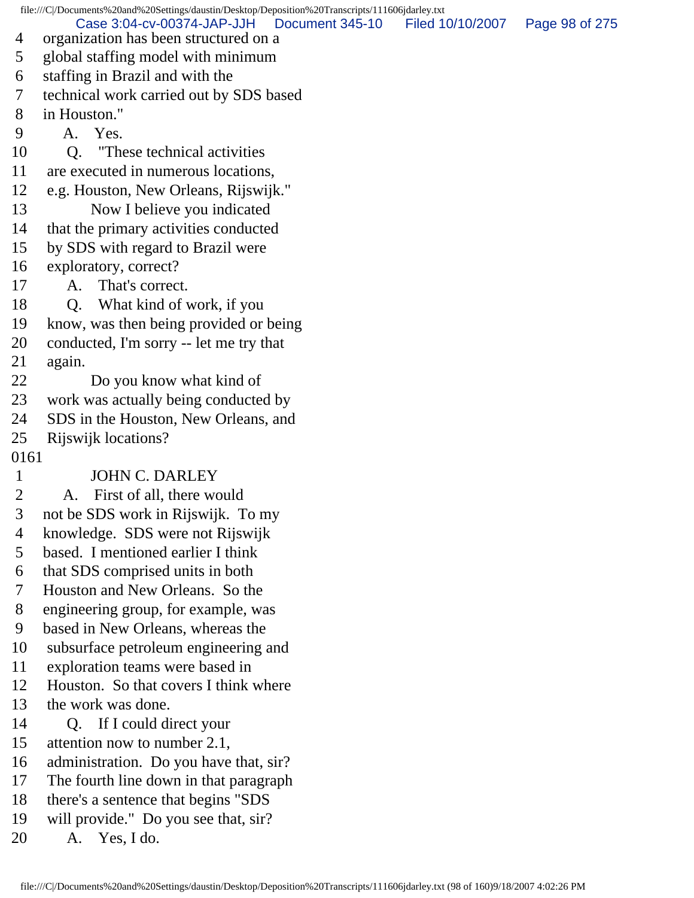4 organization has been structured on a
5 global staffing model with minimum
6 staffing in Brazil and with the
7 technical work carried out by SDS based
8 in Houston."
9 A. Yes.
10 Q. "These technical activities
11 are executed in numerous locations,
12 e.g. Houston, New Orleans, Rijswijk."
13 Now I believe you indicated
14 that the primary activities conducted
15 by SDS with regard to Brazil were
16 exploratory, correct?
17 A. That's correct.
18 Q. What kind of work, if you
19 know, was then being provided or being
20 conducted, I'm sorry -- let me try that
21 again.
22 Do you know what kind of
23 work was actually being conducted by
24 SDS in the Houston, New Orleans, and
25 Rijswijk locations?

0161

1 JOHN C. DARLEY
2 A. First of all, there would
3 not be SDS work in Rijswijk. To my
4 knowledge. SDS were not Rijswijk
5 based. I mentioned earlier I think
6 that SDS comprised units in both
7 Houston and New Orleans. So the
8 engineering group, for example, was
9 based in New Orleans, whereas the
10 subsurface petroleum engineering and
11 exploration teams were based in
12 Houston. So that covers I think where
13 the work was done.
14 Q. If I could direct your
15 attention now to number 2.1,
16 administration. Do you have that, sir?
17 The fourth line down in that paragraph
18 there's a sentence that begins "SDS
19 will provide." Do you see that, sir?
20 A. Yes, I do.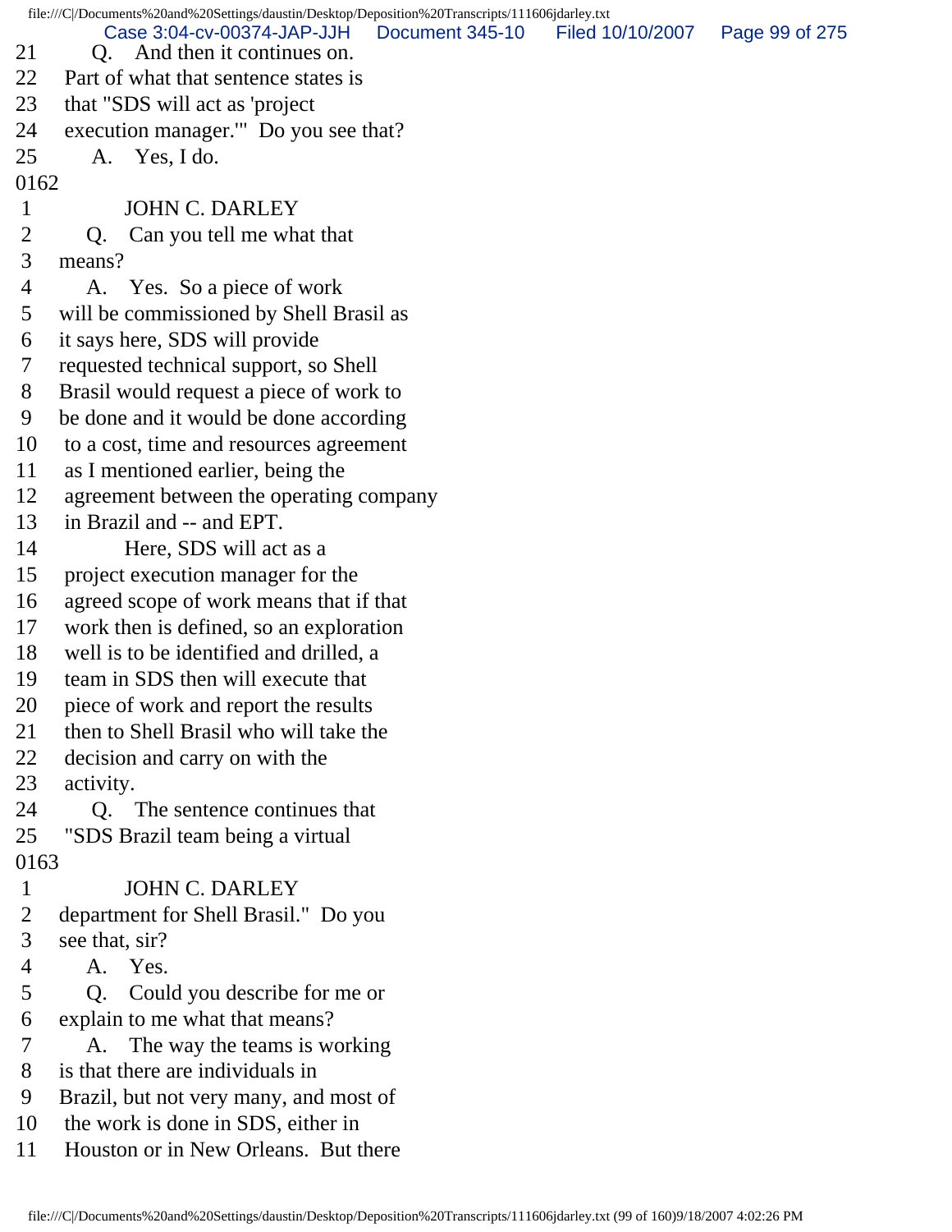21 Q. And then it continues on.
22 Part of what that sentence states is
23 that "SDS will act as 'project
24 execution manager.'" Do you see that?
25 A. Yes, I do.

0162

1 JOHN C. DARLEY
2 Q. Can you tell me what that
3 means?
4 A. Yes. So a piece of work
5 will be commissioned by Shell Brasil as
6 it says here, SDS will provide
7 requested technical support, so Shell
8 Brasil would request a piece of work to
9 be done and it would be done according
10 to a cost, time and resources agreement
11 as I mentioned earlier, being the
12 agreement between the operating company
13 in Brazil and -- and EPT.
14 Here, SDS will act as a
15 project execution manager for the
16 agreed scope of work means that if that
17 work then is defined, so an exploration
18 well is to be identified and drilled, a
19 team in SDS then will execute that
20 piece of work and report the results
21 then to Shell Brasil who will take the
22 decision and carry on with the
23 activity.
24 Q. The sentence continues that
25 "SDS Brazil team being a virtual

0163

1 JOHN C. DARLEY
2 department for Shell Brasil." Do you
3 see that, sir?
4 A. Yes.
5 Q. Could you describe for me or
6 explain to me what that means?
7 A. The way the teams is working
8 is that there are individuals in
9 Brazil, but not very many, and most of
10 the work is done in SDS, either in
11 Houston or in New Orleans. But there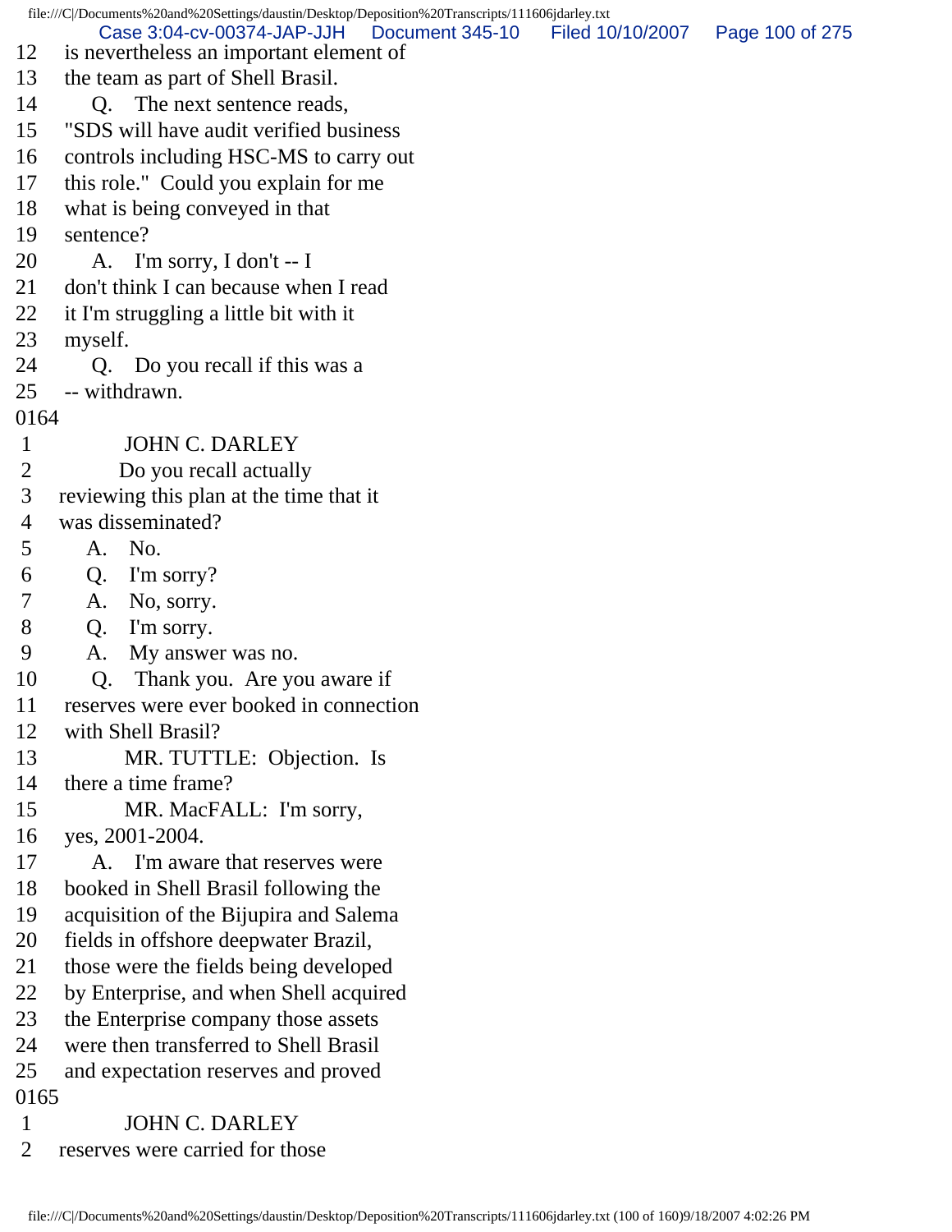12 is nevertheless an important element of
13 the team as part of Shell Brasil.
14 Q. The next sentence reads,
15 "SDS will have audit verified business
16 controls including HSC-MS to carry out
17 this role." Could you explain for me
18 what is being conveyed in that
19 sentence?
20 A. I'm sorry, I don't -- I
21 don't think I can because when I read
22 it I'm struggling a little bit with it
23 myself.
24 Q. Do you recall if this was a
25 -- withdrawn.
0164
1 JOHN C. DARLEY
2 Do you recall actually
3 reviewing this plan at the time that it
4 was disseminated?
5 A. No.
6 Q. I'm sorry?
7 A. No, sorry.
8 Q. I'm sorry.
9 A. My answer was no.
10 Q. Thank you. Are you aware if
11 reserves were ever booked in connection
12 with Shell Brasil?
13 MR. TUTTLE: Objection. Is
14 there a time frame?
15 MR. MacFALL: I'm sorry,
16 yes, 2001-2004.
17 A. I'm aware that reserves were
18 booked in Shell Brasil following the
19 acquisition of the Bijupira and Salema
20 fields in offshore deepwater Brazil,
21 those were the fields being developed
22 by Enterprise, and when Shell acquired
23 the Enterprise company those assets
24 were then transferred to Shell Brasil
25 and expectation reserves and proved
0165
1 JOHN C. DARLEY
2 reserves were carried for those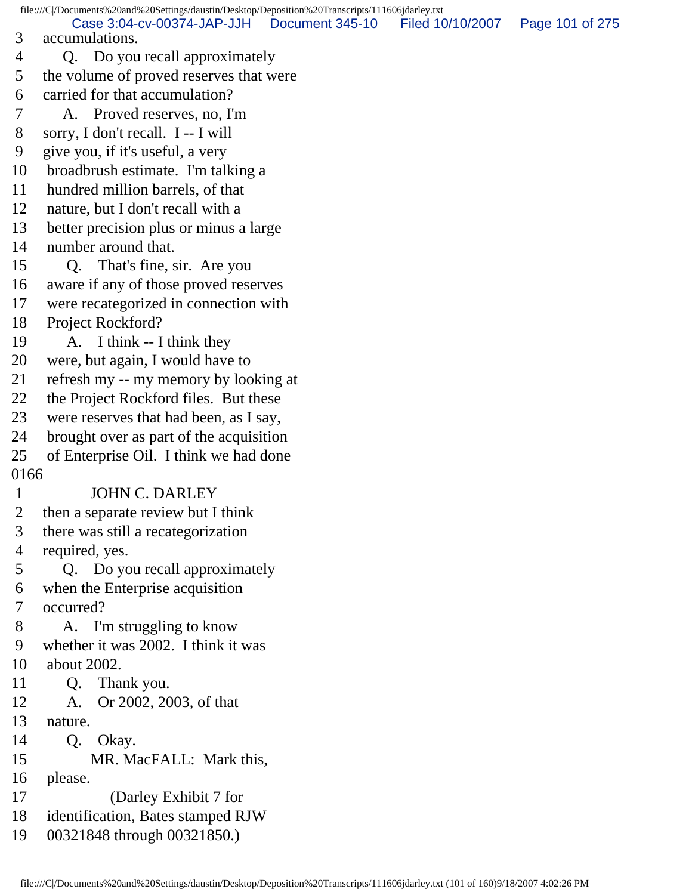3 accumulations.
4 Q. Do you recall approximately
5 the volume of proved reserves that were
6 carried for that accumulation?
7 A. Proved reserves, no, I'm
8 sorry, I don't recall. I -- I will
9 give you, if it's useful, a very
10 broadbrush estimate. I'm talking a
11 hundred million barrels, of that
12 nature, but I don't recall with a
13 better precision plus or minus a large
14 number around that.
15 Q. That's fine, sir. Are you
16 aware if any of those proved reserves
17 were recategorized in connection with
18 Project Rockford?
19 A. I think -- I think they
20 were, but again, I would have to
21 refresh my -- my memory by looking at
22 the Project Rockford files. But these
23 were reserves that had been, as I say,
24 brought over as part of the acquisition
25 of Enterprise Oil. I think we had done
0166
1 JOHN C. DARLEY
2 then a separate review but I think
3 there was still a recategorization
4 required, yes.
5 Q. Do you recall approximately
6 when the Enterprise acquisition
7 occurred?
8 A. I'm struggling to know
9 whether it was 2002. I think it was
10 about 2002.
11 Q. Thank you.
12 A. Or 2002, 2003, of that
13 nature.
14 Q. Okay.
15 MR. MacFALL: Mark this,
16 please.
17 (Darley Exhibit 7 for
18 identification, Bates stamped RJW
19 00321848 through 00321850.)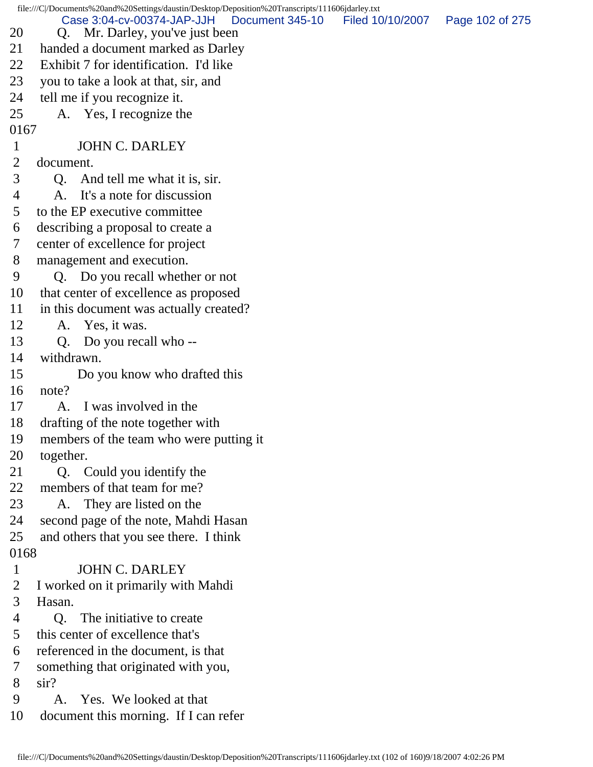20 Q. Mr. Darley, you've just been
21 handed a document marked as Darley
22 Exhibit 7 for identification. I'd like
23 you to take a look at that, sir, and
24 tell me if you recognize it.
25 A. Yes, I recognize the

0167

1 JOHN C. DARLEY
2 document.
3 Q. And tell me what it is, sir.
4 A. It's a note for discussion
5 to the EP executive committee
6 describing a proposal to create a
7 center of excellence for project
8 management and execution.
9 Q. Do you recall whether or not
10 that center of excellence as proposed
11 in this document was actually created?
12 A. Yes, it was.
13 Q. Do you recall who --
14 withdrawn.
15 Do you know who drafted this
16 note?
17 A. I was involved in the
18 drafting of the note together with
19 members of the team who were putting it
20 together.
21 Q. Could you identify the
22 members of that team for me?
23 A. They are listed on the
24 second page of the note, Mahdi Hasan
25 and others that you see there. I think

0168

1 JOHN C. DARLEY
2 I worked on it primarily with Mahdi
3 Hasan.
4 Q. The initiative to create
5 this center of excellence that's
6 referenced in the document, is that
7 something that originated with you,
8 sir?
9 A. Yes. We looked at that
10 document this morning. If I can refer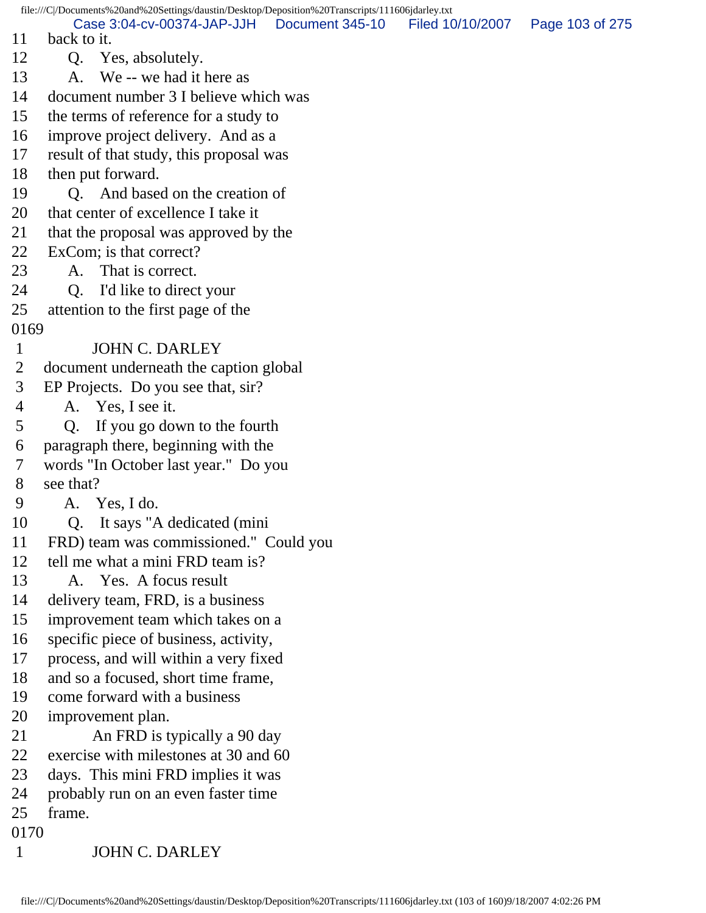11 back to it.
12 Q. Yes, absolutely.
13 A. We -- we had it here as
14 document number 3 I believe which was
15 the terms of reference for a study to
16 improve project delivery. And as a
17 result of that study, this proposal was
18 then put forward.
19 Q. And based on the creation of
20 that center of excellence I take it
21 that the proposal was approved by the
22 ExCom; is that correct?
23 A. That is correct.
24 Q. I'd like to direct your
25 attention to the first page of the

0169

1 JOHN C. DARLEY
2 document underneath the caption global
3 EP Projects. Do you see that, sir?
4 A. Yes, I see it.
5 Q. If you go down to the fourth
6 paragraph there, beginning with the
7 words "In October last year." Do you
8 see that?
9 A. Yes, I do.
10 Q. It says "A dedicated (mini
11 FRD) team was commissioned." Could you
12 tell me what a mini FRD team is?
13 A. Yes. A focus result
14 delivery team, FRD, is a business
15 improvement team which takes on a
16 specific piece of business, activity,
17 process, and will within a very fixed
18 and so a focused, short time frame,
19 come forward with a business
20 improvement plan.
21 An FRD is typically a 90 day
22 exercise with milestones at 30 and 60
23 days. This mini FRD implies it was
24 probably run on an even faster time
25 frame.

0170

1 JOHN C. DARLEY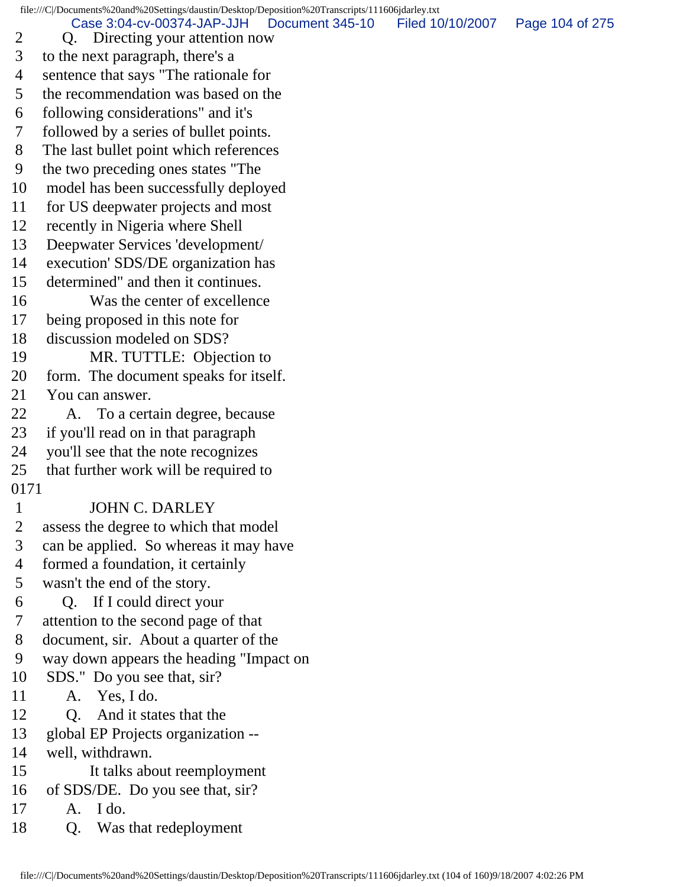2 Q. Directing your attention now
3 to the next paragraph, there's a
4 sentence that says "The rationale for
5 the recommendation was based on the
6 following considerations" and it's
7 followed by a series of bullet points.
8 The last bullet point which references
9 the two preceding ones states "The
10 model has been successfully deployed
11 for US deepwater projects and most
12 recently in Nigeria where Shell
13 Deepwater Services 'development/
14 execution' SDS/DE organization has
15 determined" and then it continues.
16 Was the center of excellence
17 being proposed in this note for
18 discussion modeled on SDS?
19 MR. TUTTLE: Objection to
20 form. The document speaks for itself.
21 You can answer.
22 A. To a certain degree, because
23 if you'll read on in that paragraph
24 you'll see that the note recognizes
25 that further work will be required to
0171
1 JOHN C. DARLEY
2 assess the degree to which that model
3 can be applied. So whereas it may have
4 formed a foundation, it certainly
5 wasn't the end of the story.
6 Q. If I could direct your
7 attention to the second page of that
8 document, sir. About a quarter of the
9 way down appears the heading "Impact on
10 SDS." Do you see that, sir?
11 A. Yes, I do.
12 Q. And it states that the
13 global EP Projects organization --
14 well, withdrawn.
15 It talks about reemployment
16 of SDS/DE. Do you see that, sir?
17 A. I do.
18 Q. Was that redeployment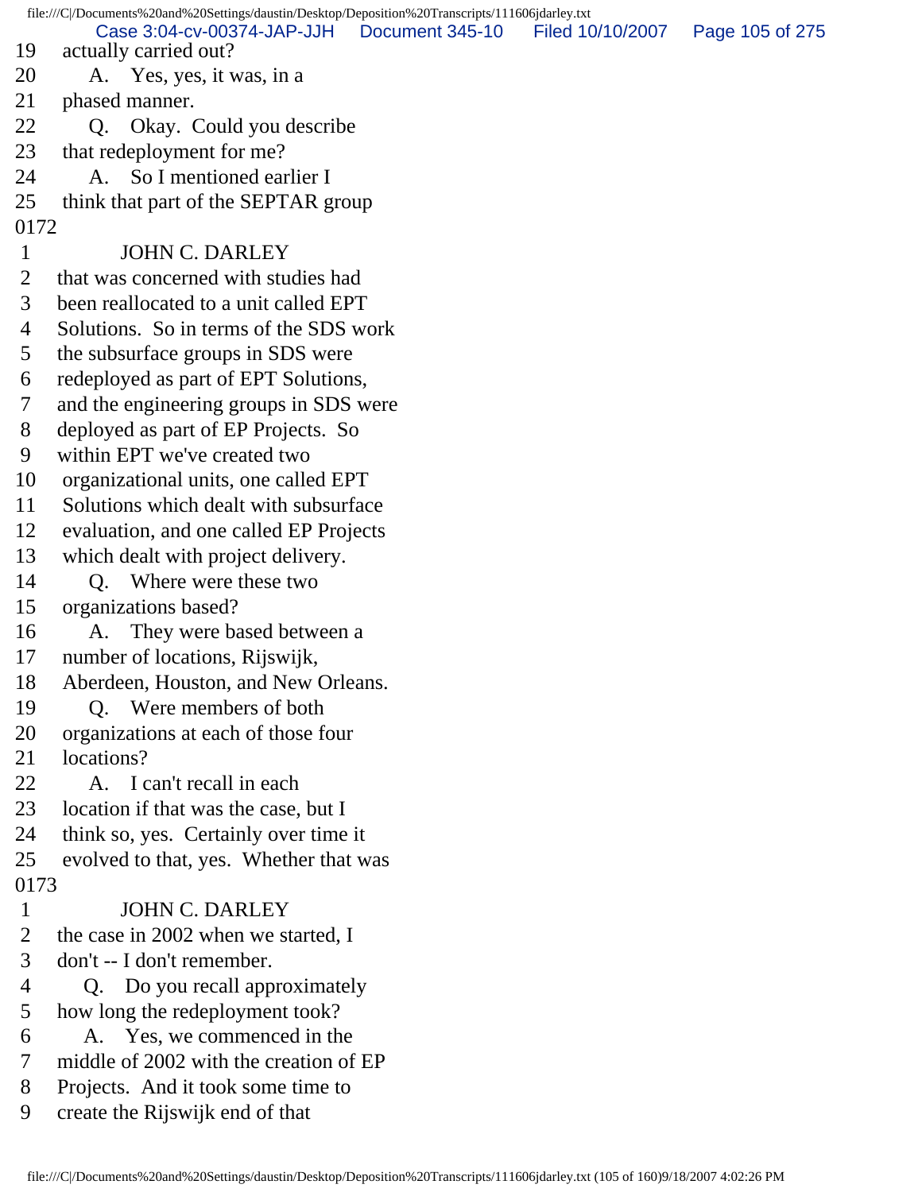19 actually carried out?
20 A. Yes, yes, it was, in a
21 phased manner.
22 Q. Okay. Could you describe
23 that redeployment for me?
24 A. So I mentioned earlier I
25 think that part of the SEPTAR group
0172
1 JOHN C. DARLEY
2 that was concerned with studies had
3 been reallocated to a unit called EPT
4 Solutions. So in terms of the SDS work
5 the subsurface groups in SDS were
6 redeployed as part of EPT Solutions,
7 and the engineering groups in SDS were
8 deployed as part of EP Projects. So
9 within EPT we've created two
10 organizational units, one called EPT
11 Solutions which dealt with subsurface
12 evaluation, and one called EP Projects
13 which dealt with project delivery.
14 Q. Where were these two
15 organizations based?
16 A. They were based between a
17 number of locations, Rijswijk,
18 Aberdeen, Houston, and New Orleans.
19 Q. Were members of both
20 organizations at each of those four
21 locations?
22 A. I can't recall in each
23 location if that was the case, but I
24 think so, yes. Certainly over time it
25 evolved to that, yes. Whether that was
0173
1 JOHN C. DARLEY
2 the case in 2002 when we started, I
3 don't -- I don't remember.
4 Q. Do you recall approximately
5 how long the redeployment took?
6 A. Yes, we commenced in the
7 middle of 2002 with the creation of EP
8 Projects. And it took some time to
9 create the Rijswijk end of that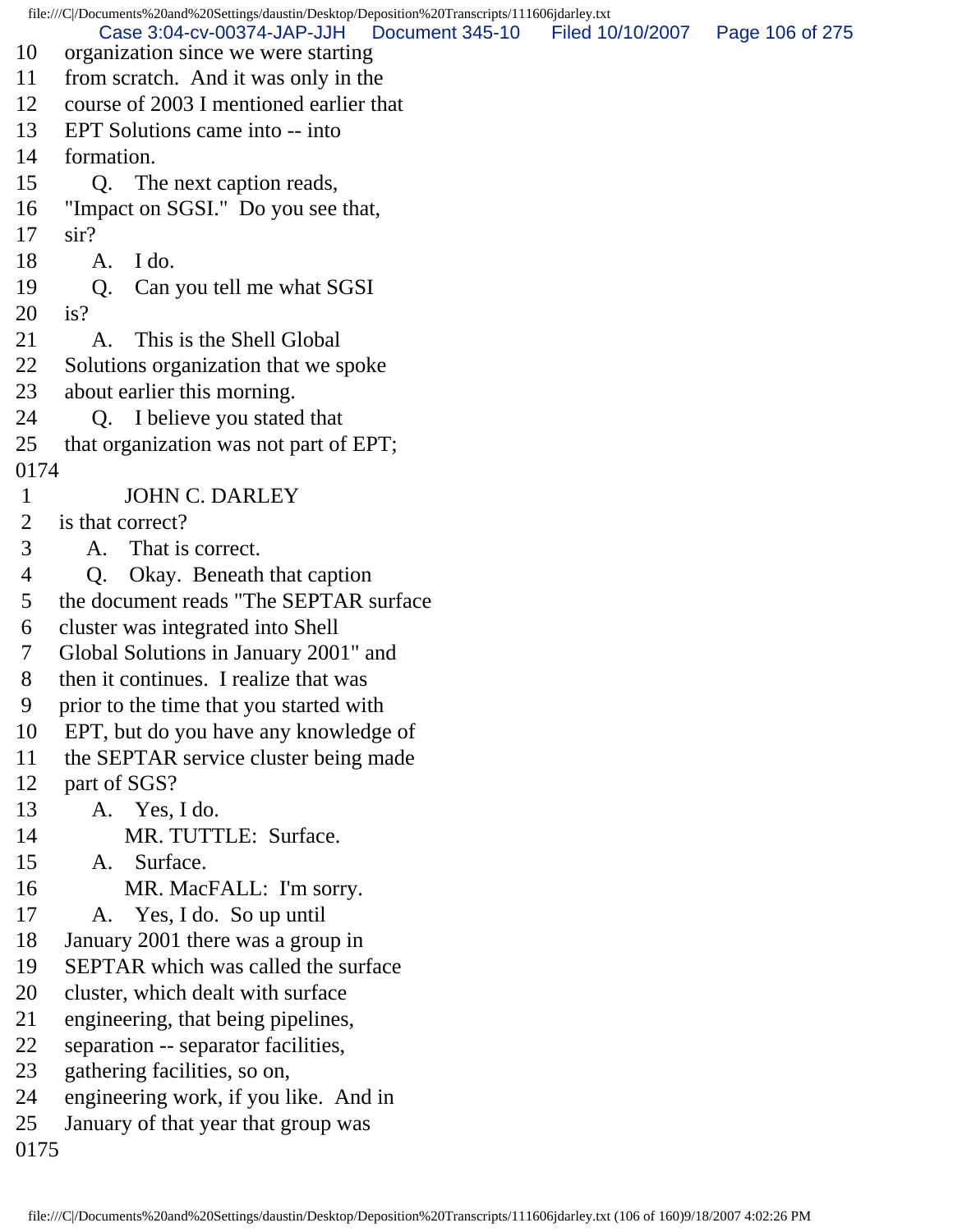10 organization since we were starting
11 from scratch. And it was only in the
12 course of 2003 I mentioned earlier that
13 EPT Solutions came into -- into
14 formation.
15 Q. The next caption reads,
16 "Impact on SGSI." Do you see that,
17 sir?
18 A. I do.
19 Q. Can you tell me what SGSI
20 is?
21 A. This is the Shell Global
22 Solutions organization that we spoke
23 about earlier this morning.
24 Q. I believe you stated that
25 that organization was not part of EPT;
0174
1 JOHN C. DARLEY
2 is that correct?
3 A. That is correct.
4 Q. Okay. Beneath that caption
5 the document reads "The SEPTAR surface
6 cluster was integrated into Shell
7 Global Solutions in January 2001" and
8 then it continues. I realize that was
9 prior to the time that you started with
10 EPT, but do you have any knowledge of
11 the SEPTAR service cluster being made
12 part of SGS?
13 A. Yes, I do.
14 MR. TUTTLE: Surface.
15 A. Surface.
16 MR. MacFALL: I'm sorry.
17 A. Yes, I do. So up until
18 January 2001 there was a group in
19 SEPTAR which was called the surface
20 cluster, which dealt with surface
21 engineering, that being pipelines,
22 separation -- separator facilities,
23 gathering facilities, so on,
24 engineering work, if you like. And in
25 January of that year that group was
0175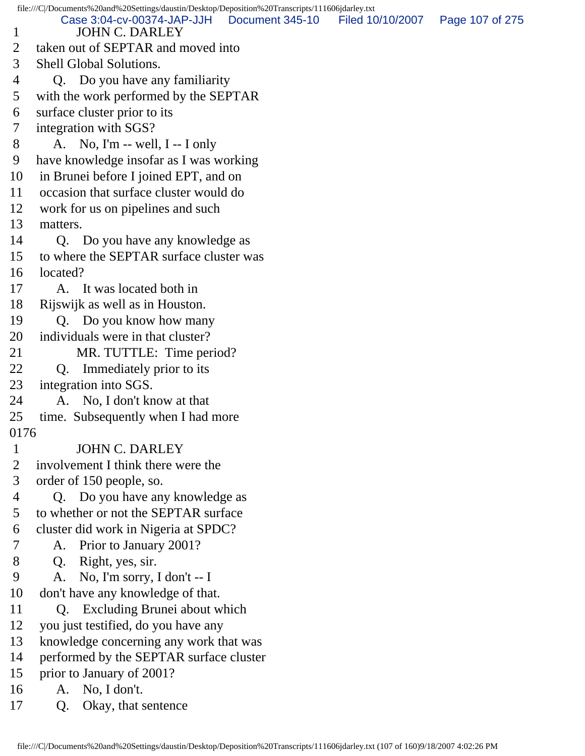1 JOHN C. DARLEY
2 taken out of SEPTAR and moved into
3 Shell Global Solutions.
4 Q. Do you have any familiarity
5 with the work performed by the SEPTAR
6 surface cluster prior to its
7 integration with SGS?
8 A. No, I'm -- well, I -- I only
9 have knowledge insofar as I was working
10 in Brunei before I joined EPT, and on
11 occasion that surface cluster would do
12 work for us on pipelines and such
13 matters.
14 Q. Do you have any knowledge as
15 to where the SEPTAR surface cluster was
16 located?
17 A. It was located both in
18 Rijswijk as well as in Houston.
19 Q. Do you know how many
20 individuals were in that cluster?
21 MR. TUTTLE: Time period?
22 Q. Immediately prior to its
23 integration into SGS.
24 A. No, I don't know at that
25 time. Subsequently when I had more
0176
1 JOHN C. DARLEY
2 involvement I think there were the
3 order of 150 people, so.
4 Q. Do you have any knowledge as
5 to whether or not the SEPTAR surface
6 cluster did work in Nigeria at SPDC?
7 A. Prior to January 2001?
8 Q. Right, yes, sir.
9 A. No, I'm sorry, I don't -- I
10 don't have any knowledge of that.
11 Q. Excluding Brunei about which
12 you just testified, do you have any
13 knowledge concerning any work that was
14 performed by the SEPTAR surface cluster
15 prior to January of 2001?
16 A. No, I don't.
17 Q. Okay, that sentence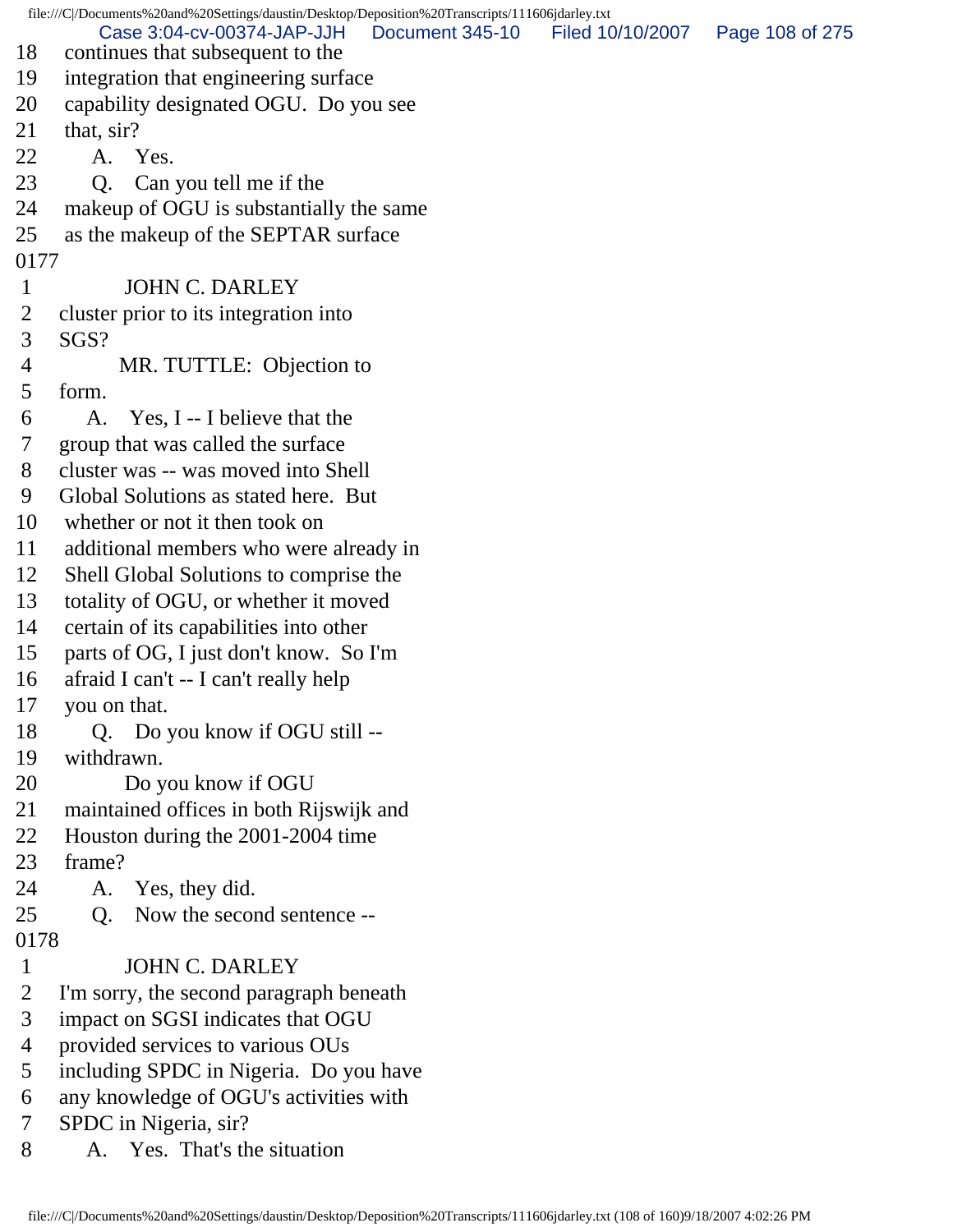18 continues that subsequent to the
19 integration that engineering surface
20 capability designated OGU. Do you see
21 that, sir?
22 A. Yes.
23 Q. Can you tell me if the
24 makeup of OGU is substantially the same
25 as the makeup of the SEPTAR surface

0177

1 JOHN C. DARLEY
2 cluster prior to its integration into
3 SGS?
4 MR. TUTTLE: Objection to
5 form.
6 A. Yes, I -- I believe that the
7 group that was called the surface
8 cluster was -- was moved into Shell
9 Global Solutions as stated here. But
10 whether or not it then took on
11 additional members who were already in
12 Shell Global Solutions to comprise the
13 totality of OGU, or whether it moved
14 certain of its capabilities into other
15 parts of OG, I just don't know. So I'm
16 afraid I can't -- I can't really help
17 you on that.
18 Q. Do you know if OGU still --
19 withdrawn.
20 Do you know if OGU
21 maintained offices in both Rijswijk and
22 Houston during the 2001-2004 time
23 frame?
24 A. Yes, they did.
25 Q. Now the second sentence --

0178

1 JOHN C. DARLEY
2 I'm sorry, the second paragraph beneath
3 impact on SGSI indicates that OGU
4 provided services to various OUs
5 including SPDC in Nigeria. Do you have
6 any knowledge of OGU's activities with
7 SPDC in Nigeria, sir?
8 A. Yes. That's the situation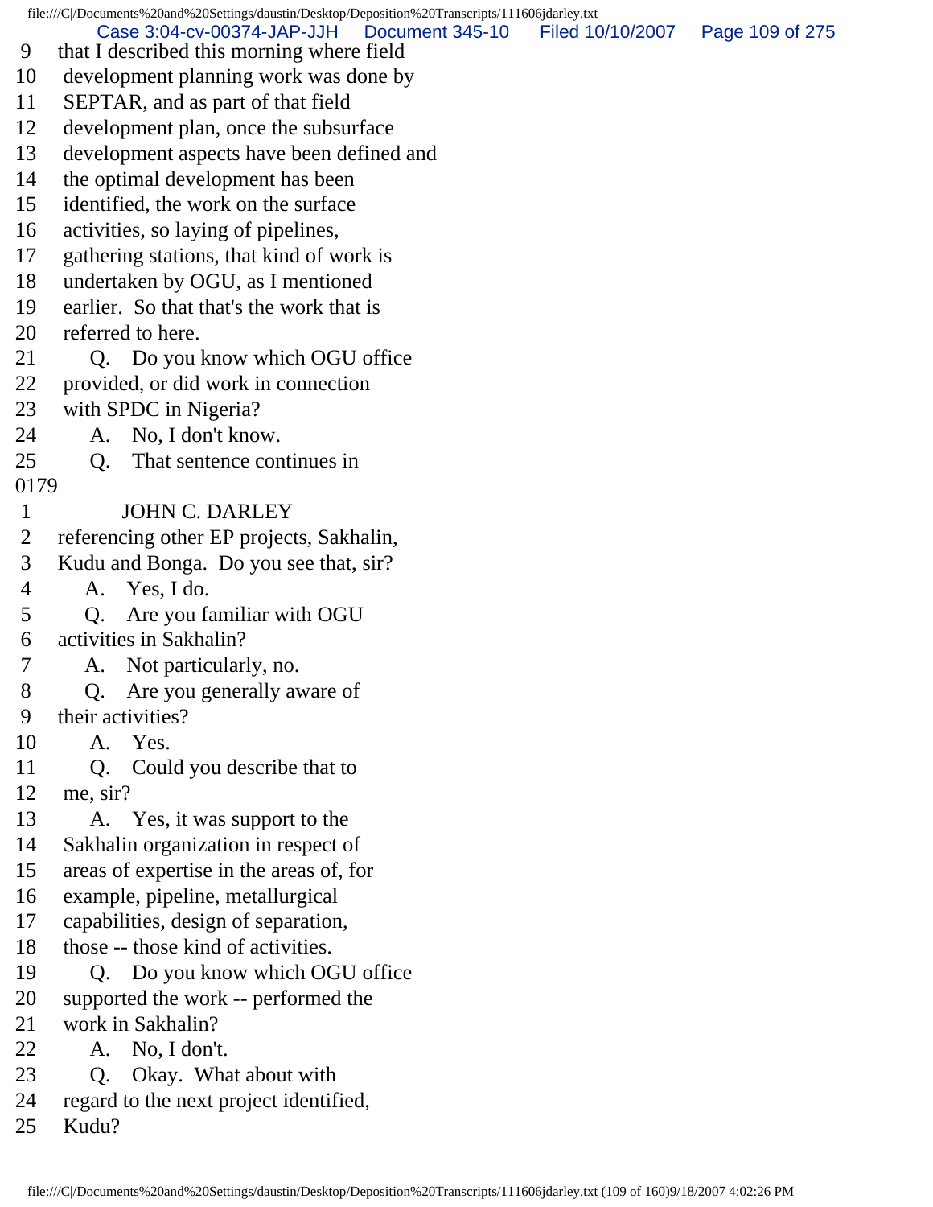9 that I described this morning where field
10 development planning work was done by
11 SEPTAR, and as part of that field
12 development plan, once the subsurface
13 development aspects have been defined and
14 the optimal development has been
15 identified, the work on the surface
16 activities, so laying of pipelines,
17 gathering stations, that kind of work is
18 undertaken by OGU, as I mentioned
19 earlier. So that that's the work that is
20 referred to here.
21 Q. Do you know which OGU office
22 provided, or did work in connection
23 with SPDC in Nigeria?
24 A. No, I don't know.
25 Q. That sentence continues in
0179
1 JOHN C. DARLEY
2 referencing other EP projects, Sakhalin,
3 Kudu and Bonga. Do you see that, sir?
4 A. Yes, I do.
5 Q. Are you familiar with OGU
6 activities in Sakhalin?
7 A. Not particularly, no.
8 Q. Are you generally aware of
9 their activities?
10 A. Yes.
11 Q. Could you describe that to
12 me, sir?
13 A. Yes, it was support to the
14 Sakhalin organization in respect of
15 areas of expertise in the areas of, for
16 example, pipeline, metallurgical
17 capabilities, design of separation,
18 those -- those kind of activities.
19 Q. Do you know which OGU office
20 supported the work -- performed the
21 work in Sakhalin?
22 A. No, I don't.
23 Q. Okay. What about with
24 regard to the next project identified,
25 Kudu?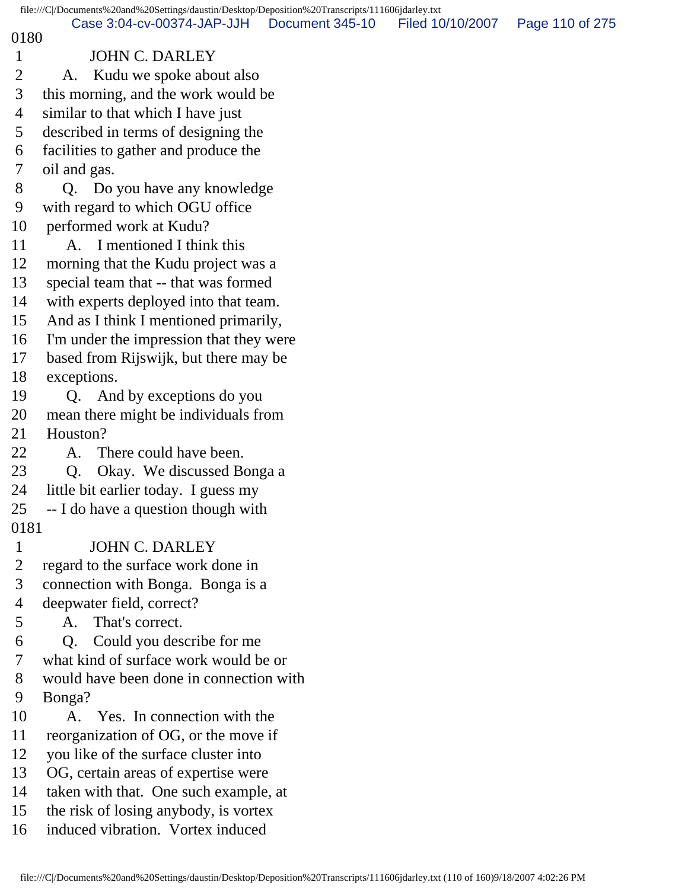0180

1 JOHN C. DARLEY
2 A. Kudu we spoke about also
3 this morning, and the work would be
4 similar to that which I have just
5 described in terms of designing the
6 facilities to gather and produce the
7 oil and gas.
8 Q. Do you have any knowledge
9 with regard to which OGU office
10 performed work at Kudu?
11 A. I mentioned I think this
12 morning that the Kudu project was a
13 special team that -- that was formed
14 with experts deployed into that team.
15 And as I think I mentioned primarily,
16 I'm under the impression that they were
17 based from Rijswijk, but there may be
18 exceptions.
19 Q. And by exceptions do you
20 mean there might be individuals from
21 Houston?
22 A. There could have been.
23 Q. Okay. We discussed Bonga a
24 little bit earlier today. I guess my
25 -- I do have a question though with

0181

1 JOHN C. DARLEY
2 regard to the surface work done in
3 connection with Bonga. Bonga is a
4 deepwater field, correct?
5 A. That's correct.
6 Q. Could you describe for me
7 what kind of surface work would be or
8 would have been done in connection with
9 Bonga?
10 A. Yes. In connection with the
11 reorganization of OG, or the move if
12 you like of the surface cluster into
13 OG, certain areas of expertise were
14 taken with that. One such example, at
15 the risk of losing anybody, is vortex
16 induced vibration. Vortex induced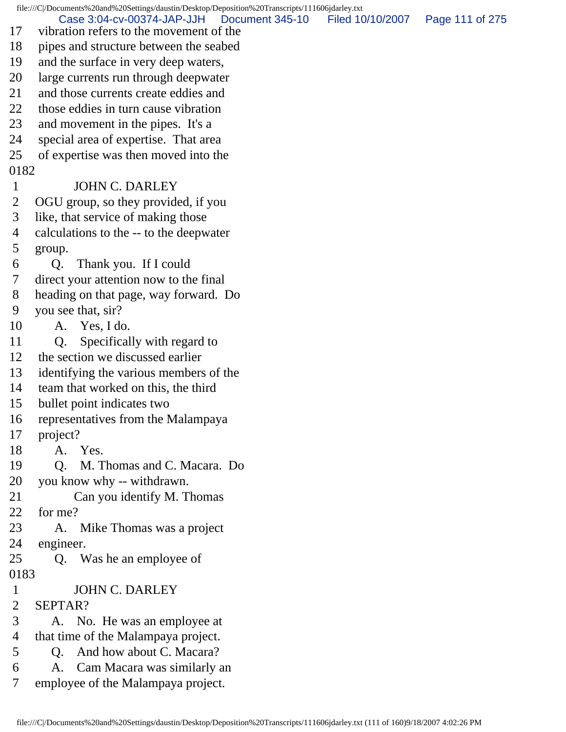17 vibration refers to the movement of the
18 pipes and structure between the seabed
19 and the surface in very deep waters,
20 large currents run through deepwater
21 and those currents create eddies and
22 those eddies in turn cause vibration
23 and movement in the pipes. It's a
24 special area of expertise. That area
25 of expertise was then moved into the

0182

1 JOHN C. DARLEY
2 OGU group, so they provided, if you
3 like, that service of making those
4 calculations to the -- to the deepwater
5 group.
6 Q. Thank you. If I could
7 direct your attention now to the final
8 heading on that page, way forward. Do
9 you see that, sir?
10 A. Yes, I do.
11 Q. Specifically with regard to
12 the section we discussed earlier
13 identifying the various members of the
14 team that worked on this, the third
15 bullet point indicates two
16 representatives from the Malampaya
17 project?
18 A. Yes.
19 Q. M. Thomas and C. Macara. Do
20 you know why -- withdrawn.
21 Can you identify M. Thomas
22 for me?
23 A. Mike Thomas was a project
24 engineer.
25 Q. Was he an employee of

0183

1 JOHN C. DARLEY
2 SEPTAR?
3 A. No. He was an employee at
4 that time of the Malampaya project.
5 Q. And how about C. Macara?
6 A. Cam Macara was similarly an
7 employee of the Malampaya project.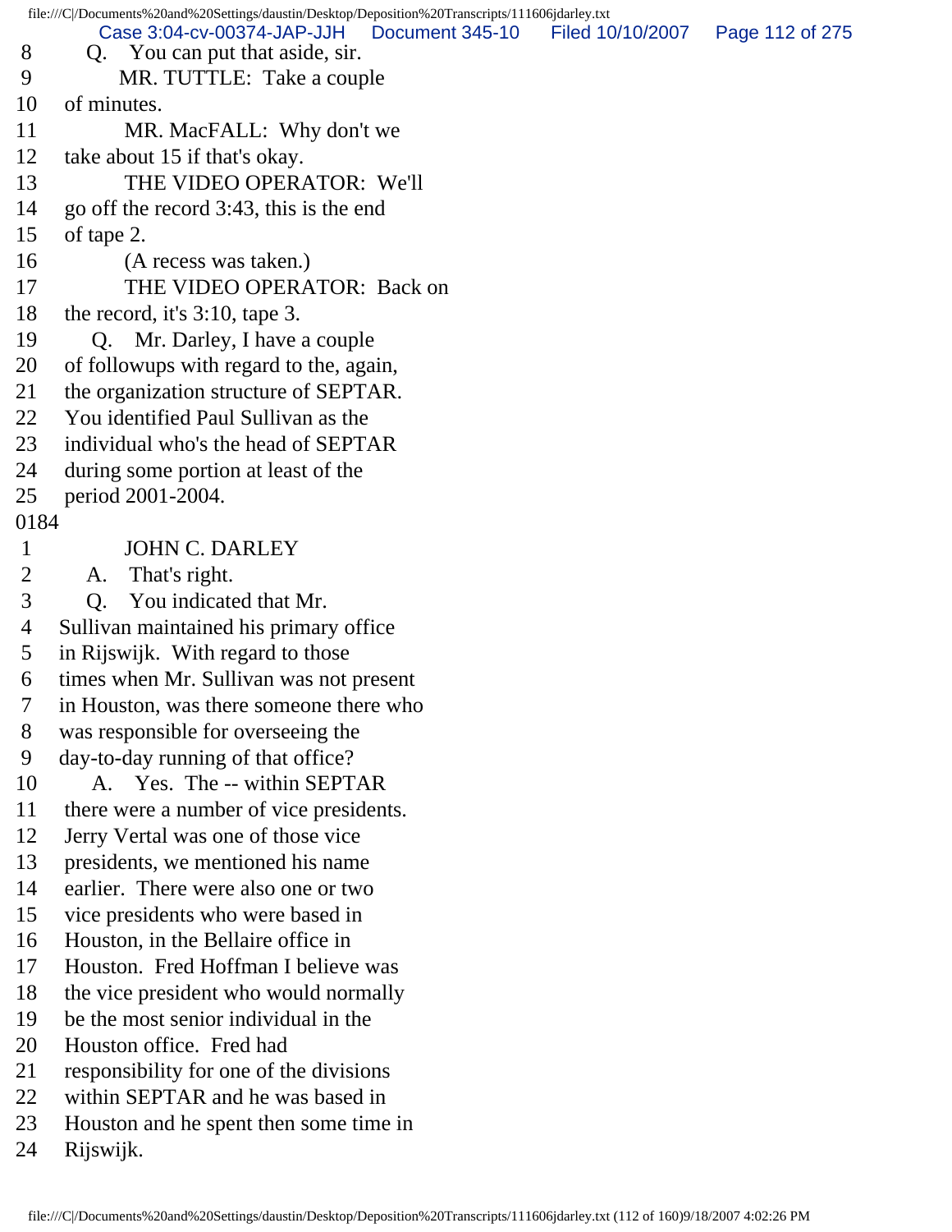8 Q. You can put that aside, sir.
9 MR. TUTTLE: Take a couple
10 of minutes.
11 MR. MacFALL: Why don't we
12 take about 15 if that's okay.
13 THE VIDEO OPERATOR: We'll
14 go off the record 3:43, this is the end
15 of tape 2.
16 (A recess was taken.)
17 THE VIDEO OPERATOR: Back on
18 the record, it's 3:10, tape 3.
19 Q. Mr. Darley, I have a couple
20 of followups with regard to the, again,
21 the organization structure of SEPTAR.
22 You identified Paul Sullivan as the
23 individual who's the head of SEPTAR
24 during some portion at least of the
25 period 2001-2004.

0184

1 JOHN C. DARLEY
2 A. That's right.
3 Q. You indicated that Mr.
4 Sullivan maintained his primary office
5 in Rijswijk. With regard to those
6 times when Mr. Sullivan was not present
7 in Houston, was there someone there who
8 was responsible for overseeing the
9 day-to-day running of that office?
10 A. Yes. The -- within SEPTAR
11 there were a number of vice presidents.
12 Jerry Vertal was one of those vice
13 presidents, we mentioned his name
14 earlier. There were also one or two
15 vice presidents who were based in
16 Houston, in the Bellaire office in
17 Houston. Fred Hoffman I believe was
18 the vice president who would normally
19 be the most senior individual in the
20 Houston office. Fred had
21 responsibility for one of the divisions
22 within SEPTAR and he was based in
23 Houston and he spent then some time in
24 Rijswijk.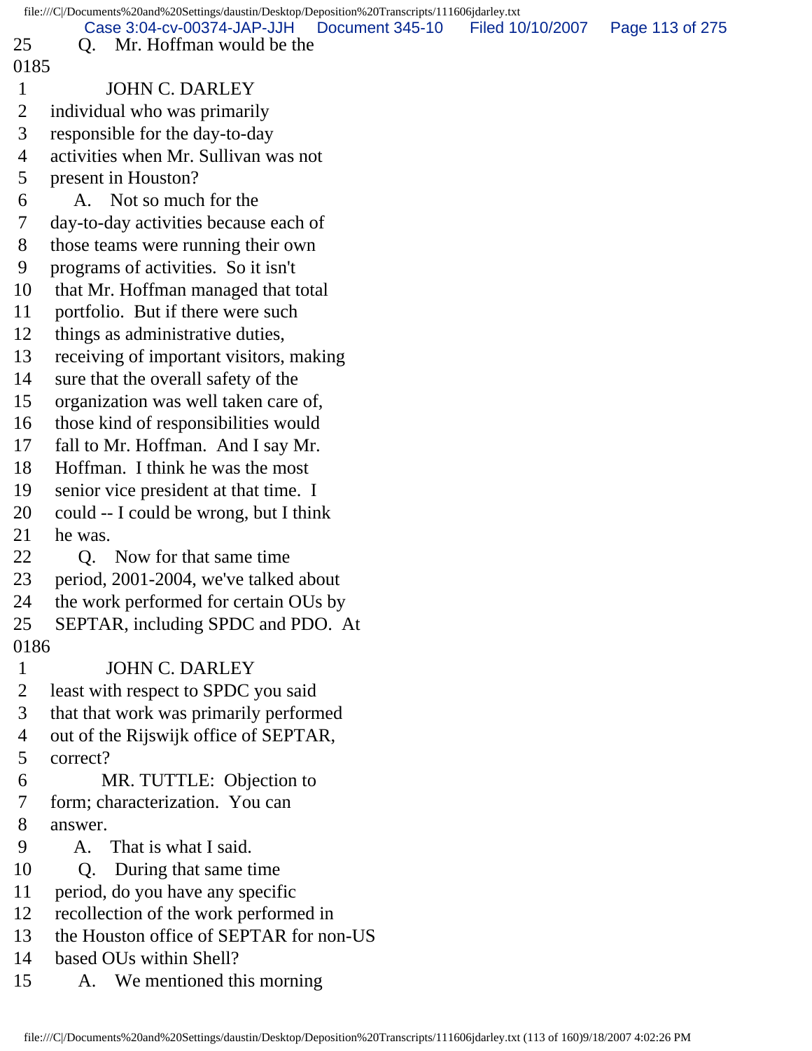25 Q. Mr. Hoffman would be the

0185

1 JOHN C. DARLEY

2 individual who was primarily

3 responsible for the day-to-day

4 activities when Mr. Sullivan was not

5 present in Houston?

6 A. Not so much for the

7 day-to-day activities because each of

8 those teams were running their own

9 programs of activities. So it isn't

10 that Mr. Hoffman managed that total

11 portfolio. But if there were such

12 things as administrative duties,

13 receiving of important visitors, making

14 sure that the overall safety of the

15 organization was well taken care of,

16 those kind of responsibilities would

17 fall to Mr. Hoffman. And I say Mr.

18 Hoffman. I think he was the most

19 senior vice president at that time. I

20 could -- I could be wrong, but I think

21 he was.

22 Q. Now for that same time

23 period, 2001-2004, we've talked about

24 the work performed for certain OUs by

25 SEPTAR, including SPDC and PDO. At

0186

1 JOHN C. DARLEY

2 least with respect to SPDC you said

3 that that work was primarily performed

4 out of the Rijswijk office of SEPTAR,

5 correct?

6 MR. TUTTLE: Objection to

7 form; characterization. You can

8 answer.

9 A. That is what I said.

10 Q. During that same time

11 period, do you have any specific

12 recollection of the work performed in

13 the Houston office of SEPTAR for non-US

14 based OUs within Shell?

15 A. We mentioned this morning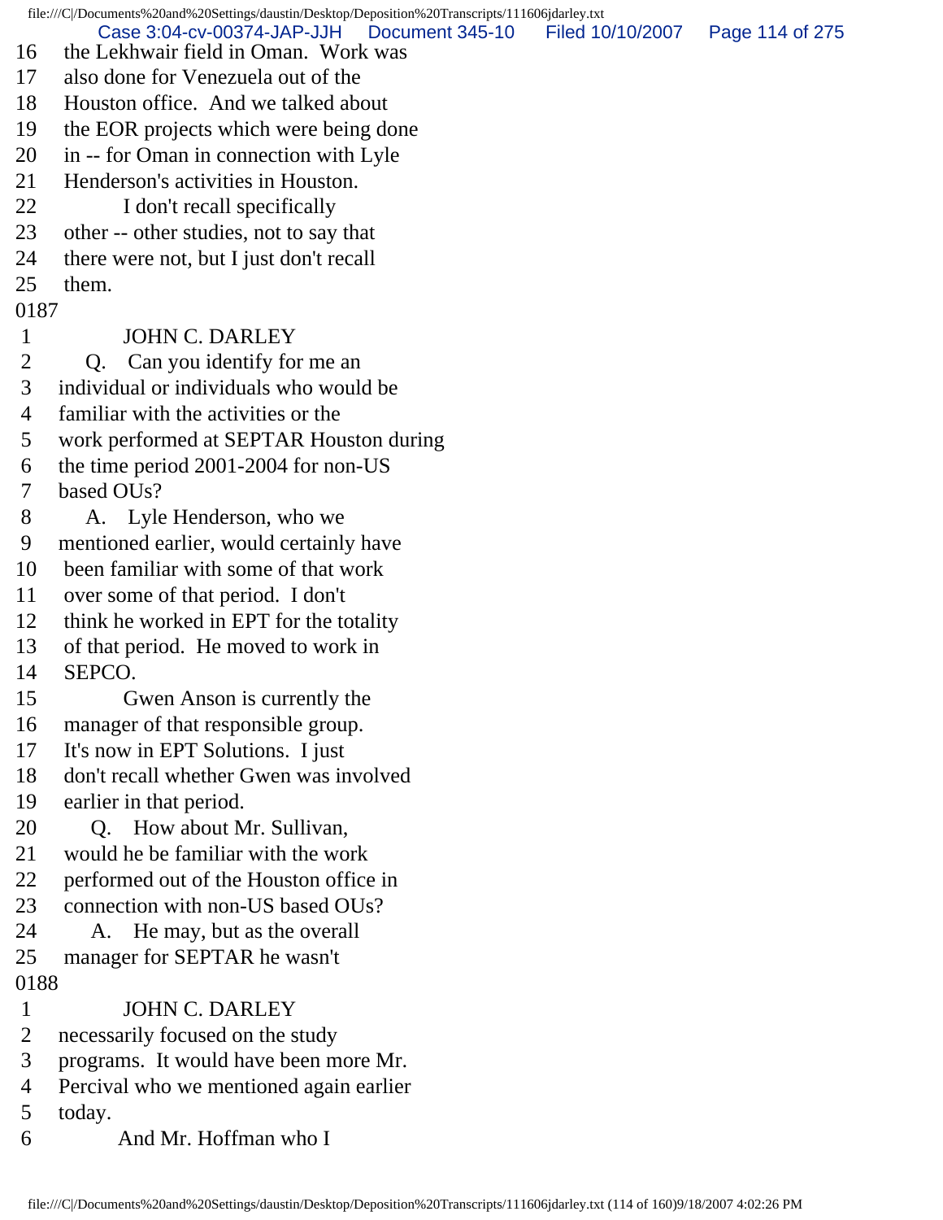16 the Lekhwair field in Oman. Work was
17 also done for Venezuela out of the
18 Houston office. And we talked about
19 the EOR projects which were being done
20 in -- for Oman in connection with Lyle
21 Henderson's activities in Houston.
22 I don't recall specifically
23 other -- other studies, not to say that
24 there were not, but I just don't recall
25 them.

0187

1 JOHN C. DARLEY
2 Q. Can you identify for me an
3 individual or individuals who would be
4 familiar with the activities or the
5 work performed at SEPTAR Houston during
6 the time period 2001-2004 for non-US
7 based OUs?
8 A. Lyle Henderson, who we
9 mentioned earlier, would certainly have
10 been familiar with some of that work
11 over some of that period. I don't
12 think he worked in EPT for the totality
13 of that period. He moved to work in
14 SEPCO.
15 Gwen Anson is currently the
16 manager of that responsible group.
17 It's now in EPT Solutions. I just
18 don't recall whether Gwen was involved
19 earlier in that period.
20 Q. How about Mr. Sullivan,
21 would he be familiar with the work
22 performed out of the Houston office in
23 connection with non-US based OUs?
24 A. He may, but as the overall
25 manager for SEPTAR he wasn't

0188

1 JOHN C. DARLEY
2 necessarily focused on the study
3 programs. It would have been more Mr.
4 Percival who we mentioned again earlier
5 today.
6 And Mr. Hoffman who I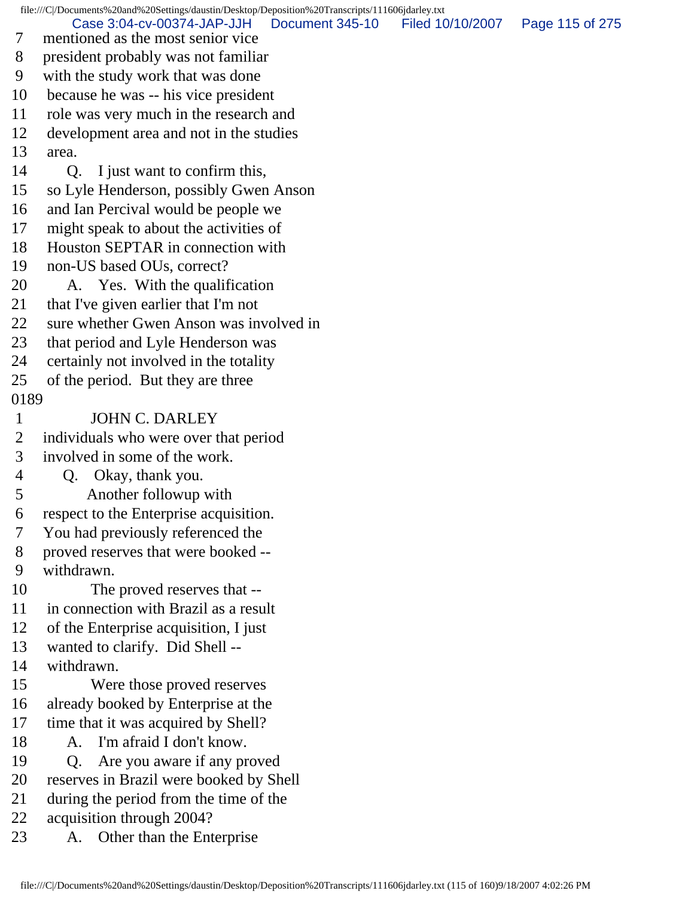7 mentioned as the most senior vice
8 president probably was not familiar
9 with the study work that was done
10 because he was -- his vice president
11 role was very much in the research and
12 development area and not in the studies
13 area.
14 Q. I just want to confirm this,
15 so Lyle Henderson, possibly Gwen Anson
16 and Ian Percival would be people we
17 might speak to about the activities of
18 Houston SEPTAR in connection with
19 non-US based OUs, correct?
20 A. Yes. With the qualification
21 that I've given earlier that I'm not
22 sure whether Gwen Anson was involved in
23 that period and Lyle Henderson was
24 certainly not involved in the totality
25 of the period. But they are three
0189
1 JOHN C. DARLEY
2 individuals who were over that period
3 involved in some of the work.
4 Q. Okay, thank you.
5 Another followup with
6 respect to the Enterprise acquisition.
7 You had previously referenced the
8 proved reserves that were booked --
9 withdrawn.
10 The proved reserves that --
11 in connection with Brazil as a result
12 of the Enterprise acquisition, I just
13 wanted to clarify. Did Shell --
14 withdrawn.
15 Were those proved reserves
16 already booked by Enterprise at the
17 time that it was acquired by Shell?
18 A. I'm afraid I don't know.
19 Q. Are you aware if any proved
20 reserves in Brazil were booked by Shell
21 during the period from the time of the
22 acquisition through 2004?
23 A. Other than the Enterprise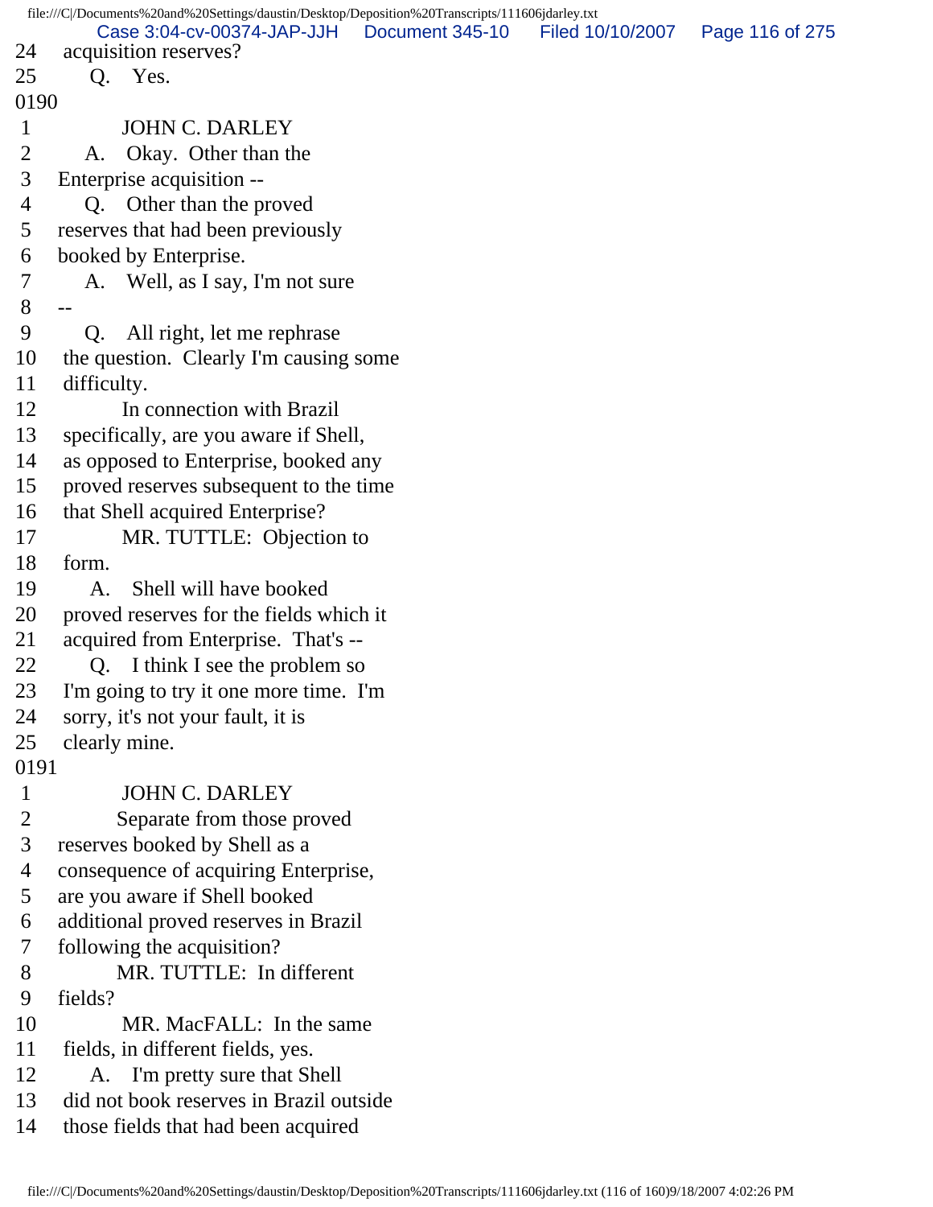24 acquisition reserves?
25 Q. Yes.
0190
1 JOHN C. DARLEY
2 A. Okay. Other than the
3 Enterprise acquisition --
4 Q. Other than the proved
5 reserves that had been previously
6 booked by Enterprise.
7 A. Well, as I say, I'm not sure
8 --
9 Q. All right, let me rephrase
10 the question. Clearly I'm causing some
11 difficulty.
12 In connection with Brazil
13 specifically, are you aware if Shell,
14 as opposed to Enterprise, booked any
15 proved reserves subsequent to the time
16 that Shell acquired Enterprise?
17 MR. TUTTLE: Objection to
18 form.
19 A. Shell will have booked
20 proved reserves for the fields which it
21 acquired from Enterprise. That's --
22 Q. I think I see the problem so
23 I'm going to try it one more time. I'm
24 sorry, it's not your fault, it is
25 clearly mine.
0191
1 JOHN C. DARLEY
2 Separate from those proved
3 reserves booked by Shell as a
4 consequence of acquiring Enterprise,
5 are you aware if Shell booked
6 additional proved reserves in Brazil
7 following the acquisition?
8 MR. TUTTLE: In different
9 fields?
10 MR. MacFALL: In the same
11 fields, in different fields, yes.
12 A. I'm pretty sure that Shell
13 did not book reserves in Brazil outside
14 those fields that had been acquired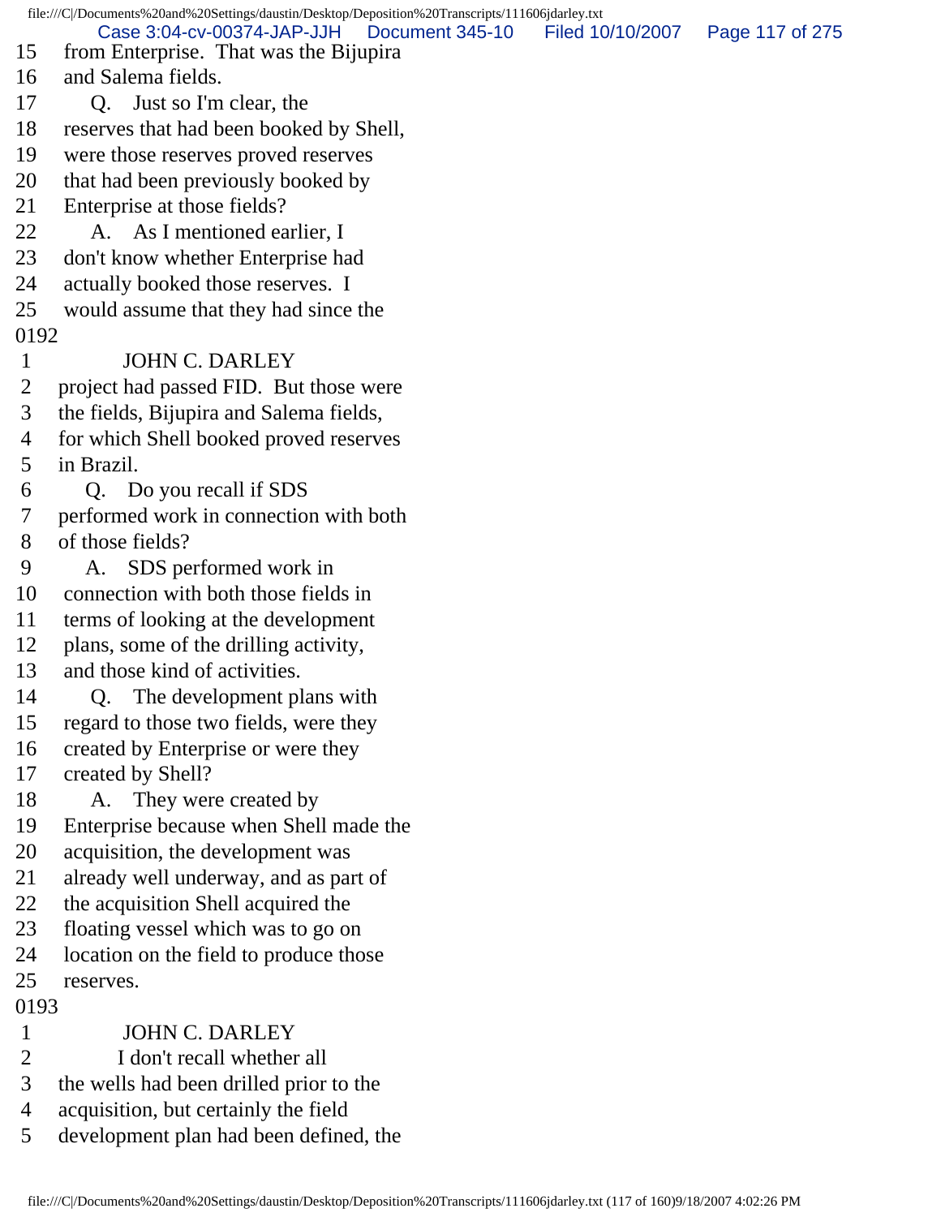15 from Enterprise. That was the Bijupira
16 and Salema fields.
17 Q. Just so I'm clear, the
18 reserves that had been booked by Shell,
19 were those reserves proved reserves
20 that had been previously booked by
21 Enterprise at those fields?
22 A. As I mentioned earlier, I
23 don't know whether Enterprise had
24 actually booked those reserves. I
25 would assume that they had since the
0192
1 JOHN C. DARLEY
2 project had passed FID. But those were
3 the fields, Bijupira and Salema fields,
4 for which Shell booked proved reserves
5 in Brazil.
6 Q. Do you recall if SDS
7 performed work in connection with both
8 of those fields?
9 A. SDS performed work in
10 connection with both those fields in
11 terms of looking at the development
12 plans, some of the drilling activity,
13 and those kind of activities.
14 Q. The development plans with
15 regard to those two fields, were they
16 created by Enterprise or were they
17 created by Shell?
18 A. They were created by
19 Enterprise because when Shell made the
20 acquisition, the development was
21 already well underway, and as part of
22 the acquisition Shell acquired the
23 floating vessel which was to go on
24 location on the field to produce those
25 reserves.
0193
1 JOHN C. DARLEY
2 I don't recall whether all
3 the wells had been drilled prior to the
4 acquisition, but certainly the field
5 development plan had been defined, the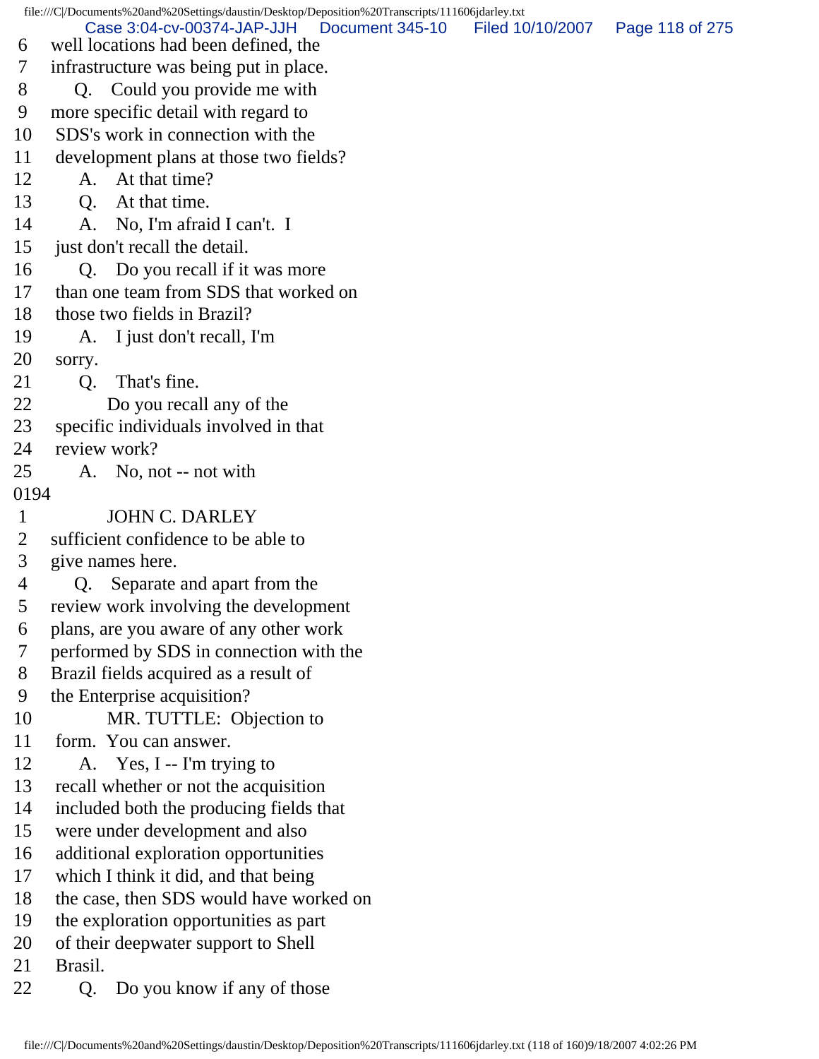6 well locations had been defined, the
7 infrastructure was being put in place.
8 Q. Could you provide me with
9 more specific detail with regard to
10 SDS's work in connection with the
11 development plans at those two fields?
12 A. At that time?
13 Q. At that time.
14 A. No, I'm afraid I can't. I
15 just don't recall the detail.
16 Q. Do you recall if it was more
17 than one team from SDS that worked on
18 those two fields in Brazil?
19 A. I just don't recall, I'm
20 sorry.
21 Q. That's fine.
22 Do you recall any of the
23 specific individuals involved in that
24 review work?
25 A. No, not -- not with
0194
1 JOHN C. DARLEY
2 sufficient confidence to be able to
3 give names here.
4 Q. Separate and apart from the
5 review work involving the development
6 plans, are you aware of any other work
7 performed by SDS in connection with the
8 Brazil fields acquired as a result of
9 the Enterprise acquisition?
10 MR. TUTTLE: Objection to
11 form. You can answer.
12 A. Yes, I -- I'm trying to
13 recall whether or not the acquisition
14 included both the producing fields that
15 were under development and also
16 additional exploration opportunities
17 which I think it did, and that being
18 the case, then SDS would have worked on
19 the exploration opportunities as part
20 of their deepwater support to Shell
21 Brasil.
22 Q. Do you know if any of those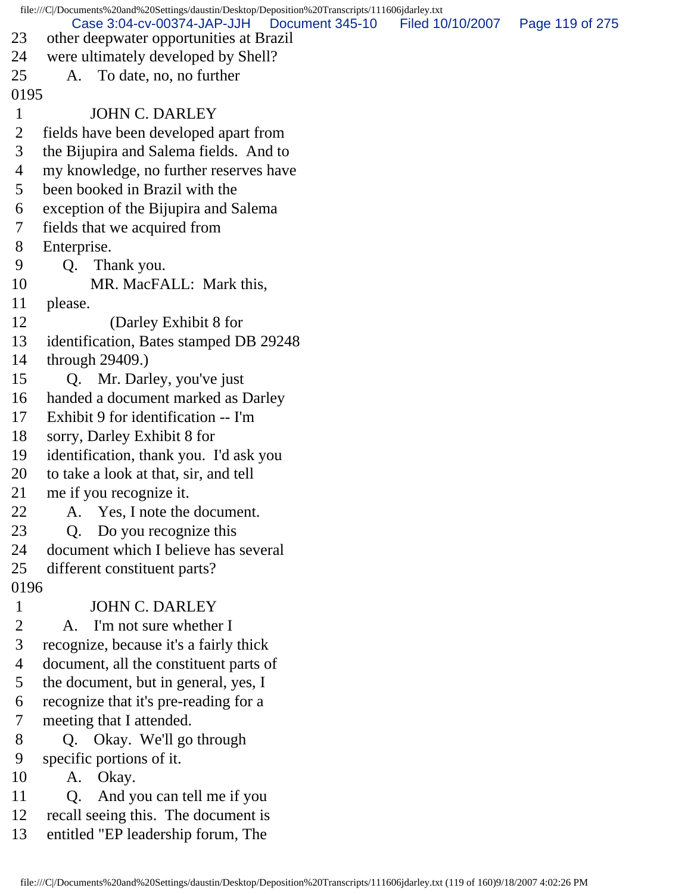23 other deepwater opportunities at Brazil
24 were ultimately developed by Shell?
25 A. To date, no, no further

0195

1 JOHN C. DARLEY
2 fields have been developed apart from
3 the Bijupira and Salema fields. And to
4 my knowledge, no further reserves have
5 been booked in Brazil with the
6 exception of the Bijupira and Salema
7 fields that we acquired from
8 Enterprise.
9 Q. Thank you.
10 MR. MacFALL: Mark this,
11 please.
12 (Darley Exhibit 8 for
13 identification, Bates stamped DB 29248
14 through 29409.)
15 Q. Mr. Darley, you've just
16 handed a document marked as Darley
17 Exhibit 9 for identification -- I'm
18 sorry, Darley Exhibit 8 for
19 identification, thank you. I'd ask you
20 to take a look at that, sir, and tell
21 me if you recognize it.
22 A. Yes, I note the document.
23 Q. Do you recognize this
24 document which I believe has several
25 different constituent parts?

0196

1 JOHN C. DARLEY
2 A. I'm not sure whether I
3 recognize, because it's a fairly thick
4 document, all the constituent parts of
5 the document, but in general, yes, I
6 recognize that it's pre-reading for a
7 meeting that I attended.
8 Q. Okay. We'll go through
9 specific portions of it.
10 A. Okay.
11 Q. And you can tell me if you
12 recall seeing this. The document is
13 entitled "EP leadership forum, The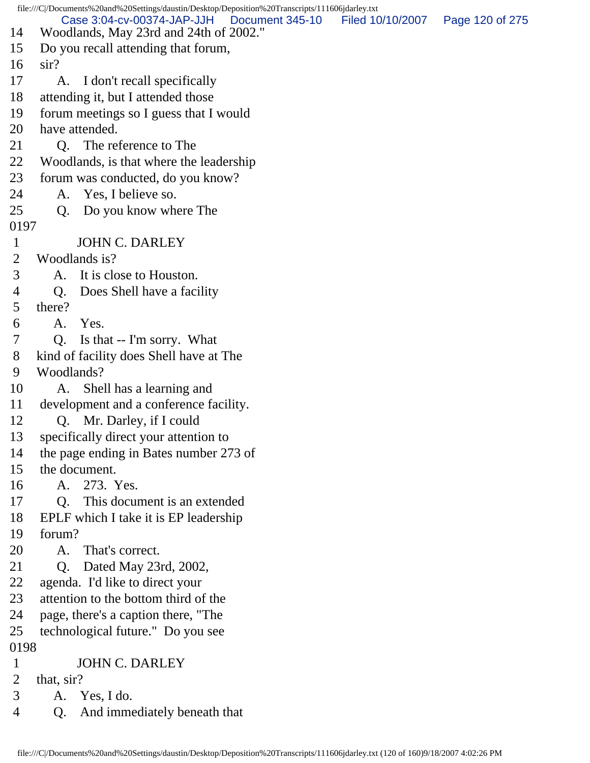14 Woodlands, May 23rd and 24th of 2002."
15 Do you recall attending that forum,
16 sir?
17 A. I don't recall specifically
18 attending it, but I attended those
19 forum meetings so I guess that I would
20 have attended.
21 Q. The reference to The
22 Woodlands, is that where the leadership
23 forum was conducted, do you know?
24 A. Yes, I believe so.
25 Q. Do you know where The
0197
1 JOHN C. DARLEY
2 Woodlands is?
3 A. It is close to Houston.
4 Q. Does Shell have a facility
5 there?
6 A. Yes.
7 Q. Is that -- I'm sorry. What
8 kind of facility does Shell have at The
9 Woodlands?
10 A. Shell has a learning and
11 development and a conference facility.
12 Q. Mr. Darley, if I could
13 specifically direct your attention to
14 the page ending in Bates number 273 of
15 the document.
16 A. 273. Yes.
17 Q. This document is an extended
18 EPLF which I take it is EP leadership
19 forum?
20 A. That's correct.
21 Q. Dated May 23rd, 2002,
22 agenda. I'd like to direct your
23 attention to the bottom third of the
24 page, there's a caption there, "The
25 technological future." Do you see
0198
1 JOHN C. DARLEY
2 that, sir?
3 A. Yes, I do.
4 Q. And immediately beneath that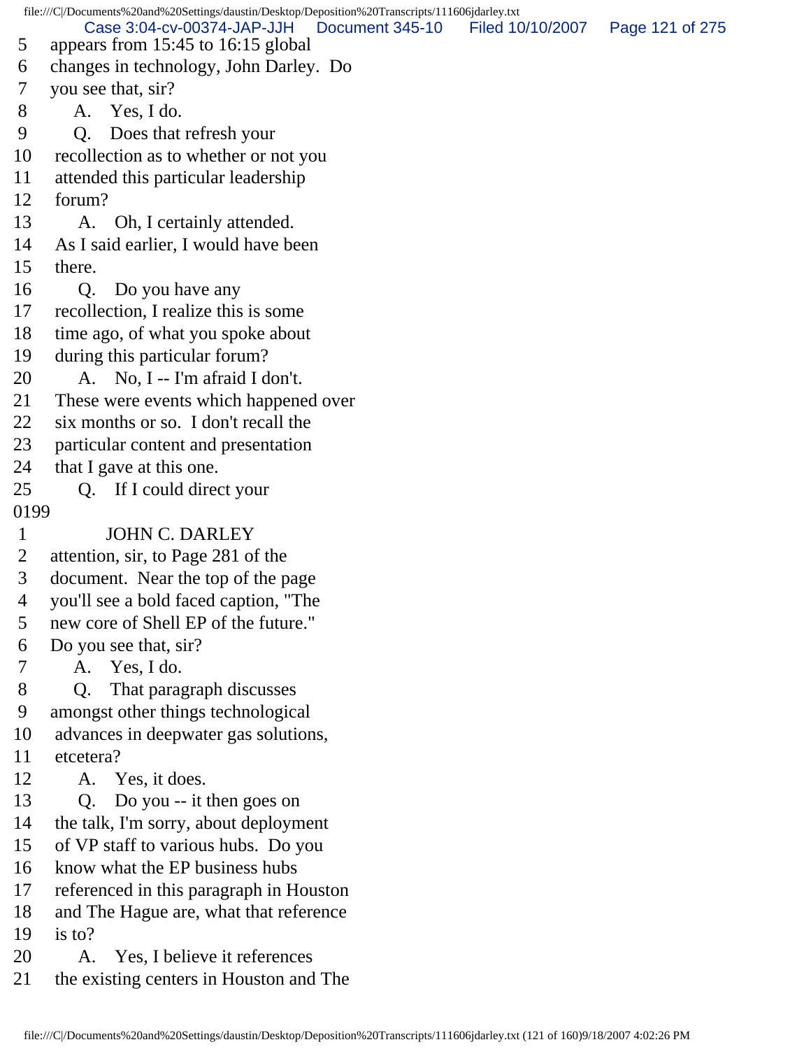5 appears from 15:45 to 16:15 global
6 changes in technology, John Darley. Do
7 you see that, sir?
8 A. Yes, I do.
9 Q. Does that refresh your
10 recollection as to whether or not you
11 attended this particular leadership
12 forum?
13 A. Oh, I certainly attended.
14 As I said earlier, I would have been
15 there.
16 Q. Do you have any
17 recollection, I realize this is some
18 time ago, of what you spoke about
19 during this particular forum?
20 A. No, I -- I'm afraid I don't.
21 These were events which happened over
22 six months or so. I don't recall the
23 particular content and presentation
24 that I gave at this one.
25 Q. If I could direct your

0199

1 JOHN C. DARLEY
2 attention, sir, to Page 281 of the
3 document. Near the top of the page
4 you'll see a bold faced caption, "The
5 new core of Shell EP of the future."
6 Do you see that, sir?
7 A. Yes, I do.
8 Q. That paragraph discusses
9 amongst other things technological
10 advances in deepwater gas solutions,
11 etcetera?
12 A. Yes, it does.
13 Q. Do you -- it then goes on
14 the talk, I'm sorry, about deployment
15 of VP staff to various hubs. Do you
16 know what the EP business hubs
17 referenced in this paragraph in Houston
18 and The Hague are, what that reference
19 is to?
20 A. Yes, I believe it references
21 the existing centers in Houston and The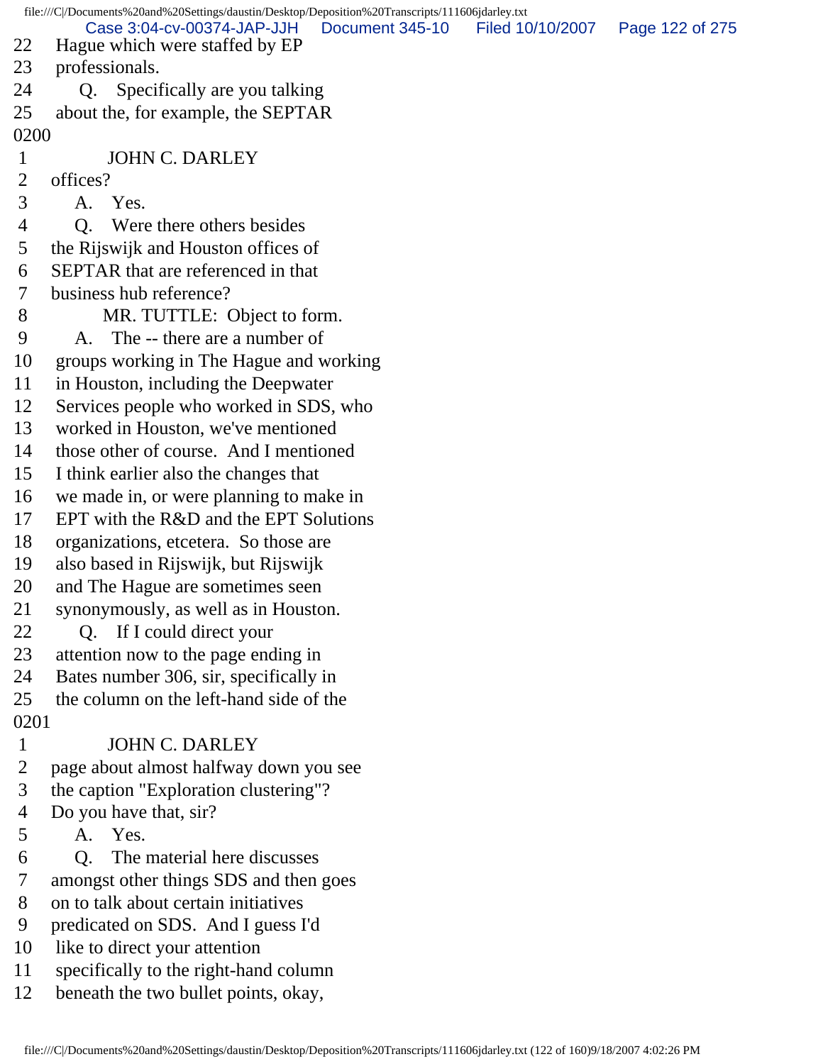22 Hague which were staffed by EP
23 professionals.
24 Q. Specifically are you talking
25 about the, for example, the SEPTAR
0200
1 JOHN C. DARLEY
2 offices?
3 A. Yes.
4 Q. Were there others besides
5 the Rijswijk and Houston offices of
6 SEPTAR that are referenced in that
7 business hub reference?
8 MR. TUTTLE: Object to form.
9 A. The -- there are a number of
10 groups working in The Hague and working
11 in Houston, including the Deepwater
12 Services people who worked in SDS, who
13 worked in Houston, we've mentioned
14 those other of course. And I mentioned
15 I think earlier also the changes that
16 we made in, or were planning to make in
17 EPT with the R&D and the EPT Solutions
18 organizations, etcetera. So those are
19 also based in Rijswijk, but Rijswijk
20 and The Hague are sometimes seen
21 synonymously, as well as in Houston.
22 Q. If I could direct your
23 attention now to the page ending in
24 Bates number 306, sir, specifically in
25 the column on the left-hand side of the
0201
1 JOHN C. DARLEY
2 page about almost halfway down you see
3 the caption "Exploration clustering"?
4 Do you have that, sir?
5 A. Yes.
6 Q. The material here discusses
7 amongst other things SDS and then goes
8 on to talk about certain initiatives
9 predicated on SDS. And I guess I'd
10 like to direct your attention
11 specifically to the right-hand column
12 beneath the two bullet points, okay,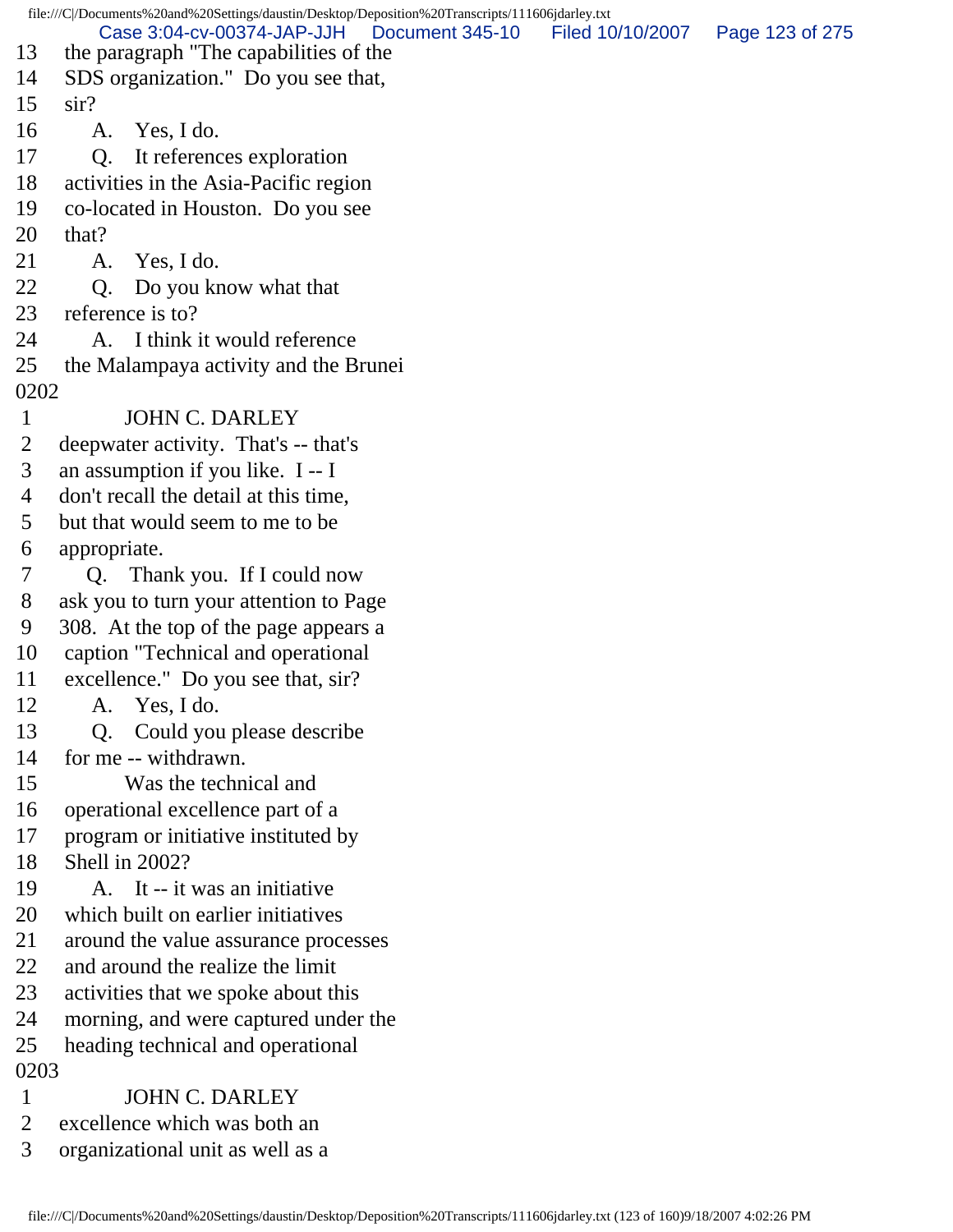13 the paragraph "The capabilities of the
14 SDS organization." Do you see that,
15 sir?
16 A. Yes, I do.
17 Q. It references exploration
18 activities in the Asia-Pacific region
19 co-located in Houston. Do you see
20 that?
21 A. Yes, I do.
22 Q. Do you know what that
23 reference is to?
24 A. I think it would reference
25 the Malampaya activity and the Brunei

0202

1 JOHN C. DARLEY
2 deepwater activity. That's -- that's
3 an assumption if you like. I -- I
4 don't recall the detail at this time,
5 but that would seem to me to be
6 appropriate.
7 Q. Thank you. If I could now
8 ask you to turn your attention to Page
9 308. At the top of the page appears a
10 caption "Technical and operational
11 excellence." Do you see that, sir?
12 A. Yes, I do.
13 Q. Could you please describe
14 for me -- withdrawn.
15 Was the technical and
16 operational excellence part of a
17 program or initiative instituted by
18 Shell in 2002?
19 A. It -- it was an initiative
20 which built on earlier initiatives
21 around the value assurance processes
22 and around the realize the limit
23 activities that we spoke about this
24 morning, and were captured under the
25 heading technical and operational

0203

1 JOHN C. DARLEY
2 excellence which was both an
3 organizational unit as well as a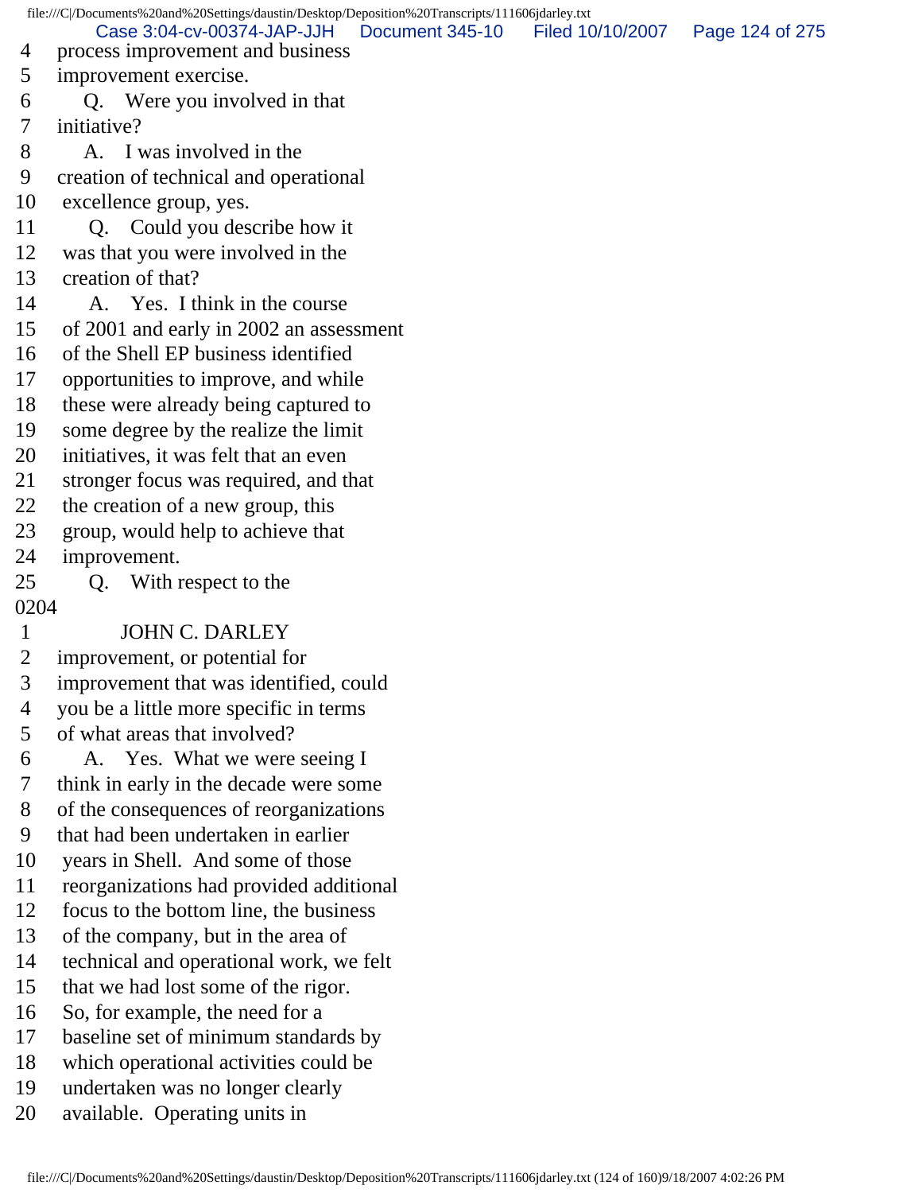4 process improvement and business
5 improvement exercise.
6 Q. Were you involved in that
7 initiative?
8 A. I was involved in the
9 creation of technical and operational
10 excellence group, yes.
11 Q. Could you describe how it
12 was that you were involved in the
13 creation of that?
14 A. Yes. I think in the course
15 of 2001 and early in 2002 an assessment
16 of the Shell EP business identified
17 opportunities to improve, and while
18 these were already being captured to
19 some degree by the realize the limit
20 initiatives, it was felt that an even
21 stronger focus was required, and that
22 the creation of a new group, this
23 group, would help to achieve that
24 improvement.
25 Q. With respect to the
0204
1 JOHN C. DARLEY
2 improvement, or potential for
3 improvement that was identified, could
4 you be a little more specific in terms
5 of what areas that involved?
6 A. Yes. What we were seeing I
7 think in early in the decade were some
8 of the consequences of reorganizations
9 that had been undertaken in earlier
10 years in Shell. And some of those
11 reorganizations had provided additional
12 focus to the bottom line, the business
13 of the company, but in the area of
14 technical and operational work, we felt
15 that we had lost some of the rigor.
16 So, for example, the need for a
17 baseline set of minimum standards by
18 which operational activities could be
19 undertaken was no longer clearly
20 available. Operating units in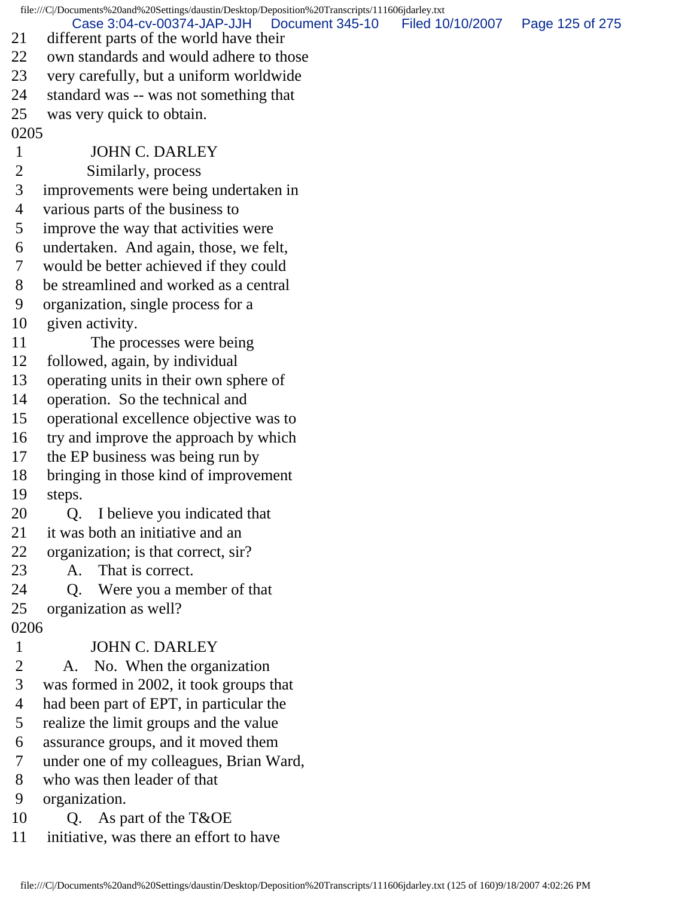21 different parts of the world have their
22 own standards and would adhere to those
23 very carefully, but a uniform worldwide
24 standard was -- was not something that
25 was very quick to obtain.

0205

1 JOHN C. DARLEY
2 Similarly, process
3 improvements were being undertaken in
4 various parts of the business to
5 improve the way that activities were
6 undertaken. And again, those, we felt,
7 would be better achieved if they could
8 be streamlined and worked as a central
9 organization, single process for a
10 given activity.
11 The processes were being
12 followed, again, by individual
13 operating units in their own sphere of
14 operation. So the technical and
15 operational excellence objective was to
16 try and improve the approach by which
17 the EP business was being run by
18 bringing in those kind of improvement
19 steps.
20 Q. I believe you indicated that
21 it was both an initiative and an
22 organization; is that correct, sir?
23 A. That is correct.
24 Q. Were you a member of that
25 organization as well?

0206

1 JOHN C. DARLEY
2 A. No. When the organization
3 was formed in 2002, it took groups that
4 had been part of EPT, in particular the
5 realize the limit groups and the value
6 assurance groups, and it moved them
7 under one of my colleagues, Brian Ward,
8 who was then leader of that
9 organization.
10 Q. As part of the T&OE
11 initiative, was there an effort to have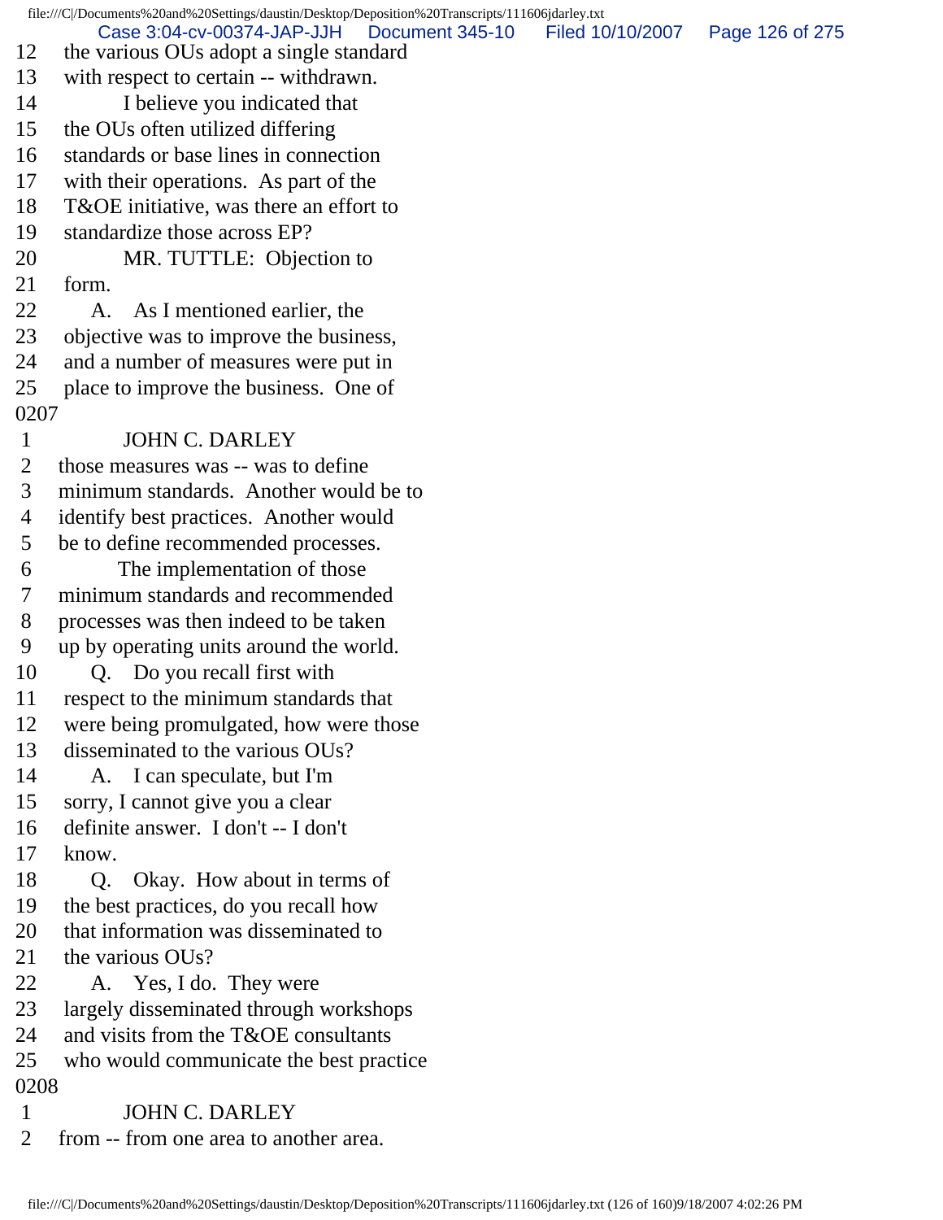12 the various OUs adopt a single standard
13 with respect to certain -- withdrawn.
14 I believe you indicated that
15 the OUs often utilized differing
16 standards or base lines in connection
17 with their operations. As part of the
18 T&OE initiative, was there an effort to
19 standardize those across EP?
20 MR. TUTTLE: Objection to
21 form.
22 A. As I mentioned earlier, the
23 objective was to improve the business,
24 and a number of measures were put in
25 place to improve the business. One of

0207

1 JOHN C. DARLEY
2 those measures was -- was to define
3 minimum standards. Another would be to
4 identify best practices. Another would
5 be to define recommended processes.
6 The implementation of those
7 minimum standards and recommended
8 processes was then indeed to be taken
9 up by operating units around the world.
10 Q. Do you recall first with
11 respect to the minimum standards that
12 were being promulgated, how were those
13 disseminated to the various OUs?
14 A. I can speculate, but I'm
15 sorry, I cannot give you a clear
16 definite answer. I don't -- I don't
17 know.
18 Q. Okay. How about in terms of
19 the best practices, do you recall how
20 that information was disseminated to
21 the various OUs?
22 A. Yes, I do. They were
23 largely disseminated through workshops
24 and visits from the T&OE consultants
25 who would communicate the best practice

0208

1 JOHN C. DARLEY
2 from -- from one area to another area.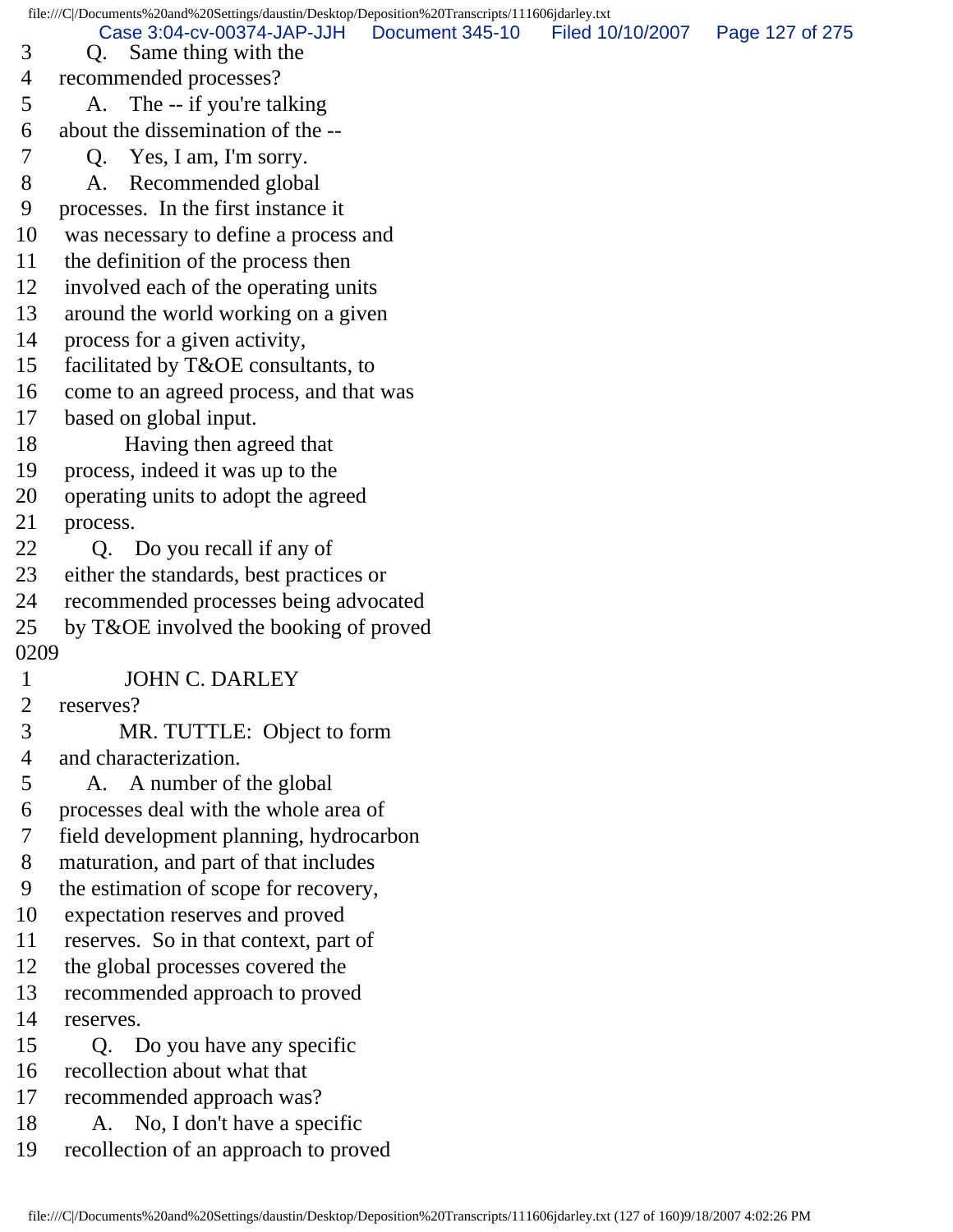3 Q. Same thing with the
4 recommended processes?
5 A. The -- if you're talking
6 about the dissemination of the --
7 Q. Yes, I am, I'm sorry.
8 A. Recommended global
9 processes. In the first instance it
10 was necessary to define a process and
11 the definition of the process then
12 involved each of the operating units
13 around the world working on a given
14 process for a given activity,
15 facilitated by T&OE consultants, to
16 come to an agreed process, and that was
17 based on global input.
18 Having then agreed that
19 process, indeed it was up to the
20 operating units to adopt the agreed
21 process.
22 Q. Do you recall if any of
23 either the standards, best practices or
24 recommended processes being advocated
25 by T&OE involved the booking of proved

0209

1 JOHN C. DARLEY
2 reserves?
3 MR. TUTTLE: Object to form
4 and characterization.
5 A. A number of the global
6 processes deal with the whole area of
7 field development planning, hydrocarbon
8 maturation, and part of that includes
9 the estimation of scope for recovery,
10 expectation reserves and proved
11 reserves. So in that context, part of
12 the global processes covered the
13 recommended approach to proved
14 reserves.
15 Q. Do you have any specific
16 recollection about what that
17 recommended approach was?
18 A. No, I don't have a specific
19 recollection of an approach to proved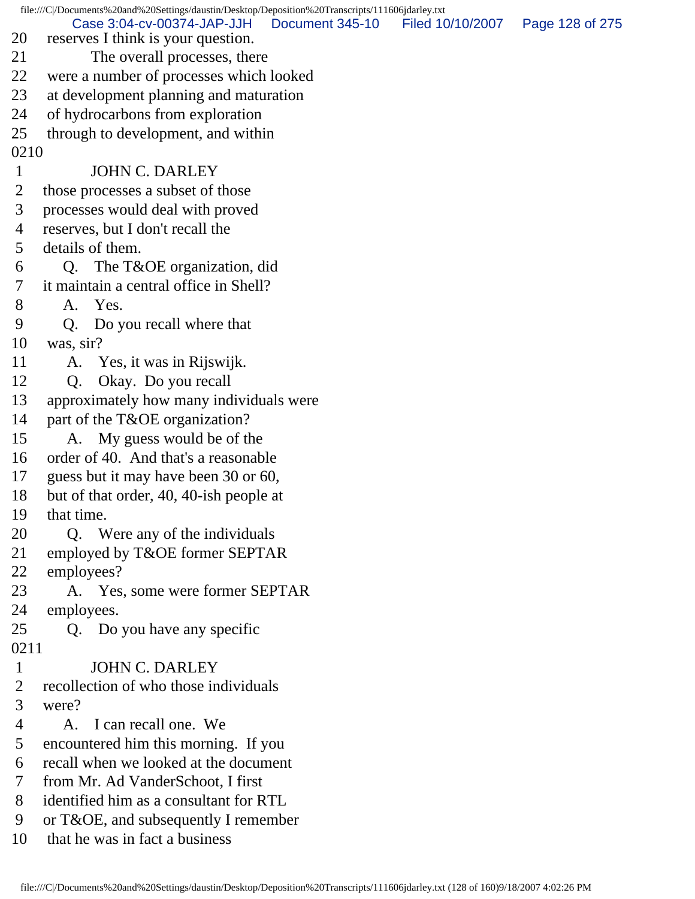20 reserves I think is your question.
21 The overall processes, there
22 were a number of processes which looked
23 at development planning and maturation
24 of hydrocarbons from exploration
25 through to development, and within
0210
1 JOHN C. DARLEY
2 those processes a subset of those
3 processes would deal with proved
4 reserves, but I don't recall the
5 details of them.
6 Q. The T&OE organization, did
7 it maintain a central office in Shell?
8 A. Yes.
9 Q. Do you recall where that
10 was, sir?
11 A. Yes, it was in Rijswijk.
12 Q. Okay. Do you recall
13 approximately how many individuals were
14 part of the T&OE organization?
15 A. My guess would be of the
16 order of 40. And that's a reasonable
17 guess but it may have been 30 or 60,
18 but of that order, 40, 40-ish people at
19 that time.
20 Q. Were any of the individuals
21 employed by T&OE former SEPTAR
22 employees?
23 A. Yes, some were former SEPTAR
24 employees.
25 Q. Do you have any specific
0211
1 JOHN C. DARLEY
2 recollection of who those individuals
3 were?
4 A. I can recall one. We
5 encountered him this morning. If you
6 recall when we looked at the document
7 from Mr. Ad VanderSchoot, I first
8 identified him as a consultant for RTL
9 or T&OE, and subsequently I remember
10 that he was in fact a business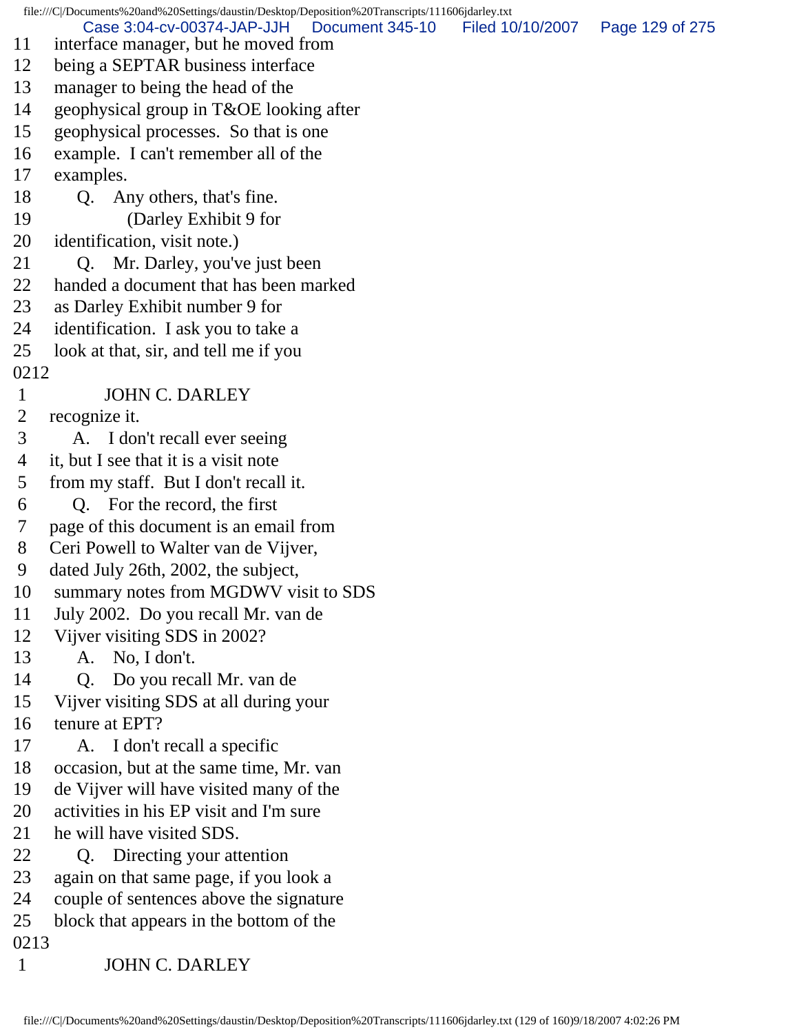11 interface manager, but he moved from
12 being a SEPTAR business interface
13 manager to being the head of the
14 geophysical group in T&OE looking after
15 geophysical processes. So that is one
16 example. I can't remember all of the
17 examples.
18 Q. Any others, that's fine.
19 (Darley Exhibit 9 for
20 identification, visit note.)
21 Q. Mr. Darley, you've just been
22 handed a document that has been marked
23 as Darley Exhibit number 9 for
24 identification. I ask you to take a
25 look at that, sir, and tell me if you
0212
1 JOHN C. DARLEY
2 recognize it.
3 A. I don't recall ever seeing
4 it, but I see that it is a visit note
5 from my staff. But I don't recall it.
6 Q. For the record, the first
7 page of this document is an email from
8 Ceri Powell to Walter van de Vijver,
9 dated July 26th, 2002, the subject,
10 summary notes from MGDWV visit to SDS
11 July 2002. Do you recall Mr. van de
12 Vijver visiting SDS in 2002?
13 A. No, I don't.
14 Q. Do you recall Mr. van de
15 Vijver visiting SDS at all during your
16 tenure at EPT?
17 A. I don't recall a specific
18 occasion, but at the same time, Mr. van
19 de Vijver will have visited many of the
20 activities in his EP visit and I'm sure
21 he will have visited SDS.
22 Q. Directing your attention
23 again on that same page, if you look a
24 couple of sentences above the signature
25 block that appears in the bottom of the
0213
1 JOHN C. DARLEY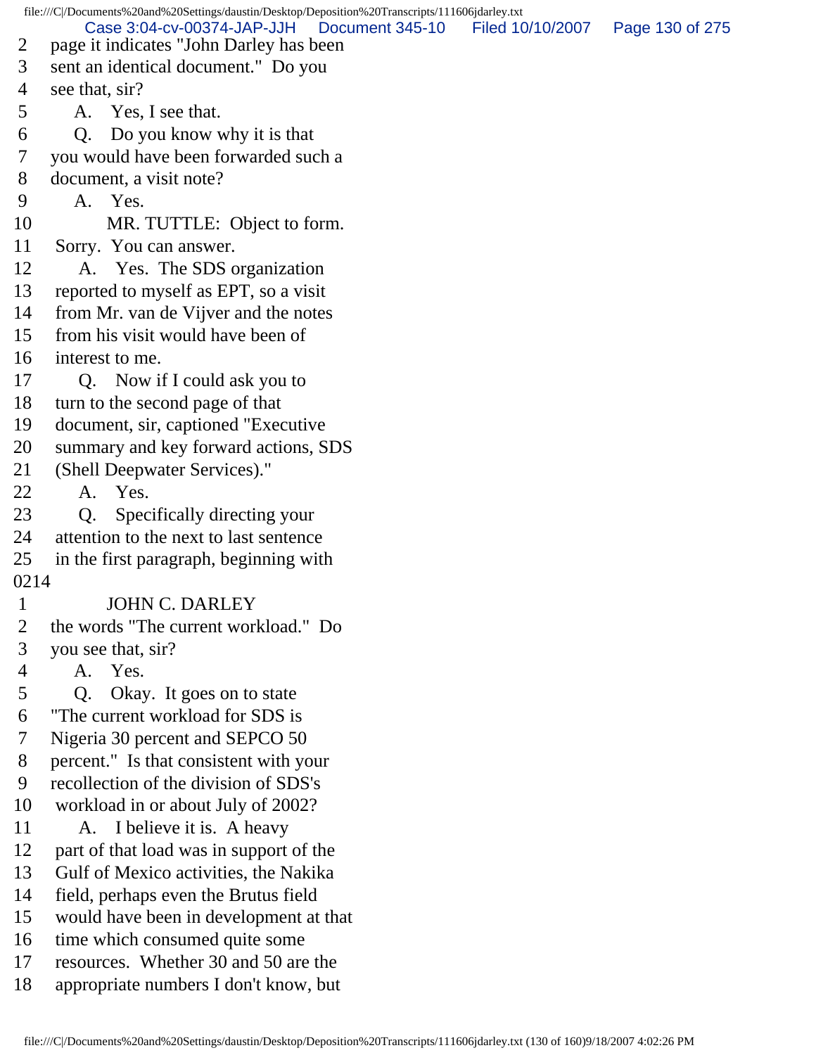2 page it indicates "John Darley has been
3 sent an identical document." Do you
4 see that, sir?
5 A. Yes, I see that.
6 Q. Do you know why it is that
7 you would have been forwarded such a
8 document, a visit note?
9 A. Yes.
10 MR. TUTTLE: Object to form.
11 Sorry. You can answer.
12 A. Yes. The SDS organization
13 reported to myself as EPT, so a visit
14 from Mr. van de Vijver and the notes
15 from his visit would have been of
16 interest to me.
17 Q. Now if I could ask you to
18 turn to the second page of that
19 document, sir, captioned "Executive
20 summary and key forward actions, SDS
21 (Shell Deepwater Services)."
22 A. Yes.
23 Q. Specifically directing your
24 attention to the next to last sentence
25 in the first paragraph, beginning with
0214
1 JOHN C. DARLEY
2 the words "The current workload." Do
3 you see that, sir?
4 A. Yes.
5 Q. Okay. It goes on to state
6 "The current workload for SDS is
7 Nigeria 30 percent and SEPCO 50
8 percent." Is that consistent with your
9 recollection of the division of SDS's
10 workload in or about July of 2002?
11 A. I believe it is. A heavy
12 part of that load was in support of the
13 Gulf of Mexico activities, the Nakika
14 field, perhaps even the Brutus field
15 would have been in development at that
16 time which consumed quite some
17 resources. Whether 30 and 50 are the
18 appropriate numbers I don't know, but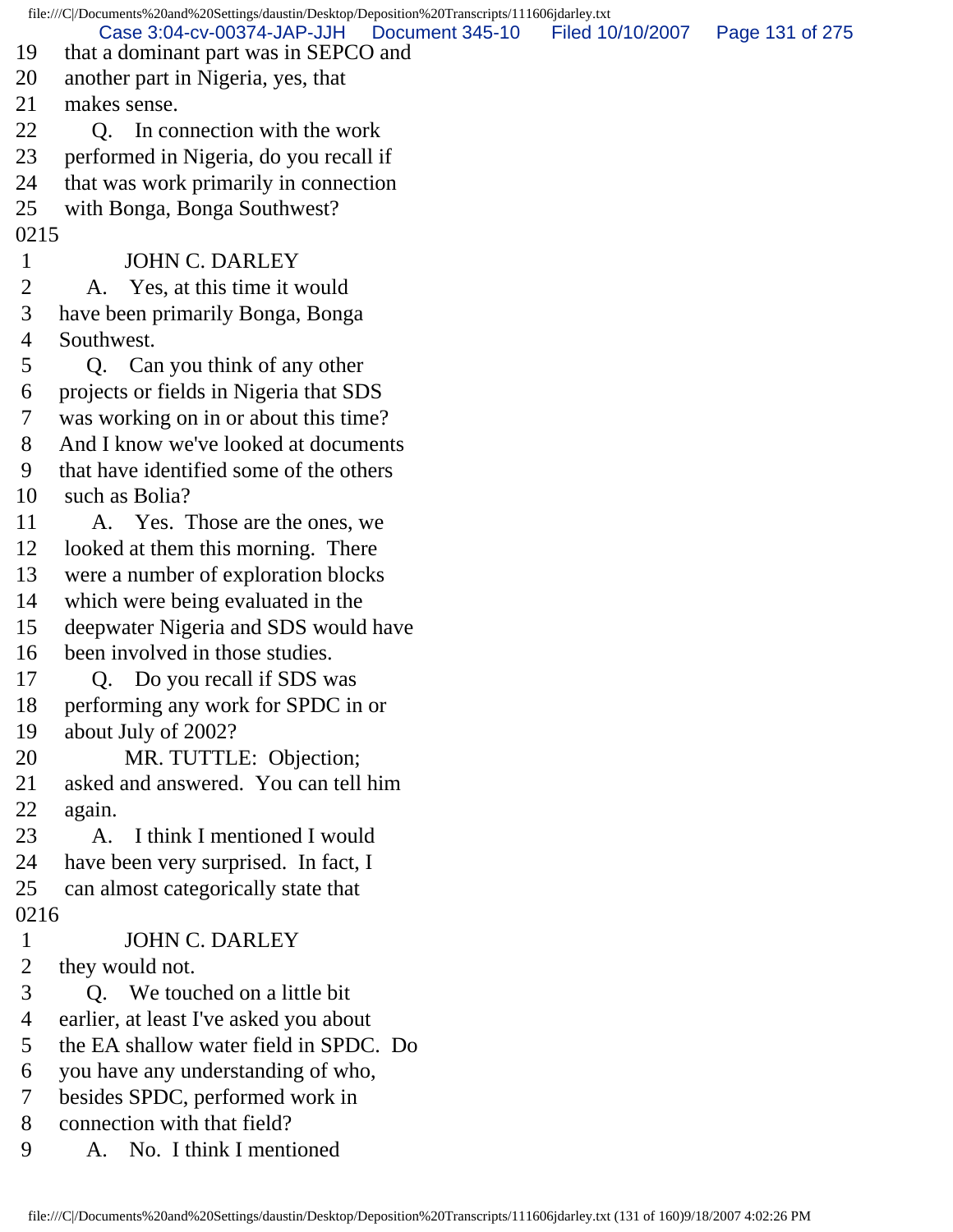19 that a dominant part was in SEPCO and
20 another part in Nigeria, yes, that
21 makes sense.
22 Q. In connection with the work
23 performed in Nigeria, do you recall if
24 that was work primarily in connection
25 with Bonga, Bonga Southwest?
0215
1 JOHN C. DARLEY
2 A. Yes, at this time it would
3 have been primarily Bonga, Bonga
4 Southwest.
5 Q. Can you think of any other
6 projects or fields in Nigeria that SDS
7 was working on in or about this time?
8 And I know we've looked at documents
9 that have identified some of the others
10 such as Bolia?
11 A. Yes. Those are the ones, we
12 looked at them this morning. There
13 were a number of exploration blocks
14 which were being evaluated in the
15 deepwater Nigeria and SDS would have
16 been involved in those studies.
17 Q. Do you recall if SDS was
18 performing any work for SPDC in or
19 about July of 2002?
20 MR. TUTTLE: Objection;
21 asked and answered. You can tell him
22 again.
23 A. I think I mentioned I would
24 have been very surprised. In fact, I
25 can almost categorically state that
0216
1 JOHN C. DARLEY
2 they would not.
3 Q. We touched on a little bit
4 earlier, at least I've asked you about
5 the EA shallow water field in SPDC. Do
6 you have any understanding of who,
7 besides SPDC, performed work in
8 connection with that field?
9 A. No. I think I mentioned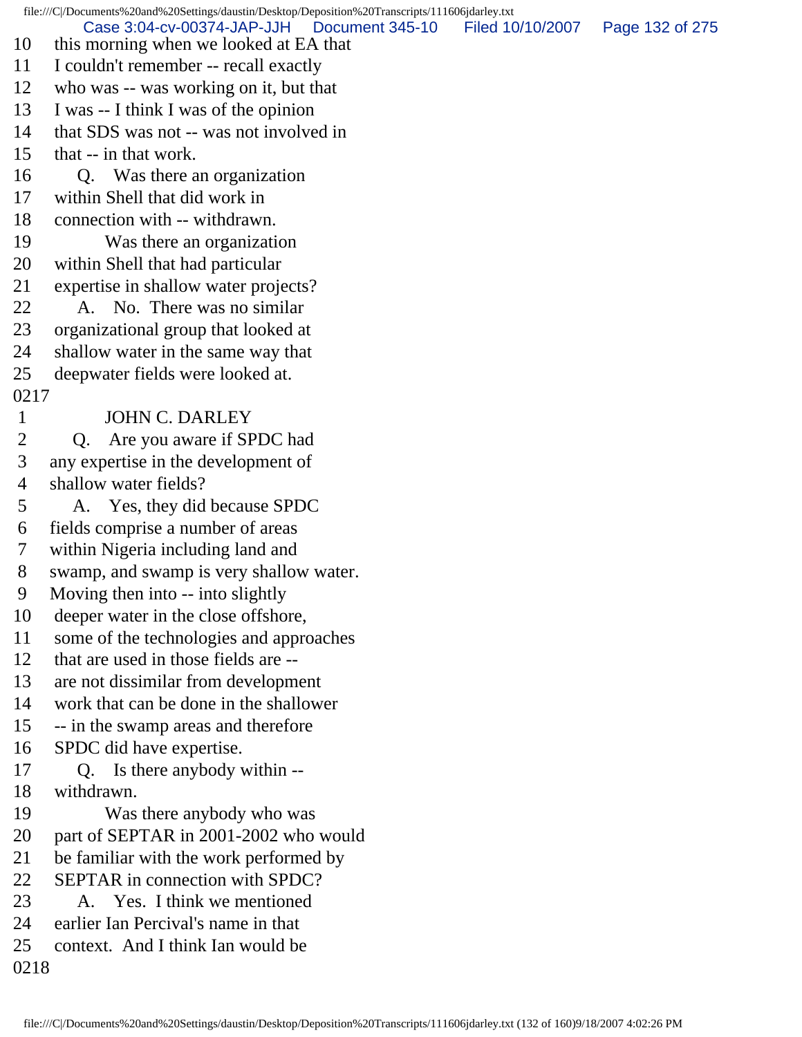10 this morning when we looked at EA that
11 I couldn't remember -- recall exactly
12 who was -- was working on it, but that
13 I was -- I think I was of the opinion
14 that SDS was not -- was not involved in
15 that -- in that work.
16 Q. Was there an organization
17 within Shell that did work in
18 connection with -- withdrawn.
19 Was there an organization
20 within Shell that had particular
21 expertise in shallow water projects?
22 A. No. There was no similar
23 organizational group that looked at
24 shallow water in the same way that
25 deepwater fields were looked at.
0217
1 JOHN C. DARLEY
2 Q. Are you aware if SPDC had
3 any expertise in the development of
4 shallow water fields?
5 A. Yes, they did because SPDC
6 fields comprise a number of areas
7 within Nigeria including land and
8 swamp, and swamp is very shallow water.
9 Moving then into -- into slightly
10 deeper water in the close offshore,
11 some of the technologies and approaches
12 that are used in those fields are --
13 are not dissimilar from development
14 work that can be done in the shallower
15 -- in the swamp areas and therefore
16 SPDC did have expertise.
17 Q. Is there anybody within --
18 withdrawn.
19 Was there anybody who was
20 part of SEPTAR in 2001-2002 who would
21 be familiar with the work performed by
22 SEPTAR in connection with SPDC?
23 A. Yes. I think we mentioned
24 earlier Ian Percival's name in that
25 context. And I think Ian would be
0218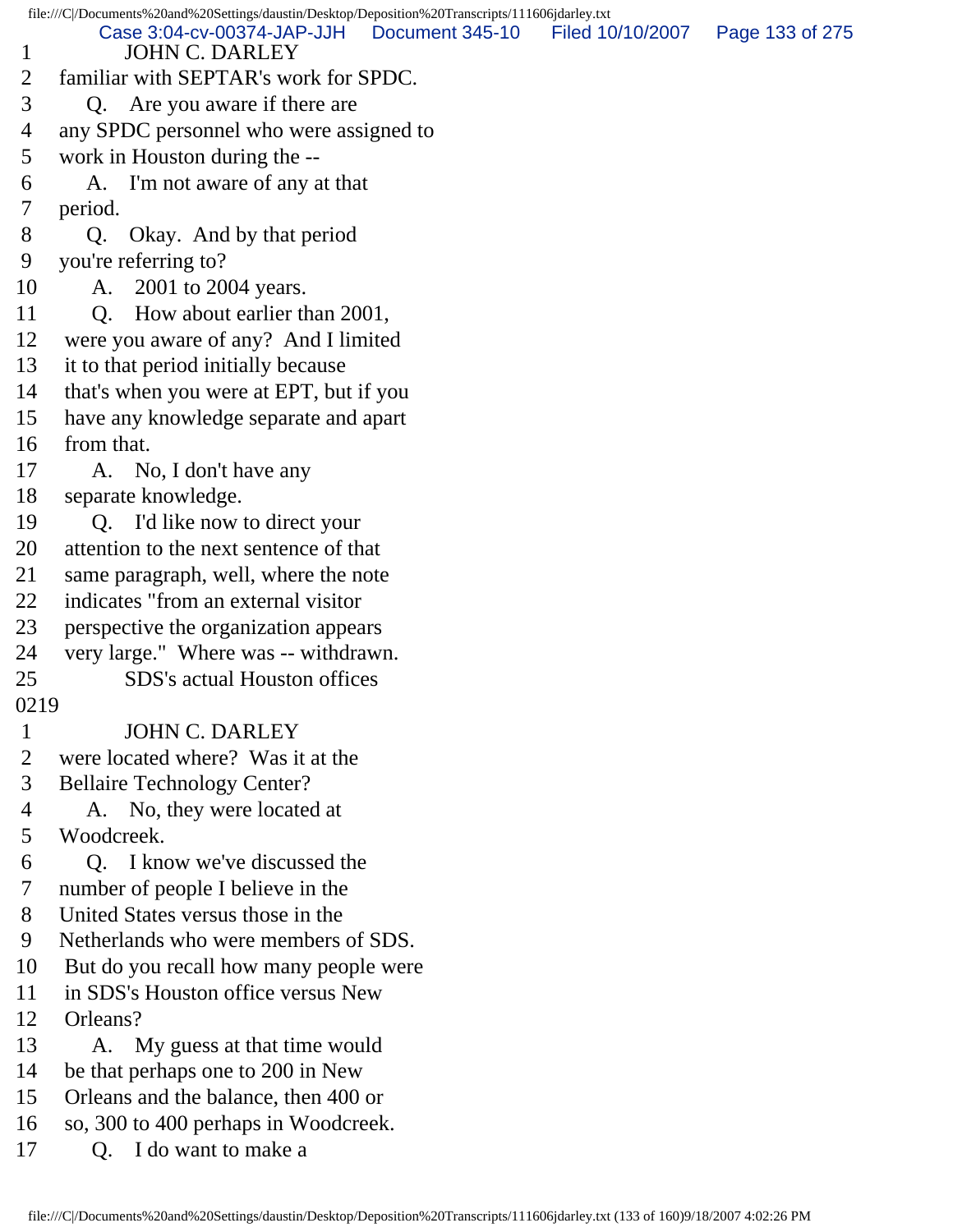1 JOHN C. DARLEY
2 familiar with SEPTAR's work for SPDC.
3 Q. Are you aware if there are
4 any SPDC personnel who were assigned to
5 work in Houston during the --
6 A. I'm not aware of any at that
7 period.
8 Q. Okay. And by that period
9 you're referring to?
10 A. 2001 to 2004 years.
11 Q. How about earlier than 2001,
12 were you aware of any? And I limited
13 it to that period initially because
14 that's when you were at EPT, but if you
15 have any knowledge separate and apart
16 from that.
17 A. No, I don't have any
18 separate knowledge.
19 Q. I'd like now to direct your
20 attention to the next sentence of that
21 same paragraph, well, where the note
22 indicates "from an external visitor
23 perspective the organization appears
24 very large." Where was -- withdrawn.
25 SDS's actual Houston offices

0219

1 JOHN C. DARLEY
2 were located where? Was it at the
3 Bellaire Technology Center?
4 A. No, they were located at
5 Woodcreek.
6 Q. I know we've discussed the
7 number of people I believe in the
8 United States versus those in the
9 Netherlands who were members of SDS.
10 But do you recall how many people were
11 in SDS's Houston office versus New
12 Orleans?
13 A. My guess at that time would
14 be that perhaps one to 200 in New
15 Orleans and the balance, then 400 or
16 so, 300 to 400 perhaps in Woodcreek.
17 Q. I do want to make a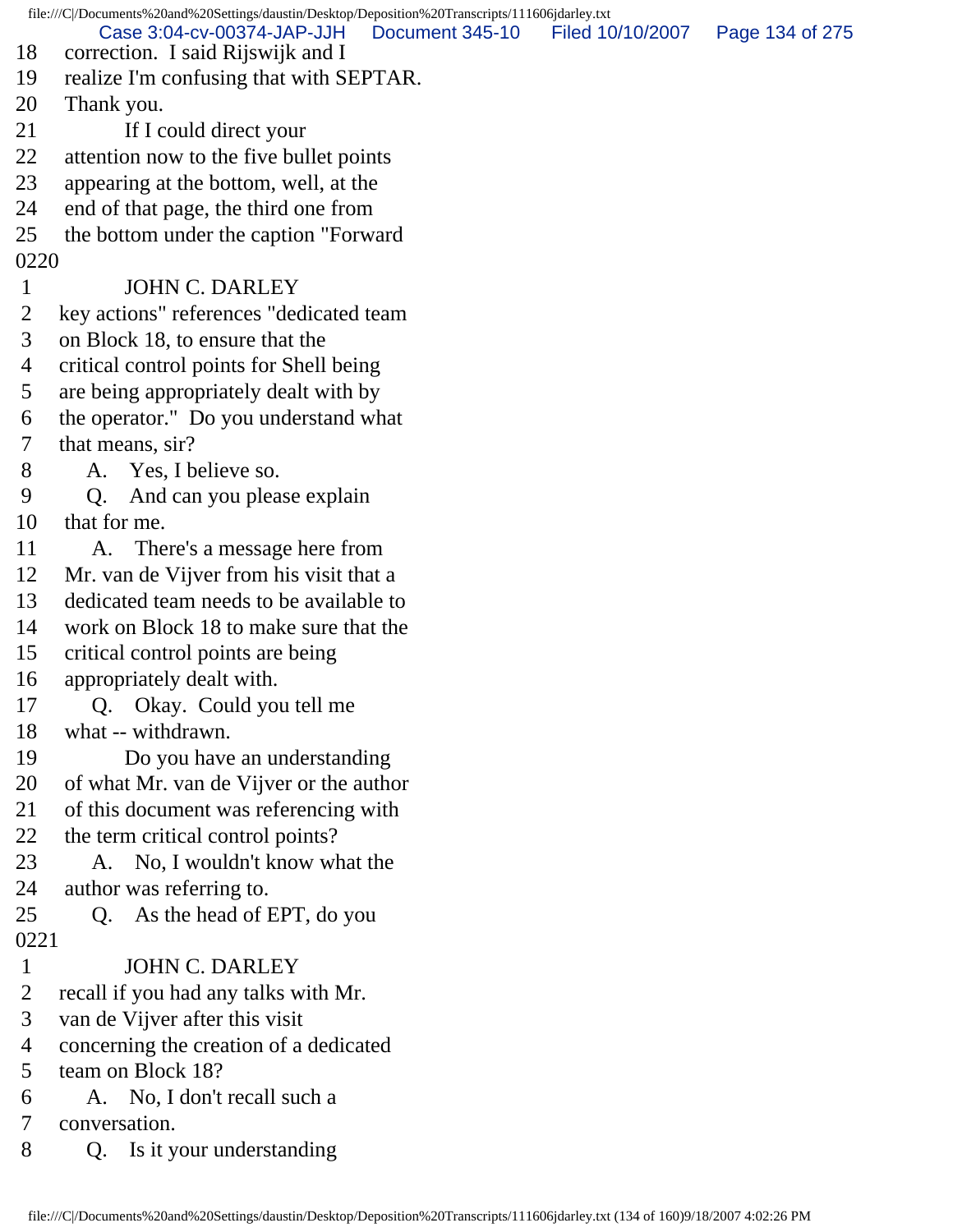18 correction. I said Rijswijk and I
19 realize I'm confusing that with SEPTAR.
20 Thank you.
21 If I could direct your
22 attention now to the five bullet points
23 appearing at the bottom, well, at the
24 end of that page, the third one from
25 the bottom under the caption "Forward

0220

1 JOHN C. DARLEY
2 key actions" references "dedicated team
3 on Block 18, to ensure that the
4 critical control points for Shell being
5 are being appropriately dealt with by
6 the operator." Do you understand what
7 that means, sir?
8 A. Yes, I believe so.
9 Q. And can you please explain
10 that for me.
11 A. There's a message here from
12 Mr. van de Vijver from his visit that a
13 dedicated team needs to be available to
14 work on Block 18 to make sure that the
15 critical control points are being
16 appropriately dealt with.
17 Q. Okay. Could you tell me
18 what -- withdrawn.
19 Do you have an understanding
20 of what Mr. van de Vijver or the author
21 of this document was referencing with
22 the term critical control points?
23 A. No, I wouldn't know what the
24 author was referring to.
25 Q. As the head of EPT, do you

0221

1 JOHN C. DARLEY
2 recall if you had any talks with Mr.
3 van de Vijver after this visit
4 concerning the creation of a dedicated
5 team on Block 18?
6 A. No, I don't recall such a
7 conversation.
8 Q. Is it your understanding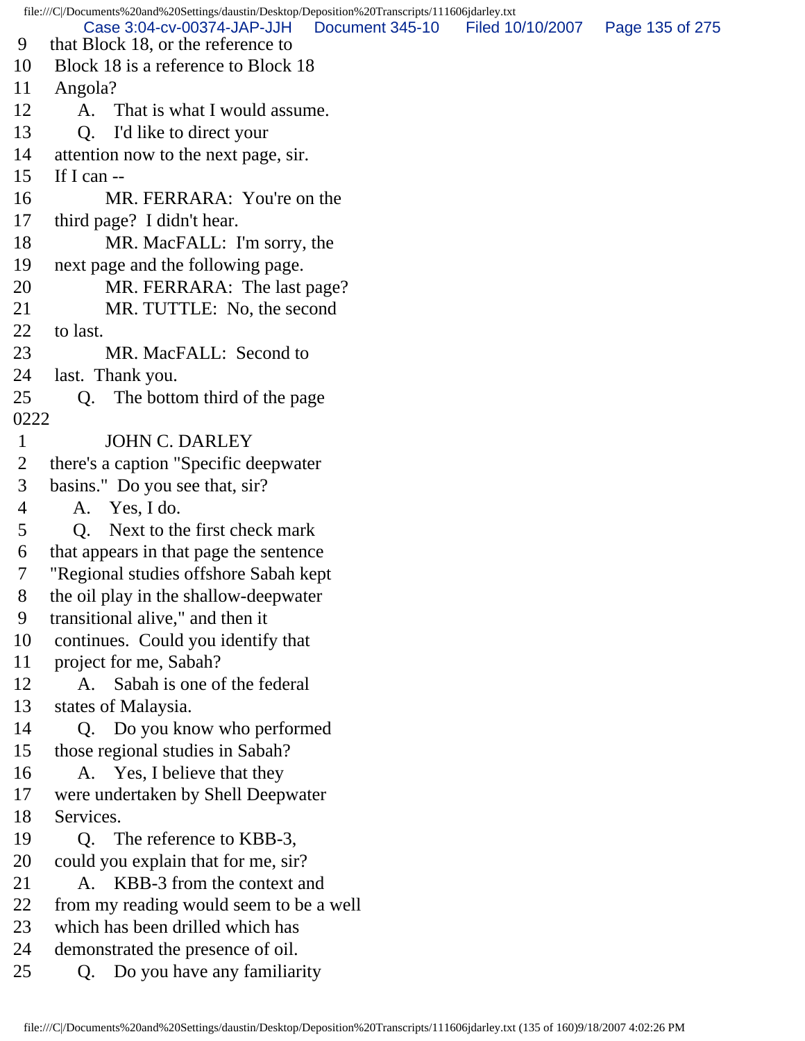9 that Block 18, or the reference to
10 Block 18 is a reference to Block 18
11 Angola?
12 A. That is what I would assume.
13 Q. I'd like to direct your
14 attention now to the next page, sir.
15 If I can --
16 MR. FERRARA: You're on the
17 third page? I didn't hear.
18 MR. MacFALL: I'm sorry, the
19 next page and the following page.
20 MR. FERRARA: The last page?
21 MR. TUTTLE: No, the second
22 to last.
23 MR. MacFALL: Second to
24 last. Thank you.
25 Q. The bottom third of the page

0222

1 JOHN C. DARLEY
2 there's a caption "Specific deepwater
3 basins." Do you see that, sir?
4 A. Yes, I do.
5 Q. Next to the first check mark
6 that appears in that page the sentence
7 "Regional studies offshore Sabah kept
8 the oil play in the shallow-deepwater
9 transitional alive," and then it
10 continues. Could you identify that
11 project for me, Sabah?
12 A. Sabah is one of the federal
13 states of Malaysia.
14 Q. Do you know who performed
15 those regional studies in Sabah?
16 A. Yes, I believe that they
17 were undertaken by Shell Deepwater
18 Services.
19 Q. The reference to KBB-3,
20 could you explain that for me, sir?
21 A. KBB-3 from the context and
22 from my reading would seem to be a well
23 which has been drilled which has
24 demonstrated the presence of oil.
25 Q. Do you have any familiarity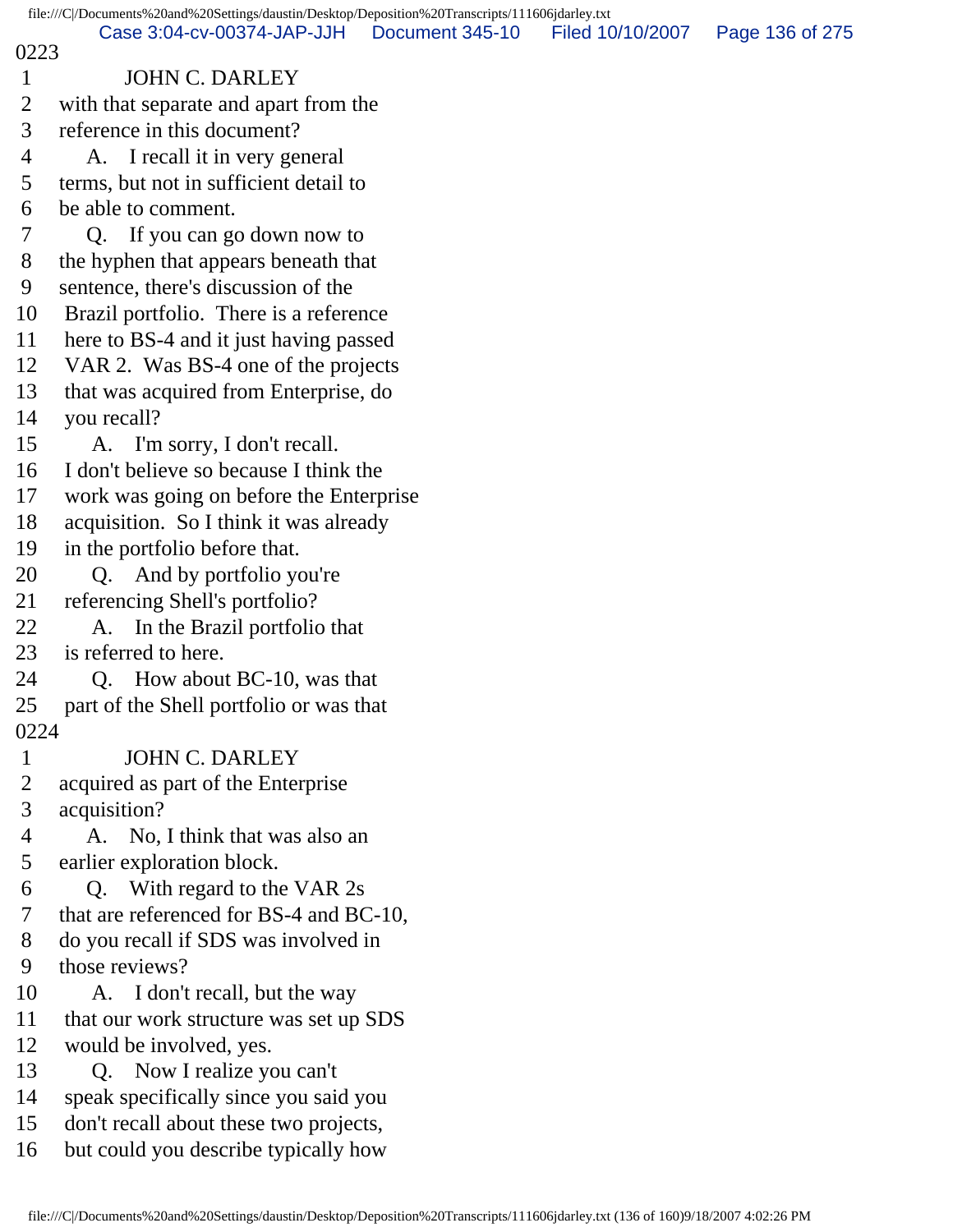0223

1 JOHN C. DARLEY

2 with that separate and apart from the

3 reference in this document?

4 A. I recall it in very general

5 terms, but not in sufficient detail to

6 be able to comment.

7 Q. If you can go down now to

8 the hyphen that appears beneath that

9 sentence, there's discussion of the

10 Brazil portfolio. There is a reference

11 here to BS-4 and it just having passed

12 VAR 2. Was BS-4 one of the projects

13 that was acquired from Enterprise, do

14 you recall?

15 A. I'm sorry, I don't recall.

16 I don't believe so because I think the

17 work was going on before the Enterprise

18 acquisition. So I think it was already

19 in the portfolio before that.

20 Q. And by portfolio you're

21 referencing Shell's portfolio?

22 A. In the Brazil portfolio that

23 is referred to here.

24 Q. How about BC-10, was that

25 part of the Shell portfolio or was that

0224

1 JOHN C. DARLEY

2 acquired as part of the Enterprise

3 acquisition?

4 A. No, I think that was also an

5 earlier exploration block.

6 Q. With regard to the VAR 2s

7 that are referenced for BS-4 and BC-10,

8 do you recall if SDS was involved in

9 those reviews?

10 A. I don't recall, but the way

11 that our work structure was set up SDS

12 would be involved, yes.

13 Q. Now I realize you can't

14 speak specifically since you said you

15 don't recall about these two projects,

16 but could you describe typically how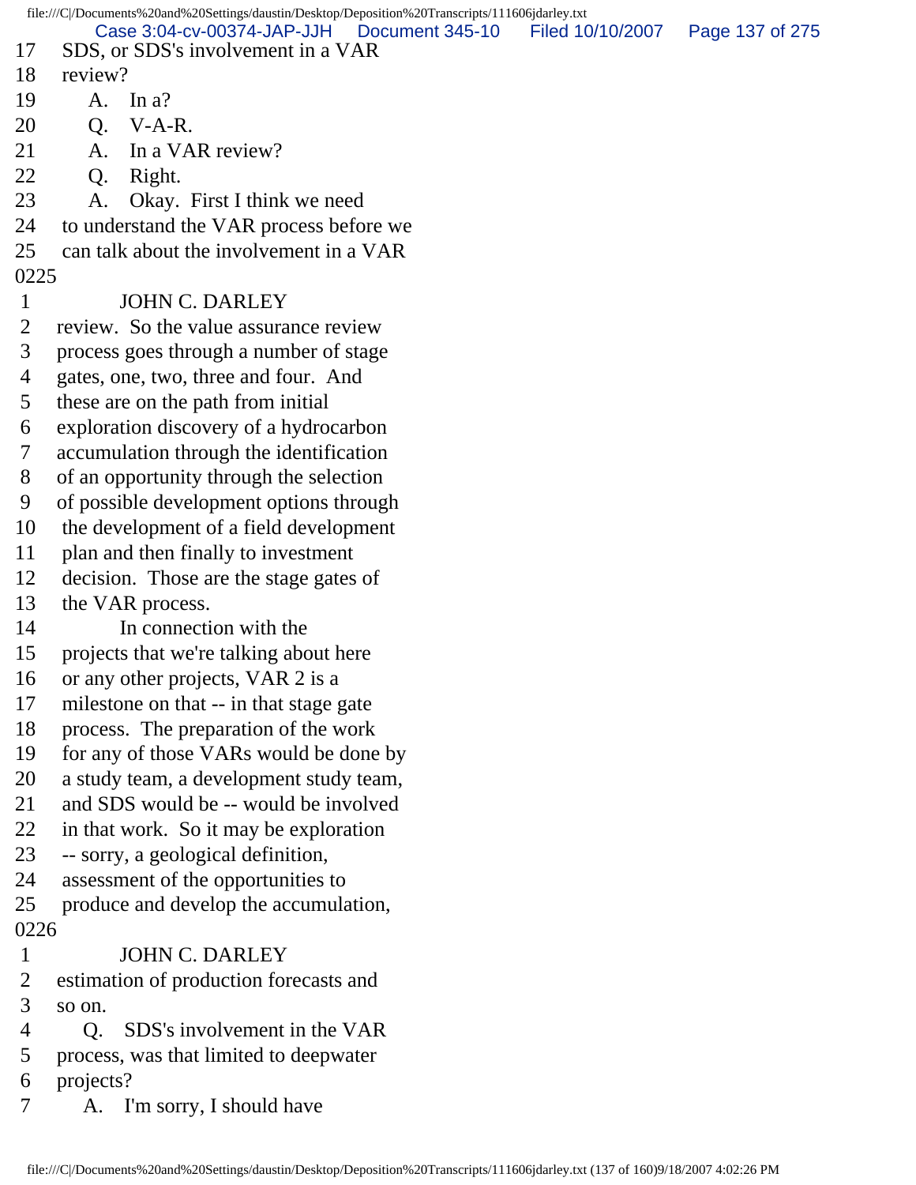17 SDS, or SDS's involvement in a VAR
18 review?
19 A. In a?
20 Q. V-A-R.
21 A. In a VAR review?
22 Q. Right.
23 A. Okay. First I think we need
24 to understand the VAR process before we
25 can talk about the involvement in a VAR
0225
1 JOHN C. DARLEY
2 review. So the value assurance review
3 process goes through a number of stage
4 gates, one, two, three and four. And
5 these are on the path from initial
6 exploration discovery of a hydrocarbon
7 accumulation through the identification
8 of an opportunity through the selection
9 of possible development options through
10 the development of a field development
11 plan and then finally to investment
12 decision. Those are the stage gates of
13 the VAR process.
14 In connection with the
15 projects that we're talking about here
16 or any other projects, VAR 2 is a
17 milestone on that -- in that stage gate
18 process. The preparation of the work
19 for any of those VARs would be done by
20 a study team, a development study team,
21 and SDS would be -- would be involved
22 in that work. So it may be exploration
23 -- sorry, a geological definition,
24 assessment of the opportunities to
25 produce and develop the accumulation,
0226
1 JOHN C. DARLEY
2 estimation of production forecasts and
3 so on.
4 Q. SDS's involvement in the VAR
5 process, was that limited to deepwater
6 projects?
7 A. I'm sorry, I should have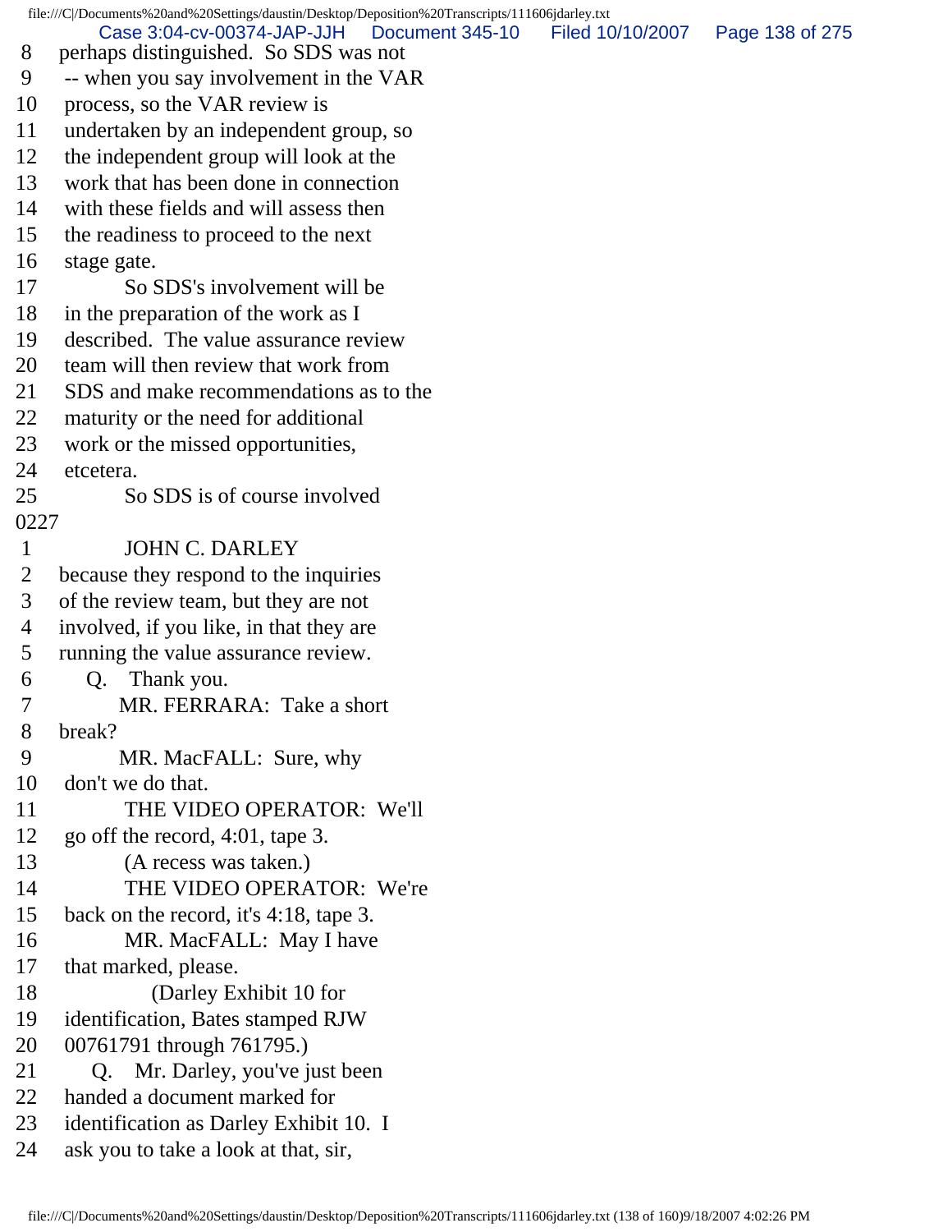8 perhaps distinguished. So SDS was not
9 -- when you say involvement in the VAR
10 process, so the VAR review is
11 undertaken by an independent group, so
12 the independent group will look at the
13 work that has been done in connection
14 with these fields and will assess then
15 the readiness to proceed to the next
16 stage gate.
17 So SDS's involvement will be
18 in the preparation of the work as I
19 described. The value assurance review
20 team will then review that work from
21 SDS and make recommendations as to the
22 maturity or the need for additional
23 work or the missed opportunities,
24 etcetera.
25 So SDS is of course involved

0227

1 JOHN C. DARLEY
2 because they respond to the inquiries
3 of the review team, but they are not
4 involved, if you like, in that they are
5 running the value assurance review.
6 Q. Thank you.
7 MR. FERRARA: Take a short
8 break?
9 MR. MacFALL: Sure, why
10 don't we do that.
11 THE VIDEO OPERATOR: We'll
12 go off the record, 4:01, tape 3.
13 (A recess was taken.)
14 THE VIDEO OPERATOR: We're
15 back on the record, it's 4:18, tape 3.
16 MR. MacFALL: May I have
17 that marked, please.
18 (Darley Exhibit 10 for
19 identification, Bates stamped RJW
20 00761791 through 761795.)
21 Q. Mr. Darley, you've just been
22 handed a document marked for
23 identification as Darley Exhibit 10. I
24 ask you to take a look at that, sir,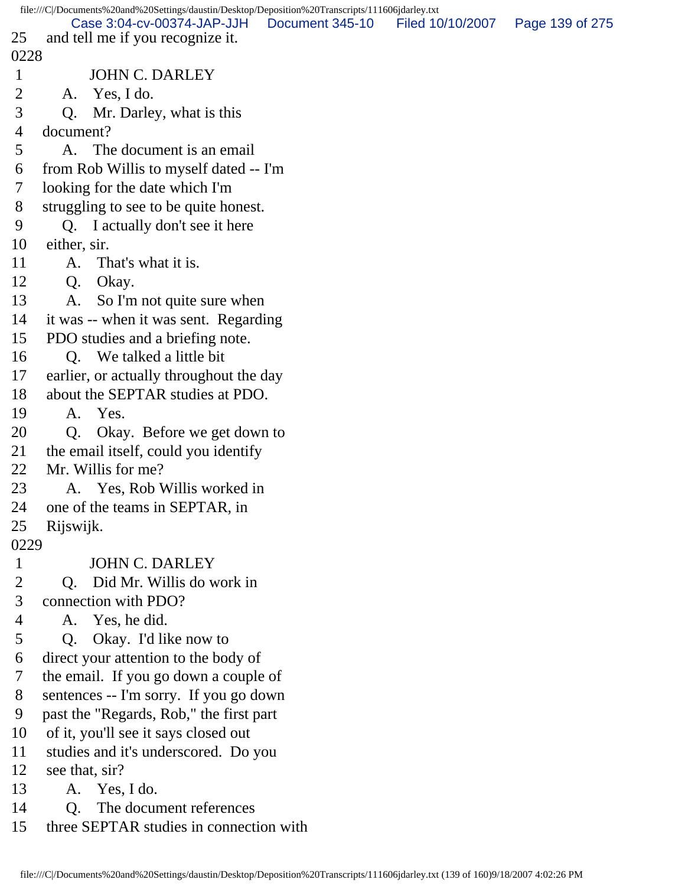25 and tell me if you recognize it.

0228

1 JOHN C. DARLEY

2 A. Yes, I do.

3 Q. Mr. Darley, what is this

4 document?

5 A. The document is an email

6 from Rob Willis to myself dated -- I'm

7 looking for the date which I'm

8 struggling to see to be quite honest.

9 Q. I actually don't see it here

10 either, sir.

11 A. That's what it is.

12 Q. Okay.

13 A. So I'm not quite sure when

14 it was -- when it was sent. Regarding

15 PDO studies and a briefing note.

16 Q. We talked a little bit

17 earlier, or actually throughout the day

18 about the SEPTAR studies at PDO.

19 A. Yes.

20 Q. Okay. Before we get down to

21 the email itself, could you identify

22 Mr. Willis for me?

23 A. Yes, Rob Willis worked in

24 one of the teams in SEPTAR, in

25 Rijswijk.

0229

1 JOHN C. DARLEY

2 Q. Did Mr. Willis do work in

3 connection with PDO?

4 A. Yes, he did.

5 Q. Okay. I'd like now to

6 direct your attention to the body of

7 the email. If you go down a couple of

8 sentences -- I'm sorry. If you go down

9 past the "Regards, Rob," the first part

10 of it, you'll see it says closed out

11 studies and it's underscored. Do you

12 see that, sir?

13 A. Yes, I do.

14 Q. The document references

15 three SEPTAR studies in connection with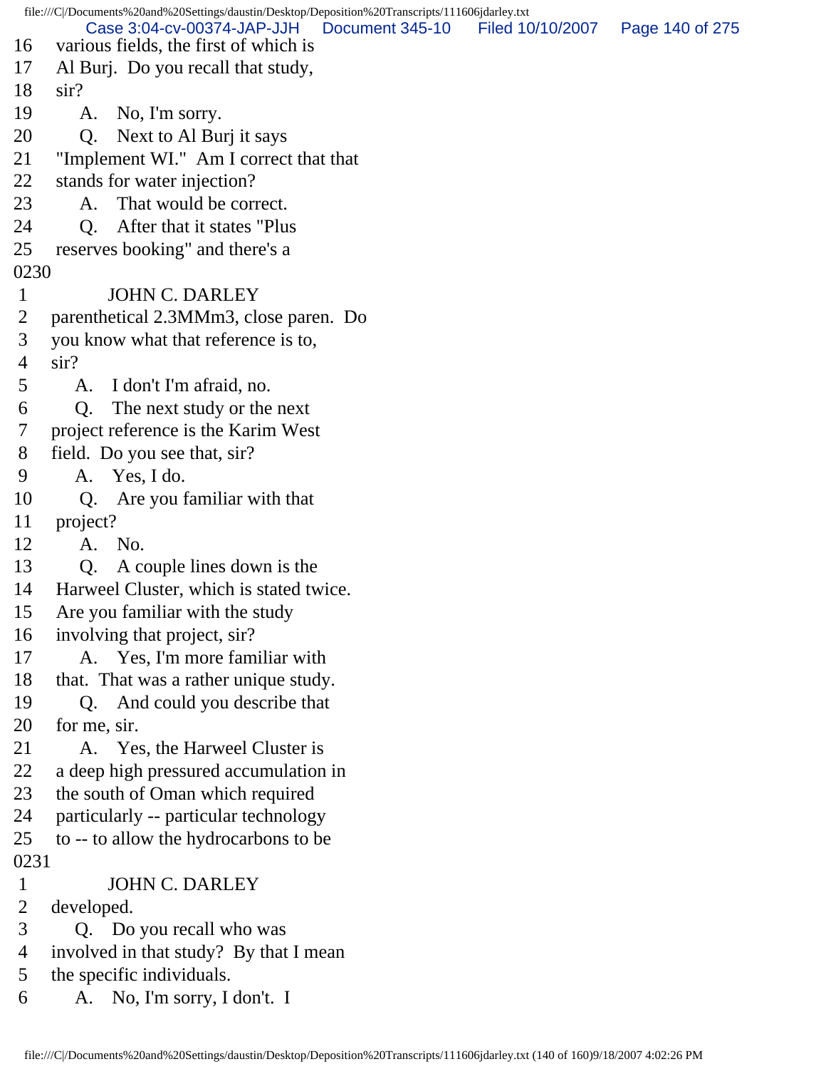16 various fields, the first of which is
17 Al Burj. Do you recall that study,
18 sir?
19 A. No, I'm sorry.
20 Q. Next to Al Burj it says
21 "Implement WI." Am I correct that that
22 stands for water injection?
23 A. That would be correct.
24 Q. After that it states "Plus
25 reserves booking" and there's a

0230

1 JOHN C. DARLEY
2 parenthetical 2.3MMm3, close paren. Do
3 you know what that reference is to,
4 sir?
5 A. I don't I'm afraid, no.
6 Q. The next study or the next
7 project reference is the Karim West
8 field. Do you see that, sir?
9 A. Yes, I do.
10 Q. Are you familiar with that
11 project?
12 A. No.
13 Q. A couple lines down is the
14 Harweel Cluster, which is stated twice.
15 Are you familiar with the study
16 involving that project, sir?
17 A. Yes, I'm more familiar with
18 that. That was a rather unique study.
19 Q. And could you describe that
20 for me, sir.
21 A. Yes, the Harweel Cluster is
22 a deep high pressured accumulation in
23 the south of Oman which required
24 particularly -- particular technology
25 to -- to allow the hydrocarbons to be

0231

1 JOHN C. DARLEY
2 developed.
3 Q. Do you recall who was
4 involved in that study? By that I mean
5 the specific individuals.
6 A. No, I'm sorry, I don't. I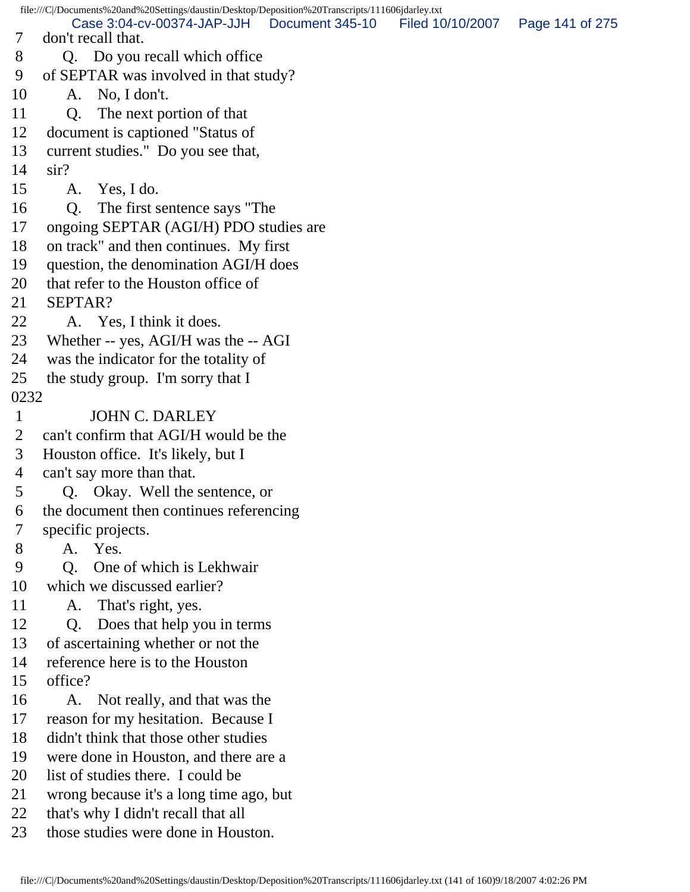7 don't recall that.
8 Q. Do you recall which office
9 of SEPTAR was involved in that study?
10 A. No, I don't.
11 Q. The next portion of that
12 document is captioned "Status of
13 current studies." Do you see that,
14 sir?
15 A. Yes, I do.
16 Q. The first sentence says "The
17 ongoing SEPTAR (AGI/H) PDO studies are
18 on track" and then continues. My first
19 question, the denomination AGI/H does
20 that refer to the Houston office of
21 SEPTAR?
22 A. Yes, I think it does.
23 Whether -- yes, AGI/H was the -- AGI
24 was the indicator for the totality of
25 the study group. I'm sorry that I
0232
1 JOHN C. DARLEY
2 can't confirm that AGI/H would be the
3 Houston office. It's likely, but I
4 can't say more than that.
5 Q. Okay. Well the sentence, or
6 the document then continues referencing
7 specific projects.
8 A. Yes.
9 Q. One of which is Lekhwair
10 which we discussed earlier?
11 A. That's right, yes.
12 Q. Does that help you in terms
13 of ascertaining whether or not the
14 reference here is to the Houston
15 office?
16 A. Not really, and that was the
17 reason for my hesitation. Because I
18 didn't think that those other studies
19 were done in Houston, and there are a
20 list of studies there. I could be
21 wrong because it's a long time ago, but
22 that's why I didn't recall that all
23 those studies were done in Houston.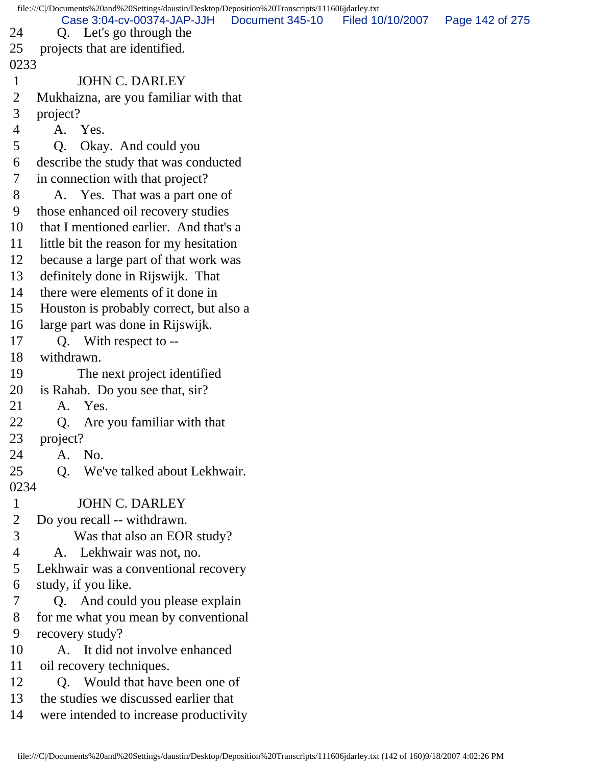24 Q. Let's go through the
25 projects that are identified.

0233

1 JOHN C. DARLEY
2 Mukhaizna, are you familiar with that
3 project?
4 A. Yes.
5 Q. Okay. And could you
6 describe the study that was conducted
7 in connection with that project?
8 A. Yes. That was a part one of
9 those enhanced oil recovery studies
10 that I mentioned earlier. And that's a
11 little bit the reason for my hesitation
12 because a large part of that work was
13 definitely done in Rijswijk. That
14 there were elements of it done in
15 Houston is probably correct, but also a
16 large part was done in Rijswijk.
17 Q. With respect to --
18 withdrawn.
19 The next project identified
20 is Rahab. Do you see that, sir?
21 A. Yes.
22 Q. Are you familiar with that
23 project?
24 A. No.
25 Q. We've talked about Lekhwair.

0234

1 JOHN C. DARLEY
2 Do you recall -- withdrawn.
3 Was that also an EOR study?
4 A. Lekhwair was not, no.
5 Lekhwair was a conventional recovery
6 study, if you like.
7 Q. And could you please explain
8 for me what you mean by conventional
9 recovery study?
10 A. It did not involve enhanced
11 oil recovery techniques.
12 Q. Would that have been one of
13 the studies we discussed earlier that
14 were intended to increase productivity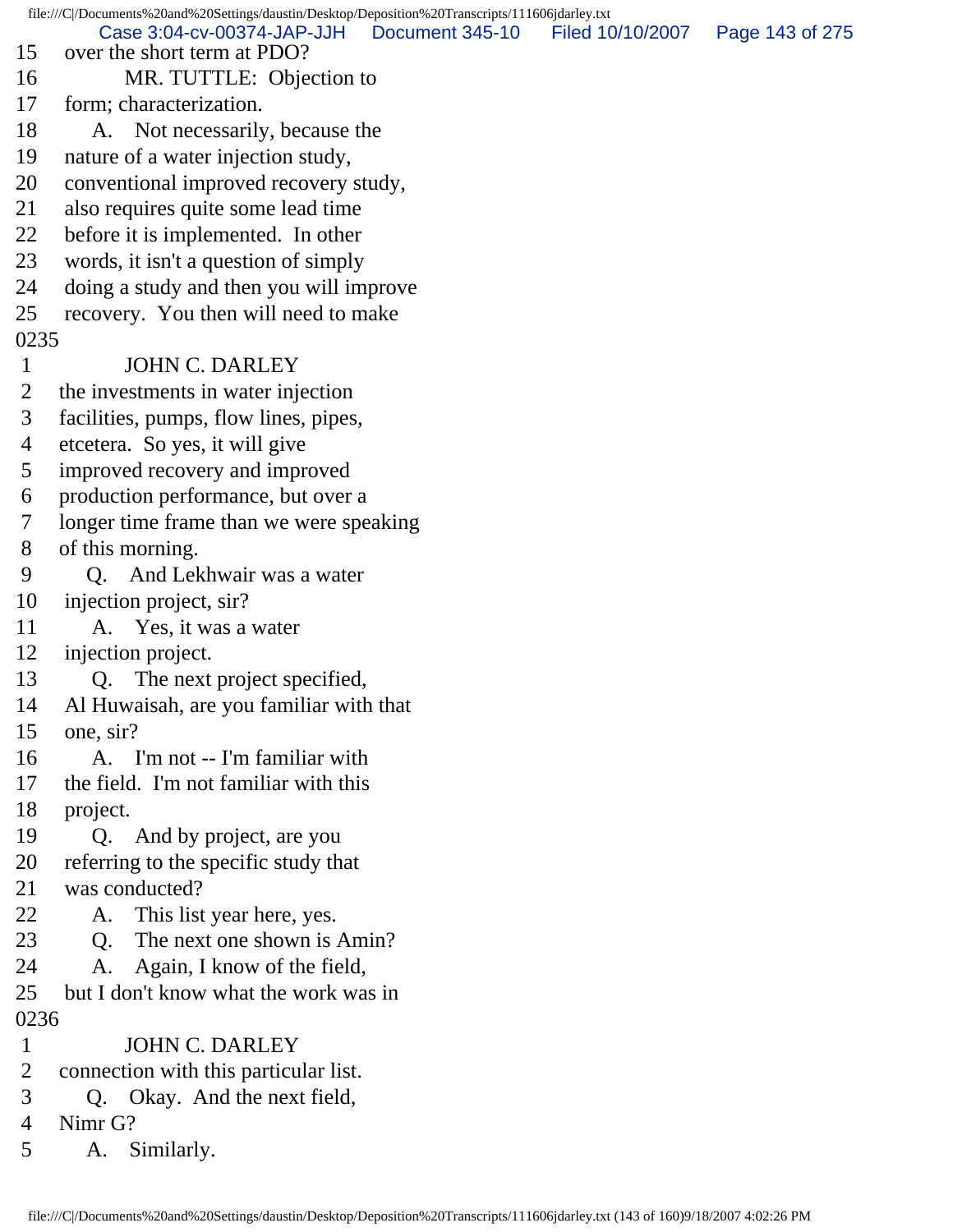15 over the short term at PDO?
16 MR. TUTTLE: Objection to
17 form; characterization.
18 A. Not necessarily, because the
19 nature of a water injection study,
20 conventional improved recovery study,
21 also requires quite some lead time
22 before it is implemented. In other
23 words, it isn't a question of simply
24 doing a study and then you will improve
25 recovery. You then will need to make
0235
1 JOHN C. DARLEY
2 the investments in water injection
3 facilities, pumps, flow lines, pipes,
4 etcetera. So yes, it will give
5 improved recovery and improved
6 production performance, but over a
7 longer time frame than we were speaking
8 of this morning.
9 Q. And Lekhwair was a water
10 injection project, sir?
11 A. Yes, it was a water
12 injection project.
13 Q. The next project specified,
14 Al Huwaisah, are you familiar with that
15 one, sir?
16 A. I'm not -- I'm familiar with
17 the field. I'm not familiar with this
18 project.
19 Q. And by project, are you
20 referring to the specific study that
21 was conducted?
22 A. This list year here, yes.
23 Q. The next one shown is Amin?
24 A. Again, I know of the field,
25 but I don't know what the work was in
0236
1 JOHN C. DARLEY
2 connection with this particular list.
3 Q. Okay. And the next field,
4 Nimr G?
5 A. Similarly.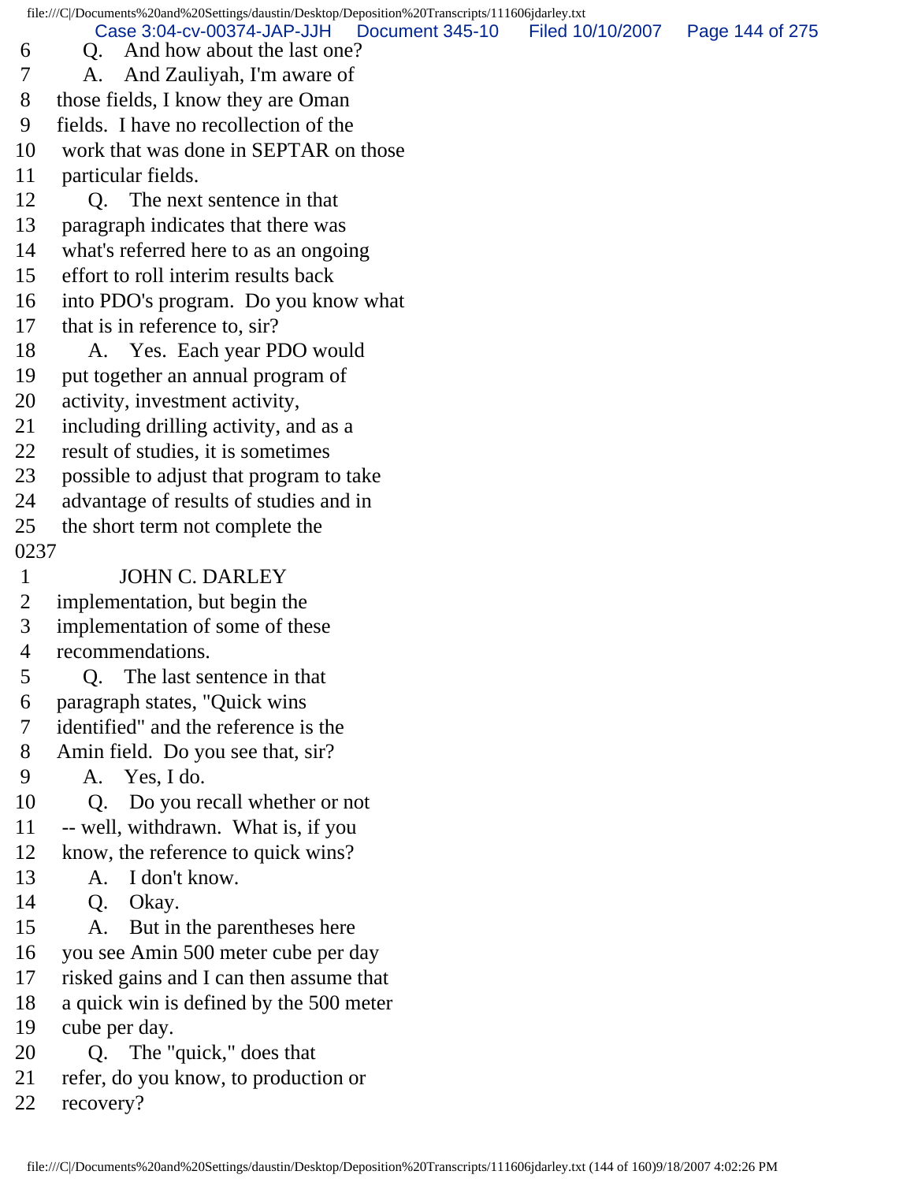6 Q. And how about the last one?
7 A. And Zauliyah, I'm aware of
8 those fields, I know they are Oman
9 fields. I have no recollection of the
10 work that was done in SEPTAR on those
11 particular fields.
12 Q. The next sentence in that
13 paragraph indicates that there was
14 what's referred here to as an ongoing
15 effort to roll interim results back
16 into PDO's program. Do you know what
17 that is in reference to, sir?
18 A. Yes. Each year PDO would
19 put together an annual program of
20 activity, investment activity,
21 including drilling activity, and as a
22 result of studies, it is sometimes
23 possible to adjust that program to take
24 advantage of results of studies and in
25 the short term not complete the

0237

1 JOHN C. DARLEY
2 implementation, but begin the
3 implementation of some of these
4 recommendations.
5 Q. The last sentence in that
6 paragraph states, "Quick wins
7 identified" and the reference is the
8 Amin field. Do you see that, sir?
9 A. Yes, I do.
10 Q. Do you recall whether or not
11 -- well, withdrawn. What is, if you
12 know, the reference to quick wins?
13 A. I don't know.
14 Q. Okay.
15 A. But in the parentheses here
16 you see Amin 500 meter cube per day
17 risked gains and I can then assume that
18 a quick win is defined by the 500 meter
19 cube per day.
20 Q. The "quick," does that
21 refer, do you know, to production or
22 recovery?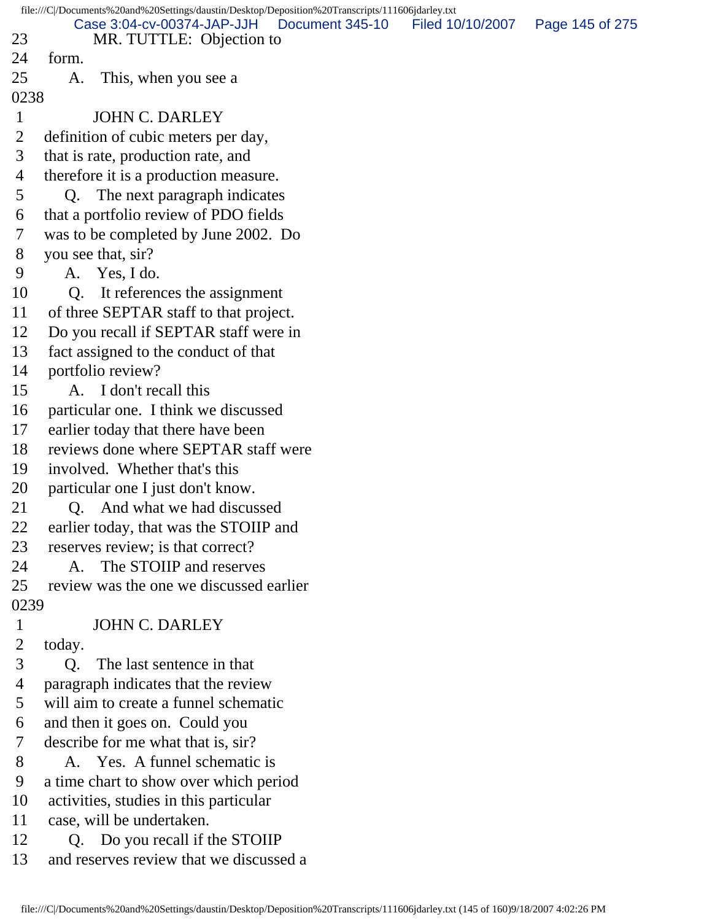23 MR. TUTTLE: Objection to
24 form.
25 A. This, when you see a
0238
1 JOHN C. DARLEY
2 definition of cubic meters per day,
3 that is rate, production rate, and
4 therefore it is a production measure.
5 Q. The next paragraph indicates
6 that a portfolio review of PDO fields
7 was to be completed by June 2002. Do
8 you see that, sir?
9 A. Yes, I do.
10 Q. It references the assignment
11 of three SEPTAR staff to that project.
12 Do you recall if SEPTAR staff were in
13 fact assigned to the conduct of that
14 portfolio review?
15 A. I don't recall this
16 particular one. I think we discussed
17 earlier today that there have been
18 reviews done where SEPTAR staff were
19 involved. Whether that's this
20 particular one I just don't know.
21 Q. And what we had discussed
22 earlier today, that was the STOIIP and
23 reserves review; is that correct?
24 A. The STOIIP and reserves
25 review was the one we discussed earlier
0239
1 JOHN C. DARLEY
2 today.
3 Q. The last sentence in that
4 paragraph indicates that the review
5 will aim to create a funnel schematic
6 and then it goes on. Could you
7 describe for me what that is, sir?
8 A. Yes. A funnel schematic is
9 a time chart to show over which period
10 activities, studies in this particular
11 case, will be undertaken.
12 Q. Do you recall if the STOIIP
13 and reserves review that we discussed a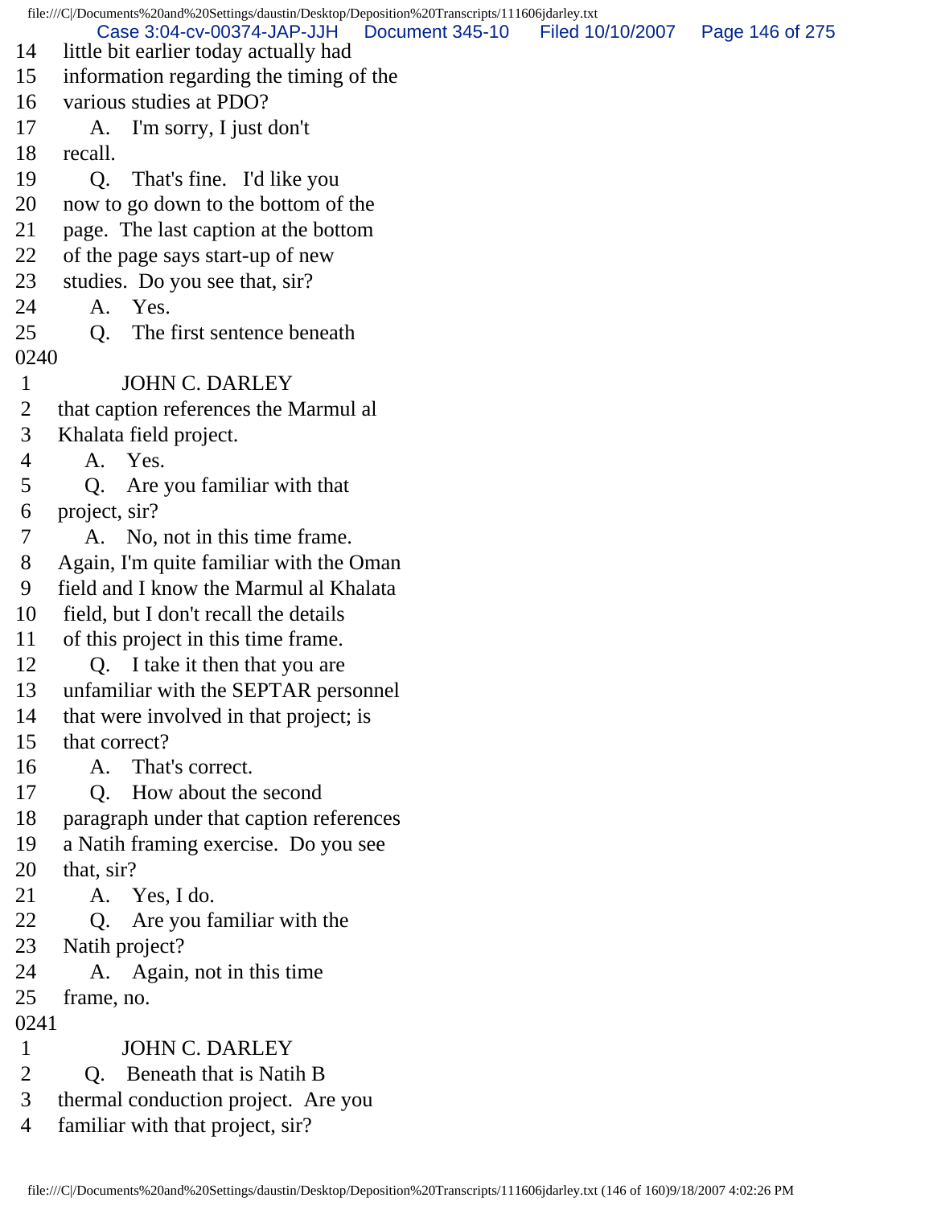14 little bit earlier today actually had
15 information regarding the timing of the
16 various studies at PDO?
17 A. I'm sorry, I just don't
18 recall.
19 Q. That's fine. I'd like you
20 now to go down to the bottom of the
21 page. The last caption at the bottom
22 of the page says start-up of new
23 studies. Do you see that, sir?
24 A. Yes.
25 Q. The first sentence beneath
0240
1 JOHN C. DARLEY
2 that caption references the Marmul al
3 Khalata field project.
4 A. Yes.
5 Q. Are you familiar with that
6 project, sir?
7 A. No, not in this time frame.
8 Again, I'm quite familiar with the Oman
9 field and I know the Marmul al Khalata
10 field, but I don't recall the details
11 of this project in this time frame.
12 Q. I take it then that you are
13 unfamiliar with the SEPTAR personnel
14 that were involved in that project; is
15 that correct?
16 A. That's correct.
17 Q. How about the second
18 paragraph under that caption references
19 a Natih framing exercise. Do you see
20 that, sir?
21 A. Yes, I do.
22 Q. Are you familiar with the
23 Natih project?
24 A. Again, not in this time
25 frame, no.
0241
1 JOHN C. DARLEY
2 Q. Beneath that is Natih B
3 thermal conduction project. Are you
4 familiar with that project, sir?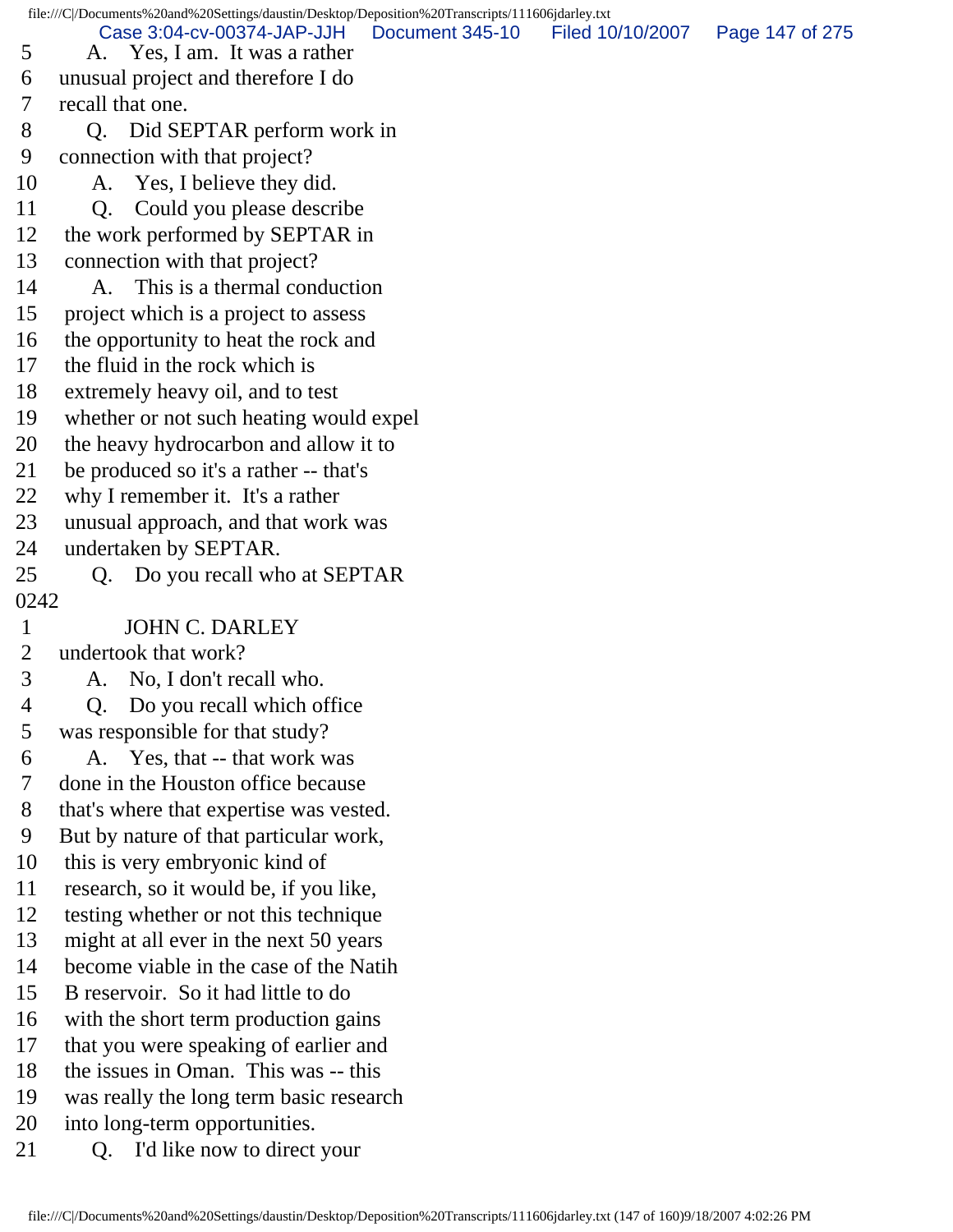5 A. Yes, I am. It was a rather
6 unusual project and therefore I do
7 recall that one.
8 Q. Did SEPTAR perform work in
9 connection with that project?
10 A. Yes, I believe they did.
11 Q. Could you please describe
12 the work performed by SEPTAR in
13 connection with that project?
14 A. This is a thermal conduction
15 project which is a project to assess
16 the opportunity to heat the rock and
17 the fluid in the rock which is
18 extremely heavy oil, and to test
19 whether or not such heating would expel
20 the heavy hydrocarbon and allow it to
21 be produced so it's a rather -- that's
22 why I remember it. It's a rather
23 unusual approach, and that work was
24 undertaken by SEPTAR.
25 Q. Do you recall who at SEPTAR
0242
1 JOHN C. DARLEY
2 undertook that work?
3 A. No, I don't recall who.
4 Q. Do you recall which office
5 was responsible for that study?
6 A. Yes, that -- that work was
7 done in the Houston office because
8 that's where that expertise was vested.
9 But by nature of that particular work,
10 this is very embryonic kind of
11 research, so it would be, if you like,
12 testing whether or not this technique
13 might at all ever in the next 50 years
14 become viable in the case of the Natih
15 B reservoir. So it had little to do
16 with the short term production gains
17 that you were speaking of earlier and
18 the issues in Oman. This was -- this
19 was really the long term basic research
20 into long-term opportunities.
21 Q. I'd like now to direct your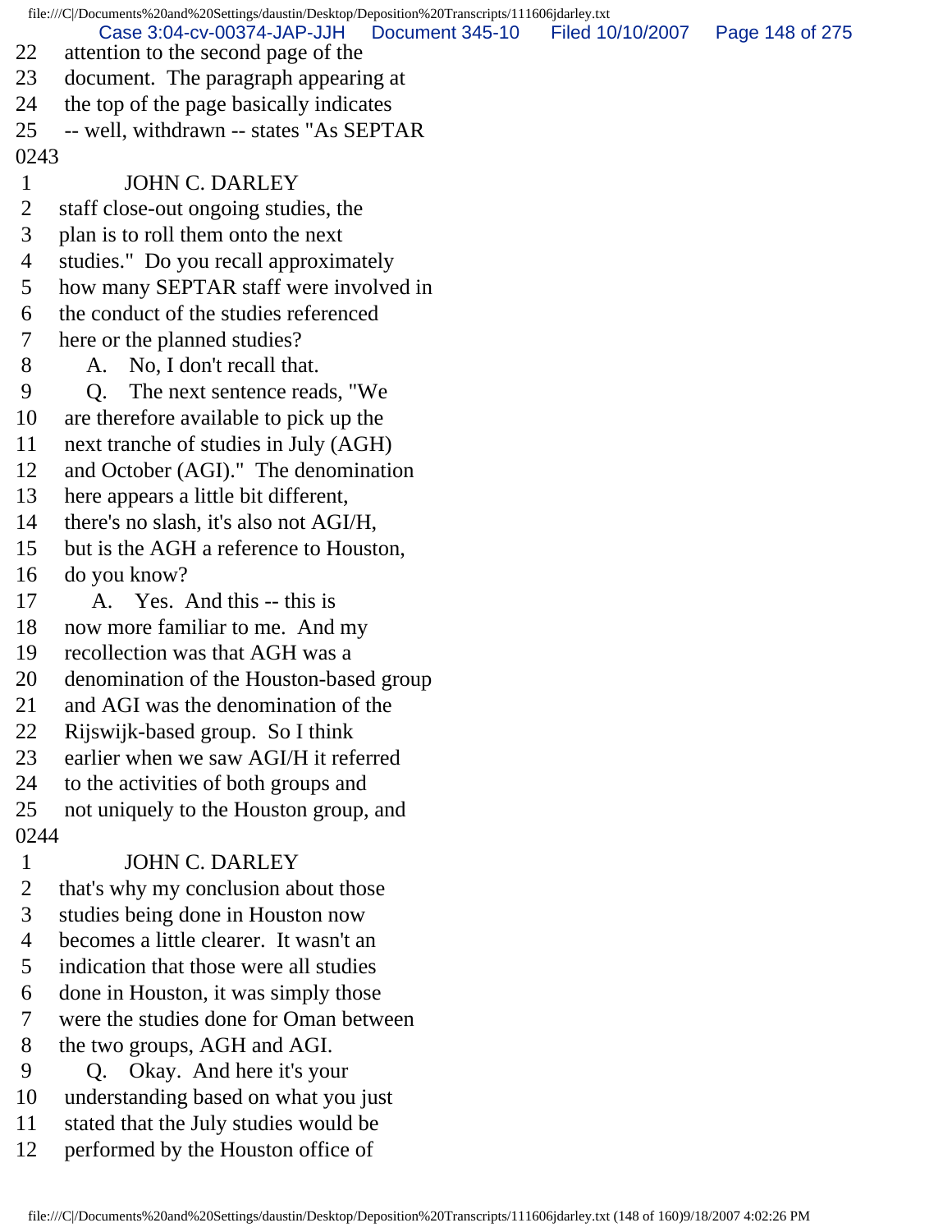22 attention to the second page of the
23 document. The paragraph appearing at
24 the top of the page basically indicates
25 -- well, withdrawn -- states "As SEPTAR
0243
1 JOHN C. DARLEY
2 staff close-out ongoing studies, the
3 plan is to roll them onto the next
4 studies." Do you recall approximately
5 how many SEPTAR staff were involved in
6 the conduct of the studies referenced
7 here or the planned studies?
8 A. No, I don't recall that.
9 Q. The next sentence reads, "We
10 are therefore available to pick up the
11 next tranche of studies in July (AGH)
12 and October (AGI)." The denomination
13 here appears a little bit different,
14 there's no slash, it's also not AGI/H,
15 but is the AGH a reference to Houston,
16 do you know?
17 A. Yes. And this -- this is
18 now more familiar to me. And my
19 recollection was that AGH was a
20 denomination of the Houston-based group
21 and AGI was the denomination of the
22 Rijswijk-based group. So I think
23 earlier when we saw AGI/H it referred
24 to the activities of both groups and
25 not uniquely to the Houston group, and
0244
1 JOHN C. DARLEY
2 that's why my conclusion about those
3 studies being done in Houston now
4 becomes a little clearer. It wasn't an
5 indication that those were all studies
6 done in Houston, it was simply those
7 were the studies done for Oman between
8 the two groups, AGH and AGI.
9 Q. Okay. And here it's your
10 understanding based on what you just
11 stated that the July studies would be
12 performed by the Houston office of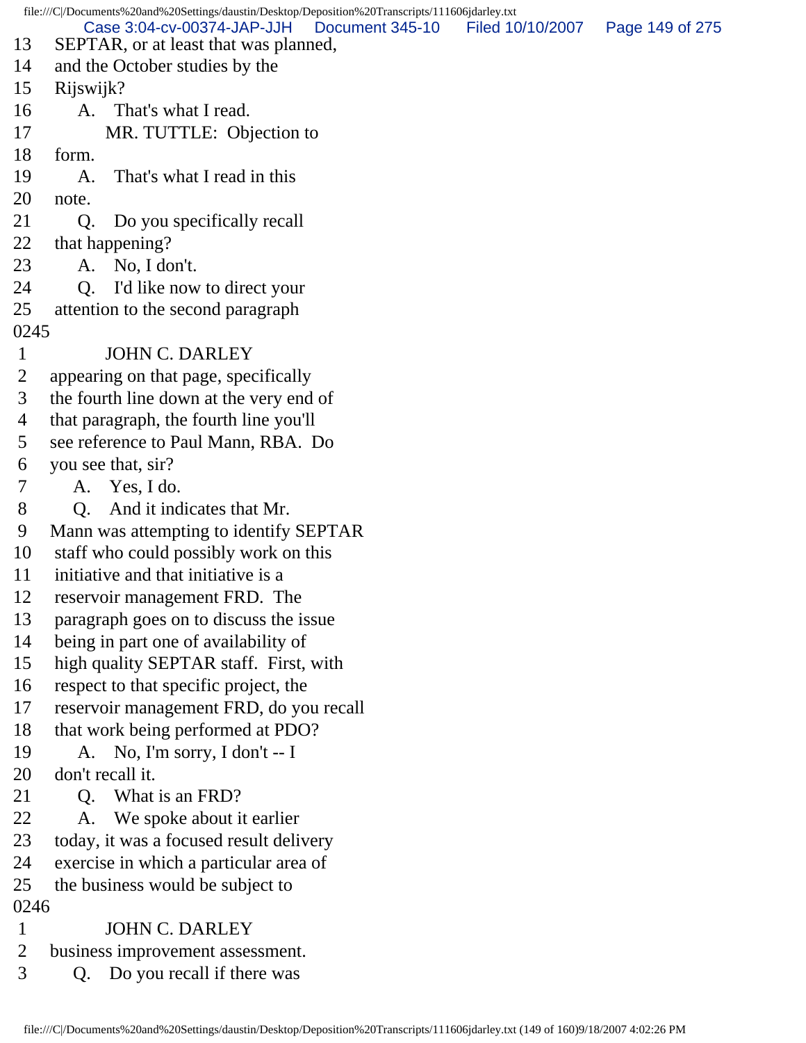13 SEPTAR, or at least that was planned,
14 and the October studies by the
15 Rijswijk?
16 A. That's what I read.
17 MR. TUTTLE: Objection to
18 form.
19 A. That's what I read in this
20 note.
21 Q. Do you specifically recall
22 that happening?
23 A. No, I don't.
24 Q. I'd like now to direct your
25 attention to the second paragraph
0245
1 JOHN C. DARLEY
2 appearing on that page, specifically
3 the fourth line down at the very end of
4 that paragraph, the fourth line you'll
5 see reference to Paul Mann, RBA. Do
6 you see that, sir?
7 A. Yes, I do.
8 Q. And it indicates that Mr.
9 Mann was attempting to identify SEPTAR
10 staff who could possibly work on this
11 initiative and that initiative is a
12 reservoir management FRD. The
13 paragraph goes on to discuss the issue
14 being in part one of availability of
15 high quality SEPTAR staff. First, with
16 respect to that specific project, the
17 reservoir management FRD, do you recall
18 that work being performed at PDO?
19 A. No, I'm sorry, I don't -- I
20 don't recall it.
21 Q. What is an FRD?
22 A. We spoke about it earlier
23 today, it was a focused result delivery
24 exercise in which a particular area of
25 the business would be subject to
0246
1 JOHN C. DARLEY
2 business improvement assessment.
3 Q. Do you recall if there was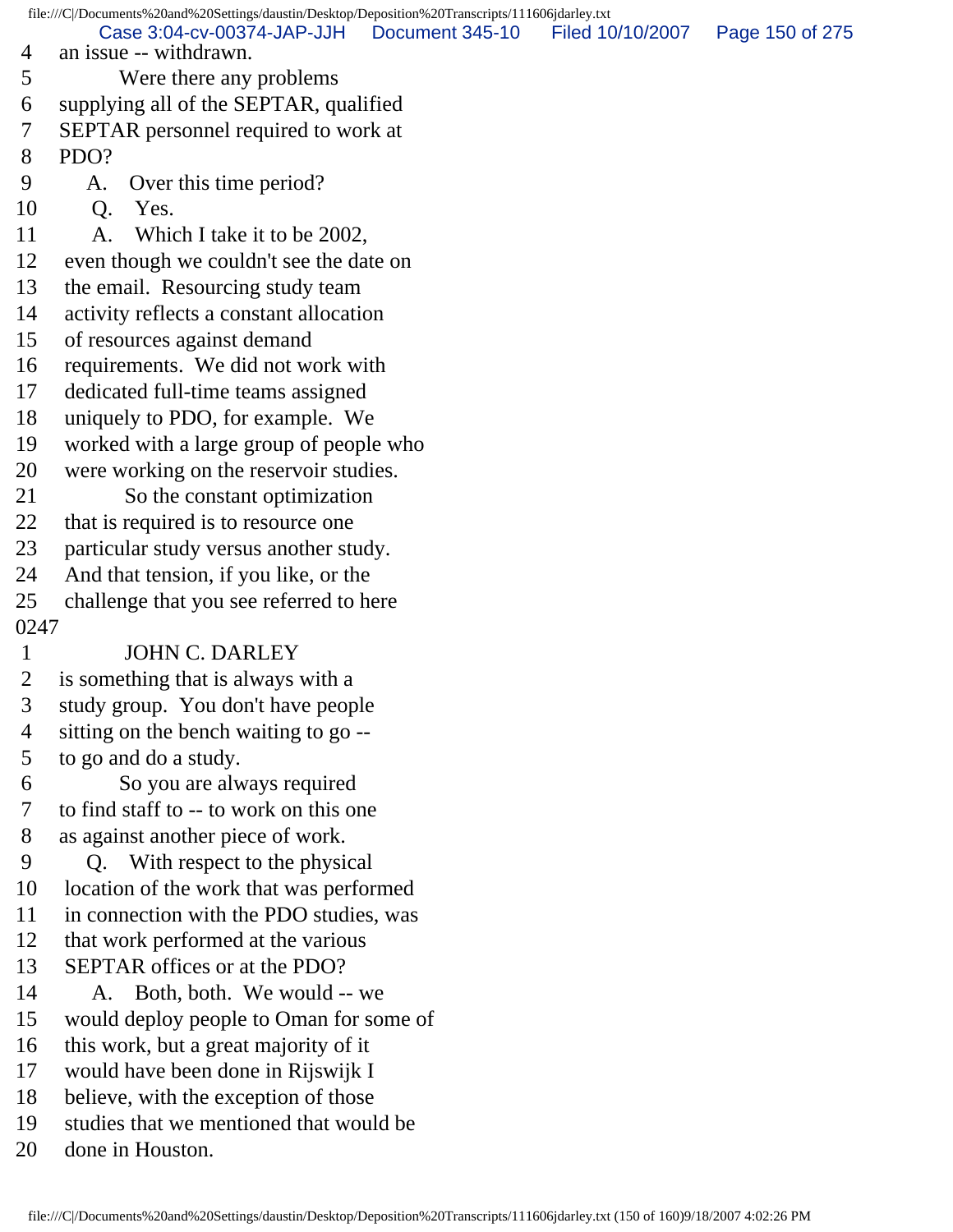4 an issue -- withdrawn.
5 Were there any problems
6 supplying all of the SEPTAR, qualified
7 SEPTAR personnel required to work at
8 PDO?
9 A. Over this time period?
10 Q. Yes.
11 A. Which I take it to be 2002,
12 even though we couldn't see the date on
13 the email. Resourcing study team
14 activity reflects a constant allocation
15 of resources against demand
16 requirements. We did not work with
17 dedicated full-time teams assigned
18 uniquely to PDO, for example. We
19 worked with a large group of people who
20 were working on the reservoir studies.
21 So the constant optimization
22 that is required is to resource one
23 particular study versus another study.
24 And that tension, if you like, or the
25 challenge that you see referred to here
0247
1 JOHN C. DARLEY
2 is something that is always with a
3 study group. You don't have people
4 sitting on the bench waiting to go --
5 to go and do a study.
6 So you are always required
7 to find staff to -- to work on this one
8 as against another piece of work.
9 Q. With respect to the physical
10 location of the work that was performed
11 in connection with the PDO studies, was
12 that work performed at the various
13 SEPTAR offices or at the PDO?
14 A. Both, both. We would -- we
15 would deploy people to Oman for some of
16 this work, but a great majority of it
17 would have been done in Rijswijk I
18 believe, with the exception of those
19 studies that we mentioned that would be
20 done in Houston.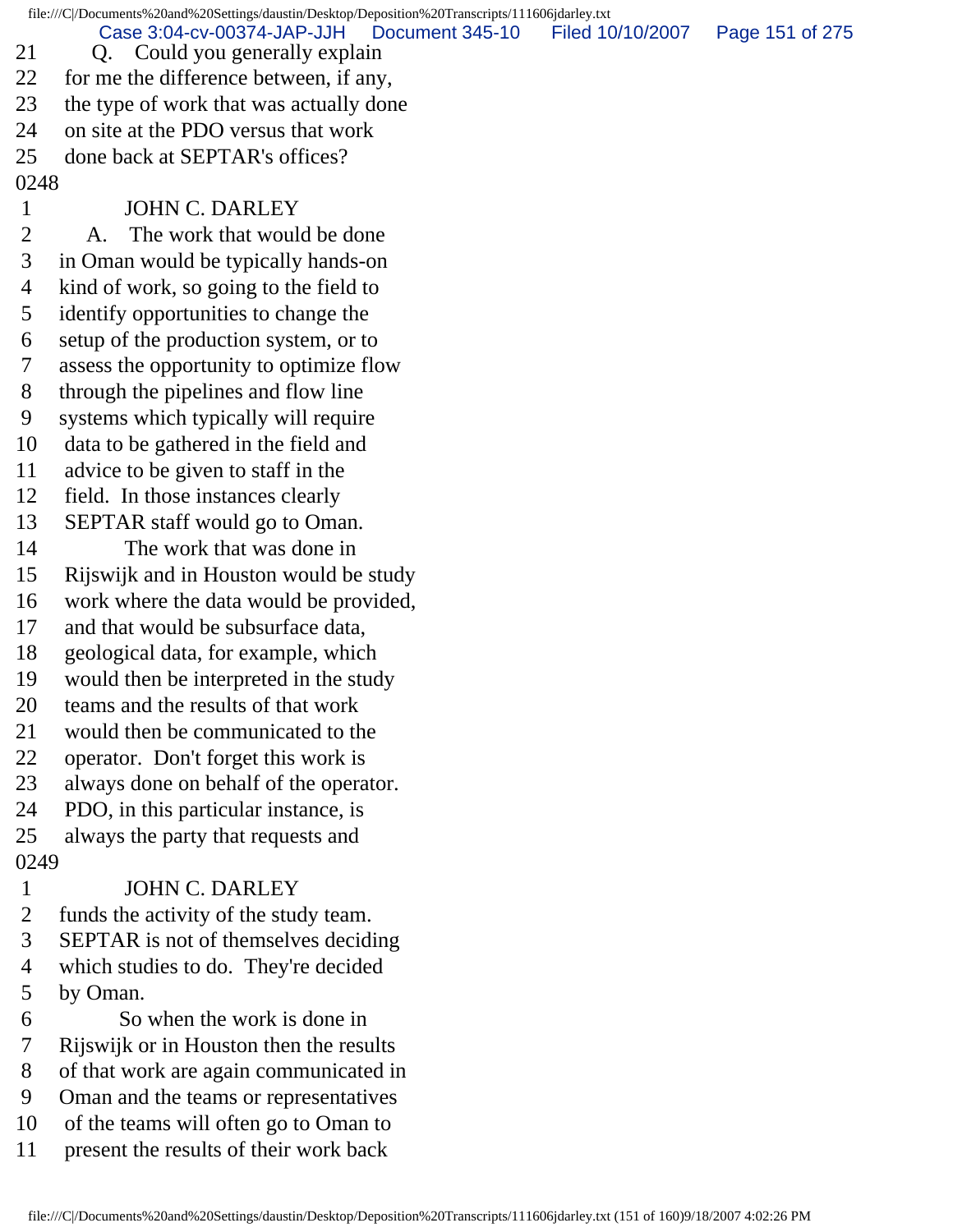21 Q. Could you generally explain
22 for me the difference between, if any,
23 the type of work that was actually done
24 on site at the PDO versus that work
25 done back at SEPTAR's offices?

0248

1 JOHN C. DARLEY
2 A. The work that would be done
3 in Oman would be typically hands-on
4 kind of work, so going to the field to
5 identify opportunities to change the
6 setup of the production system, or to
7 assess the opportunity to optimize flow
8 through the pipelines and flow line
9 systems which typically will require
10 data to be gathered in the field and
11 advice to be given to staff in the
12 field. In those instances clearly
13 SEPTAR staff would go to Oman.
14 The work that was done in
15 Rijswijk and in Houston would be study
16 work where the data would be provided,
17 and that would be subsurface data,
18 geological data, for example, which
19 would then be interpreted in the study
20 teams and the results of that work
21 would then be communicated to the
22 operator. Don't forget this work is
23 always done on behalf of the operator.
24 PDO, in this particular instance, is
25 always the party that requests and

0249

1 JOHN C. DARLEY
2 funds the activity of the study team.
3 SEPTAR is not of themselves deciding
4 which studies to do. They're decided
5 by Oman.
6 So when the work is done in
7 Rijswijk or in Houston then the results
8 of that work are again communicated in
9 Oman and the teams or representatives
10 of the teams will often go to Oman to
11 present the results of their work back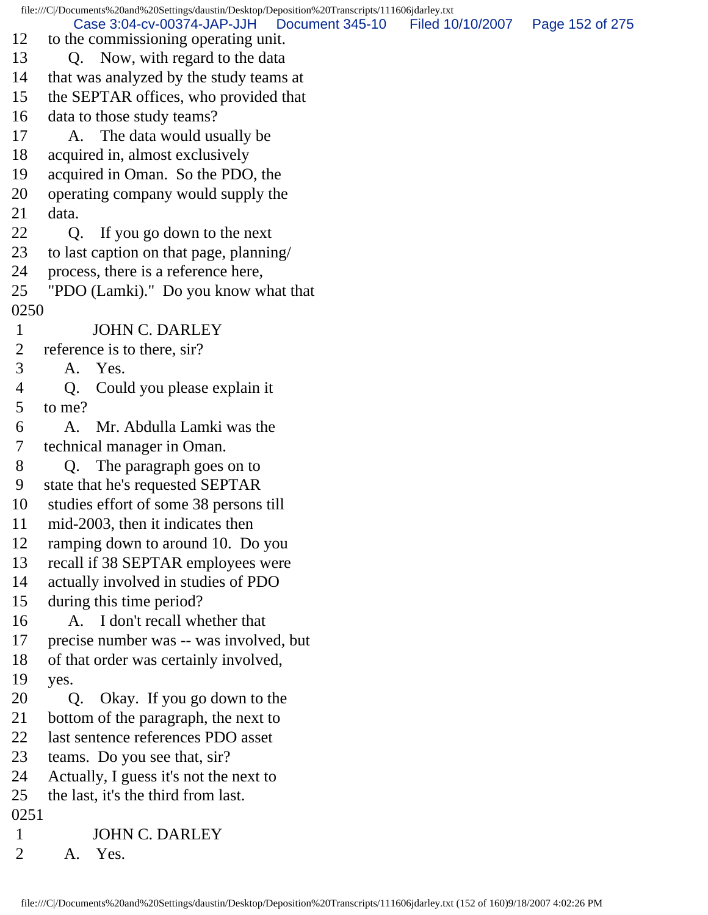12 to the commissioning operating unit.
13 Q. Now, with regard to the data
14 that was analyzed by the study teams at
15 the SEPTAR offices, who provided that
16 data to those study teams?
17 A. The data would usually be
18 acquired in, almost exclusively
19 acquired in Oman. So the PDO, the
20 operating company would supply the
21 data.
22 Q. If you go down to the next
23 to last caption on that page, planning/
24 process, there is a reference here,
25 "PDO (Lamki)." Do you know what that
0250
1 JOHN C. DARLEY
2 reference is to there, sir?
3 A. Yes.
4 Q. Could you please explain it
5 to me?
6 A. Mr. Abdulla Lamki was the
7 technical manager in Oman.
8 Q. The paragraph goes on to
9 state that he's requested SEPTAR
10 studies effort of some 38 persons till
11 mid-2003, then it indicates then
12 ramping down to around 10. Do you
13 recall if 38 SEPTAR employees were
14 actually involved in studies of PDO
15 during this time period?
16 A. I don't recall whether that
17 precise number was -- was involved, but
18 of that order was certainly involved,
19 yes.
20 Q. Okay. If you go down to the
21 bottom of the paragraph, the next to
22 last sentence references PDO asset
23 teams. Do you see that, sir?
24 Actually, I guess it's not the next to
25 the last, it's the third from last.
0251
1 JOHN C. DARLEY
2 A. Yes.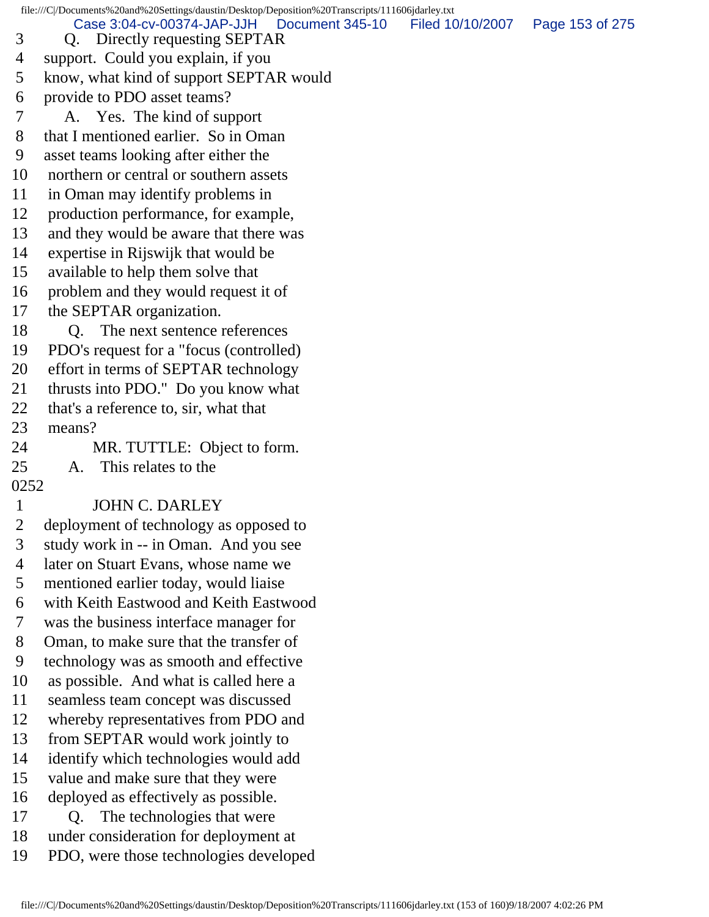3 Q. Directly requesting SEPTAR
4 support. Could you explain, if you
5 know, what kind of support SEPTAR would
6 provide to PDO asset teams?
7 A. Yes. The kind of support
8 that I mentioned earlier. So in Oman
9 asset teams looking after either the
10 northern or central or southern assets
11 in Oman may identify problems in
12 production performance, for example,
13 and they would be aware that there was
14 expertise in Rijswijk that would be
15 available to help them solve that
16 problem and they would request it of
17 the SEPTAR organization.
18 Q. The next sentence references
19 PDO's request for a "focus (controlled)
20 effort in terms of SEPTAR technology
21 thrusts into PDO." Do you know what
22 that's a reference to, sir, what that
23 means?
24 MR. TUTTLE: Object to form.
25 A. This relates to the

0252

1 JOHN C. DARLEY
2 deployment of technology as opposed to
3 study work in -- in Oman. And you see
4 later on Stuart Evans, whose name we
5 mentioned earlier today, would liaise
6 with Keith Eastwood and Keith Eastwood
7 was the business interface manager for
8 Oman, to make sure that the transfer of
9 technology was as smooth and effective
10 as possible. And what is called here a
11 seamless team concept was discussed
12 whereby representatives from PDO and
13 from SEPTAR would work jointly to
14 identify which technologies would add
15 value and make sure that they were
16 deployed as effectively as possible.
17 Q. The technologies that were
18 under consideration for deployment at
19 PDO, were those technologies developed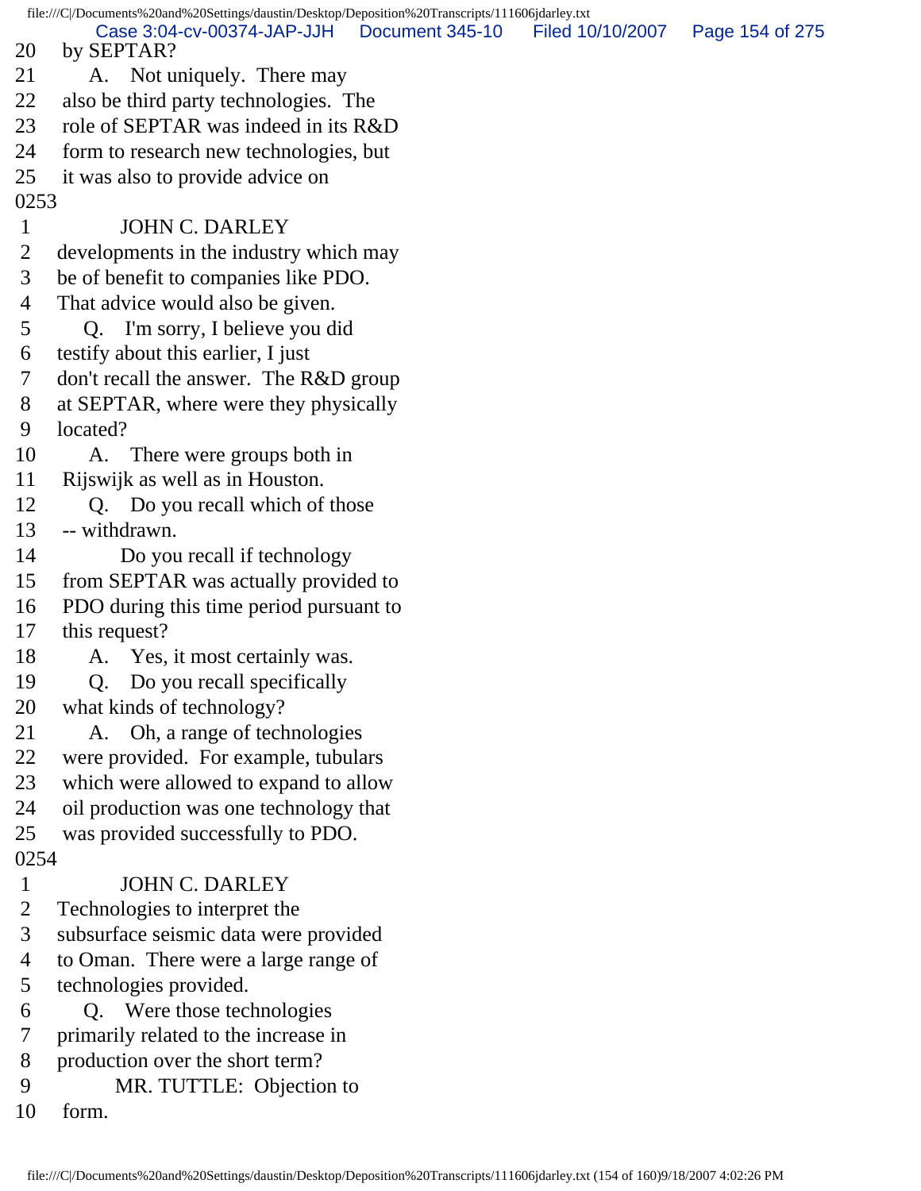20 by SEPTAR?
21 A. Not uniquely. There may
22 also be third party technologies. The
23 role of SEPTAR was indeed in its R&D
24 form to research new technologies, but
25 it was also to provide advice on
0253
1 JOHN C. DARLEY
2 developments in the industry which may
3 be of benefit to companies like PDO.
4 That advice would also be given.
5 Q. I'm sorry, I believe you did
6 testify about this earlier, I just
7 don't recall the answer. The R&D group
8 at SEPTAR, where were they physically
9 located?
10 A. There were groups both in
11 Rijswijk as well as in Houston.
12 Q. Do you recall which of those
13 -- withdrawn.
14 Do you recall if technology
15 from SEPTAR was actually provided to
16 PDO during this time period pursuant to
17 this request?
18 A. Yes, it most certainly was.
19 Q. Do you recall specifically
20 what kinds of technology?
21 A. Oh, a range of technologies
22 were provided. For example, tubulars
23 which were allowed to expand to allow
24 oil production was one technology that
25 was provided successfully to PDO.
0254
1 JOHN C. DARLEY
2 Technologies to interpret the
3 subsurface seismic data were provided
4 to Oman. There were a large range of
5 technologies provided.
6 Q. Were those technologies
7 primarily related to the increase in
8 production over the short term?
9 MR. TUTTLE: Objection to
10 form.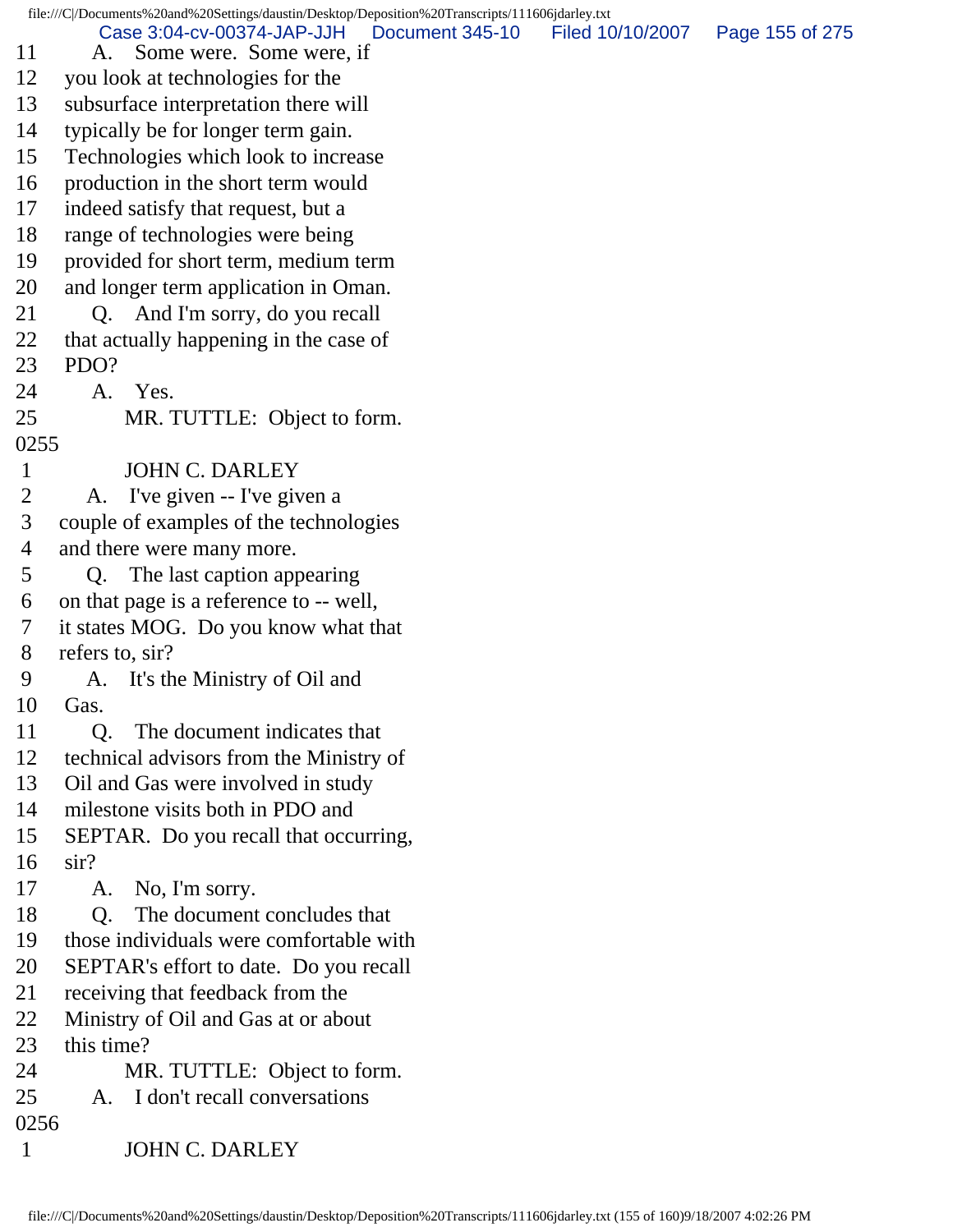11 A. Some were. Some were, if
12 you look at technologies for the
13 subsurface interpretation there will
14 typically be for longer term gain.
15 Technologies which look to increase
16 production in the short term would
17 indeed satisfy that request, but a
18 range of technologies were being
19 provided for short term, medium term
20 and longer term application in Oman.
21 Q. And I'm sorry, do you recall
22 that actually happening in the case of
23 PDO?
24 A. Yes.
25 MR. TUTTLE: Object to form.
0255
1 JOHN C. DARLEY
2 A. I've given -- I've given a
3 couple of examples of the technologies
4 and there were many more.
5 Q. The last caption appearing
6 on that page is a reference to -- well,
7 it states MOG. Do you know what that
8 refers to, sir?
9 A. It's the Ministry of Oil and
10 Gas.
11 Q. The document indicates that
12 technical advisors from the Ministry of
13 Oil and Gas were involved in study
14 milestone visits both in PDO and
15 SEPTAR. Do you recall that occurring,
16 sir?
17 A. No, I'm sorry.
18 Q. The document concludes that
19 those individuals were comfortable with
20 SEPTAR's effort to date. Do you recall
21 receiving that feedback from the
22 Ministry of Oil and Gas at or about
23 this time?
24 MR. TUTTLE: Object to form.
25 A. I don't recall conversations
0256
1 JOHN C. DARLEY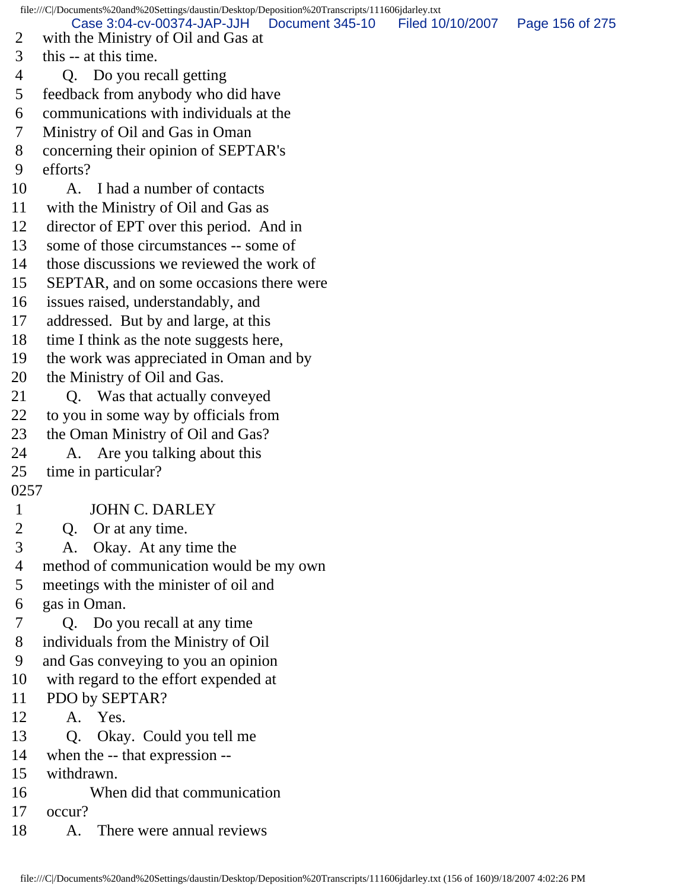2 with the Ministry of Oil and Gas at
3 this -- at this time.
4 Q. Do you recall getting
5 feedback from anybody who did have
6 communications with individuals at the
7 Ministry of Oil and Gas in Oman
8 concerning their opinion of SEPTAR's
9 efforts?
10 A. I had a number of contacts
11 with the Ministry of Oil and Gas as
12 director of EPT over this period. And in
13 some of those circumstances -- some of
14 those discussions we reviewed the work of
15 SEPTAR, and on some occasions there were
16 issues raised, understandably, and
17 addressed. But by and large, at this
18 time I think as the note suggests here,
19 the work was appreciated in Oman and by
20 the Ministry of Oil and Gas.
21 Q. Was that actually conveyed
22 to you in some way by officials from
23 the Oman Ministry of Oil and Gas?
24 A. Are you talking about this
25 time in particular?
0257
1 JOHN C. DARLEY
2 Q. Or at any time.
3 A. Okay. At any time the
4 method of communication would be my own
5 meetings with the minister of oil and
6 gas in Oman.
7 Q. Do you recall at any time
8 individuals from the Ministry of Oil
9 and Gas conveying to you an opinion
10 with regard to the effort expended at
11 PDO by SEPTAR?
12 A. Yes.
13 Q. Okay. Could you tell me
14 when the -- that expression --
15 withdrawn.
16 When did that communication
17 occur?
18 A. There were annual reviews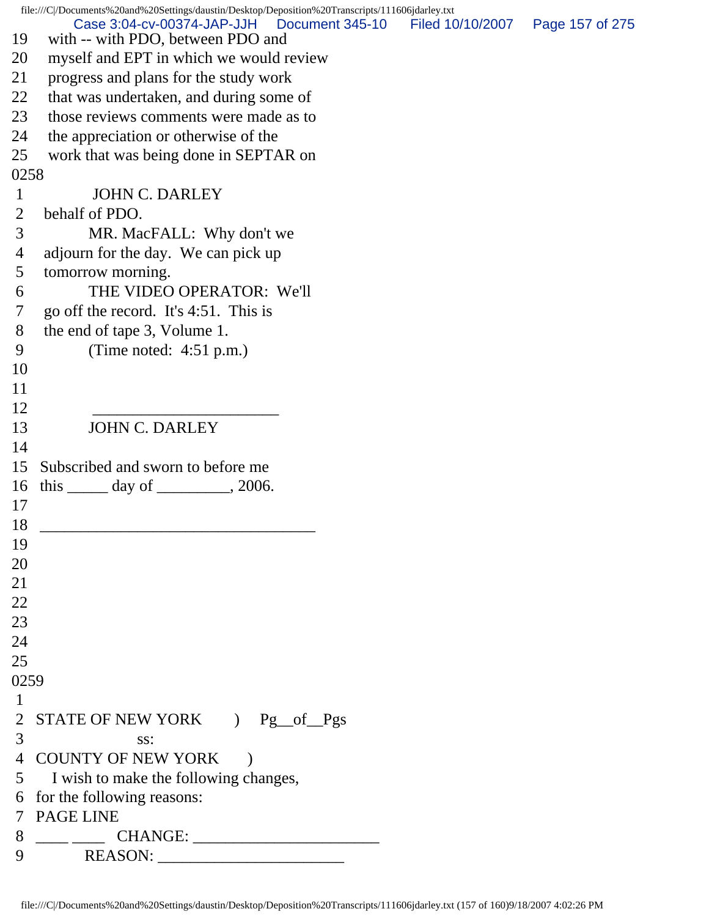19 with -- with PDO, between PDO and
20 myself and EPT in which we would review
21 progress and plans for the study work
22 that was undertaken, and during some of
23 those reviews comments were made as to
24 the appreciation or otherwise of the
25 work that was being done in SEPTAR on

0258

1 JOHN C. DARLEY
2 behalf of PDO.
3 MR. MacFALL: Why don't we
4 adjourn for the day. We can pick up
5 tomorrow morning.
6 THE VIDEO OPERATOR: We'll
7 go off the record. It's 4:51. This is
8 the end of tape 3, Volume 1.
9 (Time noted: 4:51 p.m.)
10
11
12 _______________________
13 JOHN C. DARLEY
14
15 Subscribed and sworn to before me
16 this _____ day of _________, 2006.
17
18 __________________________________
19
20
21
22
23
24
25

0259

1
2 STATE OF NEW YORK ) Pg__of__Pgs
3 ss:
4 COUNTY OF NEW YORK )
5 I wish to make the following changes,
6 for the following reasons:
7 PAGE LINE
8 ____ ____ CHANGE: ______________________
9 REASON: ______________________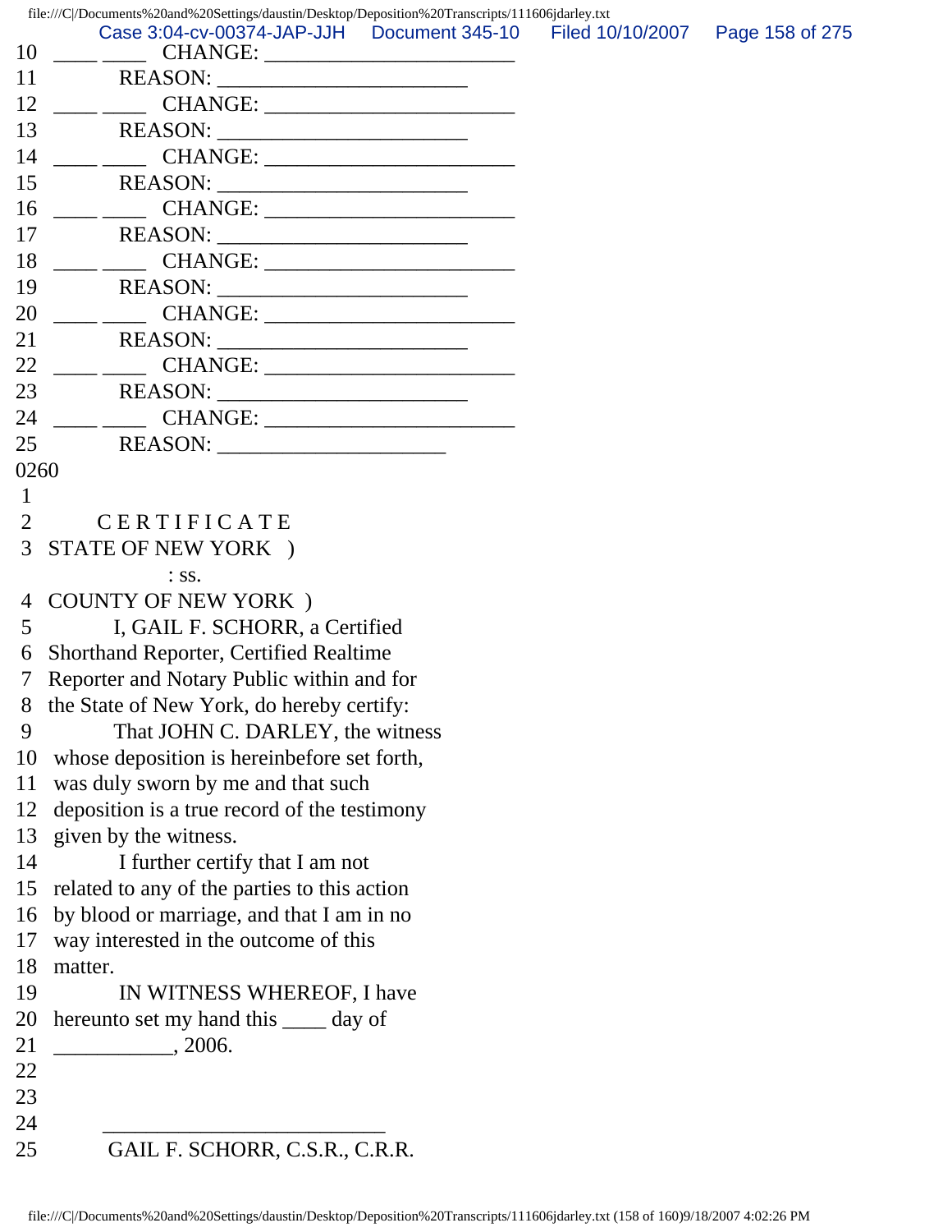10 ____ ____ CHANGE: ______________________
11 REASON: ______________________
12 ____ ____ CHANGE: ______________________
13 REASON: ______________________
14 ____ ____ CHANGE: ______________________
15 REASON: ______________________
16 ____ ____ CHANGE: ______________________
17 REASON: ______________________
18 ____ ____ CHANGE: ______________________
19 REASON: ______________________
20 ____ ____ CHANGE: ______________________
21 REASON: ______________________
22 ____ ____ CHANGE: ______________________
23 REASON: ______________________
24 ____ ____ CHANGE: ______________________
25 REASON: ____________________

0260

1

2 C E R T I F I C A T E

3 STATE OF NEW YORK )
: ss.
4 COUNTY OF NEW YORK )

5 I, GAIL F. SCHORR, a Certified
6 Shorthand Reporter, Certified Realtime
7 Reporter and Notary Public within and for
8 the State of New York, do hereby certify:
9 That JOHN C. DARLEY, the witness
10 whose deposition is hereinbefore set forth,
11 was duly sworn by me and that such
12 deposition is a true record of the testimony
13 given by the witness.
14 I further certify that I am not
15 related to any of the parties to this action
16 by blood or marriage, and that I am in no
17 way interested in the outcome of this
18 matter.
19 IN WITNESS WHEREOF, I have
20 hereunto set my hand this ____ day of
21 ___________, 2006.
22
23
24 _________________________
25 GAIL F. SCHORR, C.S.R., C.R.R.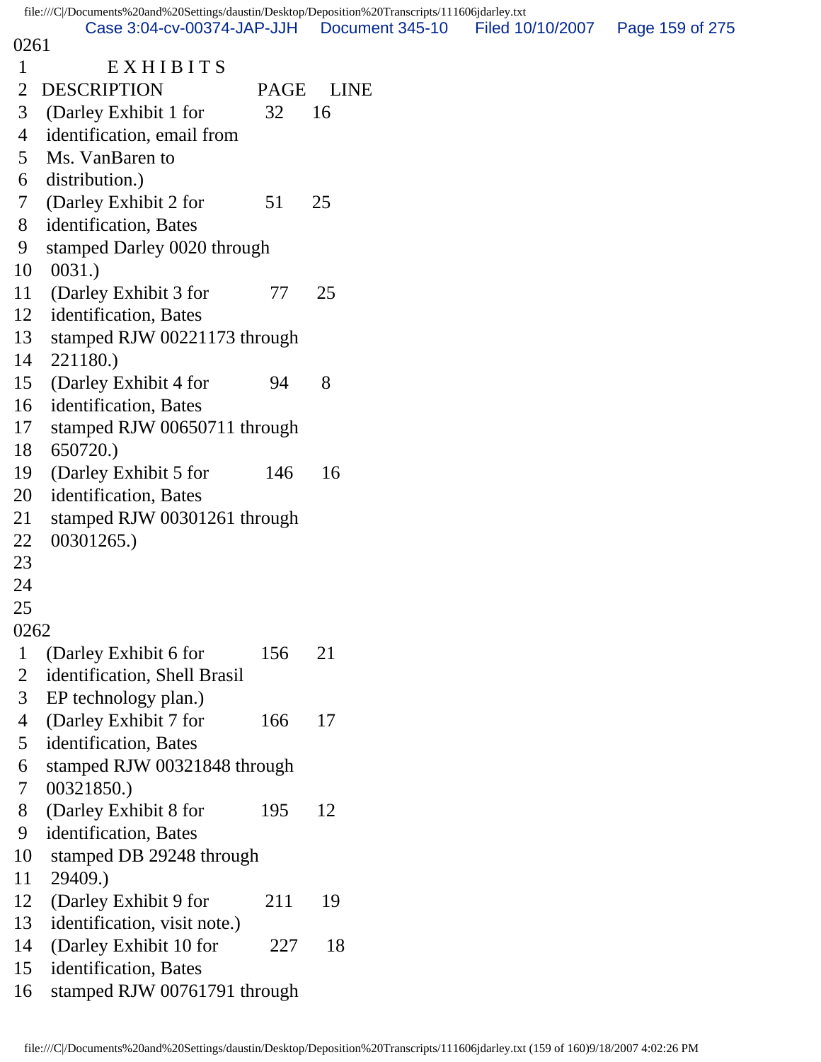0261

1 E X H I B I T S
2 DESCRIPTION PAGE LINE
3 (Darley Exhibit 1 for 32 16
4 identification, email from
5 Ms. VanBaren to
6 distribution.)
7 (Darley Exhibit 2 for 51 25
8 identification, Bates
9 stamped Darley 0020 through
10 0031.)
11 (Darley Exhibit 3 for 77 25
12 identification, Bates
13 stamped RJW 00221173 through
14 221180.)
15 (Darley Exhibit 4 for 94 8
16 identification, Bates
17 stamped RJW 00650711 through
18 650720.)
19 (Darley Exhibit 5 for 146 16
20 identification, Bates
21 stamped RJW 00301261 through
22 00301265.)
23
24
25

0262

1 (Darley Exhibit 6 for 156 21
2 identification, Shell Brasil
3 EP technology plan.)
4 (Darley Exhibit 7 for 166 17
5 identification, Bates
6 stamped RJW 00321848 through
7 00321850.)
8 (Darley Exhibit 8 for 195 12
9 identification, Bates
10 stamped DB 29248 through
11 29409.)
12 (Darley Exhibit 9 for 211 19
13 identification, visit note.)
14 (Darley Exhibit 10 for 227 18
15 identification, Bates
16 stamped RJW 00761791 through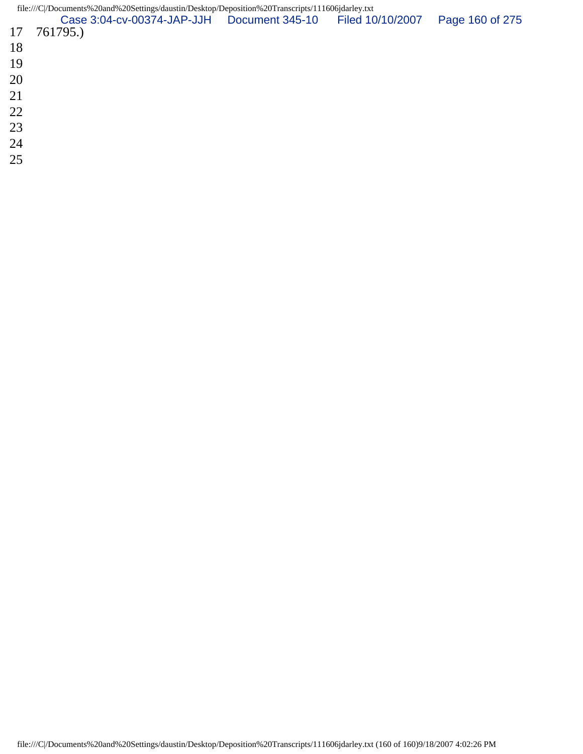17 761795.)
18
19
20
21
22
23
24
25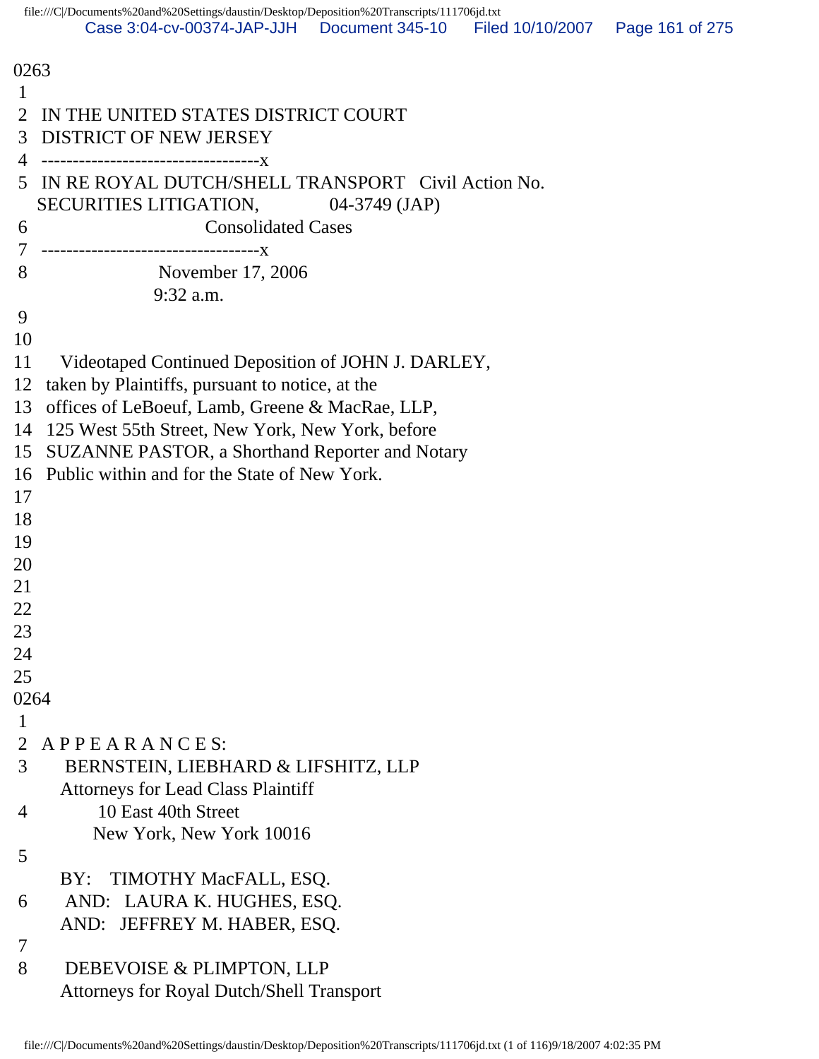0263
 1
 2 IN THE UNITED STATES DISTRICT COURT
 3 DISTRICT OF NEW JERSEY
 4 -----------------------------------x
 5 IN RE ROYAL DUTCH/SHELL TRANSPORT Civil Action No.
 SECURITIES LITIGATION, 04-3749 (JAP)
 6 Consolidated Cases
 7 -----------------------------------x
 8 November 17, 2006
 9:32 a.m.
 9
10
11 Videotaped Continued Deposition of JOHN J. DARLEY,
12 taken by Plaintiffs, pursuant to notice, at the
13 offices of LeBoeuf, Lamb, Greene & MacRae, LLP,
14 125 West 55th Street, New York, New York, before
15 SUZANNE PASTOR, a Shorthand Reporter and Notary
16 Public within and for the State of New York.
17
18
19
20
21
22
23
24
25
0264
 1
 2 A P P E A R A N C E S:
 3 BERNSTEIN, LIEBHARD & LIFSHITZ, LLP
 Attorneys for Lead Class Plaintiff
 4 10 East 40th Street
 New York, New York 10016
 5
 BY: TIMOTHY MacFALL, ESQ.
 6 AND: LAURA K. HUGHES, ESQ.
 AND: JEFFREY M. HABER, ESQ.
 7
 8 DEBEVOISE & PLIMPTON, LLP
 Attorneys for Royal Dutch/Shell Transport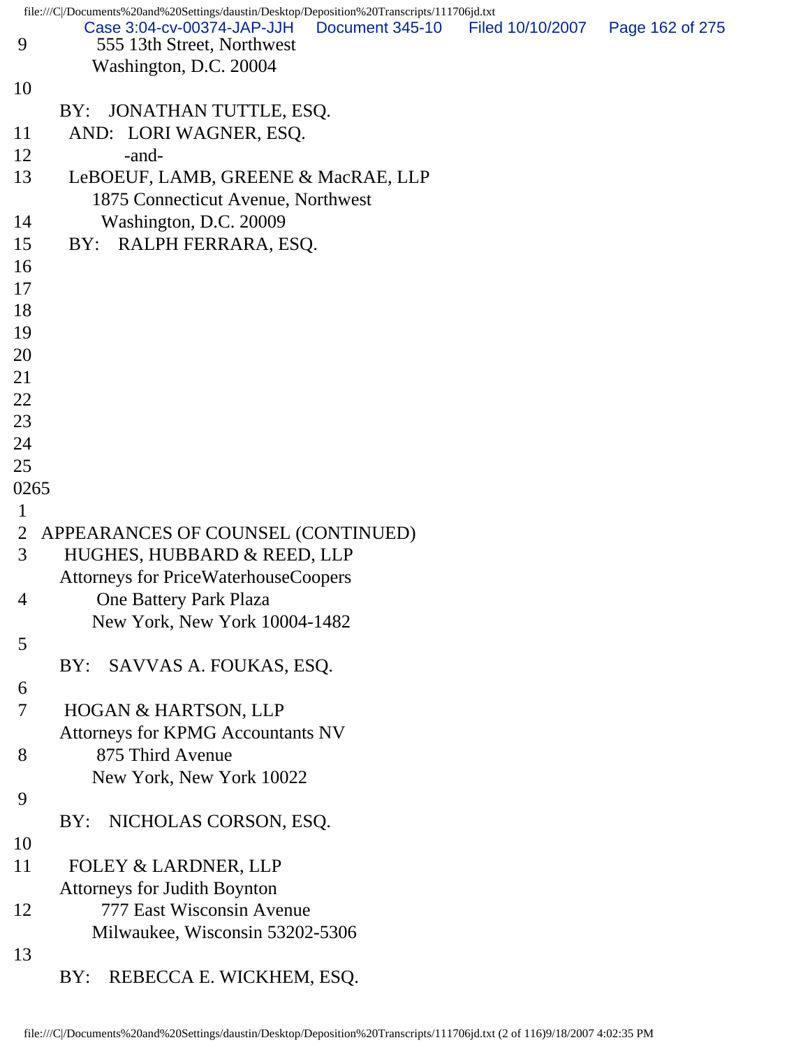9 555 13th Street, Northwest
Washington, D.C. 20004
10
BY: JONATHAN TUTTLE, ESQ.
11 AND: LORI WAGNER, ESQ.
12 -and-
13 LeBOEUF, LAMB, GREENE & MacRAE, LLP
1875 Connecticut Avenue, Northwest
14 Washington, D.C. 20009
15 BY: RALPH FERRARA, ESQ.
16
17
18
19
20
21
22
23
24
25
0265
1
2 APPEARANCES OF COUNSEL (CONTINUED)
3 HUGHES, HUBBARD & REED, LLP
Attorneys for PriceWaterhouseCoopers
4 One Battery Park Plaza
New York, New York 10004-1482
5
BY: SAVVAS A. FOUKAS, ESQ.
6
7 HOGAN & HARTSON, LLP
Attorneys for KPMG Accountants NV
8 875 Third Avenue
New York, New York 10022
9
BY: NICHOLAS CORSON, ESQ.
10
11 FOLEY & LARDNER, LLP
Attorneys for Judith Boynton
12 777 East Wisconsin Avenue
Milwaukee, Wisconsin 53202-5306
13
BY: REBECCA E. WICKHEM, ESQ.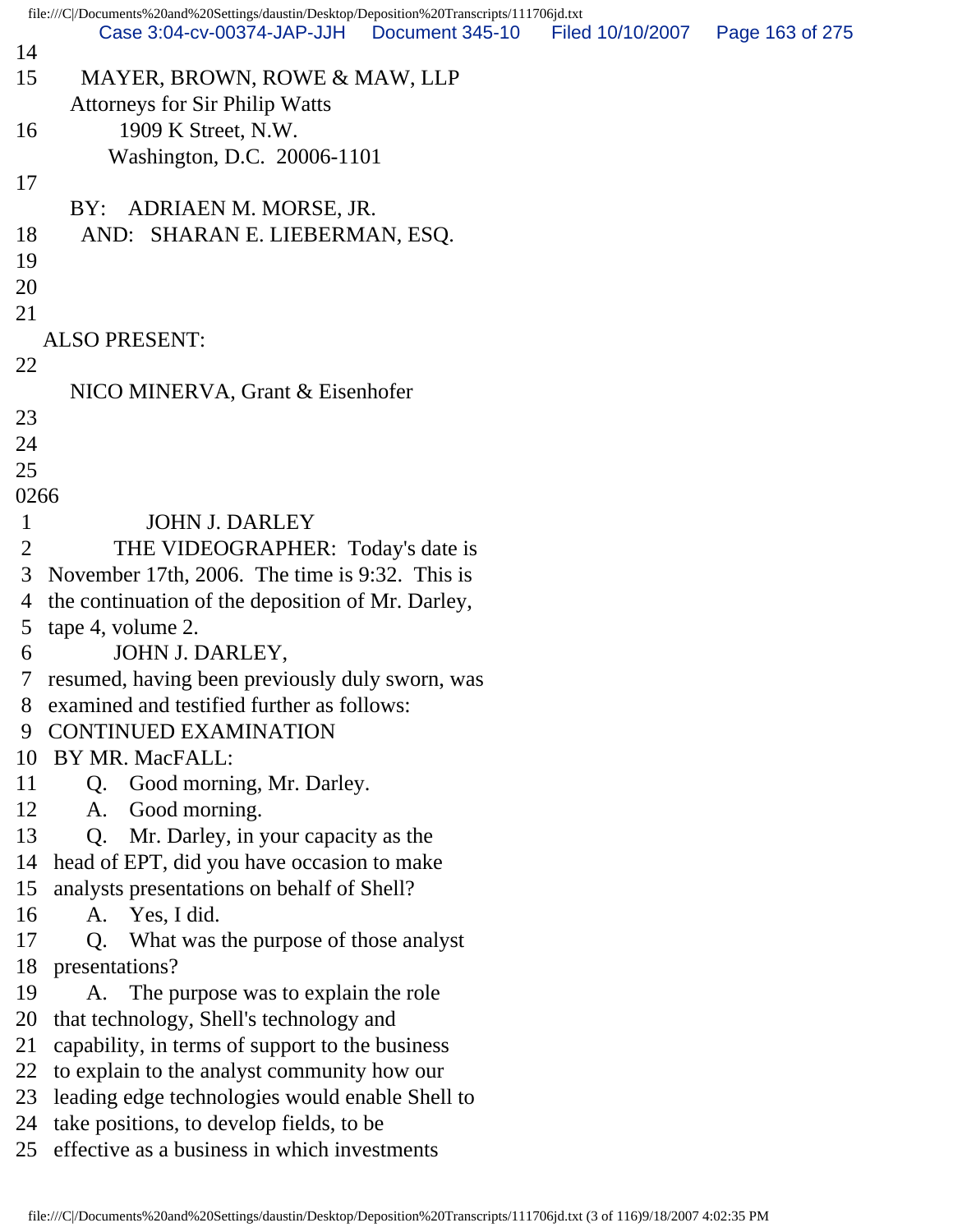14

15 MAYER, BROWN, ROWE & MAW, LLP
Attorneys for Sir Philip Watts

16 1909 K Street, N.W.
Washington, D.C. 20006-1101

17

BY: ADRIAEN M. MORSE, JR.

18 AND: SHARAN E. LIEBERMAN, ESQ.

19

20

21

ALSO PRESENT:

22

NICO MINERVA, Grant & Eisenhofer

23

24

25

0266

1 JOHN J. DARLEY

2 THE VIDEOGRAPHER: Today's date is

3 November 17th, 2006. The time is 9:32. This is

4 the continuation of the deposition of Mr. Darley,

5 tape 4, volume 2.

6 JOHN J. DARLEY,

7 resumed, having been previously duly sworn, was

8 examined and testified further as follows:

9 CONTINUED EXAMINATION

10 BY MR. MacFALL:

11 Q. Good morning, Mr. Darley.

12 A. Good morning.

13 Q. Mr. Darley, in your capacity as the

14 head of EPT, did you have occasion to make

15 analysts presentations on behalf of Shell?

16 A. Yes, I did.

17 Q. What was the purpose of those analyst

18 presentations?

19 A. The purpose was to explain the role

20 that technology, Shell's technology and

21 capability, in terms of support to the business

22 to explain to the analyst community how our

23 leading edge technologies would enable Shell to

24 take positions, to develop fields, to be

25 effective as a business in which investments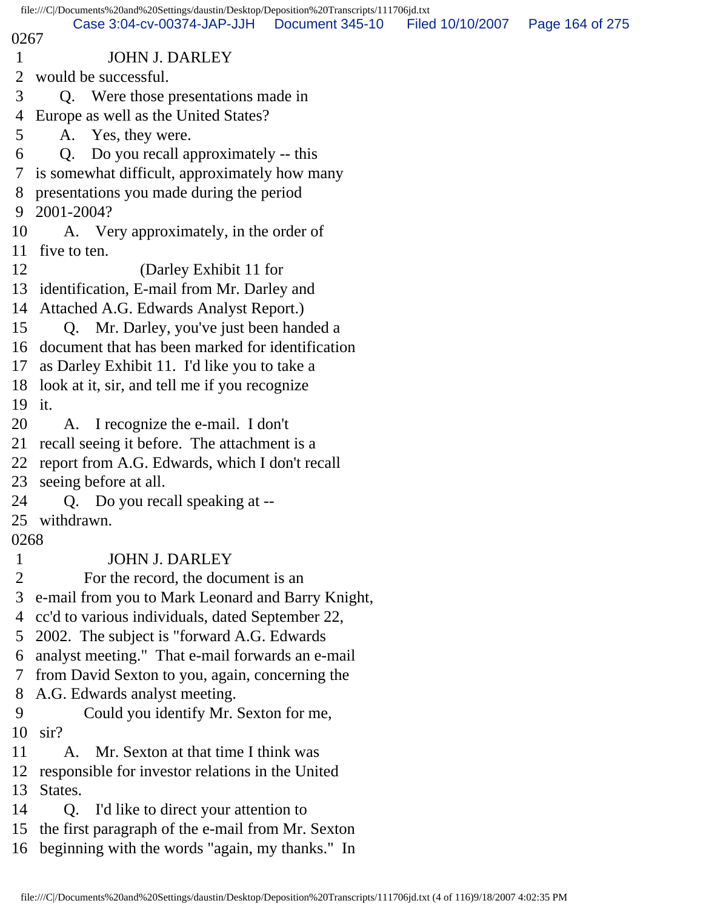0267

1 JOHN J. DARLEY
2 would be successful.
3 Q. Were those presentations made in
4 Europe as well as the United States?
5 A. Yes, they were.
6 Q. Do you recall approximately -- this
7 is somewhat difficult, approximately how many
8 presentations you made during the period
9 2001-2004?
10 A. Very approximately, in the order of
11 five to ten.
12 (Darley Exhibit 11 for
13 identification, E-mail from Mr. Darley and
14 Attached A.G. Edwards Analyst Report.)
15 Q. Mr. Darley, you've just been handed a
16 document that has been marked for identification
17 as Darley Exhibit 11. I'd like you to take a
18 look at it, sir, and tell me if you recognize
19 it.
20 A. I recognize the e-mail. I don't
21 recall seeing it before. The attachment is a
22 report from A.G. Edwards, which I don't recall
23 seeing before at all.
24 Q. Do you recall speaking at --
25 withdrawn.

0268

1 JOHN J. DARLEY
2 For the record, the document is an
3 e-mail from you to Mark Leonard and Barry Knight,
4 cc'd to various individuals, dated September 22,
5 2002. The subject is "forward A.G. Edwards
6 analyst meeting." That e-mail forwards an e-mail
7 from David Sexton to you, again, concerning the
8 A.G. Edwards analyst meeting.
9 Could you identify Mr. Sexton for me,
10 sir?
11 A. Mr. Sexton at that time I think was
12 responsible for investor relations in the United
13 States.
14 Q. I'd like to direct your attention to
15 the first paragraph of the e-mail from Mr. Sexton
16 beginning with the words "again, my thanks." In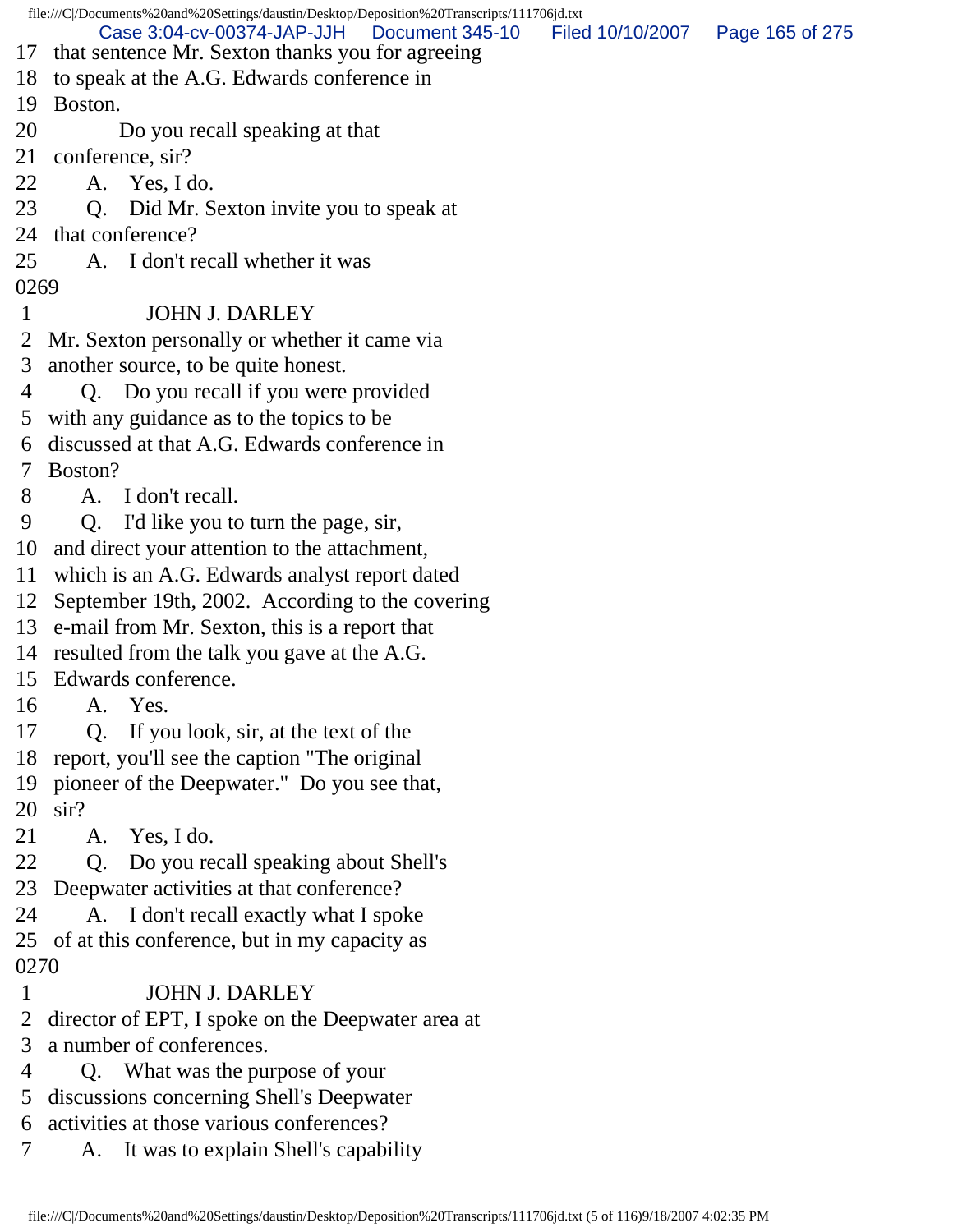17 that sentence Mr. Sexton thanks you for agreeing
18 to speak at the A.G. Edwards conference in
19 Boston.
20 Do you recall speaking at that
21 conference, sir?
22 A. Yes, I do.
23 Q. Did Mr. Sexton invite you to speak at
24 that conference?
25 A. I don't recall whether it was
0269
1 JOHN J. DARLEY
2 Mr. Sexton personally or whether it came via
3 another source, to be quite honest.
4 Q. Do you recall if you were provided
5 with any guidance as to the topics to be
6 discussed at that A.G. Edwards conference in
7 Boston?
8 A. I don't recall.
9 Q. I'd like you to turn the page, sir,
10 and direct your attention to the attachment,
11 which is an A.G. Edwards analyst report dated
12 September 19th, 2002. According to the covering
13 e-mail from Mr. Sexton, this is a report that
14 resulted from the talk you gave at the A.G.
15 Edwards conference.
16 A. Yes.
17 Q. If you look, sir, at the text of the
18 report, you'll see the caption "The original
19 pioneer of the Deepwater." Do you see that,
20 sir?
21 A. Yes, I do.
22 Q. Do you recall speaking about Shell's
23 Deepwater activities at that conference?
24 A. I don't recall exactly what I spoke
25 of at this conference, but in my capacity as
0270
1 JOHN J. DARLEY
2 director of EPT, I spoke on the Deepwater area at
3 a number of conferences.
4 Q. What was the purpose of your
5 discussions concerning Shell's Deepwater
6 activities at those various conferences?
7 A. It was to explain Shell's capability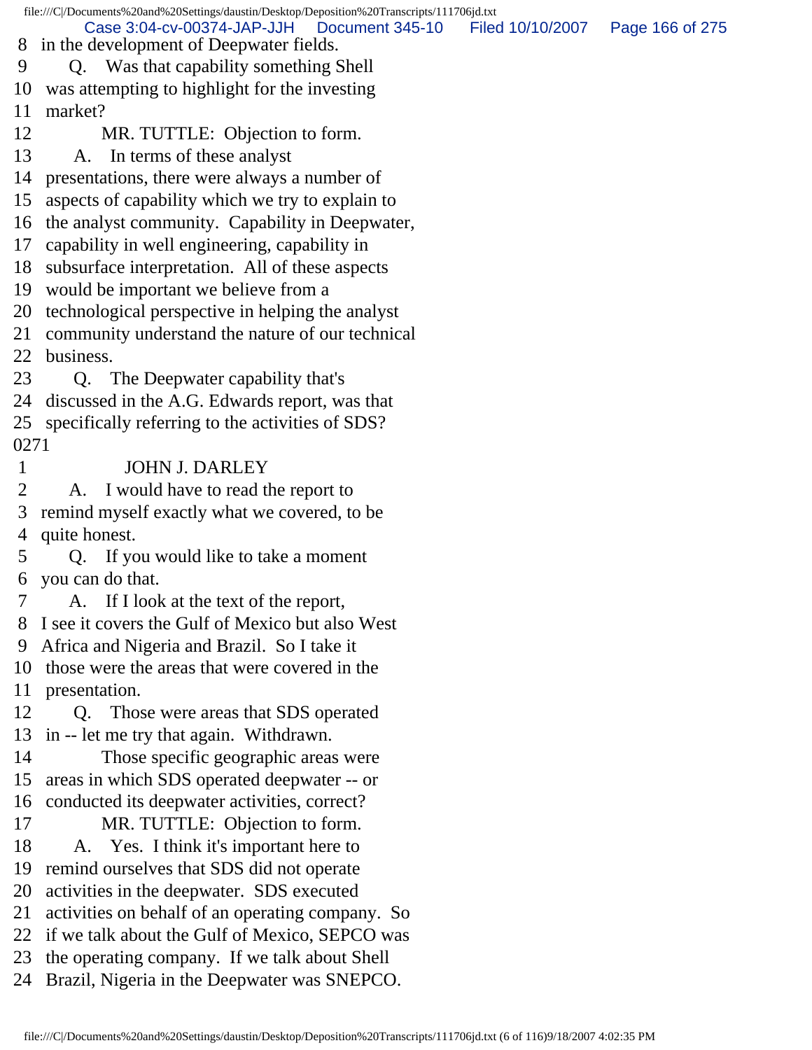8 in the development of Deepwater fields.
9 Q. Was that capability something Shell
10 was attempting to highlight for the investing
11 market?
12 MR. TUTTLE: Objection to form.
13 A. In terms of these analyst
14 presentations, there were always a number of
15 aspects of capability which we try to explain to
16 the analyst community. Capability in Deepwater,
17 capability in well engineering, capability in
18 subsurface interpretation. All of these aspects
19 would be important we believe from a
20 technological perspective in helping the analyst
21 community understand the nature of our technical
22 business.
23 Q. The Deepwater capability that's
24 discussed in the A.G. Edwards report, was that
25 specifically referring to the activities of SDS?
0271
1 JOHN J. DARLEY
2 A. I would have to read the report to
3 remind myself exactly what we covered, to be
4 quite honest.
5 Q. If you would like to take a moment
6 you can do that.
7 A. If I look at the text of the report,
8 I see it covers the Gulf of Mexico but also West
9 Africa and Nigeria and Brazil. So I take it
10 those were the areas that were covered in the
11 presentation.
12 Q. Those were areas that SDS operated
13 in -- let me try that again. Withdrawn.
14 Those specific geographic areas were
15 areas in which SDS operated deepwater -- or
16 conducted its deepwater activities, correct?
17 MR. TUTTLE: Objection to form.
18 A. Yes. I think it's important here to
19 remind ourselves that SDS did not operate
20 activities in the deepwater. SDS executed
21 activities on behalf of an operating company. So
22 if we talk about the Gulf of Mexico, SEPCO was
23 the operating company. If we talk about Shell
24 Brazil, Nigeria in the Deepwater was SNEPCO.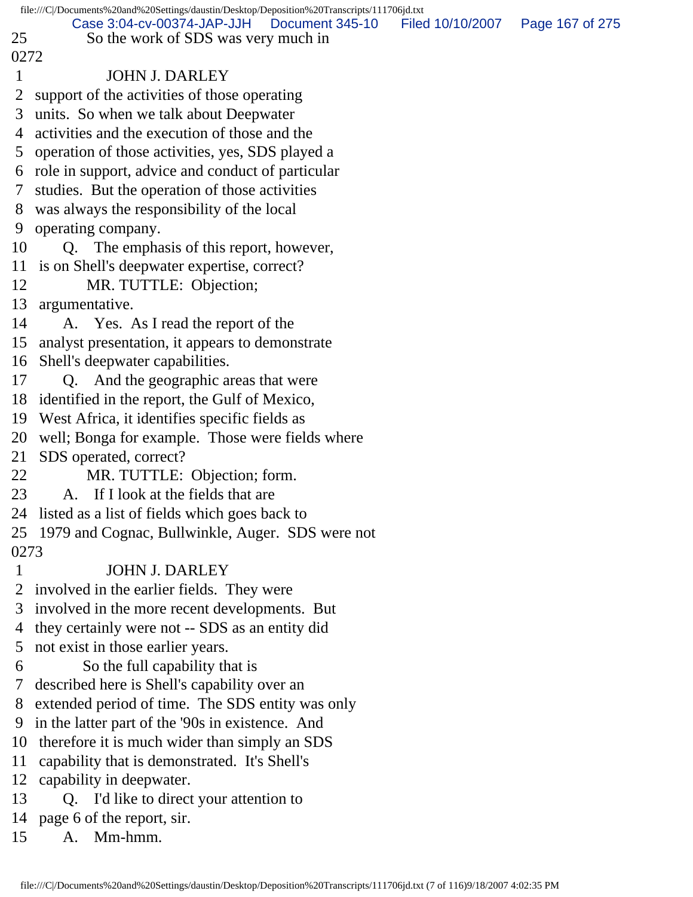25 So the work of SDS was very much in

0272

1 JOHN J. DARLEY

2 support of the activities of those operating
3 units. So when we talk about Deepwater
4 activities and the execution of those and the
5 operation of those activities, yes, SDS played a
6 role in support, advice and conduct of particular
7 studies. But the operation of those activities
8 was always the responsibility of the local
9 operating company.
10 Q. The emphasis of this report, however,
11 is on Shell's deepwater expertise, correct?
12 MR. TUTTLE: Objection;
13 argumentative.
14 A. Yes. As I read the report of the
15 analyst presentation, it appears to demonstrate
16 Shell's deepwater capabilities.
17 Q. And the geographic areas that were
18 identified in the report, the Gulf of Mexico,
19 West Africa, it identifies specific fields as
20 well; Bonga for example. Those were fields where
21 SDS operated, correct?
22 MR. TUTTLE: Objection; form.
23 A. If I look at the fields that are
24 listed as a list of fields which goes back to
25 1979 and Cognac, Bullwinkle, Auger. SDS were not

0273

1 JOHN J. DARLEY

2 involved in the earlier fields. They were
3 involved in the more recent developments. But
4 they certainly were not -- SDS as an entity did
5 not exist in those earlier years.
6 So the full capability that is
7 described here is Shell's capability over an
8 extended period of time. The SDS entity was only
9 in the latter part of the '90s in existence. And
10 therefore it is much wider than simply an SDS
11 capability that is demonstrated. It's Shell's
12 capability in deepwater.
13 Q. I'd like to direct your attention to
14 page 6 of the report, sir.
15 A. Mm-hmm.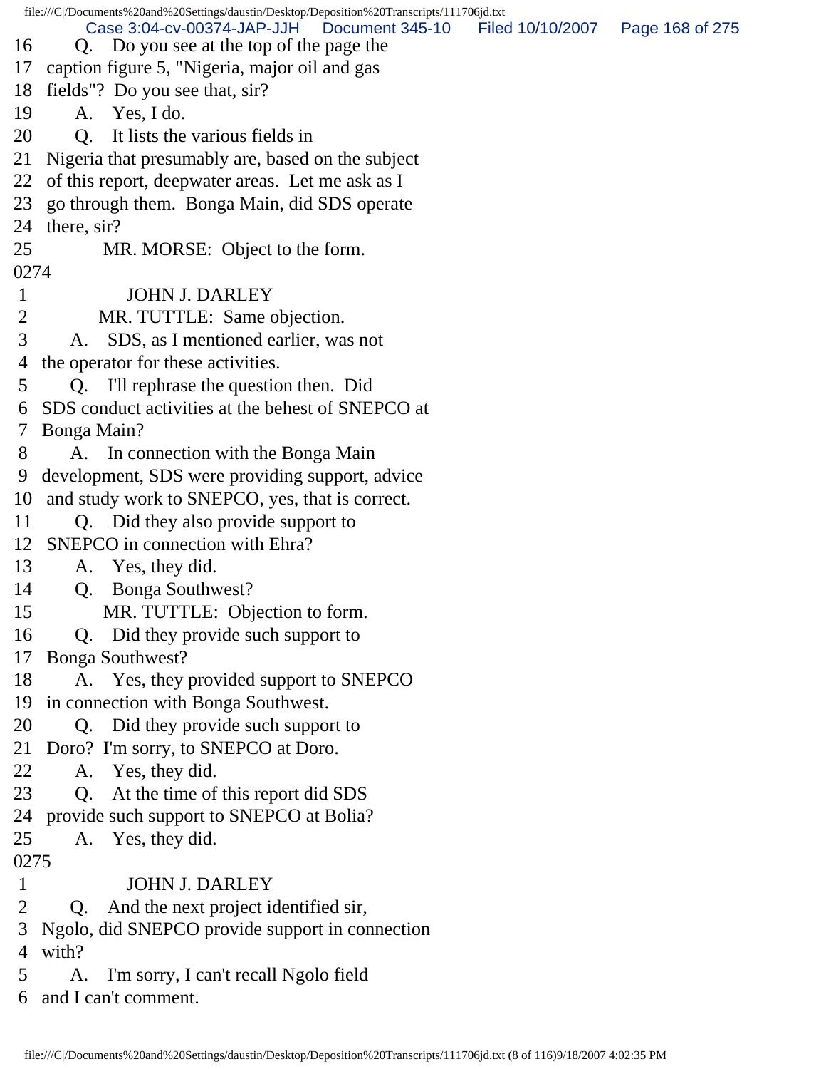16 Q. Do you see at the top of the page the
17 caption figure 5, "Nigeria, major oil and gas
18 fields"? Do you see that, sir?
19 A. Yes, I do.
20 Q. It lists the various fields in
21 Nigeria that presumably are, based on the subject
22 of this report, deepwater areas. Let me ask as I
23 go through them. Bonga Main, did SDS operate
24 there, sir?
25 MR. MORSE: Object to the form.
0274
1 JOHN J. DARLEY
2 MR. TUTTLE: Same objection.
3 A. SDS, as I mentioned earlier, was not
4 the operator for these activities.
5 Q. I'll rephrase the question then. Did
6 SDS conduct activities at the behest of SNEPCO at
7 Bonga Main?
8 A. In connection with the Bonga Main
9 development, SDS were providing support, advice
10 and study work to SNEPCO, yes, that is correct.
11 Q. Did they also provide support to
12 SNEPCO in connection with Ehra?
13 A. Yes, they did.
14 Q. Bonga Southwest?
15 MR. TUTTLE: Objection to form.
16 Q. Did they provide such support to
17 Bonga Southwest?
18 A. Yes, they provided support to SNEPCO
19 in connection with Bonga Southwest.
20 Q. Did they provide such support to
21 Doro? I'm sorry, to SNEPCO at Doro.
22 A. Yes, they did.
23 Q. At the time of this report did SDS
24 provide such support to SNEPCO at Bolia?
25 A. Yes, they did.
0275
1 JOHN J. DARLEY
2 Q. And the next project identified sir,
3 Ngolo, did SNEPCO provide support in connection
4 with?
5 A. I'm sorry, I can't recall Ngolo field
6 and I can't comment.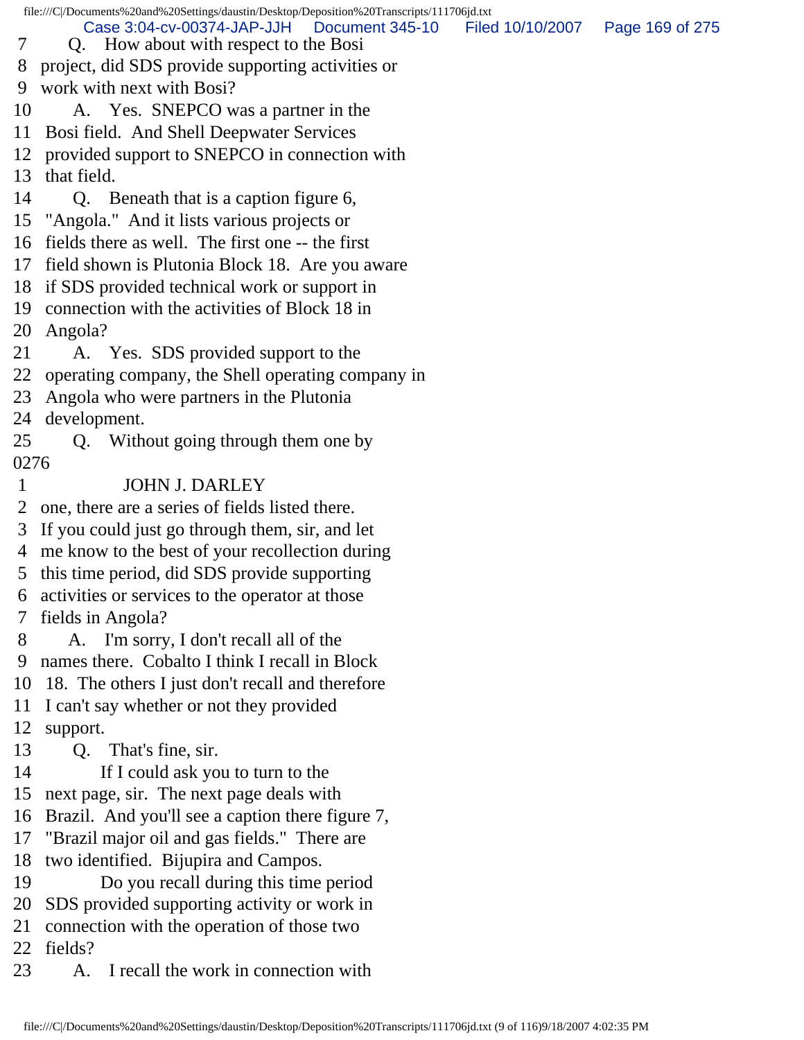7 Q. How about with respect to the Bosi
8 project, did SDS provide supporting activities or
9 work with next with Bosi?
10 A. Yes. SNEPCO was a partner in the
11 Bosi field. And Shell Deepwater Services
12 provided support to SNEPCO in connection with
13 that field.
14 Q. Beneath that is a caption figure 6,
15 "Angola." And it lists various projects or
16 fields there as well. The first one -- the first
17 field shown is Plutonia Block 18. Are you aware
18 if SDS provided technical work or support in
19 connection with the activities of Block 18 in
20 Angola?
21 A. Yes. SDS provided support to the
22 operating company, the Shell operating company in
23 Angola who were partners in the Plutonia
24 development.
25 Q. Without going through them one by
0276
1 JOHN J. DARLEY
2 one, there are a series of fields listed there.
3 If you could just go through them, sir, and let
4 me know to the best of your recollection during
5 this time period, did SDS provide supporting
6 activities or services to the operator at those
7 fields in Angola?
8 A. I'm sorry, I don't recall all of the
9 names there. Cobalto I think I recall in Block
10 18. The others I just don't recall and therefore
11 I can't say whether or not they provided
12 support.
13 Q. That's fine, sir.
14 If I could ask you to turn to the
15 next page, sir. The next page deals with
16 Brazil. And you'll see a caption there figure 7,
17 "Brazil major oil and gas fields." There are
18 two identified. Bijupira and Campos.
19 Do you recall during this time period
20 SDS provided supporting activity or work in
21 connection with the operation of those two
22 fields?
23 A. I recall the work in connection with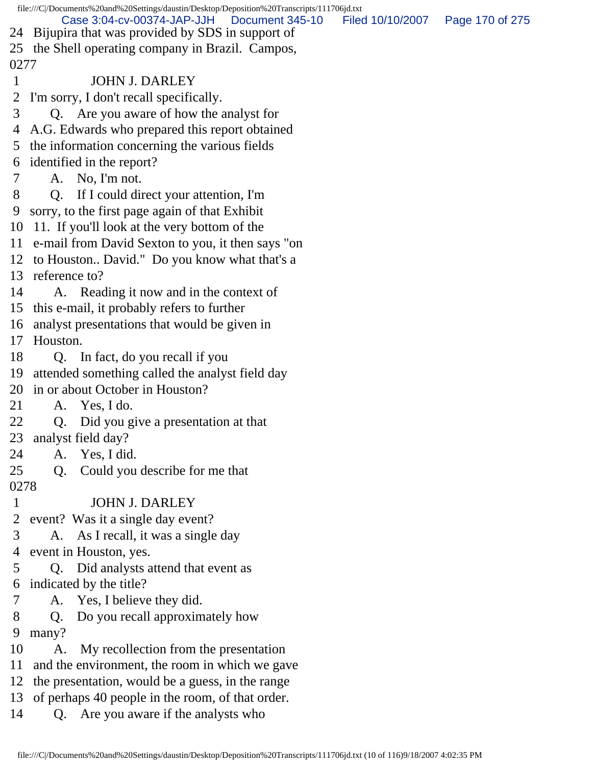24 Bijupira that was provided by SDS in support of
25 the Shell operating company in Brazil. Campos,
0277
1 JOHN J. DARLEY
2 I'm sorry, I don't recall specifically.
3 Q. Are you aware of how the analyst for
4 A.G. Edwards who prepared this report obtained
5 the information concerning the various fields
6 identified in the report?
7 A. No, I'm not.
8 Q. If I could direct your attention, I'm
9 sorry, to the first page again of that Exhibit
10 11. If you'll look at the very bottom of the
11 e-mail from David Sexton to you, it then says "on
12 to Houston.. David." Do you know what that's a
13 reference to?
14 A. Reading it now and in the context of
15 this e-mail, it probably refers to further
16 analyst presentations that would be given in
17 Houston.
18 Q. In fact, do you recall if you
19 attended something called the analyst field day
20 in or about October in Houston?
21 A. Yes, I do.
22 Q. Did you give a presentation at that
23 analyst field day?
24 A. Yes, I did.
25 Q. Could you describe for me that
0278
1 JOHN J. DARLEY
2 event? Was it a single day event?
3 A. As I recall, it was a single day
4 event in Houston, yes.
5 Q. Did analysts attend that event as
6 indicated by the title?
7 A. Yes, I believe they did.
8 Q. Do you recall approximately how
9 many?
10 A. My recollection from the presentation
11 and the environment, the room in which we gave
12 the presentation, would be a guess, in the range
13 of perhaps 40 people in the room, of that order.
14 Q. Are you aware if the analysts who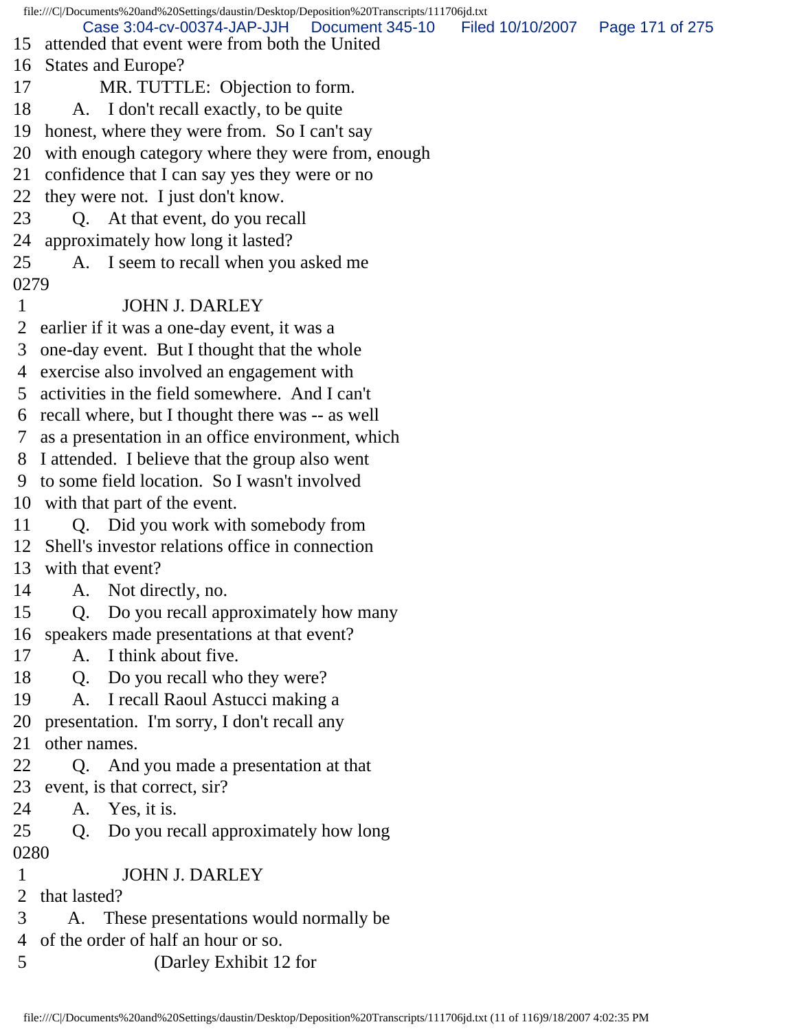15 attended that event were from both the United
16 States and Europe?
17 MR. TUTTLE: Objection to form.
18 A. I don't recall exactly, to be quite
19 honest, where they were from. So I can't say
20 with enough category where they were from, enough
21 confidence that I can say yes they were or no
22 they were not. I just don't know.
23 Q. At that event, do you recall
24 approximately how long it lasted?
25 A. I seem to recall when you asked me
0279
1 JOHN J. DARLEY
2 earlier if it was a one-day event, it was a
3 one-day event. But I thought that the whole
4 exercise also involved an engagement with
5 activities in the field somewhere. And I can't
6 recall where, but I thought there was -- as well
7 as a presentation in an office environment, which
8 I attended. I believe that the group also went
9 to some field location. So I wasn't involved
10 with that part of the event.
11 Q. Did you work with somebody from
12 Shell's investor relations office in connection
13 with that event?
14 A. Not directly, no.
15 Q. Do you recall approximately how many
16 speakers made presentations at that event?
17 A. I think about five.
18 Q. Do you recall who they were?
19 A. I recall Raoul Astucci making a
20 presentation. I'm sorry, I don't recall any
21 other names.
22 Q. And you made a presentation at that
23 event, is that correct, sir?
24 A. Yes, it is.
25 Q. Do you recall approximately how long
0280
1 JOHN J. DARLEY
2 that lasted?
3 A. These presentations would normally be
4 of the order of half an hour or so.
5 (Darley Exhibit 12 for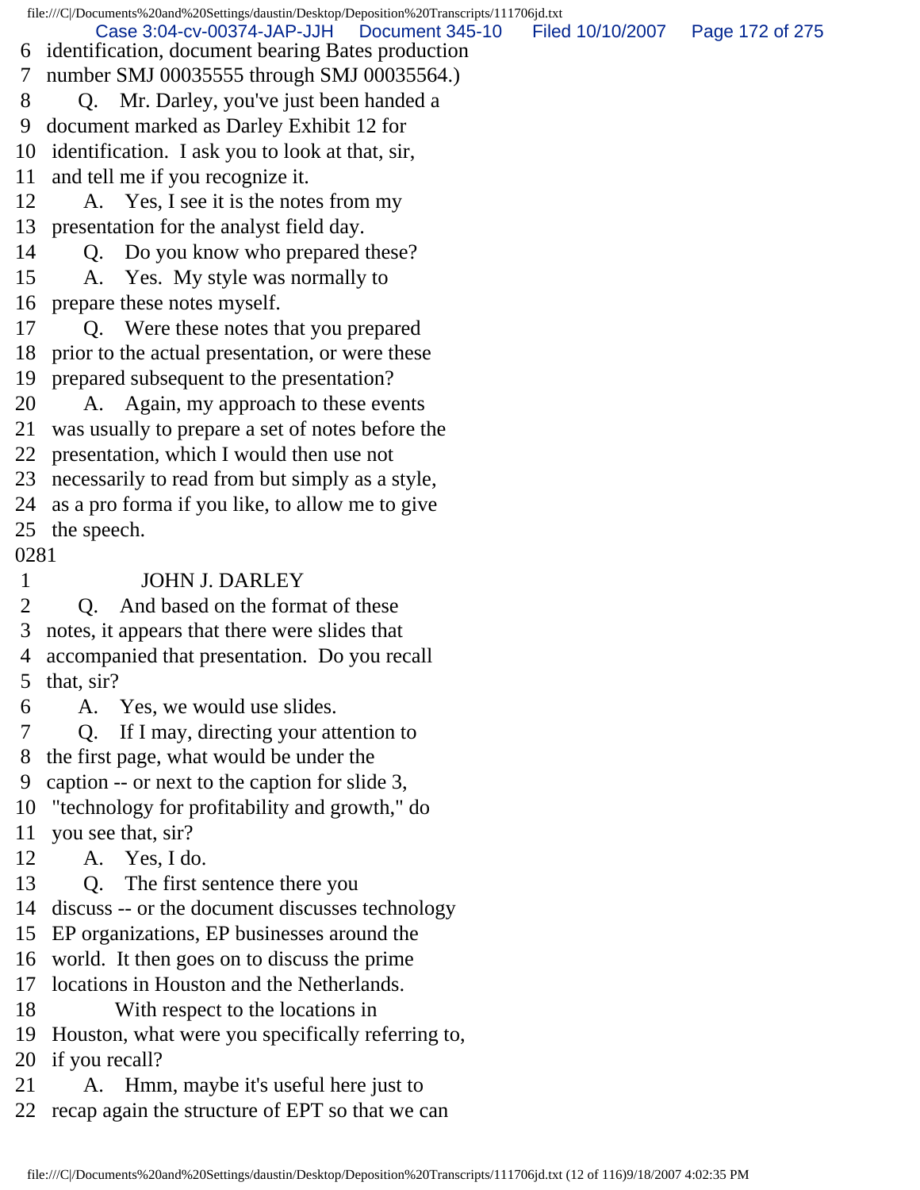6 identification, document bearing Bates production
7 number SMJ 00035555 through SMJ 00035564.)
8 Q. Mr. Darley, you've just been handed a
9 document marked as Darley Exhibit 12 for
10 identification. I ask you to look at that, sir,
11 and tell me if you recognize it.
12 A. Yes, I see it is the notes from my
13 presentation for the analyst field day.
14 Q. Do you know who prepared these?
15 A. Yes. My style was normally to
16 prepare these notes myself.
17 Q. Were these notes that you prepared
18 prior to the actual presentation, or were these
19 prepared subsequent to the presentation?
20 A. Again, my approach to these events
21 was usually to prepare a set of notes before the
22 presentation, which I would then use not
23 necessarily to read from but simply as a style,
24 as a pro forma if you like, to allow me to give
25 the speech.

0281

1 JOHN J. DARLEY
2 Q. And based on the format of these
3 notes, it appears that there were slides that
4 accompanied that presentation. Do you recall
5 that, sir?
6 A. Yes, we would use slides.
7 Q. If I may, directing your attention to
8 the first page, what would be under the
9 caption -- or next to the caption for slide 3,
10 "technology for profitability and growth," do
11 you see that, sir?
12 A. Yes, I do.
13 Q. The first sentence there you
14 discuss -- or the document discusses technology
15 EP organizations, EP businesses around the
16 world. It then goes on to discuss the prime
17 locations in Houston and the Netherlands.
18 With respect to the locations in
19 Houston, what were you specifically referring to,
20 if you recall?
21 A. Hmm, maybe it's useful here just to
22 recap again the structure of EPT so that we can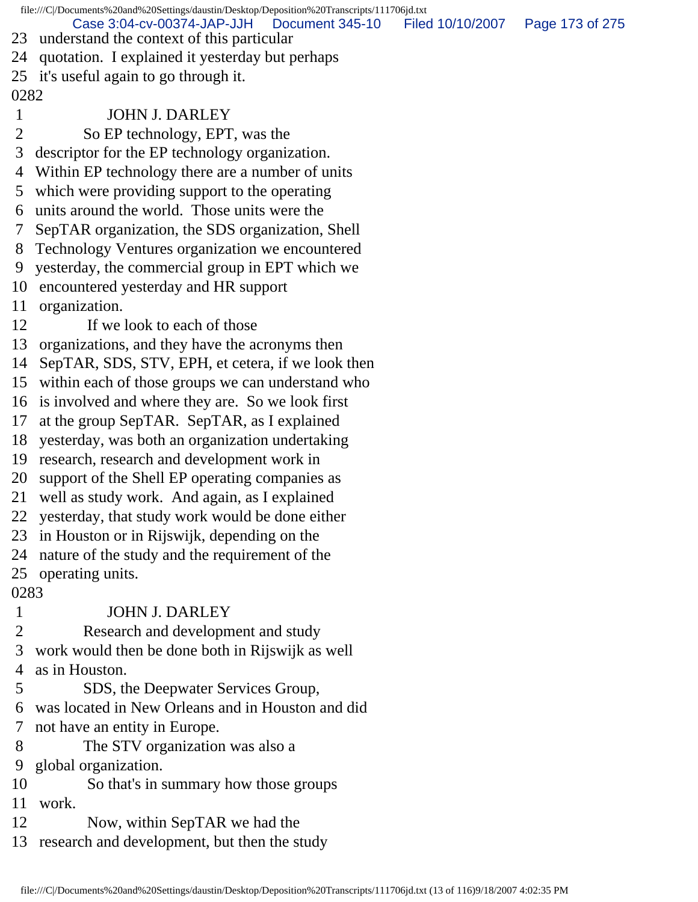23 understand the context of this particular
24 quotation. I explained it yesterday but perhaps
25 it's useful again to go through it.

0282

1 JOHN J. DARLEY
2 So EP technology, EPT, was the
3 descriptor for the EP technology organization.
4 Within EP technology there are a number of units
5 which were providing support to the operating
6 units around the world. Those units were the
7 SepTAR organization, the SDS organization, Shell
8 Technology Ventures organization we encountered
9 yesterday, the commercial group in EPT which we
10 encountered yesterday and HR support
11 organization.
12 If we look to each of those
13 organizations, and they have the acronyms then
14 SepTAR, SDS, STV, EPH, et cetera, if we look then
15 within each of those groups we can understand who
16 is involved and where they are. So we look first
17 at the group SepTAR. SepTAR, as I explained
18 yesterday, was both an organization undertaking
19 research, research and development work in
20 support of the Shell EP operating companies as
21 well as study work. And again, as I explained
22 yesterday, that study work would be done either
23 in Houston or in Rijswijk, depending on the
24 nature of the study and the requirement of the
25 operating units.

0283

1 JOHN J. DARLEY
2 Research and development and study
3 work would then be done both in Rijswijk as well
4 as in Houston.
5 SDS, the Deepwater Services Group,
6 was located in New Orleans and in Houston and did
7 not have an entity in Europe.
8 The STV organization was also a
9 global organization.
10 So that's in summary how those groups
11 work.
12 Now, within SepTAR we had the
13 research and development, but then the study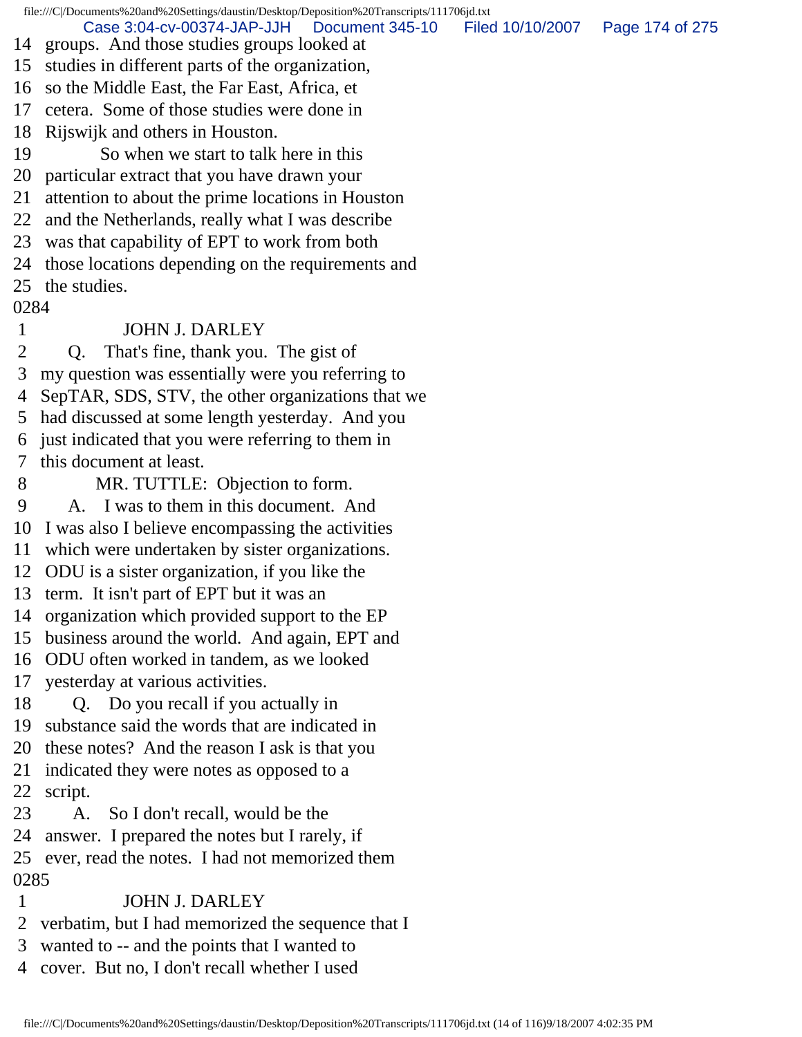14 groups. And those studies groups looked at
15 studies in different parts of the organization,
16 so the Middle East, the Far East, Africa, et
17 cetera. Some of those studies were done in
18 Rijswijk and others in Houston.
19 So when we start to talk here in this
20 particular extract that you have drawn your
21 attention to about the prime locations in Houston
22 and the Netherlands, really what I was describe
23 was that capability of EPT to work from both
24 those locations depending on the requirements and
25 the studies.

0284

1 JOHN J. DARLEY
2 Q. That's fine, thank you. The gist of
3 my question was essentially were you referring to
4 SepTAR, SDS, STV, the other organizations that we
5 had discussed at some length yesterday. And you
6 just indicated that you were referring to them in
7 this document at least.
8 MR. TUTTLE: Objection to form.
9 A. I was to them in this document. And
10 I was also I believe encompassing the activities
11 which were undertaken by sister organizations.
12 ODU is a sister organization, if you like the
13 term. It isn't part of EPT but it was an
14 organization which provided support to the EP
15 business around the world. And again, EPT and
16 ODU often worked in tandem, as we looked
17 yesterday at various activities.
18 Q. Do you recall if you actually in
19 substance said the words that are indicated in
20 these notes? And the reason I ask is that you
21 indicated they were notes as opposed to a
22 script.
23 A. So I don't recall, would be the
24 answer. I prepared the notes but I rarely, if
25 ever, read the notes. I had not memorized them

0285

1 JOHN J. DARLEY
2 verbatim, but I had memorized the sequence that I
3 wanted to -- and the points that I wanted to
4 cover. But no, I don't recall whether I used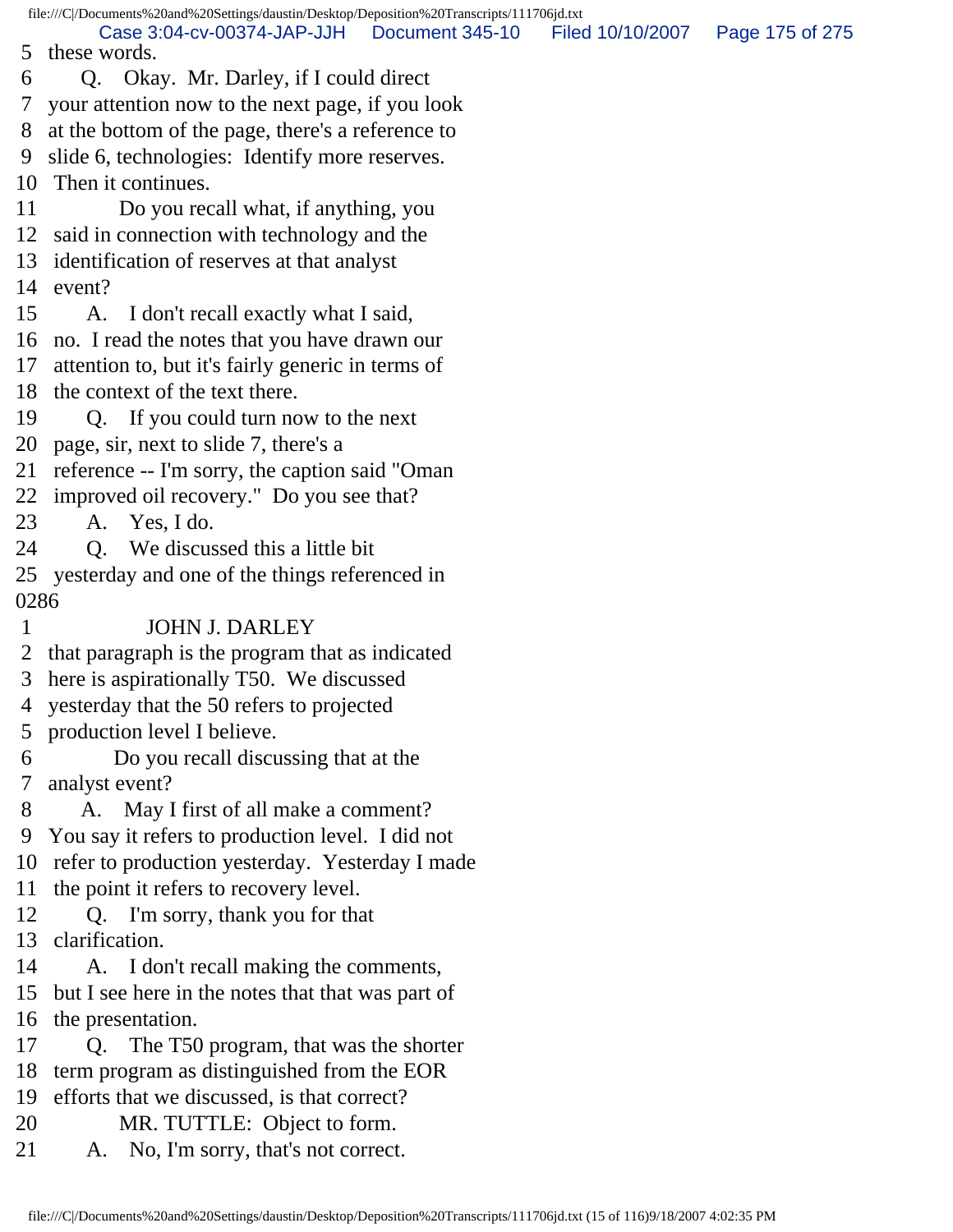5 these words.
6 Q. Okay. Mr. Darley, if I could direct
7 your attention now to the next page, if you look
8 at the bottom of the page, there's a reference to
9 slide 6, technologies: Identify more reserves.
10 Then it continues.
11 Do you recall what, if anything, you
12 said in connection with technology and the
13 identification of reserves at that analyst
14 event?
15 A. I don't recall exactly what I said,
16 no. I read the notes that you have drawn our
17 attention to, but it's fairly generic in terms of
18 the context of the text there.
19 Q. If you could turn now to the next
20 page, sir, next to slide 7, there's a
21 reference -- I'm sorry, the caption said "Oman
22 improved oil recovery." Do you see that?
23 A. Yes, I do.
24 Q. We discussed this a little bit
25 yesterday and one of the things referenced in
0286
1 JOHN J. DARLEY
2 that paragraph is the program that as indicated
3 here is aspirationally T50. We discussed
4 yesterday that the 50 refers to projected
5 production level I believe.
6 Do you recall discussing that at the
7 analyst event?
8 A. May I first of all make a comment?
9 You say it refers to production level. I did not
10 refer to production yesterday. Yesterday I made
11 the point it refers to recovery level.
12 Q. I'm sorry, thank you for that
13 clarification.
14 A. I don't recall making the comments,
15 but I see here in the notes that that was part of
16 the presentation.
17 Q. The T50 program, that was the shorter
18 term program as distinguished from the EOR
19 efforts that we discussed, is that correct?
20 MR. TUTTLE: Object to form.
21 A. No, I'm sorry, that's not correct.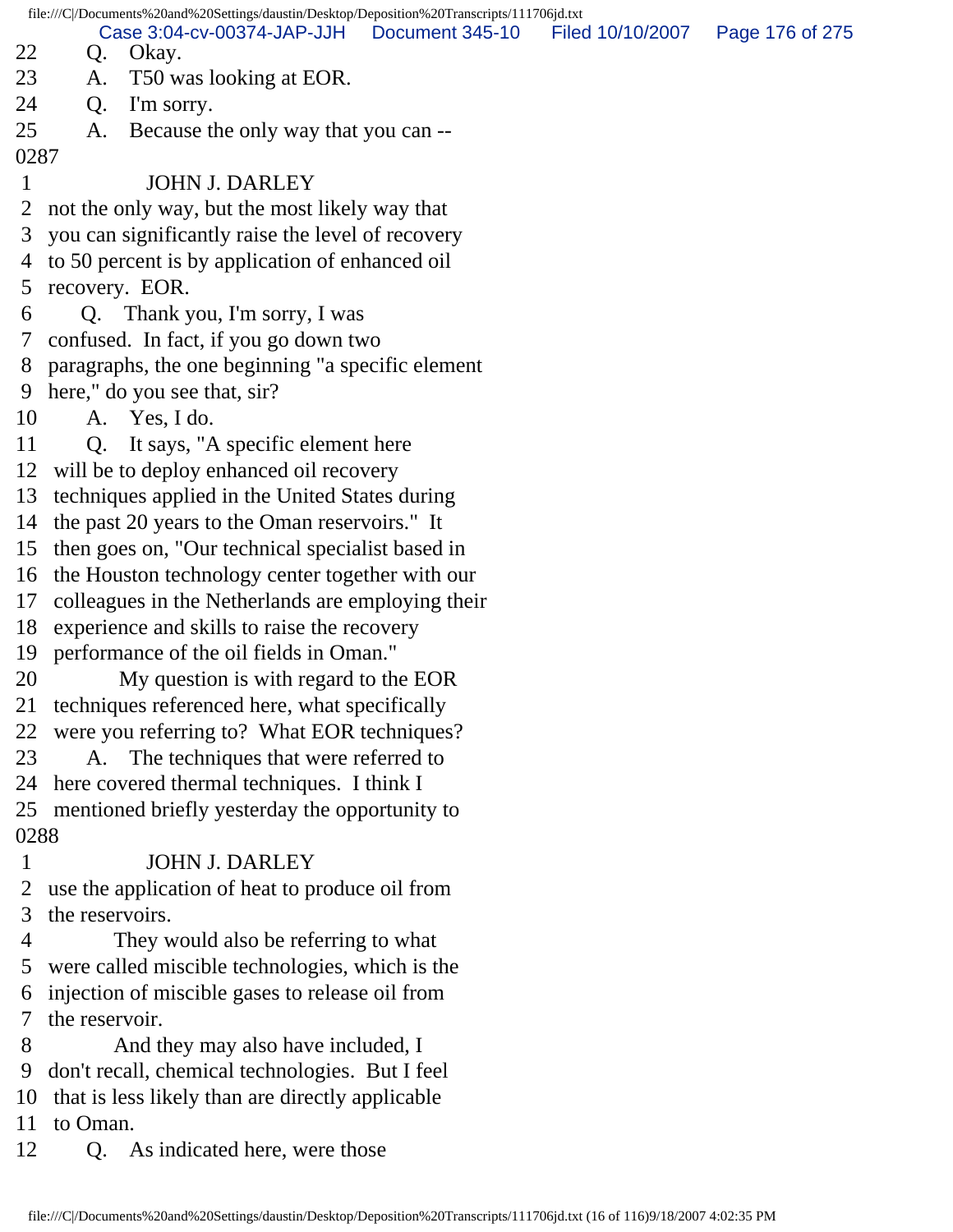22 Q. Okay.
23 A. T50 was looking at EOR.
24 Q. I'm sorry.
25 A. Because the only way that you can --
0287
1 JOHN J. DARLEY
2 not the only way, but the most likely way that
3 you can significantly raise the level of recovery
4 to 50 percent is by application of enhanced oil
5 recovery. EOR.
6 Q. Thank you, I'm sorry, I was
7 confused. In fact, if you go down two
8 paragraphs, the one beginning "a specific element
9 here," do you see that, sir?
10 A. Yes, I do.
11 Q. It says, "A specific element here
12 will be to deploy enhanced oil recovery
13 techniques applied in the United States during
14 the past 20 years to the Oman reservoirs." It
15 then goes on, "Our technical specialist based in
16 the Houston technology center together with our
17 colleagues in the Netherlands are employing their
18 experience and skills to raise the recovery
19 performance of the oil fields in Oman."
20 My question is with regard to the EOR
21 techniques referenced here, what specifically
22 were you referring to? What EOR techniques?
23 A. The techniques that were referred to
24 here covered thermal techniques. I think I
25 mentioned briefly yesterday the opportunity to
0288
1 JOHN J. DARLEY
2 use the application of heat to produce oil from
3 the reservoirs.
4 They would also be referring to what
5 were called miscible technologies, which is the
6 injection of miscible gases to release oil from
7 the reservoir.
8 And they may also have included, I
9 don't recall, chemical technologies. But I feel
10 that is less likely than are directly applicable
11 to Oman.
12 Q. As indicated here, were those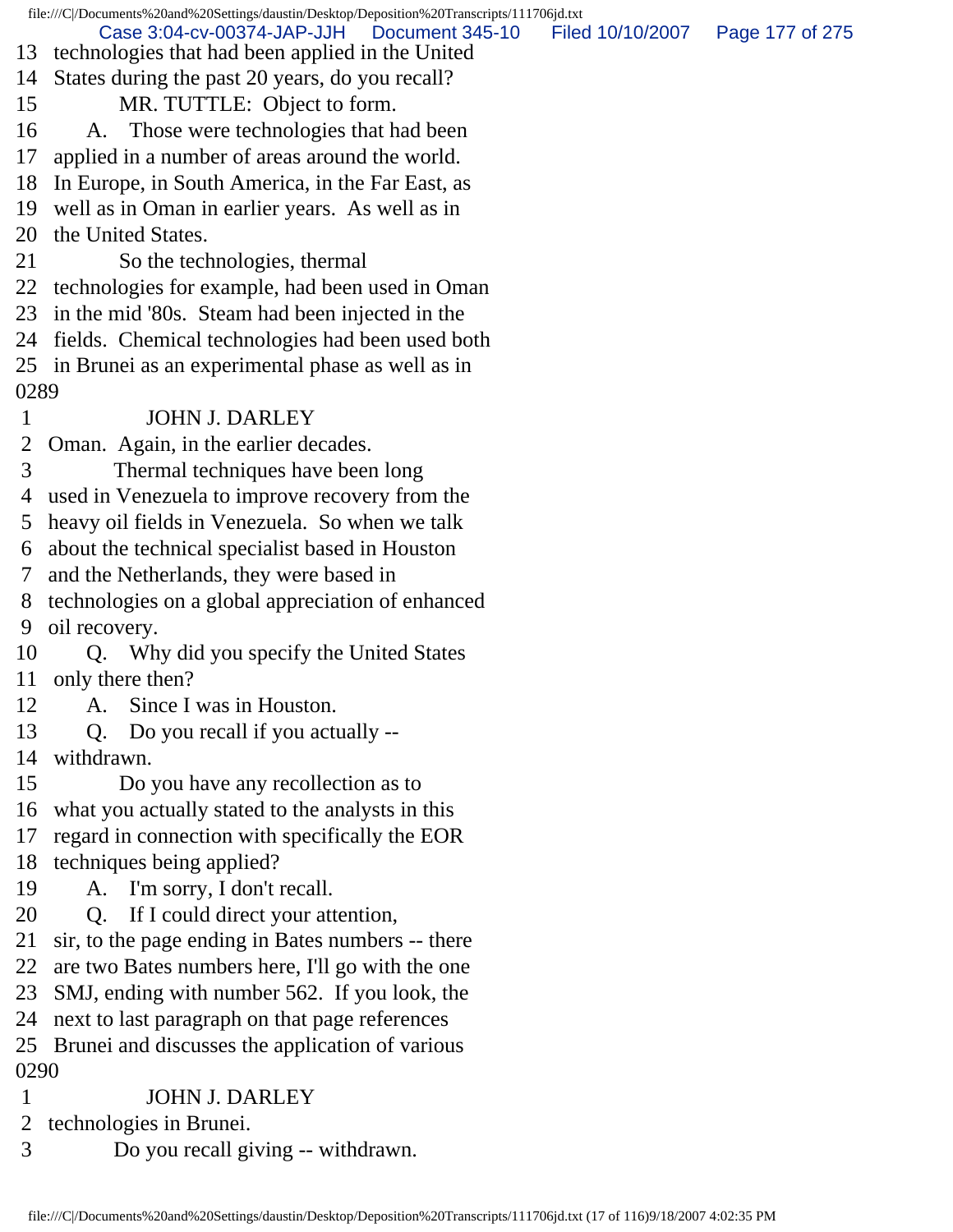13 technologies that had been applied in the United
14 States during the past 20 years, do you recall?
15 MR. TUTTLE: Object to form.
16 A. Those were technologies that had been
17 applied in a number of areas around the world.
18 In Europe, in South America, in the Far East, as
19 well as in Oman in earlier years. As well as in
20 the United States.
21 So the technologies, thermal
22 technologies for example, had been used in Oman
23 in the mid '80s. Steam had been injected in the
24 fields. Chemical technologies had been used both
25 in Brunei as an experimental phase as well as in
0289
1 JOHN J. DARLEY
2 Oman. Again, in the earlier decades.
3 Thermal techniques have been long
4 used in Venezuela to improve recovery from the
5 heavy oil fields in Venezuela. So when we talk
6 about the technical specialist based in Houston
7 and the Netherlands, they were based in
8 technologies on a global appreciation of enhanced
9 oil recovery.
10 Q. Why did you specify the United States
11 only there then?
12 A. Since I was in Houston.
13 Q. Do you recall if you actually --
14 withdrawn.
15 Do you have any recollection as to
16 what you actually stated to the analysts in this
17 regard in connection with specifically the EOR
18 techniques being applied?
19 A. I'm sorry, I don't recall.
20 Q. If I could direct your attention,
21 sir, to the page ending in Bates numbers -- there
22 are two Bates numbers here, I'll go with the one
23 SMJ, ending with number 562. If you look, the
24 next to last paragraph on that page references
25 Brunei and discusses the application of various
0290
1 JOHN J. DARLEY
2 technologies in Brunei.
3 Do you recall giving -- withdrawn.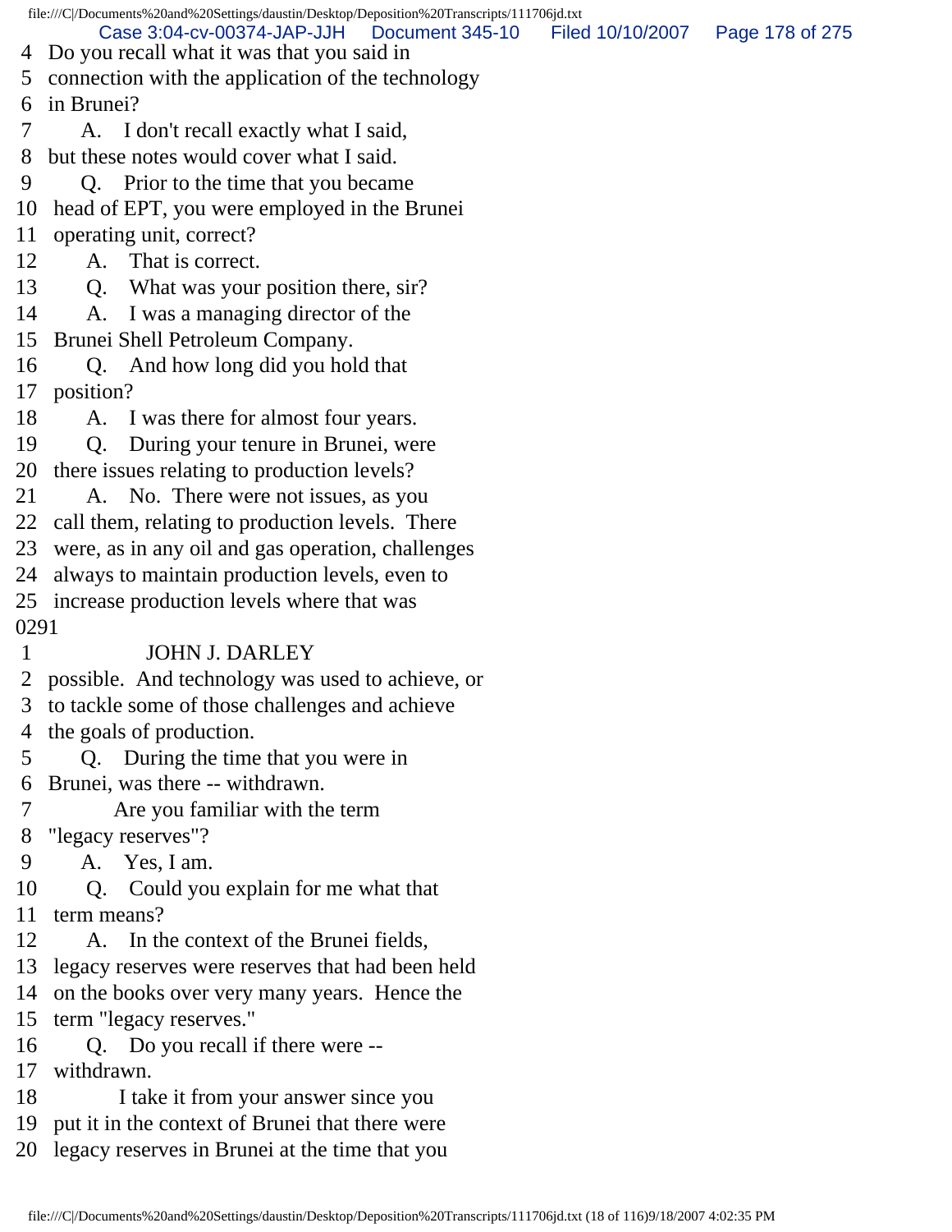4 Do you recall what it was that you said in
5 connection with the application of the technology
6 in Brunei?
7 A. I don't recall exactly what I said,
8 but these notes would cover what I said.
9 Q. Prior to the time that you became
10 head of EPT, you were employed in the Brunei
11 operating unit, correct?
12 A. That is correct.
13 Q. What was your position there, sir?
14 A. I was a managing director of the
15 Brunei Shell Petroleum Company.
16 Q. And how long did you hold that
17 position?
18 A. I was there for almost four years.
19 Q. During your tenure in Brunei, were
20 there issues relating to production levels?
21 A. No. There were not issues, as you
22 call them, relating to production levels. There
23 were, as in any oil and gas operation, challenges
24 always to maintain production levels, even to
25 increase production levels where that was
0291
1 JOHN J. DARLEY
2 possible. And technology was used to achieve, or
3 to tackle some of those challenges and achieve
4 the goals of production.
5 Q. During the time that you were in
6 Brunei, was there -- withdrawn.
7 Are you familiar with the term
8 "legacy reserves"?
9 A. Yes, I am.
10 Q. Could you explain for me what that
11 term means?
12 A. In the context of the Brunei fields,
13 legacy reserves were reserves that had been held
14 on the books over very many years. Hence the
15 term "legacy reserves."
16 Q. Do you recall if there were --
17 withdrawn.
18 I take it from your answer since you
19 put it in the context of Brunei that there were
20 legacy reserves in Brunei at the time that you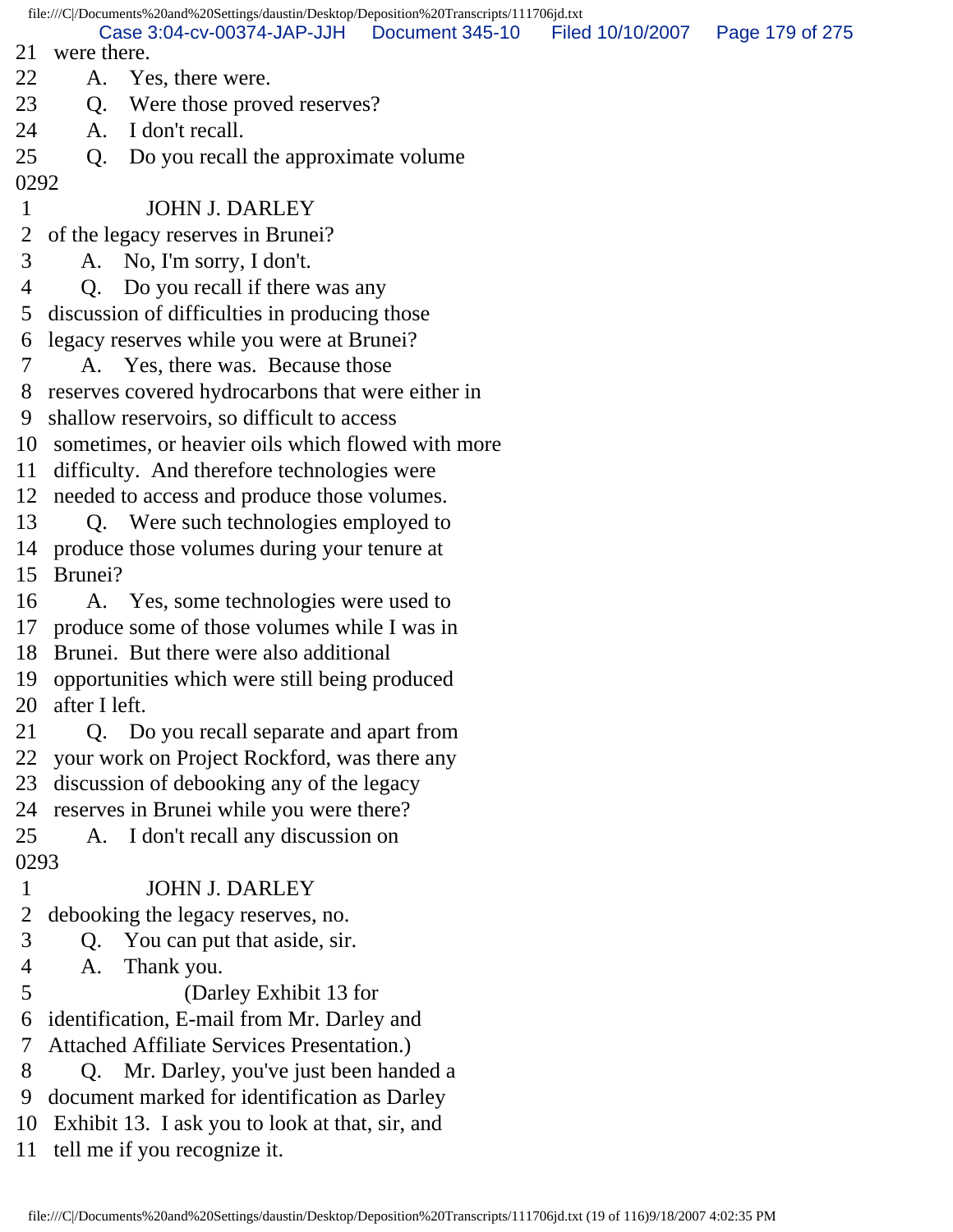21 were there.
22 A. Yes, there were.
23 Q. Were those proved reserves?
24 A. I don't recall.
25 Q. Do you recall the approximate volume

0292

1 JOHN J. DARLEY
2 of the legacy reserves in Brunei?
3 A. No, I'm sorry, I don't.
4 Q. Do you recall if there was any
5 discussion of difficulties in producing those
6 legacy reserves while you were at Brunei?
7 A. Yes, there was. Because those
8 reserves covered hydrocarbons that were either in
9 shallow reservoirs, so difficult to access
10 sometimes, or heavier oils which flowed with more
11 difficulty. And therefore technologies were
12 needed to access and produce those volumes.
13 Q. Were such technologies employed to
14 produce those volumes during your tenure at
15 Brunei?
16 A. Yes, some technologies were used to
17 produce some of those volumes while I was in
18 Brunei. But there were also additional
19 opportunities which were still being produced
20 after I left.
21 Q. Do you recall separate and apart from
22 your work on Project Rockford, was there any
23 discussion of debooking any of the legacy
24 reserves in Brunei while you were there?
25 A. I don't recall any discussion on

0293

1 JOHN J. DARLEY
2 debooking the legacy reserves, no.
3 Q. You can put that aside, sir.
4 A. Thank you.
5 (Darley Exhibit 13 for
6 identification, E-mail from Mr. Darley and
7 Attached Affiliate Services Presentation.)
8 Q. Mr. Darley, you've just been handed a
9 document marked for identification as Darley
10 Exhibit 13. I ask you to look at that, sir, and
11 tell me if you recognize it.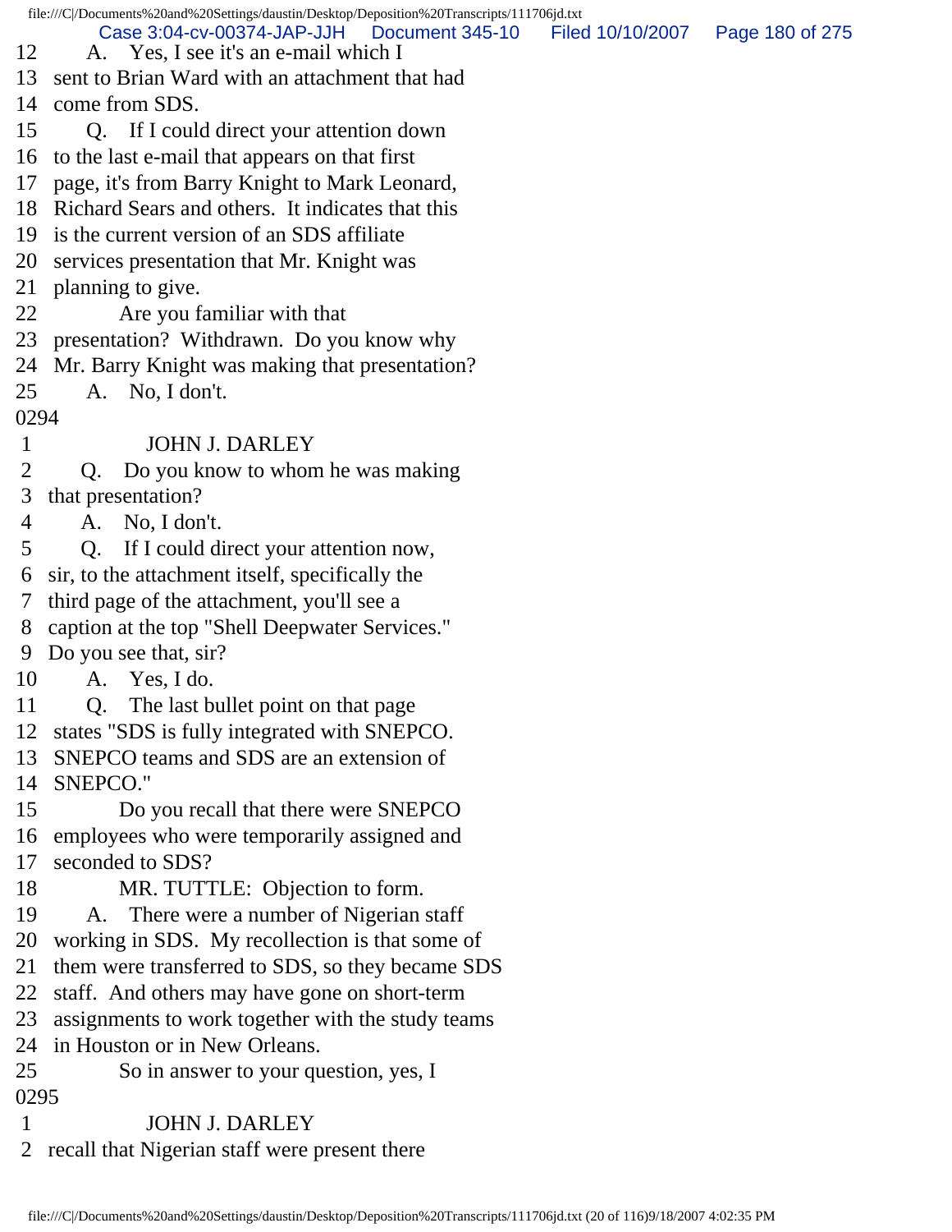12 A. Yes, I see it's an e-mail which I
13 sent to Brian Ward with an attachment that had
14 come from SDS.
15 Q. If I could direct your attention down
16 to the last e-mail that appears on that first
17 page, it's from Barry Knight to Mark Leonard,
18 Richard Sears and others. It indicates that this
19 is the current version of an SDS affiliate
20 services presentation that Mr. Knight was
21 planning to give.
22 Are you familiar with that
23 presentation? Withdrawn. Do you know why
24 Mr. Barry Knight was making that presentation?
25 A. No, I don't.
0294
1 JOHN J. DARLEY
2 Q. Do you know to whom he was making
3 that presentation?
4 A. No, I don't.
5 Q. If I could direct your attention now,
6 sir, to the attachment itself, specifically the
7 third page of the attachment, you'll see a
8 caption at the top "Shell Deepwater Services."
9 Do you see that, sir?
10 A. Yes, I do.
11 Q. The last bullet point on that page
12 states "SDS is fully integrated with SNEPCO.
13 SNEPCO teams and SDS are an extension of
14 SNEPCO."
15 Do you recall that there were SNEPCO
16 employees who were temporarily assigned and
17 seconded to SDS?
18 MR. TUTTLE: Objection to form.
19 A. There were a number of Nigerian staff
20 working in SDS. My recollection is that some of
21 them were transferred to SDS, so they became SDS
22 staff. And others may have gone on short-term
23 assignments to work together with the study teams
24 in Houston or in New Orleans.
25 So in answer to your question, yes, I
0295
1 JOHN J. DARLEY
2 recall that Nigerian staff were present there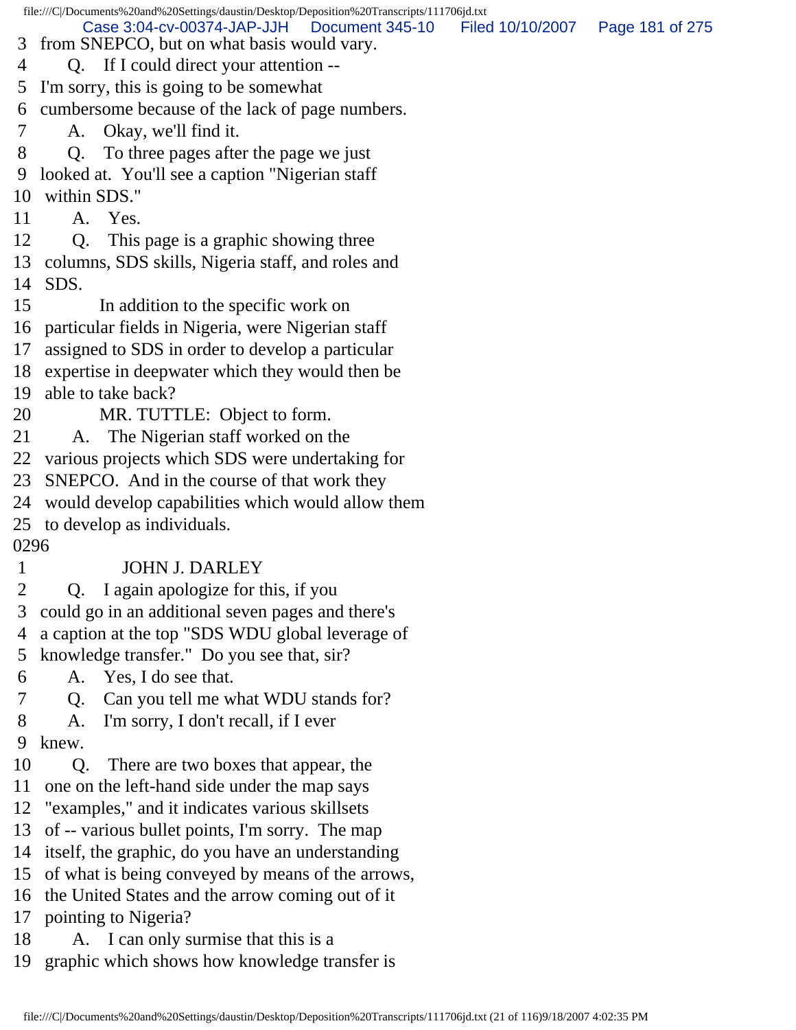3 from SNEPCO, but on what basis would vary.
4 Q. If I could direct your attention --
5 I'm sorry, this is going to be somewhat
6 cumbersome because of the lack of page numbers.
7 A. Okay, we'll find it.
8 Q. To three pages after the page we just
9 looked at. You'll see a caption "Nigerian staff
10 within SDS."
11 A. Yes.
12 Q. This page is a graphic showing three
13 columns, SDS skills, Nigeria staff, and roles and
14 SDS.
15 In addition to the specific work on
16 particular fields in Nigeria, were Nigerian staff
17 assigned to SDS in order to develop a particular
18 expertise in deepwater which they would then be
19 able to take back?
20 MR. TUTTLE: Object to form.
21 A. The Nigerian staff worked on the
22 various projects which SDS were undertaking for
23 SNEPCO. And in the course of that work they
24 would develop capabilities which would allow them
25 to develop as individuals.

0296

1 JOHN J. DARLEY
2 Q. I again apologize for this, if you
3 could go in an additional seven pages and there's
4 a caption at the top "SDS WDU global leverage of
5 knowledge transfer." Do you see that, sir?
6 A. Yes, I do see that.
7 Q. Can you tell me what WDU stands for?
8 A. I'm sorry, I don't recall, if I ever
9 knew.
10 Q. There are two boxes that appear, the
11 one on the left-hand side under the map says
12 "examples," and it indicates various skillsets
13 of -- various bullet points, I'm sorry. The map
14 itself, the graphic, do you have an understanding
15 of what is being conveyed by means of the arrows,
16 the United States and the arrow coming out of it
17 pointing to Nigeria?
18 A. I can only surmise that this is a
19 graphic which shows how knowledge transfer is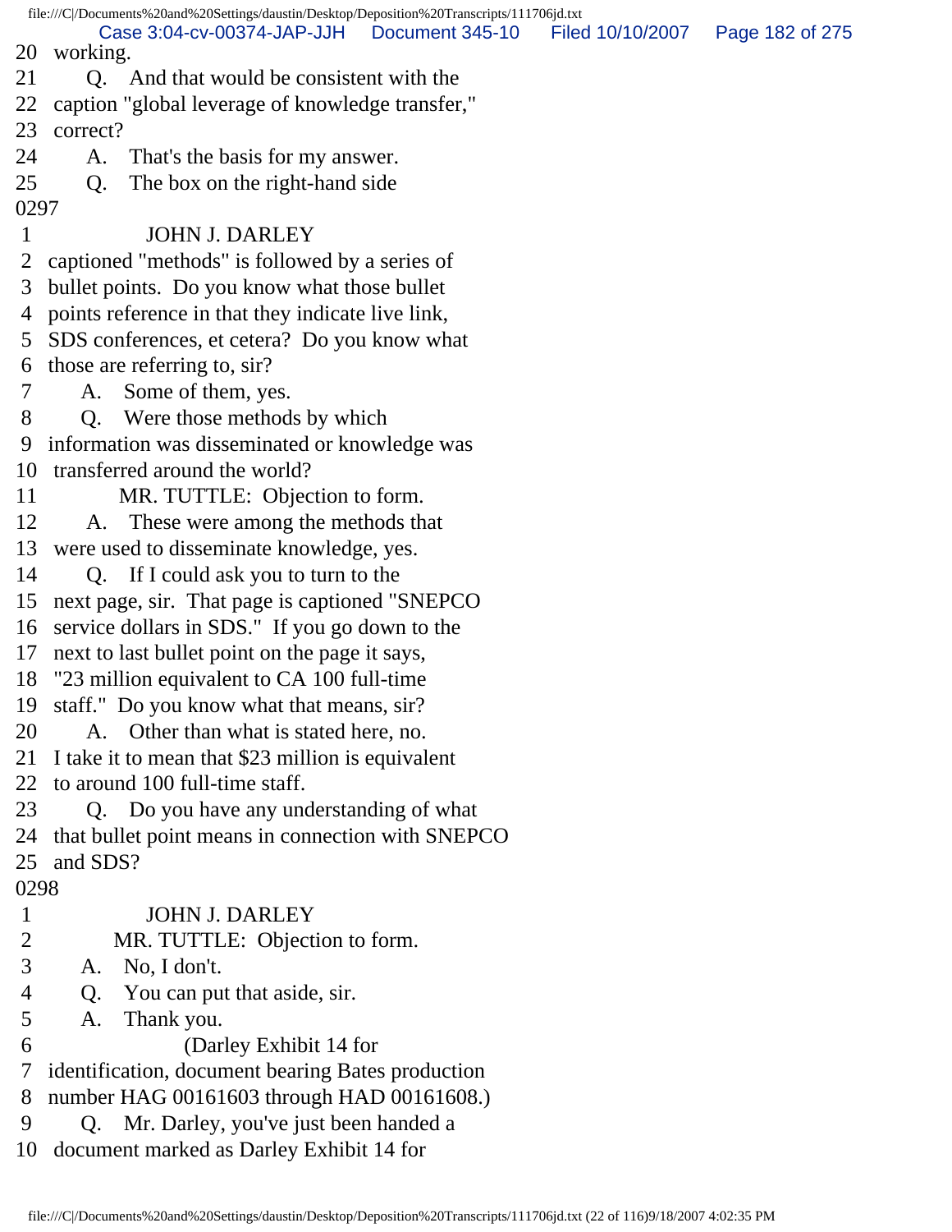20 working.
21 Q. And that would be consistent with the
22 caption "global leverage of knowledge transfer,"
23 correct?
24 A. That's the basis for my answer.
25 Q. The box on the right-hand side
0297
1 JOHN J. DARLEY
2 captioned "methods" is followed by a series of
3 bullet points. Do you know what those bullet
4 points reference in that they indicate live link,
5 SDS conferences, et cetera? Do you know what
6 those are referring to, sir?
7 A. Some of them, yes.
8 Q. Were those methods by which
9 information was disseminated or knowledge was
10 transferred around the world?
11 MR. TUTTLE: Objection to form.
12 A. These were among the methods that
13 were used to disseminate knowledge, yes.
14 Q. If I could ask you to turn to the
15 next page, sir. That page is captioned "SNEPCO
16 service dollars in SDS." If you go down to the
17 next to last bullet point on the page it says,
18 "23 million equivalent to CA 100 full-time
19 staff." Do you know what that means, sir?
20 A. Other than what is stated here, no.
21 I take it to mean that $23 million is equivalent
22 to around 100 full-time staff.
23 Q. Do you have any understanding of what
24 that bullet point means in connection with SNEPCO
25 and SDS?
0298
1 JOHN J. DARLEY
2 MR. TUTTLE: Objection to form.
3 A. No, I don't.
4 Q. You can put that aside, sir.
5 A. Thank you.
6 (Darley Exhibit 14 for
7 identification, document bearing Bates production
8 number HAG 00161603 through HAD 00161608.)
9 Q. Mr. Darley, you've just been handed a
10 document marked as Darley Exhibit 14 for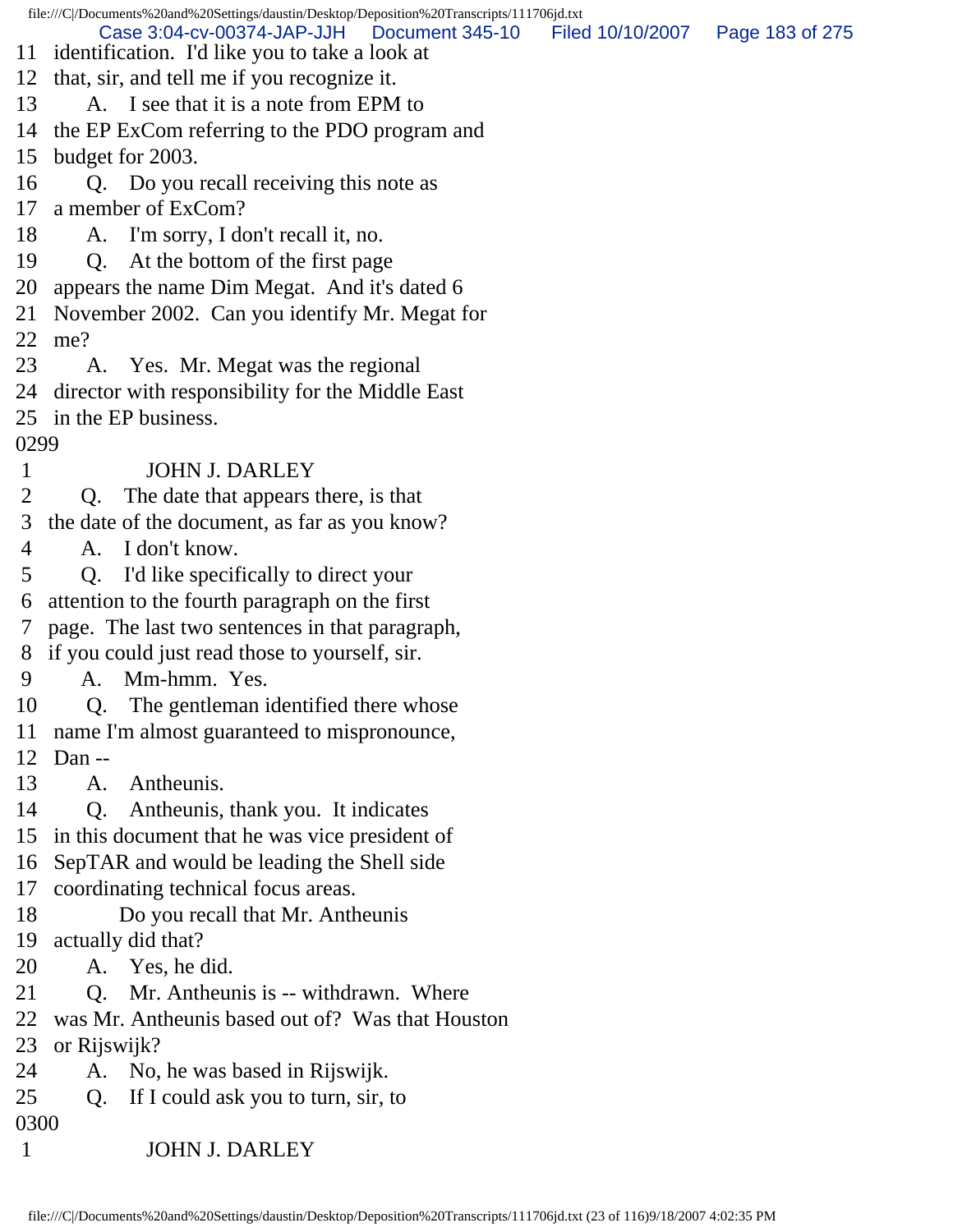11 identification. I'd like you to take a look at
12 that, sir, and tell me if you recognize it.
13 A. I see that it is a note from EPM to
14 the EP ExCom referring to the PDO program and
15 budget for 2003.
16 Q. Do you recall receiving this note as
17 a member of ExCom?
18 A. I'm sorry, I don't recall it, no.
19 Q. At the bottom of the first page
20 appears the name Dim Megat. And it's dated 6
21 November 2002. Can you identify Mr. Megat for
22 me?
23 A. Yes. Mr. Megat was the regional
24 director with responsibility for the Middle East
25 in the EP business.

0299

1 JOHN J. DARLEY
2 Q. The date that appears there, is that
3 the date of the document, as far as you know?
4 A. I don't know.
5 Q. I'd like specifically to direct your
6 attention to the fourth paragraph on the first
7 page. The last two sentences in that paragraph,
8 if you could just read those to yourself, sir.
9 A. Mm-hmm. Yes.
10 Q. The gentleman identified there whose
11 name I'm almost guaranteed to mispronounce,
12 Dan --
13 A. Antheunis.
14 Q. Antheunis, thank you. It indicates
15 in this document that he was vice president of
16 SepTAR and would be leading the Shell side
17 coordinating technical focus areas.
18 Do you recall that Mr. Antheunis
19 actually did that?
20 A. Yes, he did.
21 Q. Mr. Antheunis is -- withdrawn. Where
22 was Mr. Antheunis based out of? Was that Houston
23 or Rijswijk?
24 A. No, he was based in Rijswijk.
25 Q. If I could ask you to turn, sir, to

0300

1 JOHN J. DARLEY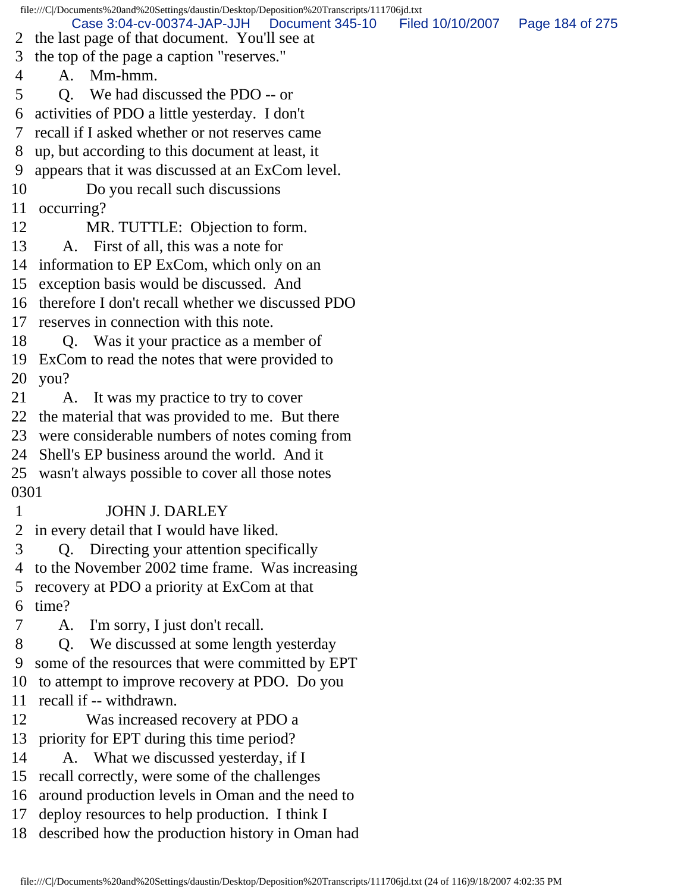2 the last page of that document. You'll see at
3 the top of the page a caption "reserves."
4 A. Mm-hmm.
5 Q. We had discussed the PDO -- or
6 activities of PDO a little yesterday. I don't
7 recall if I asked whether or not reserves came
8 up, but according to this document at least, it
9 appears that it was discussed at an ExCom level.
10 Do you recall such discussions
11 occurring?
12 MR. TUTTLE: Objection to form.
13 A. First of all, this was a note for
14 information to EP ExCom, which only on an
15 exception basis would be discussed. And
16 therefore I don't recall whether we discussed PDO
17 reserves in connection with this note.
18 Q. Was it your practice as a member of
19 ExCom to read the notes that were provided to
20 you?
21 A. It was my practice to try to cover
22 the material that was provided to me. But there
23 were considerable numbers of notes coming from
24 Shell's EP business around the world. And it
25 wasn't always possible to cover all those notes

0301

1 JOHN J. DARLEY
2 in every detail that I would have liked.
3 Q. Directing your attention specifically
4 to the November 2002 time frame. Was increasing
5 recovery at PDO a priority at ExCom at that
6 time?
7 A. I'm sorry, I just don't recall.
8 Q. We discussed at some length yesterday
9 some of the resources that were committed by EPT
10 to attempt to improve recovery at PDO. Do you
11 recall if -- withdrawn.
12 Was increased recovery at PDO a
13 priority for EPT during this time period?
14 A. What we discussed yesterday, if I
15 recall correctly, were some of the challenges
16 around production levels in Oman and the need to
17 deploy resources to help production. I think I
18 described how the production history in Oman had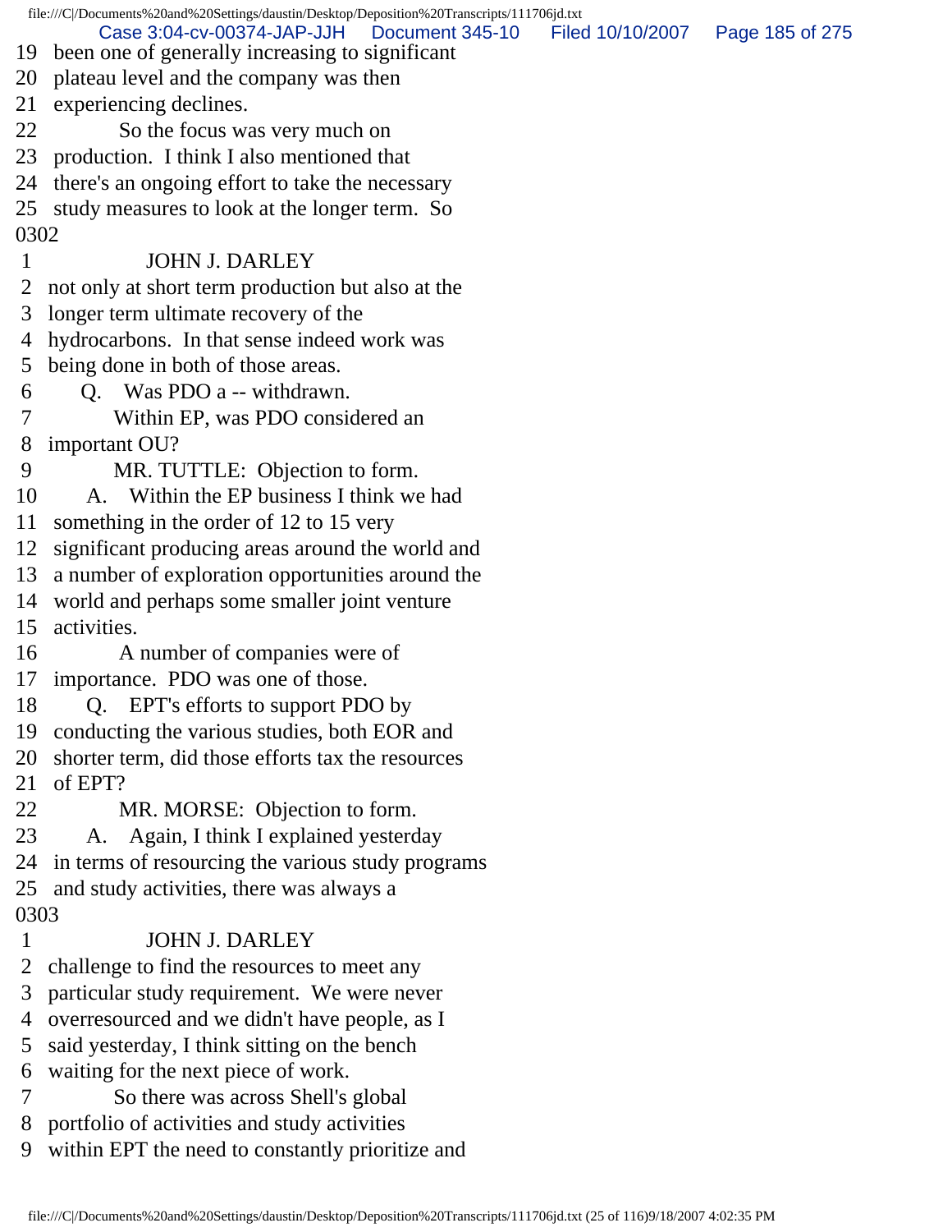19 been one of generally increasing to significant
20 plateau level and the company was then
21 experiencing declines.
22 So the focus was very much on
23 production. I think I also mentioned that
24 there's an ongoing effort to take the necessary
25 study measures to look at the longer term. So
0302
1 JOHN J. DARLEY
2 not only at short term production but also at the
3 longer term ultimate recovery of the
4 hydrocarbons. In that sense indeed work was
5 being done in both of those areas.
6 Q. Was PDO a -- withdrawn.
7 Within EP, was PDO considered an
8 important OU?
9 MR. TUTTLE: Objection to form.
10 A. Within the EP business I think we had
11 something in the order of 12 to 15 very
12 significant producing areas around the world and
13 a number of exploration opportunities around the
14 world and perhaps some smaller joint venture
15 activities.
16 A number of companies were of
17 importance. PDO was one of those.
18 Q. EPT's efforts to support PDO by
19 conducting the various studies, both EOR and
20 shorter term, did those efforts tax the resources
21 of EPT?
22 MR. MORSE: Objection to form.
23 A. Again, I think I explained yesterday
24 in terms of resourcing the various study programs
25 and study activities, there was always a
0303
1 JOHN J. DARLEY
2 challenge to find the resources to meet any
3 particular study requirement. We were never
4 overresourced and we didn't have people, as I
5 said yesterday, I think sitting on the bench
6 waiting for the next piece of work.
7 So there was across Shell's global
8 portfolio of activities and study activities
9 within EPT the need to constantly prioritize and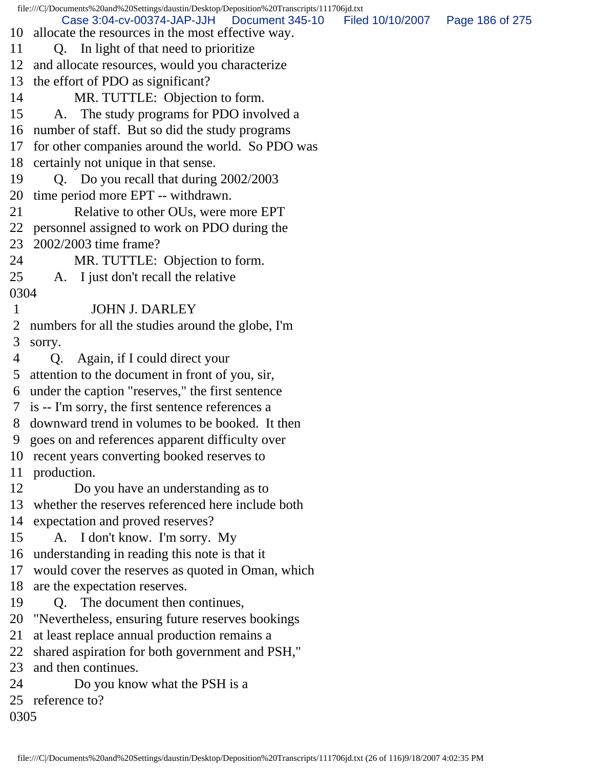10 allocate the resources in the most effective way.
11 Q. In light of that need to prioritize
12 and allocate resources, would you characterize
13 the effort of PDO as significant?
14 MR. TUTTLE: Objection to form.
15 A. The study programs for PDO involved a
16 number of staff. But so did the study programs
17 for other companies around the world. So PDO was
18 certainly not unique in that sense.
19 Q. Do you recall that during 2002/2003
20 time period more EPT -- withdrawn.
21 Relative to other OUs, were more EPT
22 personnel assigned to work on PDO during the
23 2002/2003 time frame?
24 MR. TUTTLE: Objection to form.
25 A. I just don't recall the relative

0304

1 JOHN J. DARLEY
2 numbers for all the studies around the globe, I'm
3 sorry.
4 Q. Again, if I could direct your
5 attention to the document in front of you, sir,
6 under the caption "reserves," the first sentence
7 is -- I'm sorry, the first sentence references a
8 downward trend in volumes to be booked. It then
9 goes on and references apparent difficulty over
10 recent years converting booked reserves to
11 production.
12 Do you have an understanding as to
13 whether the reserves referenced here include both
14 expectation and proved reserves?
15 A. I don't know. I'm sorry. My
16 understanding in reading this note is that it
17 would cover the reserves as quoted in Oman, which
18 are the expectation reserves.
19 Q. The document then continues,
20 "Nevertheless, ensuring future reserves bookings
21 at least replace annual production remains a
22 shared aspiration for both government and PSH,"
23 and then continues.
24 Do you know what the PSH is a
25 reference to?

0305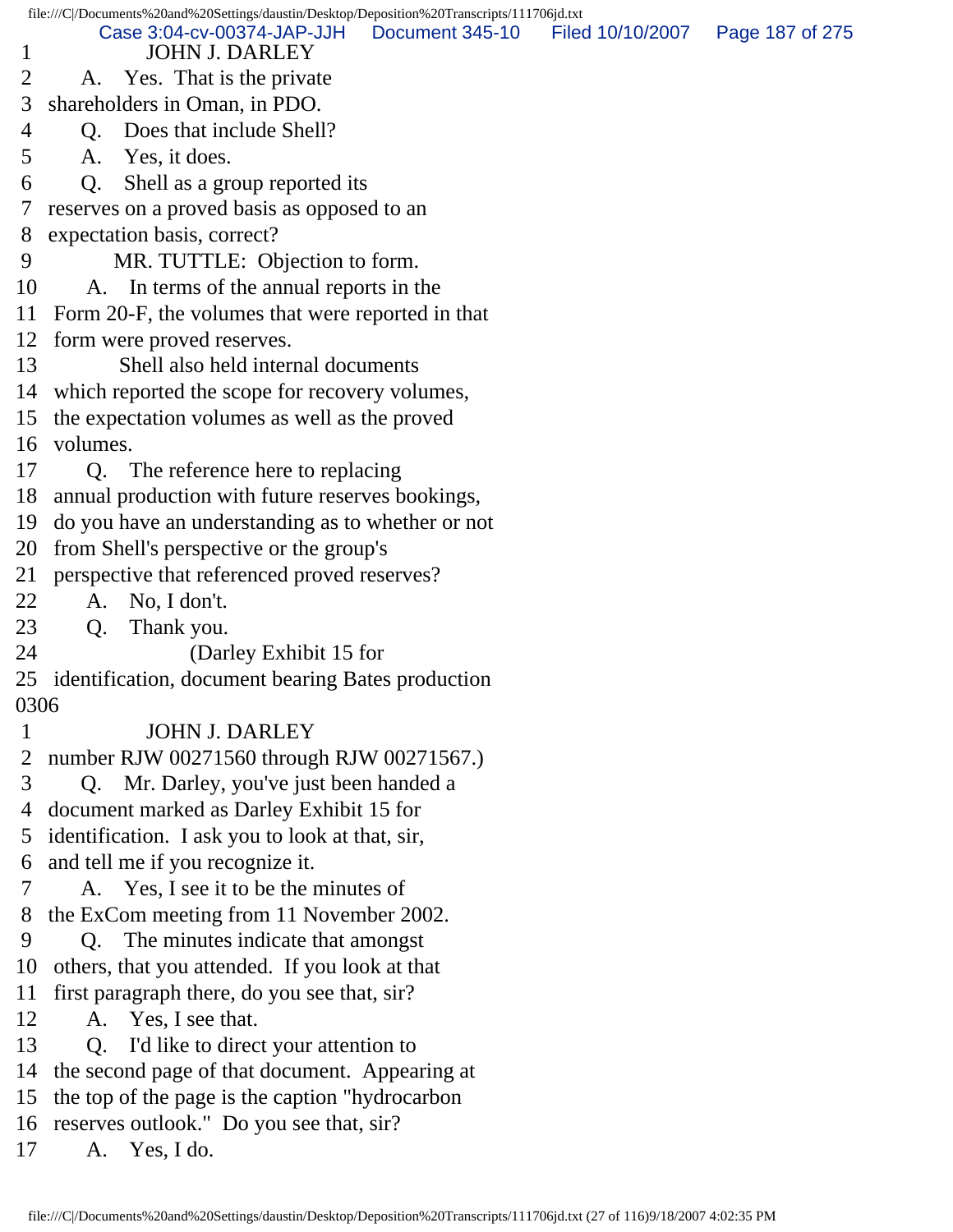1 JOHN J. DARLEY
2 A. Yes. That is the private
3 shareholders in Oman, in PDO.
4 Q. Does that include Shell?
5 A. Yes, it does.
6 Q. Shell as a group reported its
7 reserves on a proved basis as opposed to an
8 expectation basis, correct?
9 MR. TUTTLE: Objection to form.
10 A. In terms of the annual reports in the
11 Form 20-F, the volumes that were reported in that
12 form were proved reserves.
13 Shell also held internal documents
14 which reported the scope for recovery volumes,
15 the expectation volumes as well as the proved
16 volumes.
17 Q. The reference here to replacing
18 annual production with future reserves bookings,
19 do you have an understanding as to whether or not
20 from Shell's perspective or the group's
21 perspective that referenced proved reserves?
22 A. No, I don't.
23 Q. Thank you.
24 (Darley Exhibit 15 for
25 identification, document bearing Bates production
0306
1 JOHN J. DARLEY
2 number RJW 00271560 through RJW 00271567.)
3 Q. Mr. Darley, you've just been handed a
4 document marked as Darley Exhibit 15 for
5 identification. I ask you to look at that, sir,
6 and tell me if you recognize it.
7 A. Yes, I see it to be the minutes of
8 the ExCom meeting from 11 November 2002.
9 Q. The minutes indicate that amongst
10 others, that you attended. If you look at that
11 first paragraph there, do you see that, sir?
12 A. Yes, I see that.
13 Q. I'd like to direct your attention to
14 the second page of that document. Appearing at
15 the top of the page is the caption "hydrocarbon
16 reserves outlook." Do you see that, sir?
17 A. Yes, I do.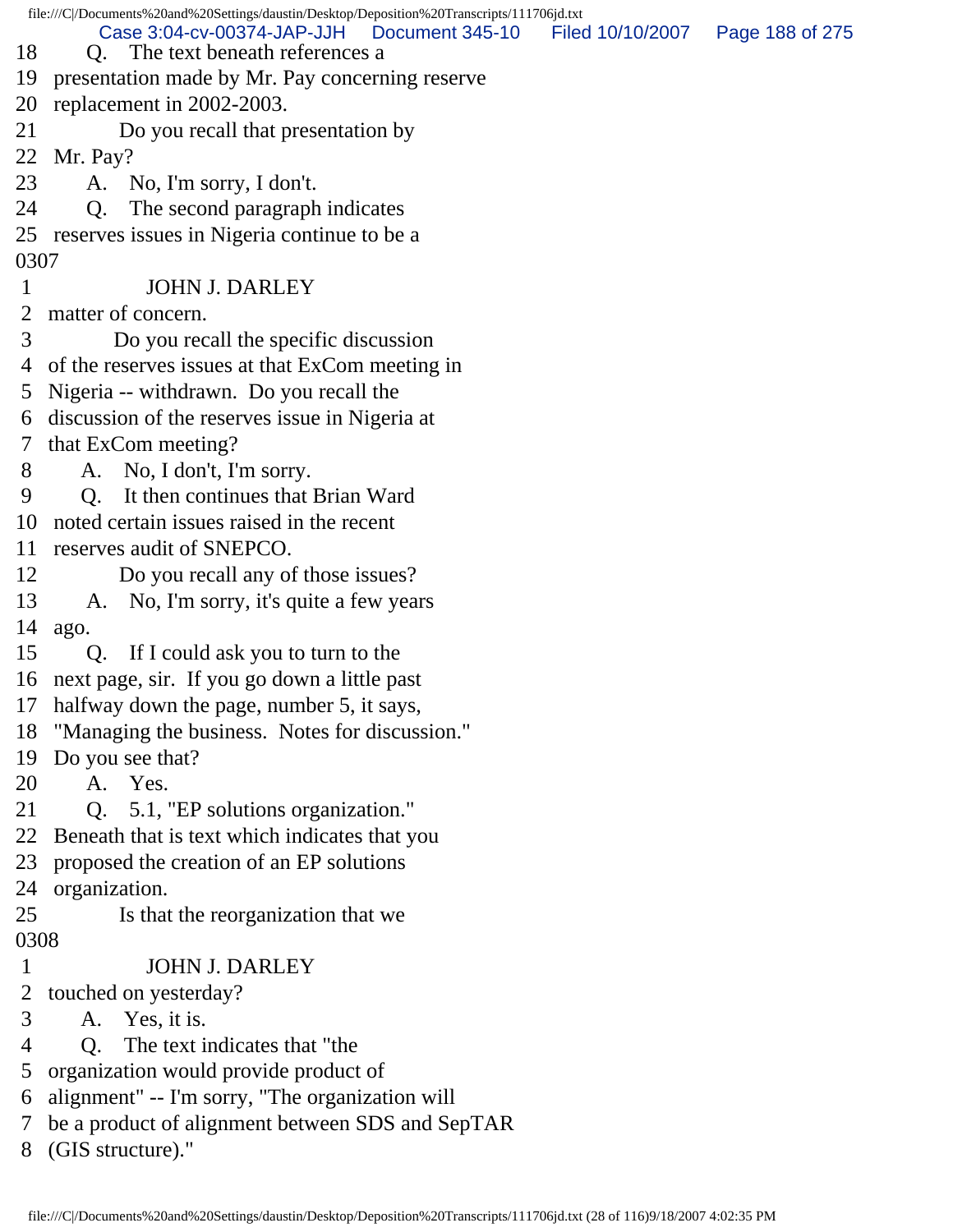18 Q. The text beneath references a
19 presentation made by Mr. Pay concerning reserve
20 replacement in 2002-2003.
21 Do you recall that presentation by
22 Mr. Pay?
23 A. No, I'm sorry, I don't.
24 Q. The second paragraph indicates
25 reserves issues in Nigeria continue to be a
0307
1 JOHN J. DARLEY
2 matter of concern.
3 Do you recall the specific discussion
4 of the reserves issues at that ExCom meeting in
5 Nigeria -- withdrawn. Do you recall the
6 discussion of the reserves issue in Nigeria at
7 that ExCom meeting?
8 A. No, I don't, I'm sorry.
9 Q. It then continues that Brian Ward
10 noted certain issues raised in the recent
11 reserves audit of SNEPCO.
12 Do you recall any of those issues?
13 A. No, I'm sorry, it's quite a few years
14 ago.
15 Q. If I could ask you to turn to the
16 next page, sir. If you go down a little past
17 halfway down the page, number 5, it says,
18 "Managing the business. Notes for discussion."
19 Do you see that?
20 A. Yes.
21 Q. 5.1, "EP solutions organization."
22 Beneath that is text which indicates that you
23 proposed the creation of an EP solutions
24 organization.
25 Is that the reorganization that we
0308
1 JOHN J. DARLEY
2 touched on yesterday?
3 A. Yes, it is.
4 Q. The text indicates that "the
5 organization would provide product of
6 alignment" -- I'm sorry, "The organization will
7 be a product of alignment between SDS and SepTAR
8 (GIS structure)."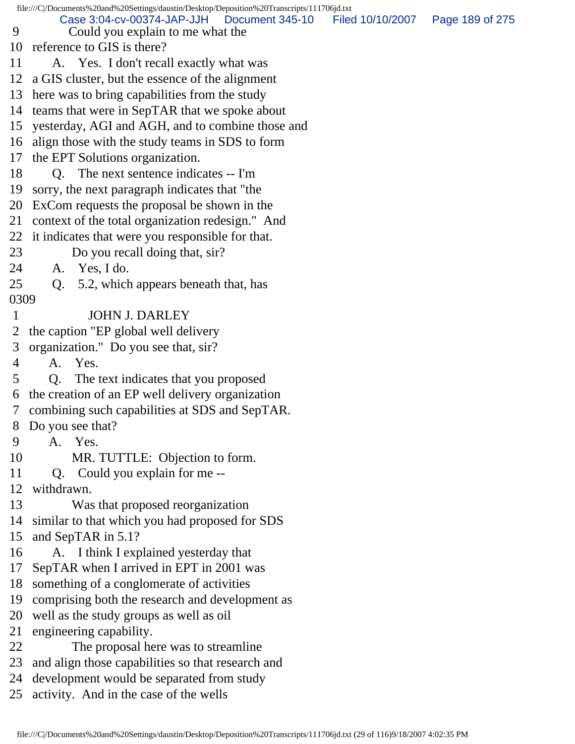9 Could you explain to me what the
10 reference to GIS is there?
11 A. Yes. I don't recall exactly what was
12 a GIS cluster, but the essence of the alignment
13 here was to bring capabilities from the study
14 teams that were in SepTAR that we spoke about
15 yesterday, AGI and AGH, and to combine those and
16 align those with the study teams in SDS to form
17 the EPT Solutions organization.
18 Q. The next sentence indicates -- I'm
19 sorry, the next paragraph indicates that "the
20 ExCom requests the proposal be shown in the
21 context of the total organization redesign." And
22 it indicates that were you responsible for that.
23 Do you recall doing that, sir?
24 A. Yes, I do.
25 Q. 5.2, which appears beneath that, has
0309
1 JOHN J. DARLEY
2 the caption "EP global well delivery
3 organization." Do you see that, sir?
4 A. Yes.
5 Q. The text indicates that you proposed
6 the creation of an EP well delivery organization
7 combining such capabilities at SDS and SepTAR.
8 Do you see that?
9 A. Yes.
10 MR. TUTTLE: Objection to form.
11 Q. Could you explain for me --
12 withdrawn.
13 Was that proposed reorganization
14 similar to that which you had proposed for SDS
15 and SepTAR in 5.1?
16 A. I think I explained yesterday that
17 SepTAR when I arrived in EPT in 2001 was
18 something of a conglomerate of activities
19 comprising both the research and development as
20 well as the study groups as well as oil
21 engineering capability.
22 The proposal here was to streamline
23 and align those capabilities so that research and
24 development would be separated from study
25 activity. And in the case of the wells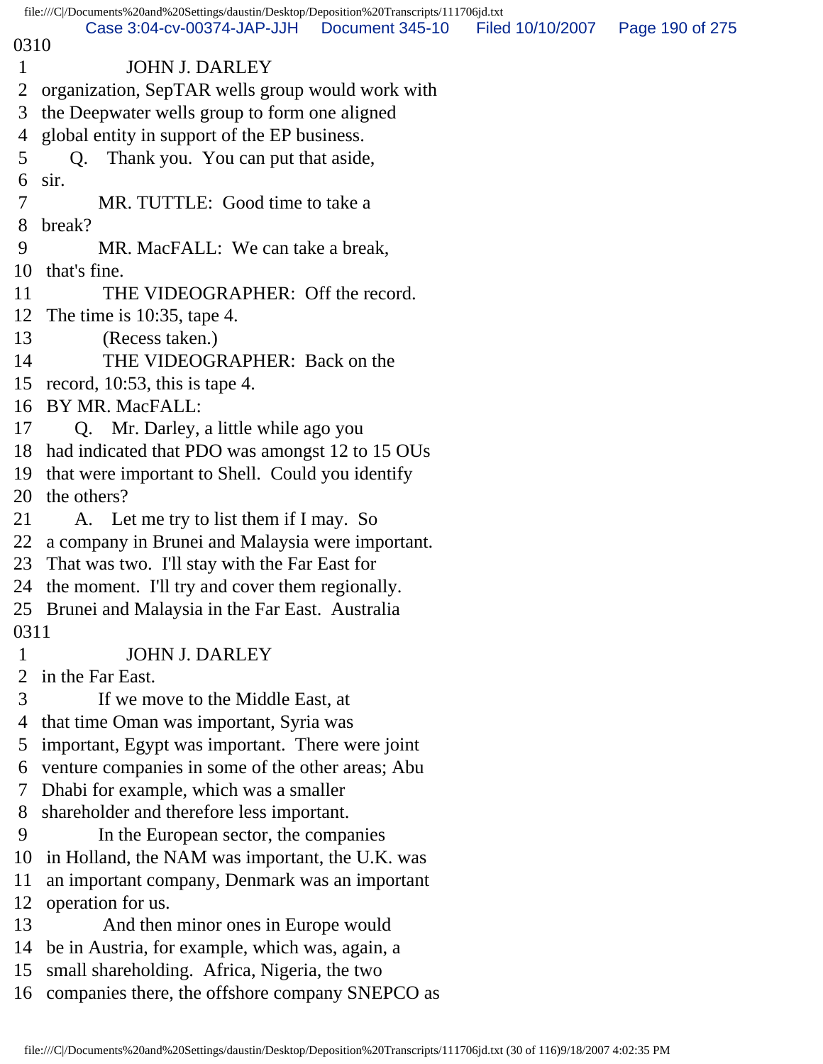0310

1 JOHN J. DARLEY
2 organization, SepTAR wells group would work with
3 the Deepwater wells group to form one aligned
4 global entity in support of the EP business.
5 Q. Thank you. You can put that aside,
6 sir.
7 MR. TUTTLE: Good time to take a
8 break?
9 MR. MacFALL: We can take a break,
10 that's fine.
11 THE VIDEOGRAPHER: Off the record.
12 The time is 10:35, tape 4.
13 (Recess taken.)
14 THE VIDEOGRAPHER: Back on the
15 record, 10:53, this is tape 4.
16 BY MR. MacFALL:
17 Q. Mr. Darley, a little while ago you
18 had indicated that PDO was amongst 12 to 15 OUs
19 that were important to Shell. Could you identify
20 the others?
21 A. Let me try to list them if I may. So
22 a company in Brunei and Malaysia were important.
23 That was two. I'll stay with the Far East for
24 the moment. I'll try and cover them regionally.
25 Brunei and Malaysia in the Far East. Australia

0311

1 JOHN J. DARLEY
2 in the Far East.
3 If we move to the Middle East, at
4 that time Oman was important, Syria was
5 important, Egypt was important. There were joint
6 venture companies in some of the other areas; Abu
7 Dhabi for example, which was a smaller
8 shareholder and therefore less important.
9 In the European sector, the companies
10 in Holland, the NAM was important, the U.K. was
11 an important company, Denmark was an important
12 operation for us.
13 And then minor ones in Europe would
14 be in Austria, for example, which was, again, a
15 small shareholding. Africa, Nigeria, the two
16 companies there, the offshore company SNEPCO as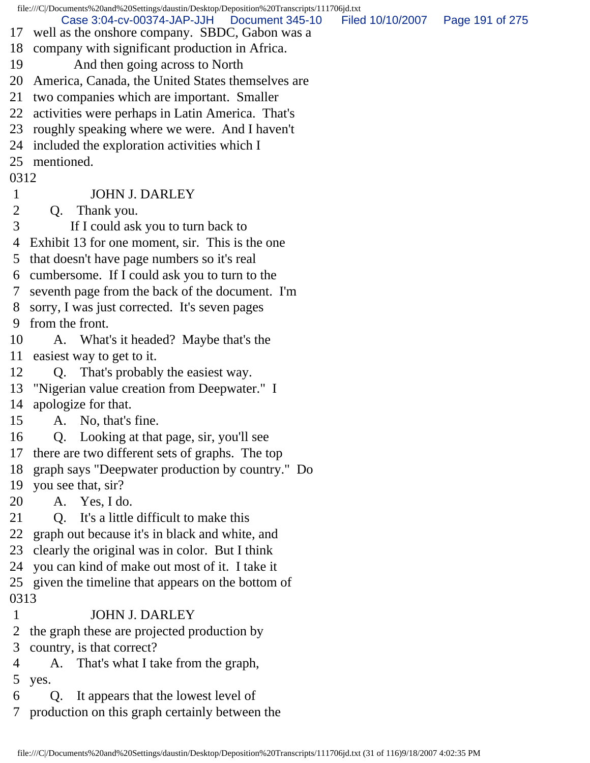17 well as the onshore company. SBDC, Gabon was a
18 company with significant production in Africa.
19 And then going across to North
20 America, Canada, the United States themselves are
21 two companies which are important. Smaller
22 activities were perhaps in Latin America. That's
23 roughly speaking where we were. And I haven't
24 included the exploration activities which I
25 mentioned.

0312

1 JOHN J. DARLEY
2 Q. Thank you.
3 If I could ask you to turn back to
4 Exhibit 13 for one moment, sir. This is the one
5 that doesn't have page numbers so it's real
6 cumbersome. If I could ask you to turn to the
7 seventh page from the back of the document. I'm
8 sorry, I was just corrected. It's seven pages
9 from the front.
10 A. What's it headed? Maybe that's the
11 easiest way to get to it.
12 Q. That's probably the easiest way.
13 "Nigerian value creation from Deepwater." I
14 apologize for that.
15 A. No, that's fine.
16 Q. Looking at that page, sir, you'll see
17 there are two different sets of graphs. The top
18 graph says "Deepwater production by country." Do
19 you see that, sir?
20 A. Yes, I do.
21 Q. It's a little difficult to make this
22 graph out because it's in black and white, and
23 clearly the original was in color. But I think
24 you can kind of make out most of it. I take it
25 given the timeline that appears on the bottom of

0313

1 JOHN J. DARLEY
2 the graph these are projected production by
3 country, is that correct?
4 A. That's what I take from the graph,
5 yes.
6 Q. It appears that the lowest level of
7 production on this graph certainly between the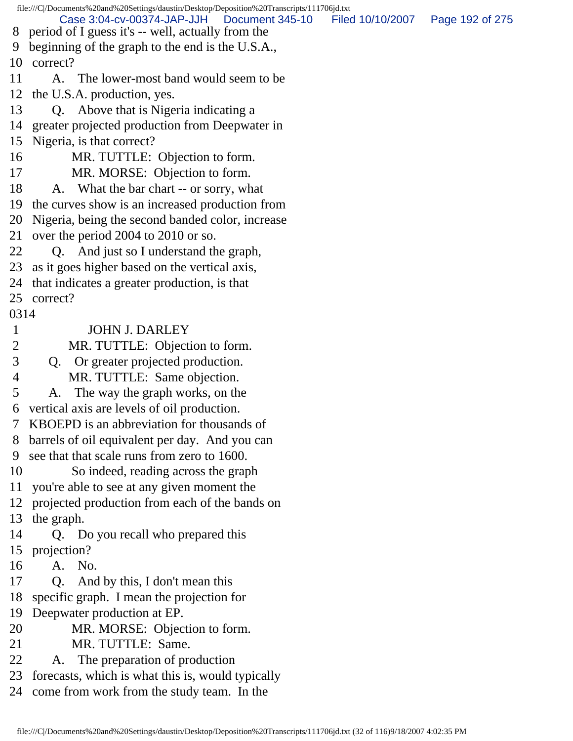8 period of I guess it's -- well, actually from the
9 beginning of the graph to the end is the U.S.A.,
10 correct?
11 A. The lower-most band would seem to be
12 the U.S.A. production, yes.
13 Q. Above that is Nigeria indicating a
14 greater projected production from Deepwater in
15 Nigeria, is that correct?
16 MR. TUTTLE: Objection to form.
17 MR. MORSE: Objection to form.
18 A. What the bar chart -- or sorry, what
19 the curves show is an increased production from
20 Nigeria, being the second banded color, increase
21 over the period 2004 to 2010 or so.
22 Q. And just so I understand the graph,
23 as it goes higher based on the vertical axis,
24 that indicates a greater production, is that
25 correct?

0314

1 JOHN J. DARLEY
2 MR. TUTTLE: Objection to form.
3 Q. Or greater projected production.
4 MR. TUTTLE: Same objection.
5 A. The way the graph works, on the
6 vertical axis are levels of oil production.
7 KBOEPD is an abbreviation for thousands of
8 barrels of oil equivalent per day. And you can
9 see that that scale runs from zero to 1600.
10 So indeed, reading across the graph
11 you're able to see at any given moment the
12 projected production from each of the bands on
13 the graph.
14 Q. Do you recall who prepared this
15 projection?
16 A. No.
17 Q. And by this, I don't mean this
18 specific graph. I mean the projection for
19 Deepwater production at EP.
20 MR. MORSE: Objection to form.
21 MR. TUTTLE: Same.
22 A. The preparation of production
23 forecasts, which is what this is, would typically
24 come from work from the study team. In the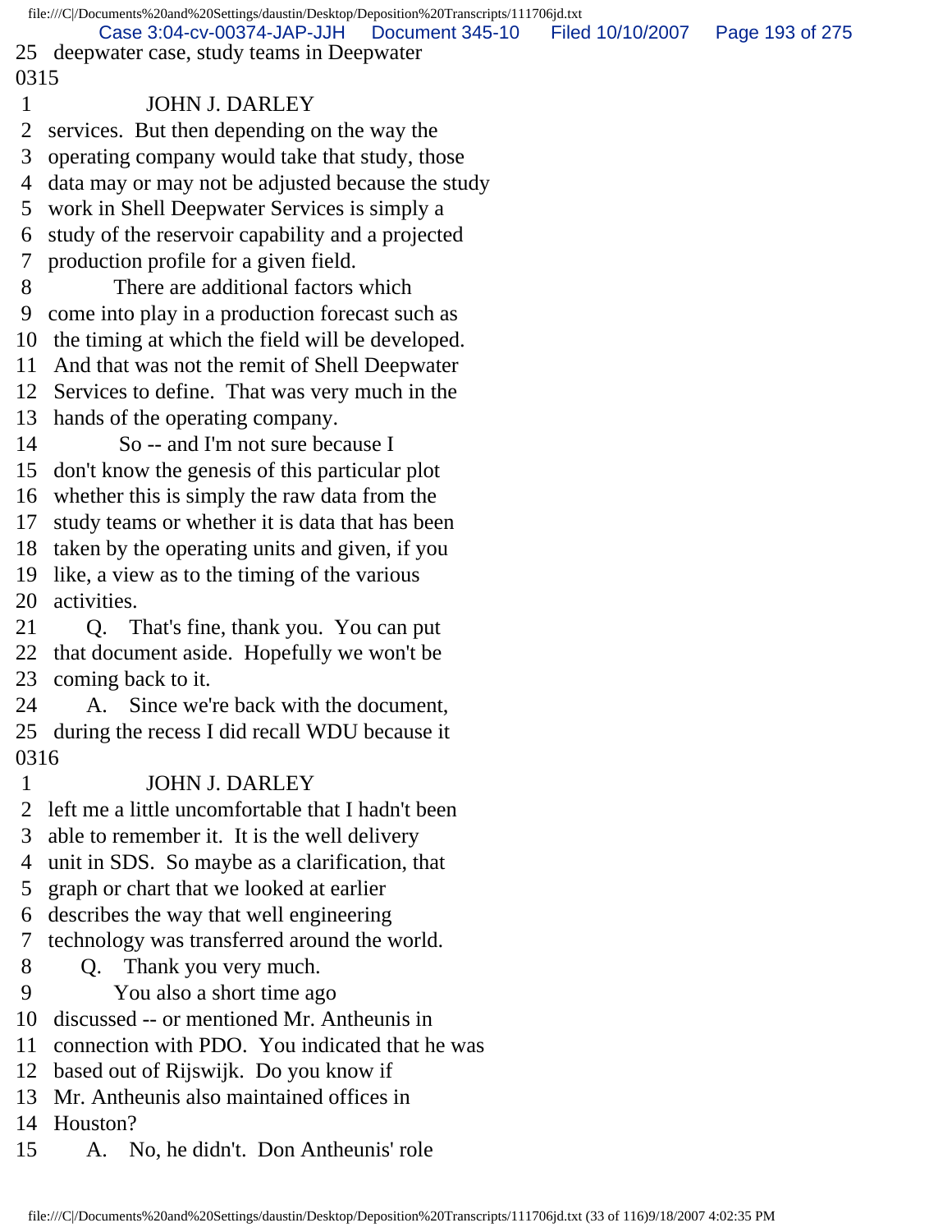25 deepwater case, study teams in Deepwater

0315

1 JOHN J. DARLEY

2 services. But then depending on the way the
3 operating company would take that study, those
4 data may or may not be adjusted because the study
5 work in Shell Deepwater Services is simply a
6 study of the reservoir capability and a projected
7 production profile for a given field.
8 There are additional factors which
9 come into play in a production forecast such as
10 the timing at which the field will be developed.
11 And that was not the remit of Shell Deepwater
12 Services to define. That was very much in the
13 hands of the operating company.
14 So -- and I'm not sure because I
15 don't know the genesis of this particular plot
16 whether this is simply the raw data from the
17 study teams or whether it is data that has been
18 taken by the operating units and given, if you
19 like, a view as to the timing of the various
20 activities.
21 Q. That's fine, thank you. You can put
22 that document aside. Hopefully we won't be
23 coming back to it.
24 A. Since we're back with the document,
25 during the recess I did recall WDU because it

0316

1 JOHN J. DARLEY

2 left me a little uncomfortable that I hadn't been
3 able to remember it. It is the well delivery
4 unit in SDS. So maybe as a clarification, that
5 graph or chart that we looked at earlier
6 describes the way that well engineering
7 technology was transferred around the world.
8 Q. Thank you very much.
9 You also a short time ago
10 discussed -- or mentioned Mr. Antheunis in
11 connection with PDO. You indicated that he was
12 based out of Rijswijk. Do you know if
13 Mr. Antheunis also maintained offices in
14 Houston?
15 A. No, he didn't. Don Antheunis' role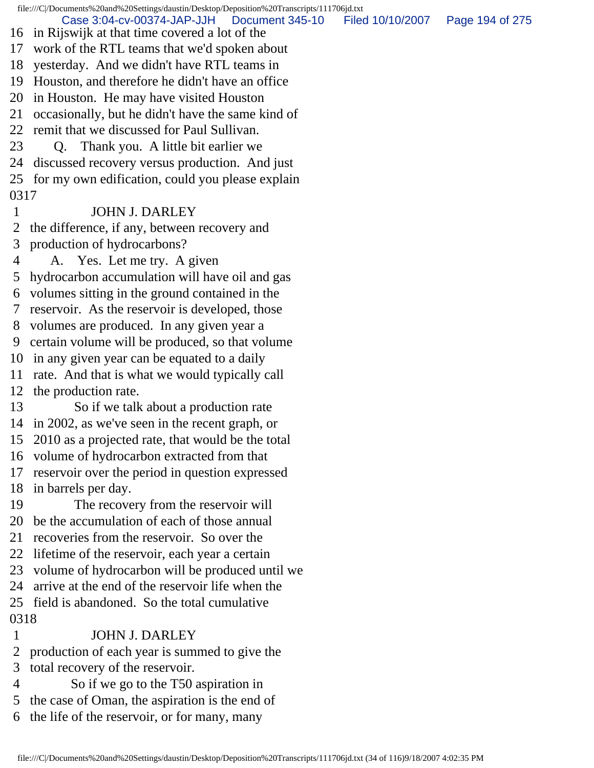16 in Rijswijk at that time covered a lot of the
17 work of the RTL teams that we'd spoken about
18 yesterday. And we didn't have RTL teams in
19 Houston, and therefore he didn't have an office
20 in Houston. He may have visited Houston
21 occasionally, but he didn't have the same kind of
22 remit that we discussed for Paul Sullivan.
23 Q. Thank you. A little bit earlier we
24 discussed recovery versus production. And just
25 for my own edification, could you please explain
0317
1 JOHN J. DARLEY
2 the difference, if any, between recovery and
3 production of hydrocarbons?
4 A. Yes. Let me try. A given
5 hydrocarbon accumulation will have oil and gas
6 volumes sitting in the ground contained in the
7 reservoir. As the reservoir is developed, those
8 volumes are produced. In any given year a
9 certain volume will be produced, so that volume
10 in any given year can be equated to a daily
11 rate. And that is what we would typically call
12 the production rate.
13 So if we talk about a production rate
14 in 2002, as we've seen in the recent graph, or
15 2010 as a projected rate, that would be the total
16 volume of hydrocarbon extracted from that
17 reservoir over the period in question expressed
18 in barrels per day.
19 The recovery from the reservoir will
20 be the accumulation of each of those annual
21 recoveries from the reservoir. So over the
22 lifetime of the reservoir, each year a certain
23 volume of hydrocarbon will be produced until we
24 arrive at the end of the reservoir life when the
25 field is abandoned. So the total cumulative
0318
1 JOHN J. DARLEY
2 production of each year is summed to give the
3 total recovery of the reservoir.
4 So if we go to the T50 aspiration in
5 the case of Oman, the aspiration is the end of
6 the life of the reservoir, or for many, many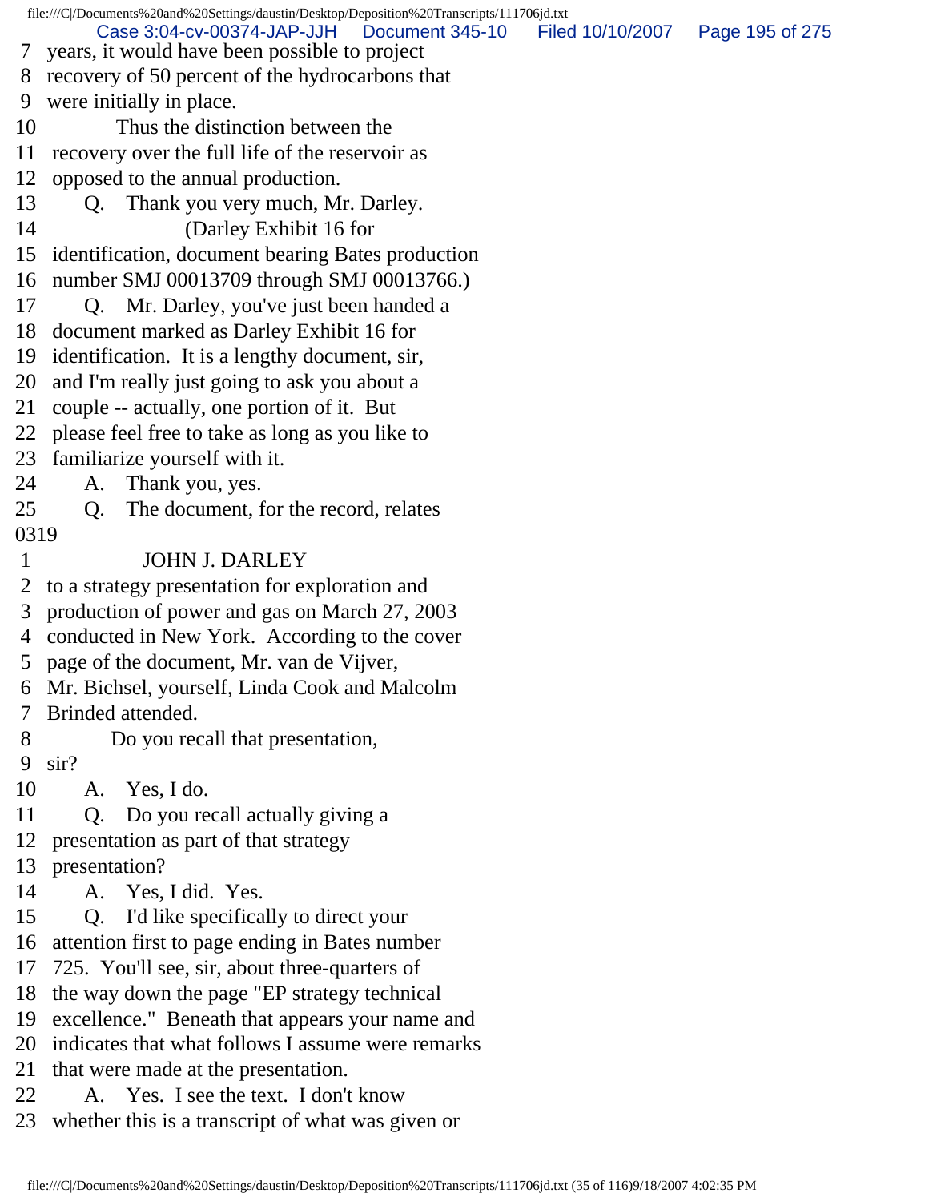7 years, it would have been possible to project
8 recovery of 50 percent of the hydrocarbons that
9 were initially in place.
10 Thus the distinction between the
11 recovery over the full life of the reservoir as
12 opposed to the annual production.
13 Q. Thank you very much, Mr. Darley.
14 (Darley Exhibit 16 for
15 identification, document bearing Bates production
16 number SMJ 00013709 through SMJ 00013766.)
17 Q. Mr. Darley, you've just been handed a
18 document marked as Darley Exhibit 16 for
19 identification. It is a lengthy document, sir,
20 and I'm really just going to ask you about a
21 couple -- actually, one portion of it. But
22 please feel free to take as long as you like to
23 familiarize yourself with it.
24 A. Thank you, yes.
25 Q. The document, for the record, relates
0319
1 JOHN J. DARLEY
2 to a strategy presentation for exploration and
3 production of power and gas on March 27, 2003
4 conducted in New York. According to the cover
5 page of the document, Mr. van de Vijver,
6 Mr. Bichsel, yourself, Linda Cook and Malcolm
7 Brinded attended.
8 Do you recall that presentation,
9 sir?
10 A. Yes, I do.
11 Q. Do you recall actually giving a
12 presentation as part of that strategy
13 presentation?
14 A. Yes, I did. Yes.
15 Q. I'd like specifically to direct your
16 attention first to page ending in Bates number
17 725. You'll see, sir, about three-quarters of
18 the way down the page "EP strategy technical
19 excellence." Beneath that appears your name and
20 indicates that what follows I assume were remarks
21 that were made at the presentation.
22 A. Yes. I see the text. I don't know
23 whether this is a transcript of what was given or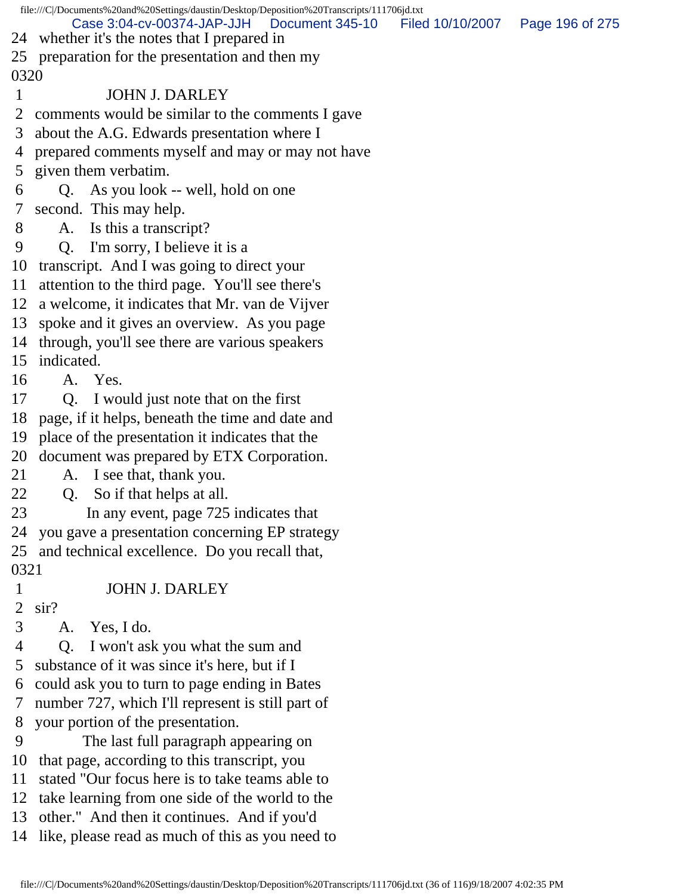24 whether it's the notes that I prepared in
25 preparation for the presentation and then my
0320
1 JOHN J. DARLEY
2 comments would be similar to the comments I gave
3 about the A.G. Edwards presentation where I
4 prepared comments myself and may or may not have
5 given them verbatim.
6 Q. As you look -- well, hold on one
7 second. This may help.
8 A. Is this a transcript?
9 Q. I'm sorry, I believe it is a
10 transcript. And I was going to direct your
11 attention to the third page. You'll see there's
12 a welcome, it indicates that Mr. van de Vijver
13 spoke and it gives an overview. As you page
14 through, you'll see there are various speakers
15 indicated.
16 A. Yes.
17 Q. I would just note that on the first
18 page, if it helps, beneath the time and date and
19 place of the presentation it indicates that the
20 document was prepared by ETX Corporation.
21 A. I see that, thank you.
22 Q. So if that helps at all.
23 In any event, page 725 indicates that
24 you gave a presentation concerning EP strategy
25 and technical excellence. Do you recall that,
0321
1 JOHN J. DARLEY
2 sir?
3 A. Yes, I do.
4 Q. I won't ask you what the sum and
5 substance of it was since it's here, but if I
6 could ask you to turn to page ending in Bates
7 number 727, which I'll represent is still part of
8 your portion of the presentation.
9 The last full paragraph appearing on
10 that page, according to this transcript, you
11 stated "Our focus here is to take teams able to
12 take learning from one side of the world to the
13 other." And then it continues. And if you'd
14 like, please read as much of this as you need to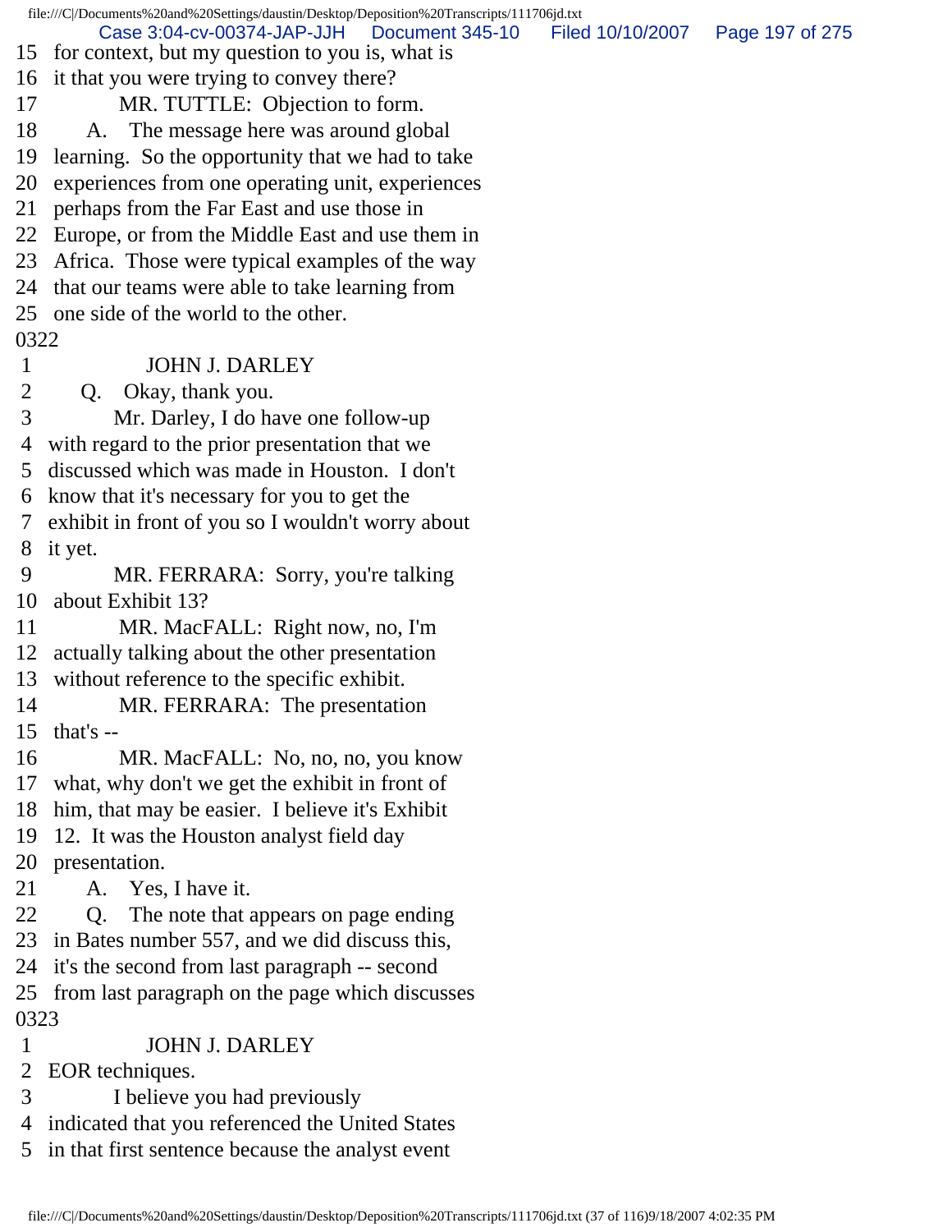15 for context, but my question to you is, what is
16 it that you were trying to convey there?
17 MR. TUTTLE: Objection to form.
18 A. The message here was around global
19 learning. So the opportunity that we had to take
20 experiences from one operating unit, experiences
21 perhaps from the Far East and use those in
22 Europe, or from the Middle East and use them in
23 Africa. Those were typical examples of the way
24 that our teams were able to take learning from
25 one side of the world to the other.

0322

1 JOHN J. DARLEY
2 Q. Okay, thank you.
3 Mr. Darley, I do have one follow-up
4 with regard to the prior presentation that we
5 discussed which was made in Houston. I don't
6 know that it's necessary for you to get the
7 exhibit in front of you so I wouldn't worry about
8 it yet.
9 MR. FERRARA: Sorry, you're talking
10 about Exhibit 13?
11 MR. MacFALL: Right now, no, I'm
12 actually talking about the other presentation
13 without reference to the specific exhibit.
14 MR. FERRARA: The presentation
15 that's --
16 MR. MacFALL: No, no, no, you know
17 what, why don't we get the exhibit in front of
18 him, that may be easier. I believe it's Exhibit
19 12. It was the Houston analyst field day
20 presentation.
21 A. Yes, I have it.
22 Q. The note that appears on page ending
23 in Bates number 557, and we did discuss this,
24 it's the second from last paragraph -- second
25 from last paragraph on the page which discusses

0323

1 JOHN J. DARLEY
2 EOR techniques.
3 I believe you had previously
4 indicated that you referenced the United States
5 in that first sentence because the analyst event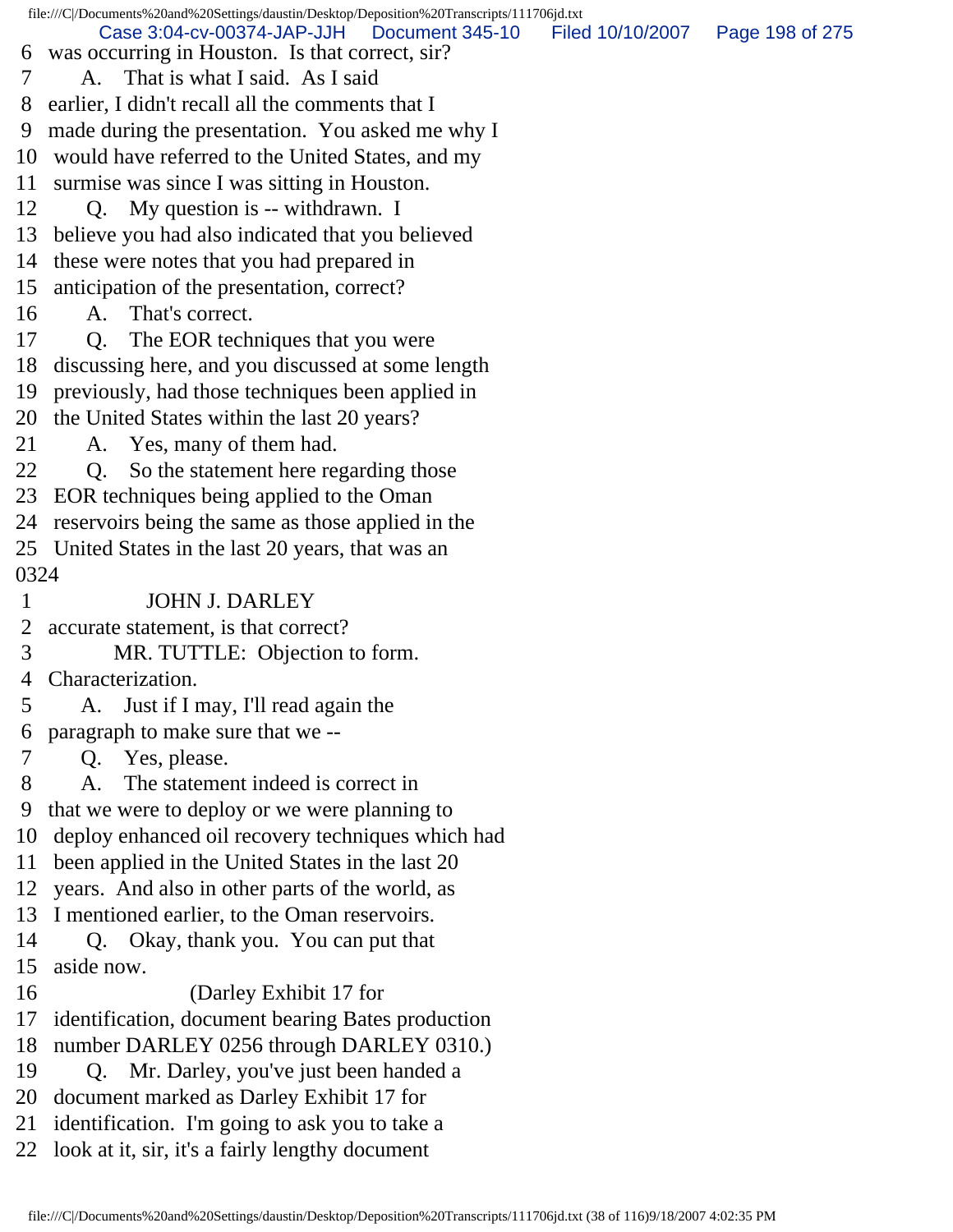6 was occurring in Houston. Is that correct, sir?
7 A. That is what I said. As I said
8 earlier, I didn't recall all the comments that I
9 made during the presentation. You asked me why I
10 would have referred to the United States, and my
11 surmise was since I was sitting in Houston.
12 Q. My question is -- withdrawn. I
13 believe you had also indicated that you believed
14 these were notes that you had prepared in
15 anticipation of the presentation, correct?
16 A. That's correct.
17 Q. The EOR techniques that you were
18 discussing here, and you discussed at some length
19 previously, had those techniques been applied in
20 the United States within the last 20 years?
21 A. Yes, many of them had.
22 Q. So the statement here regarding those
23 EOR techniques being applied to the Oman
24 reservoirs being the same as those applied in the
25 United States in the last 20 years, that was an
0324
1 JOHN J. DARLEY
2 accurate statement, is that correct?
3 MR. TUTTLE: Objection to form.
4 Characterization.
5 A. Just if I may, I'll read again the
6 paragraph to make sure that we --
7 Q. Yes, please.
8 A. The statement indeed is correct in
9 that we were to deploy or we were planning to
10 deploy enhanced oil recovery techniques which had
11 been applied in the United States in the last 20
12 years. And also in other parts of the world, as
13 I mentioned earlier, to the Oman reservoirs.
14 Q. Okay, thank you. You can put that
15 aside now.
16 (Darley Exhibit 17 for
17 identification, document bearing Bates production
18 number DARLEY 0256 through DARLEY 0310.)
19 Q. Mr. Darley, you've just been handed a
20 document marked as Darley Exhibit 17 for
21 identification. I'm going to ask you to take a
22 look at it, sir, it's a fairly lengthy document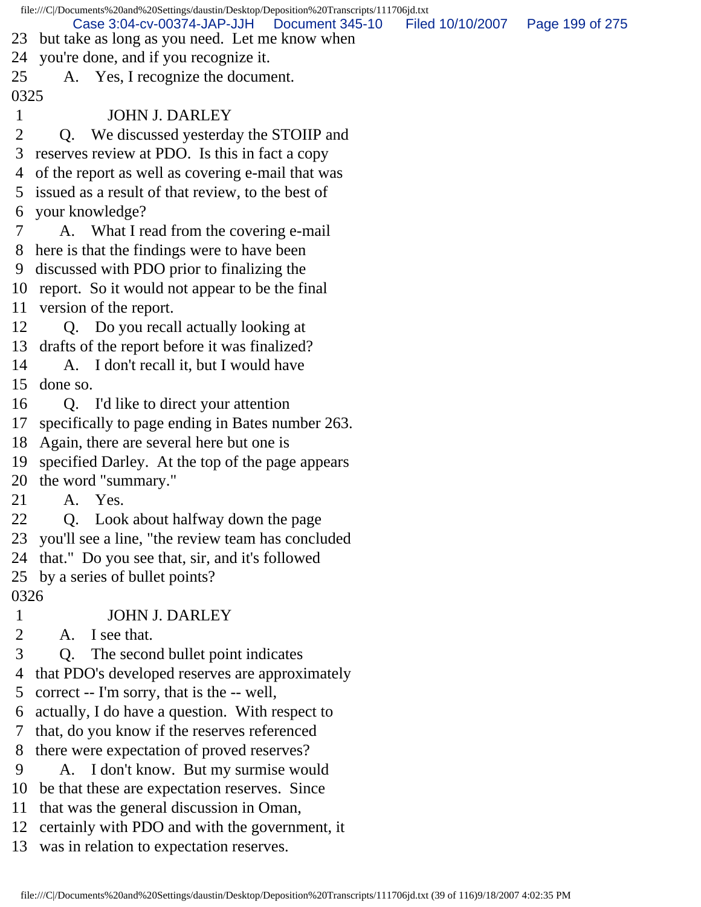23 but take as long as you need. Let me know when
24 you're done, and if you recognize it.
25 A. Yes, I recognize the document.
0325
1 JOHN J. DARLEY
2 Q. We discussed yesterday the STOIIP and
3 reserves review at PDO. Is this in fact a copy
4 of the report as well as covering e-mail that was
5 issued as a result of that review, to the best of
6 your knowledge?
7 A. What I read from the covering e-mail
8 here is that the findings were to have been
9 discussed with PDO prior to finalizing the
10 report. So it would not appear to be the final
11 version of the report.
12 Q. Do you recall actually looking at
13 drafts of the report before it was finalized?
14 A. I don't recall it, but I would have
15 done so.
16 Q. I'd like to direct your attention
17 specifically to page ending in Bates number 263.
18 Again, there are several here but one is
19 specified Darley. At the top of the page appears
20 the word "summary."
21 A. Yes.
22 Q. Look about halfway down the page
23 you'll see a line, "the review team has concluded
24 that." Do you see that, sir, and it's followed
25 by a series of bullet points?
0326
1 JOHN J. DARLEY
2 A. I see that.
3 Q. The second bullet point indicates
4 that PDO's developed reserves are approximately
5 correct -- I'm sorry, that is the -- well,
6 actually, I do have a question. With respect to
7 that, do you know if the reserves referenced
8 there were expectation of proved reserves?
9 A. I don't know. But my surmise would
10 be that these are expectation reserves. Since
11 that was the general discussion in Oman,
12 certainly with PDO and with the government, it
13 was in relation to expectation reserves.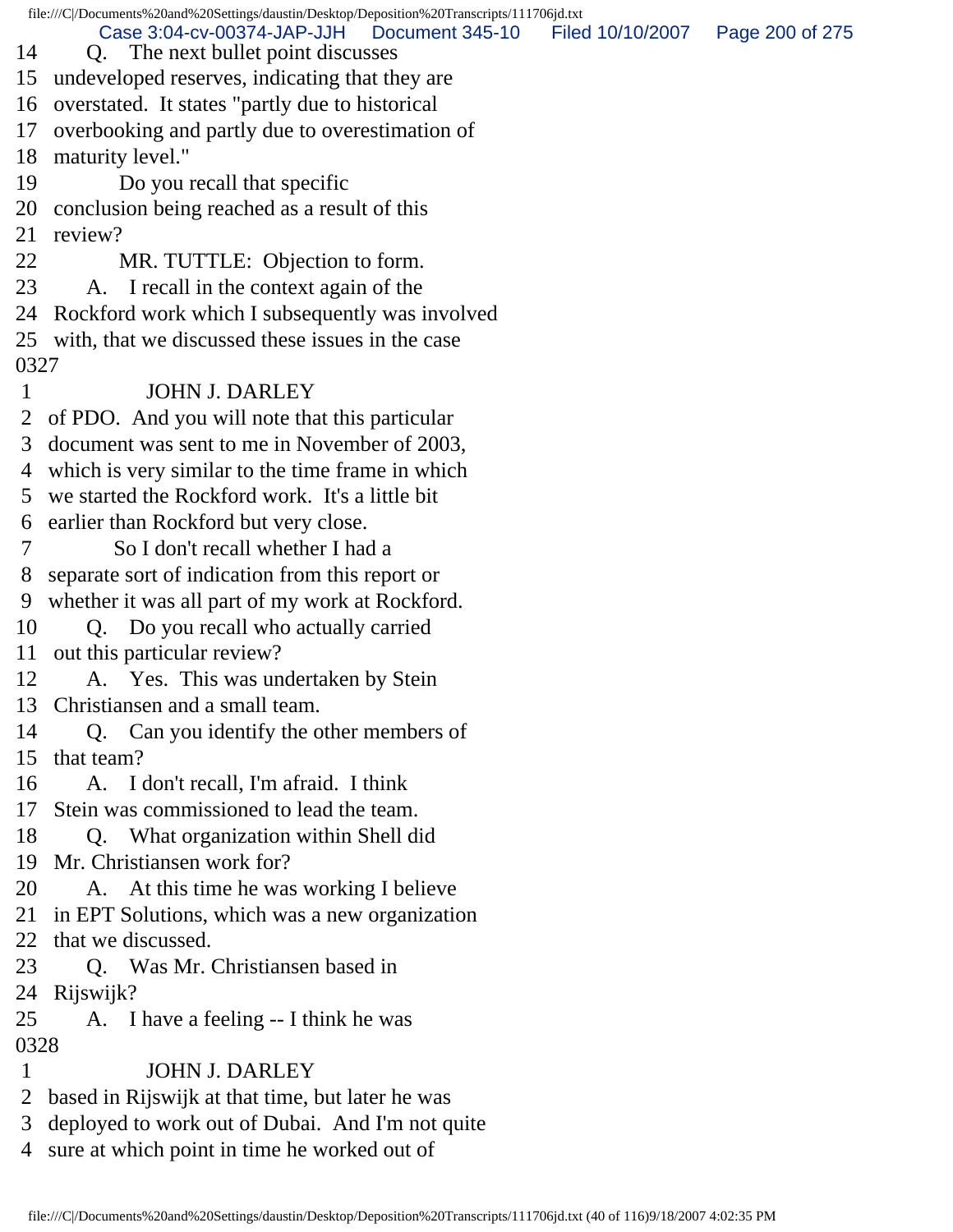14 Q. The next bullet point discusses
15 undeveloped reserves, indicating that they are
16 overstated. It states "partly due to historical
17 overbooking and partly due to overestimation of
18 maturity level."
19 Do you recall that specific
20 conclusion being reached as a result of this
21 review?
22 MR. TUTTLE: Objection to form.
23 A. I recall in the context again of the
24 Rockford work which I subsequently was involved
25 with, that we discussed these issues in the case
0327
1 JOHN J. DARLEY
2 of PDO. And you will note that this particular
3 document was sent to me in November of 2003,
4 which is very similar to the time frame in which
5 we started the Rockford work. It's a little bit
6 earlier than Rockford but very close.
7 So I don't recall whether I had a
8 separate sort of indication from this report or
9 whether it was all part of my work at Rockford.
10 Q. Do you recall who actually carried
11 out this particular review?
12 A. Yes. This was undertaken by Stein
13 Christiansen and a small team.
14 Q. Can you identify the other members of
15 that team?
16 A. I don't recall, I'm afraid. I think
17 Stein was commissioned to lead the team.
18 Q. What organization within Shell did
19 Mr. Christiansen work for?
20 A. At this time he was working I believe
21 in EPT Solutions, which was a new organization
22 that we discussed.
23 Q. Was Mr. Christiansen based in
24 Rijswijk?
25 A. I have a feeling -- I think he was
0328
1 JOHN J. DARLEY
2 based in Rijswijk at that time, but later he was
3 deployed to work out of Dubai. And I'm not quite
4 sure at which point in time he worked out of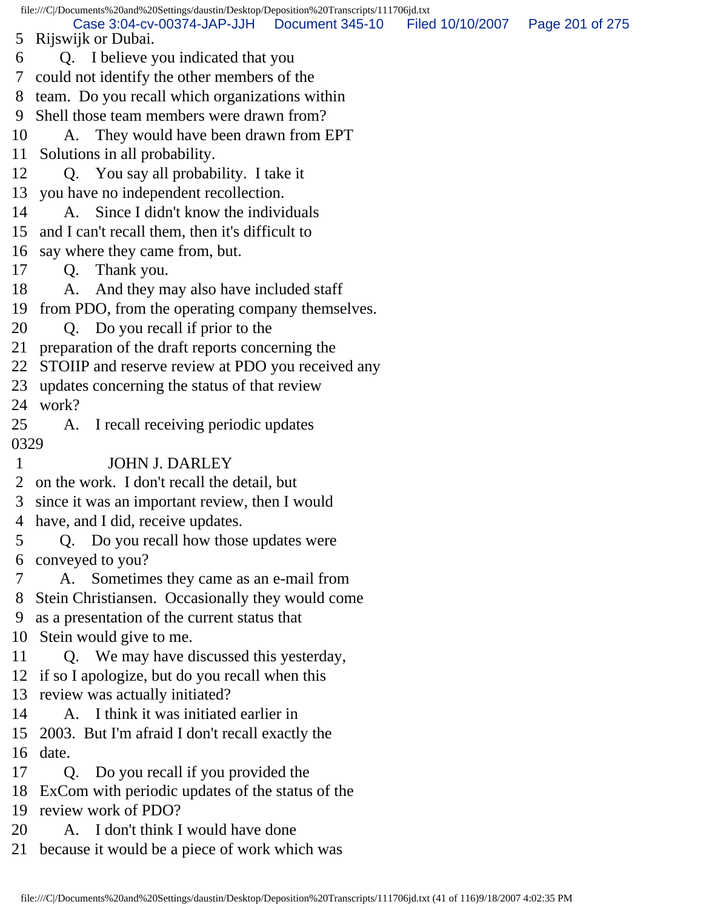5 Rijswijk or Dubai.
6 Q. I believe you indicated that you
7 could not identify the other members of the
8 team. Do you recall which organizations within
9 Shell those team members were drawn from?
10 A. They would have been drawn from EPT
11 Solutions in all probability.
12 Q. You say all probability. I take it
13 you have no independent recollection.
14 A. Since I didn't know the individuals
15 and I can't recall them, then it's difficult to
16 say where they came from, but.
17 Q. Thank you.
18 A. And they may also have included staff
19 from PDO, from the operating company themselves.
20 Q. Do you recall if prior to the
21 preparation of the draft reports concerning the
22 STOIIP and reserve review at PDO you received any
23 updates concerning the status of that review
24 work?
25 A. I recall receiving periodic updates
0329
1 JOHN J. DARLEY
2 on the work. I don't recall the detail, but
3 since it was an important review, then I would
4 have, and I did, receive updates.
5 Q. Do you recall how those updates were
6 conveyed to you?
7 A. Sometimes they came as an e-mail from
8 Stein Christiansen. Occasionally they would come
9 as a presentation of the current status that
10 Stein would give to me.
11 Q. We may have discussed this yesterday,
12 if so I apologize, but do you recall when this
13 review was actually initiated?
14 A. I think it was initiated earlier in
15 2003. But I'm afraid I don't recall exactly the
16 date.
17 Q. Do you recall if you provided the
18 ExCom with periodic updates of the status of the
19 review work of PDO?
20 A. I don't think I would have done
21 because it would be a piece of work which was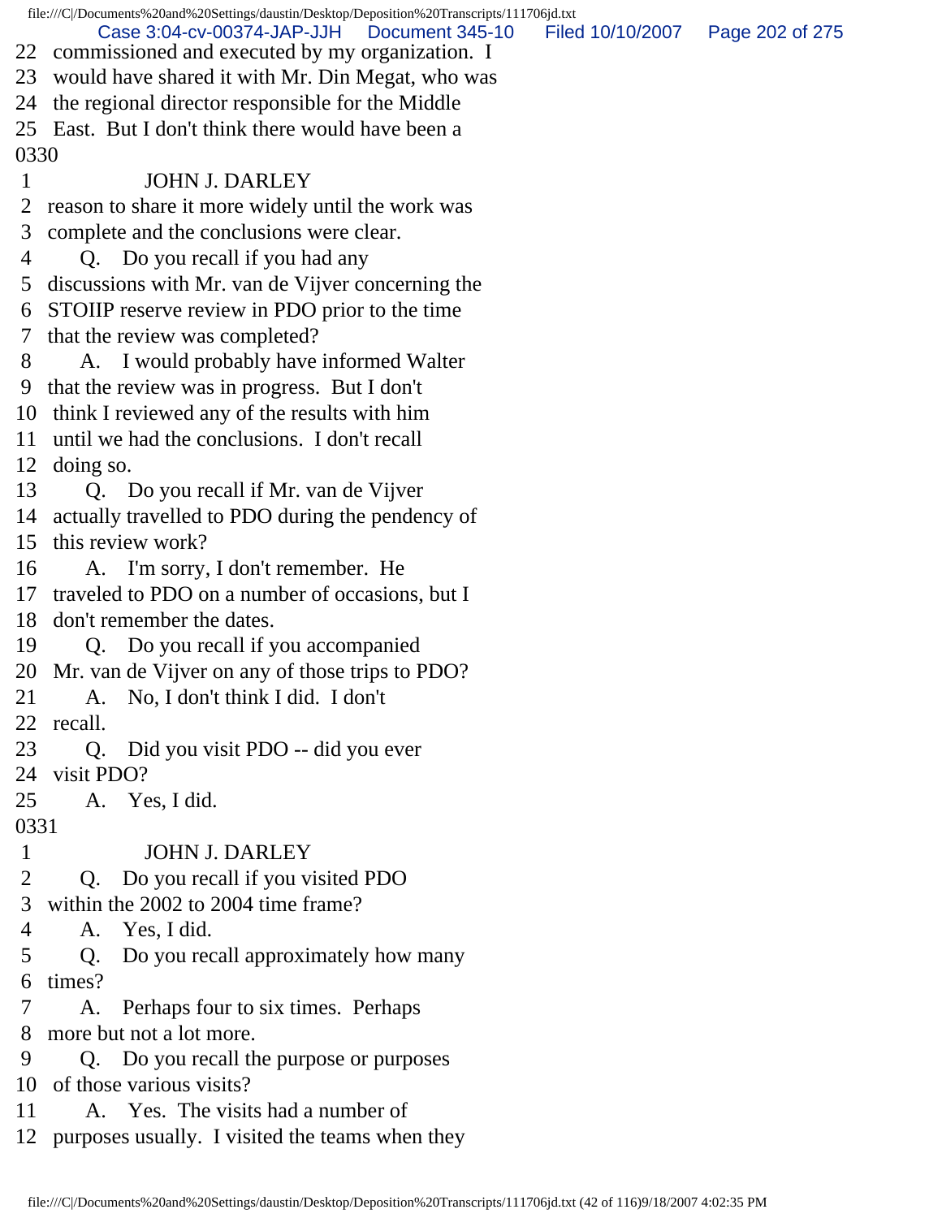22 commissioned and executed by my organization. I
23 would have shared it with Mr. Din Megat, who was
24 the regional director responsible for the Middle
25 East. But I don't think there would have been a
0330
1 JOHN J. DARLEY
2 reason to share it more widely until the work was
3 complete and the conclusions were clear.
4 Q. Do you recall if you had any
5 discussions with Mr. van de Vijver concerning the
6 STOIIP reserve review in PDO prior to the time
7 that the review was completed?
8 A. I would probably have informed Walter
9 that the review was in progress. But I don't
10 think I reviewed any of the results with him
11 until we had the conclusions. I don't recall
12 doing so.
13 Q. Do you recall if Mr. van de Vijver
14 actually travelled to PDO during the pendency of
15 this review work?
16 A. I'm sorry, I don't remember. He
17 traveled to PDO on a number of occasions, but I
18 don't remember the dates.
19 Q. Do you recall if you accompanied
20 Mr. van de Vijver on any of those trips to PDO?
21 A. No, I don't think I did. I don't
22 recall.
23 Q. Did you visit PDO -- did you ever
24 visit PDO?
25 A. Yes, I did.
0331
1 JOHN J. DARLEY
2 Q. Do you recall if you visited PDO
3 within the 2002 to 2004 time frame?
4 A. Yes, I did.
5 Q. Do you recall approximately how many
6 times?
7 A. Perhaps four to six times. Perhaps
8 more but not a lot more.
9 Q. Do you recall the purpose or purposes
10 of those various visits?
11 A. Yes. The visits had a number of
12 purposes usually. I visited the teams when they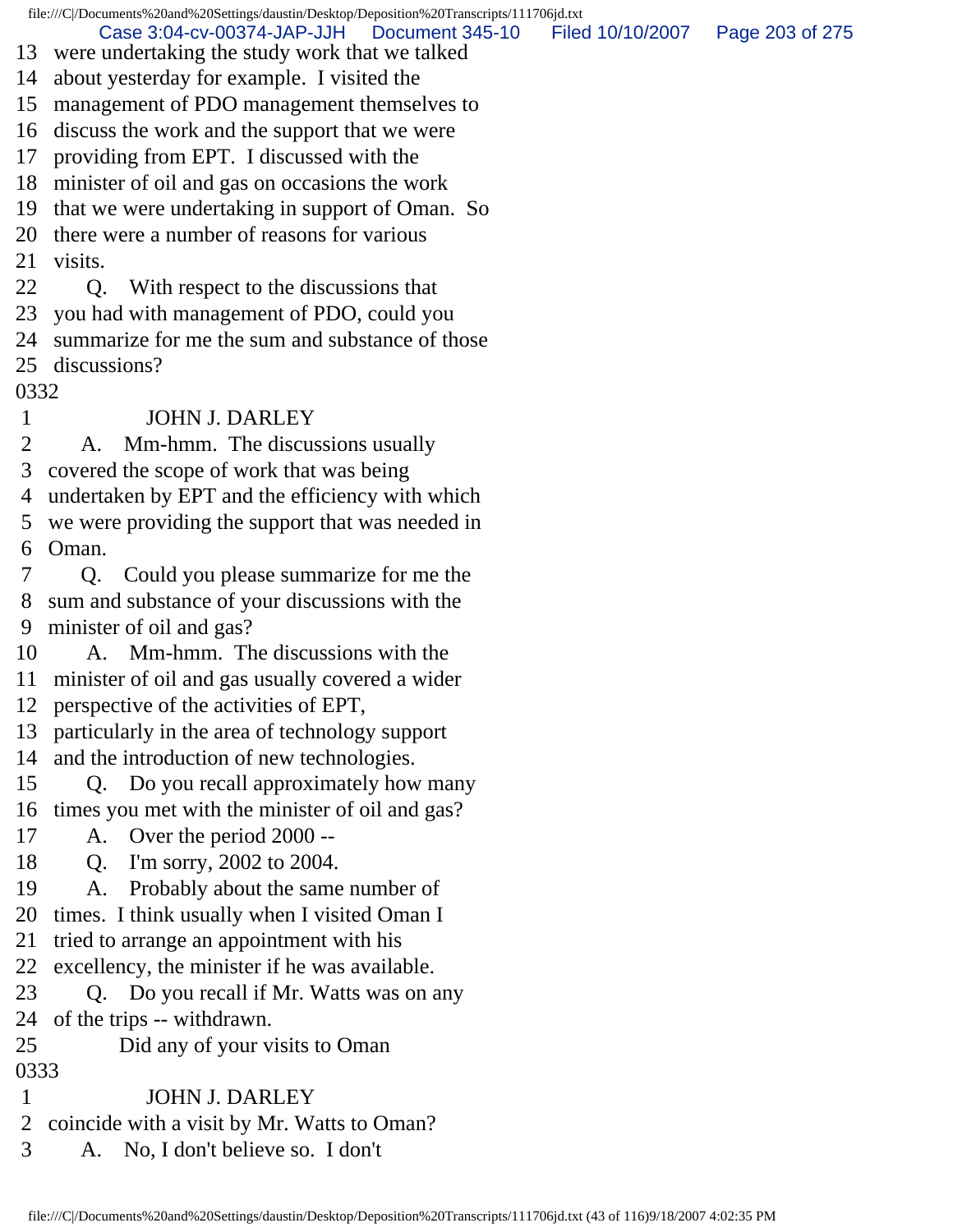13 were undertaking the study work that we talked
14 about yesterday for example. I visited the
15 management of PDO management themselves to
16 discuss the work and the support that we were
17 providing from EPT. I discussed with the
18 minister of oil and gas on occasions the work
19 that we were undertaking in support of Oman. So
20 there were a number of reasons for various
21 visits.
22 Q. With respect to the discussions that
23 you had with management of PDO, could you
24 summarize for me the sum and substance of those
25 discussions?
0332
1 JOHN J. DARLEY
2 A. Mm-hmm. The discussions usually
3 covered the scope of work that was being
4 undertaken by EPT and the efficiency with which
5 we were providing the support that was needed in
6 Oman.
7 Q. Could you please summarize for me the
8 sum and substance of your discussions with the
9 minister of oil and gas?
10 A. Mm-hmm. The discussions with the
11 minister of oil and gas usually covered a wider
12 perspective of the activities of EPT,
13 particularly in the area of technology support
14 and the introduction of new technologies.
15 Q. Do you recall approximately how many
16 times you met with the minister of oil and gas?
17 A. Over the period 2000 --
18 Q. I'm sorry, 2002 to 2004.
19 A. Probably about the same number of
20 times. I think usually when I visited Oman I
21 tried to arrange an appointment with his
22 excellency, the minister if he was available.
23 Q. Do you recall if Mr. Watts was on any
24 of the trips -- withdrawn.
25 Did any of your visits to Oman
0333
1 JOHN J. DARLEY
2 coincide with a visit by Mr. Watts to Oman?
3 A. No, I don't believe so. I don't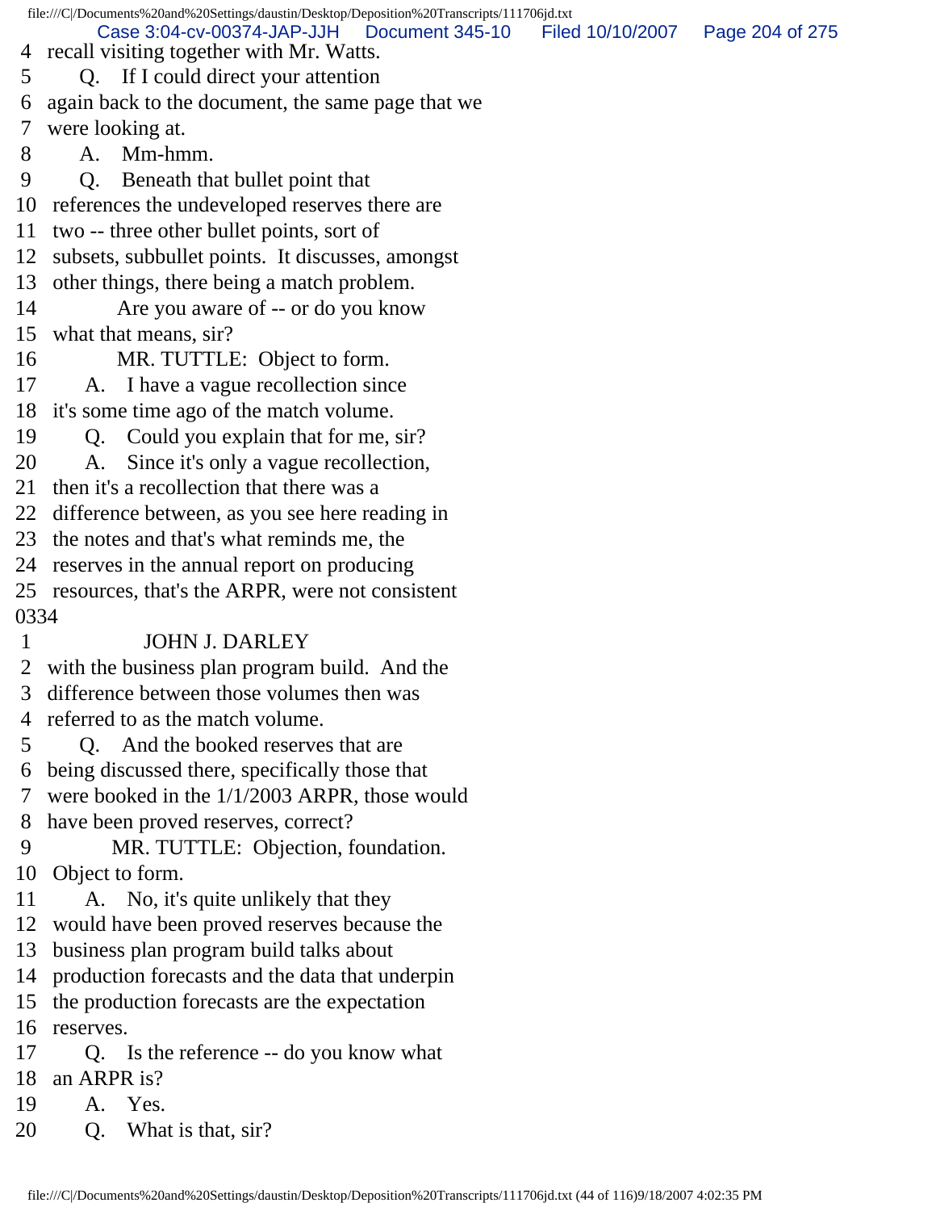4 recall visiting together with Mr. Watts.
5 Q. If I could direct your attention
6 again back to the document, the same page that we
7 were looking at.
8 A. Mm-hmm.
9 Q. Beneath that bullet point that
10 references the undeveloped reserves there are
11 two -- three other bullet points, sort of
12 subsets, subbullet points. It discusses, amongst
13 other things, there being a match problem.
14 Are you aware of -- or do you know
15 what that means, sir?
16 MR. TUTTLE: Object to form.
17 A. I have a vague recollection since
18 it's some time ago of the match volume.
19 Q. Could you explain that for me, sir?
20 A. Since it's only a vague recollection,
21 then it's a recollection that there was a
22 difference between, as you see here reading in
23 the notes and that's what reminds me, the
24 reserves in the annual report on producing
25 resources, that's the ARPR, were not consistent
0334
1 JOHN J. DARLEY
2 with the business plan program build. And the
3 difference between those volumes then was
4 referred to as the match volume.
5 Q. And the booked reserves that are
6 being discussed there, specifically those that
7 were booked in the 1/1/2003 ARPR, those would
8 have been proved reserves, correct?
9 MR. TUTTLE: Objection, foundation.
10 Object to form.
11 A. No, it's quite unlikely that they
12 would have been proved reserves because the
13 business plan program build talks about
14 production forecasts and the data that underpin
15 the production forecasts are the expectation
16 reserves.
17 Q. Is the reference -- do you know what
18 an ARPR is?
19 A. Yes.
20 Q. What is that, sir?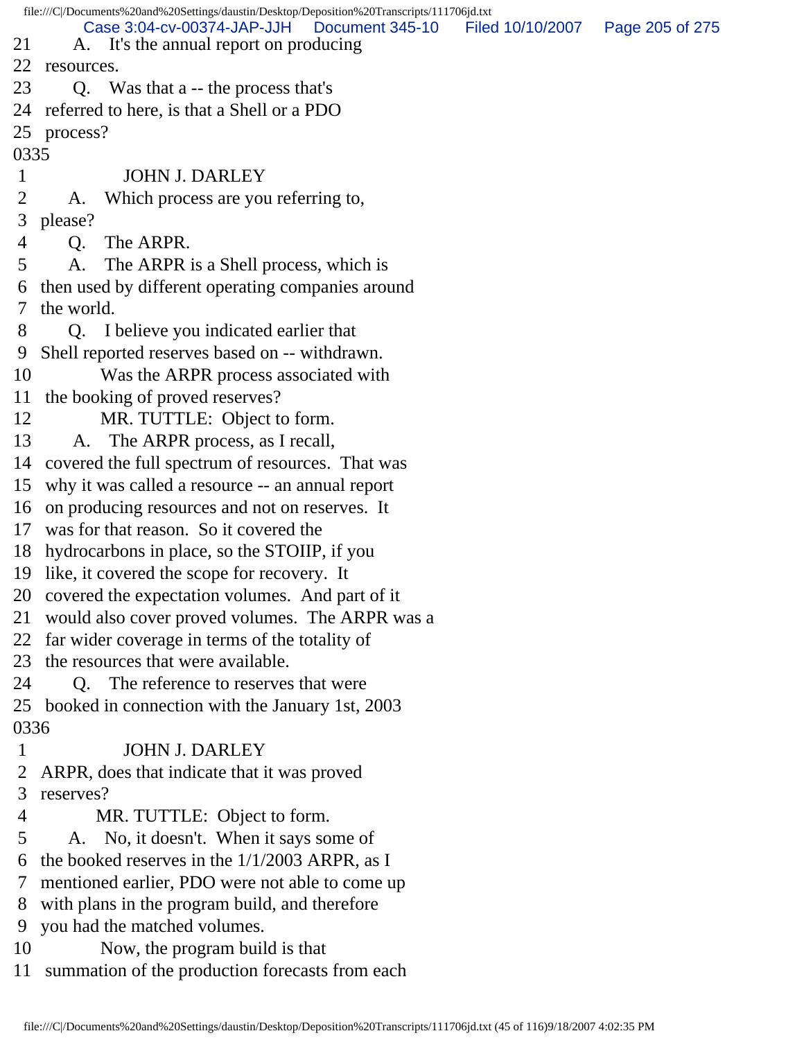21 A. It's the annual report on producing
22 resources.
23 Q. Was that a -- the process that's
24 referred to here, is that a Shell or a PDO
25 process?
0335
1 JOHN J. DARLEY
2 A. Which process are you referring to,
3 please?
4 Q. The ARPR.
5 A. The ARPR is a Shell process, which is
6 then used by different operating companies around
7 the world.
8 Q. I believe you indicated earlier that
9 Shell reported reserves based on -- withdrawn.
10 Was the ARPR process associated with
11 the booking of proved reserves?
12 MR. TUTTLE: Object to form.
13 A. The ARPR process, as I recall,
14 covered the full spectrum of resources. That was
15 why it was called a resource -- an annual report
16 on producing resources and not on reserves. It
17 was for that reason. So it covered the
18 hydrocarbons in place, so the STOIIP, if you
19 like, it covered the scope for recovery. It
20 covered the expectation volumes. And part of it
21 would also cover proved volumes. The ARPR was a
22 far wider coverage in terms of the totality of
23 the resources that were available.
24 Q. The reference to reserves that were
25 booked in connection with the January 1st, 2003
0336
1 JOHN J. DARLEY
2 ARPR, does that indicate that it was proved
3 reserves?
4 MR. TUTTLE: Object to form.
5 A. No, it doesn't. When it says some of
6 the booked reserves in the 1/1/2003 ARPR, as I
7 mentioned earlier, PDO were not able to come up
8 with plans in the program build, and therefore
9 you had the matched volumes.
10 Now, the program build is that
11 summation of the production forecasts from each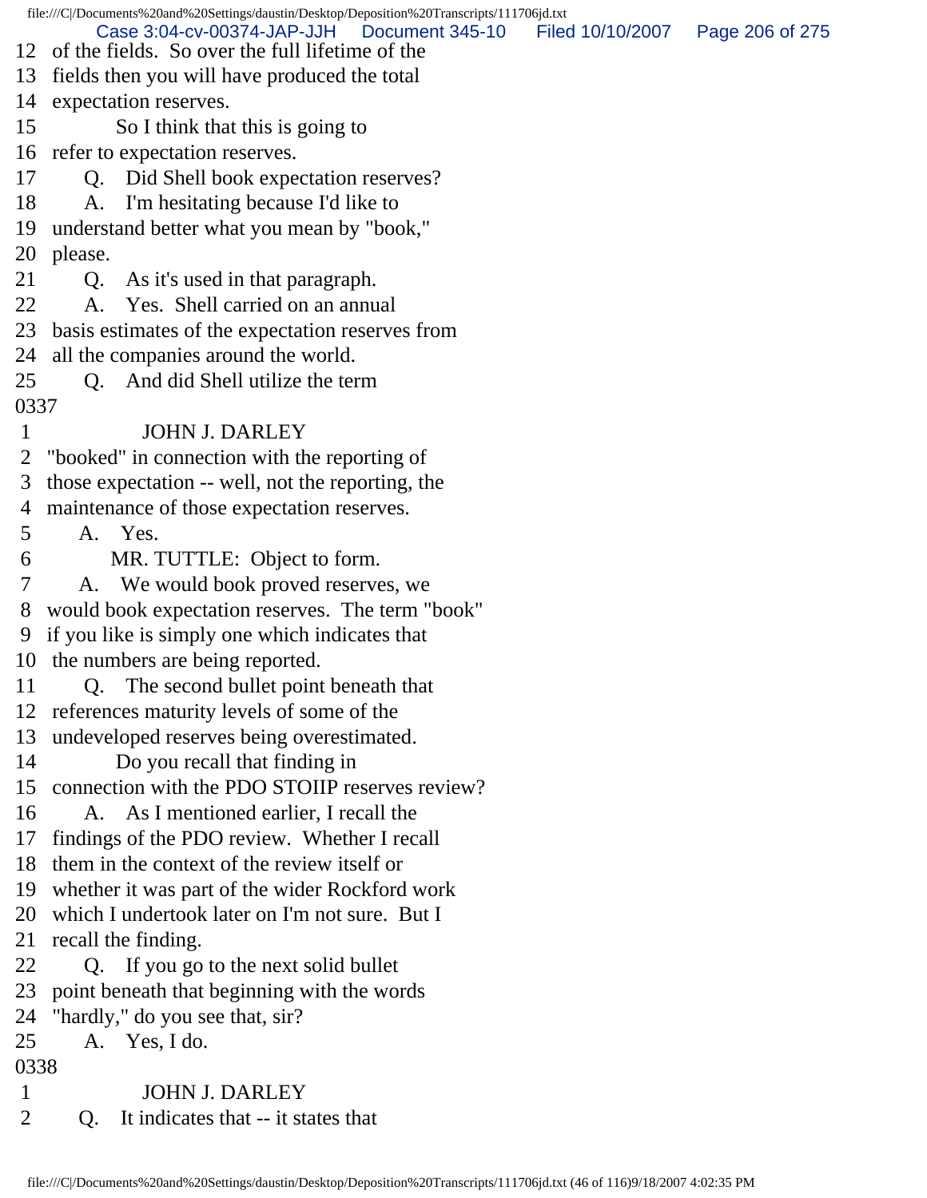12 of the fields. So over the full lifetime of the
13 fields then you will have produced the total
14 expectation reserves.
15 So I think that this is going to
16 refer to expectation reserves.
17 Q. Did Shell book expectation reserves?
18 A. I'm hesitating because I'd like to
19 understand better what you mean by "book,"
20 please.
21 Q. As it's used in that paragraph.
22 A. Yes. Shell carried on an annual
23 basis estimates of the expectation reserves from
24 all the companies around the world.
25 Q. And did Shell utilize the term
0337
1 JOHN J. DARLEY
2 "booked" in connection with the reporting of
3 those expectation -- well, not the reporting, the
4 maintenance of those expectation reserves.
5 A. Yes.
6 MR. TUTTLE: Object to form.
7 A. We would book proved reserves, we
8 would book expectation reserves. The term "book"
9 if you like is simply one which indicates that
10 the numbers are being reported.
11 Q. The second bullet point beneath that
12 references maturity levels of some of the
13 undeveloped reserves being overestimated.
14 Do you recall that finding in
15 connection with the PDO STOIIP reserves review?
16 A. As I mentioned earlier, I recall the
17 findings of the PDO review. Whether I recall
18 them in the context of the review itself or
19 whether it was part of the wider Rockford work
20 which I undertook later on I'm not sure. But I
21 recall the finding.
22 Q. If you go to the next solid bullet
23 point beneath that beginning with the words
24 "hardly," do you see that, sir?
25 A. Yes, I do.
0338
1 JOHN J. DARLEY
2 Q. It indicates that -- it states that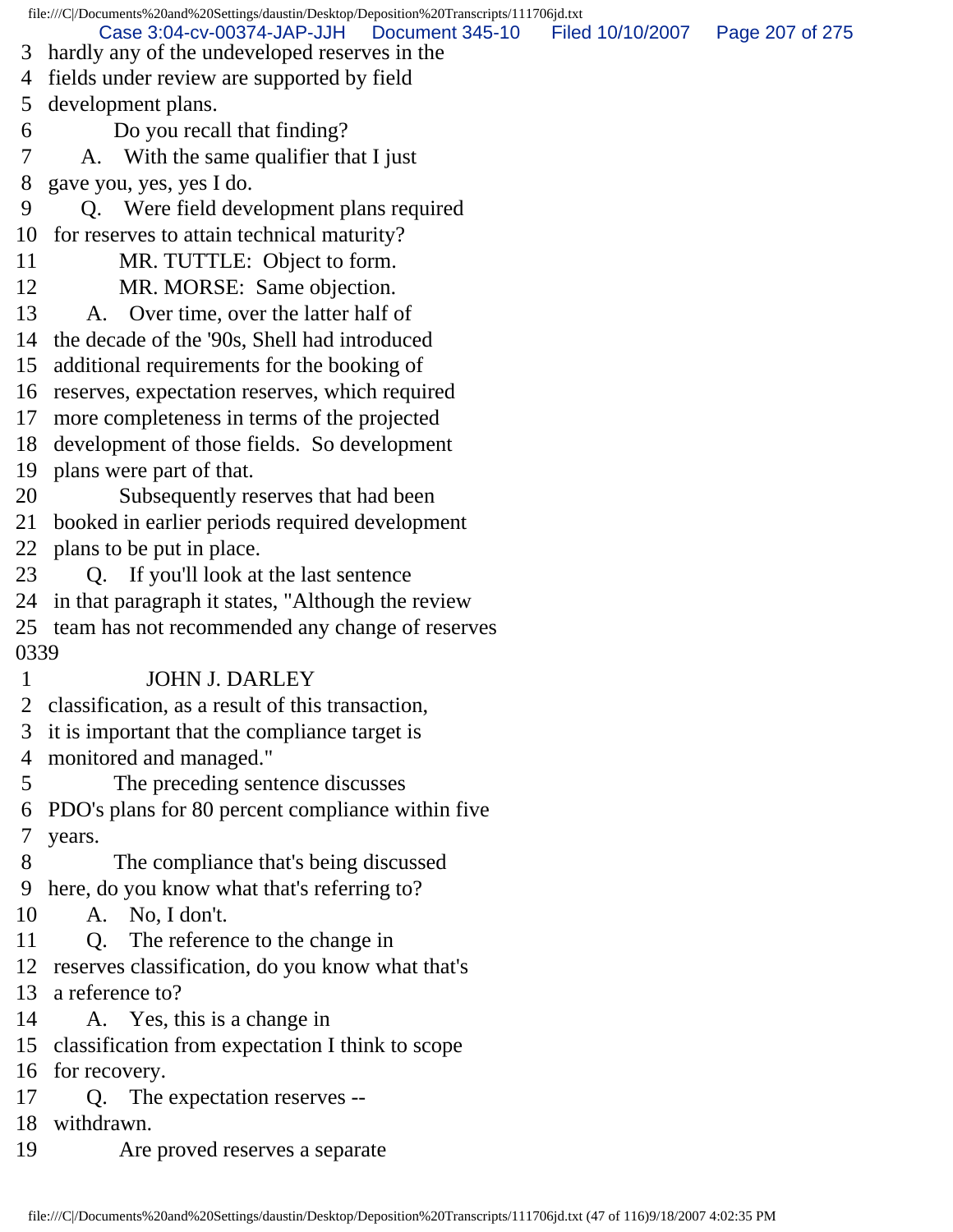3 hardly any of the undeveloped reserves in the
4 fields under review are supported by field
5 development plans.
6 Do you recall that finding?
7 A. With the same qualifier that I just
8 gave you, yes, yes I do.
9 Q. Were field development plans required
10 for reserves to attain technical maturity?
11 MR. TUTTLE: Object to form.
12 MR. MORSE: Same objection.
13 A. Over time, over the latter half of
14 the decade of the '90s, Shell had introduced
15 additional requirements for the booking of
16 reserves, expectation reserves, which required
17 more completeness in terms of the projected
18 development of those fields. So development
19 plans were part of that.
20 Subsequently reserves that had been
21 booked in earlier periods required development
22 plans to be put in place.
23 Q. If you'll look at the last sentence
24 in that paragraph it states, "Although the review
25 team has not recommended any change of reserves
0339
1 JOHN J. DARLEY
2 classification, as a result of this transaction,
3 it is important that the compliance target is
4 monitored and managed."
5 The preceding sentence discusses
6 PDO's plans for 80 percent compliance within five
7 years.
8 The compliance that's being discussed
9 here, do you know what that's referring to?
10 A. No, I don't.
11 Q. The reference to the change in
12 reserves classification, do you know what that's
13 a reference to?
14 A. Yes, this is a change in
15 classification from expectation I think to scope
16 for recovery.
17 Q. The expectation reserves --
18 withdrawn.
19 Are proved reserves a separate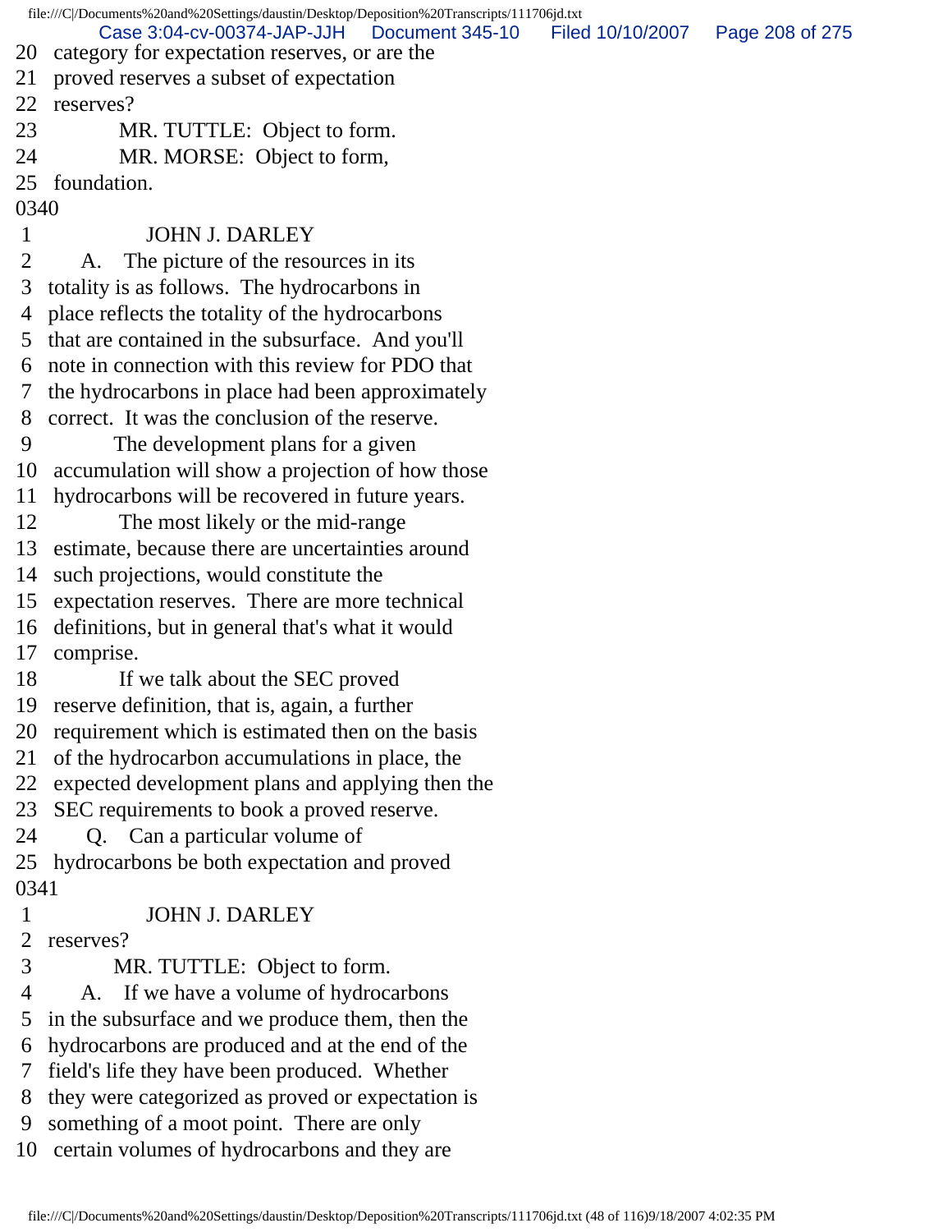20 category for expectation reserves, or are the
21 proved reserves a subset of expectation
22 reserves?
23 MR. TUTTLE: Object to form.
24 MR. MORSE: Object to form,
25 foundation.

0340

1 JOHN J. DARLEY
2 A. The picture of the resources in its
3 totality is as follows. The hydrocarbons in
4 place reflects the totality of the hydrocarbons
5 that are contained in the subsurface. And you'll
6 note in connection with this review for PDO that
7 the hydrocarbons in place had been approximately
8 correct. It was the conclusion of the reserve.
9 The development plans for a given
10 accumulation will show a projection of how those
11 hydrocarbons will be recovered in future years.
12 The most likely or the mid-range
13 estimate, because there are uncertainties around
14 such projections, would constitute the
15 expectation reserves. There are more technical
16 definitions, but in general that's what it would
17 comprise.
18 If we talk about the SEC proved
19 reserve definition, that is, again, a further
20 requirement which is estimated then on the basis
21 of the hydrocarbon accumulations in place, the
22 expected development plans and applying then the
23 SEC requirements to book a proved reserve.
24 Q. Can a particular volume of
25 hydrocarbons be both expectation and proved

0341

1 JOHN J. DARLEY
2 reserves?
3 MR. TUTTLE: Object to form.
4 A. If we have a volume of hydrocarbons
5 in the subsurface and we produce them, then the
6 hydrocarbons are produced and at the end of the
7 field's life they have been produced. Whether
8 they were categorized as proved or expectation is
9 something of a moot point. There are only
10 certain volumes of hydrocarbons and they are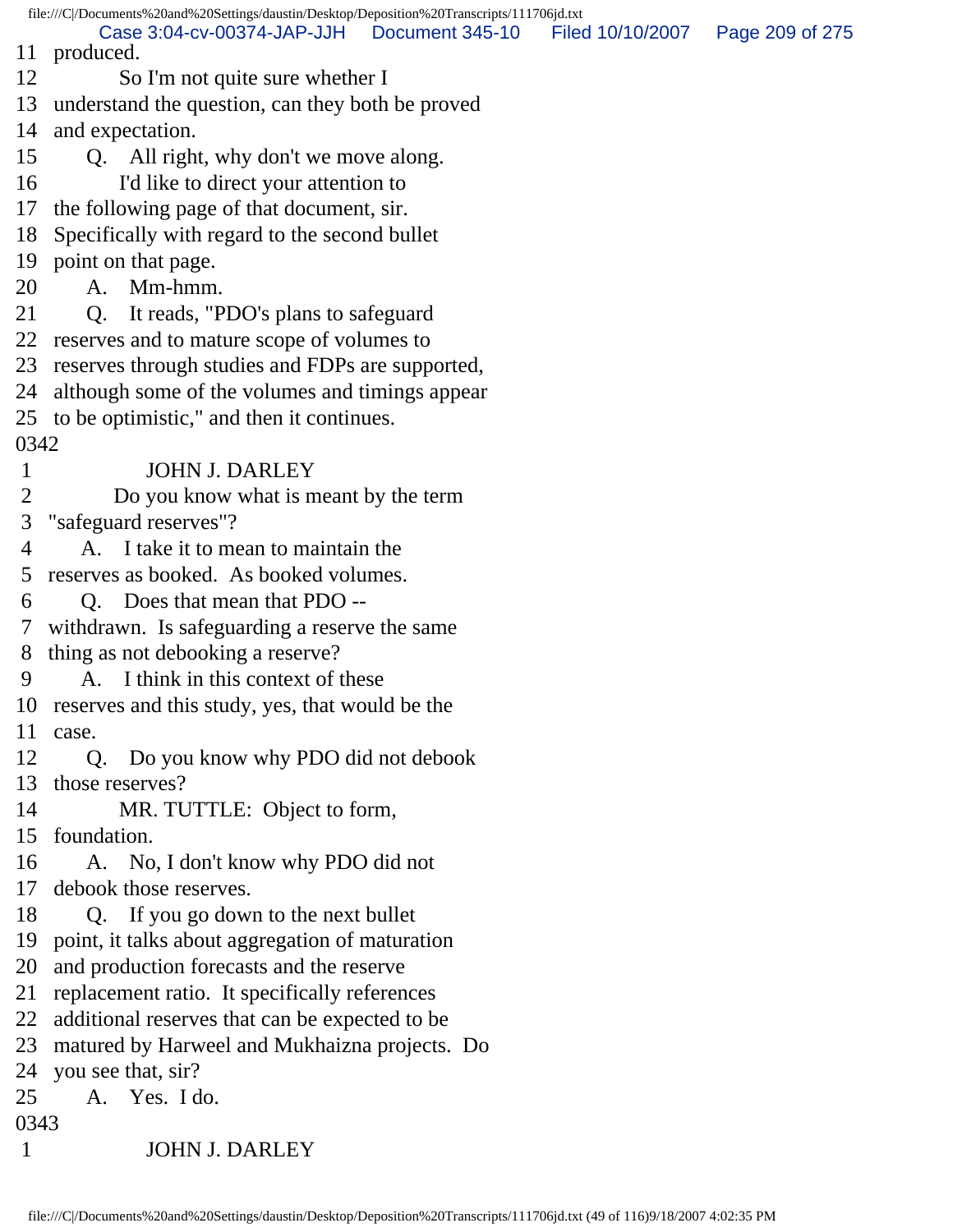11 produced.
12 So I'm not quite sure whether I
13 understand the question, can they both be proved
14 and expectation.
15 Q. All right, why don't we move along.
16 I'd like to direct your attention to
17 the following page of that document, sir.
18 Specifically with regard to the second bullet
19 point on that page.
20 A. Mm-hmm.
21 Q. It reads, "PDO's plans to safeguard
22 reserves and to mature scope of volumes to
23 reserves through studies and FDPs are supported,
24 although some of the volumes and timings appear
25 to be optimistic," and then it continues.
0342
1 JOHN J. DARLEY
2 Do you know what is meant by the term
3 "safeguard reserves"?
4 A. I take it to mean to maintain the
5 reserves as booked. As booked volumes.
6 Q. Does that mean that PDO --
7 withdrawn. Is safeguarding a reserve the same
8 thing as not debooking a reserve?
9 A. I think in this context of these
10 reserves and this study, yes, that would be the
11 case.
12 Q. Do you know why PDO did not debook
13 those reserves?
14 MR. TUTTLE: Object to form,
15 foundation.
16 A. No, I don't know why PDO did not
17 debook those reserves.
18 Q. If you go down to the next bullet
19 point, it talks about aggregation of maturation
20 and production forecasts and the reserve
21 replacement ratio. It specifically references
22 additional reserves that can be expected to be
23 matured by Harweel and Mukhaizna projects. Do
24 you see that, sir?
25 A. Yes. I do.
0343
1 JOHN J. DARLEY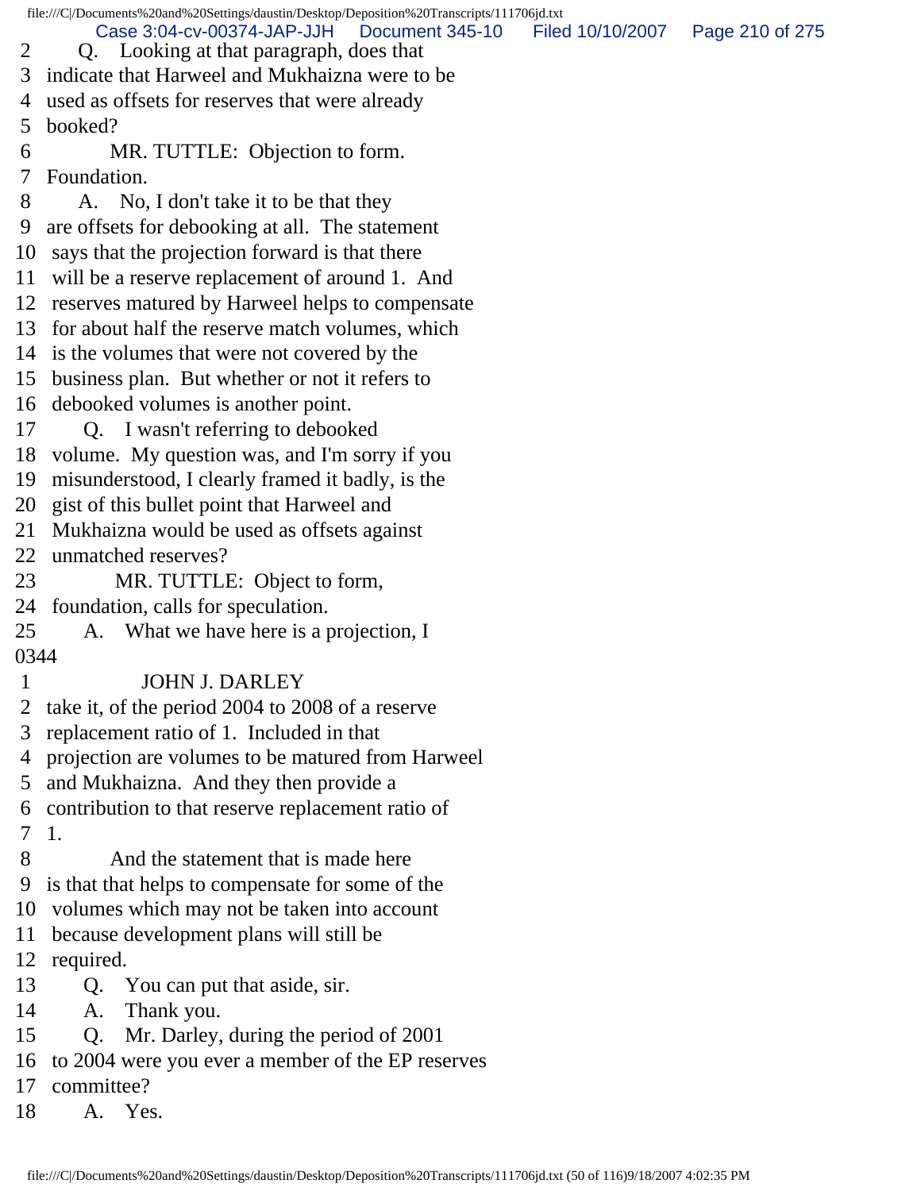2 Q. Looking at that paragraph, does that
3 indicate that Harweel and Mukhaizna were to be
4 used as offsets for reserves that were already
5 booked?
6 MR. TUTTLE: Objection to form.
7 Foundation.
8 A. No, I don't take it to be that they
9 are offsets for debooking at all. The statement
10 says that the projection forward is that there
11 will be a reserve replacement of around 1. And
12 reserves matured by Harweel helps to compensate
13 for about half the reserve match volumes, which
14 is the volumes that were not covered by the
15 business plan. But whether or not it refers to
16 debooked volumes is another point.
17 Q. I wasn't referring to debooked
18 volume. My question was, and I'm sorry if you
19 misunderstood, I clearly framed it badly, is the
20 gist of this bullet point that Harweel and
21 Mukhaizna would be used as offsets against
22 unmatched reserves?
23 MR. TUTTLE: Object to form,
24 foundation, calls for speculation.
25 A. What we have here is a projection, I

0344

1 JOHN J. DARLEY
2 take it, of the period 2004 to 2008 of a reserve
3 replacement ratio of 1. Included in that
4 projection are volumes to be matured from Harweel
5 and Mukhaizna. And they then provide a
6 contribution to that reserve replacement ratio of
7 1.
8 And the statement that is made here
9 is that that helps to compensate for some of the
10 volumes which may not be taken into account
11 because development plans will still be
12 required.
13 Q. You can put that aside, sir.
14 A. Thank you.
15 Q. Mr. Darley, during the period of 2001
16 to 2004 were you ever a member of the EP reserves
17 committee?
18 A. Yes.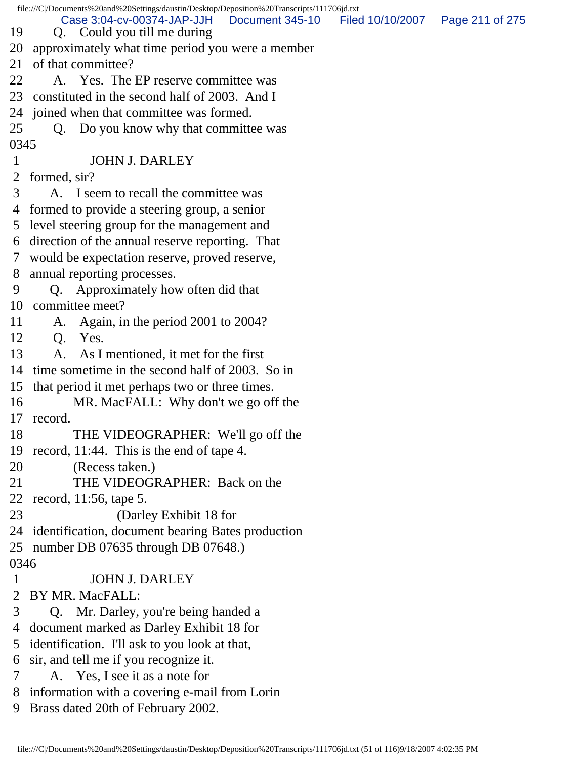19 Q. Could you till me during
20 approximately what time period you were a member
21 of that committee?
22 A. Yes. The EP reserve committee was
23 constituted in the second half of 2003. And I
24 joined when that committee was formed.
25 Q. Do you know why that committee was
0345
1 JOHN J. DARLEY
2 formed, sir?
3 A. I seem to recall the committee was
4 formed to provide a steering group, a senior
5 level steering group for the management and
6 direction of the annual reserve reporting. That
7 would be expectation reserve, proved reserve,
8 annual reporting processes.
9 Q. Approximately how often did that
10 committee meet?
11 A. Again, in the period 2001 to 2004?
12 Q. Yes.
13 A. As I mentioned, it met for the first
14 time sometime in the second half of 2003. So in
15 that period it met perhaps two or three times.
16 MR. MacFALL: Why don't we go off the
17 record.
18 THE VIDEOGRAPHER: We'll go off the
19 record, 11:44. This is the end of tape 4.
20 (Recess taken.)
21 THE VIDEOGRAPHER: Back on the
22 record, 11:56, tape 5.
23 (Darley Exhibit 18 for
24 identification, document bearing Bates production
25 number DB 07635 through DB 07648.)
0346
1 JOHN J. DARLEY
2 BY MR. MacFALL:
3 Q. Mr. Darley, you're being handed a
4 document marked as Darley Exhibit 18 for
5 identification. I'll ask to you look at that,
6 sir, and tell me if you recognize it.
7 A. Yes, I see it as a note for
8 information with a covering e-mail from Lorin
9 Brass dated 20th of February 2002.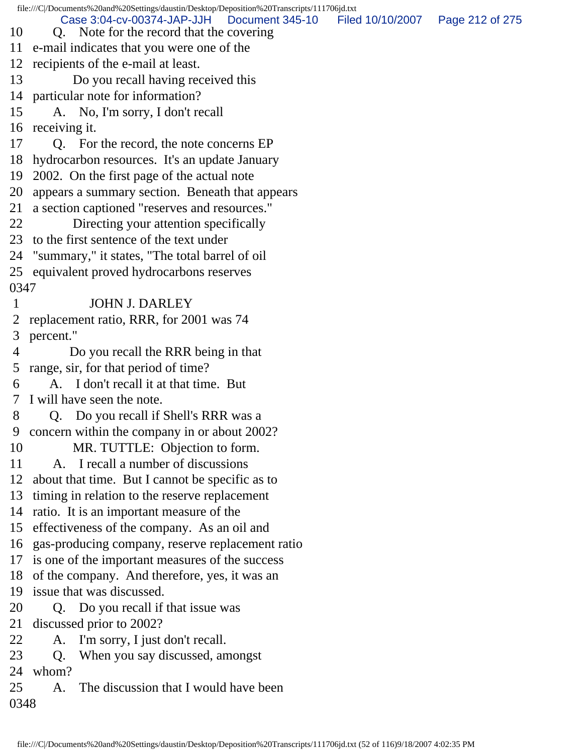10 Q. Note for the record that the covering
11 e-mail indicates that you were one of the
12 recipients of the e-mail at least.
13 Do you recall having received this
14 particular note for information?
15 A. No, I'm sorry, I don't recall
16 receiving it.
17 Q. For the record, the note concerns EP
18 hydrocarbon resources. It's an update January
19 2002. On the first page of the actual note
20 appears a summary section. Beneath that appears
21 a section captioned "reserves and resources."
22 Directing your attention specifically
23 to the first sentence of the text under
24 "summary," it states, "The total barrel of oil
25 equivalent proved hydrocarbons reserves

0347

1 JOHN J. DARLEY
2 replacement ratio, RRR, for 2001 was 74
3 percent."
4 Do you recall the RRR being in that
5 range, sir, for that period of time?
6 A. I don't recall it at that time. But
7 I will have seen the note.
8 Q. Do you recall if Shell's RRR was a
9 concern within the company in or about 2002?
10 MR. TUTTLE: Objection to form.
11 A. I recall a number of discussions
12 about that time. But I cannot be specific as to
13 timing in relation to the reserve replacement
14 ratio. It is an important measure of the
15 effectiveness of the company. As an oil and
16 gas-producing company, reserve replacement ratio
17 is one of the important measures of the success
18 of the company. And therefore, yes, it was an
19 issue that was discussed.
20 Q. Do you recall if that issue was
21 discussed prior to 2002?
22 A. I'm sorry, I just don't recall.
23 Q. When you say discussed, amongst
24 whom?
25 A. The discussion that I would have been

0348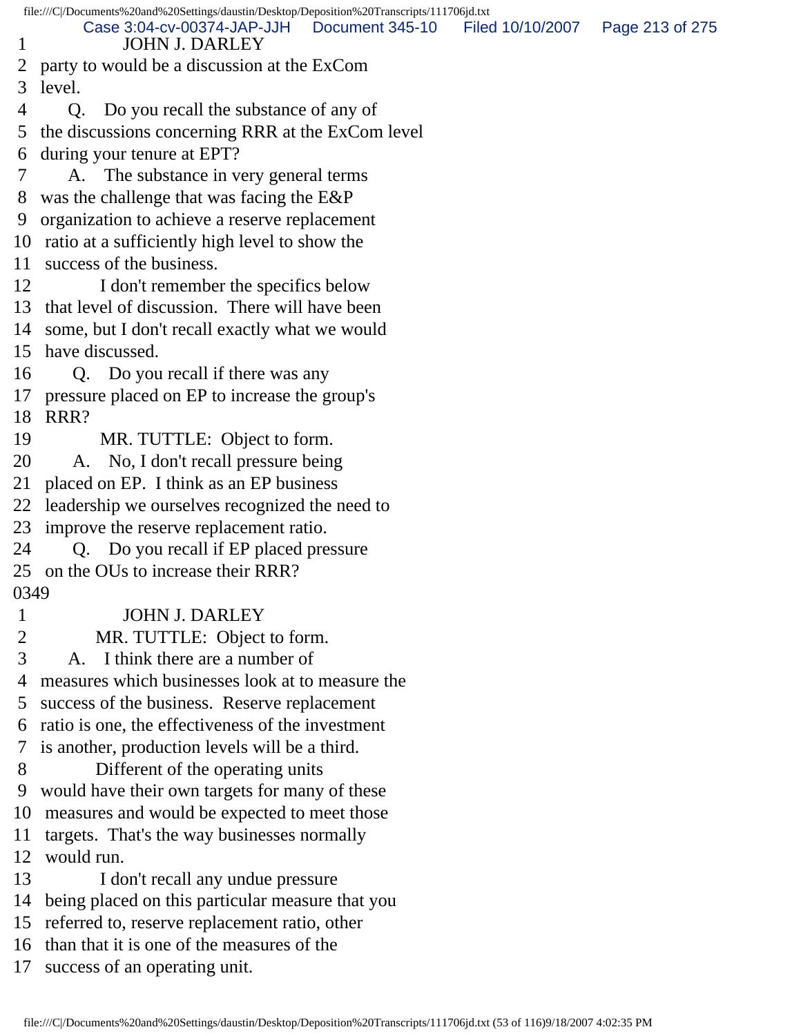1 JOHN J. DARLEY
2 party to would be a discussion at the ExCom
3 level.
4 Q. Do you recall the substance of any of
5 the discussions concerning RRR at the ExCom level
6 during your tenure at EPT?
7 A. The substance in very general terms
8 was the challenge that was facing the E&P
9 organization to achieve a reserve replacement
10 ratio at a sufficiently high level to show the
11 success of the business.
12 I don't remember the specifics below
13 that level of discussion. There will have been
14 some, but I don't recall exactly what we would
15 have discussed.
16 Q. Do you recall if there was any
17 pressure placed on EP to increase the group's
18 RRR?
19 MR. TUTTLE: Object to form.
20 A. No, I don't recall pressure being
21 placed on EP. I think as an EP business
22 leadership we ourselves recognized the need to
23 improve the reserve replacement ratio.
24 Q. Do you recall if EP placed pressure
25 on the OUs to increase their RRR?
0349
1 JOHN J. DARLEY
2 MR. TUTTLE: Object to form.
3 A. I think there are a number of
4 measures which businesses look at to measure the
5 success of the business. Reserve replacement
6 ratio is one, the effectiveness of the investment
7 is another, production levels will be a third.
8 Different of the operating units
9 would have their own targets for many of these
10 measures and would be expected to meet those
11 targets. That's the way businesses normally
12 would run.
13 I don't recall any undue pressure
14 being placed on this particular measure that you
15 referred to, reserve replacement ratio, other
16 than that it is one of the measures of the
17 success of an operating unit.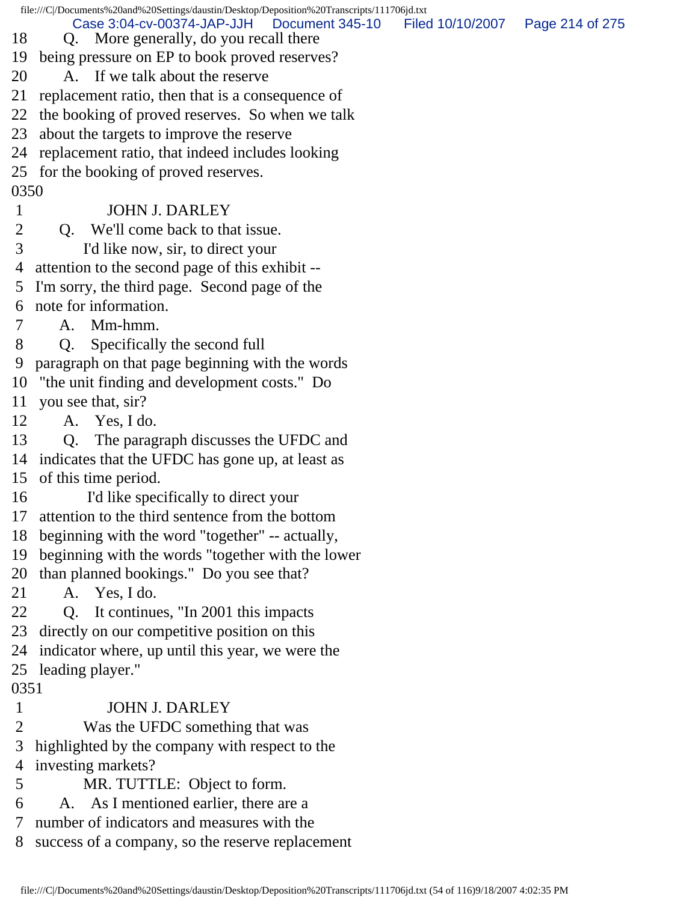18 Q. More generally, do you recall there
19 being pressure on EP to book proved reserves?
20 A. If we talk about the reserve
21 replacement ratio, then that is a consequence of
22 the booking of proved reserves. So when we talk
23 about the targets to improve the reserve
24 replacement ratio, that indeed includes looking
25 for the booking of proved reserves.

0350

1 JOHN J. DARLEY
2 Q. We'll come back to that issue.
3 I'd like now, sir, to direct your
4 attention to the second page of this exhibit --
5 I'm sorry, the third page. Second page of the
6 note for information.
7 A. Mm-hmm.
8 Q. Specifically the second full
9 paragraph on that page beginning with the words
10 "the unit finding and development costs." Do
11 you see that, sir?
12 A. Yes, I do.
13 Q. The paragraph discusses the UFDC and
14 indicates that the UFDC has gone up, at least as
15 of this time period.
16 I'd like specifically to direct your
17 attention to the third sentence from the bottom
18 beginning with the word "together" -- actually,
19 beginning with the words "together with the lower
20 than planned bookings." Do you see that?
21 A. Yes, I do.
22 Q. It continues, "In 2001 this impacts
23 directly on our competitive position on this
24 indicator where, up until this year, we were the
25 leading player."

0351

1 JOHN J. DARLEY
2 Was the UFDC something that was
3 highlighted by the company with respect to the
4 investing markets?
5 MR. TUTTLE: Object to form.
6 A. As I mentioned earlier, there are a
7 number of indicators and measures with the
8 success of a company, so the reserve replacement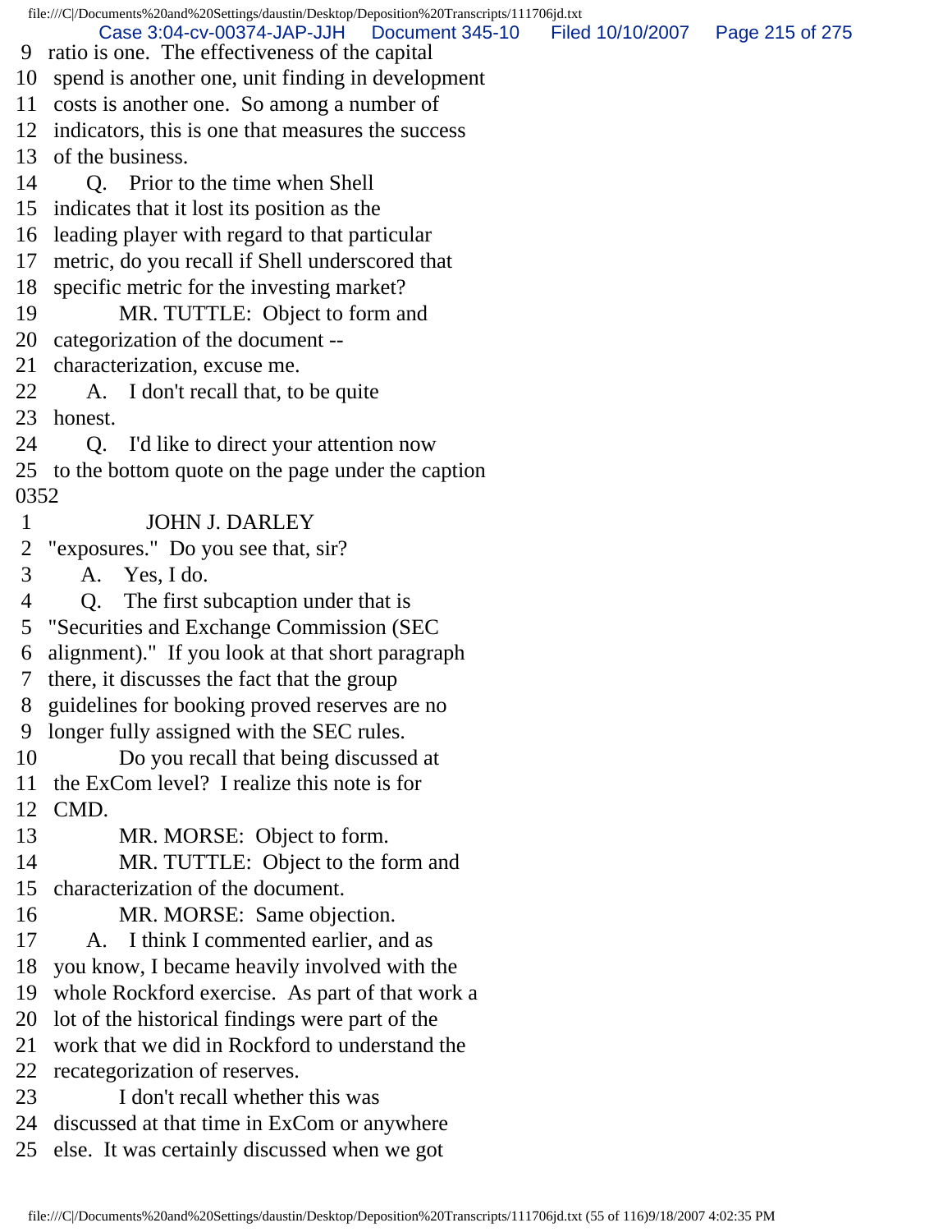9 ratio is one. The effectiveness of the capital
10 spend is another one, unit finding in development
11 costs is another one. So among a number of
12 indicators, this is one that measures the success
13 of the business.
14 Q. Prior to the time when Shell
15 indicates that it lost its position as the
16 leading player with regard to that particular
17 metric, do you recall if Shell underscored that
18 specific metric for the investing market?
19 MR. TUTTLE: Object to form and
20 categorization of the document --
21 characterization, excuse me.
22 A. I don't recall that, to be quite
23 honest.
24 Q. I'd like to direct your attention now
25 to the bottom quote on the page under the caption
0352
1 JOHN J. DARLEY
2 "exposures." Do you see that, sir?
3 A. Yes, I do.
4 Q. The first subcaption under that is
5 "Securities and Exchange Commission (SEC
6 alignment)." If you look at that short paragraph
7 there, it discusses the fact that the group
8 guidelines for booking proved reserves are no
9 longer fully assigned with the SEC rules.
10 Do you recall that being discussed at
11 the ExCom level? I realize this note is for
12 CMD.
13 MR. MORSE: Object to form.
14 MR. TUTTLE: Object to the form and
15 characterization of the document.
16 MR. MORSE: Same objection.
17 A. I think I commented earlier, and as
18 you know, I became heavily involved with the
19 whole Rockford exercise. As part of that work a
20 lot of the historical findings were part of the
21 work that we did in Rockford to understand the
22 recategorization of reserves.
23 I don't recall whether this was
24 discussed at that time in ExCom or anywhere
25 else. It was certainly discussed when we got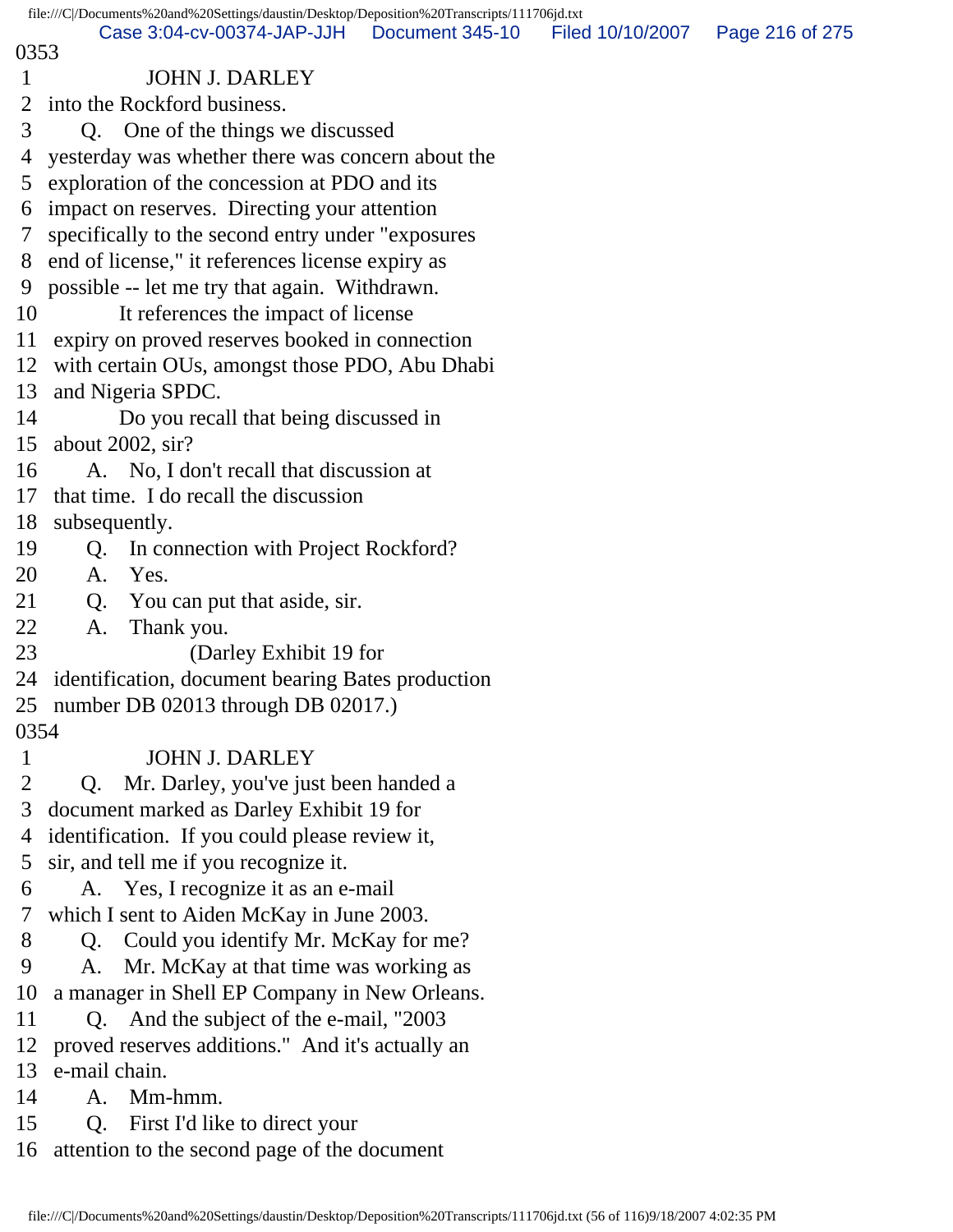0353

1 JOHN J. DARLEY
2 into the Rockford business.
3 Q. One of the things we discussed
4 yesterday was whether there was concern about the
5 exploration of the concession at PDO and its
6 impact on reserves. Directing your attention
7 specifically to the second entry under "exposures
8 end of license," it references license expiry as
9 possible -- let me try that again. Withdrawn.
10 It references the impact of license
11 expiry on proved reserves booked in connection
12 with certain OUs, amongst those PDO, Abu Dhabi
13 and Nigeria SPDC.
14 Do you recall that being discussed in
15 about 2002, sir?
16 A. No, I don't recall that discussion at
17 that time. I do recall the discussion
18 subsequently.
19 Q. In connection with Project Rockford?
20 A. Yes.
21 Q. You can put that aside, sir.
22 A. Thank you.
23 (Darley Exhibit 19 for
24 identification, document bearing Bates production
25 number DB 02013 through DB 02017.)

0354

1 JOHN J. DARLEY
2 Q. Mr. Darley, you've just been handed a
3 document marked as Darley Exhibit 19 for
4 identification. If you could please review it,
5 sir, and tell me if you recognize it.
6 A. Yes, I recognize it as an e-mail
7 which I sent to Aiden McKay in June 2003.
8 Q. Could you identify Mr. McKay for me?
9 A. Mr. McKay at that time was working as
10 a manager in Shell EP Company in New Orleans.
11 Q. And the subject of the e-mail, "2003
12 proved reserves additions." And it's actually an
13 e-mail chain.
14 A. Mm-hmm.
15 Q. First I'd like to direct your
16 attention to the second page of the document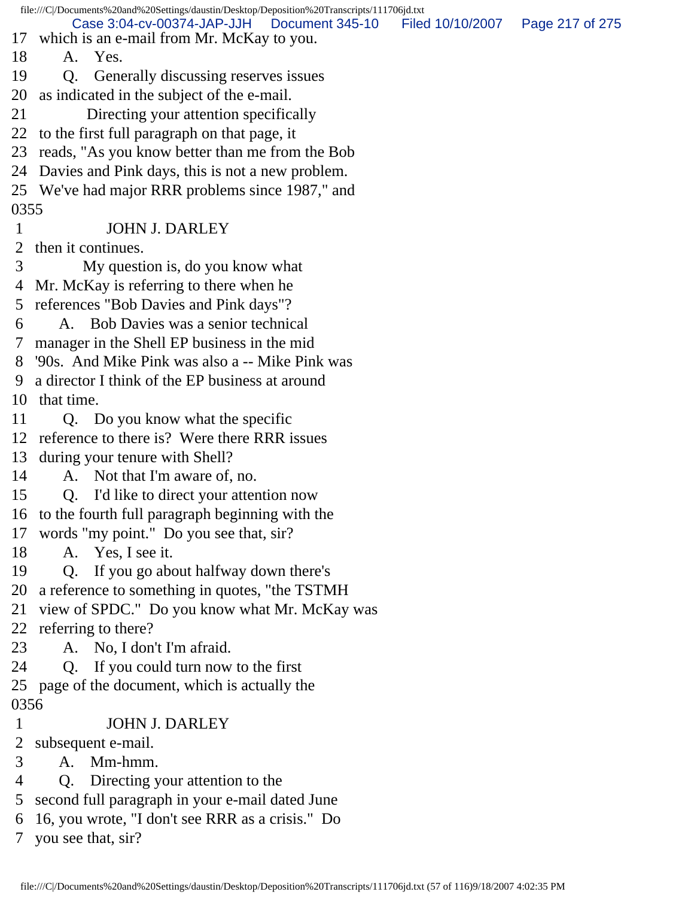17 which is an e-mail from Mr. McKay to you.
18 A. Yes.
19 Q. Generally discussing reserves issues
20 as indicated in the subject of the e-mail.
21 Directing your attention specifically
22 to the first full paragraph on that page, it
23 reads, "As you know better than me from the Bob
24 Davies and Pink days, this is not a new problem.
25 We've had major RRR problems since 1987," and
0355
1 JOHN J. DARLEY
2 then it continues.
3 My question is, do you know what
4 Mr. McKay is referring to there when he
5 references "Bob Davies and Pink days"?
6 A. Bob Davies was a senior technical
7 manager in the Shell EP business in the mid
8 '90s. And Mike Pink was also a -- Mike Pink was
9 a director I think of the EP business at around
10 that time.
11 Q. Do you know what the specific
12 reference to there is? Were there RRR issues
13 during your tenure with Shell?
14 A. Not that I'm aware of, no.
15 Q. I'd like to direct your attention now
16 to the fourth full paragraph beginning with the
17 words "my point." Do you see that, sir?
18 A. Yes, I see it.
19 Q. If you go about halfway down there's
20 a reference to something in quotes, "the TSTMH
21 view of SPDC." Do you know what Mr. McKay was
22 referring to there?
23 A. No, I don't I'm afraid.
24 Q. If you could turn now to the first
25 page of the document, which is actually the
0356
1 JOHN J. DARLEY
2 subsequent e-mail.
3 A. Mm-hmm.
4 Q. Directing your attention to the
5 second full paragraph in your e-mail dated June
6 16, you wrote, "I don't see RRR as a crisis." Do
7 you see that, sir?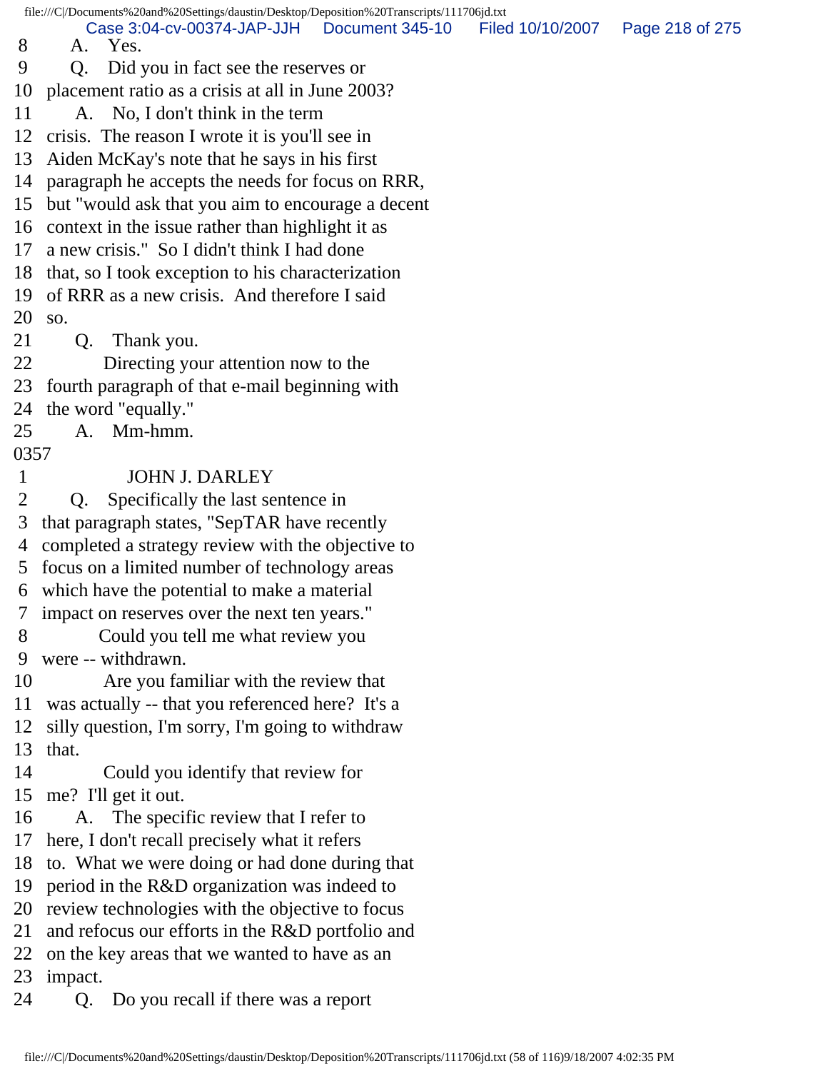8 A. Yes.
9 Q. Did you in fact see the reserves or
10 placement ratio as a crisis at all in June 2003?
11 A. No, I don't think in the term
12 crisis. The reason I wrote it is you'll see in
13 Aiden McKay's note that he says in his first
14 paragraph he accepts the needs for focus on RRR,
15 but "would ask that you aim to encourage a decent
16 context in the issue rather than highlight it as
17 a new crisis." So I didn't think I had done
18 that, so I took exception to his characterization
19 of RRR as a new crisis. And therefore I said
20 so.
21 Q. Thank you.
22 Directing your attention now to the
23 fourth paragraph of that e-mail beginning with
24 the word "equally."
25 A. Mm-hmm.
0357
1 JOHN J. DARLEY
2 Q. Specifically the last sentence in
3 that paragraph states, "SepTAR have recently
4 completed a strategy review with the objective to
5 focus on a limited number of technology areas
6 which have the potential to make a material
7 impact on reserves over the next ten years."
8 Could you tell me what review you
9 were -- withdrawn.
10 Are you familiar with the review that
11 was actually -- that you referenced here? It's a
12 silly question, I'm sorry, I'm going to withdraw
13 that.
14 Could you identify that review for
15 me? I'll get it out.
16 A. The specific review that I refer to
17 here, I don't recall precisely what it refers
18 to. What we were doing or had done during that
19 period in the R&D organization was indeed to
20 review technologies with the objective to focus
21 and refocus our efforts in the R&D portfolio and
22 on the key areas that we wanted to have as an
23 impact.
24 Q. Do you recall if there was a report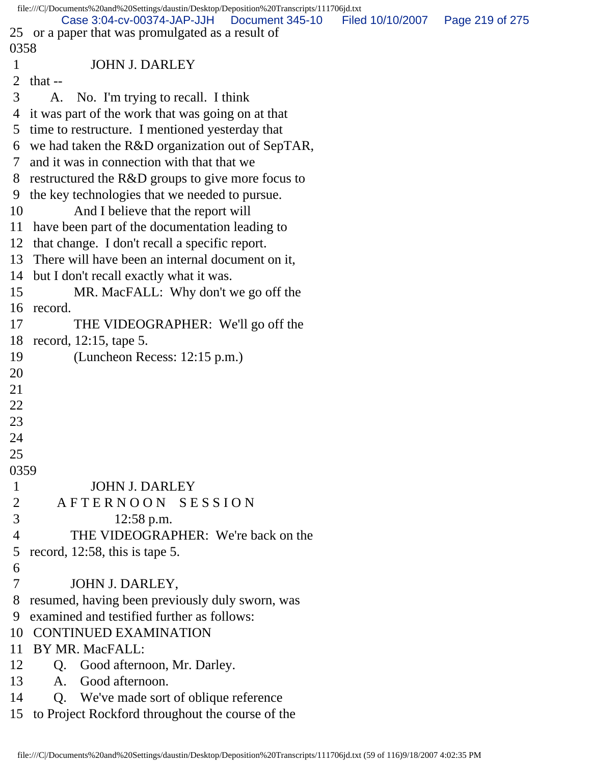25 or a paper that was promulgated as a result of

0358

1 JOHN J. DARLEY

2 that --

3 A. No. I'm trying to recall. I think

4 it was part of the work that was going on at that

5 time to restructure. I mentioned yesterday that

6 we had taken the R&D organization out of SepTAR,

7 and it was in connection with that that we

8 restructured the R&D groups to give more focus to

9 the key technologies that we needed to pursue.

10 And I believe that the report will

11 have been part of the documentation leading to

12 that change. I don't recall a specific report.

13 There will have been an internal document on it,

14 but I don't recall exactly what it was.

15 MR. MacFALL: Why don't we go off the

16 record.

17 THE VIDEOGRAPHER: We'll go off the

18 record, 12:15, tape 5.

19 (Luncheon Recess: 12:15 p.m.)

20

21

22

23

24

25

0359

1 JOHN J. DARLEY

2 A F T E R N O O N S E S S I O N

3 12:58 p.m.

4 THE VIDEOGRAPHER: We're back on the

5 record, 12:58, this is tape 5.

6

7 JOHN J. DARLEY,

8 resumed, having been previously duly sworn, was

9 examined and testified further as follows:

10 CONTINUED EXAMINATION

11 BY MR. MacFALL:

12 Q. Good afternoon, Mr. Darley.

13 A. Good afternoon.

14 Q. We've made sort of oblique reference

15 to Project Rockford throughout the course of the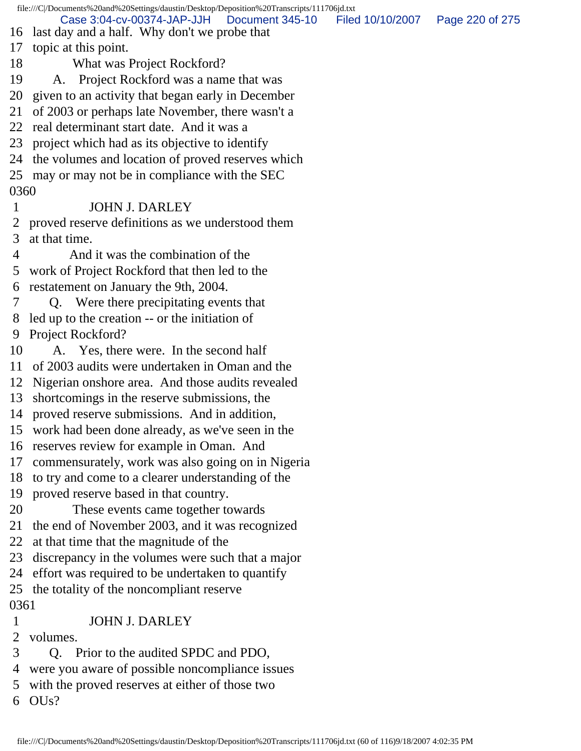16 last day and a half. Why don't we probe that
17 topic at this point.
18 What was Project Rockford?
19 A. Project Rockford was a name that was
20 given to an activity that began early in December
21 of 2003 or perhaps late November, there wasn't a
22 real determinant start date. And it was a
23 project which had as its objective to identify
24 the volumes and location of proved reserves which
25 may or may not be in compliance with the SEC

0360

1 JOHN J. DARLEY
2 proved reserve definitions as we understood them
3 at that time.
4 And it was the combination of the
5 work of Project Rockford that then led to the
6 restatement on January the 9th, 2004.
7 Q. Were there precipitating events that
8 led up to the creation -- or the initiation of
9 Project Rockford?
10 A. Yes, there were. In the second half
11 of 2003 audits were undertaken in Oman and the
12 Nigerian onshore area. And those audits revealed
13 shortcomings in the reserve submissions, the
14 proved reserve submissions. And in addition,
15 work had been done already, as we've seen in the
16 reserves review for example in Oman. And
17 commensurately, work was also going on in Nigeria
18 to try and come to a clearer understanding of the
19 proved reserve based in that country.
20 These events came together towards
21 the end of November 2003, and it was recognized
22 at that time that the magnitude of the
23 discrepancy in the volumes were such that a major
24 effort was required to be undertaken to quantify
25 the totality of the noncompliant reserve

0361

1 JOHN J. DARLEY
2 volumes.
3 Q. Prior to the audited SPDC and PDO,
4 were you aware of possible noncompliance issues
5 with the proved reserves at either of those two
6 OUs?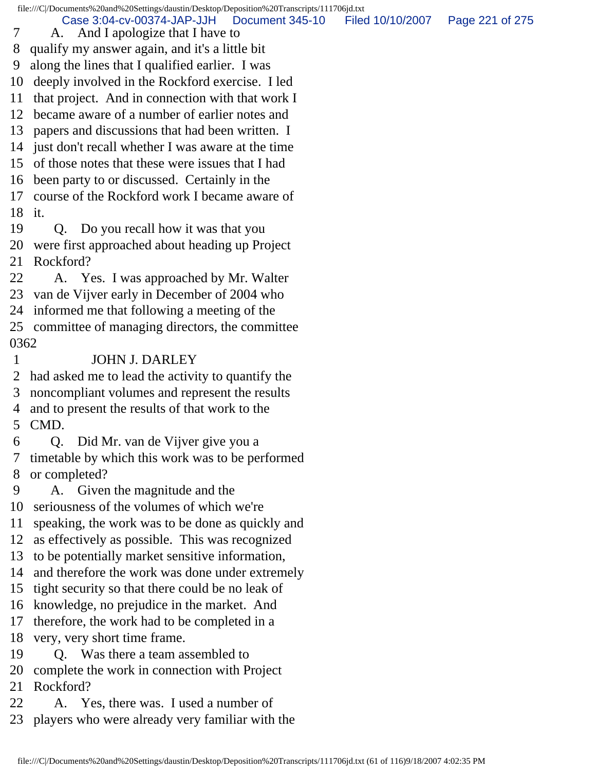7 A. And I apologize that I have to
8 qualify my answer again, and it's a little bit
9 along the lines that I qualified earlier. I was
10 deeply involved in the Rockford exercise. I led
11 that project. And in connection with that work I
12 became aware of a number of earlier notes and
13 papers and discussions that had been written. I
14 just don't recall whether I was aware at the time
15 of those notes that these were issues that I had
16 been party to or discussed. Certainly in the
17 course of the Rockford work I became aware of
18 it.
19 Q. Do you recall how it was that you
20 were first approached about heading up Project
21 Rockford?
22 A. Yes. I was approached by Mr. Walter
23 van de Vijver early in December of 2004 who
24 informed me that following a meeting of the
25 committee of managing directors, the committee
0362
1 JOHN J. DARLEY
2 had asked me to lead the activity to quantify the
3 noncompliant volumes and represent the results
4 and to present the results of that work to the
5 CMD.
6 Q. Did Mr. van de Vijver give you a
7 timetable by which this work was to be performed
8 or completed?
9 A. Given the magnitude and the
10 seriousness of the volumes of which we're
11 speaking, the work was to be done as quickly and
12 as effectively as possible. This was recognized
13 to be potentially market sensitive information,
14 and therefore the work was done under extremely
15 tight security so that there could be no leak of
16 knowledge, no prejudice in the market. And
17 therefore, the work had to be completed in a
18 very, very short time frame.
19 Q. Was there a team assembled to
20 complete the work in connection with Project
21 Rockford?
22 A. Yes, there was. I used a number of
23 players who were already very familiar with the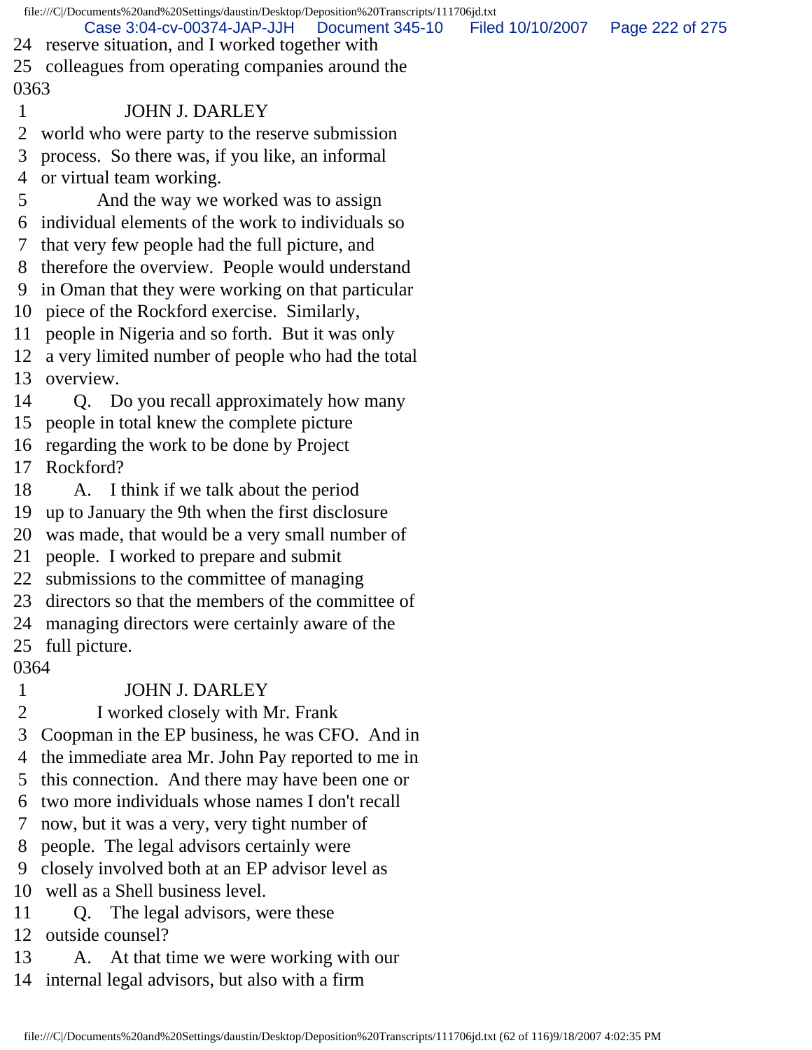24 reserve situation, and I worked together with
25 colleagues from operating companies around the
0363
1 JOHN J. DARLEY
2 world who were party to the reserve submission
3 process. So there was, if you like, an informal
4 or virtual team working.
5 And the way we worked was to assign
6 individual elements of the work to individuals so
7 that very few people had the full picture, and
8 therefore the overview. People would understand
9 in Oman that they were working on that particular
10 piece of the Rockford exercise. Similarly,
11 people in Nigeria and so forth. But it was only
12 a very limited number of people who had the total
13 overview.
14 Q. Do you recall approximately how many
15 people in total knew the complete picture
16 regarding the work to be done by Project
17 Rockford?
18 A. I think if we talk about the period
19 up to January the 9th when the first disclosure
20 was made, that would be a very small number of
21 people. I worked to prepare and submit
22 submissions to the committee of managing
23 directors so that the members of the committee of
24 managing directors were certainly aware of the
25 full picture.
0364
1 JOHN J. DARLEY
2 I worked closely with Mr. Frank
3 Coopman in the EP business, he was CFO. And in
4 the immediate area Mr. John Pay reported to me in
5 this connection. And there may have been one or
6 two more individuals whose names I don't recall
7 now, but it was a very, very tight number of
8 people. The legal advisors certainly were
9 closely involved both at an EP advisor level as
10 well as a Shell business level.
11 Q. The legal advisors, were these
12 outside counsel?
13 A. At that time we were working with our
14 internal legal advisors, but also with a firm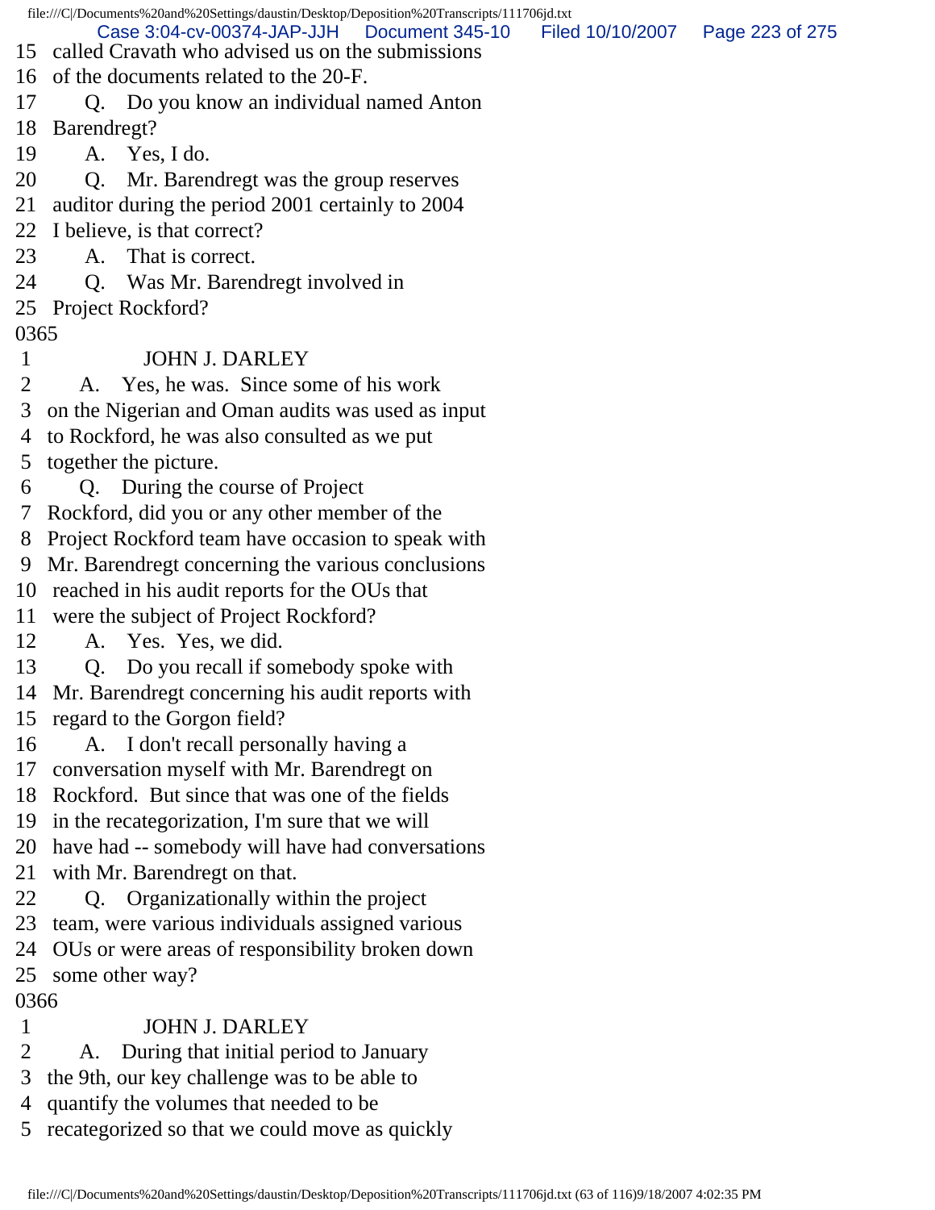15 called Cravath who advised us on the submissions
16 of the documents related to the 20-F.
17 Q. Do you know an individual named Anton
18 Barendregt?
19 A. Yes, I do.
20 Q. Mr. Barendregt was the group reserves
21 auditor during the period 2001 certainly to 2004
22 I believe, is that correct?
23 A. That is correct.
24 Q. Was Mr. Barendregt involved in
25 Project Rockford?
0365
1 JOHN J. DARLEY
2 A. Yes, he was. Since some of his work
3 on the Nigerian and Oman audits was used as input
4 to Rockford, he was also consulted as we put
5 together the picture.
6 Q. During the course of Project
7 Rockford, did you or any other member of the
8 Project Rockford team have occasion to speak with
9 Mr. Barendregt concerning the various conclusions
10 reached in his audit reports for the OUs that
11 were the subject of Project Rockford?
12 A. Yes. Yes, we did.
13 Q. Do you recall if somebody spoke with
14 Mr. Barendregt concerning his audit reports with
15 regard to the Gorgon field?
16 A. I don't recall personally having a
17 conversation myself with Mr. Barendregt on
18 Rockford. But since that was one of the fields
19 in the recategorization, I'm sure that we will
20 have had -- somebody will have had conversations
21 with Mr. Barendregt on that.
22 Q. Organizationally within the project
23 team, were various individuals assigned various
24 OUs or were areas of responsibility broken down
25 some other way?
0366
1 JOHN J. DARLEY
2 A. During that initial period to January
3 the 9th, our key challenge was to be able to
4 quantify the volumes that needed to be
5 recategorized so that we could move as quickly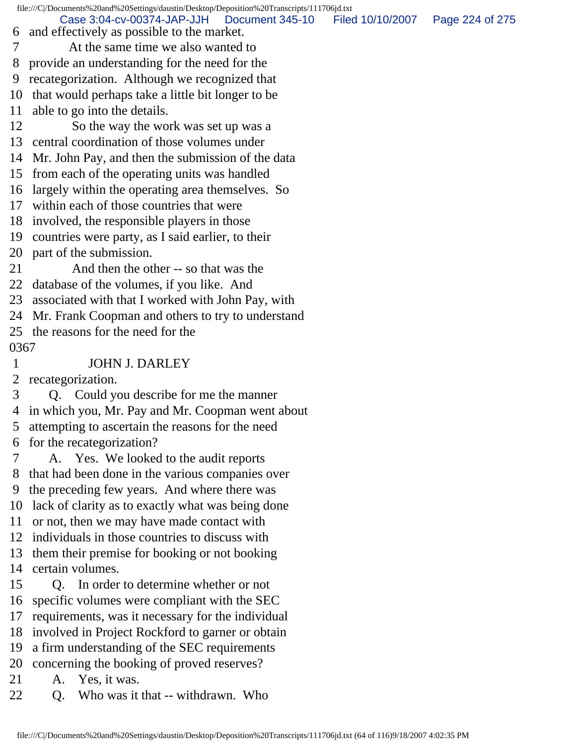6 and effectively as possible to the market.
7 At the same time we also wanted to
8 provide an understanding for the need for the
9 recategorization. Although we recognized that
10 that would perhaps take a little bit longer to be
11 able to go into the details.
12 So the way the work was set up was a
13 central coordination of those volumes under
14 Mr. John Pay, and then the submission of the data
15 from each of the operating units was handled
16 largely within the operating area themselves. So
17 within each of those countries that were
18 involved, the responsible players in those
19 countries were party, as I said earlier, to their
20 part of the submission.
21 And then the other -- so that was the
22 database of the volumes, if you like. And
23 associated with that I worked with John Pay, with
24 Mr. Frank Coopman and others to try to understand
25 the reasons for the need for the

0367

1 JOHN J. DARLEY
2 recategorization.
3 Q. Could you describe for me the manner
4 in which you, Mr. Pay and Mr. Coopman went about
5 attempting to ascertain the reasons for the need
6 for the recategorization?
7 A. Yes. We looked to the audit reports
8 that had been done in the various companies over
9 the preceding few years. And where there was
10 lack of clarity as to exactly what was being done
11 or not, then we may have made contact with
12 individuals in those countries to discuss with
13 them their premise for booking or not booking
14 certain volumes.
15 Q. In order to determine whether or not
16 specific volumes were compliant with the SEC
17 requirements, was it necessary for the individual
18 involved in Project Rockford to garner or obtain
19 a firm understanding of the SEC requirements
20 concerning the booking of proved reserves?
21 A. Yes, it was.
22 Q. Who was it that -- withdrawn. Who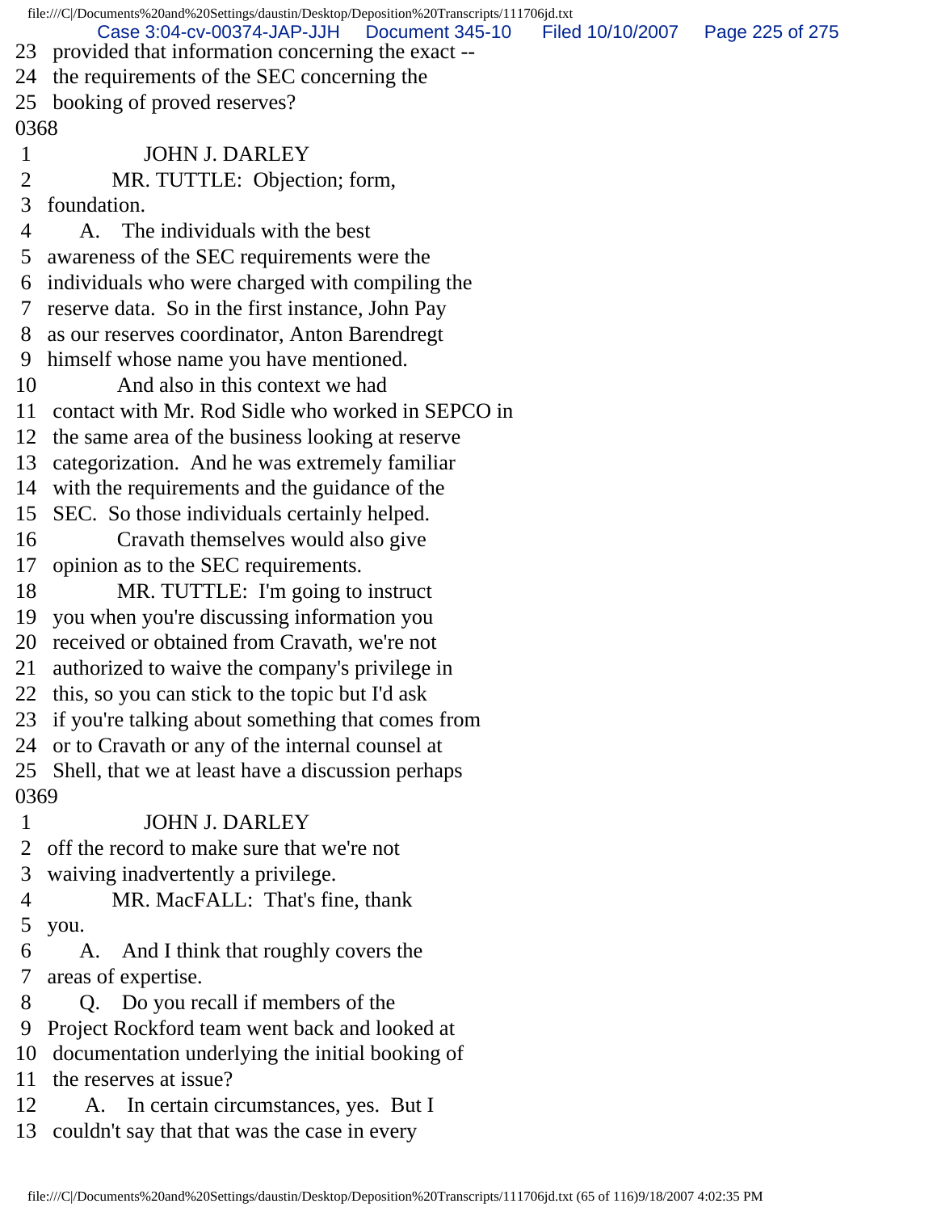23 provided that information concerning the exact --
24 the requirements of the SEC concerning the
25 booking of proved reserves?
0368
1 JOHN J. DARLEY
2 MR. TUTTLE: Objection; form,
3 foundation.
4 A. The individuals with the best
5 awareness of the SEC requirements were the
6 individuals who were charged with compiling the
7 reserve data. So in the first instance, John Pay
8 as our reserves coordinator, Anton Barendregt
9 himself whose name you have mentioned.
10 And also in this context we had
11 contact with Mr. Rod Sidle who worked in SEPCO in
12 the same area of the business looking at reserve
13 categorization. And he was extremely familiar
14 with the requirements and the guidance of the
15 SEC. So those individuals certainly helped.
16 Cravath themselves would also give
17 opinion as to the SEC requirements.
18 MR. TUTTLE: I'm going to instruct
19 you when you're discussing information you
20 received or obtained from Cravath, we're not
21 authorized to waive the company's privilege in
22 this, so you can stick to the topic but I'd ask
23 if you're talking about something that comes from
24 or to Cravath or any of the internal counsel at
25 Shell, that we at least have a discussion perhaps
0369
1 JOHN J. DARLEY
2 off the record to make sure that we're not
3 waiving inadvertently a privilege.
4 MR. MacFALL: That's fine, thank
5 you.
6 A. And I think that roughly covers the
7 areas of expertise.
8 Q. Do you recall if members of the
9 Project Rockford team went back and looked at
10 documentation underlying the initial booking of
11 the reserves at issue?
12 A. In certain circumstances, yes. But I
13 couldn't say that that was the case in every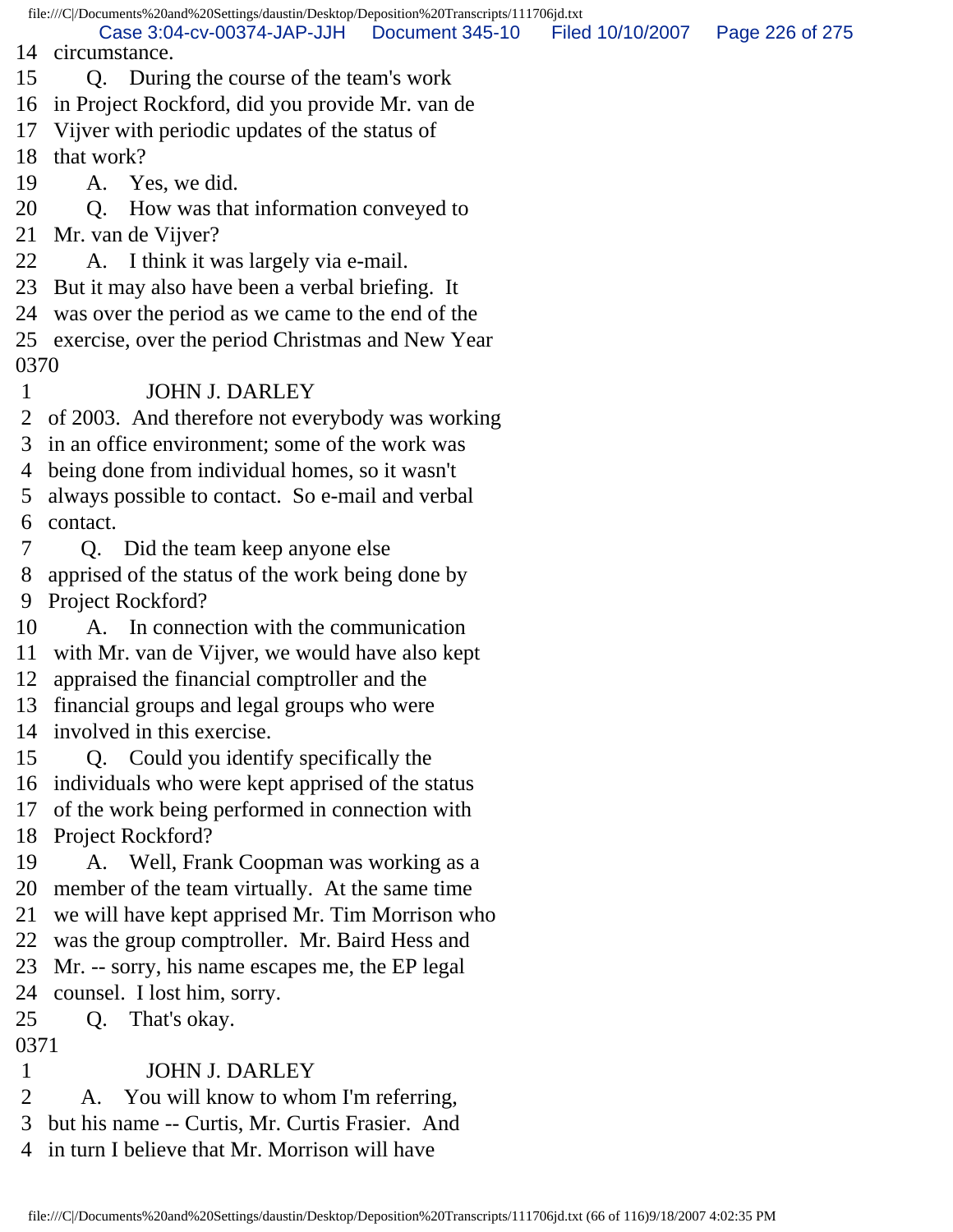14 circumstance.
15 Q. During the course of the team's work
16 in Project Rockford, did you provide Mr. van de
17 Vijver with periodic updates of the status of
18 that work?
19 A. Yes, we did.
20 Q. How was that information conveyed to
21 Mr. van de Vijver?
22 A. I think it was largely via e-mail.
23 But it may also have been a verbal briefing. It
24 was over the period as we came to the end of the
25 exercise, over the period Christmas and New Year
0370
1 JOHN J. DARLEY
2 of 2003. And therefore not everybody was working
3 in an office environment; some of the work was
4 being done from individual homes, so it wasn't
5 always possible to contact. So e-mail and verbal
6 contact.
7 Q. Did the team keep anyone else
8 apprised of the status of the work being done by
9 Project Rockford?
10 A. In connection with the communication
11 with Mr. van de Vijver, we would have also kept
12 appraised the financial comptroller and the
13 financial groups and legal groups who were
14 involved in this exercise.
15 Q. Could you identify specifically the
16 individuals who were kept apprised of the status
17 of the work being performed in connection with
18 Project Rockford?
19 A. Well, Frank Coopman was working as a
20 member of the team virtually. At the same time
21 we will have kept apprised Mr. Tim Morrison who
22 was the group comptroller. Mr. Baird Hess and
23 Mr. -- sorry, his name escapes me, the EP legal
24 counsel. I lost him, sorry.
25 Q. That's okay.
0371
1 JOHN J. DARLEY
2 A. You will know to whom I'm referring,
3 but his name -- Curtis, Mr. Curtis Frasier. And
4 in turn I believe that Mr. Morrison will have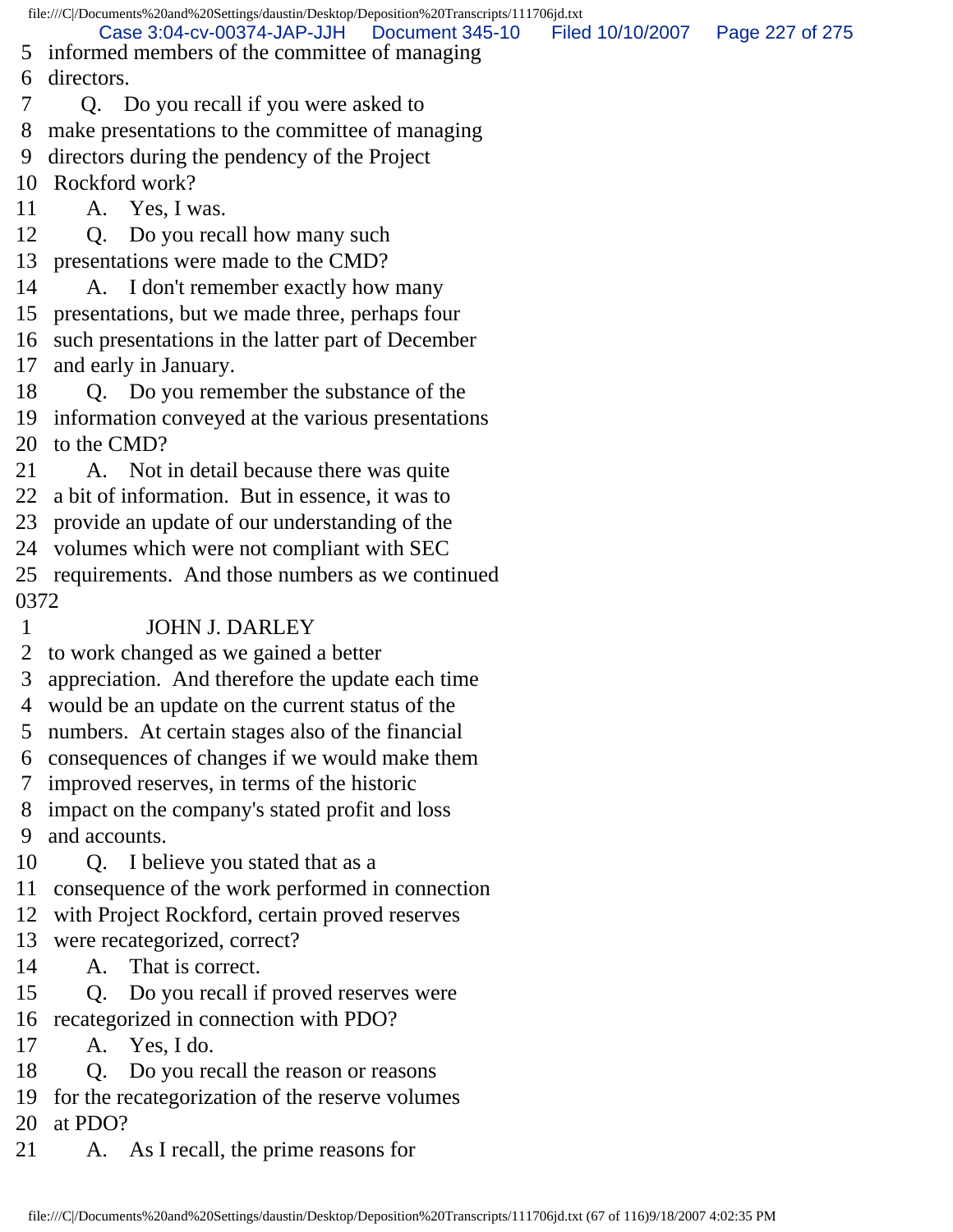5 informed members of the committee of managing
6 directors.
7 Q. Do you recall if you were asked to
8 make presentations to the committee of managing
9 directors during the pendency of the Project
10 Rockford work?
11 A. Yes, I was.
12 Q. Do you recall how many such
13 presentations were made to the CMD?
14 A. I don't remember exactly how many
15 presentations, but we made three, perhaps four
16 such presentations in the latter part of December
17 and early in January.
18 Q. Do you remember the substance of the
19 information conveyed at the various presentations
20 to the CMD?
21 A. Not in detail because there was quite
22 a bit of information. But in essence, it was to
23 provide an update of our understanding of the
24 volumes which were not compliant with SEC
25 requirements. And those numbers as we continued
0372
1 JOHN J. DARLEY
2 to work changed as we gained a better
3 appreciation. And therefore the update each time
4 would be an update on the current status of the
5 numbers. At certain stages also of the financial
6 consequences of changes if we would make them
7 improved reserves, in terms of the historic
8 impact on the company's stated profit and loss
9 and accounts.
10 Q. I believe you stated that as a
11 consequence of the work performed in connection
12 with Project Rockford, certain proved reserves
13 were recategorized, correct?
14 A. That is correct.
15 Q. Do you recall if proved reserves were
16 recategorized in connection with PDO?
17 A. Yes, I do.
18 Q. Do you recall the reason or reasons
19 for the recategorization of the reserve volumes
20 at PDO?
21 A. As I recall, the prime reasons for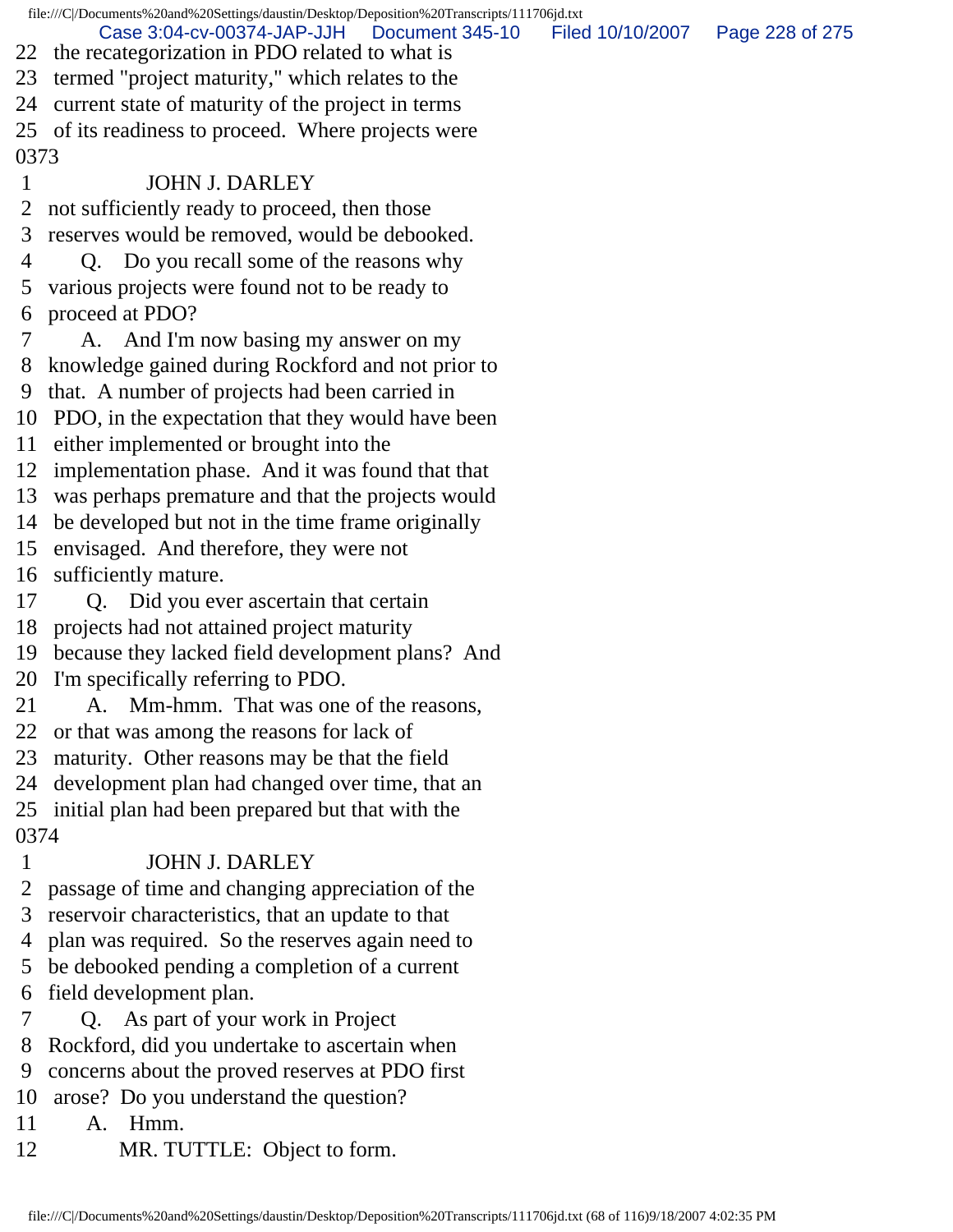22 the recategorization in PDO related to what is
23 termed "project maturity," which relates to the
24 current state of maturity of the project in terms
25 of its readiness to proceed. Where projects were
0373
1 JOHN J. DARLEY
2 not sufficiently ready to proceed, then those
3 reserves would be removed, would be debooked.
4 Q. Do you recall some of the reasons why
5 various projects were found not to be ready to
6 proceed at PDO?
7 A. And I'm now basing my answer on my
8 knowledge gained during Rockford and not prior to
9 that. A number of projects had been carried in
10 PDO, in the expectation that they would have been
11 either implemented or brought into the
12 implementation phase. And it was found that that
13 was perhaps premature and that the projects would
14 be developed but not in the time frame originally
15 envisaged. And therefore, they were not
16 sufficiently mature.
17 Q. Did you ever ascertain that certain
18 projects had not attained project maturity
19 because they lacked field development plans? And
20 I'm specifically referring to PDO.
21 A. Mm-hmm. That was one of the reasons,
22 or that was among the reasons for lack of
23 maturity. Other reasons may be that the field
24 development plan had changed over time, that an
25 initial plan had been prepared but that with the
0374
1 JOHN J. DARLEY
2 passage of time and changing appreciation of the
3 reservoir characteristics, that an update to that
4 plan was required. So the reserves again need to
5 be debooked pending a completion of a current
6 field development plan.
7 Q. As part of your work in Project
8 Rockford, did you undertake to ascertain when
9 concerns about the proved reserves at PDO first
10 arose? Do you understand the question?
11 A. Hmm.
12 MR. TUTTLE: Object to form.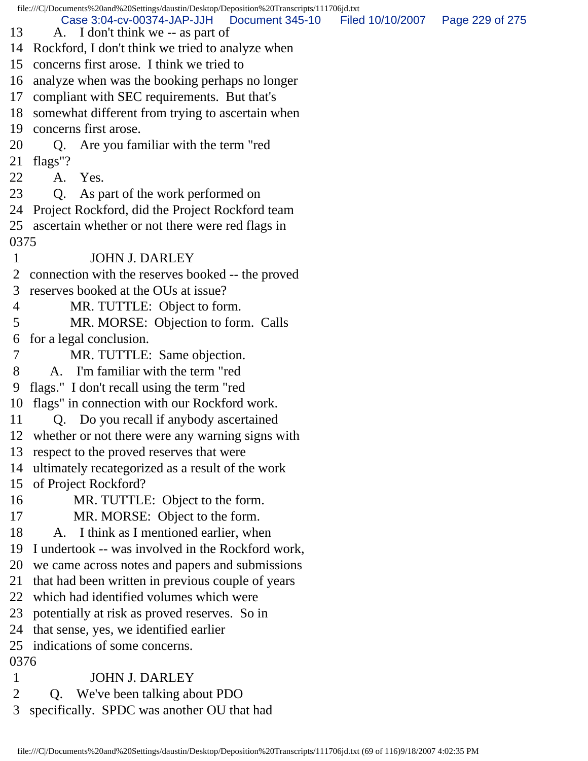13 A. I don't think we -- as part of
14 Rockford, I don't think we tried to analyze when
15 concerns first arose. I think we tried to
16 analyze when was the booking perhaps no longer
17 compliant with SEC requirements. But that's
18 somewhat different from trying to ascertain when
19 concerns first arose.
20 Q. Are you familiar with the term "red
21 flags"?
22 A. Yes.
23 Q. As part of the work performed on
24 Project Rockford, did the Project Rockford team
25 ascertain whether or not there were red flags in
0375
1 JOHN J. DARLEY
2 connection with the reserves booked -- the proved
3 reserves booked at the OUs at issue?
4 MR. TUTTLE: Object to form.
5 MR. MORSE: Objection to form. Calls
6 for a legal conclusion.
7 MR. TUTTLE: Same objection.
8 A. I'm familiar with the term "red
9 flags." I don't recall using the term "red
10 flags" in connection with our Rockford work.
11 Q. Do you recall if anybody ascertained
12 whether or not there were any warning signs with
13 respect to the proved reserves that were
14 ultimately recategorized as a result of the work
15 of Project Rockford?
16 MR. TUTTLE: Object to the form.
17 MR. MORSE: Object to the form.
18 A. I think as I mentioned earlier, when
19 I undertook -- was involved in the Rockford work,
20 we came across notes and papers and submissions
21 that had been written in previous couple of years
22 which had identified volumes which were
23 potentially at risk as proved reserves. So in
24 that sense, yes, we identified earlier
25 indications of some concerns.
0376
1 JOHN J. DARLEY
2 Q. We've been talking about PDO
3 specifically. SPDC was another OU that had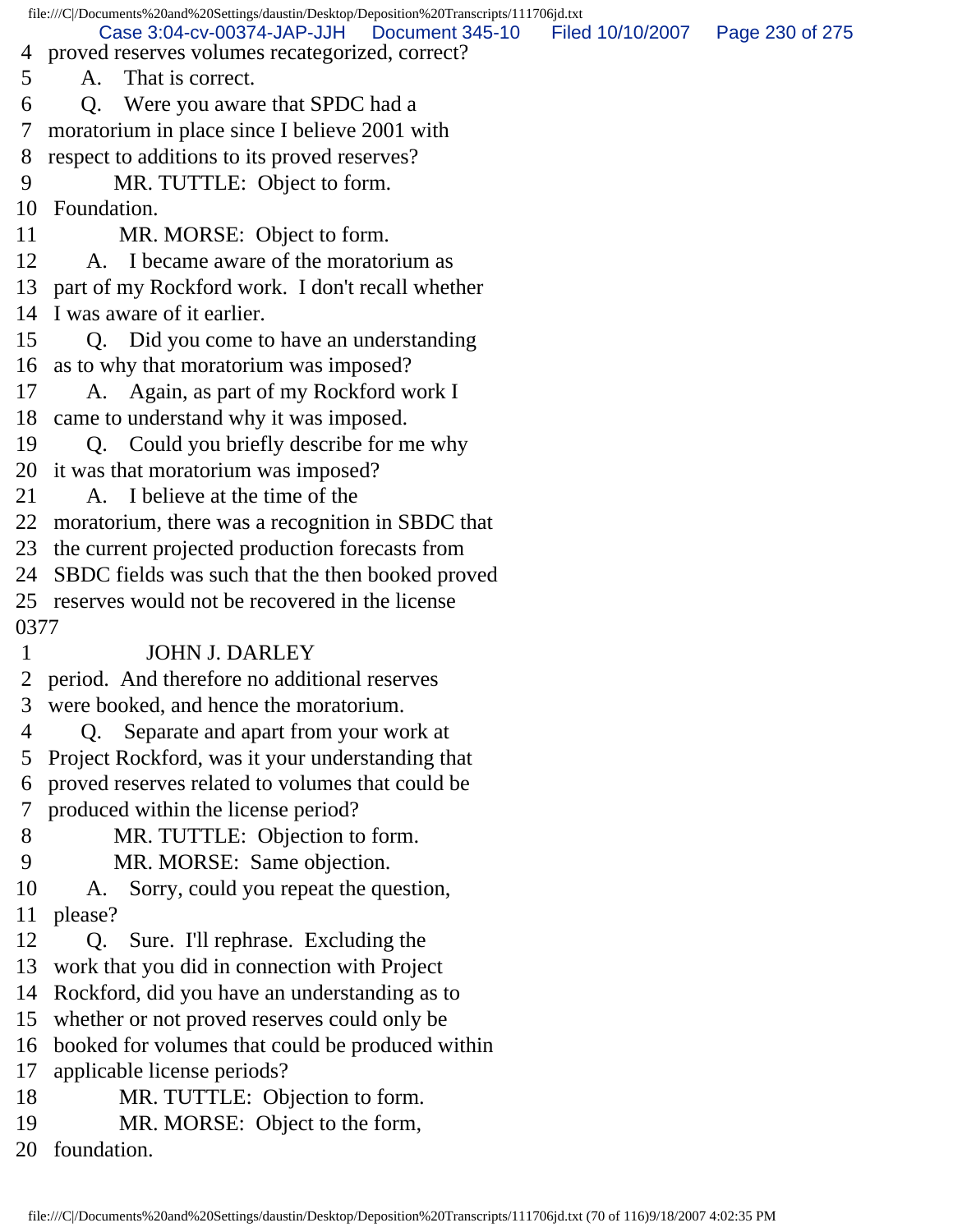4 proved reserves volumes recategorized, correct?
5 A. That is correct.
6 Q. Were you aware that SPDC had a
7 moratorium in place since I believe 2001 with
8 respect to additions to its proved reserves?
9 MR. TUTTLE: Object to form.
10 Foundation.
11 MR. MORSE: Object to form.
12 A. I became aware of the moratorium as
13 part of my Rockford work. I don't recall whether
14 I was aware of it earlier.
15 Q. Did you come to have an understanding
16 as to why that moratorium was imposed?
17 A. Again, as part of my Rockford work I
18 came to understand why it was imposed.
19 Q. Could you briefly describe for me why
20 it was that moratorium was imposed?
21 A. I believe at the time of the
22 moratorium, there was a recognition in SBDC that
23 the current projected production forecasts from
24 SBDC fields was such that the then booked proved
25 reserves would not be recovered in the license
0377
1 JOHN J. DARLEY
2 period. And therefore no additional reserves
3 were booked, and hence the moratorium.
4 Q. Separate and apart from your work at
5 Project Rockford, was it your understanding that
6 proved reserves related to volumes that could be
7 produced within the license period?
8 MR. TUTTLE: Objection to form.
9 MR. MORSE: Same objection.
10 A. Sorry, could you repeat the question,
11 please?
12 Q. Sure. I'll rephrase. Excluding the
13 work that you did in connection with Project
14 Rockford, did you have an understanding as to
15 whether or not proved reserves could only be
16 booked for volumes that could be produced within
17 applicable license periods?
18 MR. TUTTLE: Objection to form.
19 MR. MORSE: Object to the form,
20 foundation.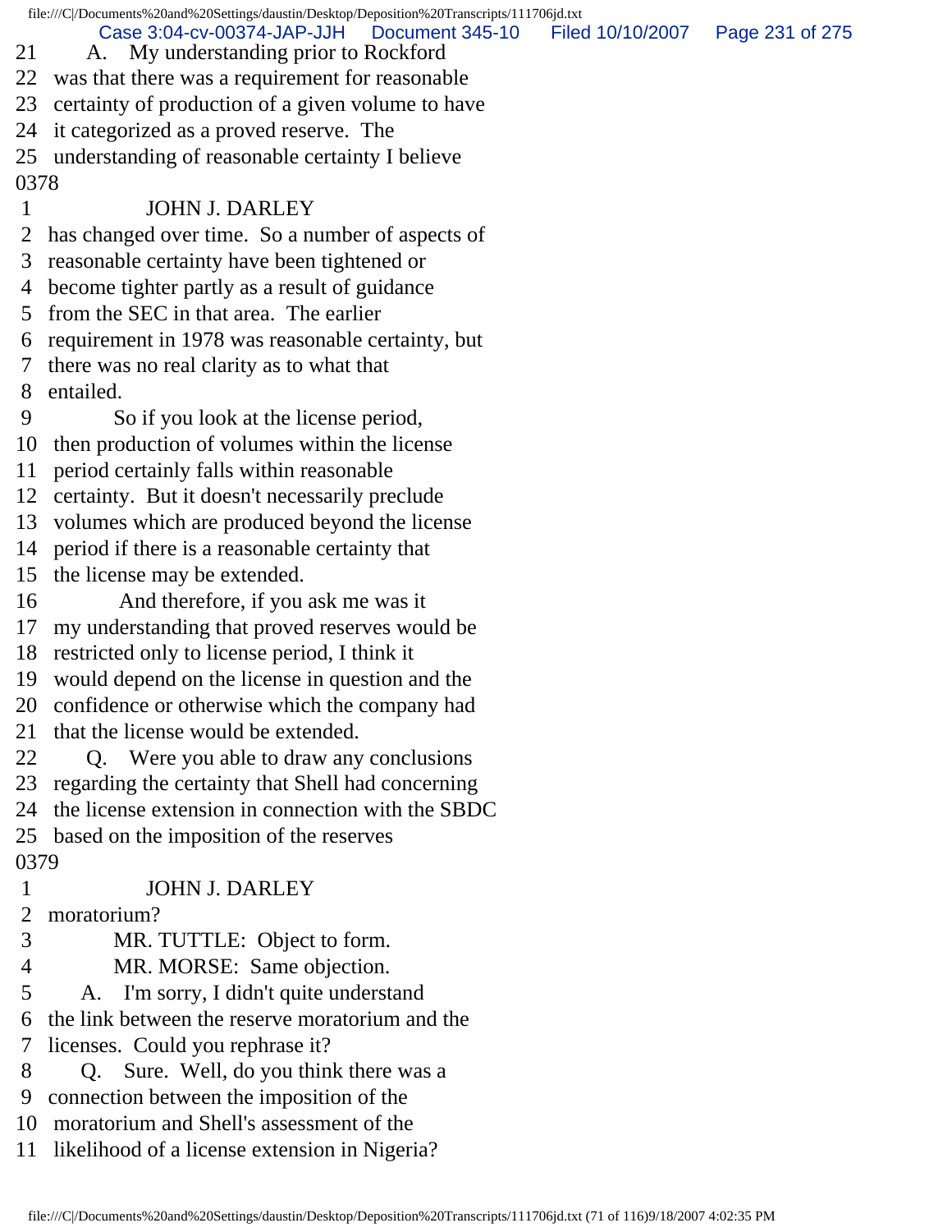21 A. My understanding prior to Rockford
22 was that there was a requirement for reasonable
23 certainty of production of a given volume to have
24 it categorized as a proved reserve. The
25 understanding of reasonable certainty I believe
0378
1 JOHN J. DARLEY
2 has changed over time. So a number of aspects of
3 reasonable certainty have been tightened or
4 become tighter partly as a result of guidance
5 from the SEC in that area. The earlier
6 requirement in 1978 was reasonable certainty, but
7 there was no real clarity as to what that
8 entailed.
9 So if you look at the license period,
10 then production of volumes within the license
11 period certainly falls within reasonable
12 certainty. But it doesn't necessarily preclude
13 volumes which are produced beyond the license
14 period if there is a reasonable certainty that
15 the license may be extended.
16 And therefore, if you ask me was it
17 my understanding that proved reserves would be
18 restricted only to license period, I think it
19 would depend on the license in question and the
20 confidence or otherwise which the company had
21 that the license would be extended.
22 Q. Were you able to draw any conclusions
23 regarding the certainty that Shell had concerning
24 the license extension in connection with the SBDC
25 based on the imposition of the reserves
0379
1 JOHN J. DARLEY
2 moratorium?
3 MR. TUTTLE: Object to form.
4 MR. MORSE: Same objection.
5 A. I'm sorry, I didn't quite understand
6 the link between the reserve moratorium and the
7 licenses. Could you rephrase it?
8 Q. Sure. Well, do you think there was a
9 connection between the imposition of the
10 moratorium and Shell's assessment of the
11 likelihood of a license extension in Nigeria?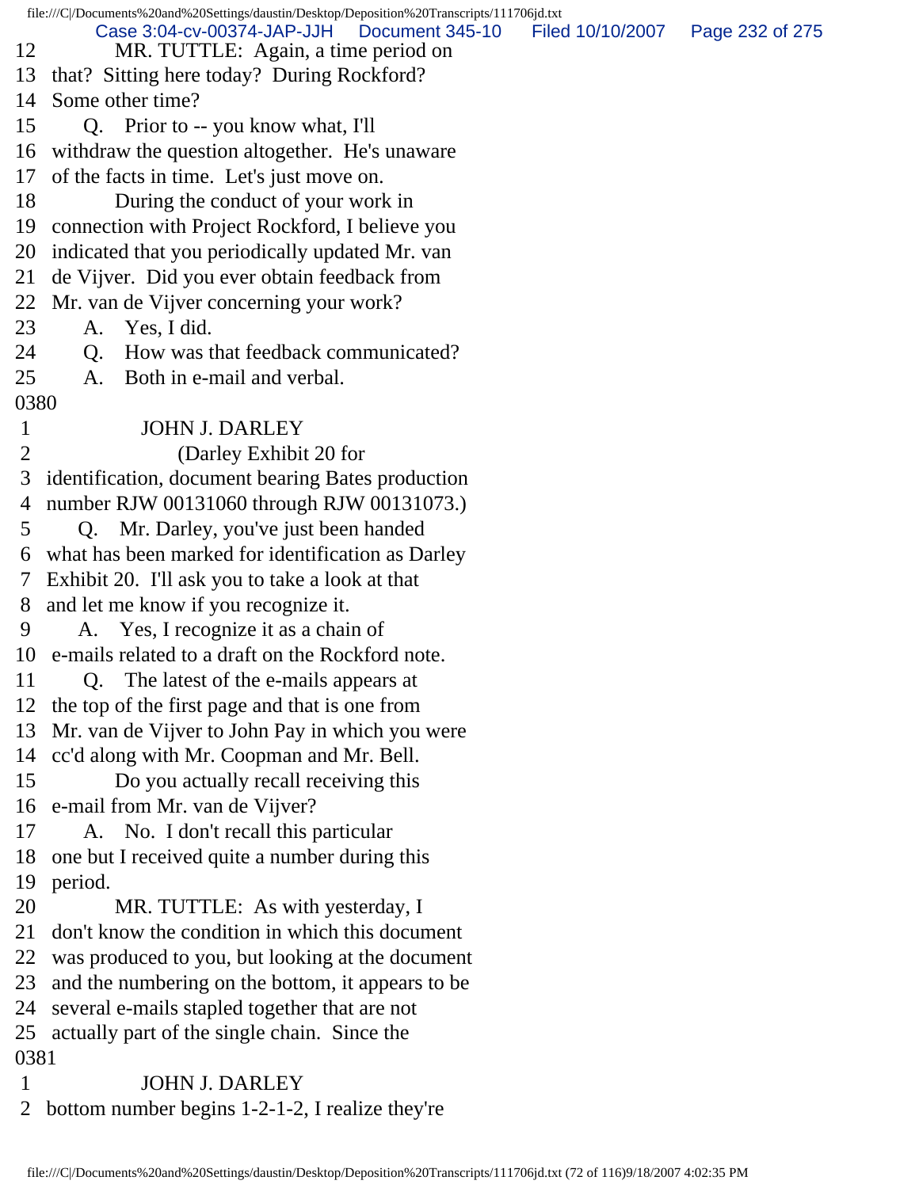12 MR. TUTTLE: Again, a time period on
13 that? Sitting here today? During Rockford?
14 Some other time?
15 Q. Prior to -- you know what, I'll
16 withdraw the question altogether. He's unaware
17 of the facts in time. Let's just move on.
18 During the conduct of your work in
19 connection with Project Rockford, I believe you
20 indicated that you periodically updated Mr. van
21 de Vijver. Did you ever obtain feedback from
22 Mr. van de Vijver concerning your work?
23 A. Yes, I did.
24 Q. How was that feedback communicated?
25 A. Both in e-mail and verbal.
0380
1 JOHN J. DARLEY
2 (Darley Exhibit 20 for
3 identification, document bearing Bates production
4 number RJW 00131060 through RJW 00131073.)
5 Q. Mr. Darley, you've just been handed
6 what has been marked for identification as Darley
7 Exhibit 20. I'll ask you to take a look at that
8 and let me know if you recognize it.
9 A. Yes, I recognize it as a chain of
10 e-mails related to a draft on the Rockford note.
11 Q. The latest of the e-mails appears at
12 the top of the first page and that is one from
13 Mr. van de Vijver to John Pay in which you were
14 cc'd along with Mr. Coopman and Mr. Bell.
15 Do you actually recall receiving this
16 e-mail from Mr. van de Vijver?
17 A. No. I don't recall this particular
18 one but I received quite a number during this
19 period.
20 MR. TUTTLE: As with yesterday, I
21 don't know the condition in which this document
22 was produced to you, but looking at the document
23 and the numbering on the bottom, it appears to be
24 several e-mails stapled together that are not
25 actually part of the single chain. Since the
0381
1 JOHN J. DARLEY
2 bottom number begins 1-2-1-2, I realize they're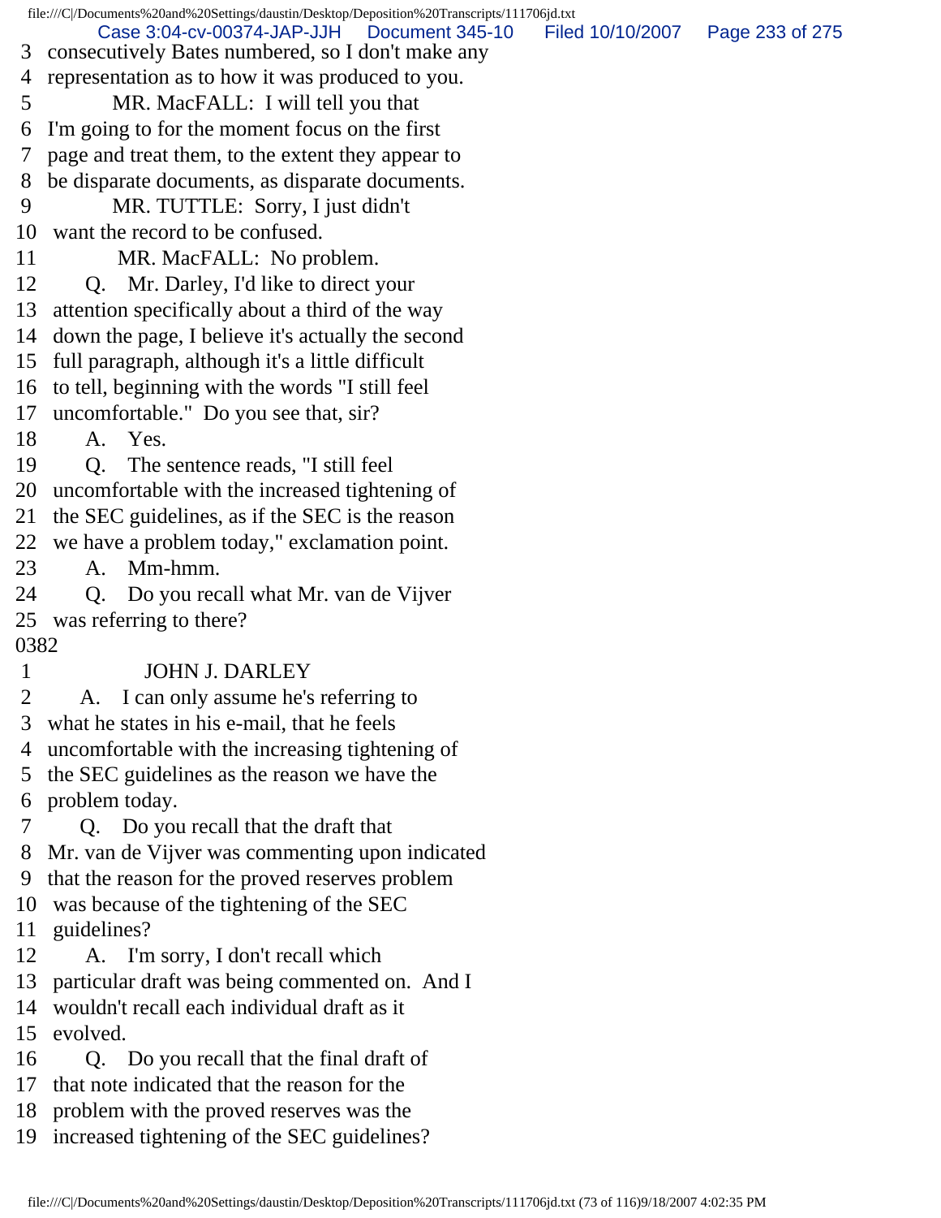3 consecutively Bates numbered, so I don't make any
4 representation as to how it was produced to you.
5 MR. MacFALL: I will tell you that
6 I'm going to for the moment focus on the first
7 page and treat them, to the extent they appear to
8 be disparate documents, as disparate documents.
9 MR. TUTTLE: Sorry, I just didn't
10 want the record to be confused.
11 MR. MacFALL: No problem.
12 Q. Mr. Darley, I'd like to direct your
13 attention specifically about a third of the way
14 down the page, I believe it's actually the second
15 full paragraph, although it's a little difficult
16 to tell, beginning with the words "I still feel
17 uncomfortable." Do you see that, sir?
18 A. Yes.
19 Q. The sentence reads, "I still feel
20 uncomfortable with the increased tightening of
21 the SEC guidelines, as if the SEC is the reason
22 we have a problem today," exclamation point.
23 A. Mm-hmm.
24 Q. Do you recall what Mr. van de Vijver
25 was referring to there?

0382

1 JOHN J. DARLEY
2 A. I can only assume he's referring to
3 what he states in his e-mail, that he feels
4 uncomfortable with the increasing tightening of
5 the SEC guidelines as the reason we have the
6 problem today.
7 Q. Do you recall that the draft that
8 Mr. van de Vijver was commenting upon indicated
9 that the reason for the proved reserves problem
10 was because of the tightening of the SEC
11 guidelines?
12 A. I'm sorry, I don't recall which
13 particular draft was being commented on. And I
14 wouldn't recall each individual draft as it
15 evolved.
16 Q. Do you recall that the final draft of
17 that note indicated that the reason for the
18 problem with the proved reserves was the
19 increased tightening of the SEC guidelines?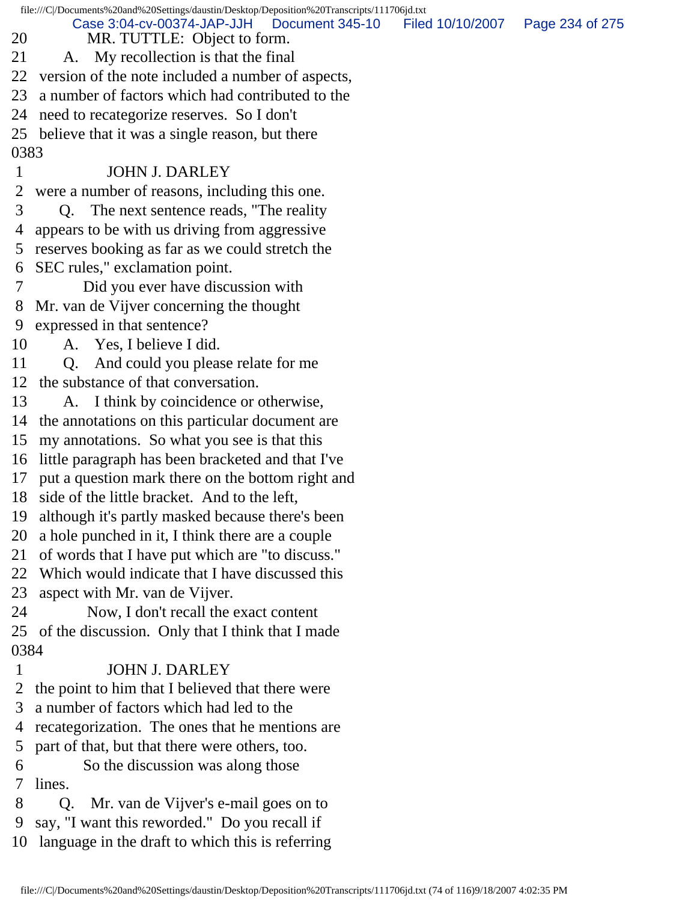20 MR. TUTTLE: Object to form.
21 A. My recollection is that the final
22 version of the note included a number of aspects,
23 a number of factors which had contributed to the
24 need to recategorize reserves. So I don't
25 believe that it was a single reason, but there
0383
1 JOHN J. DARLEY
2 were a number of reasons, including this one.
3 Q. The next sentence reads, "The reality
4 appears to be with us driving from aggressive
5 reserves booking as far as we could stretch the
6 SEC rules," exclamation point.
7 Did you ever have discussion with
8 Mr. van de Vijver concerning the thought
9 expressed in that sentence?
10 A. Yes, I believe I did.
11 Q. And could you please relate for me
12 the substance of that conversation.
13 A. I think by coincidence or otherwise,
14 the annotations on this particular document are
15 my annotations. So what you see is that this
16 little paragraph has been bracketed and that I've
17 put a question mark there on the bottom right and
18 side of the little bracket. And to the left,
19 although it's partly masked because there's been
20 a hole punched in it, I think there are a couple
21 of words that I have put which are "to discuss."
22 Which would indicate that I have discussed this
23 aspect with Mr. van de Vijver.
24 Now, I don't recall the exact content
25 of the discussion. Only that I think that I made
0384
1 JOHN J. DARLEY
2 the point to him that I believed that there were
3 a number of factors which had led to the
4 recategorization. The ones that he mentions are
5 part of that, but that there were others, too.
6 So the discussion was along those
7 lines.
8 Q. Mr. van de Vijver's e-mail goes on to
9 say, "I want this reworded." Do you recall if
10 language in the draft to which this is referring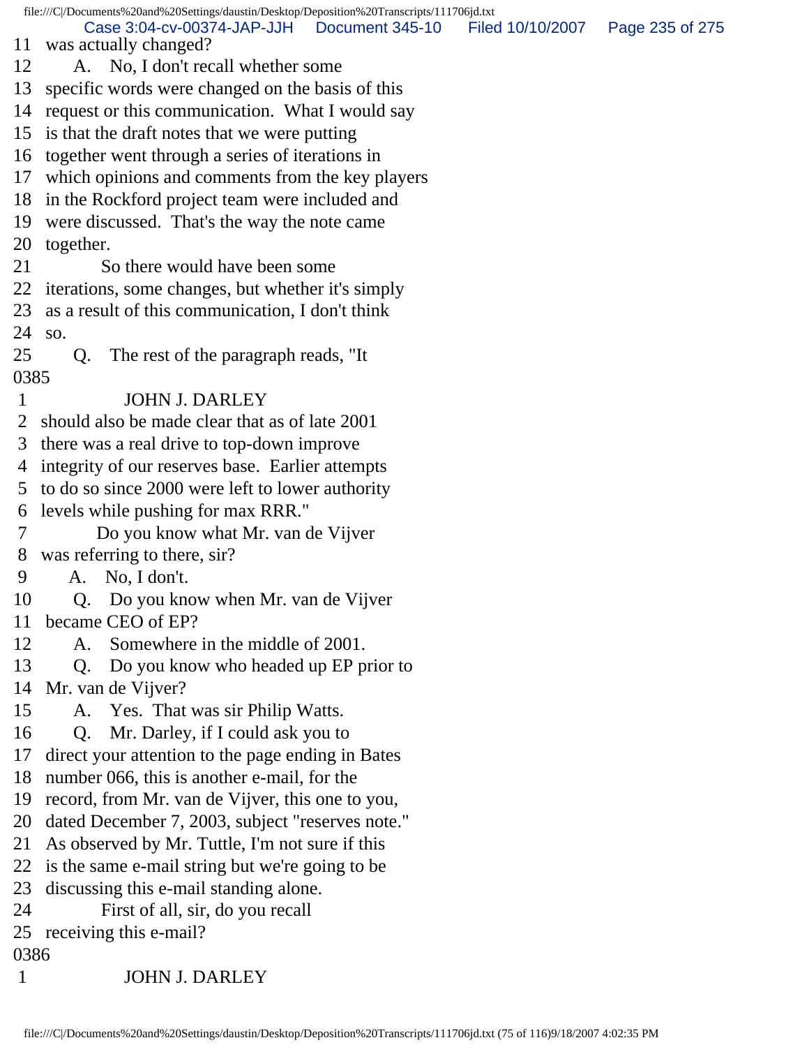11 was actually changed?
12 A. No, I don't recall whether some
13 specific words were changed on the basis of this
14 request or this communication. What I would say
15 is that the draft notes that we were putting
16 together went through a series of iterations in
17 which opinions and comments from the key players
18 in the Rockford project team were included and
19 were discussed. That's the way the note came
20 together.
21 So there would have been some
22 iterations, some changes, but whether it's simply
23 as a result of this communication, I don't think
24 so.
25 Q. The rest of the paragraph reads, "It
0385
1 JOHN J. DARLEY
2 should also be made clear that as of late 2001
3 there was a real drive to top-down improve
4 integrity of our reserves base. Earlier attempts
5 to do so since 2000 were left to lower authority
6 levels while pushing for max RRR."
7 Do you know what Mr. van de Vijver
8 was referring to there, sir?
9 A. No, I don't.
10 Q. Do you know when Mr. van de Vijver
11 became CEO of EP?
12 A. Somewhere in the middle of 2001.
13 Q. Do you know who headed up EP prior to
14 Mr. van de Vijver?
15 A. Yes. That was sir Philip Watts.
16 Q. Mr. Darley, if I could ask you to
17 direct your attention to the page ending in Bates
18 number 066, this is another e-mail, for the
19 record, from Mr. van de Vijver, this one to you,
20 dated December 7, 2003, subject "reserves note."
21 As observed by Mr. Tuttle, I'm not sure if this
22 is the same e-mail string but we're going to be
23 discussing this e-mail standing alone.
24 First of all, sir, do you recall
25 receiving this e-mail?
0386
1 JOHN J. DARLEY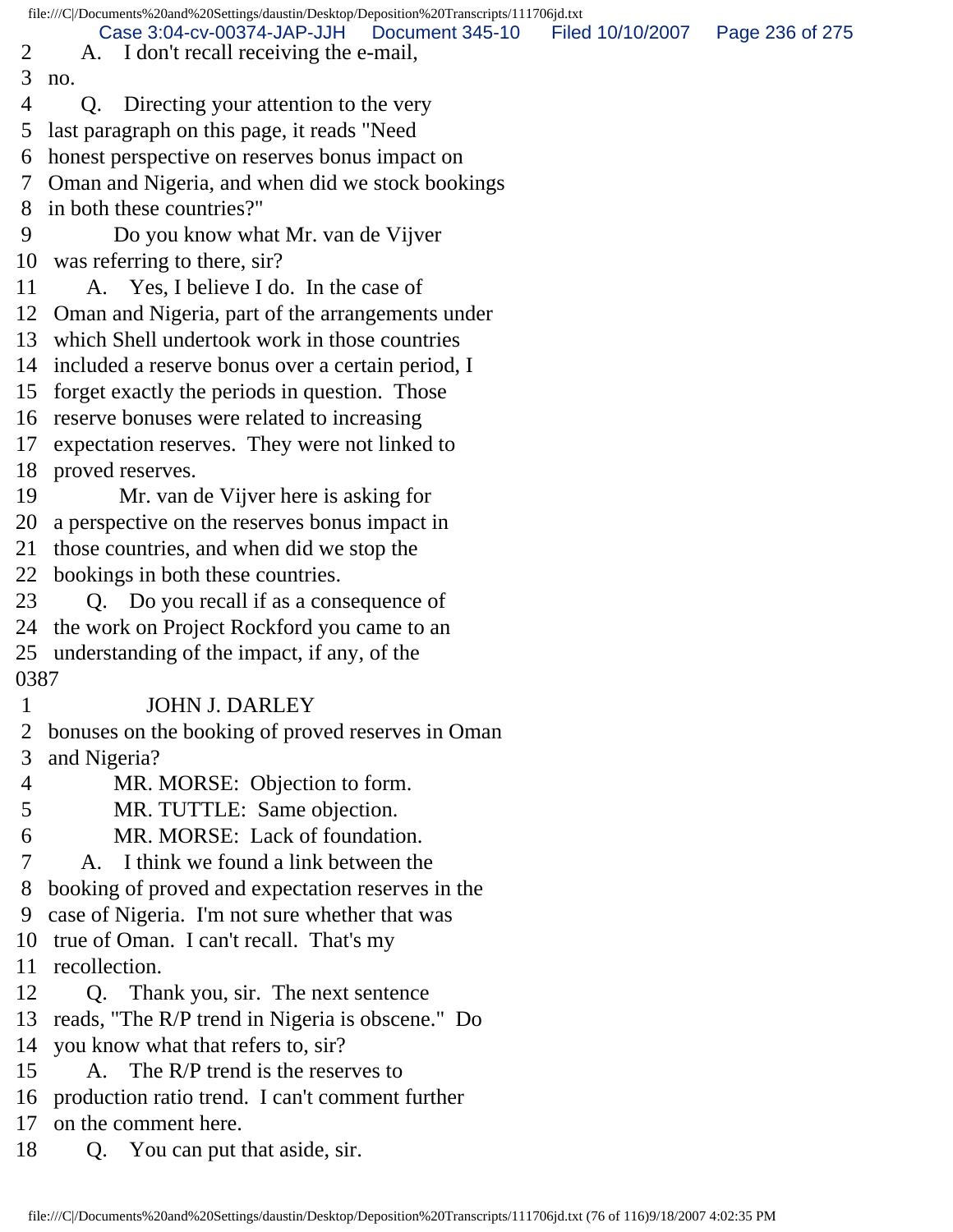2 A. I don't recall receiving the e-mail,
3 no.
4 Q. Directing your attention to the very
5 last paragraph on this page, it reads "Need
6 honest perspective on reserves bonus impact on
7 Oman and Nigeria, and when did we stock bookings
8 in both these countries?"
9 Do you know what Mr. van de Vijver
10 was referring to there, sir?
11 A. Yes, I believe I do. In the case of
12 Oman and Nigeria, part of the arrangements under
13 which Shell undertook work in those countries
14 included a reserve bonus over a certain period, I
15 forget exactly the periods in question. Those
16 reserve bonuses were related to increasing
17 expectation reserves. They were not linked to
18 proved reserves.
19 Mr. van de Vijver here is asking for
20 a perspective on the reserves bonus impact in
21 those countries, and when did we stop the
22 bookings in both these countries.
23 Q. Do you recall if as a consequence of
24 the work on Project Rockford you came to an
25 understanding of the impact, if any, of the
0387
1 JOHN J. DARLEY
2 bonuses on the booking of proved reserves in Oman
3 and Nigeria?
4 MR. MORSE: Objection to form.
5 MR. TUTTLE: Same objection.
6 MR. MORSE: Lack of foundation.
7 A. I think we found a link between the
8 booking of proved and expectation reserves in the
9 case of Nigeria. I'm not sure whether that was
10 true of Oman. I can't recall. That's my
11 recollection.
12 Q. Thank you, sir. The next sentence
13 reads, "The R/P trend in Nigeria is obscene." Do
14 you know what that refers to, sir?
15 A. The R/P trend is the reserves to
16 production ratio trend. I can't comment further
17 on the comment here.
18 Q. You can put that aside, sir.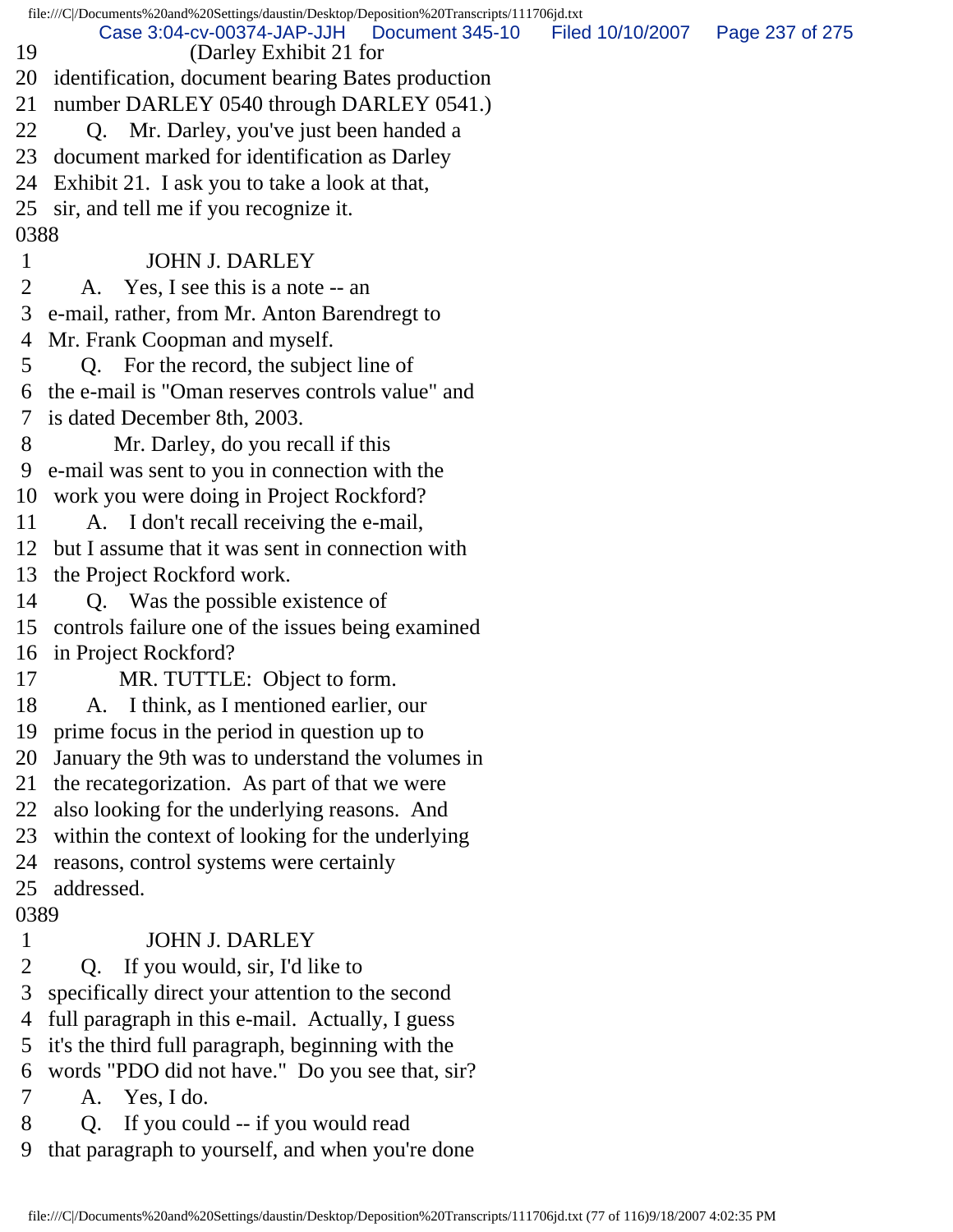19 (Darley Exhibit 21 for
20 identification, document bearing Bates production
21 number DARLEY 0540 through DARLEY 0541.)
22 Q. Mr. Darley, you've just been handed a
23 document marked for identification as Darley
24 Exhibit 21. I ask you to take a look at that,
25 sir, and tell me if you recognize it.
0388
1 JOHN J. DARLEY
2 A. Yes, I see this is a note -- an
3 e-mail, rather, from Mr. Anton Barendregt to
4 Mr. Frank Coopman and myself.
5 Q. For the record, the subject line of
6 the e-mail is "Oman reserves controls value" and
7 is dated December 8th, 2003.
8 Mr. Darley, do you recall if this
9 e-mail was sent to you in connection with the
10 work you were doing in Project Rockford?
11 A. I don't recall receiving the e-mail,
12 but I assume that it was sent in connection with
13 the Project Rockford work.
14 Q. Was the possible existence of
15 controls failure one of the issues being examined
16 in Project Rockford?
17 MR. TUTTLE: Object to form.
18 A. I think, as I mentioned earlier, our
19 prime focus in the period in question up to
20 January the 9th was to understand the volumes in
21 the recategorization. As part of that we were
22 also looking for the underlying reasons. And
23 within the context of looking for the underlying
24 reasons, control systems were certainly
25 addressed.
0389
1 JOHN J. DARLEY
2 Q. If you would, sir, I'd like to
3 specifically direct your attention to the second
4 full paragraph in this e-mail. Actually, I guess
5 it's the third full paragraph, beginning with the
6 words "PDO did not have." Do you see that, sir?
7 A. Yes, I do.
8 Q. If you could -- if you would read
9 that paragraph to yourself, and when you're done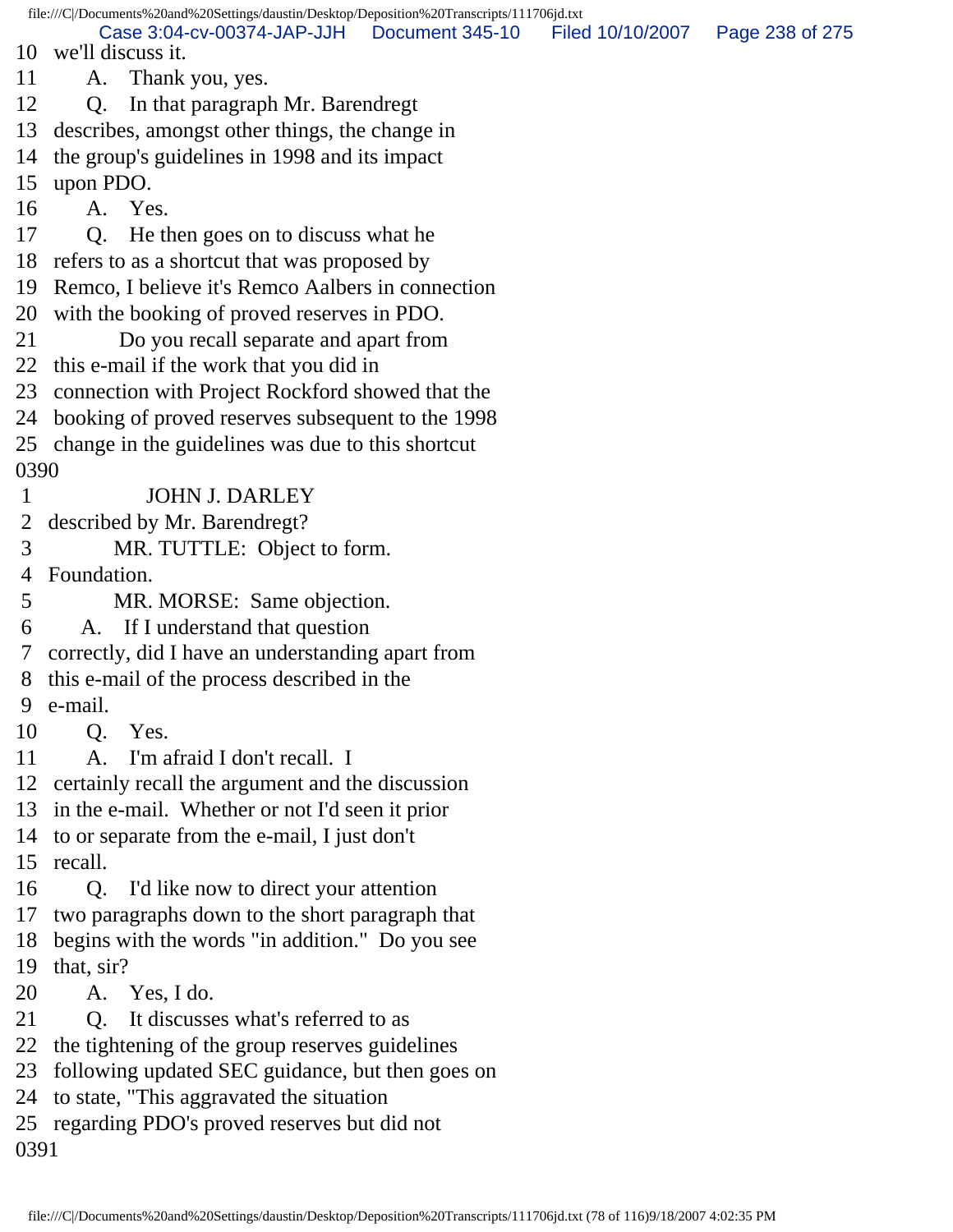10 we'll discuss it.

11 A. Thank you, yes.

12 Q. In that paragraph Mr. Barendregt

13 describes, amongst other things, the change in

14 the group's guidelines in 1998 and its impact

15 upon PDO.

16 A. Yes.

17 Q. He then goes on to discuss what he

18 refers to as a shortcut that was proposed by

19 Remco, I believe it's Remco Aalbers in connection

20 with the booking of proved reserves in PDO.

21 Do you recall separate and apart from

22 this e-mail if the work that you did in

23 connection with Project Rockford showed that the

24 booking of proved reserves subsequent to the 1998

25 change in the guidelines was due to this shortcut

0390

1 JOHN J. DARLEY

2 described by Mr. Barendregt?

3 MR. TUTTLE: Object to form.

4 Foundation.

5 MR. MORSE: Same objection.

6 A. If I understand that question

7 correctly, did I have an understanding apart from

8 this e-mail of the process described in the

9 e-mail.

10 Q. Yes.

11 A. I'm afraid I don't recall. I

12 certainly recall the argument and the discussion

13 in the e-mail. Whether or not I'd seen it prior

14 to or separate from the e-mail, I just don't

15 recall.

16 Q. I'd like now to direct your attention

17 two paragraphs down to the short paragraph that

18 begins with the words "in addition." Do you see

19 that, sir?

20 A. Yes, I do.

21 Q. It discusses what's referred to as

22 the tightening of the group reserves guidelines

23 following updated SEC guidance, but then goes on

24 to state, "This aggravated the situation

25 regarding PDO's proved reserves but did not

0391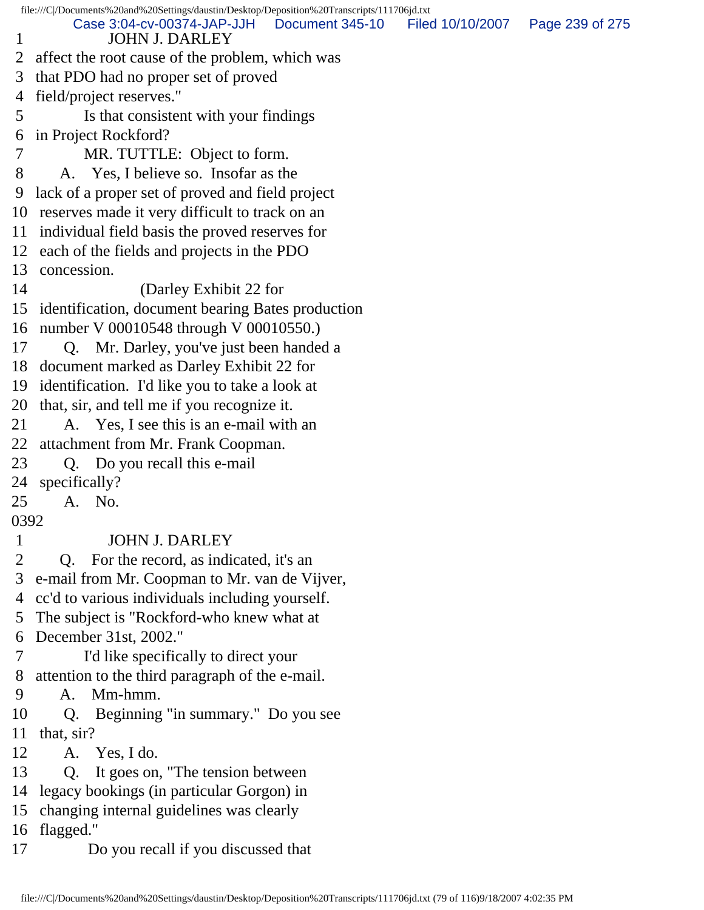1 JOHN J. DARLEY
2 affect the root cause of the problem, which was
3 that PDO had no proper set of proved
4 field/project reserves."
5 Is that consistent with your findings
6 in Project Rockford?
7 MR. TUTTLE: Object to form.
8 A. Yes, I believe so. Insofar as the
9 lack of a proper set of proved and field project
10 reserves made it very difficult to track on an
11 individual field basis the proved reserves for
12 each of the fields and projects in the PDO
13 concession.
14 (Darley Exhibit 22 for
15 identification, document bearing Bates production
16 number V 00010548 through V 00010550.)
17 Q. Mr. Darley, you've just been handed a
18 document marked as Darley Exhibit 22 for
19 identification. I'd like you to take a look at
20 that, sir, and tell me if you recognize it.
21 A. Yes, I see this is an e-mail with an
22 attachment from Mr. Frank Coopman.
23 Q. Do you recall this e-mail
24 specifically?
25 A. No.

0392

1 JOHN J. DARLEY
2 Q. For the record, as indicated, it's an
3 e-mail from Mr. Coopman to Mr. van de Vijver,
4 cc'd to various individuals including yourself.
5 The subject is "Rockford-who knew what at
6 December 31st, 2002."
7 I'd like specifically to direct your
8 attention to the third paragraph of the e-mail.
9 A. Mm-hmm.
10 Q. Beginning "in summary." Do you see
11 that, sir?
12 A. Yes, I do.
13 Q. It goes on, "The tension between
14 legacy bookings (in particular Gorgon) in
15 changing internal guidelines was clearly
16 flagged."
17 Do you recall if you discussed that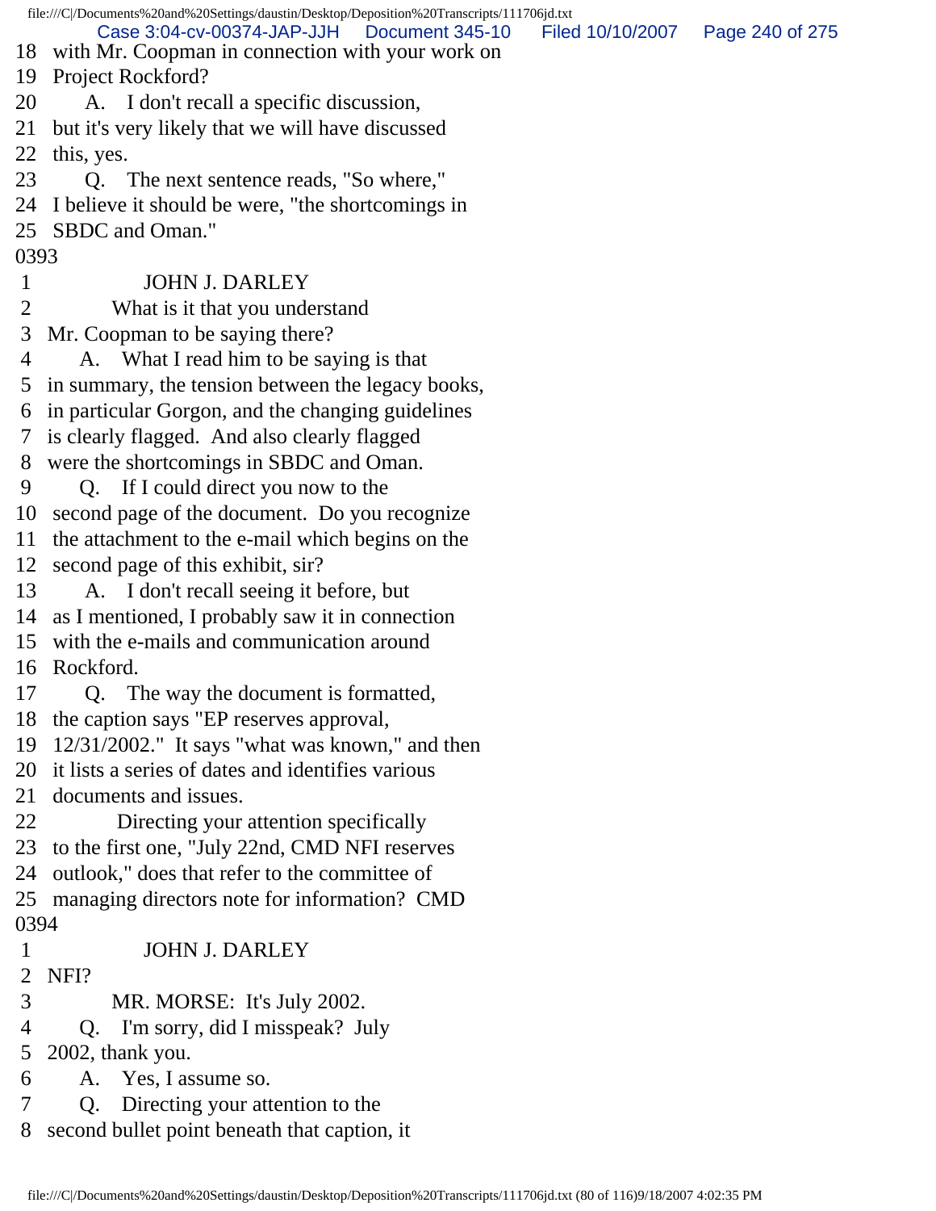18 with Mr. Coopman in connection with your work on
19 Project Rockford?
20 A. I don't recall a specific discussion,
21 but it's very likely that we will have discussed
22 this, yes.
23 Q. The next sentence reads, "So where,"
24 I believe it should be were, "the shortcomings in
25 SBDC and Oman."

0393

1 JOHN J. DARLEY
2 What is it that you understand
3 Mr. Coopman to be saying there?
4 A. What I read him to be saying is that
5 in summary, the tension between the legacy books,
6 in particular Gorgon, and the changing guidelines
7 is clearly flagged. And also clearly flagged
8 were the shortcomings in SBDC and Oman.
9 Q. If I could direct you now to the
10 second page of the document. Do you recognize
11 the attachment to the e-mail which begins on the
12 second page of this exhibit, sir?
13 A. I don't recall seeing it before, but
14 as I mentioned, I probably saw it in connection
15 with the e-mails and communication around
16 Rockford.
17 Q. The way the document is formatted,
18 the caption says "EP reserves approval,
19 12/31/2002." It says "what was known," and then
20 it lists a series of dates and identifies various
21 documents and issues.
22 Directing your attention specifically
23 to the first one, "July 22nd, CMD NFI reserves
24 outlook," does that refer to the committee of
25 managing directors note for information? CMD

0394

1 JOHN J. DARLEY
2 NFI?
3 MR. MORSE: It's July 2002.
4 Q. I'm sorry, did I misspeak? July
5 2002, thank you.
6 A. Yes, I assume so.
7 Q. Directing your attention to the
8 second bullet point beneath that caption, it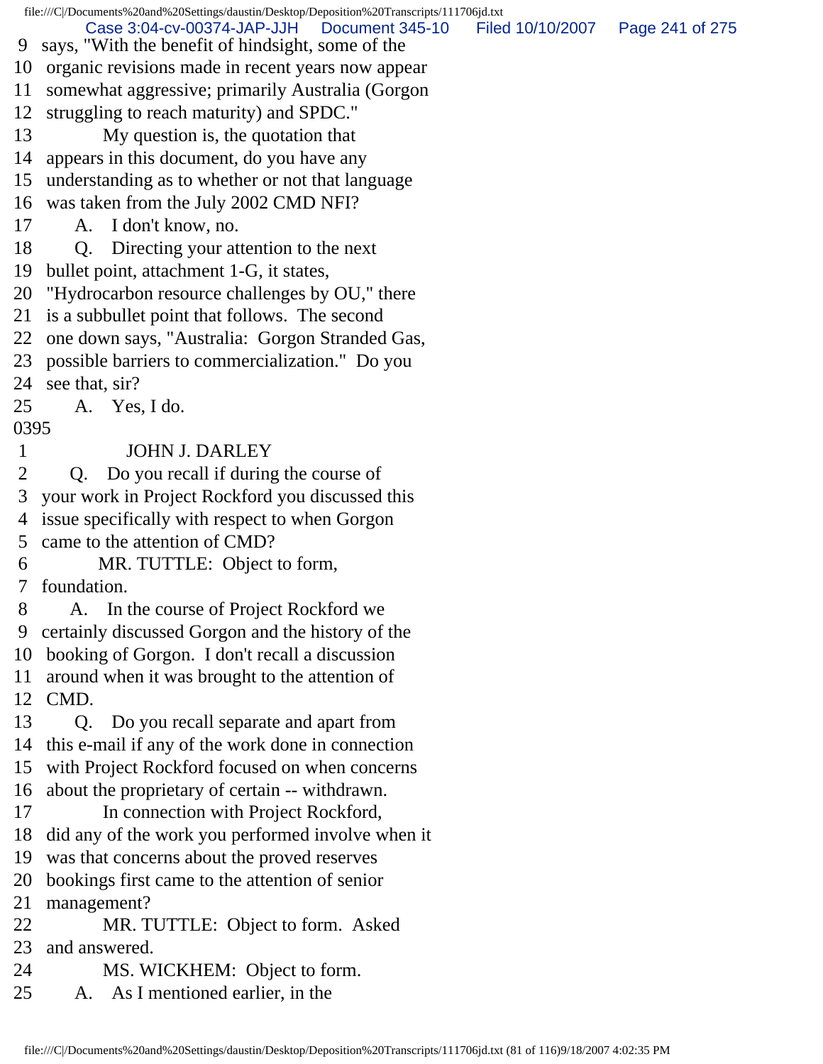9 says, "With the benefit of hindsight, some of the
10 organic revisions made in recent years now appear
11 somewhat aggressive; primarily Australia (Gorgon
12 struggling to reach maturity) and SPDC."
13 My question is, the quotation that
14 appears in this document, do you have any
15 understanding as to whether or not that language
16 was taken from the July 2002 CMD NFI?
17 A. I don't know, no.
18 Q. Directing your attention to the next
19 bullet point, attachment 1-G, it states,
20 "Hydrocarbon resource challenges by OU," there
21 is a subbullet point that follows. The second
22 one down says, "Australia: Gorgon Stranded Gas,
23 possible barriers to commercialization." Do you
24 see that, sir?
25 A. Yes, I do.

0395

1 JOHN J. DARLEY
2 Q. Do you recall if during the course of
3 your work in Project Rockford you discussed this
4 issue specifically with respect to when Gorgon
5 came to the attention of CMD?
6 MR. TUTTLE: Object to form,
7 foundation.
8 A. In the course of Project Rockford we
9 certainly discussed Gorgon and the history of the
10 booking of Gorgon. I don't recall a discussion
11 around when it was brought to the attention of
12 CMD.
13 Q. Do you recall separate and apart from
14 this e-mail if any of the work done in connection
15 with Project Rockford focused on when concerns
16 about the proprietary of certain -- withdrawn.
17 In connection with Project Rockford,
18 did any of the work you performed involve when it
19 was that concerns about the proved reserves
20 bookings first came to the attention of senior
21 management?
22 MR. TUTTLE: Object to form. Asked
23 and answered.
24 MS. WICKHEM: Object to form.
25 A. As I mentioned earlier, in the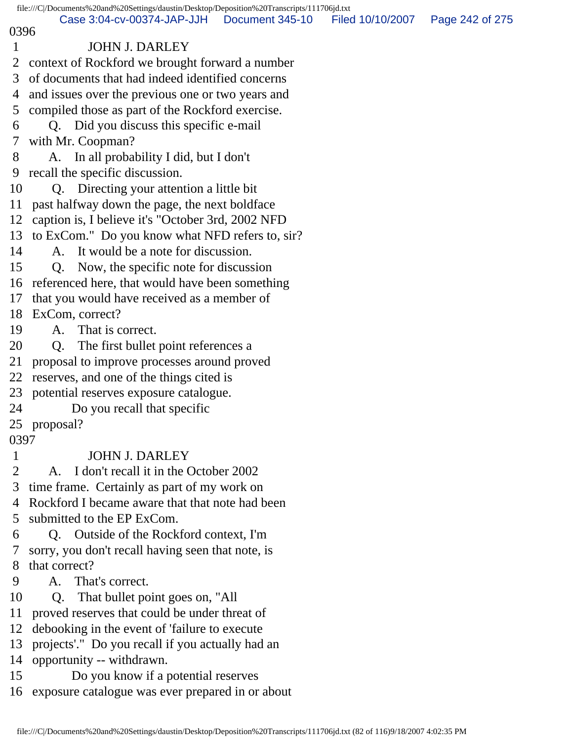0396

1 JOHN J. DARLEY
2 context of Rockford we brought forward a number
3 of documents that had indeed identified concerns
4 and issues over the previous one or two years and
5 compiled those as part of the Rockford exercise.
6 Q. Did you discuss this specific e-mail
7 with Mr. Coopman?
8 A. In all probability I did, but I don't
9 recall the specific discussion.
10 Q. Directing your attention a little bit
11 past halfway down the page, the next boldface
12 caption is, I believe it's "October 3rd, 2002 NFD
13 to ExCom." Do you know what NFD refers to, sir?
14 A. It would be a note for discussion.
15 Q. Now, the specific note for discussion
16 referenced here, that would have been something
17 that you would have received as a member of
18 ExCom, correct?
19 A. That is correct.
20 Q. The first bullet point references a
21 proposal to improve processes around proved
22 reserves, and one of the things cited is
23 potential reserves exposure catalogue.
24 Do you recall that specific
25 proposal?

0397

1 JOHN J. DARLEY
2 A. I don't recall it in the October 2002
3 time frame. Certainly as part of my work on
4 Rockford I became aware that that note had been
5 submitted to the EP ExCom.
6 Q. Outside of the Rockford context, I'm
7 sorry, you don't recall having seen that note, is
8 that correct?
9 A. That's correct.
10 Q. That bullet point goes on, "All
11 proved reserves that could be under threat of
12 debooking in the event of 'failure to execute
13 projects'." Do you recall if you actually had an
14 opportunity -- withdrawn.
15 Do you know if a potential reserves
16 exposure catalogue was ever prepared in or about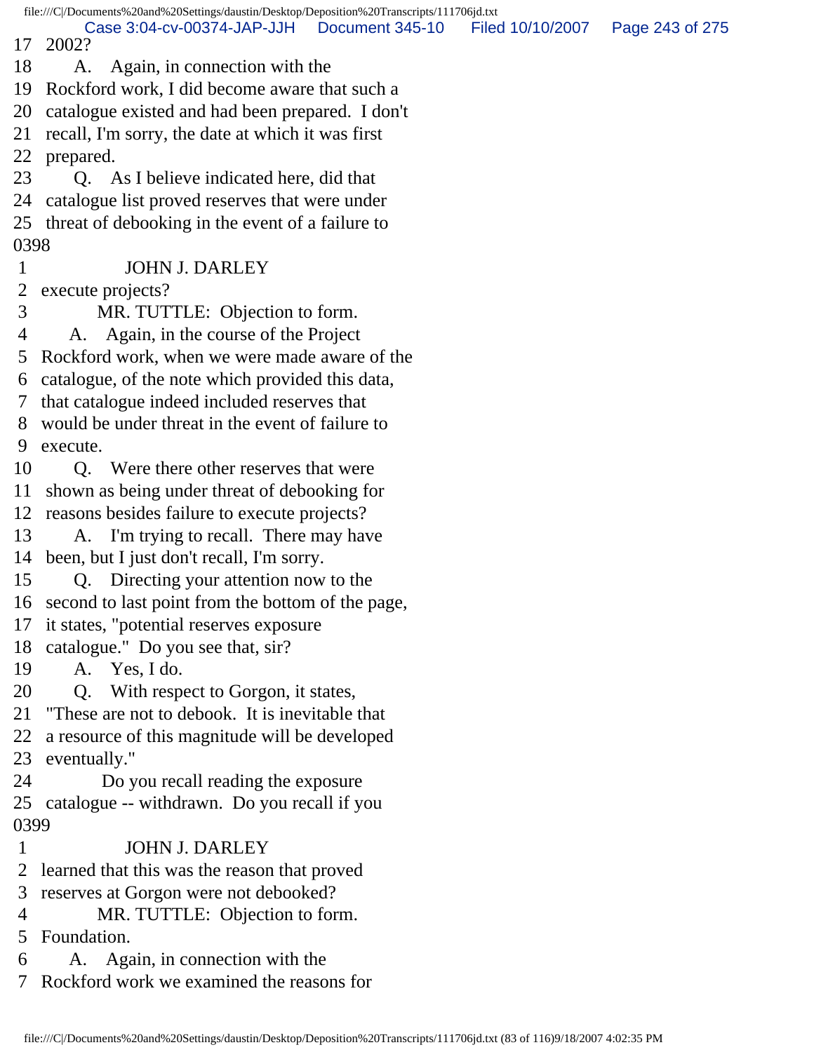17 2002?

18 A. Again, in connection with the

19 Rockford work, I did become aware that such a

20 catalogue existed and had been prepared. I don't

21 recall, I'm sorry, the date at which it was first

22 prepared.

23 Q. As I believe indicated here, did that

24 catalogue list proved reserves that were under

25 threat of debooking in the event of a failure to

0398

1 JOHN J. DARLEY

2 execute projects?

3 MR. TUTTLE: Objection to form.

4 A. Again, in the course of the Project

5 Rockford work, when we were made aware of the

6 catalogue, of the note which provided this data,

7 that catalogue indeed included reserves that

8 would be under threat in the event of failure to

9 execute.

10 Q. Were there other reserves that were

11 shown as being under threat of debooking for

12 reasons besides failure to execute projects?

13 A. I'm trying to recall. There may have

14 been, but I just don't recall, I'm sorry.

15 Q. Directing your attention now to the

16 second to last point from the bottom of the page,

17 it states, "potential reserves exposure

18 catalogue." Do you see that, sir?

19 A. Yes, I do.

20 Q. With respect to Gorgon, it states,

21 "These are not to debook. It is inevitable that

22 a resource of this magnitude will be developed

23 eventually."

24 Do you recall reading the exposure

25 catalogue -- withdrawn. Do you recall if you

0399

1 JOHN J. DARLEY

2 learned that this was the reason that proved

3 reserves at Gorgon were not debooked?

4 MR. TUTTLE: Objection to form.

5 Foundation.

6 A. Again, in connection with the

7 Rockford work we examined the reasons for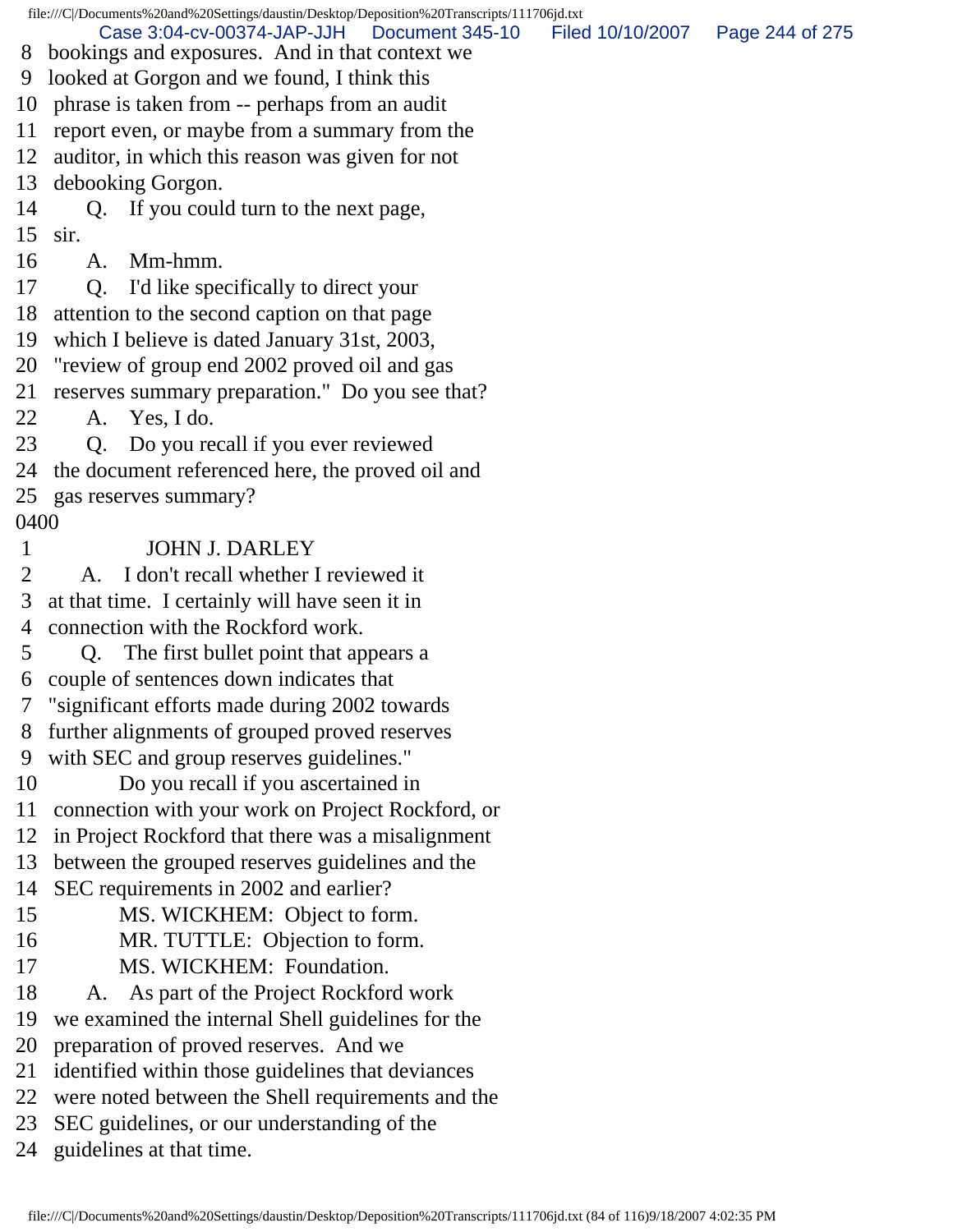8 bookings and exposures. And in that context we
9 looked at Gorgon and we found, I think this
10 phrase is taken from -- perhaps from an audit
11 report even, or maybe from a summary from the
12 auditor, in which this reason was given for not
13 debooking Gorgon.
14 Q. If you could turn to the next page,
15 sir.
16 A. Mm-hmm.
17 Q. I'd like specifically to direct your
18 attention to the second caption on that page
19 which I believe is dated January 31st, 2003,
20 "review of group end 2002 proved oil and gas
21 reserves summary preparation." Do you see that?
22 A. Yes, I do.
23 Q. Do you recall if you ever reviewed
24 the document referenced here, the proved oil and
25 gas reserves summary?
0400
1 JOHN J. DARLEY
2 A. I don't recall whether I reviewed it
3 at that time. I certainly will have seen it in
4 connection with the Rockford work.
5 Q. The first bullet point that appears a
6 couple of sentences down indicates that
7 "significant efforts made during 2002 towards
8 further alignments of grouped proved reserves
9 with SEC and group reserves guidelines."
10 Do you recall if you ascertained in
11 connection with your work on Project Rockford, or
12 in Project Rockford that there was a misalignment
13 between the grouped reserves guidelines and the
14 SEC requirements in 2002 and earlier?
15 MS. WICKHEM: Object to form.
16 MR. TUTTLE: Objection to form.
17 MS. WICKHEM: Foundation.
18 A. As part of the Project Rockford work
19 we examined the internal Shell guidelines for the
20 preparation of proved reserves. And we
21 identified within those guidelines that deviances
22 were noted between the Shell requirements and the
23 SEC guidelines, or our understanding of the
24 guidelines at that time.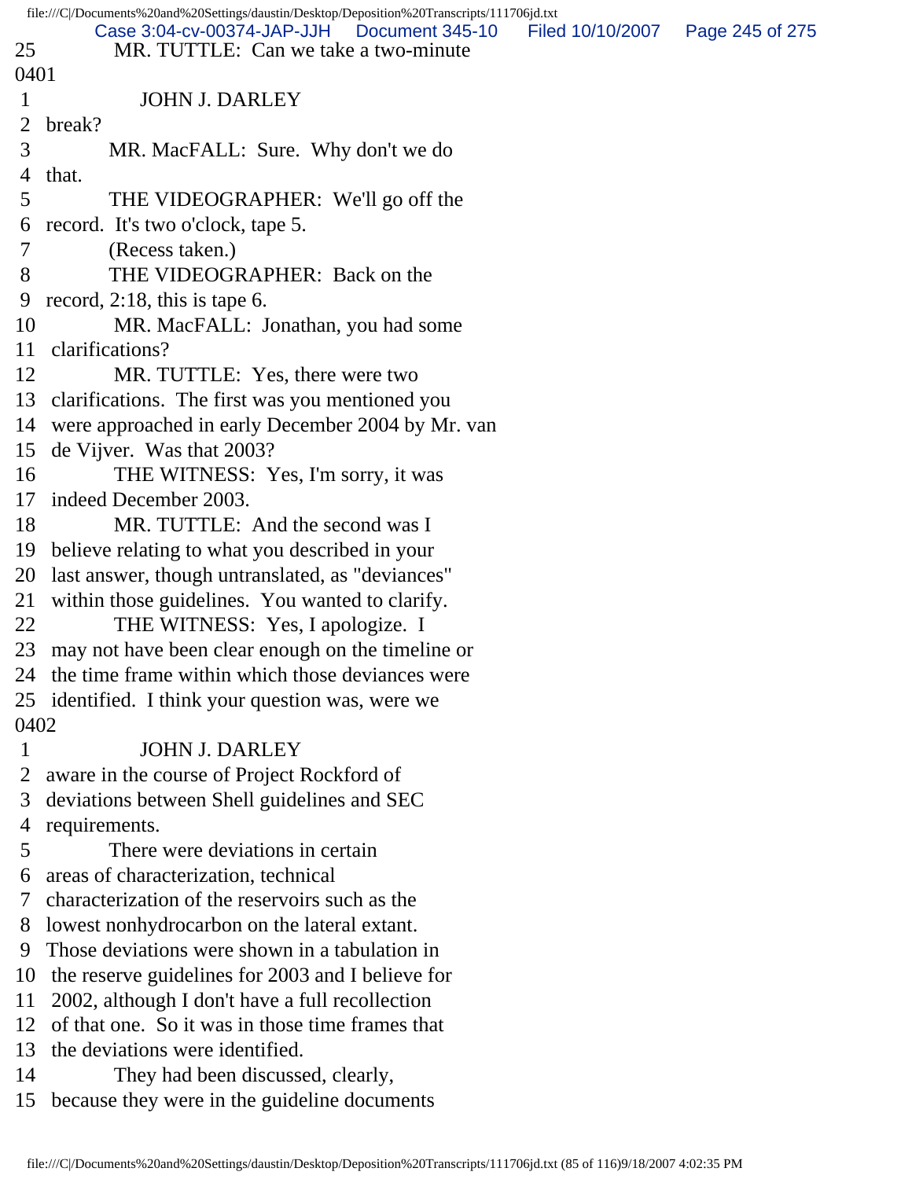25 MR. TUTTLE: Can we take a two-minute

0401

1 JOHN J. DARLEY

2 break?

3 MR. MacFALL: Sure. Why don't we do

4 that.

5 THE VIDEOGRAPHER: We'll go off the

6 record. It's two o'clock, tape 5.

7 (Recess taken.)

8 THE VIDEOGRAPHER: Back on the

9 record, 2:18, this is tape 6.

10 MR. MacFALL: Jonathan, you had some

11 clarifications?

12 MR. TUTTLE: Yes, there were two

13 clarifications. The first was you mentioned you

14 were approached in early December 2004 by Mr. van

15 de Vijver. Was that 2003?

16 THE WITNESS: Yes, I'm sorry, it was

17 indeed December 2003.

18 MR. TUTTLE: And the second was I

19 believe relating to what you described in your

20 last answer, though untranslated, as "deviances"

21 within those guidelines. You wanted to clarify.

22 THE WITNESS: Yes, I apologize. I

23 may not have been clear enough on the timeline or

24 the time frame within which those deviances were

25 identified. I think your question was, were we

0402

1 JOHN J. DARLEY

2 aware in the course of Project Rockford of

3 deviations between Shell guidelines and SEC

4 requirements.

5 There were deviations in certain

6 areas of characterization, technical

7 characterization of the reservoirs such as the

8 lowest nonhydrocarbon on the lateral extant.

9 Those deviations were shown in a tabulation in

10 the reserve guidelines for 2003 and I believe for

11 2002, although I don't have a full recollection

12 of that one. So it was in those time frames that

13 the deviations were identified.

14 They had been discussed, clearly,

15 because they were in the guideline documents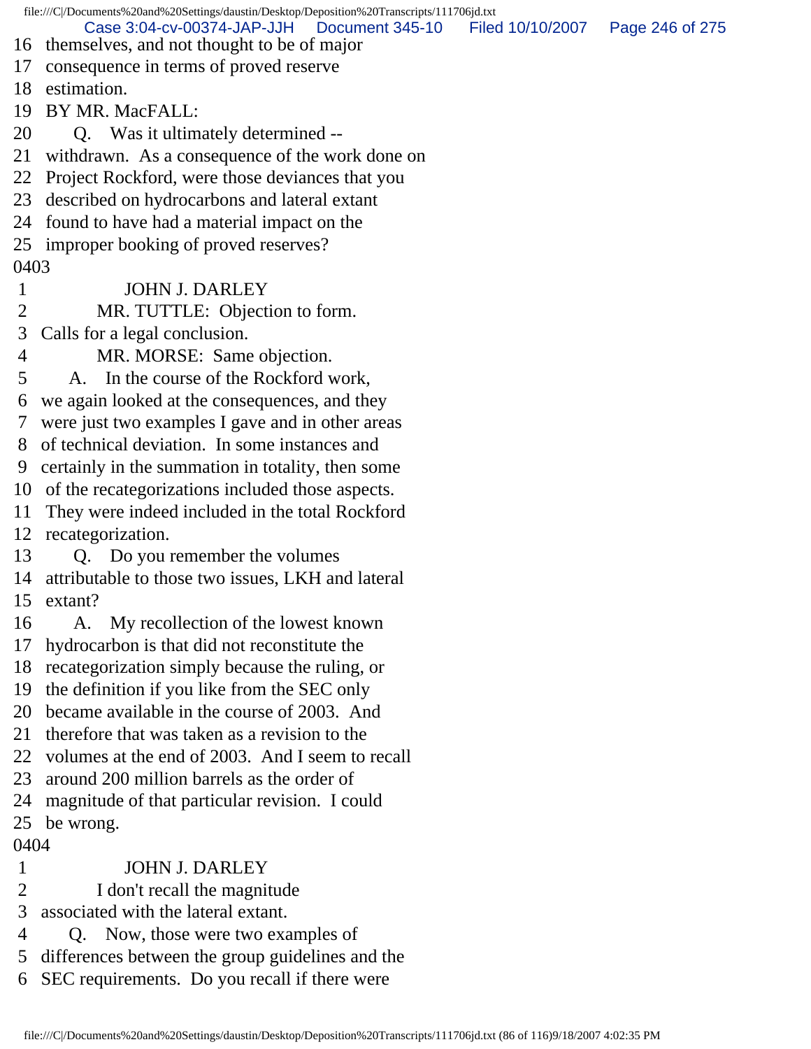16 themselves, and not thought to be of major
17 consequence in terms of proved reserve
18 estimation.
19 BY MR. MacFALL:
20 Q. Was it ultimately determined --
21 withdrawn. As a consequence of the work done on
22 Project Rockford, were those deviances that you
23 described on hydrocarbons and lateral extant
24 found to have had a material impact on the
25 improper booking of proved reserves?
0403
1 JOHN J. DARLEY
2 MR. TUTTLE: Objection to form.
3 Calls for a legal conclusion.
4 MR. MORSE: Same objection.
5 A. In the course of the Rockford work,
6 we again looked at the consequences, and they
7 were just two examples I gave and in other areas
8 of technical deviation. In some instances and
9 certainly in the summation in totality, then some
10 of the recategorizations included those aspects.
11 They were indeed included in the total Rockford
12 recategorization.
13 Q. Do you remember the volumes
14 attributable to those two issues, LKH and lateral
15 extant?
16 A. My recollection of the lowest known
17 hydrocarbon is that did not reconstitute the
18 recategorization simply because the ruling, or
19 the definition if you like from the SEC only
20 became available in the course of 2003. And
21 therefore that was taken as a revision to the
22 volumes at the end of 2003. And I seem to recall
23 around 200 million barrels as the order of
24 magnitude of that particular revision. I could
25 be wrong.
0404
1 JOHN J. DARLEY
2 I don't recall the magnitude
3 associated with the lateral extant.
4 Q. Now, those were two examples of
5 differences between the group guidelines and the
6 SEC requirements. Do you recall if there were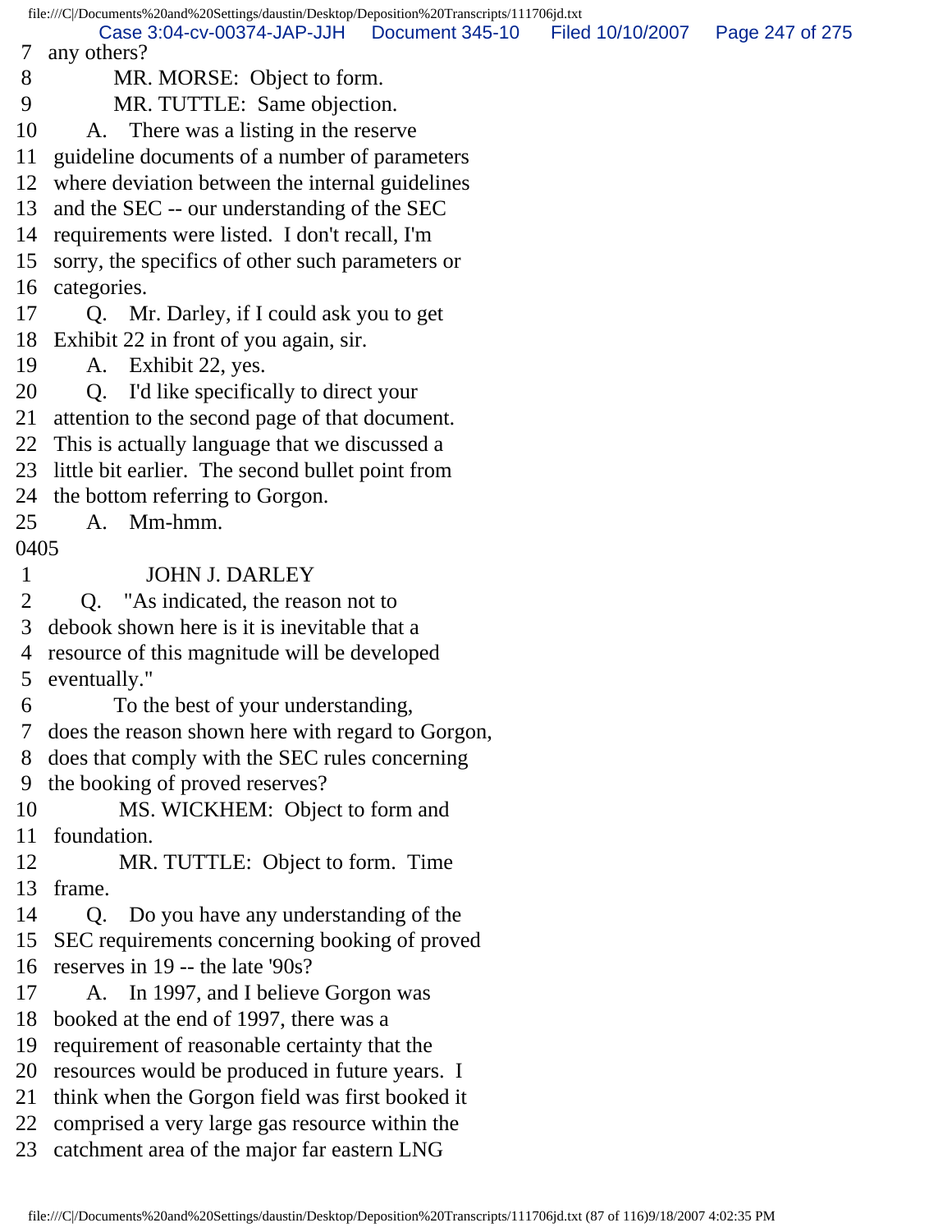7 any others?
8 MR. MORSE: Object to form.
9 MR. TUTTLE: Same objection.
10 A. There was a listing in the reserve
11 guideline documents of a number of parameters
12 where deviation between the internal guidelines
13 and the SEC -- our understanding of the SEC
14 requirements were listed. I don't recall, I'm
15 sorry, the specifics of other such parameters or
16 categories.
17 Q. Mr. Darley, if I could ask you to get
18 Exhibit 22 in front of you again, sir.
19 A. Exhibit 22, yes.
20 Q. I'd like specifically to direct your
21 attention to the second page of that document.
22 This is actually language that we discussed a
23 little bit earlier. The second bullet point from
24 the bottom referring to Gorgon.
25 A. Mm-hmm.

0405

1 JOHN J. DARLEY
2 Q. "As indicated, the reason not to
3 debook shown here is it is inevitable that a
4 resource of this magnitude will be developed
5 eventually."
6 To the best of your understanding,
7 does the reason shown here with regard to Gorgon,
8 does that comply with the SEC rules concerning
9 the booking of proved reserves?
10 MS. WICKHEM: Object to form and
11 foundation.
12 MR. TUTTLE: Object to form. Time
13 frame.
14 Q. Do you have any understanding of the
15 SEC requirements concerning booking of proved
16 reserves in 19 -- the late '90s?
17 A. In 1997, and I believe Gorgon was
18 booked at the end of 1997, there was a
19 requirement of reasonable certainty that the
20 resources would be produced in future years. I
21 think when the Gorgon field was first booked it
22 comprised a very large gas resource within the
23 catchment area of the major far eastern LNG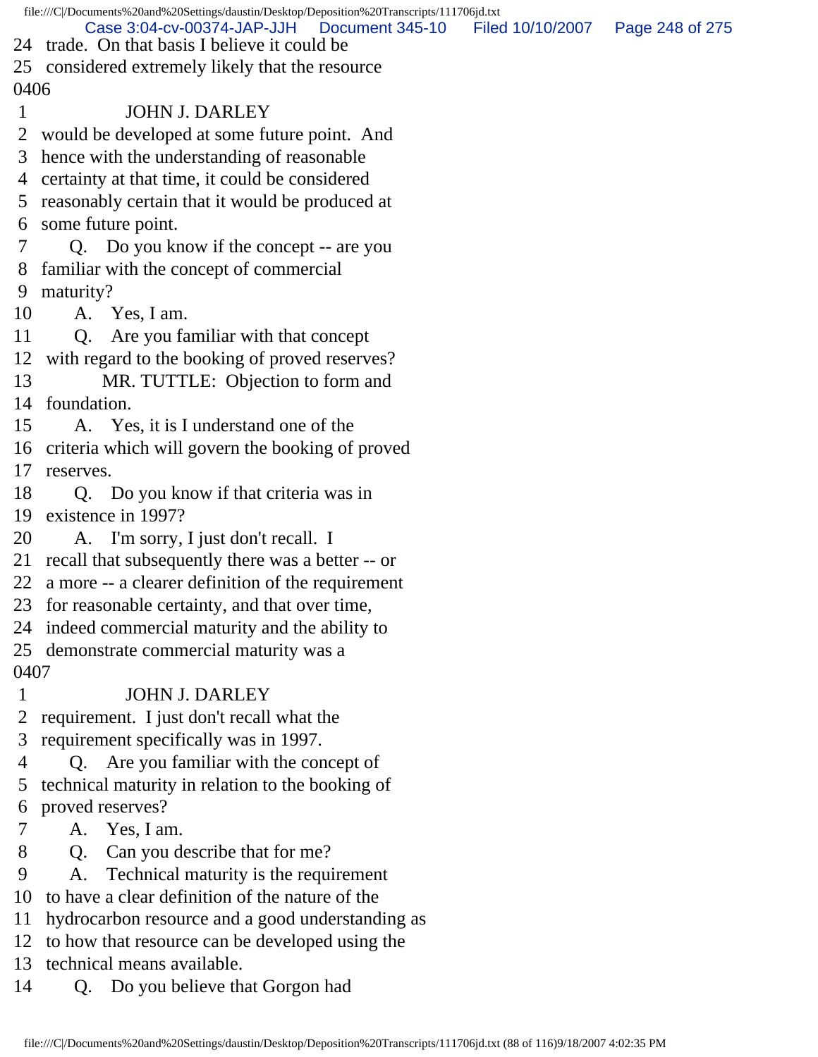24 trade. On that basis I believe it could be
25 considered extremely likely that the resource
0406
1 JOHN J. DARLEY
2 would be developed at some future point. And
3 hence with the understanding of reasonable
4 certainty at that time, it could be considered
5 reasonably certain that it would be produced at
6 some future point.
7 Q. Do you know if the concept -- are you
8 familiar with the concept of commercial
9 maturity?
10 A. Yes, I am.
11 Q. Are you familiar with that concept
12 with regard to the booking of proved reserves?
13 MR. TUTTLE: Objection to form and
14 foundation.
15 A. Yes, it is I understand one of the
16 criteria which will govern the booking of proved
17 reserves.
18 Q. Do you know if that criteria was in
19 existence in 1997?
20 A. I'm sorry, I just don't recall. I
21 recall that subsequently there was a better -- or
22 a more -- a clearer definition of the requirement
23 for reasonable certainty, and that over time,
24 indeed commercial maturity and the ability to
25 demonstrate commercial maturity was a
0407
1 JOHN J. DARLEY
2 requirement. I just don't recall what the
3 requirement specifically was in 1997.
4 Q. Are you familiar with the concept of
5 technical maturity in relation to the booking of
6 proved reserves?
7 A. Yes, I am.
8 Q. Can you describe that for me?
9 A. Technical maturity is the requirement
10 to have a clear definition of the nature of the
11 hydrocarbon resource and a good understanding as
12 to how that resource can be developed using the
13 technical means available.
14 Q. Do you believe that Gorgon had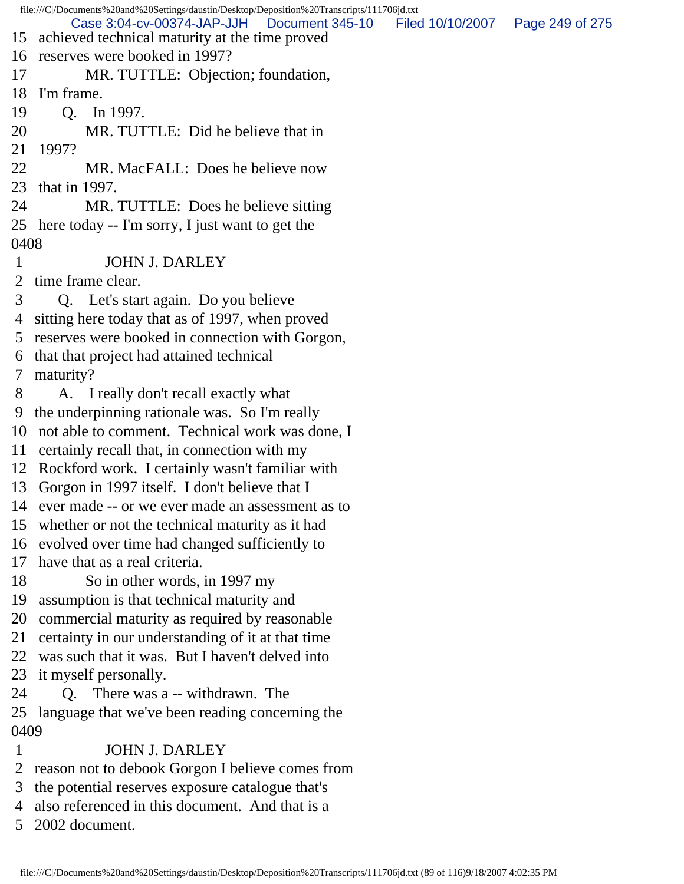15 achieved technical maturity at the time proved
16 reserves were booked in 1997?
17 MR. TUTTLE: Objection; foundation,
18 I'm frame.
19 Q. In 1997.
20 MR. TUTTLE: Did he believe that in
21 1997?
22 MR. MacFALL: Does he believe now
23 that in 1997.
24 MR. TUTTLE: Does he believe sitting
25 here today -- I'm sorry, I just want to get the
0408
1 JOHN J. DARLEY
2 time frame clear.
3 Q. Let's start again. Do you believe
4 sitting here today that as of 1997, when proved
5 reserves were booked in connection with Gorgon,
6 that that project had attained technical
7 maturity?
8 A. I really don't recall exactly what
9 the underpinning rationale was. So I'm really
10 not able to comment. Technical work was done, I
11 certainly recall that, in connection with my
12 Rockford work. I certainly wasn't familiar with
13 Gorgon in 1997 itself. I don't believe that I
14 ever made -- or we ever made an assessment as to
15 whether or not the technical maturity as it had
16 evolved over time had changed sufficiently to
17 have that as a real criteria.
18 So in other words, in 1997 my
19 assumption is that technical maturity and
20 commercial maturity as required by reasonable
21 certainty in our understanding of it at that time
22 was such that it was. But I haven't delved into
23 it myself personally.
24 Q. There was a -- withdrawn. The
25 language that we've been reading concerning the
0409
1 JOHN J. DARLEY
2 reason not to debook Gorgon I believe comes from
3 the potential reserves exposure catalogue that's
4 also referenced in this document. And that is a
5 2002 document.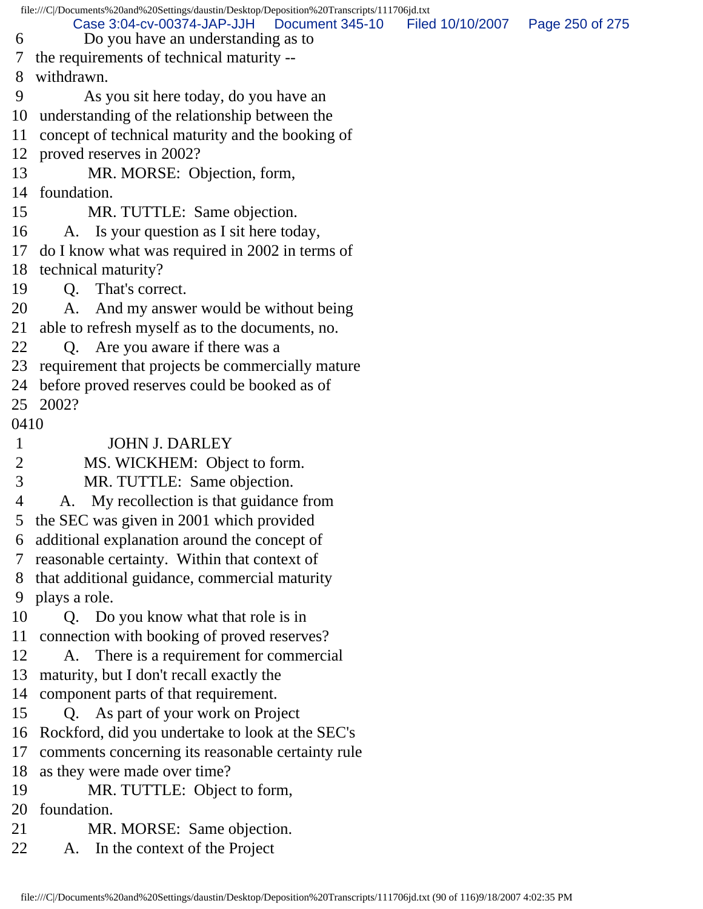6 Do you have an understanding as to
7 the requirements of technical maturity --
8 withdrawn.
9 As you sit here today, do you have an
10 understanding of the relationship between the
11 concept of technical maturity and the booking of
12 proved reserves in 2002?
13 MR. MORSE: Objection, form,
14 foundation.
15 MR. TUTTLE: Same objection.
16 A. Is your question as I sit here today,
17 do I know what was required in 2002 in terms of
18 technical maturity?
19 Q. That's correct.
20 A. And my answer would be without being
21 able to refresh myself as to the documents, no.
22 Q. Are you aware if there was a
23 requirement that projects be commercially mature
24 before proved reserves could be booked as of
25 2002?
0410
1 JOHN J. DARLEY
2 MS. WICKHEM: Object to form.
3 MR. TUTTLE: Same objection.
4 A. My recollection is that guidance from
5 the SEC was given in 2001 which provided
6 additional explanation around the concept of
7 reasonable certainty. Within that context of
8 that additional guidance, commercial maturity
9 plays a role.
10 Q. Do you know what that role is in
11 connection with booking of proved reserves?
12 A. There is a requirement for commercial
13 maturity, but I don't recall exactly the
14 component parts of that requirement.
15 Q. As part of your work on Project
16 Rockford, did you undertake to look at the SEC's
17 comments concerning its reasonable certainty rule
18 as they were made over time?
19 MR. TUTTLE: Object to form,
20 foundation.
21 MR. MORSE: Same objection.
22 A. In the context of the Project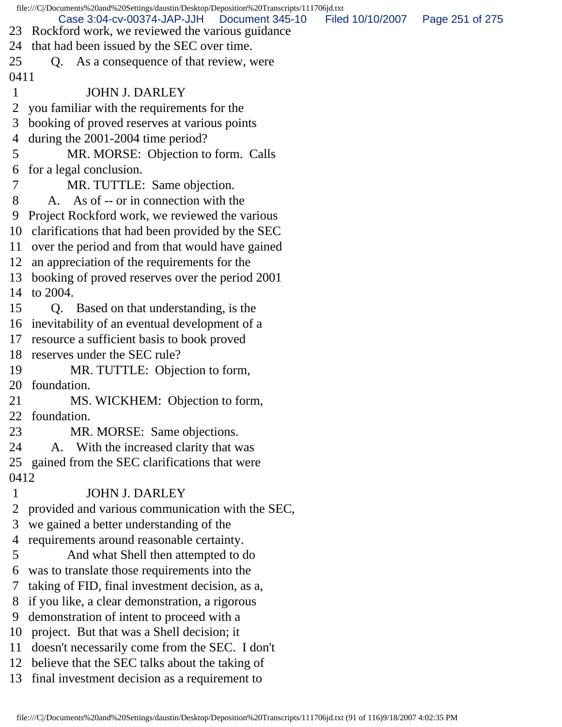23 Rockford work, we reviewed the various guidance
24 that had been issued by the SEC over time.
25 Q. As a consequence of that review, were
0411
1 JOHN J. DARLEY
2 you familiar with the requirements for the
3 booking of proved reserves at various points
4 during the 2001-2004 time period?
5 MR. MORSE: Objection to form. Calls
6 for a legal conclusion.
7 MR. TUTTLE: Same objection.
8 A. As of -- or in connection with the
9 Project Rockford work, we reviewed the various
10 clarifications that had been provided by the SEC
11 over the period and from that would have gained
12 an appreciation of the requirements for the
13 booking of proved reserves over the period 2001
14 to 2004.
15 Q. Based on that understanding, is the
16 inevitability of an eventual development of a
17 resource a sufficient basis to book proved
18 reserves under the SEC rule?
19 MR. TUTTLE: Objection to form,
20 foundation.
21 MS. WICKHEM: Objection to form,
22 foundation.
23 MR. MORSE: Same objections.
24 A. With the increased clarity that was
25 gained from the SEC clarifications that were
0412
1 JOHN J. DARLEY
2 provided and various communication with the SEC,
3 we gained a better understanding of the
4 requirements around reasonable certainty.
5 And what Shell then attempted to do
6 was to translate those requirements into the
7 taking of FID, final investment decision, as a,
8 if you like, a clear demonstration, a rigorous
9 demonstration of intent to proceed with a
10 project. But that was a Shell decision; it
11 doesn't necessarily come from the SEC. I don't
12 believe that the SEC talks about the taking of
13 final investment decision as a requirement to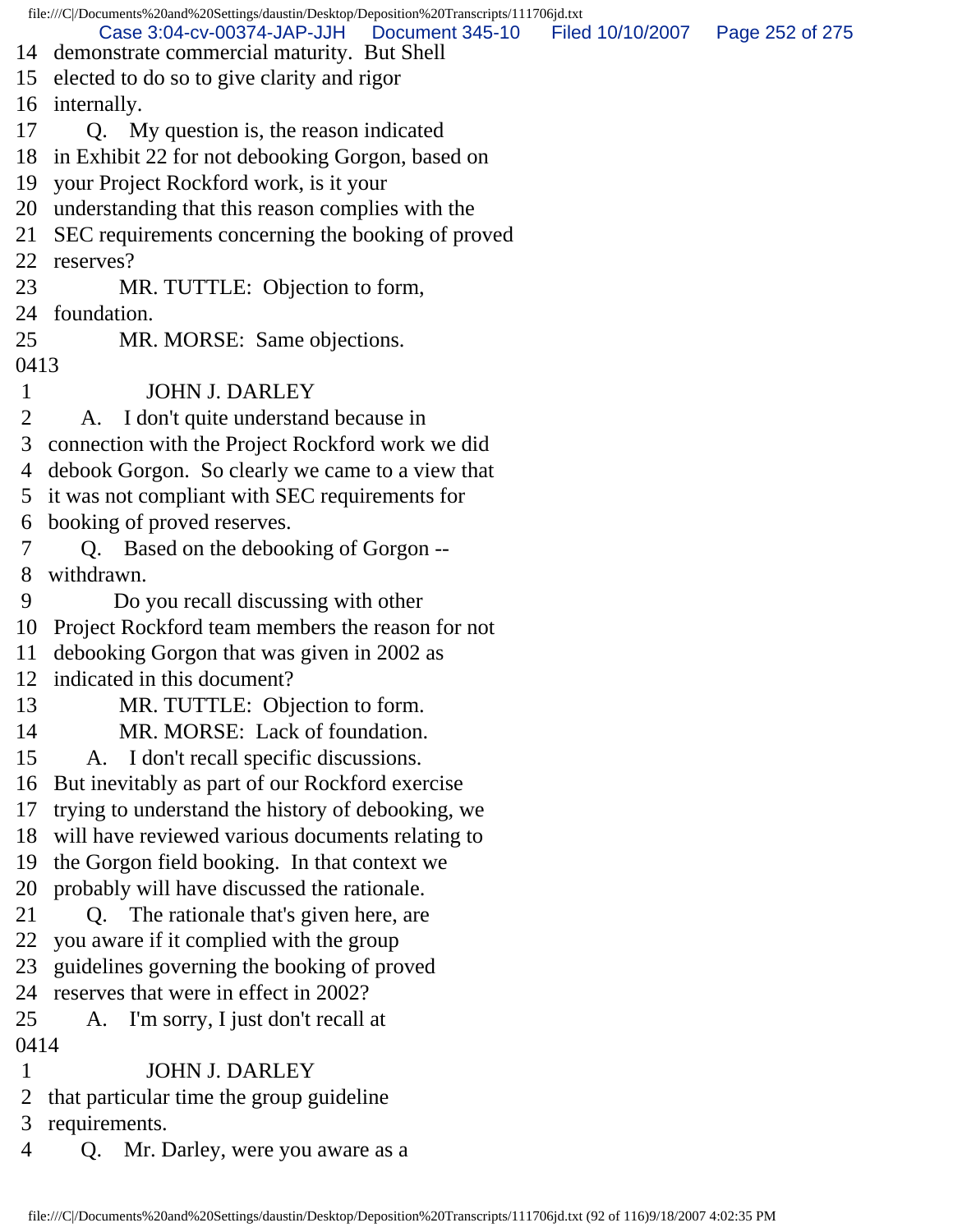14 demonstrate commercial maturity. But Shell
15 elected to do so to give clarity and rigor
16 internally.
17 Q. My question is, the reason indicated
18 in Exhibit 22 for not debooking Gorgon, based on
19 your Project Rockford work, is it your
20 understanding that this reason complies with the
21 SEC requirements concerning the booking of proved
22 reserves?
23 MR. TUTTLE: Objection to form,
24 foundation.
25 MR. MORSE: Same objections.
0413
1 JOHN J. DARLEY
2 A. I don't quite understand because in
3 connection with the Project Rockford work we did
4 debook Gorgon. So clearly we came to a view that
5 it was not compliant with SEC requirements for
6 booking of proved reserves.
7 Q. Based on the debooking of Gorgon --
8 withdrawn.
9 Do you recall discussing with other
10 Project Rockford team members the reason for not
11 debooking Gorgon that was given in 2002 as
12 indicated in this document?
13 MR. TUTTLE: Objection to form.
14 MR. MORSE: Lack of foundation.
15 A. I don't recall specific discussions.
16 But inevitably as part of our Rockford exercise
17 trying to understand the history of debooking, we
18 will have reviewed various documents relating to
19 the Gorgon field booking. In that context we
20 probably will have discussed the rationale.
21 Q. The rationale that's given here, are
22 you aware if it complied with the group
23 guidelines governing the booking of proved
24 reserves that were in effect in 2002?
25 A. I'm sorry, I just don't recall at
0414
1 JOHN J. DARLEY
2 that particular time the group guideline
3 requirements.
4 Q. Mr. Darley, were you aware as a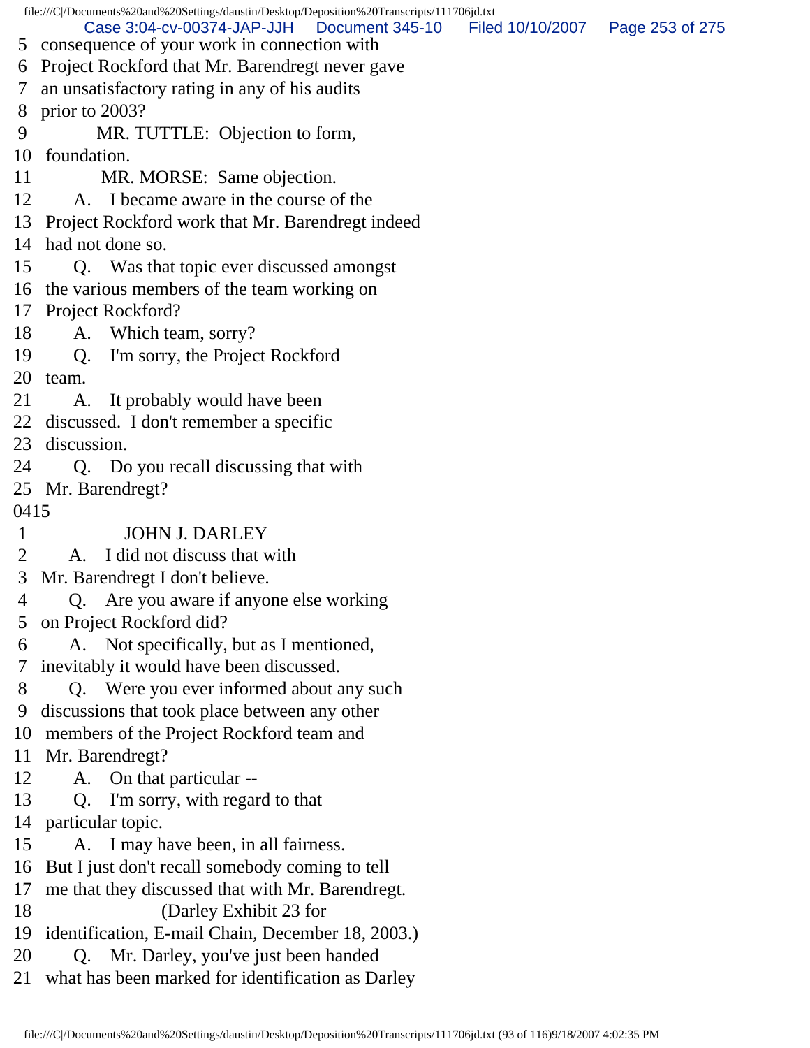5 consequence of your work in connection with
6 Project Rockford that Mr. Barendregt never gave
7 an unsatisfactory rating in any of his audits
8 prior to 2003?
9 MR. TUTTLE: Objection to form,
10 foundation.
11 MR. MORSE: Same objection.
12 A. I became aware in the course of the
13 Project Rockford work that Mr. Barendregt indeed
14 had not done so.
15 Q. Was that topic ever discussed amongst
16 the various members of the team working on
17 Project Rockford?
18 A. Which team, sorry?
19 Q. I'm sorry, the Project Rockford
20 team.
21 A. It probably would have been
22 discussed. I don't remember a specific
23 discussion.
24 Q. Do you recall discussing that with
25 Mr. Barendregt?
0415
1 JOHN J. DARLEY
2 A. I did not discuss that with
3 Mr. Barendregt I don't believe.
4 Q. Are you aware if anyone else working
5 on Project Rockford did?
6 A. Not specifically, but as I mentioned,
7 inevitably it would have been discussed.
8 Q. Were you ever informed about any such
9 discussions that took place between any other
10 members of the Project Rockford team and
11 Mr. Barendregt?
12 A. On that particular --
13 Q. I'm sorry, with regard to that
14 particular topic.
15 A. I may have been, in all fairness.
16 But I just don't recall somebody coming to tell
17 me that they discussed that with Mr. Barendregt.
18 (Darley Exhibit 23 for
19 identification, E-mail Chain, December 18, 2003.)
20 Q. Mr. Darley, you've just been handed
21 what has been marked for identification as Darley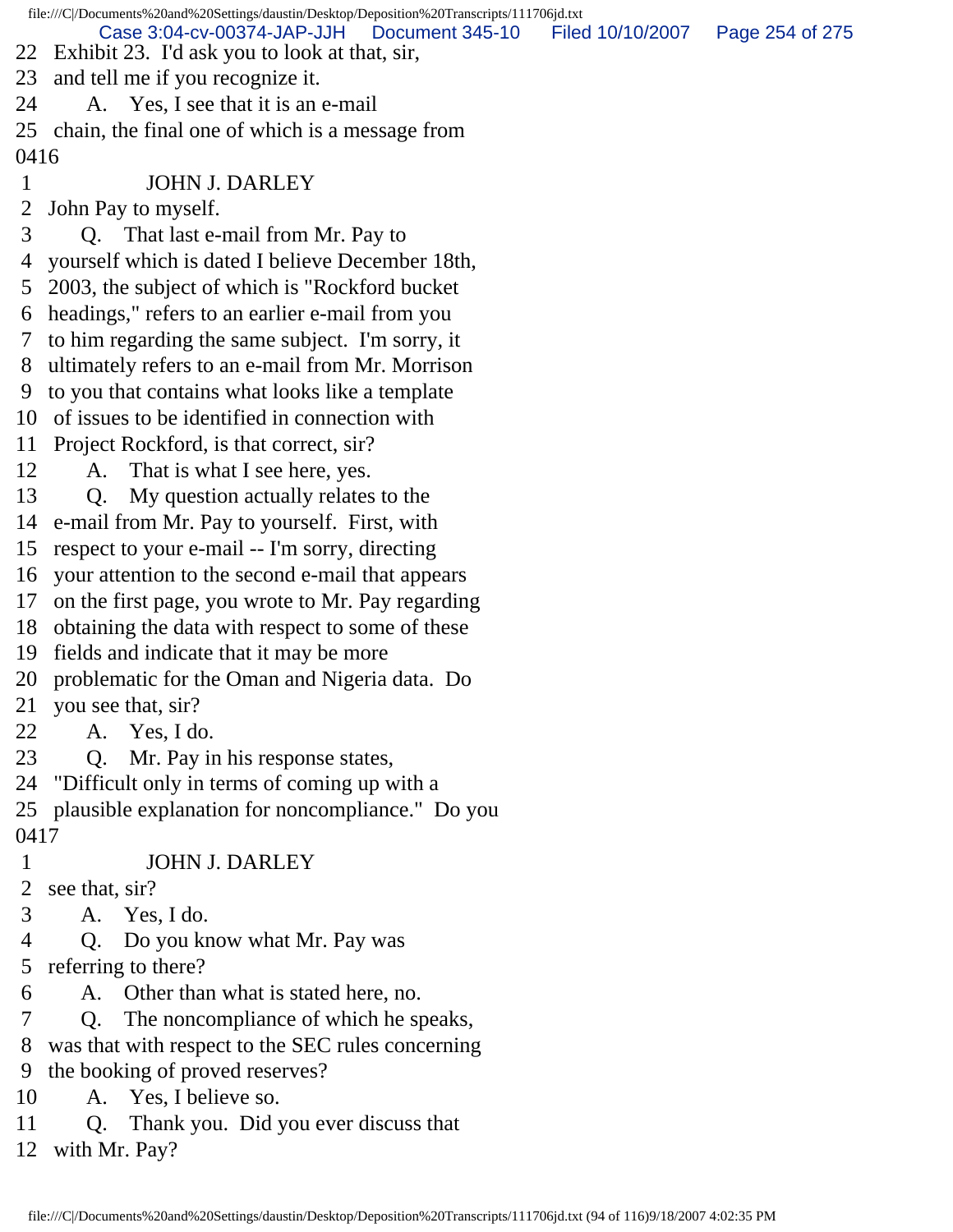22 Exhibit 23. I'd ask you to look at that, sir,
23 and tell me if you recognize it.
24 A. Yes, I see that it is an e-mail
25 chain, the final one of which is a message from
0416
1 JOHN J. DARLEY
2 John Pay to myself.
3 Q. That last e-mail from Mr. Pay to
4 yourself which is dated I believe December 18th,
5 2003, the subject of which is "Rockford bucket
6 headings," refers to an earlier e-mail from you
7 to him regarding the same subject. I'm sorry, it
8 ultimately refers to an e-mail from Mr. Morrison
9 to you that contains what looks like a template
10 of issues to be identified in connection with
11 Project Rockford, is that correct, sir?
12 A. That is what I see here, yes.
13 Q. My question actually relates to the
14 e-mail from Mr. Pay to yourself. First, with
15 respect to your e-mail -- I'm sorry, directing
16 your attention to the second e-mail that appears
17 on the first page, you wrote to Mr. Pay regarding
18 obtaining the data with respect to some of these
19 fields and indicate that it may be more
20 problematic for the Oman and Nigeria data. Do
21 you see that, sir?
22 A. Yes, I do.
23 Q. Mr. Pay in his response states,
24 "Difficult only in terms of coming up with a
25 plausible explanation for noncompliance." Do you
0417
1 JOHN J. DARLEY
2 see that, sir?
3 A. Yes, I do.
4 Q. Do you know what Mr. Pay was
5 referring to there?
6 A. Other than what is stated here, no.
7 Q. The noncompliance of which he speaks,
8 was that with respect to the SEC rules concerning
9 the booking of proved reserves?
10 A. Yes, I believe so.
11 Q. Thank you. Did you ever discuss that
12 with Mr. Pay?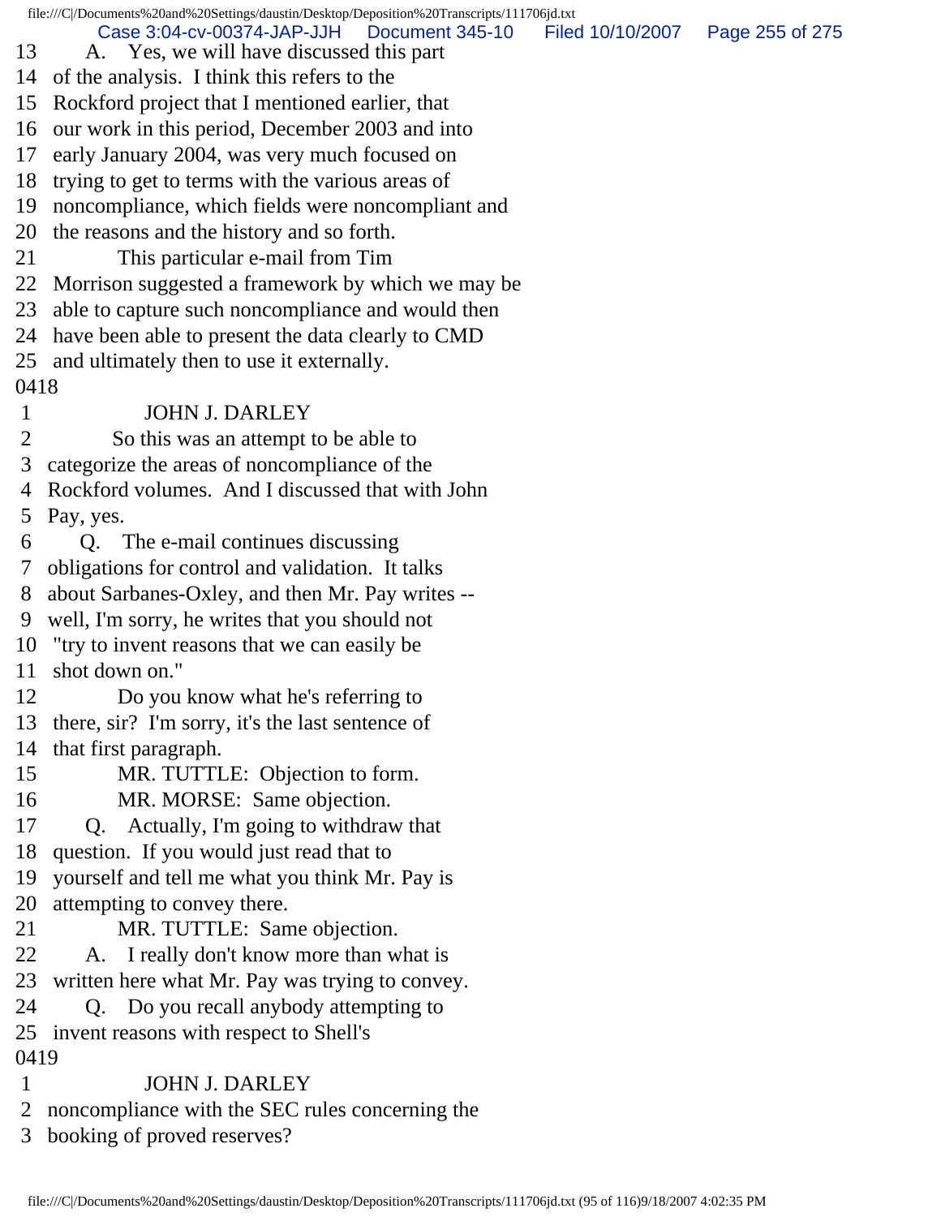13 A. Yes, we will have discussed this part
14 of the analysis. I think this refers to the
15 Rockford project that I mentioned earlier, that
16 our work in this period, December 2003 and into
17 early January 2004, was very much focused on
18 trying to get to terms with the various areas of
19 noncompliance, which fields were noncompliant and
20 the reasons and the history and so forth.
21 This particular e-mail from Tim
22 Morrison suggested a framework by which we may be
23 able to capture such noncompliance and would then
24 have been able to present the data clearly to CMD
25 and ultimately then to use it externally.
0418
1 JOHN J. DARLEY
2 So this was an attempt to be able to
3 categorize the areas of noncompliance of the
4 Rockford volumes. And I discussed that with John
5 Pay, yes.
6 Q. The e-mail continues discussing
7 obligations for control and validation. It talks
8 about Sarbanes-Oxley, and then Mr. Pay writes --
9 well, I'm sorry, he writes that you should not
10 "try to invent reasons that we can easily be
11 shot down on."
12 Do you know what he's referring to
13 there, sir? I'm sorry, it's the last sentence of
14 that first paragraph.
15 MR. TUTTLE: Objection to form.
16 MR. MORSE: Same objection.
17 Q. Actually, I'm going to withdraw that
18 question. If you would just read that to
19 yourself and tell me what you think Mr. Pay is
20 attempting to convey there.
21 MR. TUTTLE: Same objection.
22 A. I really don't know more than what is
23 written here what Mr. Pay was trying to convey.
24 Q. Do you recall anybody attempting to
25 invent reasons with respect to Shell's
0419
1 JOHN J. DARLEY
2 noncompliance with the SEC rules concerning the
3 booking of proved reserves?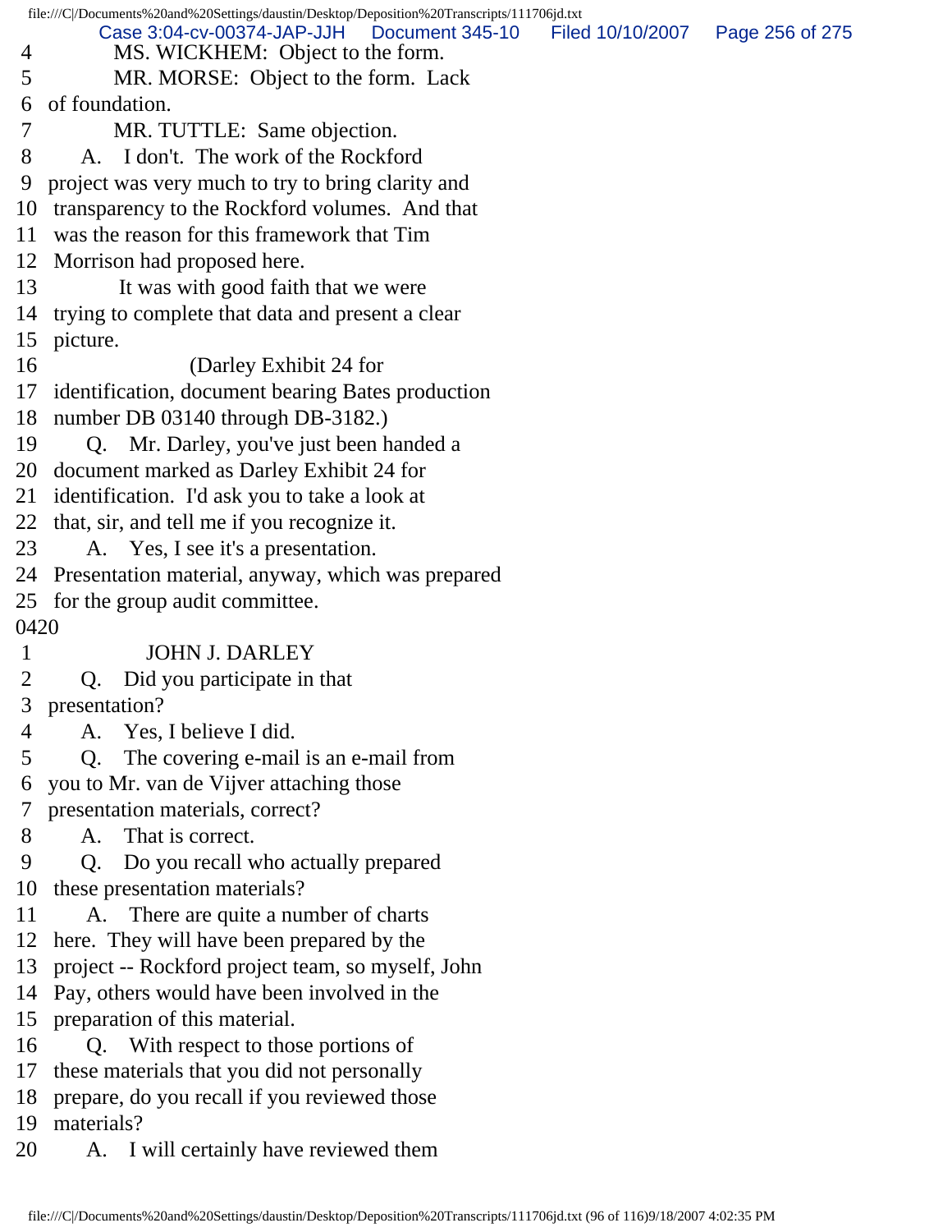4 MS. WICKHEM: Object to the form.
5 MR. MORSE: Object to the form. Lack
6 of foundation.
7 MR. TUTTLE: Same objection.
8 A. I don't. The work of the Rockford
9 project was very much to try to bring clarity and
10 transparency to the Rockford volumes. And that
11 was the reason for this framework that Tim
12 Morrison had proposed here.
13 It was with good faith that we were
14 trying to complete that data and present a clear
15 picture.
16 (Darley Exhibit 24 for
17 identification, document bearing Bates production
18 number DB 03140 through DB-3182.)
19 Q. Mr. Darley, you've just been handed a
20 document marked as Darley Exhibit 24 for
21 identification. I'd ask you to take a look at
22 that, sir, and tell me if you recognize it.
23 A. Yes, I see it's a presentation.
24 Presentation material, anyway, which was prepared
25 for the group audit committee.

0420

1 JOHN J. DARLEY
2 Q. Did you participate in that
3 presentation?
4 A. Yes, I believe I did.
5 Q. The covering e-mail is an e-mail from
6 you to Mr. van de Vijver attaching those
7 presentation materials, correct?
8 A. That is correct.
9 Q. Do you recall who actually prepared
10 these presentation materials?
11 A. There are quite a number of charts
12 here. They will have been prepared by the
13 project -- Rockford project team, so myself, John
14 Pay, others would have been involved in the
15 preparation of this material.
16 Q. With respect to those portions of
17 these materials that you did not personally
18 prepare, do you recall if you reviewed those
19 materials?
20 A. I will certainly have reviewed them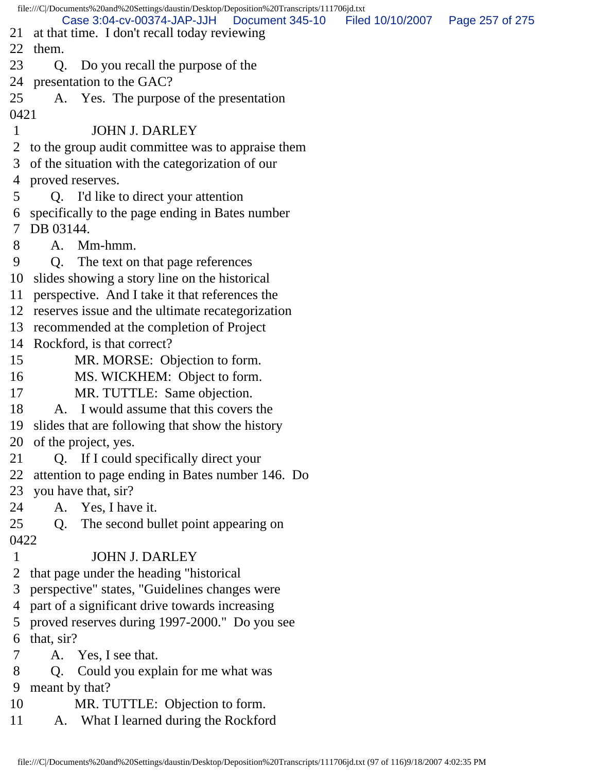21 at that time. I don't recall today reviewing
22 them.
23 Q. Do you recall the purpose of the
24 presentation to the GAC?
25 A. Yes. The purpose of the presentation
0421
1 JOHN J. DARLEY
2 to the group audit committee was to appraise them
3 of the situation with the categorization of our
4 proved reserves.
5 Q. I'd like to direct your attention
6 specifically to the page ending in Bates number
7 DB 03144.
8 A. Mm-hmm.
9 Q. The text on that page references
10 slides showing a story line on the historical
11 perspective. And I take it that references the
12 reserves issue and the ultimate recategorization
13 recommended at the completion of Project
14 Rockford, is that correct?
15 MR. MORSE: Objection to form.
16 MS. WICKHEM: Object to form.
17 MR. TUTTLE: Same objection.
18 A. I would assume that this covers the
19 slides that are following that show the history
20 of the project, yes.
21 Q. If I could specifically direct your
22 attention to page ending in Bates number 146. Do
23 you have that, sir?
24 A. Yes, I have it.
25 Q. The second bullet point appearing on
0422
1 JOHN J. DARLEY
2 that page under the heading "historical
3 perspective" states, "Guidelines changes were
4 part of a significant drive towards increasing
5 proved reserves during 1997-2000." Do you see
6 that, sir?
7 A. Yes, I see that.
8 Q. Could you explain for me what was
9 meant by that?
10 MR. TUTTLE: Objection to form.
11 A. What I learned during the Rockford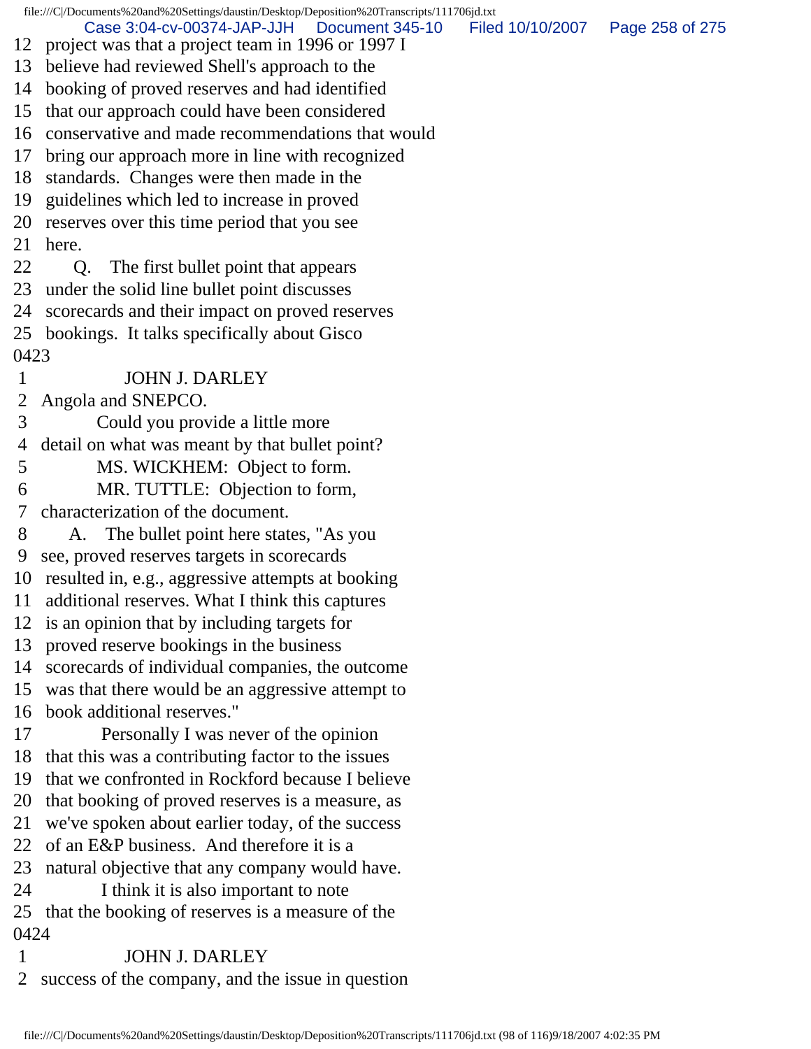12 project was that a project team in 1996 or 1997 I
13 believe had reviewed Shell's approach to the
14 booking of proved reserves and had identified
15 that our approach could have been considered
16 conservative and made recommendations that would
17 bring our approach more in line with recognized
18 standards. Changes were then made in the
19 guidelines which led to increase in proved
20 reserves over this time period that you see
21 here.
22 Q. The first bullet point that appears
23 under the solid line bullet point discusses
24 scorecards and their impact on proved reserves
25 bookings. It talks specifically about Gisco
0423
1 JOHN J. DARLEY
2 Angola and SNEPCO.
3 Could you provide a little more
4 detail on what was meant by that bullet point?
5 MS. WICKHEM: Object to form.
6 MR. TUTTLE: Objection to form,
7 characterization of the document.
8 A. The bullet point here states, "As you
9 see, proved reserves targets in scorecards
10 resulted in, e.g., aggressive attempts at booking
11 additional reserves. What I think this captures
12 is an opinion that by including targets for
13 proved reserve bookings in the business
14 scorecards of individual companies, the outcome
15 was that there would be an aggressive attempt to
16 book additional reserves."
17 Personally I was never of the opinion
18 that this was a contributing factor to the issues
19 that we confronted in Rockford because I believe
20 that booking of proved reserves is a measure, as
21 we've spoken about earlier today, of the success
22 of an E&P business. And therefore it is a
23 natural objective that any company would have.
24 I think it is also important to note
25 that the booking of reserves is a measure of the
0424
1 JOHN J. DARLEY
2 success of the company, and the issue in question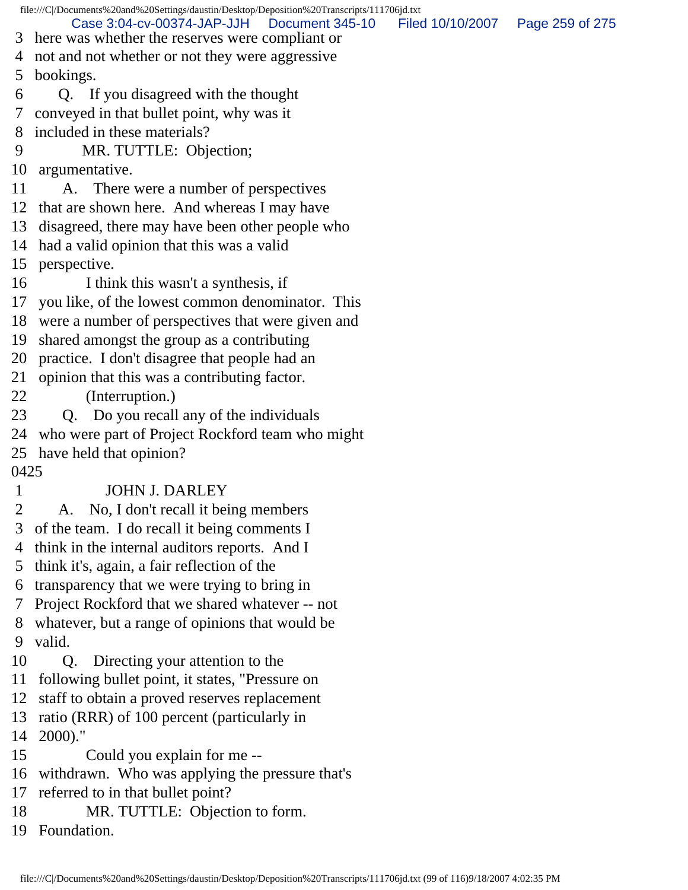3 here was whether the reserves were compliant or
4 not and not whether or not they were aggressive
5 bookings.
6 Q. If you disagreed with the thought
7 conveyed in that bullet point, why was it
8 included in these materials?
9 MR. TUTTLE: Objection;
10 argumentative.
11 A. There were a number of perspectives
12 that are shown here. And whereas I may have
13 disagreed, there may have been other people who
14 had a valid opinion that this was a valid
15 perspective.
16 I think this wasn't a synthesis, if
17 you like, of the lowest common denominator. This
18 were a number of perspectives that were given and
19 shared amongst the group as a contributing
20 practice. I don't disagree that people had an
21 opinion that this was a contributing factor.
22 (Interruption.)
23 Q. Do you recall any of the individuals
24 who were part of Project Rockford team who might
25 have held that opinion?
0425
1 JOHN J. DARLEY
2 A. No, I don't recall it being members
3 of the team. I do recall it being comments I
4 think in the internal auditors reports. And I
5 think it's, again, a fair reflection of the
6 transparency that we were trying to bring in
7 Project Rockford that we shared whatever -- not
8 whatever, but a range of opinions that would be
9 valid.
10 Q. Directing your attention to the
11 following bullet point, it states, "Pressure on
12 staff to obtain a proved reserves replacement
13 ratio (RRR) of 100 percent (particularly in
14 2000)."
15 Could you explain for me --
16 withdrawn. Who was applying the pressure that's
17 referred to in that bullet point?
18 MR. TUTTLE: Objection to form.
19 Foundation.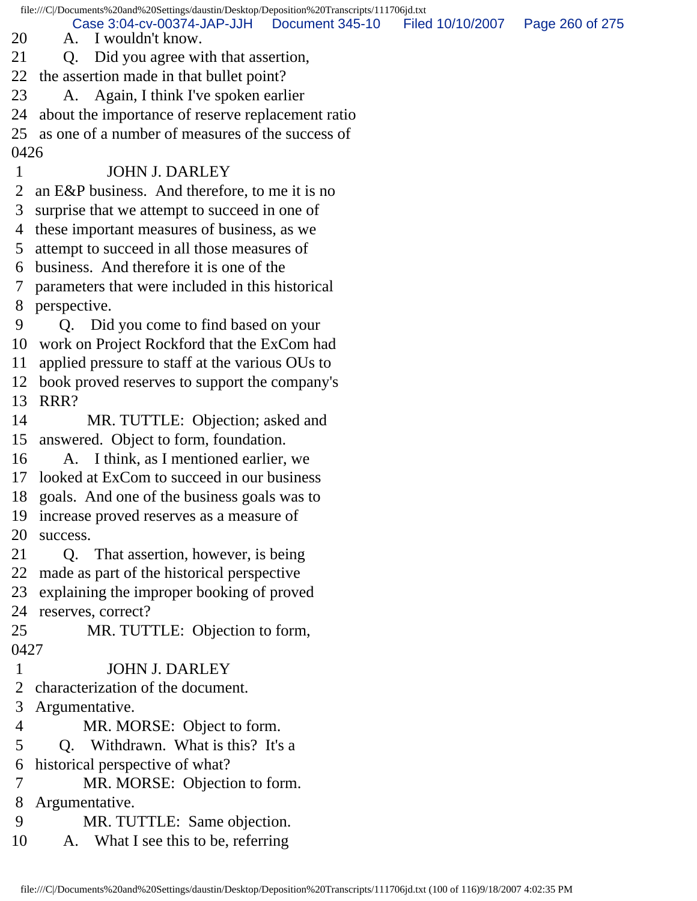20 A. I wouldn't know.
21 Q. Did you agree with that assertion,
22 the assertion made in that bullet point?
23 A. Again, I think I've spoken earlier
24 about the importance of reserve replacement ratio
25 as one of a number of measures of the success of
0426
1 JOHN J. DARLEY
2 an E&P business. And therefore, to me it is no
3 surprise that we attempt to succeed in one of
4 these important measures of business, as we
5 attempt to succeed in all those measures of
6 business. And therefore it is one of the
7 parameters that were included in this historical
8 perspective.
9 Q. Did you come to find based on your
10 work on Project Rockford that the ExCom had
11 applied pressure to staff at the various OUs to
12 book proved reserves to support the company's
13 RRR?
14 MR. TUTTLE: Objection; asked and
15 answered. Object to form, foundation.
16 A. I think, as I mentioned earlier, we
17 looked at ExCom to succeed in our business
18 goals. And one of the business goals was to
19 increase proved reserves as a measure of
20 success.
21 Q. That assertion, however, is being
22 made as part of the historical perspective
23 explaining the improper booking of proved
24 reserves, correct?
25 MR. TUTTLE: Objection to form,
0427
1 JOHN J. DARLEY
2 characterization of the document.
3 Argumentative.
4 MR. MORSE: Object to form.
5 Q. Withdrawn. What is this? It's a
6 historical perspective of what?
7 MR. MORSE: Objection to form.
8 Argumentative.
9 MR. TUTTLE: Same objection.
10 A. What I see this to be, referring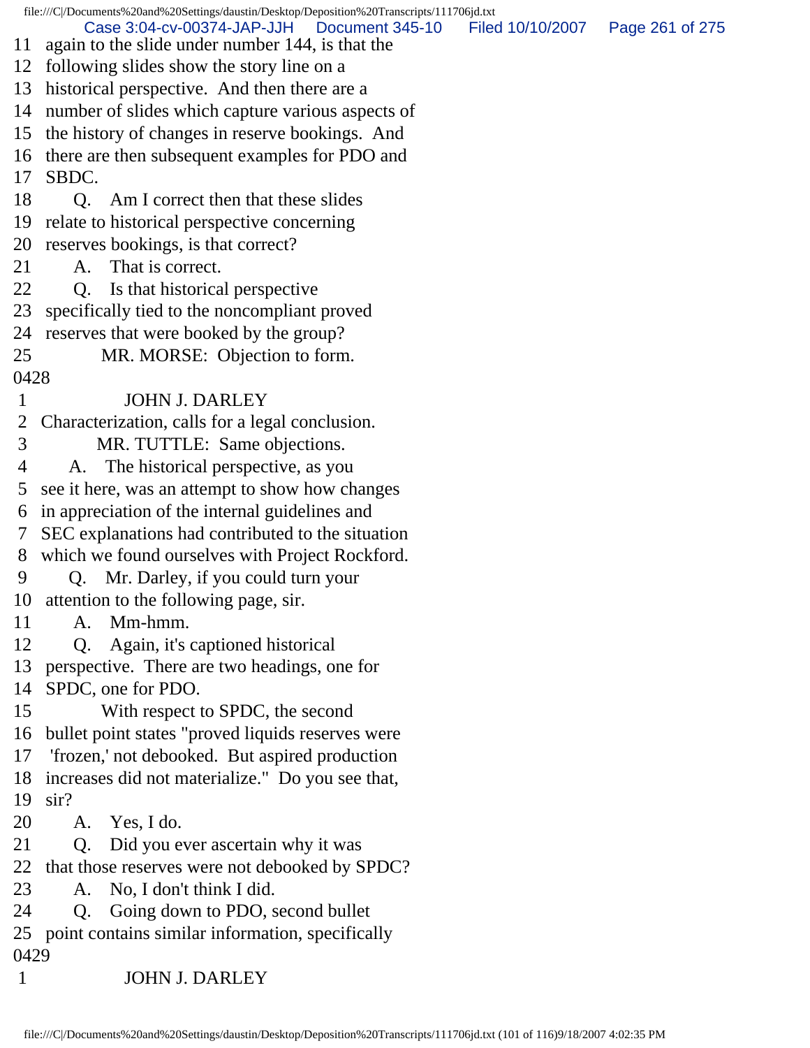11 again to the slide under number 144, is that the
12 following slides show the story line on a
13 historical perspective. And then there are a
14 number of slides which capture various aspects of
15 the history of changes in reserve bookings. And
16 there are then subsequent examples for PDO and
17 SBDC.
18 Q. Am I correct then that these slides
19 relate to historical perspective concerning
20 reserves bookings, is that correct?
21 A. That is correct.
22 Q. Is that historical perspective
23 specifically tied to the noncompliant proved
24 reserves that were booked by the group?
25 MR. MORSE: Objection to form.
0428
1 JOHN J. DARLEY
2 Characterization, calls for a legal conclusion.
3 MR. TUTTLE: Same objections.
4 A. The historical perspective, as you
5 see it here, was an attempt to show how changes
6 in appreciation of the internal guidelines and
7 SEC explanations had contributed to the situation
8 which we found ourselves with Project Rockford.
9 Q. Mr. Darley, if you could turn your
10 attention to the following page, sir.
11 A. Mm-hmm.
12 Q. Again, it's captioned historical
13 perspective. There are two headings, one for
14 SPDC, one for PDO.
15 With respect to SPDC, the second
16 bullet point states "proved liquids reserves were
17 'frozen,' not debooked. But aspired production
18 increases did not materialize." Do you see that,
19 sir?
20 A. Yes, I do.
21 Q. Did you ever ascertain why it was
22 that those reserves were not debooked by SPDC?
23 A. No, I don't think I did.
24 Q. Going down to PDO, second bullet
25 point contains similar information, specifically
0429
1 JOHN J. DARLEY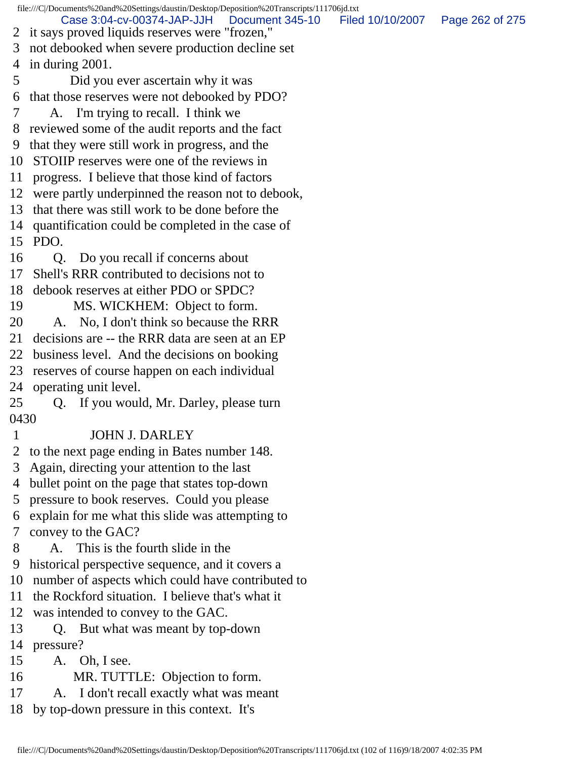2 it says proved liquids reserves were "frozen,"
3 not debooked when severe production decline set
4 in during 2001.
5 Did you ever ascertain why it was
6 that those reserves were not debooked by PDO?
7 A. I'm trying to recall. I think we
8 reviewed some of the audit reports and the fact
9 that they were still work in progress, and the
10 STOIIP reserves were one of the reviews in
11 progress. I believe that those kind of factors
12 were partly underpinned the reason not to debook,
13 that there was still work to be done before the
14 quantification could be completed in the case of
15 PDO.
16 Q. Do you recall if concerns about
17 Shell's RRR contributed to decisions not to
18 debook reserves at either PDO or SPDC?
19 MS. WICKHEM: Object to form.
20 A. No, I don't think so because the RRR
21 decisions are -- the RRR data are seen at an EP
22 business level. And the decisions on booking
23 reserves of course happen on each individual
24 operating unit level.
25 Q. If you would, Mr. Darley, please turn
0430
1 JOHN J. DARLEY
2 to the next page ending in Bates number 148.
3 Again, directing your attention to the last
4 bullet point on the page that states top-down
5 pressure to book reserves. Could you please
6 explain for me what this slide was attempting to
7 convey to the GAC?
8 A. This is the fourth slide in the
9 historical perspective sequence, and it covers a
10 number of aspects which could have contributed to
11 the Rockford situation. I believe that's what it
12 was intended to convey to the GAC.
13 Q. But what was meant by top-down
14 pressure?
15 A. Oh, I see.
16 MR. TUTTLE: Objection to form.
17 A. I don't recall exactly what was meant
18 by top-down pressure in this context. It's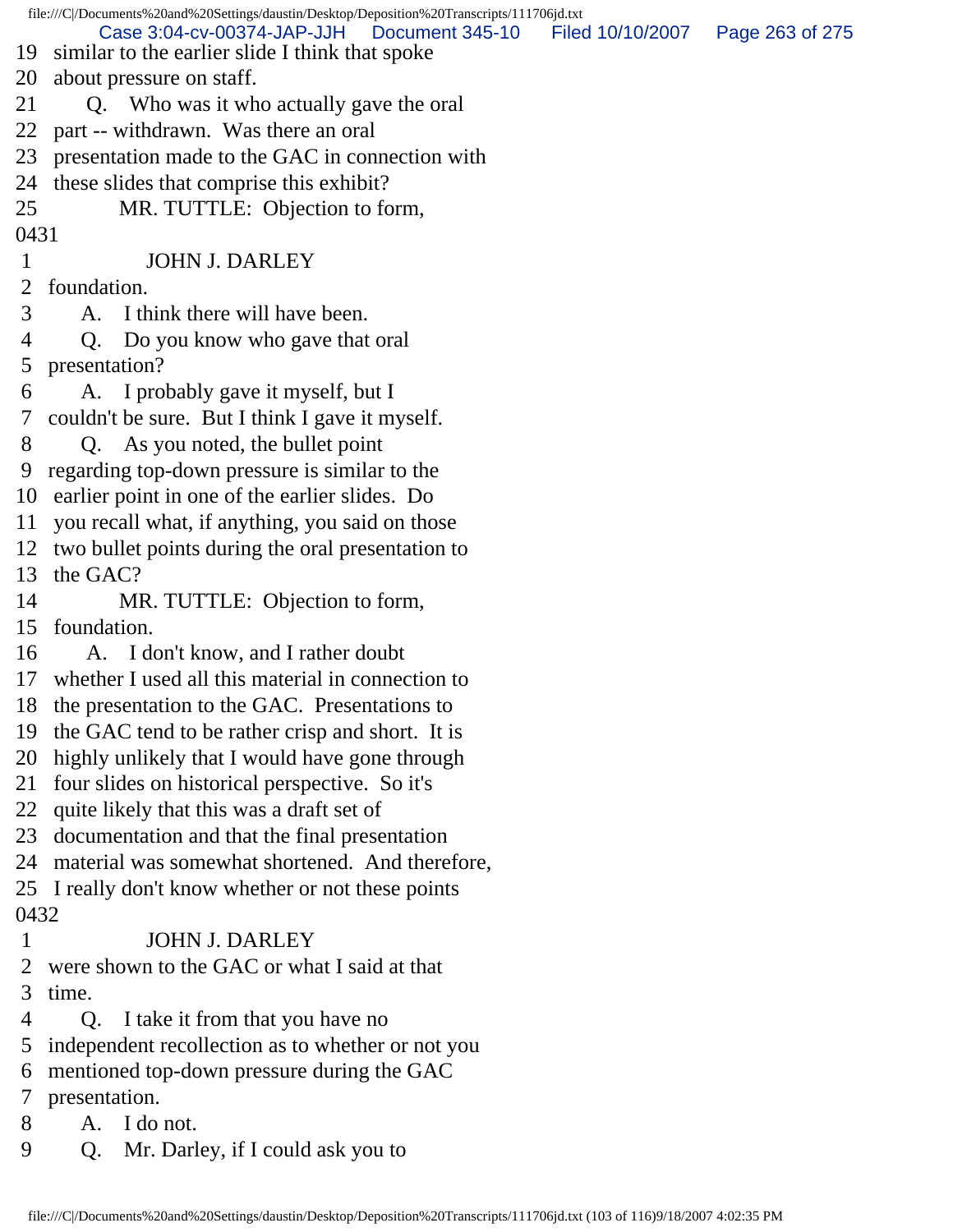19 similar to the earlier slide I think that spoke
20 about pressure on staff.
21 Q. Who was it who actually gave the oral
22 part -- withdrawn. Was there an oral
23 presentation made to the GAC in connection with
24 these slides that comprise this exhibit?
25 MR. TUTTLE: Objection to form,

0431

1 JOHN J. DARLEY
2 foundation.
3 A. I think there will have been.
4 Q. Do you know who gave that oral
5 presentation?
6 A. I probably gave it myself, but I
7 couldn't be sure. But I think I gave it myself.
8 Q. As you noted, the bullet point
9 regarding top-down pressure is similar to the
10 earlier point in one of the earlier slides. Do
11 you recall what, if anything, you said on those
12 two bullet points during the oral presentation to
13 the GAC?
14 MR. TUTTLE: Objection to form,
15 foundation.
16 A. I don't know, and I rather doubt
17 whether I used all this material in connection to
18 the presentation to the GAC. Presentations to
19 the GAC tend to be rather crisp and short. It is
20 highly unlikely that I would have gone through
21 four slides on historical perspective. So it's
22 quite likely that this was a draft set of
23 documentation and that the final presentation
24 material was somewhat shortened. And therefore,
25 I really don't know whether or not these points

0432

1 JOHN J. DARLEY
2 were shown to the GAC or what I said at that
3 time.
4 Q. I take it from that you have no
5 independent recollection as to whether or not you
6 mentioned top-down pressure during the GAC
7 presentation.
8 A. I do not.
9 Q. Mr. Darley, if I could ask you to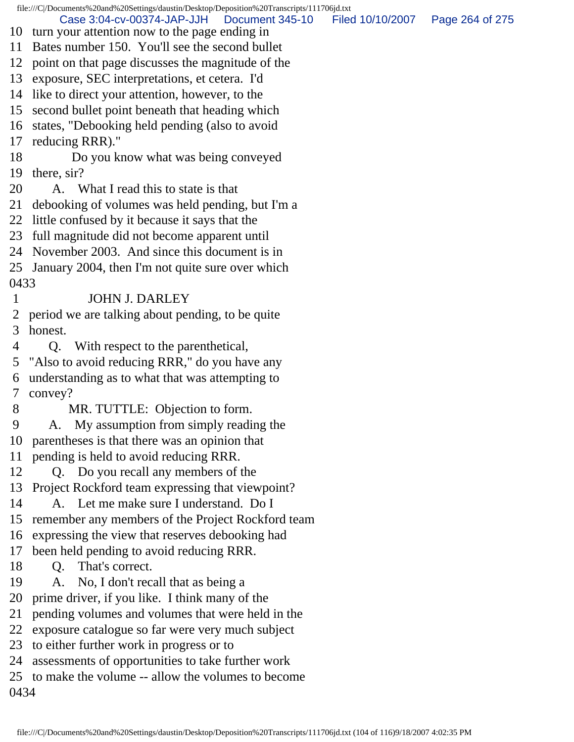10 turn your attention now to the page ending in
11 Bates number 150. You'll see the second bullet
12 point on that page discusses the magnitude of the
13 exposure, SEC interpretations, et cetera. I'd
14 like to direct your attention, however, to the
15 second bullet point beneath that heading which
16 states, "Debooking held pending (also to avoid
17 reducing RRR)."
18 Do you know what was being conveyed
19 there, sir?
20 A. What I read this to state is that
21 debooking of volumes was held pending, but I'm a
22 little confused by it because it says that the
23 full magnitude did not become apparent until
24 November 2003. And since this document is in
25 January 2004, then I'm not quite sure over which

0433

1 JOHN J. DARLEY
2 period we are talking about pending, to be quite
3 honest.
4 Q. With respect to the parenthetical,
5 "Also to avoid reducing RRR," do you have any
6 understanding as to what that was attempting to
7 convey?
8 MR. TUTTLE: Objection to form.
9 A. My assumption from simply reading the
10 parentheses is that there was an opinion that
11 pending is held to avoid reducing RRR.
12 Q. Do you recall any members of the
13 Project Rockford team expressing that viewpoint?
14 A. Let me make sure I understand. Do I
15 remember any members of the Project Rockford team
16 expressing the view that reserves debooking had
17 been held pending to avoid reducing RRR.
18 Q. That's correct.
19 A. No, I don't recall that as being a
20 prime driver, if you like. I think many of the
21 pending volumes and volumes that were held in the
22 exposure catalogue so far were very much subject
23 to either further work in progress or to
24 assessments of opportunities to take further work
25 to make the volume -- allow the volumes to become

0434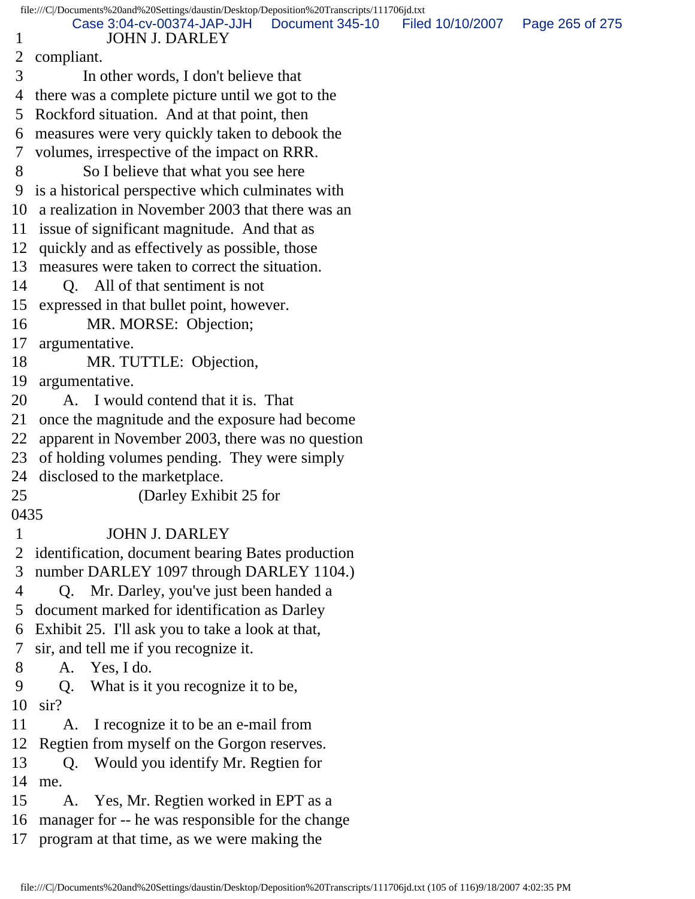1 JOHN J. DARLEY
2 compliant.
3 In other words, I don't believe that
4 there was a complete picture until we got to the
5 Rockford situation. And at that point, then
6 measures were very quickly taken to debook the
7 volumes, irrespective of the impact on RRR.
8 So I believe that what you see here
9 is a historical perspective which culminates with
10 a realization in November 2003 that there was an
11 issue of significant magnitude. And that as
12 quickly and as effectively as possible, those
13 measures were taken to correct the situation.
14 Q. All of that sentiment is not
15 expressed in that bullet point, however.
16 MR. MORSE: Objection;
17 argumentative.
18 MR. TUTTLE: Objection,
19 argumentative.
20 A. I would contend that it is. That
21 once the magnitude and the exposure had become
22 apparent in November 2003, there was no question
23 of holding volumes pending. They were simply
24 disclosed to the marketplace.
25 (Darley Exhibit 25 for
0435
1 JOHN J. DARLEY
2 identification, document bearing Bates production
3 number DARLEY 1097 through DARLEY 1104.)
4 Q. Mr. Darley, you've just been handed a
5 document marked for identification as Darley
6 Exhibit 25. I'll ask you to take a look at that,
7 sir, and tell me if you recognize it.
8 A. Yes, I do.
9 Q. What is it you recognize it to be,
10 sir?
11 A. I recognize it to be an e-mail from
12 Regtien from myself on the Gorgon reserves.
13 Q. Would you identify Mr. Regtien for
14 me.
15 A. Yes, Mr. Regtien worked in EPT as a
16 manager for -- he was responsible for the change
17 program at that time, as we were making the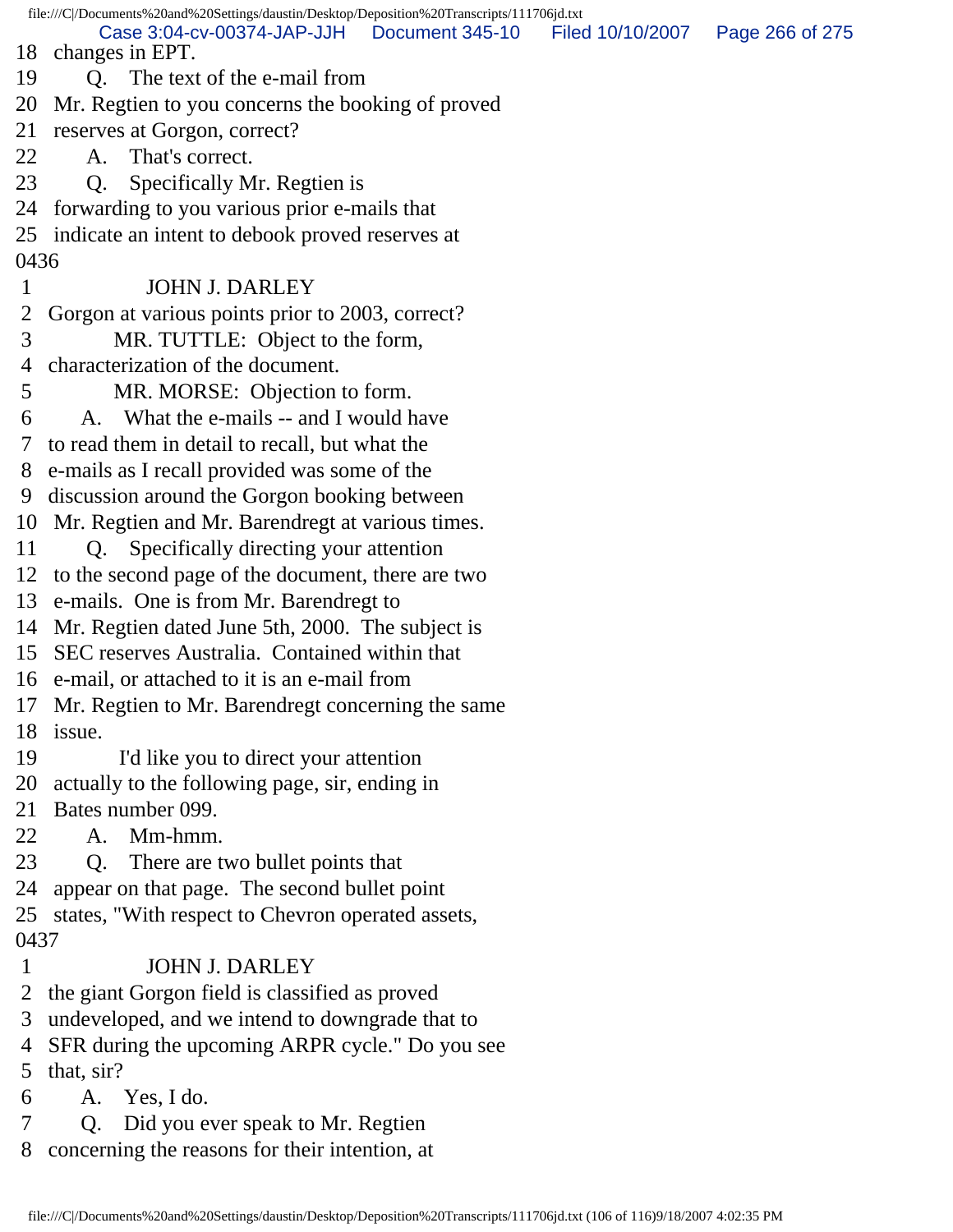18 changes in EPT.
19 Q. The text of the e-mail from
20 Mr. Regtien to you concerns the booking of proved
21 reserves at Gorgon, correct?
22 A. That's correct.
23 Q. Specifically Mr. Regtien is
24 forwarding to you various prior e-mails that
25 indicate an intent to debook proved reserves at
0436
1 JOHN J. DARLEY
2 Gorgon at various points prior to 2003, correct?
3 MR. TUTTLE: Object to the form,
4 characterization of the document.
5 MR. MORSE: Objection to form.
6 A. What the e-mails -- and I would have
7 to read them in detail to recall, but what the
8 e-mails as I recall provided was some of the
9 discussion around the Gorgon booking between
10 Mr. Regtien and Mr. Barendregt at various times.
11 Q. Specifically directing your attention
12 to the second page of the document, there are two
13 e-mails. One is from Mr. Barendregt to
14 Mr. Regtien dated June 5th, 2000. The subject is
15 SEC reserves Australia. Contained within that
16 e-mail, or attached to it is an e-mail from
17 Mr. Regtien to Mr. Barendregt concerning the same
18 issue.
19 I'd like you to direct your attention
20 actually to the following page, sir, ending in
21 Bates number 099.
22 A. Mm-hmm.
23 Q. There are two bullet points that
24 appear on that page. The second bullet point
25 states, "With respect to Chevron operated assets,
0437
1 JOHN J. DARLEY
2 the giant Gorgon field is classified as proved
3 undeveloped, and we intend to downgrade that to
4 SFR during the upcoming ARPR cycle." Do you see
5 that, sir?
6 A. Yes, I do.
7 Q. Did you ever speak to Mr. Regtien
8 concerning the reasons for their intention, at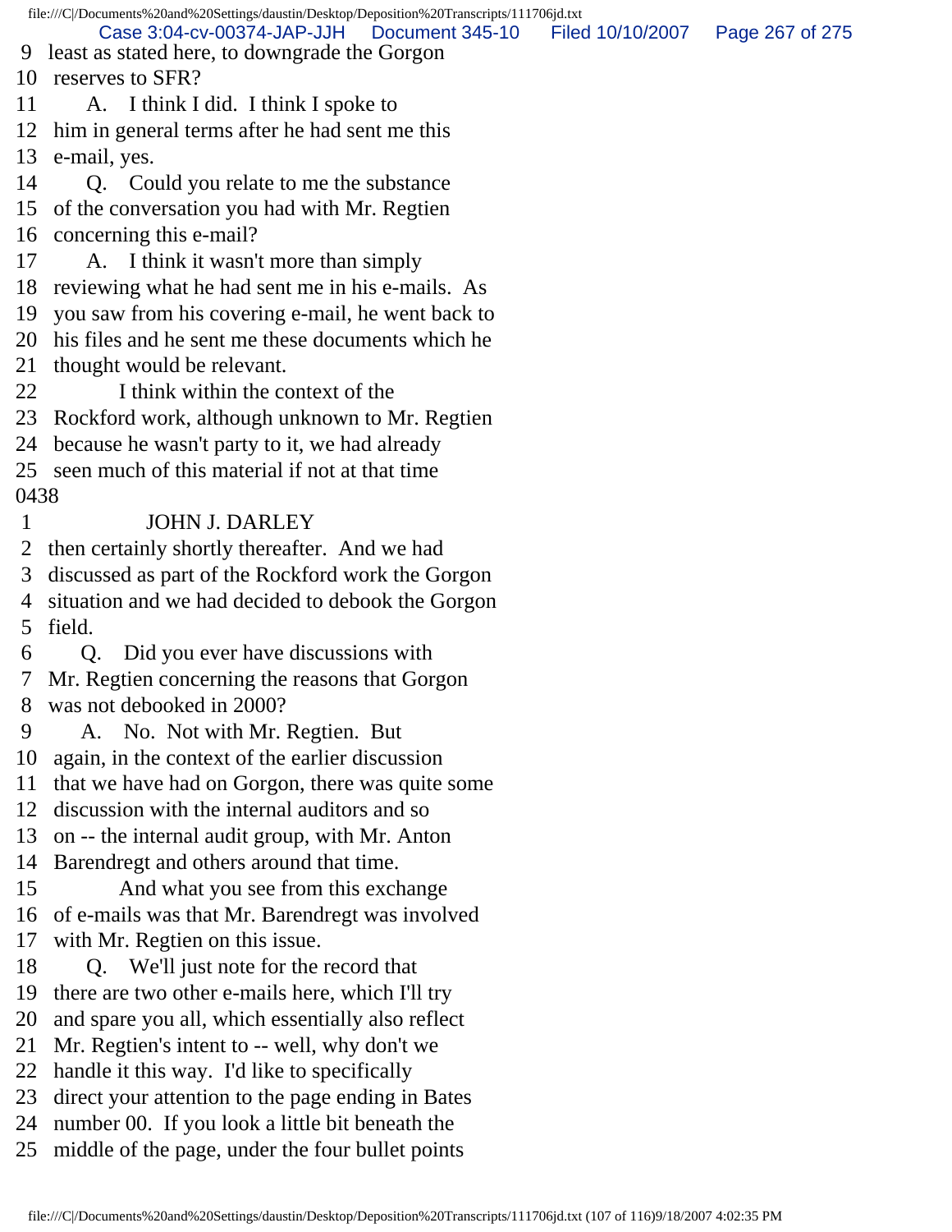9 least as stated here, to downgrade the Gorgon
10 reserves to SFR?
11 A. I think I did. I think I spoke to
12 him in general terms after he had sent me this
13 e-mail, yes.
14 Q. Could you relate to me the substance
15 of the conversation you had with Mr. Regtien
16 concerning this e-mail?
17 A. I think it wasn't more than simply
18 reviewing what he had sent me in his e-mails. As
19 you saw from his covering e-mail, he went back to
20 his files and he sent me these documents which he
21 thought would be relevant.
22 I think within the context of the
23 Rockford work, although unknown to Mr. Regtien
24 because he wasn't party to it, we had already
25 seen much of this material if not at that time

0438

1 JOHN J. DARLEY
2 then certainly shortly thereafter. And we had
3 discussed as part of the Rockford work the Gorgon
4 situation and we had decided to debook the Gorgon
5 field.
6 Q. Did you ever have discussions with
7 Mr. Regtien concerning the reasons that Gorgon
8 was not debooked in 2000?
9 A. No. Not with Mr. Regtien. But
10 again, in the context of the earlier discussion
11 that we have had on Gorgon, there was quite some
12 discussion with the internal auditors and so
13 on -- the internal audit group, with Mr. Anton
14 Barendregt and others around that time.
15 And what you see from this exchange
16 of e-mails was that Mr. Barendregt was involved
17 with Mr. Regtien on this issue.
18 Q. We'll just note for the record that
19 there are two other e-mails here, which I'll try
20 and spare you all, which essentially also reflect
21 Mr. Regtien's intent to -- well, why don't we
22 handle it this way. I'd like to specifically
23 direct your attention to the page ending in Bates
24 number 00. If you look a little bit beneath the
25 middle of the page, under the four bullet points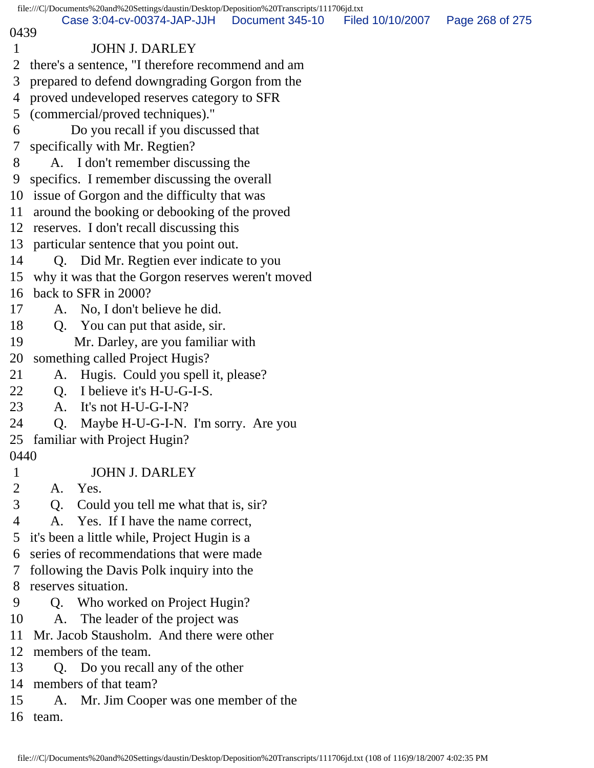0439

1 JOHN J. DARLEY

2 there's a sentence, "I therefore recommend and am

3 prepared to defend downgrading Gorgon from the

4 proved undeveloped reserves category to SFR

5 (commercial/proved techniques)."

6 Do you recall if you discussed that

7 specifically with Mr. Regtien?

8 A. I don't remember discussing the

9 specifics. I remember discussing the overall

10 issue of Gorgon and the difficulty that was

11 around the booking or debooking of the proved

12 reserves. I don't recall discussing this

13 particular sentence that you point out.

14 Q. Did Mr. Regtien ever indicate to you

15 why it was that the Gorgon reserves weren't moved

16 back to SFR in 2000?

17 A. No, I don't believe he did.

18 Q. You can put that aside, sir.

19 Mr. Darley, are you familiar with

20 something called Project Hugis?

21 A. Hugis. Could you spell it, please?

22 Q. I believe it's H-U-G-I-S.

23 A. It's not H-U-G-I-N?

24 Q. Maybe H-U-G-I-N. I'm sorry. Are you

25 familiar with Project Hugin?

0440

1 JOHN J. DARLEY

2 A. Yes.

3 Q. Could you tell me what that is, sir?

4 A. Yes. If I have the name correct,

5 it's been a little while, Project Hugin is a

6 series of recommendations that were made

7 following the Davis Polk inquiry into the

8 reserves situation.

9 Q. Who worked on Project Hugin?

10 A. The leader of the project was

11 Mr. Jacob Stausholm. And there were other

12 members of the team.

13 Q. Do you recall any of the other

14 members of that team?

15 A. Mr. Jim Cooper was one member of the

16 team.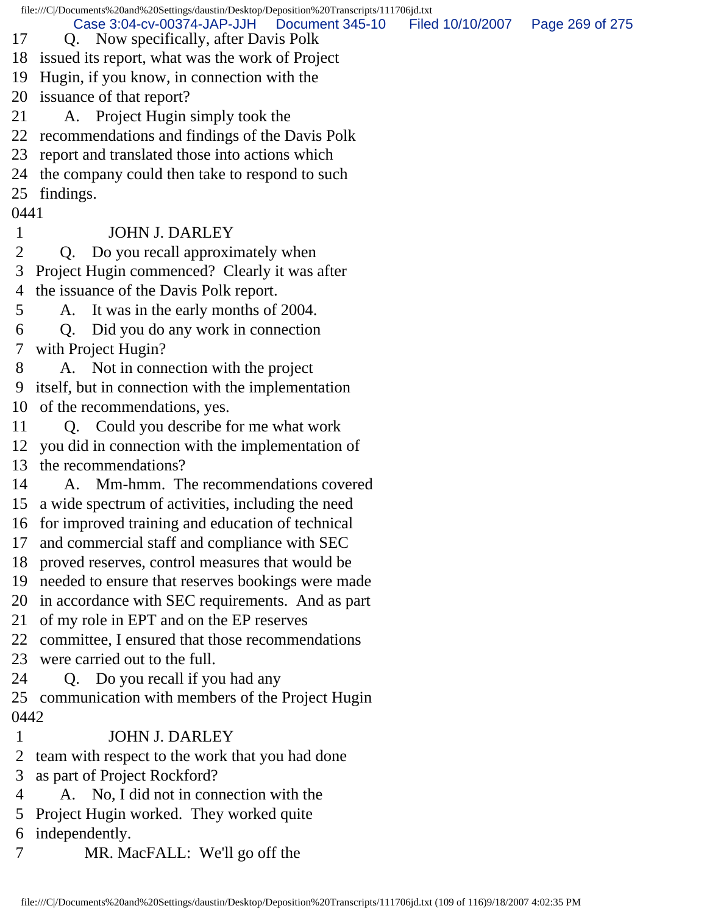17 Q. Now specifically, after Davis Polk
18 issued its report, what was the work of Project
19 Hugin, if you know, in connection with the
20 issuance of that report?
21 A. Project Hugin simply took the
22 recommendations and findings of the Davis Polk
23 report and translated those into actions which
24 the company could then take to respond to such
25 findings.

0441

1 JOHN J. DARLEY
2 Q. Do you recall approximately when
3 Project Hugin commenced? Clearly it was after
4 the issuance of the Davis Polk report.
5 A. It was in the early months of 2004.
6 Q. Did you do any work in connection
7 with Project Hugin?
8 A. Not in connection with the project
9 itself, but in connection with the implementation
10 of the recommendations, yes.
11 Q. Could you describe for me what work
12 you did in connection with the implementation of
13 the recommendations?
14 A. Mm-hmm. The recommendations covered
15 a wide spectrum of activities, including the need
16 for improved training and education of technical
17 and commercial staff and compliance with SEC
18 proved reserves, control measures that would be
19 needed to ensure that reserves bookings were made
20 in accordance with SEC requirements. And as part
21 of my role in EPT and on the EP reserves
22 committee, I ensured that those recommendations
23 were carried out to the full.
24 Q. Do you recall if you had any
25 communication with members of the Project Hugin

0442

1 JOHN J. DARLEY
2 team with respect to the work that you had done
3 as part of Project Rockford?
4 A. No, I did not in connection with the
5 Project Hugin worked. They worked quite
6 independently.
7 MR. MacFALL: We'll go off the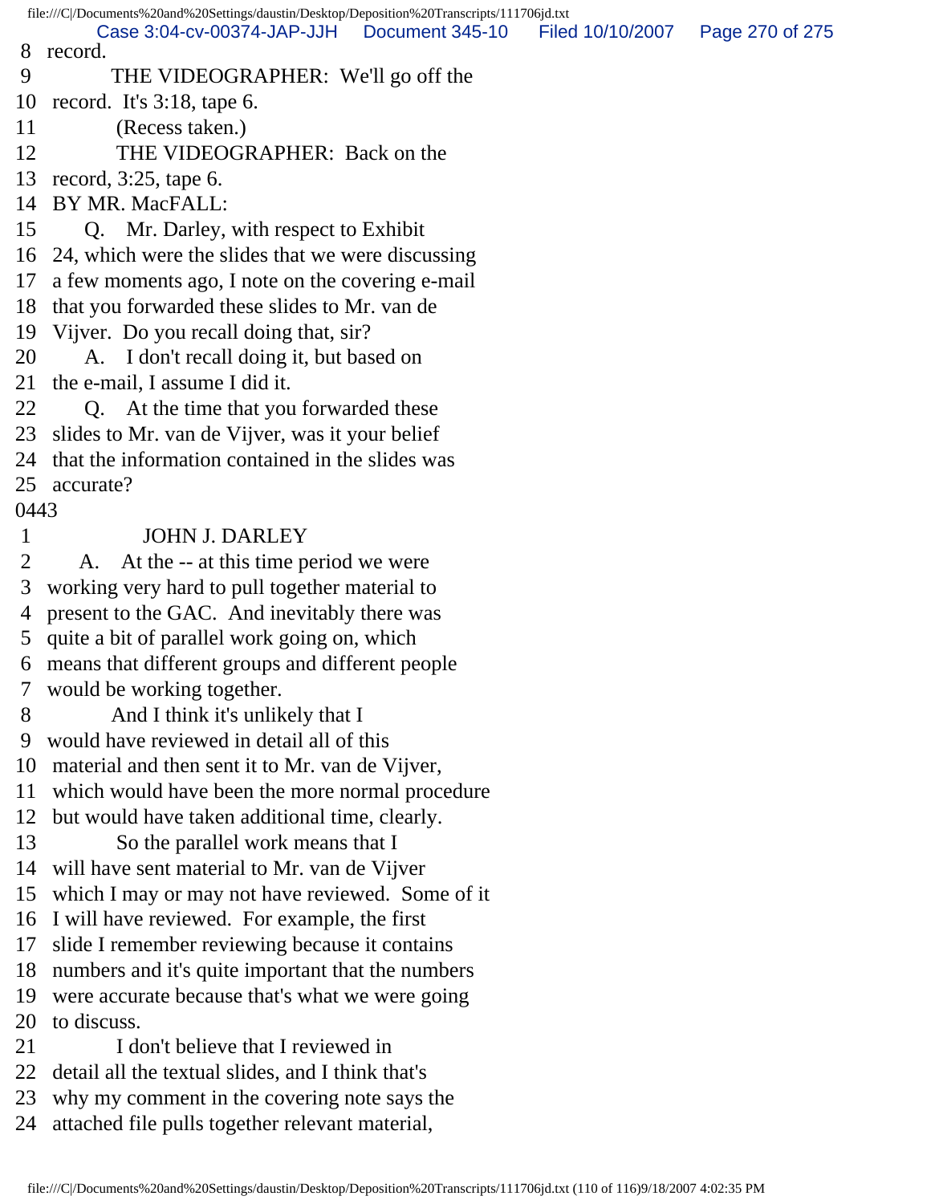8 record.
9 THE VIDEOGRAPHER: We'll go off the
10 record. It's 3:18, tape 6.
11 (Recess taken.)
12 THE VIDEOGRAPHER: Back on the
13 record, 3:25, tape 6.
14 BY MR. MacFALL:
15 Q. Mr. Darley, with respect to Exhibit
16 24, which were the slides that we were discussing
17 a few moments ago, I note on the covering e-mail
18 that you forwarded these slides to Mr. van de
19 Vijver. Do you recall doing that, sir?
20 A. I don't recall doing it, but based on
21 the e-mail, I assume I did it.
22 Q. At the time that you forwarded these
23 slides to Mr. van de Vijver, was it your belief
24 that the information contained in the slides was
25 accurate?
0443
1 JOHN J. DARLEY
2 A. At the -- at this time period we were
3 working very hard to pull together material to
4 present to the GAC. And inevitably there was
5 quite a bit of parallel work going on, which
6 means that different groups and different people
7 would be working together.
8 And I think it's unlikely that I
9 would have reviewed in detail all of this
10 material and then sent it to Mr. van de Vijver,
11 which would have been the more normal procedure
12 but would have taken additional time, clearly.
13 So the parallel work means that I
14 will have sent material to Mr. van de Vijver
15 which I may or may not have reviewed. Some of it
16 I will have reviewed. For example, the first
17 slide I remember reviewing because it contains
18 numbers and it's quite important that the numbers
19 were accurate because that's what we were going
20 to discuss.
21 I don't believe that I reviewed in
22 detail all the textual slides, and I think that's
23 why my comment in the covering note says the
24 attached file pulls together relevant material,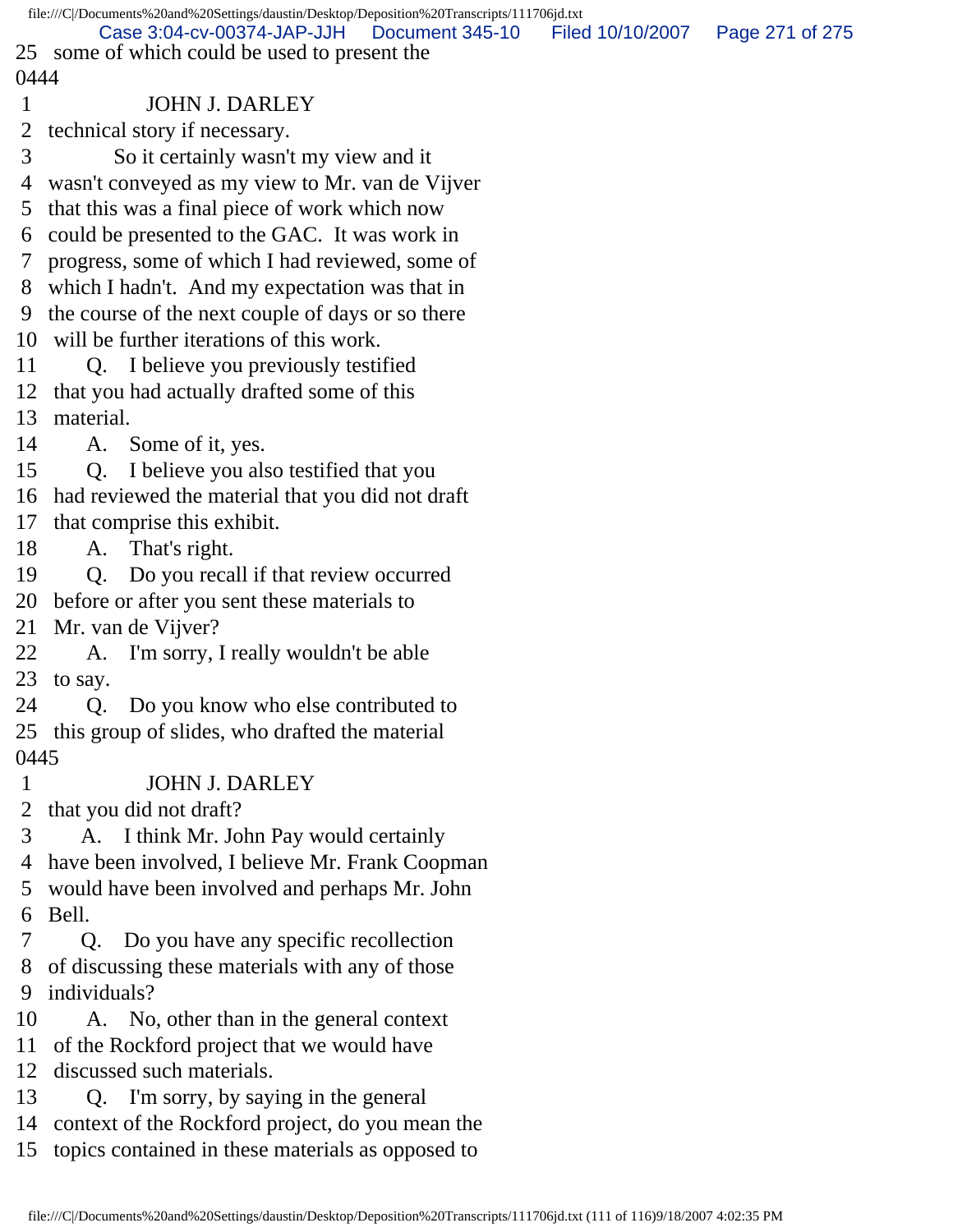25 some of which could be used to present the
0444
1 JOHN J. DARLEY
2 technical story if necessary.
3 So it certainly wasn't my view and it
4 wasn't conveyed as my view to Mr. van de Vijver
5 that this was a final piece of work which now
6 could be presented to the GAC. It was work in
7 progress, some of which I had reviewed, some of
8 which I hadn't. And my expectation was that in
9 the course of the next couple of days or so there
10 will be further iterations of this work.
11 Q. I believe you previously testified
12 that you had actually drafted some of this
13 material.
14 A. Some of it, yes.
15 Q. I believe you also testified that you
16 had reviewed the material that you did not draft
17 that comprise this exhibit.
18 A. That's right.
19 Q. Do you recall if that review occurred
20 before or after you sent these materials to
21 Mr. van de Vijver?
22 A. I'm sorry, I really wouldn't be able
23 to say.
24 Q. Do you know who else contributed to
25 this group of slides, who drafted the material
0445
1 JOHN J. DARLEY
2 that you did not draft?
3 A. I think Mr. John Pay would certainly
4 have been involved, I believe Mr. Frank Coopman
5 would have been involved and perhaps Mr. John
6 Bell.
7 Q. Do you have any specific recollection
8 of discussing these materials with any of those
9 individuals?
10 A. No, other than in the general context
11 of the Rockford project that we would have
12 discussed such materials.
13 Q. I'm sorry, by saying in the general
14 context of the Rockford project, do you mean the
15 topics contained in these materials as opposed to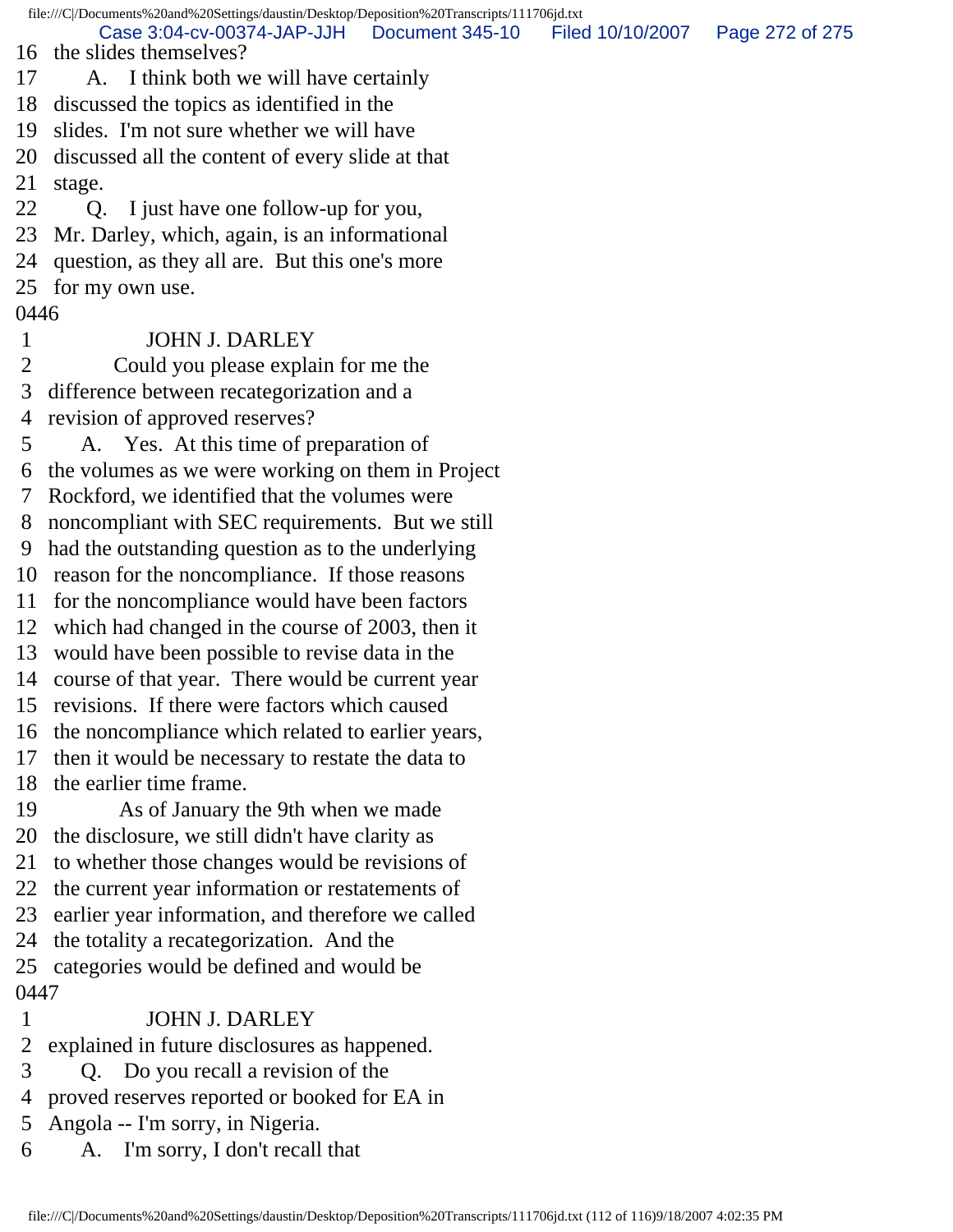16 the slides themselves?

17 A. I think both we will have certainly

18 discussed the topics as identified in the

19 slides. I'm not sure whether we will have

20 discussed all the content of every slide at that

21 stage.

22 Q. I just have one follow-up for you,

23 Mr. Darley, which, again, is an informational

24 question, as they all are. But this one's more

25 for my own use.

0446

1 JOHN J. DARLEY

2 Could you please explain for me the

3 difference between recategorization and a

4 revision of approved reserves?

5 A. Yes. At this time of preparation of

6 the volumes as we were working on them in Project

7 Rockford, we identified that the volumes were

8 noncompliant with SEC requirements. But we still

9 had the outstanding question as to the underlying

10 reason for the noncompliance. If those reasons

11 for the noncompliance would have been factors

12 which had changed in the course of 2003, then it

13 would have been possible to revise data in the

14 course of that year. There would be current year

15 revisions. If there were factors which caused

16 the noncompliance which related to earlier years,

17 then it would be necessary to restate the data to

18 the earlier time frame.

19 As of January the 9th when we made

20 the disclosure, we still didn't have clarity as

21 to whether those changes would be revisions of

22 the current year information or restatements of

23 earlier year information, and therefore we called

24 the totality a recategorization. And the

25 categories would be defined and would be

0447

1 JOHN J. DARLEY

2 explained in future disclosures as happened.

3 Q. Do you recall a revision of the

4 proved reserves reported or booked for EA in

5 Angola -- I'm sorry, in Nigeria.

6 A. I'm sorry, I don't recall that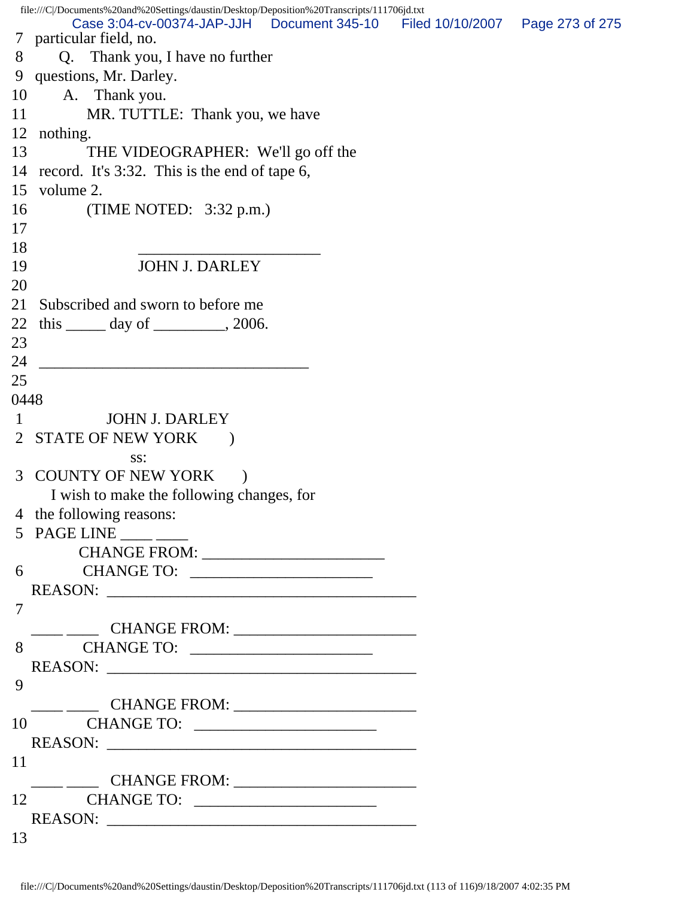7 particular field, no.
8 Q. Thank you, I have no further
9 questions, Mr. Darley.
10 A. Thank you.
11 MR. TUTTLE: Thank you, we have
12 nothing.
13 THE VIDEOGRAPHER: We'll go off the
14 record. It's 3:32. This is the end of tape 6,
15 volume 2.
16 (TIME NOTED: 3:32 p.m.)
17
18 ______________________
19 JOHN J. DARLEY
20
21 Subscribed and sworn to before me
22 this _____ day of _________, 2006.
23
24 __________________________________
25
0448
1 JOHN J. DARLEY
2 STATE OF NEW YORK )
ss:
3 COUNTY OF NEW YORK )
I wish to make the following changes, for
4 the following reasons:
5 PAGE LINE ____ ____
CHANGE FROM: _______________________
6 CHANGE TO: _______________________
REASON: _______________________________________
7
____ ____ CHANGE FROM: _______________________
8 CHANGE TO: _______________________
REASON: _______________________________________
9
____ ____ CHANGE FROM: _______________________
10 CHANGE TO: _______________________
REASON: _______________________________________
11
____ ____ CHANGE FROM: _______________________
12 CHANGE TO: _______________________
REASON: _______________________________________
13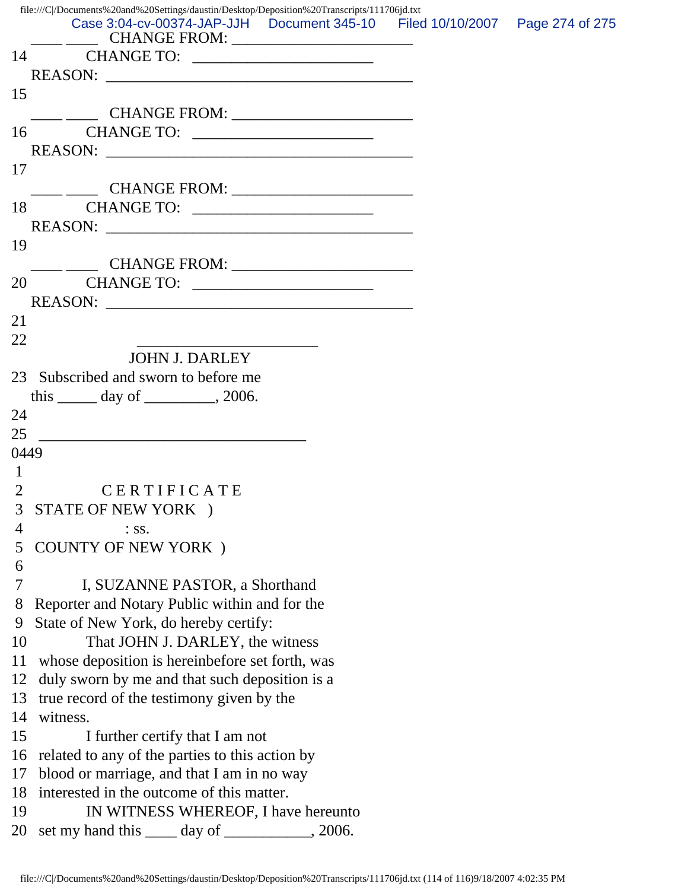____ ____ CHANGE FROM: ______________________

14 CHANGE TO: ______________________

REASON: ______________________________________

15

____ ____ CHANGE FROM: ______________________

16 CHANGE TO: ______________________

REASON: ______________________________________

17

____ ____ CHANGE FROM: ______________________

18 CHANGE TO: ______________________

REASON: ______________________________________

19

____ ____ CHANGE FROM: ______________________

20 CHANGE TO: ______________________

REASON: ______________________________________

21

22 ______________________

JOHN J. DARLEY

23 Subscribed and sworn to before me

this _____ day of _________, 2006.

24

25 _________________________________

0449

1

2 C E R T I F I C A T E

3 STATE OF NEW YORK )

4 : ss.

5 COUNTY OF NEW YORK )

6

7 I, SUZANNE PASTOR, a Shorthand

8 Reporter and Notary Public within and for the

9 State of New York, do hereby certify:

10 That JOHN J. DARLEY, the witness

11 whose deposition is hereinbefore set forth, was

12 duly sworn by me and that such deposition is a

13 true record of the testimony given by the

14 witness.

15 I further certify that I am not

16 related to any of the parties to this action by

17 blood or marriage, and that I am in no way

18 interested in the outcome of this matter.

19 IN WITNESS WHEREOF, I have hereunto

20 set my hand this ____ day of ___________, 2006.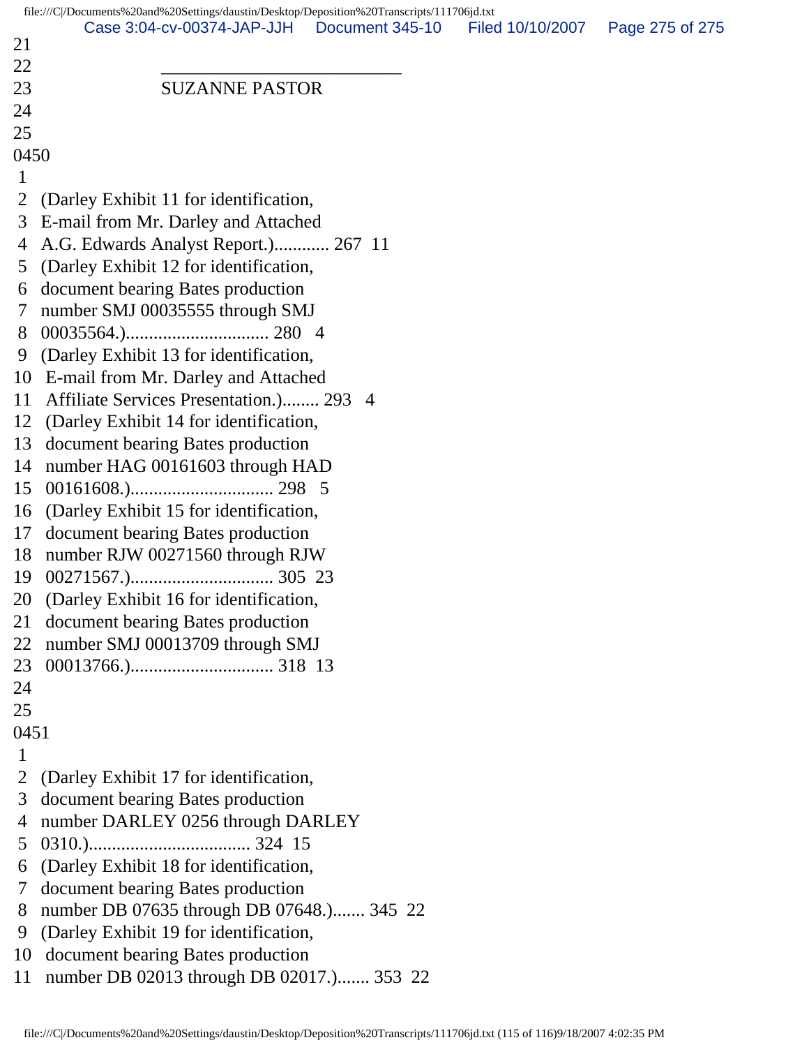21
22 _________________________
23 SUZANNE PASTOR
24
25
0450
1
2 (Darley Exhibit 11 for identification,
3 E-mail from Mr. Darley and Attached
4 A.G. Edwards Analyst Report.)............ 267 11
5 (Darley Exhibit 12 for identification,
6 document bearing Bates production
7 number SMJ 00035555 through SMJ
8 00035564.).............................. 280 4
9 (Darley Exhibit 13 for identification,
10 E-mail from Mr. Darley and Attached
11 Affiliate Services Presentation.)........ 293 4
12 (Darley Exhibit 14 for identification,
13 document bearing Bates production
14 number HAG 00161603 through HAD
15 00161608.).............................. 298 5
16 (Darley Exhibit 15 for identification,
17 document bearing Bates production
18 number RJW 00271560 through RJW
19 00271567.).............................. 305 23
20 (Darley Exhibit 16 for identification,
21 document bearing Bates production
22 number SMJ 00013709 through SMJ
23 00013766.).............................. 318 13
24
25
0451
1
2 (Darley Exhibit 17 for identification,
3 document bearing Bates production
4 number DARLEY 0256 through DARLEY
5 0310.).................................. 324 15
6 (Darley Exhibit 18 for identification,
7 document bearing Bates production
8 number DB 07635 through DB 07648.)....... 345 22
9 (Darley Exhibit 19 for identification,
10 document bearing Bates production
11 number DB 02013 through DB 02017.)....... 353 22